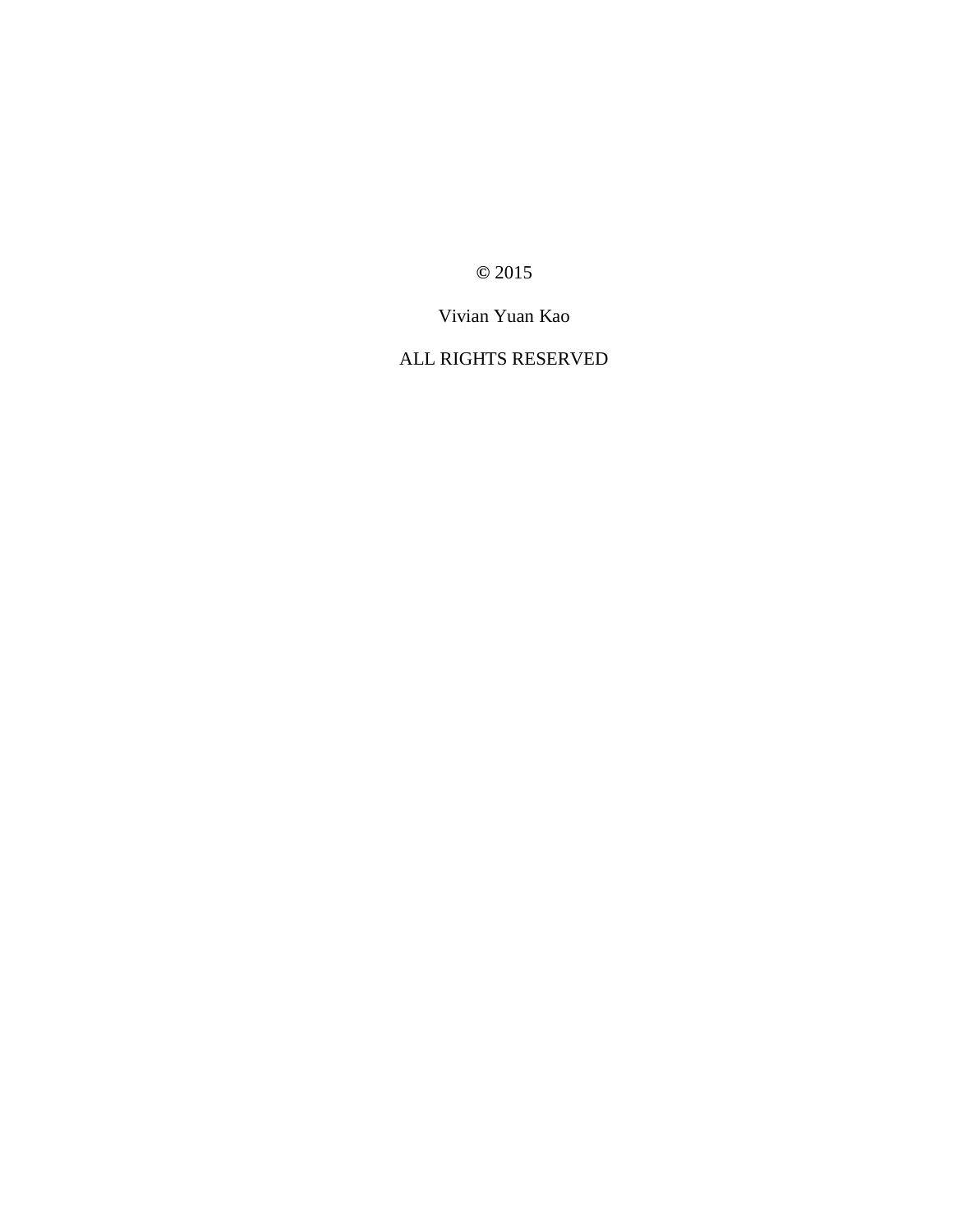© 2015

Vivian Yuan Kao

ALL RIGHTS RESERVED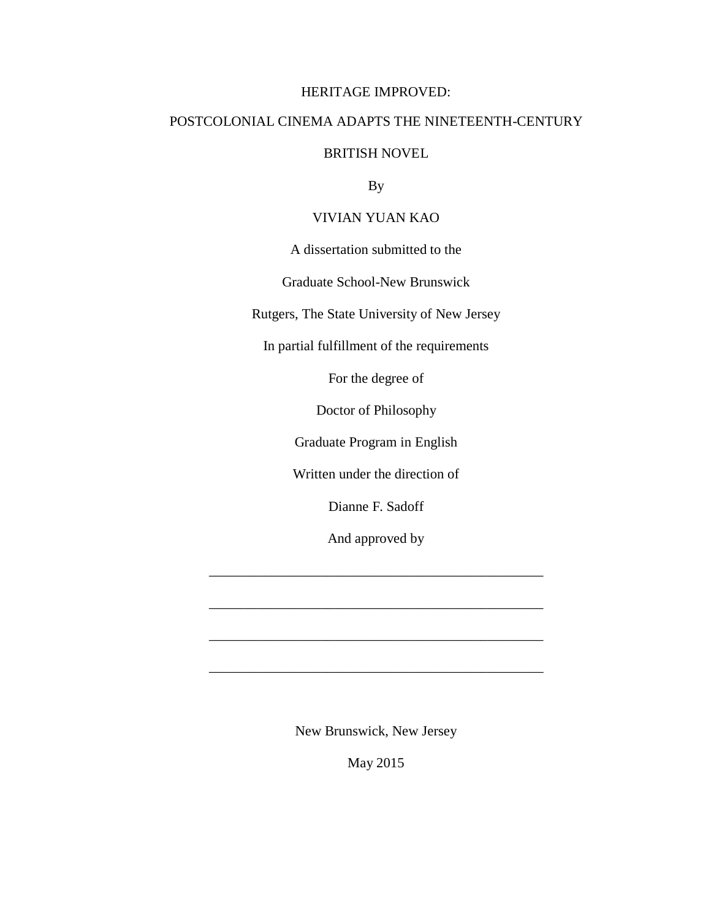# HERITAGE IMPROVED:

# POSTCOLONIAL CINEMA ADAPTS THE NINETEENTH-CENTURY BRITISH NOVEL

By

VIVIAN YUAN KAO

A dissertation submitted to the

Graduate School-New Brunswick

Rutgers, The State University of New Jersey

In partial fulfillment of the requirements

For the degree of

Doctor of Philosophy

Graduate Program in English

Written under the direction of

Dianne F. Sadoff

And approved by

\_\_\_\_\_\_\_\_\_\_\_\_\_\_\_\_\_\_\_\_\_\_\_\_\_\_\_\_\_\_\_\_\_\_\_\_\_\_\_\_\_\_\_\_

\_\_\_\_\_\_\_\_\_\_\_\_\_\_\_\_\_\_\_\_\_\_\_\_\_\_\_\_\_\_\_\_\_\_\_\_\_\_\_\_\_\_\_\_

\_\_\_\_\_\_\_\_\_\_\_\_\_\_\_\_\_\_\_\_\_\_\_\_\_\_\_\_\_\_\_\_\_\_\_\_\_\_\_\_\_\_\_\_

\_\_\_\_\_\_\_\_\_\_\_\_\_\_\_\_\_\_\_\_\_\_\_\_\_\_\_\_\_\_\_\_\_\_\_\_\_\_\_\_\_\_\_\_

New Brunswick, New Jersey

May 2015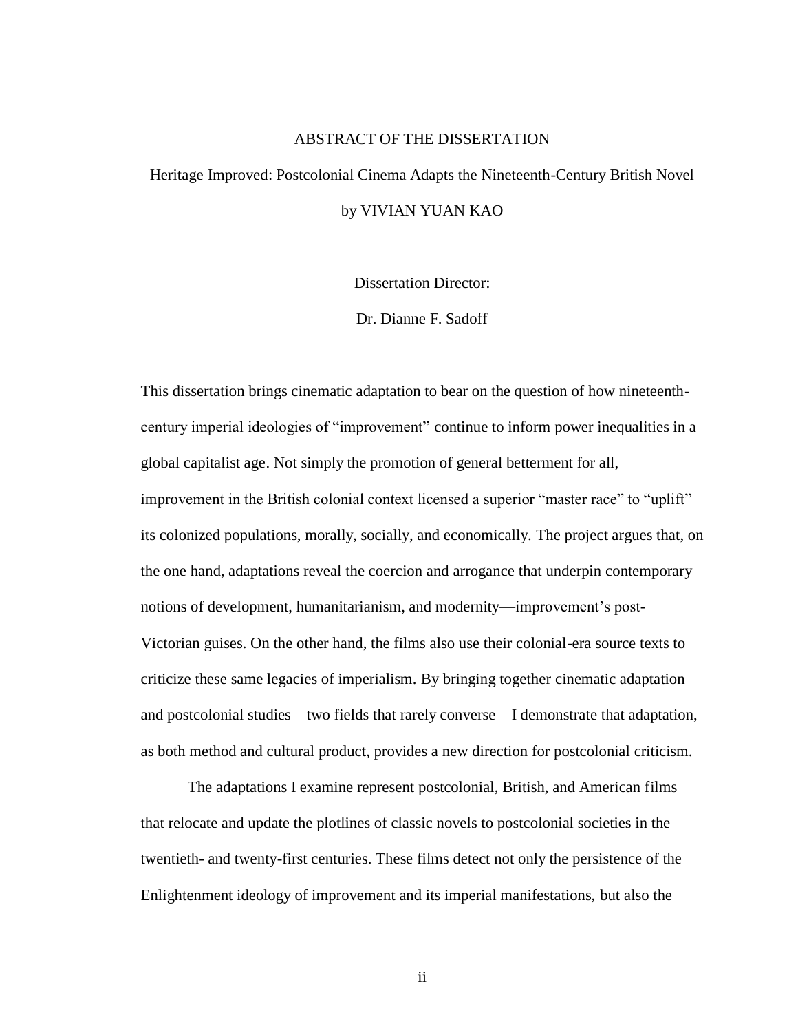# ABSTRACT OF THE DISSERTATION

## Heritage Improved: Postcolonial Cinema Adapts the Nineteenth-Century British Novel

by VIVIAN YUAN KAO

Dissertation Director:

Dr. Dianne F. Sadoff

This dissertation brings cinematic adaptation to bear on the question of how nineteenth-century imperial ideologies of "improvement" continue to inform power inequalities in a global capitalist age. Not simply the promotion of general betterment for all, improvement in the British colonial context licensed a superior "master race" to "uplift" its colonized populations, morally, socially, and economically. The project argues that, on the one hand, adaptations reveal the coercion and arrogance that underpin contemporary notions of development, humanitarianism, and modernity—improvement's post-Victorian guises. On the other hand, the films also use their colonial-era source texts to criticize these same legacies of imperialism. By bringing together cinematic adaptation and postcolonial studies—two fields that rarely converse—I demonstrate that adaptation, as both method and cultural product, provides a new direction for postcolonial criticism.

The adaptations I examine represent postcolonial, British, and American films that relocate and update the plotlines of classic novels to postcolonial societies in the twentieth- and twenty-first centuries. These films detect not only the persistence of the Enlightenment ideology of improvement and its imperial manifestations, but also the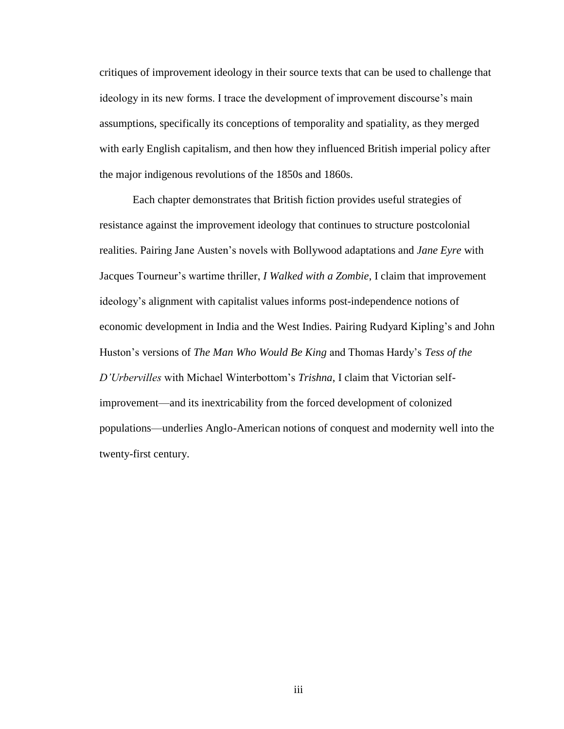critiques of improvement ideology in their source texts that can be used to challenge that ideology in its new forms. I trace the development of improvement discourse's main assumptions, specifically its conceptions of temporality and spatiality, as they merged with early English capitalism, and then how they influenced British imperial policy after the major indigenous revolutions of the 1850s and 1860s.

Each chapter demonstrates that British fiction provides useful strategies of resistance against the improvement ideology that continues to structure postcolonial realities. Pairing Jane Austen's novels with Bollywood adaptations and *Jane Eyre* with Jacques Tourneur's wartime thriller, *I Walked with a Zombie*, I claim that improvement ideology's alignment with capitalist values informs post-independence notions of economic development in India and the West Indies. Pairing Rudyard Kipling's and John Huston's versions of *The Man Who Would Be King* and Thomas Hardy's *Tess of the D'Urbervilles* with Michael Winterbottom's *Trishna*, I claim that Victorian self-improvement—and its inextricability from the forced development of colonized populations—underlies Anglo-American notions of conquest and modernity well into the twenty-first century.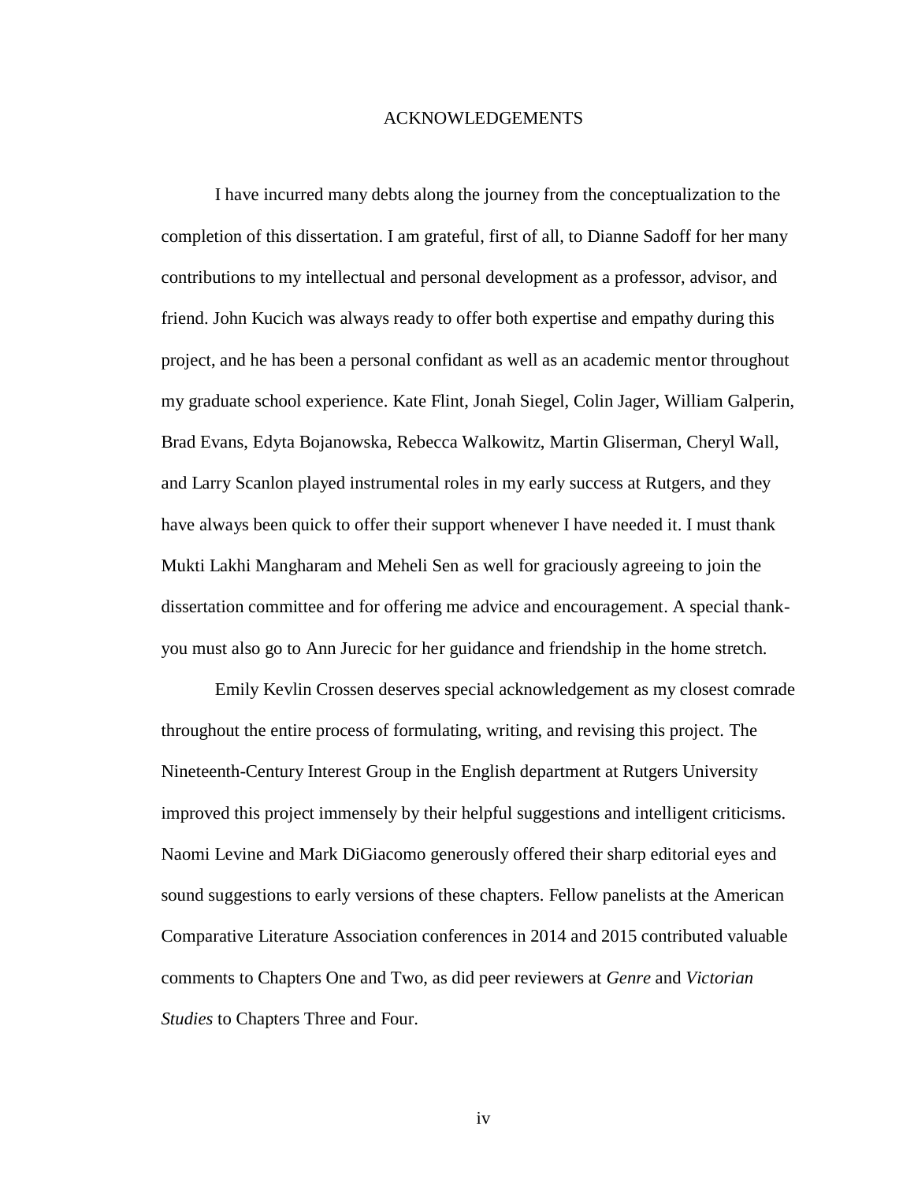# ACKNOWLEDGEMENTS

I have incurred many debts along the journey from the conceptualization to the completion of this dissertation. I am grateful, first of all, to Dianne Sadoff for her many contributions to my intellectual and personal development as a professor, advisor, and friend. John Kucich was always ready to offer both expertise and empathy during this project, and he has been a personal confidant as well as an academic mentor throughout my graduate school experience. Kate Flint, Jonah Siegel, Colin Jager, William Galperin, Brad Evans, Edyta Bojanowska, Rebecca Walkowitz, Martin Gliserman, Cheryl Wall, and Larry Scanlon played instrumental roles in my early success at Rutgers, and they have always been quick to offer their support whenever I have needed it. I must thank Mukti Lakhi Mangharam and Meheli Sen as well for graciously agreeing to join the dissertation committee and for offering me advice and encouragement. A special thank-you must also go to Ann Jurecic for her guidance and friendship in the home stretch.

Emily Kevlin Crossen deserves special acknowledgement as my closest comrade throughout the entire process of formulating, writing, and revising this project. The Nineteenth-Century Interest Group in the English department at Rutgers University improved this project immensely by their helpful suggestions and intelligent criticisms. Naomi Levine and Mark DiGiacomo generously offered their sharp editorial eyes and sound suggestions to early versions of these chapters. Fellow panelists at the American Comparative Literature Association conferences in 2014 and 2015 contributed valuable comments to Chapters One and Two, as did peer reviewers at *Genre* and *Victorian Studies* to Chapters Three and Four.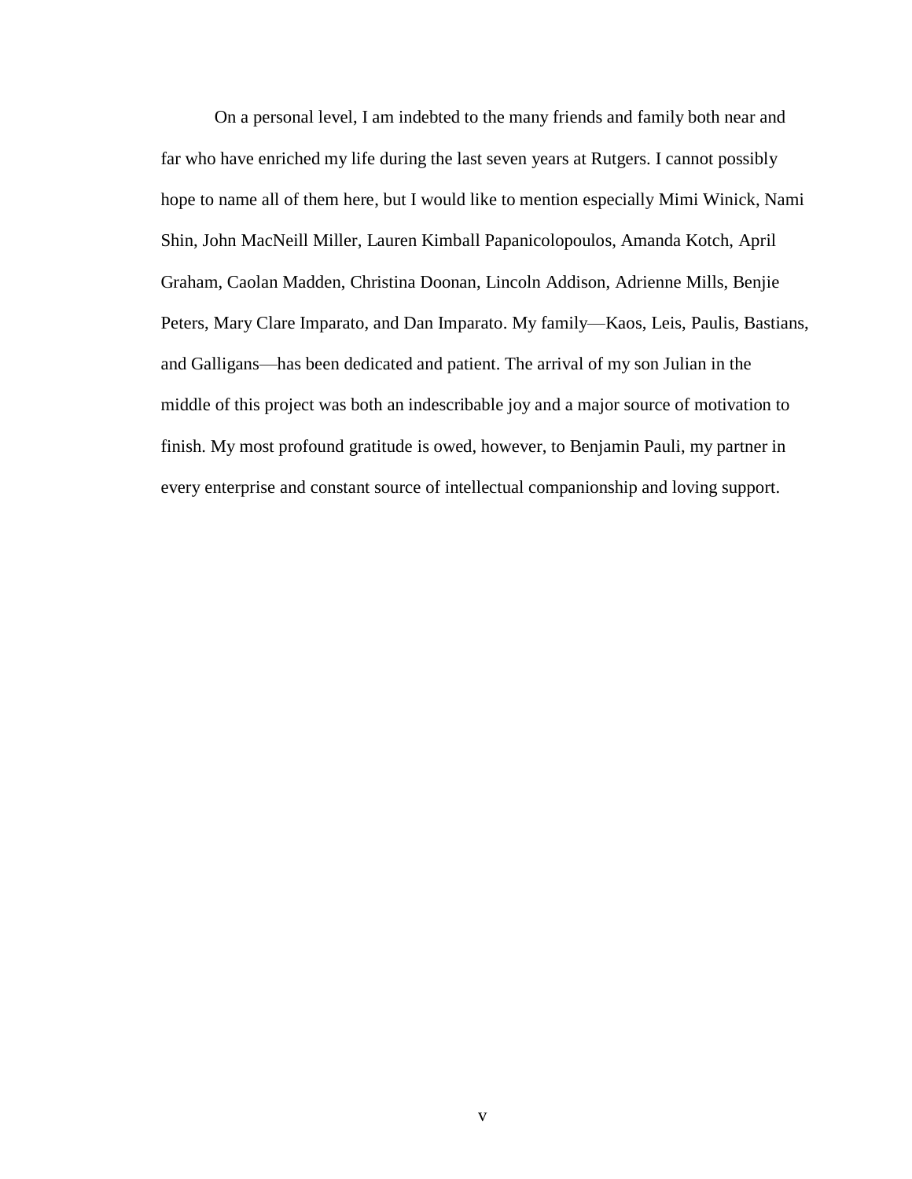On a personal level, I am indebted to the many friends and family both near and far who have enriched my life during the last seven years at Rutgers. I cannot possibly hope to name all of them here, but I would like to mention especially Mimi Winick, Nami Shin, John MacNeill Miller, Lauren Kimball Papanicolopoulos, Amanda Kotch, April Graham, Caolan Madden, Christina Doonan, Lincoln Addison, Adrienne Mills, Benjie Peters, Mary Clare Imparato, and Dan Imparato. My family—Kaos, Leis, Paulis, Bastians, and Galligans—has been dedicated and patient. The arrival of my son Julian in the middle of this project was both an indescribable joy and a major source of motivation to finish. My most profound gratitude is owed, however, to Benjamin Pauli, my partner in every enterprise and constant source of intellectual companionship and loving support.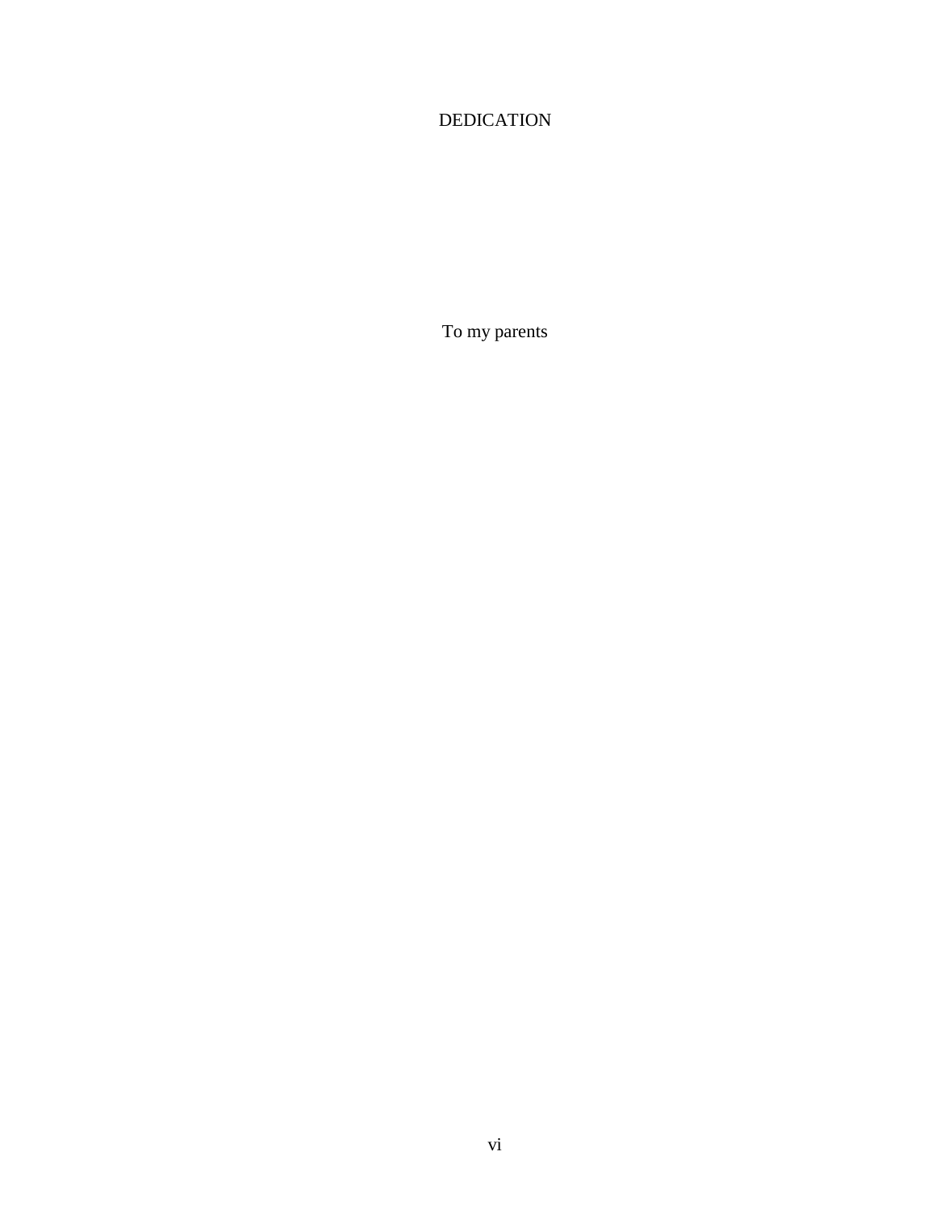# DEDICATION

To my parents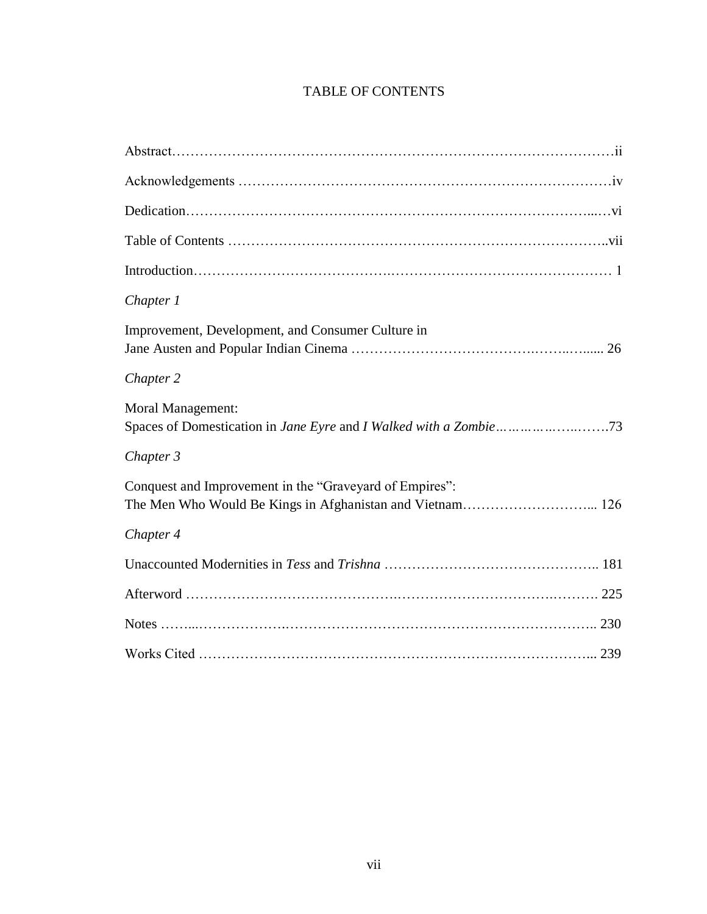# TABLE OF CONTENTS

Abstract……………………………………………………………………………………ii

Acknowledgements …………………………………………………………………….iv

Dedication…………………………………………………………………………...…vi

Table of Contents ……………………………………………………………………..vii

Introduction…………………………………………………………………………… 1

*Chapter 1*

Improvement, Development, and Consumer Culture in
Jane Austen and Popular Indian Cinema ……………………………………..…...... 26

*Chapter 2*

Moral Management:
Spaces of Domestication in *Jane Eyre* and *I Walked with a Zombie*……………..…….73

*Chapter 3*

Conquest and Improvement in the "Graveyard of Empires":
The Men Who Would Be Kings in Afghanistan and Vietnam………………………... 126

*Chapter 4*

Unaccounted Modernities in *Tess* and *Trishna* ……………………………………….. 181

Afterword ……………………………………………………………………………. 225

Notes ……...………………………………………………………………………….. 230

Works Cited ………………………………………………………………………….... 239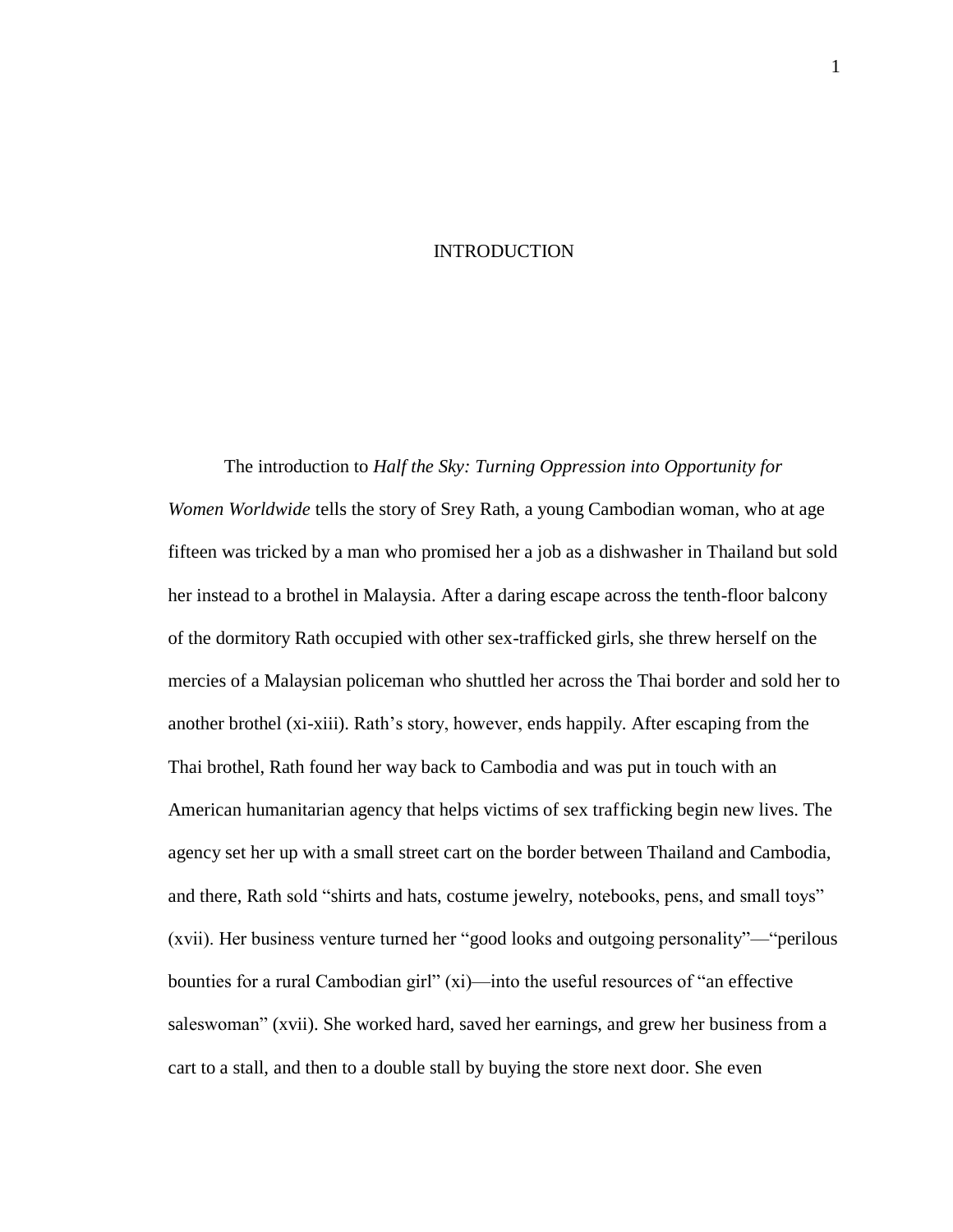# INTRODUCTION

The introduction to *Half the Sky: Turning Oppression into Opportunity for Women Worldwide* tells the story of Srey Rath, a young Cambodian woman, who at age fifteen was tricked by a man who promised her a job as a dishwasher in Thailand but sold her instead to a brothel in Malaysia. After a daring escape across the tenth-floor balcony of the dormitory Rath occupied with other sex-trafficked girls, she threw herself on the mercies of a Malaysian policeman who shuttled her across the Thai border and sold her to another brothel (xi-xiii). Rath's story, however, ends happily. After escaping from the Thai brothel, Rath found her way back to Cambodia and was put in touch with an American humanitarian agency that helps victims of sex trafficking begin new lives. The agency set her up with a small street cart on the border between Thailand and Cambodia, and there, Rath sold "shirts and hats, costume jewelry, notebooks, pens, and small toys" (xvii). Her business venture turned her "good looks and outgoing personality"—"perilous bounties for a rural Cambodian girl" (xi)—into the useful resources of "an effective saleswoman" (xvii). She worked hard, saved her earnings, and grew her business from a cart to a stall, and then to a double stall by buying the store next door. She even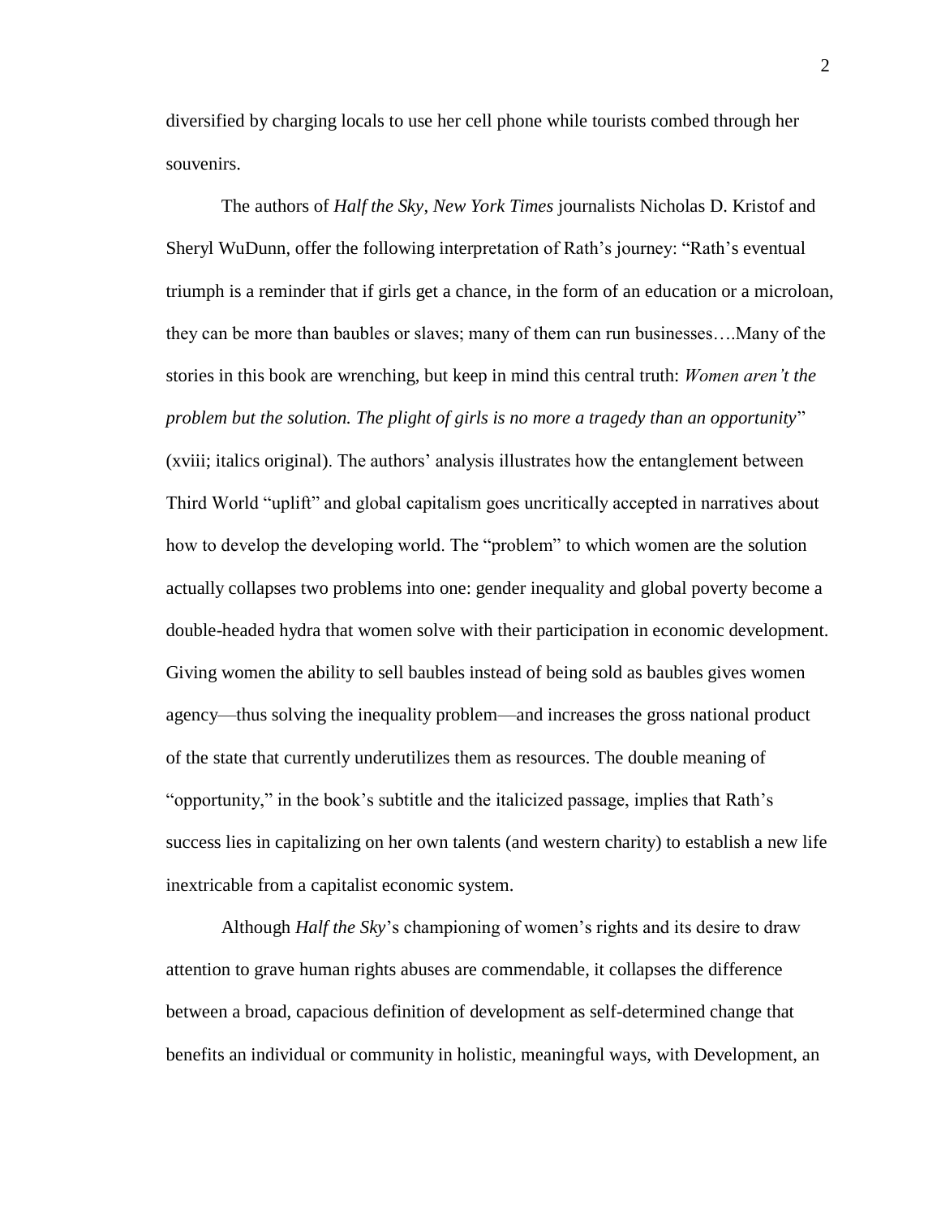diversified by charging locals to use her cell phone while tourists combed through her souvenirs.

The authors of *Half the Sky*, *New York Times* journalists Nicholas D. Kristof and Sheryl WuDunn, offer the following interpretation of Rath's journey: "Rath's eventual triumph is a reminder that if girls get a chance, in the form of an education or a microloan, they can be more than baubles or slaves; many of them can run businesses….Many of the stories in this book are wrenching, but keep in mind this central truth: *Women aren't the problem but the solution. The plight of girls is no more a tragedy than an opportunity*" (xviii; italics original). The authors' analysis illustrates how the entanglement between Third World "uplift" and global capitalism goes uncritically accepted in narratives about how to develop the developing world. The "problem" to which women are the solution actually collapses two problems into one: gender inequality and global poverty become a double-headed hydra that women solve with their participation in economic development. Giving women the ability to sell baubles instead of being sold as baubles gives women agency—thus solving the inequality problem—and increases the gross national product of the state that currently underutilizes them as resources. The double meaning of "opportunity," in the book's subtitle and the italicized passage, implies that Rath's success lies in capitalizing on her own talents (and western charity) to establish a new life inextricable from a capitalist economic system.

Although *Half the Sky*'s championing of women's rights and its desire to draw attention to grave human rights abuses are commendable, it collapses the difference between a broad, capacious definition of development as self-determined change that benefits an individual or community in holistic, meaningful ways, with Development, an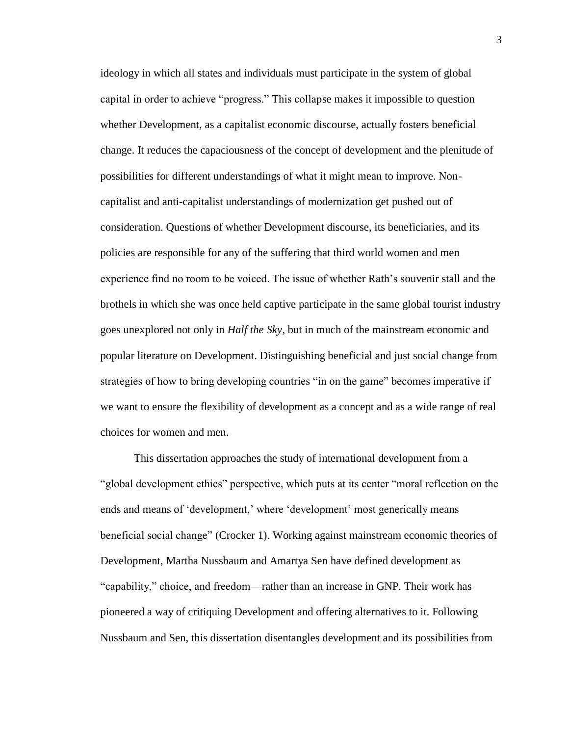ideology in which all states and individuals must participate in the system of global capital in order to achieve "progress." This collapse makes it impossible to question whether Development, as a capitalist economic discourse, actually fosters beneficial change. It reduces the capaciousness of the concept of development and the plenitude of possibilities for different understandings of what it might mean to improve. Non-capitalist and anti-capitalist understandings of modernization get pushed out of consideration. Questions of whether Development discourse, its beneficiaries, and its policies are responsible for any of the suffering that third world women and men experience find no room to be voiced. The issue of whether Rath's souvenir stall and the brothels in which she was once held captive participate in the same global tourist industry goes unexplored not only in *Half the Sky*, but in much of the mainstream economic and popular literature on Development. Distinguishing beneficial and just social change from strategies of how to bring developing countries "in on the game" becomes imperative if we want to ensure the flexibility of development as a concept and as a wide range of real choices for women and men.

This dissertation approaches the study of international development from a "global development ethics" perspective, which puts at its center "moral reflection on the ends and means of 'development,' where 'development' most generically means beneficial social change" (Crocker 1). Working against mainstream economic theories of Development, Martha Nussbaum and Amartya Sen have defined development as "capability," choice, and freedom—rather than an increase in GNP. Their work has pioneered a way of critiquing Development and offering alternatives to it. Following Nussbaum and Sen, this dissertation disentangles development and its possibilities from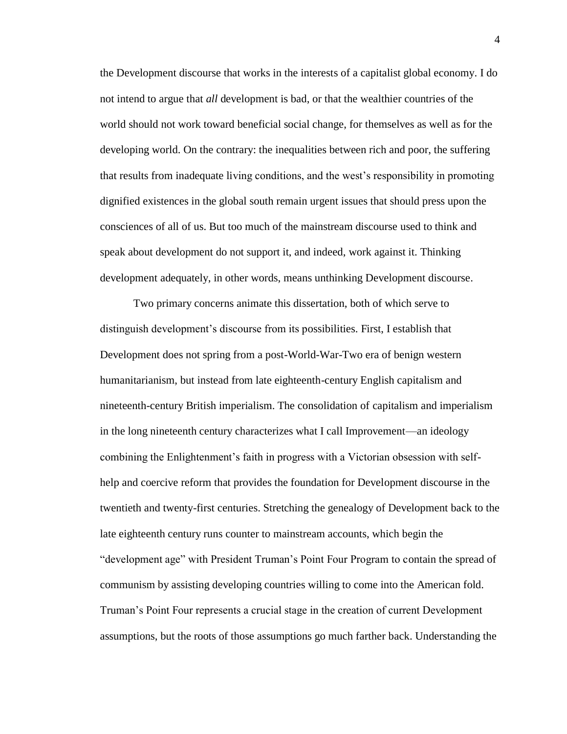the Development discourse that works in the interests of a capitalist global economy. I do not intend to argue that *all* development is bad, or that the wealthier countries of the world should not work toward beneficial social change, for themselves as well as for the developing world. On the contrary: the inequalities between rich and poor, the suffering that results from inadequate living conditions, and the west's responsibility in promoting dignified existences in the global south remain urgent issues that should press upon the consciences of all of us. But too much of the mainstream discourse used to think and speak about development do not support it, and indeed, work against it. Thinking development adequately, in other words, means unthinking Development discourse.

Two primary concerns animate this dissertation, both of which serve to distinguish development's discourse from its possibilities. First, I establish that Development does not spring from a post-World-War-Two era of benign western humanitarianism, but instead from late eighteenth-century English capitalism and nineteenth-century British imperialism. The consolidation of capitalism and imperialism in the long nineteenth century characterizes what I call Improvement—an ideology combining the Enlightenment's faith in progress with a Victorian obsession with self-help and coercive reform that provides the foundation for Development discourse in the twentieth and twenty-first centuries. Stretching the genealogy of Development back to the late eighteenth century runs counter to mainstream accounts, which begin the "development age" with President Truman's Point Four Program to contain the spread of communism by assisting developing countries willing to come into the American fold. Truman's Point Four represents a crucial stage in the creation of current Development assumptions, but the roots of those assumptions go much farther back. Understanding the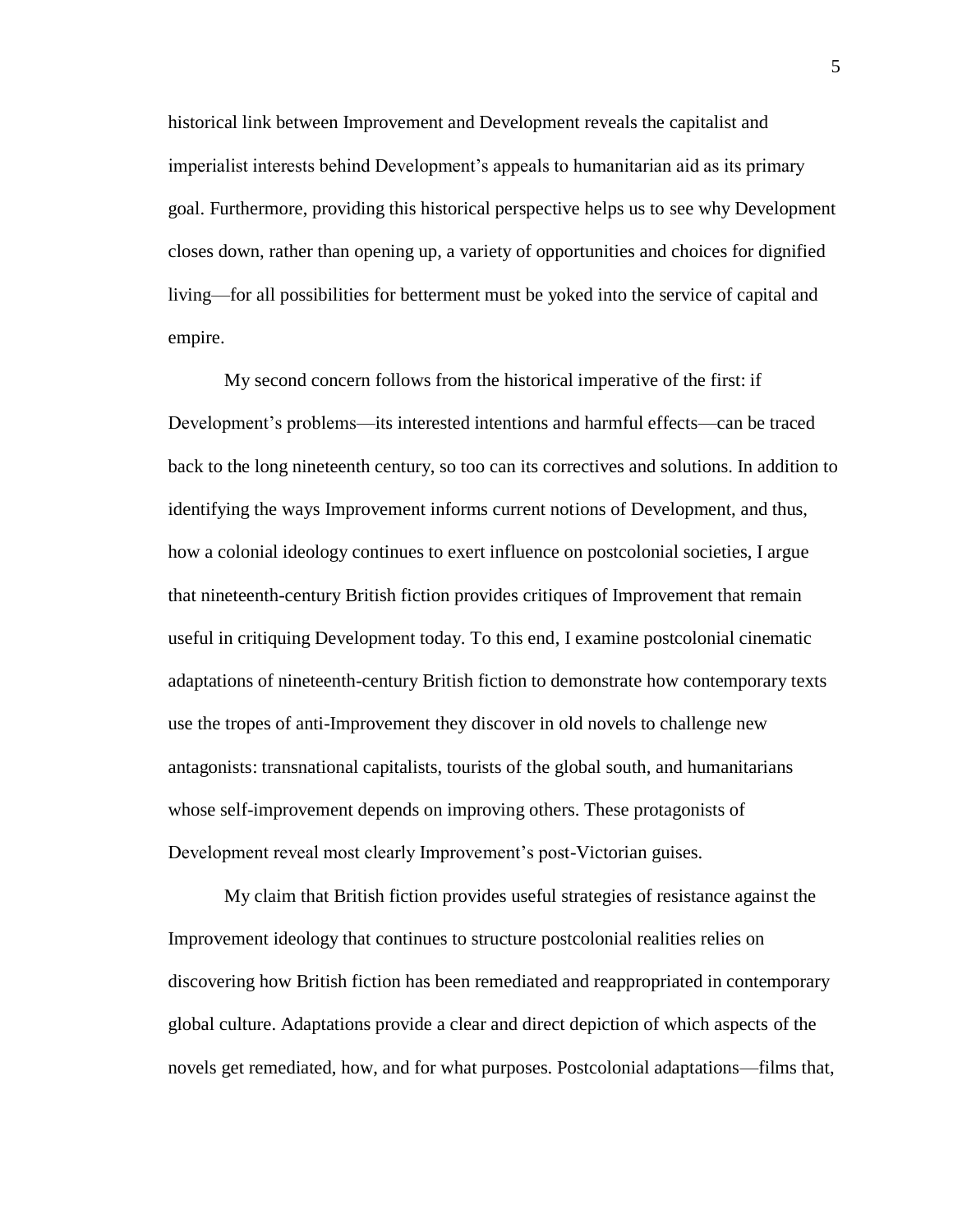historical link between Improvement and Development reveals the capitalist and imperialist interests behind Development's appeals to humanitarian aid as its primary goal. Furthermore, providing this historical perspective helps us to see why Development closes down, rather than opening up, a variety of opportunities and choices for dignified living—for all possibilities for betterment must be yoked into the service of capital and empire.

My second concern follows from the historical imperative of the first: if Development's problems—its interested intentions and harmful effects—can be traced back to the long nineteenth century, so too can its correctives and solutions. In addition to identifying the ways Improvement informs current notions of Development, and thus, how a colonial ideology continues to exert influence on postcolonial societies, I argue that nineteenth-century British fiction provides critiques of Improvement that remain useful in critiquing Development today. To this end, I examine postcolonial cinematic adaptations of nineteenth-century British fiction to demonstrate how contemporary texts use the tropes of anti-Improvement they discover in old novels to challenge new antagonists: transnational capitalists, tourists of the global south, and humanitarians whose self-improvement depends on improving others. These protagonists of Development reveal most clearly Improvement's post-Victorian guises.

My claim that British fiction provides useful strategies of resistance against the Improvement ideology that continues to structure postcolonial realities relies on discovering how British fiction has been remediated and reappropriated in contemporary global culture. Adaptations provide a clear and direct depiction of which aspects of the novels get remediated, how, and for what purposes. Postcolonial adaptations—films that,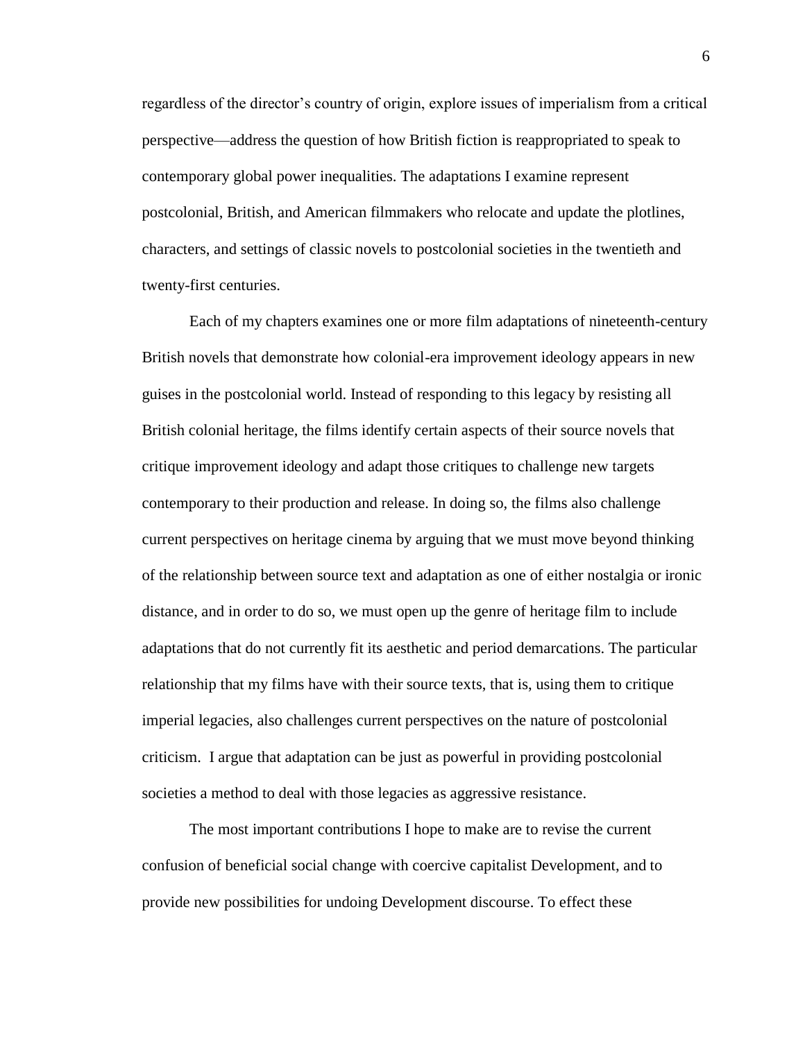regardless of the director's country of origin, explore issues of imperialism from a critical perspective—address the question of how British fiction is reappropriated to speak to contemporary global power inequalities. The adaptations I examine represent postcolonial, British, and American filmmakers who relocate and update the plotlines, characters, and settings of classic novels to postcolonial societies in the twentieth and twenty-first centuries.

Each of my chapters examines one or more film adaptations of nineteenth-century British novels that demonstrate how colonial-era improvement ideology appears in new guises in the postcolonial world. Instead of responding to this legacy by resisting all British colonial heritage, the films identify certain aspects of their source novels that critique improvement ideology and adapt those critiques to challenge new targets contemporary to their production and release. In doing so, the films also challenge current perspectives on heritage cinema by arguing that we must move beyond thinking of the relationship between source text and adaptation as one of either nostalgia or ironic distance, and in order to do so, we must open up the genre of heritage film to include adaptations that do not currently fit its aesthetic and period demarcations. The particular relationship that my films have with their source texts, that is, using them to critique imperial legacies, also challenges current perspectives on the nature of postcolonial criticism. I argue that adaptation can be just as powerful in providing postcolonial societies a method to deal with those legacies as aggressive resistance.

The most important contributions I hope to make are to revise the current confusion of beneficial social change with coercive capitalist Development, and to provide new possibilities for undoing Development discourse. To effect these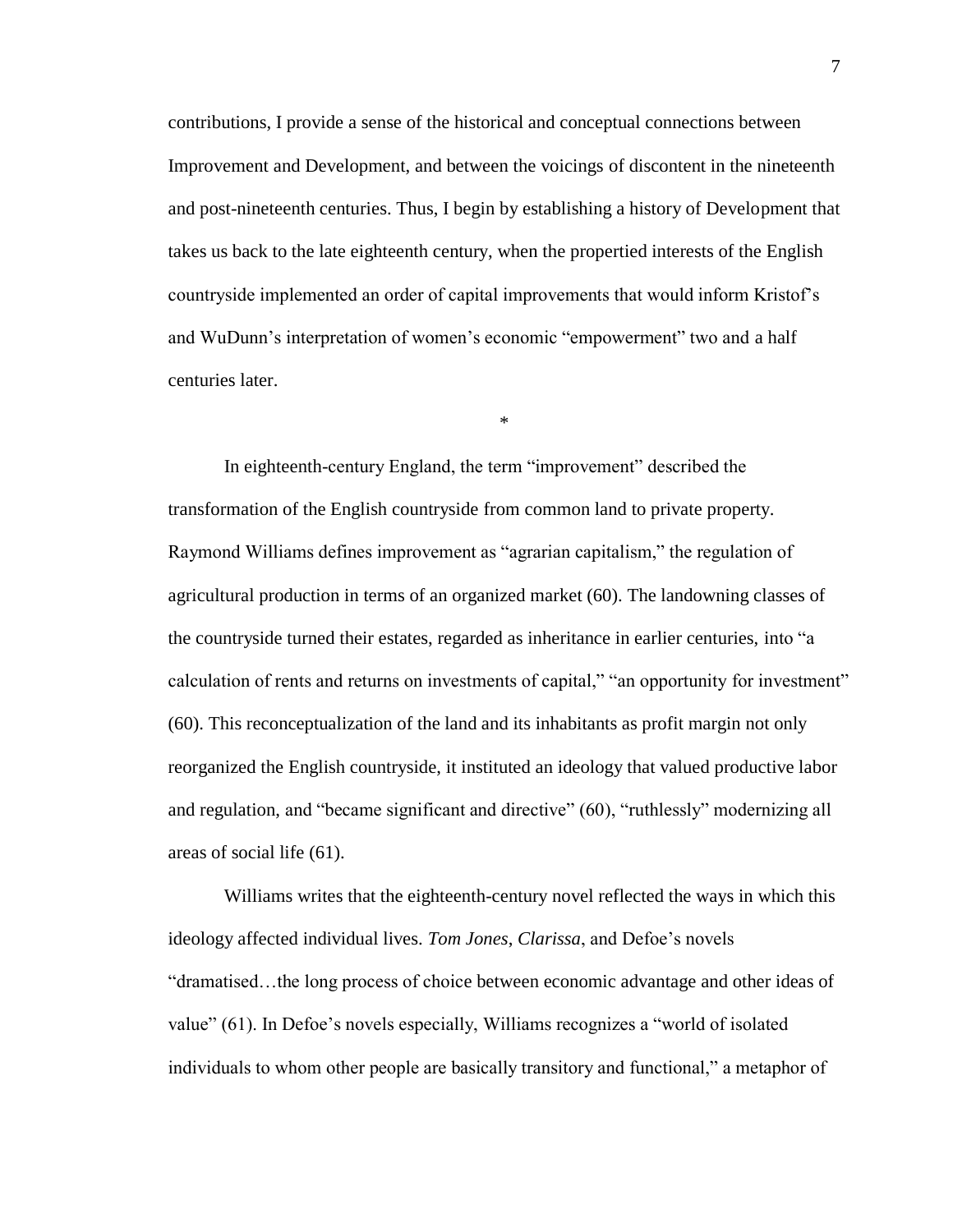contributions, I provide a sense of the historical and conceptual connections between Improvement and Development, and between the voicings of discontent in the nineteenth and post-nineteenth centuries. Thus, I begin by establishing a history of Development that takes us back to the late eighteenth century, when the propertied interests of the English countryside implemented an order of capital improvements that would inform Kristof's and WuDunn's interpretation of women's economic "empowerment" two and a half centuries later.

*

In eighteenth-century England, the term "improvement" described the transformation of the English countryside from common land to private property. Raymond Williams defines improvement as "agrarian capitalism," the regulation of agricultural production in terms of an organized market (60). The landowning classes of the countryside turned their estates, regarded as inheritance in earlier centuries, into "a calculation of rents and returns on investments of capital," "an opportunity for investment" (60). This reconceptualization of the land and its inhabitants as profit margin not only reorganized the English countryside, it instituted an ideology that valued productive labor and regulation, and "became significant and directive" (60), "ruthlessly" modernizing all areas of social life (61).

Williams writes that the eighteenth-century novel reflected the ways in which this ideology affected individual lives. *Tom Jones*, *Clarissa*, and Defoe's novels "dramatised…the long process of choice between economic advantage and other ideas of value" (61). In Defoe's novels especially, Williams recognizes a "world of isolated individuals to whom other people are basically transitory and functional," a metaphor of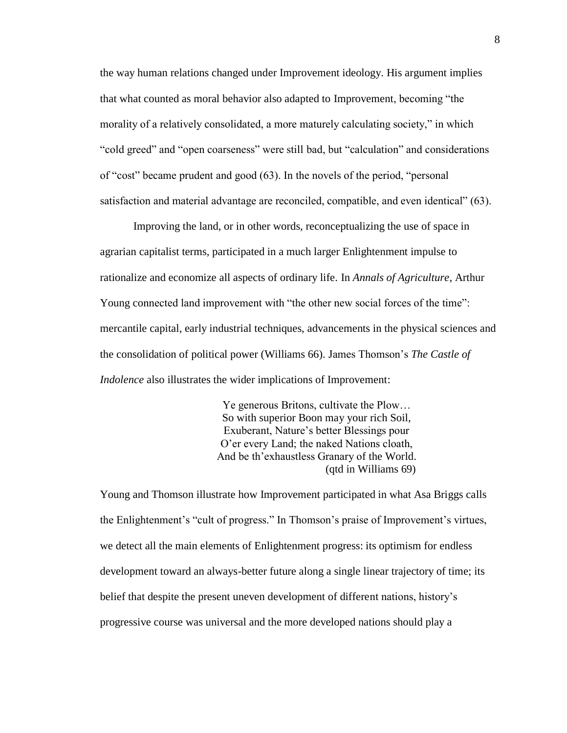the way human relations changed under Improvement ideology. His argument implies that what counted as moral behavior also adapted to Improvement, becoming "the morality of a relatively consolidated, a more maturely calculating society," in which "cold greed" and "open coarseness" were still bad, but "calculation" and considerations of "cost" became prudent and good (63). In the novels of the period, "personal satisfaction and material advantage are reconciled, compatible, and even identical" (63).

Improving the land, or in other words, reconceptualizing the use of space in agrarian capitalist terms, participated in a much larger Enlightenment impulse to rationalize and economize all aspects of ordinary life. In *Annals of Agriculture*, Arthur Young connected land improvement with "the other new social forces of the time": mercantile capital, early industrial techniques, advancements in the physical sciences and the consolidation of political power (Williams 66). James Thomson's *The Castle of Indolence* also illustrates the wider implications of Improvement:

> Ye generous Britons, cultivate the Plow…
> So with superior Boon may your rich Soil,
> Exuberant, Nature's better Blessings pour
> O'er every Land; the naked Nations cloath,
> And be th'exhaustless Granary of the World.
> (qtd in Williams 69)

Young and Thomson illustrate how Improvement participated in what Asa Briggs calls the Enlightenment's "cult of progress." In Thomson's praise of Improvement's virtues, we detect all the main elements of Enlightenment progress: its optimism for endless development toward an always-better future along a single linear trajectory of time; its belief that despite the present uneven development of different nations, history's progressive course was universal and the more developed nations should play a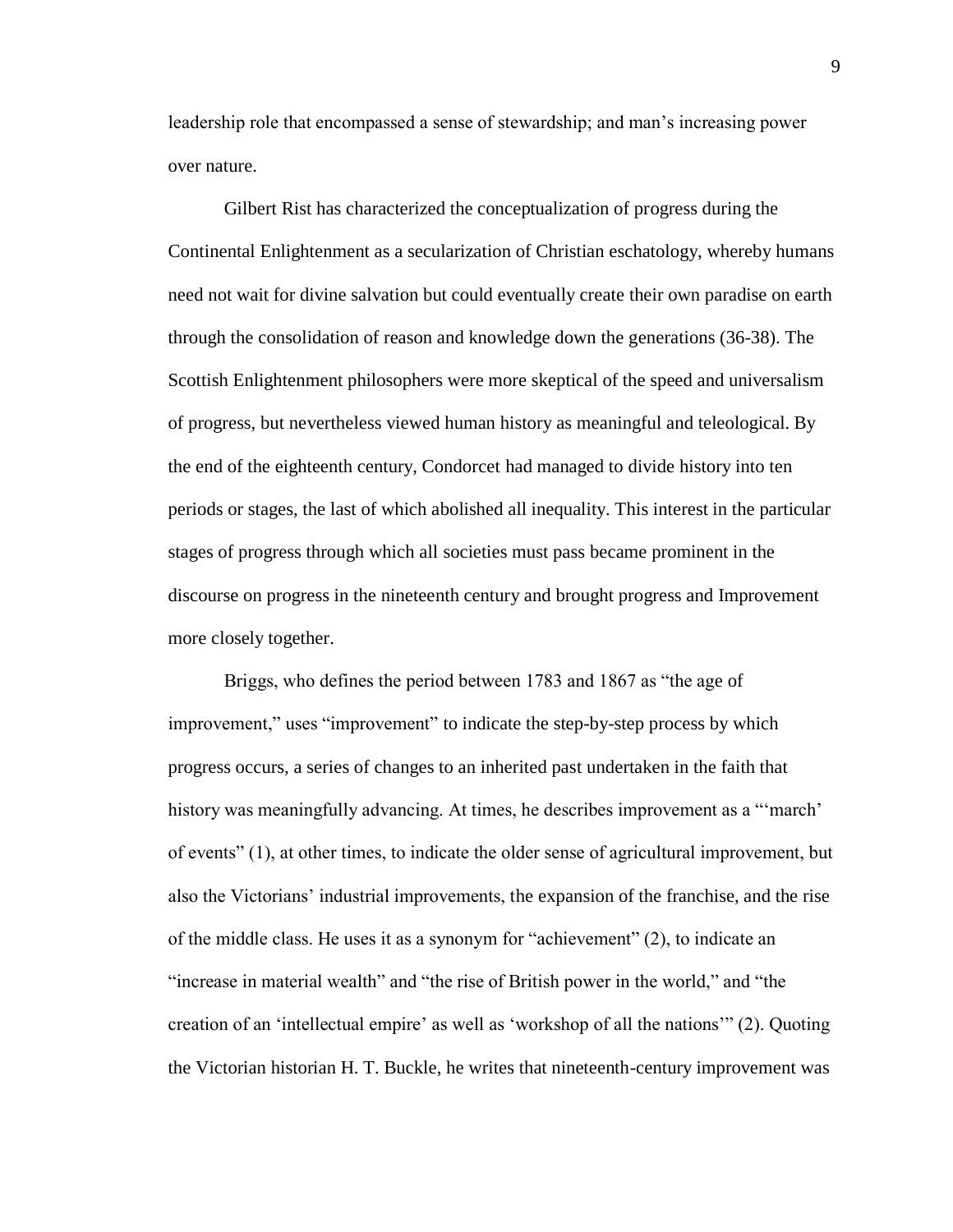leadership role that encompassed a sense of stewardship; and man's increasing power over nature.

Gilbert Rist has characterized the conceptualization of progress during the Continental Enlightenment as a secularization of Christian eschatology, whereby humans need not wait for divine salvation but could eventually create their own paradise on earth through the consolidation of reason and knowledge down the generations (36-38). The Scottish Enlightenment philosophers were more skeptical of the speed and universalism of progress, but nevertheless viewed human history as meaningful and teleological. By the end of the eighteenth century, Condorcet had managed to divide history into ten periods or stages, the last of which abolished all inequality. This interest in the particular stages of progress through which all societies must pass became prominent in the discourse on progress in the nineteenth century and brought progress and Improvement more closely together.

Briggs, who defines the period between 1783 and 1867 as "the age of improvement," uses "improvement" to indicate the step-by-step process by which progress occurs, a series of changes to an inherited past undertaken in the faith that history was meaningfully advancing. At times, he describes improvement as a "'march' of events" (1), at other times, to indicate the older sense of agricultural improvement, but also the Victorians' industrial improvements, the expansion of the franchise, and the rise of the middle class. He uses it as a synonym for "achievement" (2), to indicate an "increase in material wealth" and "the rise of British power in the world," and "the creation of an 'intellectual empire' as well as 'workshop of all the nations'" (2). Quoting the Victorian historian H. T. Buckle, he writes that nineteenth-century improvement was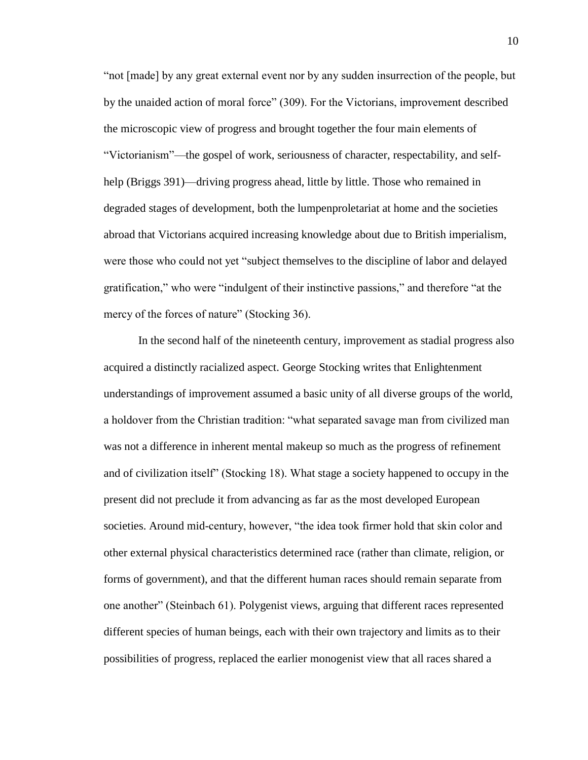"not [made] by any great external event nor by any sudden insurrection of the people, but by the unaided action of moral force" (309). For the Victorians, improvement described the microscopic view of progress and brought together the four main elements of "Victorianism"—the gospel of work, seriousness of character, respectability, and self-help (Briggs 391)—driving progress ahead, little by little. Those who remained in degraded stages of development, both the lumpenproletariat at home and the societies abroad that Victorians acquired increasing knowledge about due to British imperialism, were those who could not yet "subject themselves to the discipline of labor and delayed gratification," who were "indulgent of their instinctive passions," and therefore "at the mercy of the forces of nature" (Stocking 36).

In the second half of the nineteenth century, improvement as stadial progress also acquired a distinctly racialized aspect. George Stocking writes that Enlightenment understandings of improvement assumed a basic unity of all diverse groups of the world, a holdover from the Christian tradition: "what separated savage man from civilized man was not a difference in inherent mental makeup so much as the progress of refinement and of civilization itself" (Stocking 18). What stage a society happened to occupy in the present did not preclude it from advancing as far as the most developed European societies. Around mid-century, however, "the idea took firmer hold that skin color and other external physical characteristics determined race (rather than climate, religion, or forms of government), and that the different human races should remain separate from one another" (Steinbach 61). Polygenist views, arguing that different races represented different species of human beings, each with their own trajectory and limits as to their possibilities of progress, replaced the earlier monogenist view that all races shared a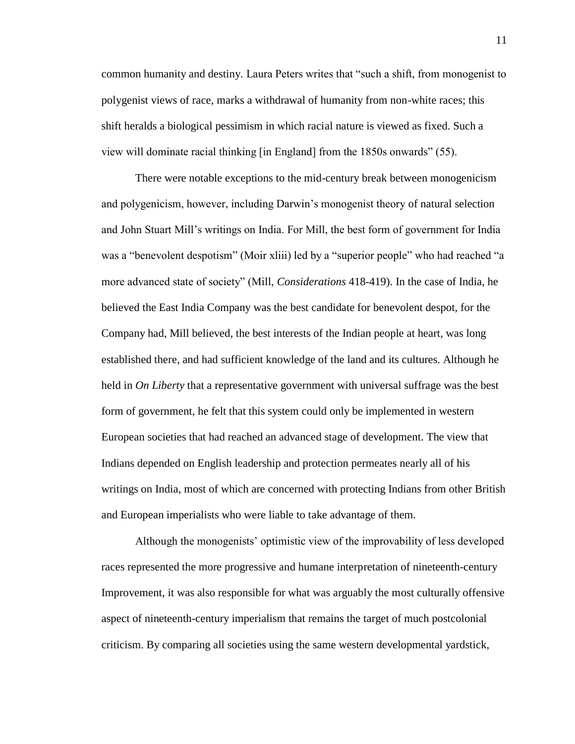common humanity and destiny. Laura Peters writes that "such a shift, from monogenist to polygenist views of race, marks a withdrawal of humanity from non-white races; this shift heralds a biological pessimism in which racial nature is viewed as fixed. Such a view will dominate racial thinking [in England] from the 1850s onwards" (55).

There were notable exceptions to the mid-century break between monogenicism and polygenicism, however, including Darwin's monogenist theory of natural selection and John Stuart Mill's writings on India. For Mill, the best form of government for India was a "benevolent despotism" (Moir xliii) led by a "superior people" who had reached "a more advanced state of society" (Mill, *Considerations* 418-419). In the case of India, he believed the East India Company was the best candidate for benevolent despot, for the Company had, Mill believed, the best interests of the Indian people at heart, was long established there, and had sufficient knowledge of the land and its cultures. Although he held in *On Liberty* that a representative government with universal suffrage was the best form of government, he felt that this system could only be implemented in western European societies that had reached an advanced stage of development. The view that Indians depended on English leadership and protection permeates nearly all of his writings on India, most of which are concerned with protecting Indians from other British and European imperialists who were liable to take advantage of them.

Although the monogenists' optimistic view of the improvability of less developed races represented the more progressive and humane interpretation of nineteenth-century Improvement, it was also responsible for what was arguably the most culturally offensive aspect of nineteenth-century imperialism that remains the target of much postcolonial criticism. By comparing all societies using the same western developmental yardstick,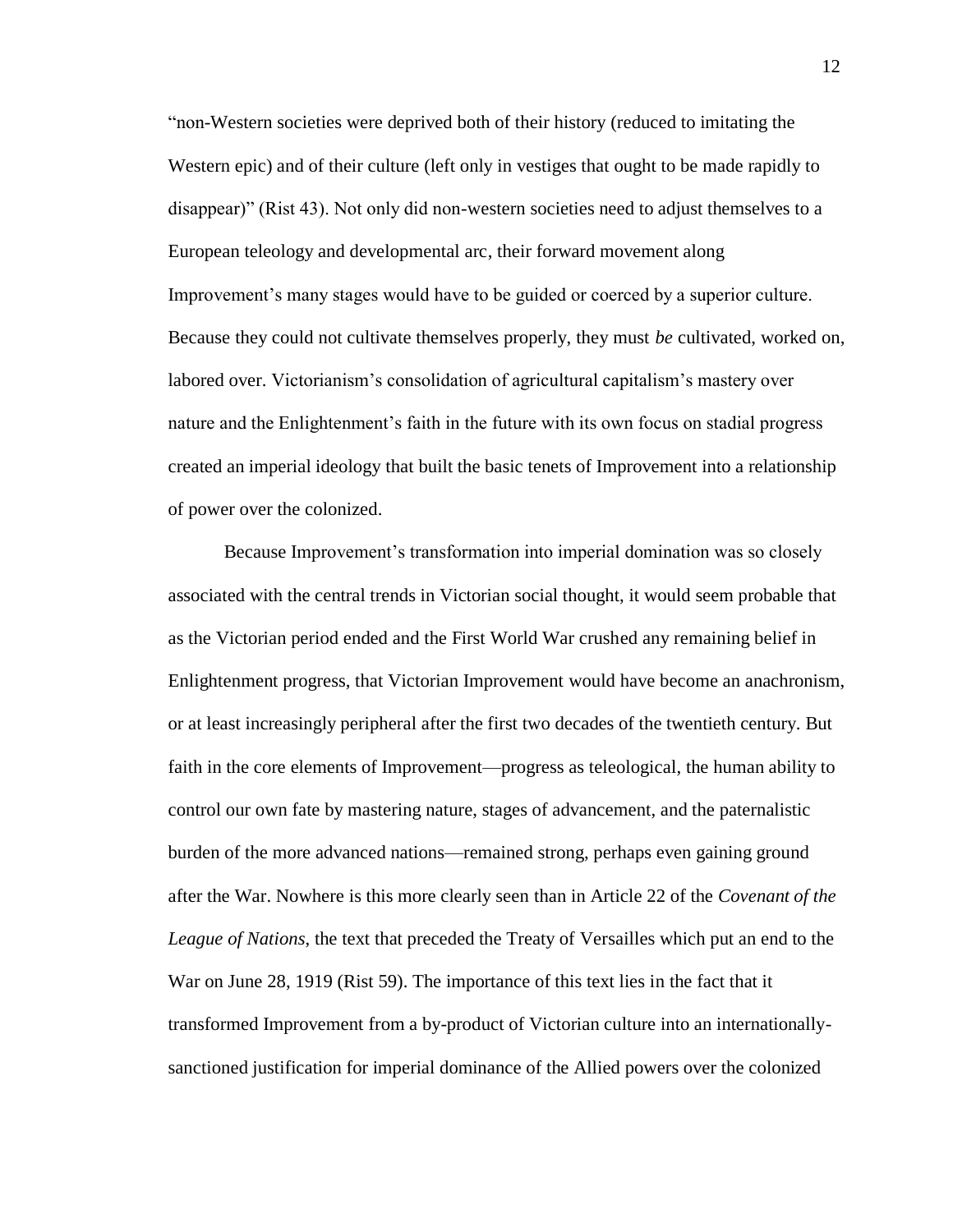"non-Western societies were deprived both of their history (reduced to imitating the Western epic) and of their culture (left only in vestiges that ought to be made rapidly to disappear)" (Rist 43). Not only did non-western societies need to adjust themselves to a European teleology and developmental arc, their forward movement along Improvement's many stages would have to be guided or coerced by a superior culture. Because they could not cultivate themselves properly, they must *be* cultivated, worked on, labored over. Victorianism's consolidation of agricultural capitalism's mastery over nature and the Enlightenment's faith in the future with its own focus on stadial progress created an imperial ideology that built the basic tenets of Improvement into a relationship of power over the colonized.

Because Improvement's transformation into imperial domination was so closely associated with the central trends in Victorian social thought, it would seem probable that as the Victorian period ended and the First World War crushed any remaining belief in Enlightenment progress, that Victorian Improvement would have become an anachronism, or at least increasingly peripheral after the first two decades of the twentieth century. But faith in the core elements of Improvement—progress as teleological, the human ability to control our own fate by mastering nature, stages of advancement, and the paternalistic burden of the more advanced nations—remained strong, perhaps even gaining ground after the War. Nowhere is this more clearly seen than in Article 22 of the *Covenant of the League of Nations*, the text that preceded the Treaty of Versailles which put an end to the War on June 28, 1919 (Rist 59). The importance of this text lies in the fact that it transformed Improvement from a by-product of Victorian culture into an internationally-sanctioned justification for imperial dominance of the Allied powers over the colonized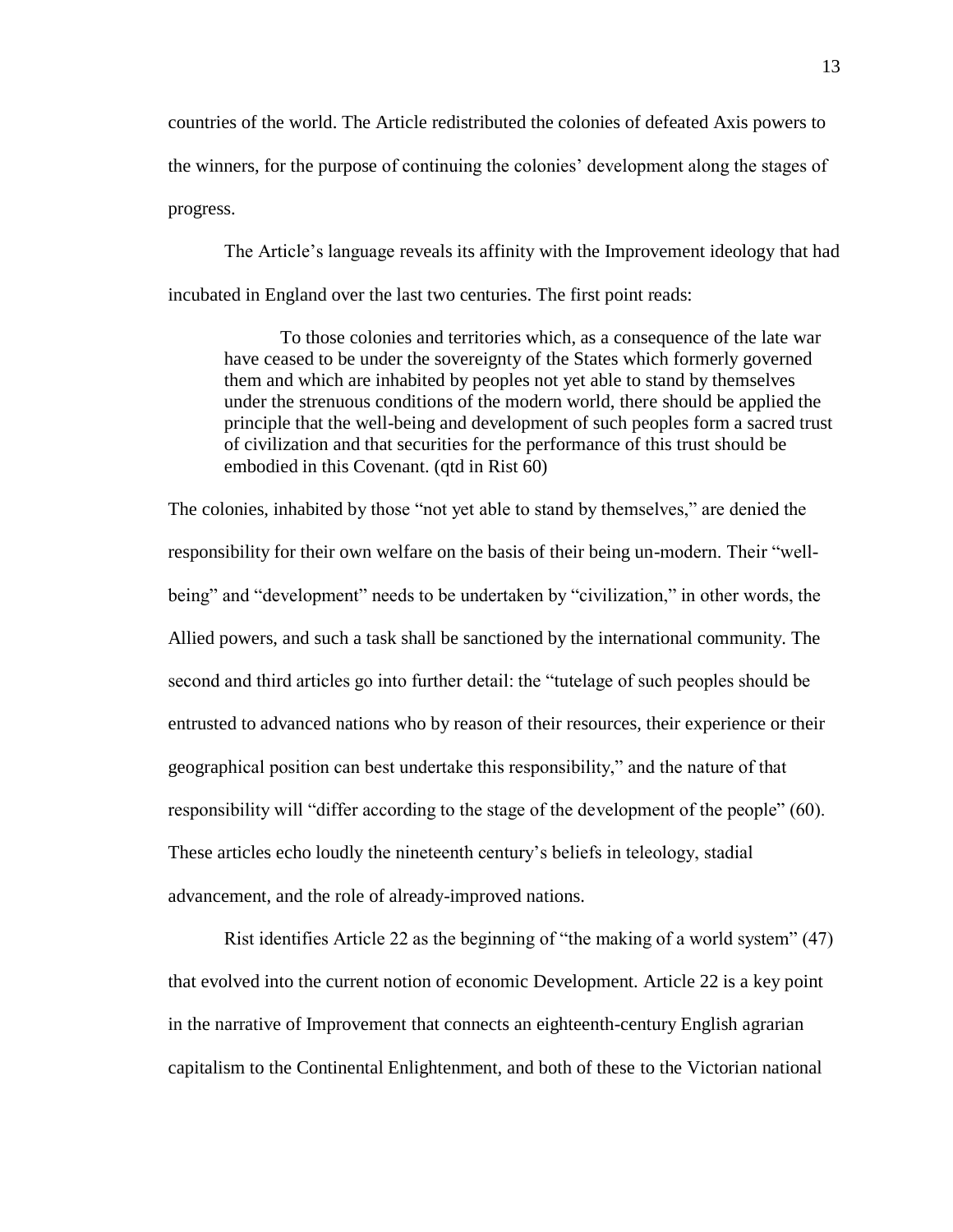countries of the world. The Article redistributed the colonies of defeated Axis powers to the winners, for the purpose of continuing the colonies' development along the stages of progress.

The Article's language reveals its affinity with the Improvement ideology that had incubated in England over the last two centuries. The first point reads:

> To those colonies and territories which, as a consequence of the late war have ceased to be under the sovereignty of the States which formerly governed them and which are inhabited by peoples not yet able to stand by themselves under the strenuous conditions of the modern world, there should be applied the principle that the well-being and development of such peoples form a sacred trust of civilization and that securities for the performance of this trust should be embodied in this Covenant. (qtd in Rist 60)

The colonies, inhabited by those "not yet able to stand by themselves," are denied the responsibility for their own welfare on the basis of their being un-modern. Their "well-being" and "development" needs to be undertaken by "civilization," in other words, the Allied powers, and such a task shall be sanctioned by the international community. The second and third articles go into further detail: the "tutelage of such peoples should be entrusted to advanced nations who by reason of their resources, their experience or their geographical position can best undertake this responsibility," and the nature of that responsibility will "differ according to the stage of the development of the people" (60). These articles echo loudly the nineteenth century's beliefs in teleology, stadial advancement, and the role of already-improved nations.

Rist identifies Article 22 as the beginning of "the making of a world system" (47) that evolved into the current notion of economic Development. Article 22 is a key point in the narrative of Improvement that connects an eighteenth-century English agrarian capitalism to the Continental Enlightenment, and both of these to the Victorian national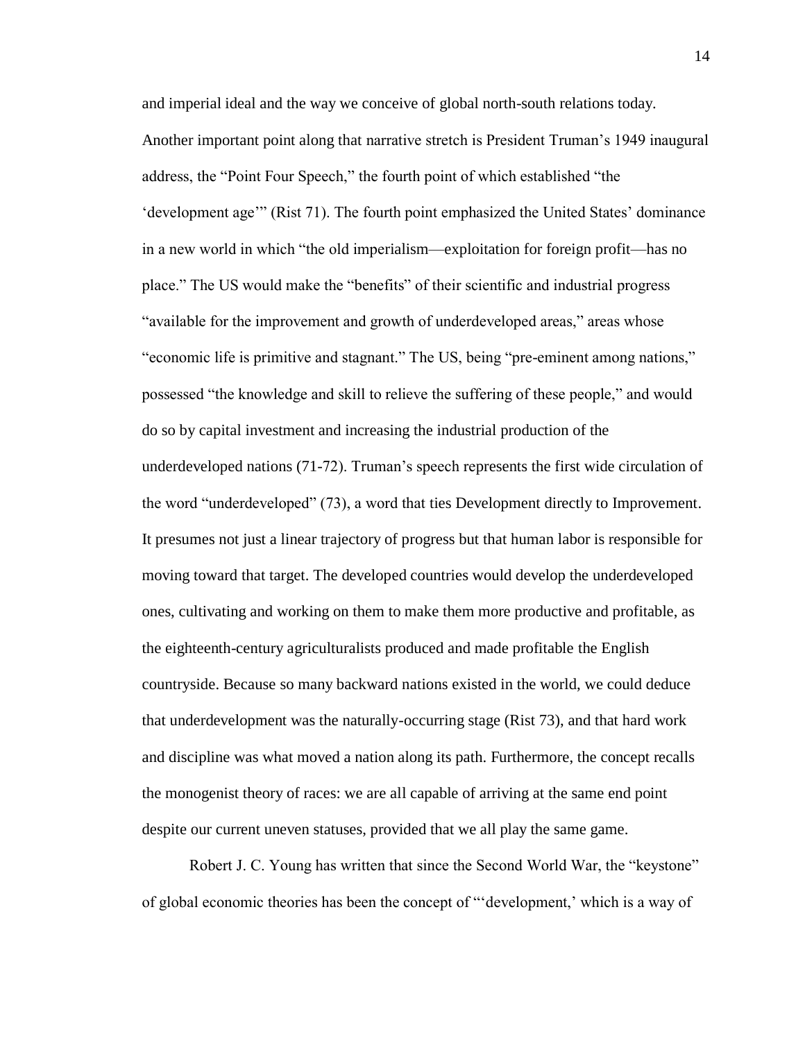and imperial ideal and the way we conceive of global north-south relations today. Another important point along that narrative stretch is President Truman's 1949 inaugural address, the "Point Four Speech," the fourth point of which established "the 'development age'" (Rist 71). The fourth point emphasized the United States' dominance in a new world in which "the old imperialism—exploitation for foreign profit—has no place." The US would make the "benefits" of their scientific and industrial progress "available for the improvement and growth of underdeveloped areas," areas whose "economic life is primitive and stagnant." The US, being "pre-eminent among nations," possessed "the knowledge and skill to relieve the suffering of these people," and would do so by capital investment and increasing the industrial production of the underdeveloped nations (71-72). Truman's speech represents the first wide circulation of the word "underdeveloped" (73), a word that ties Development directly to Improvement. It presumes not just a linear trajectory of progress but that human labor is responsible for moving toward that target. The developed countries would develop the underdeveloped ones, cultivating and working on them to make them more productive and profitable, as the eighteenth-century agriculturalists produced and made profitable the English countryside. Because so many backward nations existed in the world, we could deduce that underdevelopment was the naturally-occurring stage (Rist 73), and that hard work and discipline was what moved a nation along its path. Furthermore, the concept recalls the monogenist theory of races: we are all capable of arriving at the same end point despite our current uneven statuses, provided that we all play the same game.

Robert J. C. Young has written that since the Second World War, the "keystone" of global economic theories has been the concept of "'development,' which is a way of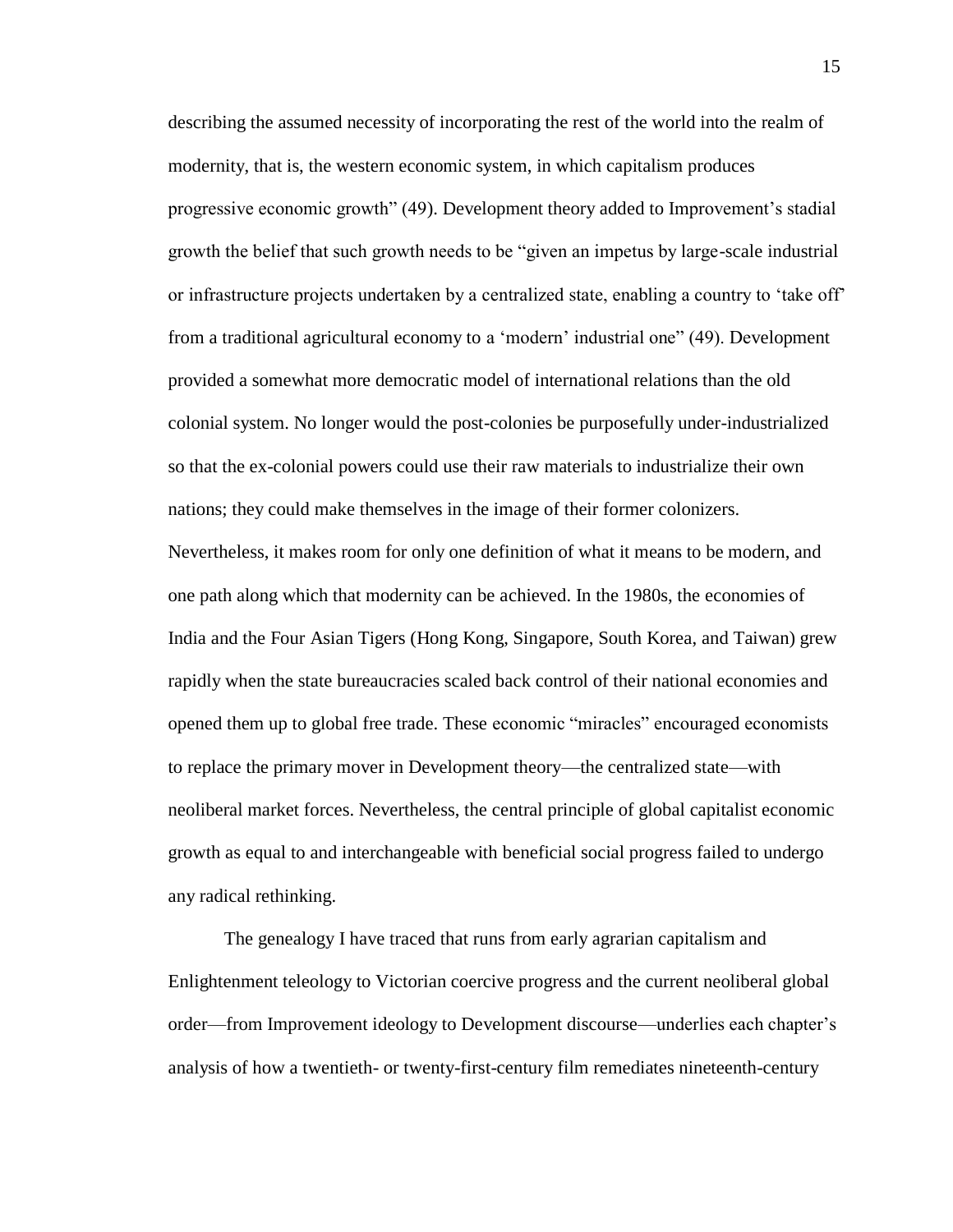describing the assumed necessity of incorporating the rest of the world into the realm of modernity, that is, the western economic system, in which capitalism produces progressive economic growth" (49). Development theory added to Improvement's stadial growth the belief that such growth needs to be "given an impetus by large-scale industrial or infrastructure projects undertaken by a centralized state, enabling a country to 'take off' from a traditional agricultural economy to a 'modern' industrial one" (49). Development provided a somewhat more democratic model of international relations than the old colonial system. No longer would the post-colonies be purposefully under-industrialized so that the ex-colonial powers could use their raw materials to industrialize their own nations; they could make themselves in the image of their former colonizers. Nevertheless, it makes room for only one definition of what it means to be modern, and one path along which that modernity can be achieved. In the 1980s, the economies of India and the Four Asian Tigers (Hong Kong, Singapore, South Korea, and Taiwan) grew rapidly when the state bureaucracies scaled back control of their national economies and opened them up to global free trade. These economic "miracles" encouraged economists to replace the primary mover in Development theory—the centralized state—with neoliberal market forces. Nevertheless, the central principle of global capitalist economic growth as equal to and interchangeable with beneficial social progress failed to undergo any radical rethinking.

The genealogy I have traced that runs from early agrarian capitalism and Enlightenment teleology to Victorian coercive progress and the current neoliberal global order—from Improvement ideology to Development discourse—underlies each chapter's analysis of how a twentieth- or twenty-first-century film remediates nineteenth-century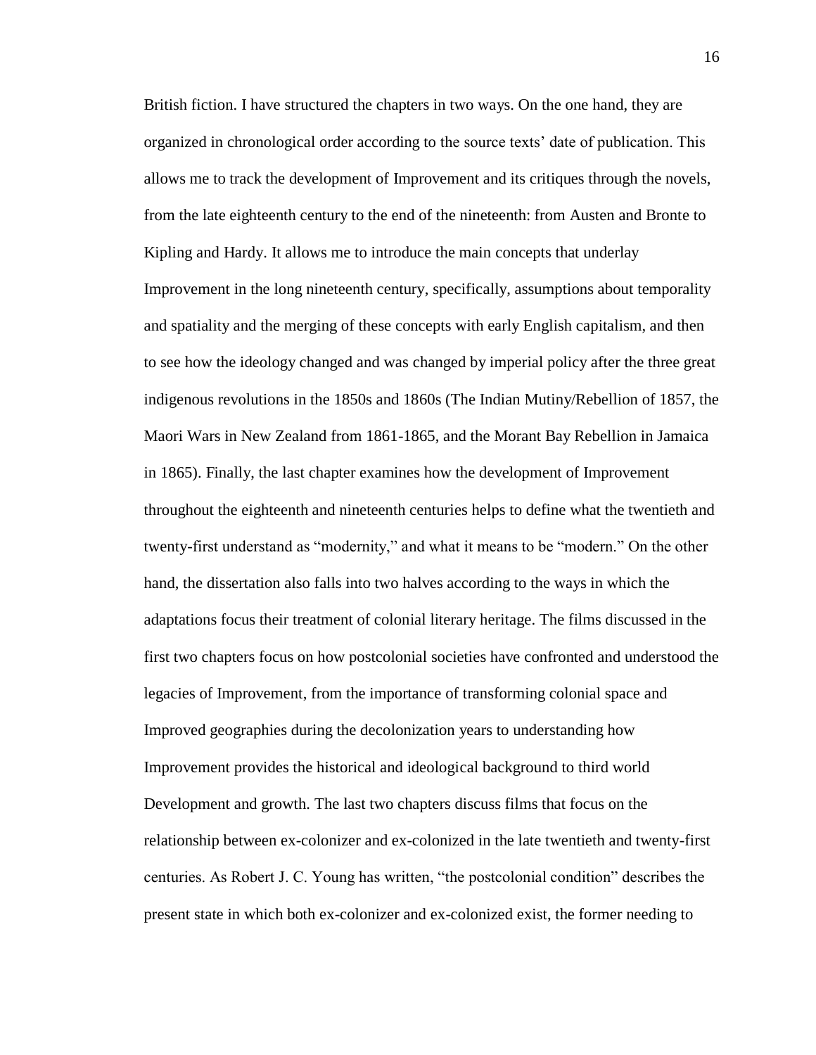British fiction. I have structured the chapters in two ways. On the one hand, they are organized in chronological order according to the source texts' date of publication. This allows me to track the development of Improvement and its critiques through the novels, from the late eighteenth century to the end of the nineteenth: from Austen and Bronte to Kipling and Hardy. It allows me to introduce the main concepts that underlay Improvement in the long nineteenth century, specifically, assumptions about temporality and spatiality and the merging of these concepts with early English capitalism, and then to see how the ideology changed and was changed by imperial policy after the three great indigenous revolutions in the 1850s and 1860s (The Indian Mutiny/Rebellion of 1857, the Maori Wars in New Zealand from 1861-1865, and the Morant Bay Rebellion in Jamaica in 1865). Finally, the last chapter examines how the development of Improvement throughout the eighteenth and nineteenth centuries helps to define what the twentieth and twenty-first understand as "modernity," and what it means to be "modern." On the other hand, the dissertation also falls into two halves according to the ways in which the adaptations focus their treatment of colonial literary heritage. The films discussed in the first two chapters focus on how postcolonial societies have confronted and understood the legacies of Improvement, from the importance of transforming colonial space and Improved geographies during the decolonization years to understanding how Improvement provides the historical and ideological background to third world Development and growth. The last two chapters discuss films that focus on the relationship between ex-colonizer and ex-colonized in the late twentieth and twenty-first centuries. As Robert J. C. Young has written, "the postcolonial condition" describes the present state in which both ex-colonizer and ex-colonized exist, the former needing to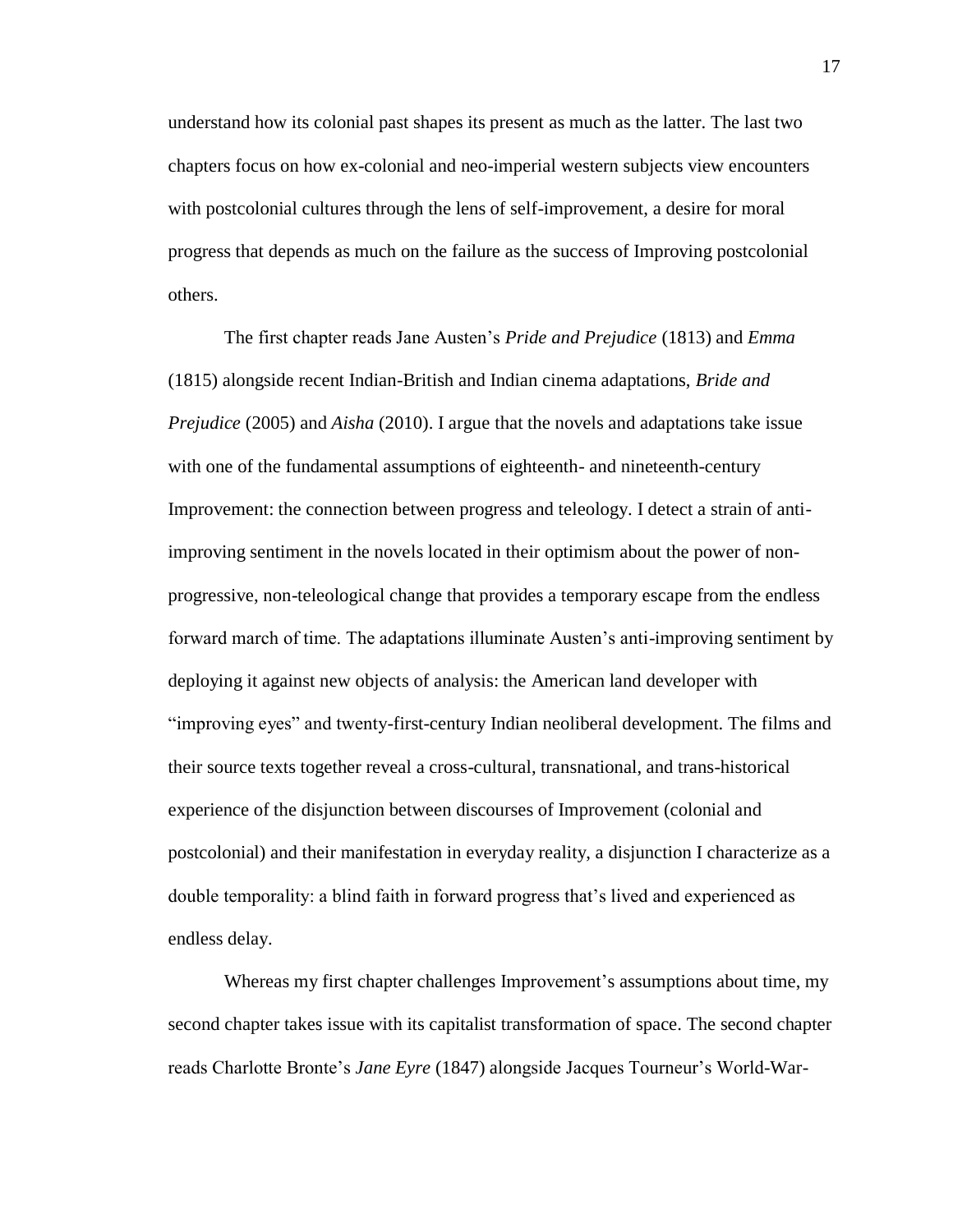understand how its colonial past shapes its present as much as the latter. The last two chapters focus on how ex-colonial and neo-imperial western subjects view encounters with postcolonial cultures through the lens of self-improvement, a desire for moral progress that depends as much on the failure as the success of Improving postcolonial others.

The first chapter reads Jane Austen's *Pride and Prejudice* (1813) and *Emma* (1815) alongside recent Indian-British and Indian cinema adaptations, *Bride and Prejudice* (2005) and *Aisha* (2010). I argue that the novels and adaptations take issue with one of the fundamental assumptions of eighteenth- and nineteenth-century Improvement: the connection between progress and teleology. I detect a strain of anti-improving sentiment in the novels located in their optimism about the power of non-progressive, non-teleological change that provides a temporary escape from the endless forward march of time. The adaptations illuminate Austen's anti-improving sentiment by deploying it against new objects of analysis: the American land developer with "improving eyes" and twenty-first-century Indian neoliberal development. The films and their source texts together reveal a cross-cultural, transnational, and trans-historical experience of the disjunction between discourses of Improvement (colonial and postcolonial) and their manifestation in everyday reality, a disjunction I characterize as a double temporality: a blind faith in forward progress that's lived and experienced as endless delay.

Whereas my first chapter challenges Improvement's assumptions about time, my second chapter takes issue with its capitalist transformation of space. The second chapter reads Charlotte Bronte's *Jane Eyre* (1847) alongside Jacques Tourneur's World-War-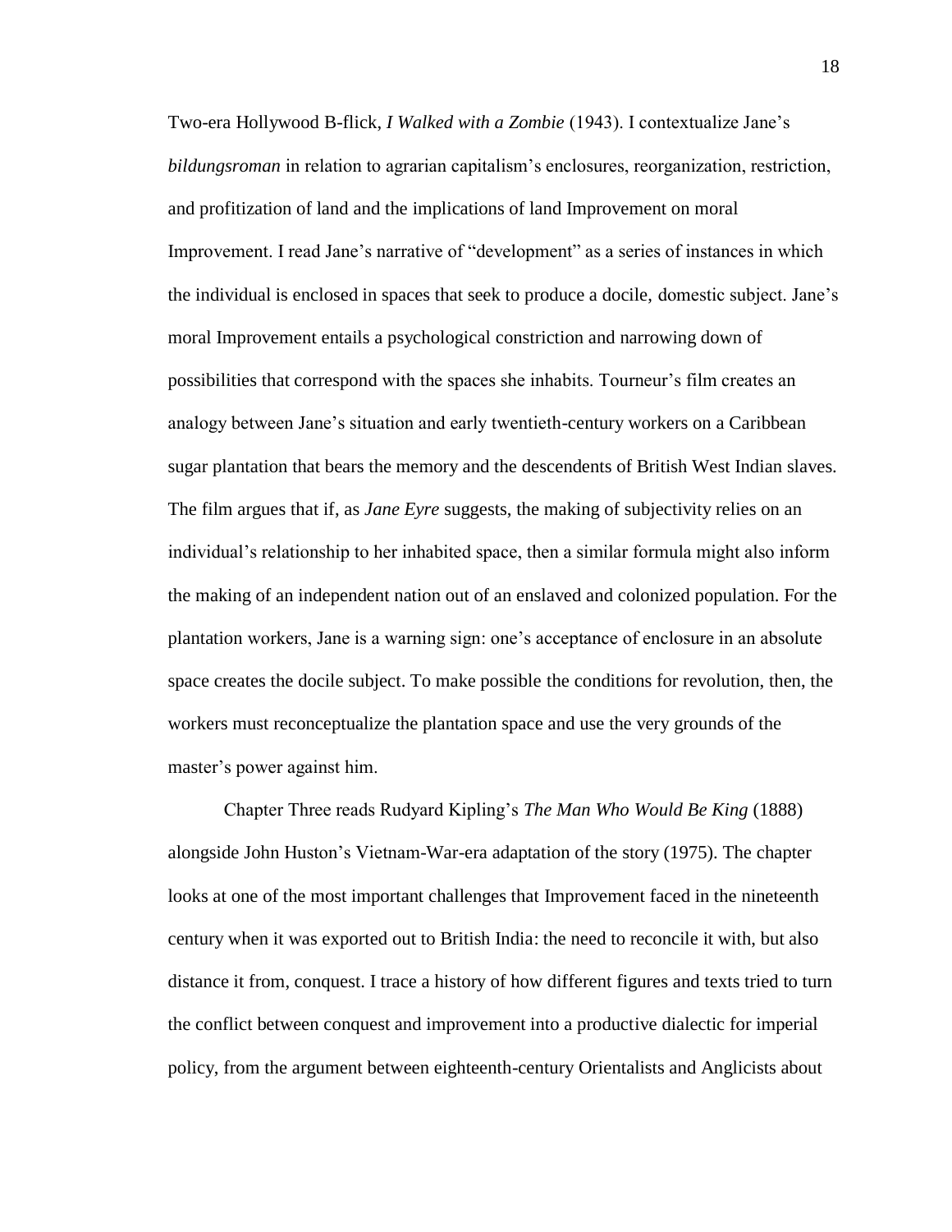Two-era Hollywood B-flick, *I Walked with a Zombie* (1943). I contextualize Jane's *bildungsroman* in relation to agrarian capitalism's enclosures, reorganization, restriction, and profitization of land and the implications of land Improvement on moral Improvement. I read Jane's narrative of "development" as a series of instances in which the individual is enclosed in spaces that seek to produce a docile, domestic subject. Jane's moral Improvement entails a psychological constriction and narrowing down of possibilities that correspond with the spaces she inhabits. Tourneur's film creates an analogy between Jane's situation and early twentieth-century workers on a Caribbean sugar plantation that bears the memory and the descendents of British West Indian slaves. The film argues that if, as *Jane Eyre* suggests, the making of subjectivity relies on an individual's relationship to her inhabited space, then a similar formula might also inform the making of an independent nation out of an enslaved and colonized population. For the plantation workers, Jane is a warning sign: one's acceptance of enclosure in an absolute space creates the docile subject. To make possible the conditions for revolution, then, the workers must reconceptualize the plantation space and use the very grounds of the master's power against him.

Chapter Three reads Rudyard Kipling's *The Man Who Would Be King* (1888) alongside John Huston's Vietnam-War-era adaptation of the story (1975). The chapter looks at one of the most important challenges that Improvement faced in the nineteenth century when it was exported out to British India: the need to reconcile it with, but also distance it from, conquest. I trace a history of how different figures and texts tried to turn the conflict between conquest and improvement into a productive dialectic for imperial policy, from the argument between eighteenth-century Orientalists and Anglicists about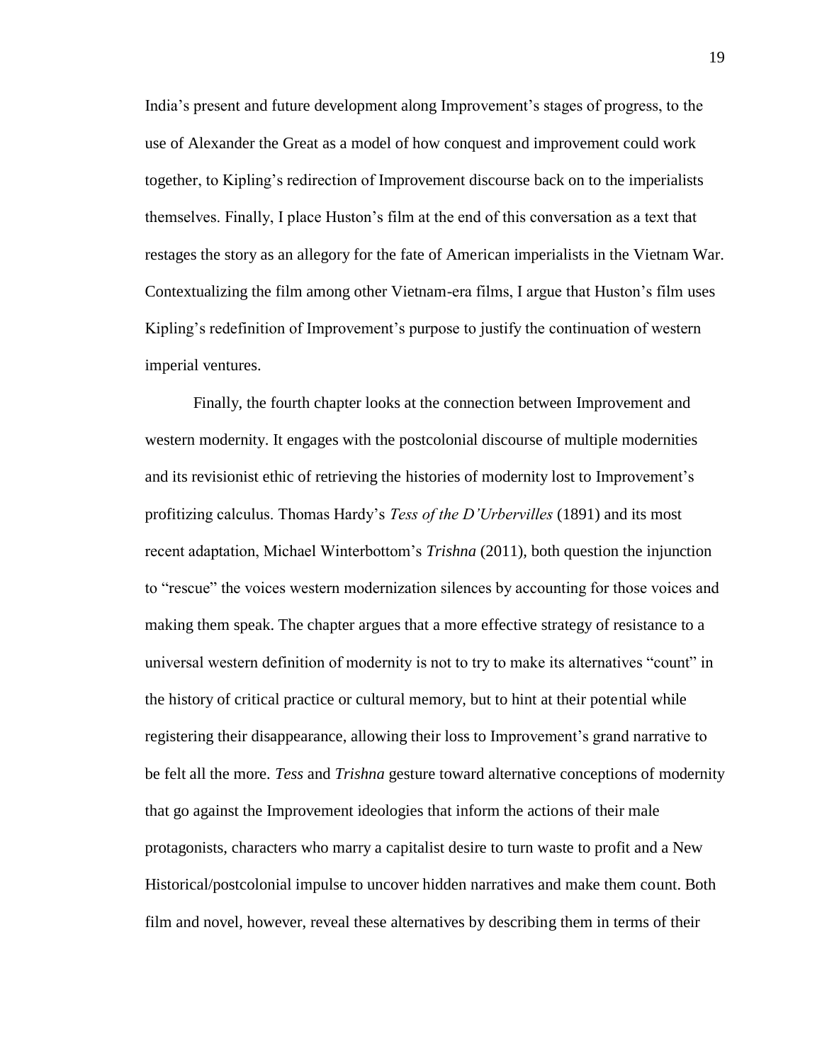India's present and future development along Improvement's stages of progress, to the use of Alexander the Great as a model of how conquest and improvement could work together, to Kipling's redirection of Improvement discourse back on to the imperialists themselves. Finally, I place Huston's film at the end of this conversation as a text that restages the story as an allegory for the fate of American imperialists in the Vietnam War. Contextualizing the film among other Vietnam-era films, I argue that Huston's film uses Kipling's redefinition of Improvement's purpose to justify the continuation of western imperial ventures.

Finally, the fourth chapter looks at the connection between Improvement and western modernity. It engages with the postcolonial discourse of multiple modernities and its revisionist ethic of retrieving the histories of modernity lost to Improvement's profitizing calculus. Thomas Hardy's *Tess of the D'Urbervilles* (1891) and its most recent adaptation, Michael Winterbottom's *Trishna* (2011), both question the injunction to "rescue" the voices western modernization silences by accounting for those voices and making them speak. The chapter argues that a more effective strategy of resistance to a universal western definition of modernity is not to try to make its alternatives "count" in the history of critical practice or cultural memory, but to hint at their potential while registering their disappearance, allowing their loss to Improvement's grand narrative to be felt all the more. *Tess* and *Trishna* gesture toward alternative conceptions of modernity that go against the Improvement ideologies that inform the actions of their male protagonists, characters who marry a capitalist desire to turn waste to profit and a New Historical/postcolonial impulse to uncover hidden narratives and make them count. Both film and novel, however, reveal these alternatives by describing them in terms of their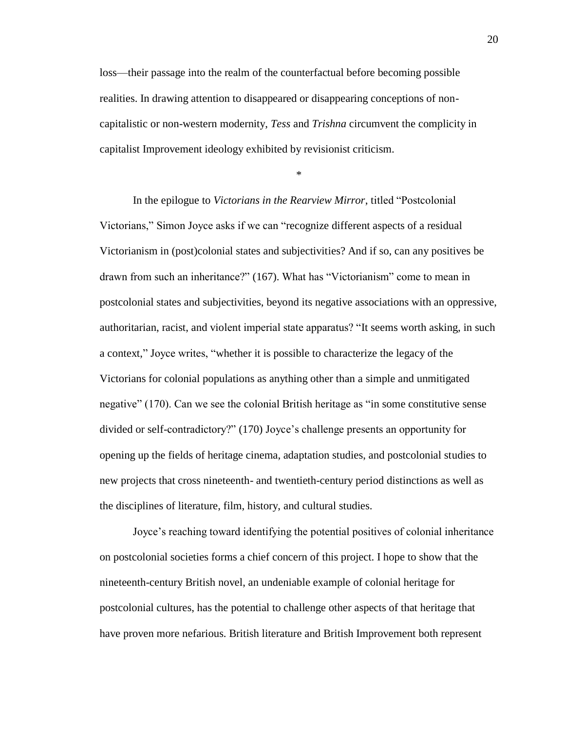loss—their passage into the realm of the counterfactual before becoming possible realities. In drawing attention to disappeared or disappearing conceptions of non-capitalistic or non-western modernity, *Tess* and *Trishna* circumvent the complicity in capitalist Improvement ideology exhibited by revisionist criticism.

*

In the epilogue to *Victorians in the Rearview Mirror*, titled "Postcolonial Victorians," Simon Joyce asks if we can "recognize different aspects of a residual Victorianism in (post)colonial states and subjectivities? And if so, can any positives be drawn from such an inheritance?" (167). What has "Victorianism" come to mean in postcolonial states and subjectivities, beyond its negative associations with an oppressive, authoritarian, racist, and violent imperial state apparatus? "It seems worth asking, in such a context," Joyce writes, "whether it is possible to characterize the legacy of the Victorians for colonial populations as anything other than a simple and unmitigated negative" (170). Can we see the colonial British heritage as "in some constitutive sense divided or self-contradictory?" (170) Joyce's challenge presents an opportunity for opening up the fields of heritage cinema, adaptation studies, and postcolonial studies to new projects that cross nineteenth- and twentieth-century period distinctions as well as the disciplines of literature, film, history, and cultural studies.

Joyce's reaching toward identifying the potential positives of colonial inheritance on postcolonial societies forms a chief concern of this project. I hope to show that the nineteenth-century British novel, an undeniable example of colonial heritage for postcolonial cultures, has the potential to challenge other aspects of that heritage that have proven more nefarious. British literature and British Improvement both represent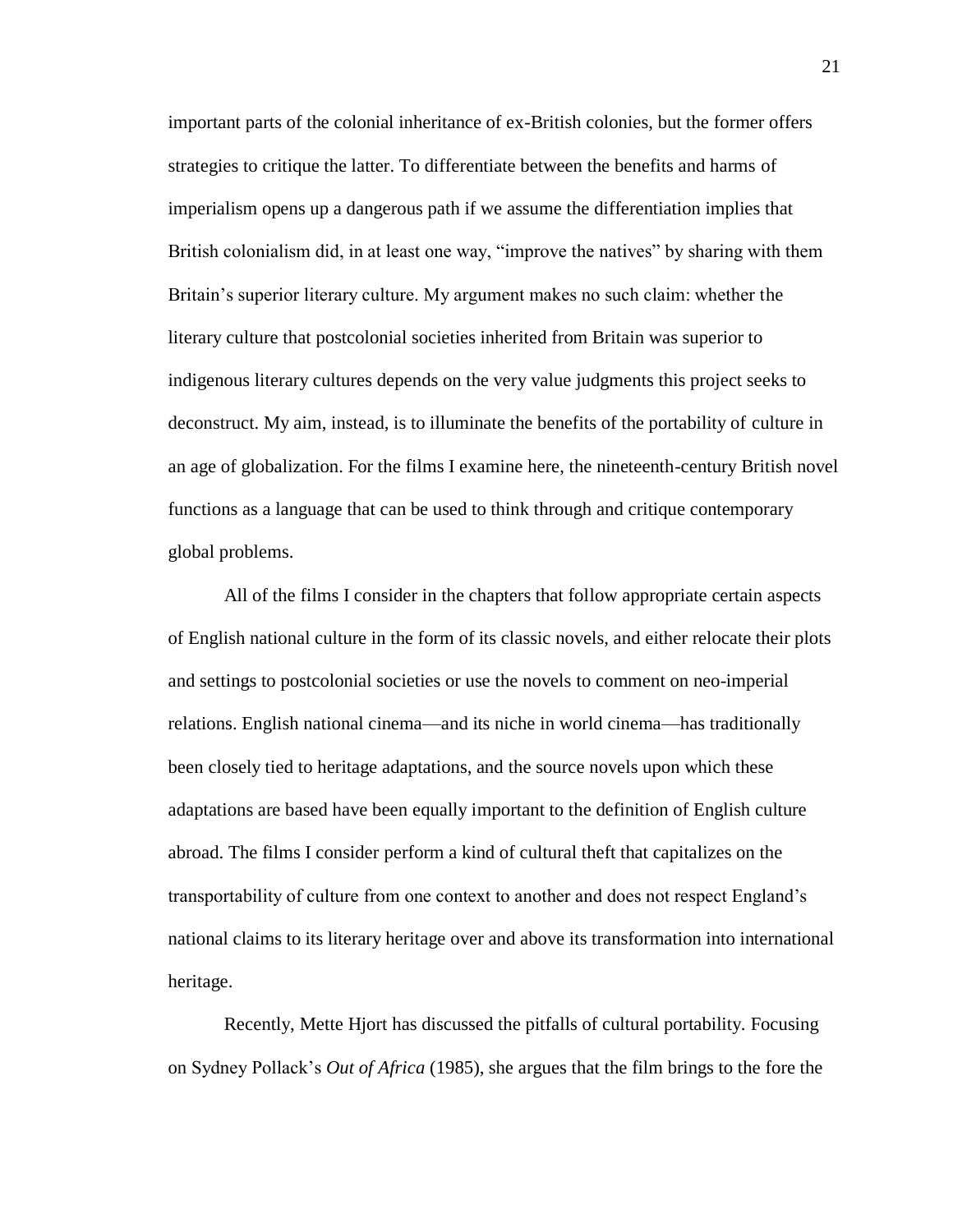important parts of the colonial inheritance of ex-British colonies, but the former offers strategies to critique the latter. To differentiate between the benefits and harms of imperialism opens up a dangerous path if we assume the differentiation implies that British colonialism did, in at least one way, "improve the natives" by sharing with them Britain's superior literary culture. My argument makes no such claim: whether the literary culture that postcolonial societies inherited from Britain was superior to indigenous literary cultures depends on the very value judgments this project seeks to deconstruct. My aim, instead, is to illuminate the benefits of the portability of culture in an age of globalization. For the films I examine here, the nineteenth-century British novel functions as a language that can be used to think through and critique contemporary global problems.

All of the films I consider in the chapters that follow appropriate certain aspects of English national culture in the form of its classic novels, and either relocate their plots and settings to postcolonial societies or use the novels to comment on neo-imperial relations. English national cinema—and its niche in world cinema—has traditionally been closely tied to heritage adaptations, and the source novels upon which these adaptations are based have been equally important to the definition of English culture abroad. The films I consider perform a kind of cultural theft that capitalizes on the transportability of culture from one context to another and does not respect England's national claims to its literary heritage over and above its transformation into international heritage.

Recently, Mette Hjort has discussed the pitfalls of cultural portability. Focusing on Sydney Pollack's *Out of Africa* (1985), she argues that the film brings to the fore the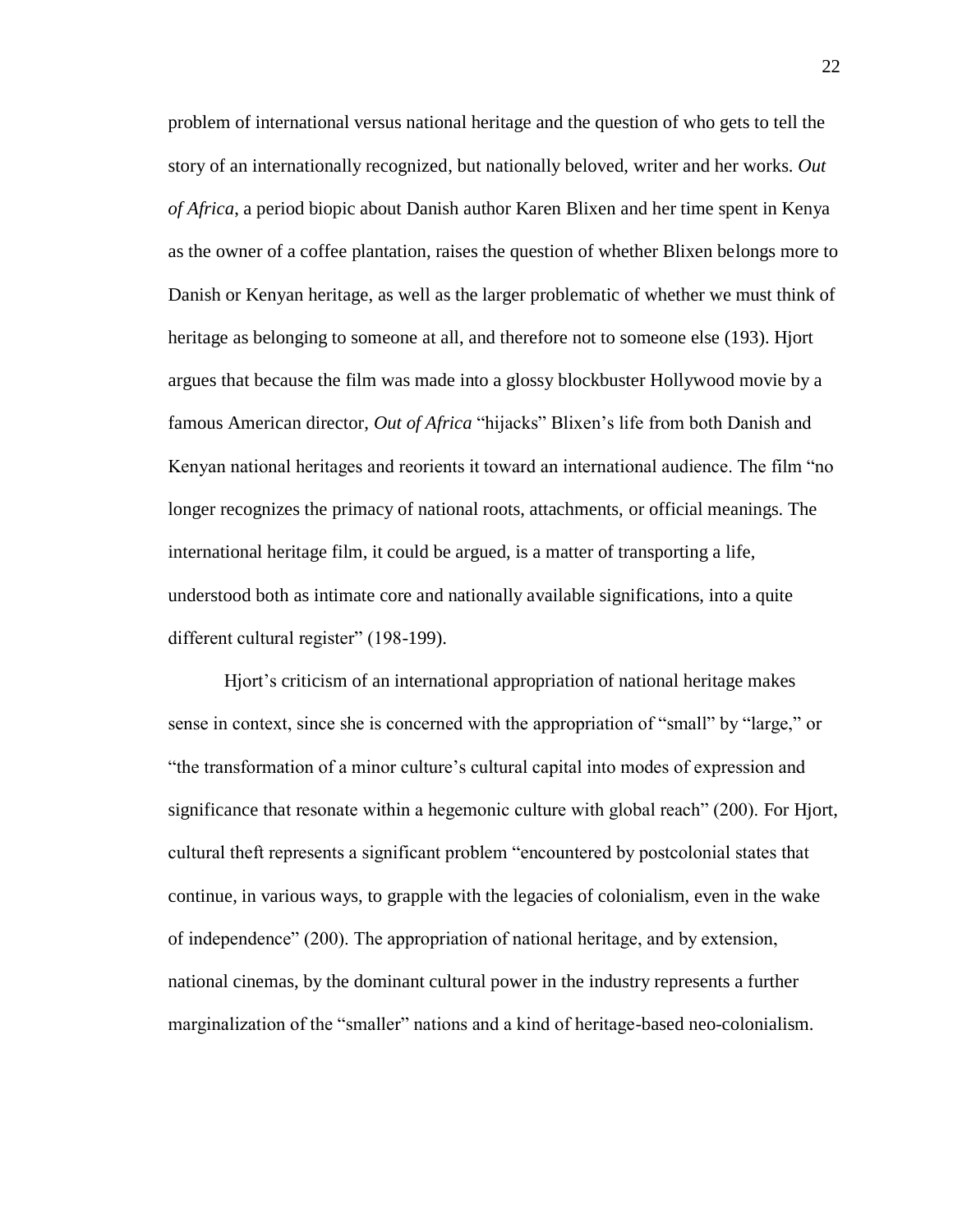problem of international versus national heritage and the question of who gets to tell the story of an internationally recognized, but nationally beloved, writer and her works. *Out of Africa*, a period biopic about Danish author Karen Blixen and her time spent in Kenya as the owner of a coffee plantation, raises the question of whether Blixen belongs more to Danish or Kenyan heritage, as well as the larger problematic of whether we must think of heritage as belonging to someone at all, and therefore not to someone else (193). Hjort argues that because the film was made into a glossy blockbuster Hollywood movie by a famous American director, *Out of Africa* "hijacks" Blixen's life from both Danish and Kenyan national heritages and reorients it toward an international audience. The film "no longer recognizes the primacy of national roots, attachments, or official meanings. The international heritage film, it could be argued, is a matter of transporting a life, understood both as intimate core and nationally available significations, into a quite different cultural register" (198-199).

Hjort's criticism of an international appropriation of national heritage makes sense in context, since she is concerned with the appropriation of "small" by "large," or "the transformation of a minor culture's cultural capital into modes of expression and significance that resonate within a hegemonic culture with global reach" (200). For Hjort, cultural theft represents a significant problem "encountered by postcolonial states that continue, in various ways, to grapple with the legacies of colonialism, even in the wake of independence" (200). The appropriation of national heritage, and by extension, national cinemas, by the dominant cultural power in the industry represents a further marginalization of the "smaller" nations and a kind of heritage-based neo-colonialism.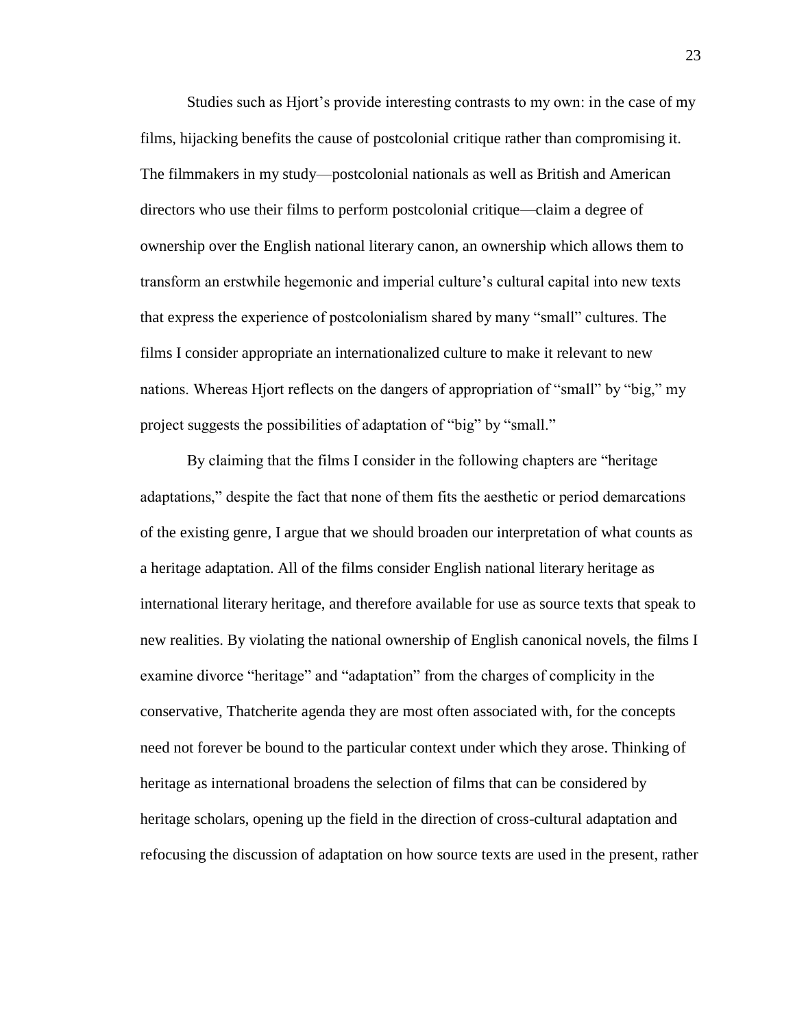Studies such as Hjort's provide interesting contrasts to my own: in the case of my films, hijacking benefits the cause of postcolonial critique rather than compromising it. The filmmakers in my study—postcolonial nationals as well as British and American directors who use their films to perform postcolonial critique—claim a degree of ownership over the English national literary canon, an ownership which allows them to transform an erstwhile hegemonic and imperial culture's cultural capital into new texts that express the experience of postcolonialism shared by many "small" cultures. The films I consider appropriate an internationalized culture to make it relevant to new nations. Whereas Hjort reflects on the dangers of appropriation of "small" by "big," my project suggests the possibilities of adaptation of "big" by "small."

By claiming that the films I consider in the following chapters are "heritage adaptations," despite the fact that none of them fits the aesthetic or period demarcations of the existing genre, I argue that we should broaden our interpretation of what counts as a heritage adaptation. All of the films consider English national literary heritage as international literary heritage, and therefore available for use as source texts that speak to new realities. By violating the national ownership of English canonical novels, the films I examine divorce "heritage" and "adaptation" from the charges of complicity in the conservative, Thatcherite agenda they are most often associated with, for the concepts need not forever be bound to the particular context under which they arose. Thinking of heritage as international broadens the selection of films that can be considered by heritage scholars, opening up the field in the direction of cross-cultural adaptation and refocusing the discussion of adaptation on how source texts are used in the present, rather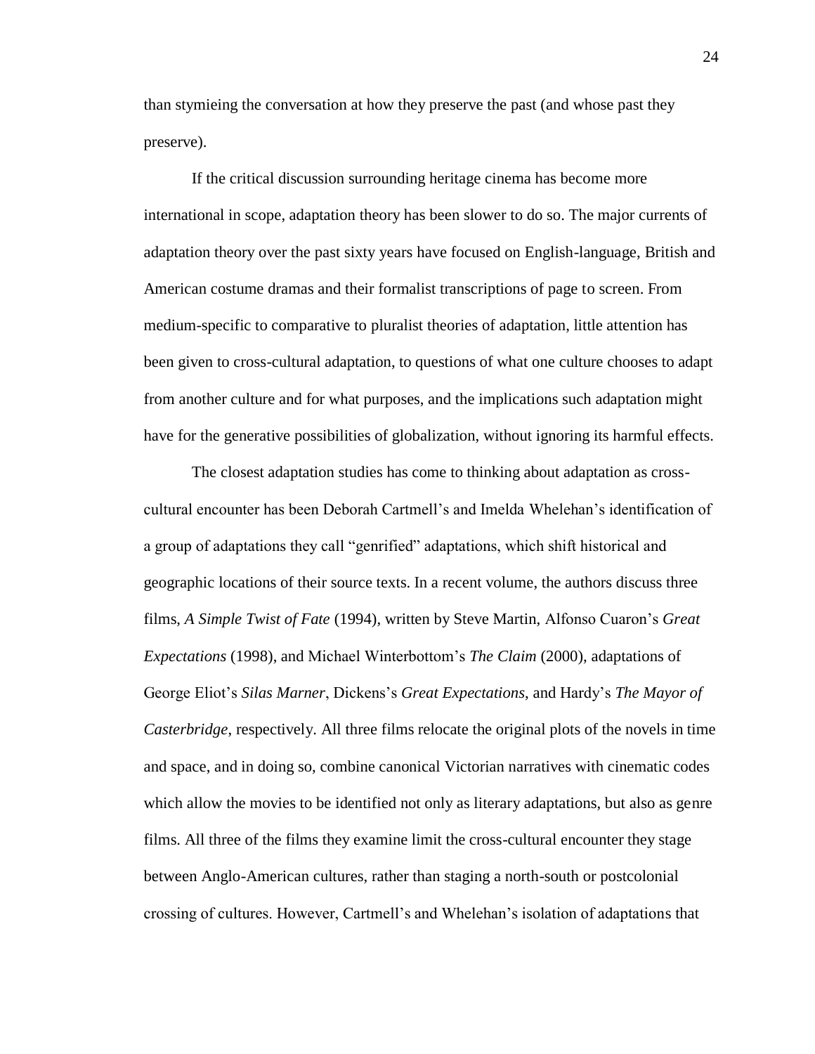than stymieing the conversation at how they preserve the past (and whose past they preserve).

If the critical discussion surrounding heritage cinema has become more international in scope, adaptation theory has been slower to do so. The major currents of adaptation theory over the past sixty years have focused on English-language, British and American costume dramas and their formalist transcriptions of page to screen. From medium-specific to comparative to pluralist theories of adaptation, little attention has been given to cross-cultural adaptation, to questions of what one culture chooses to adapt from another culture and for what purposes, and the implications such adaptation might have for the generative possibilities of globalization, without ignoring its harmful effects.

The closest adaptation studies has come to thinking about adaptation as cross-cultural encounter has been Deborah Cartmell's and Imelda Whelehan's identification of a group of adaptations they call "genrified" adaptations, which shift historical and geographic locations of their source texts. In a recent volume, the authors discuss three films, *A Simple Twist of Fate* (1994), written by Steve Martin, Alfonso Cuaron's *Great Expectations* (1998), and Michael Winterbottom's *The Claim* (2000), adaptations of George Eliot's *Silas Marner*, Dickens's *Great Expectations*, and Hardy's *The Mayor of Casterbridge*, respectively. All three films relocate the original plots of the novels in time and space, and in doing so, combine canonical Victorian narratives with cinematic codes which allow the movies to be identified not only as literary adaptations, but also as genre films. All three of the films they examine limit the cross-cultural encounter they stage between Anglo-American cultures, rather than staging a north-south or postcolonial crossing of cultures. However, Cartmell's and Whelehan's isolation of adaptations that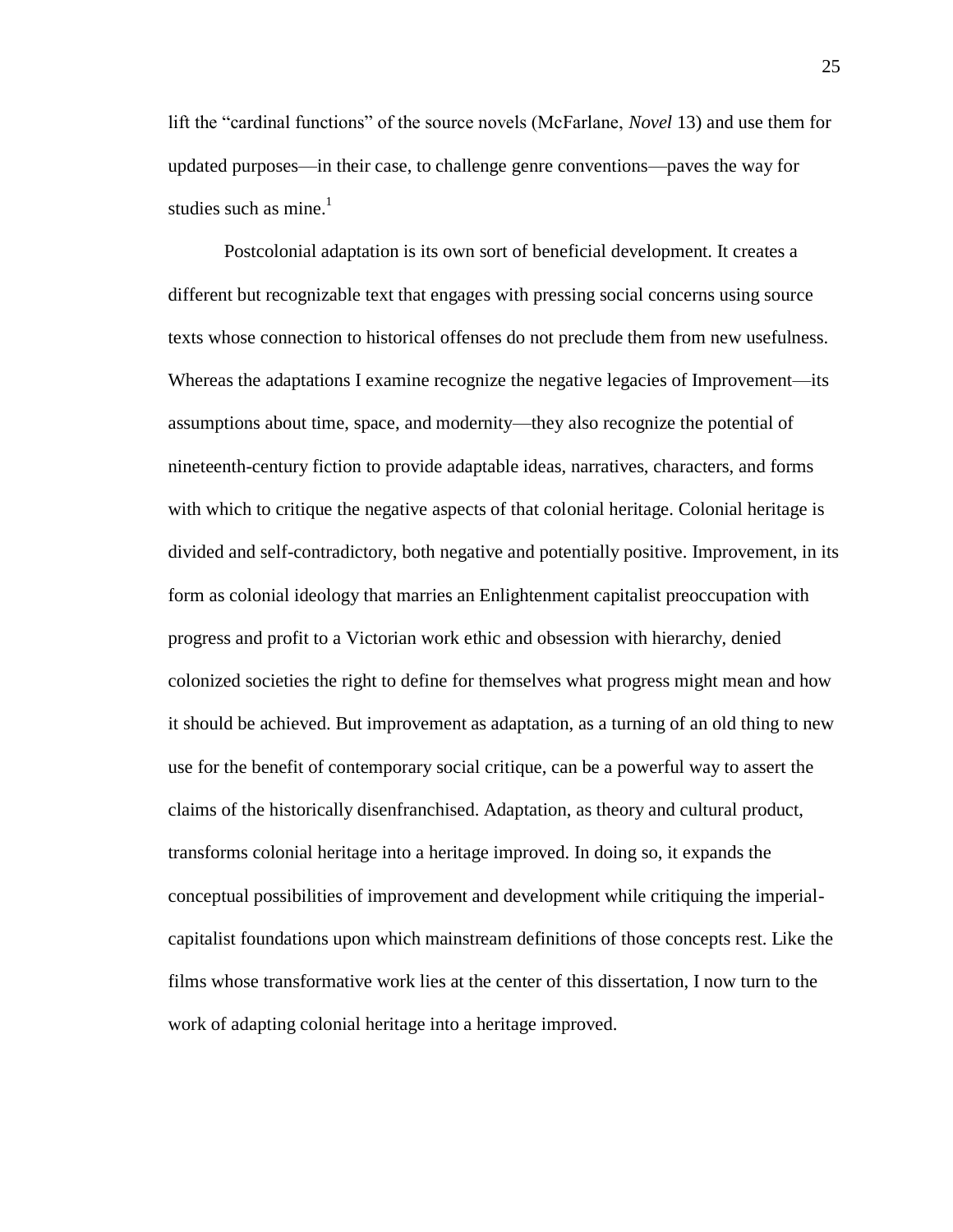lift the "cardinal functions" of the source novels (McFarlane, *Novel* 13) and use them for updated purposes—in their case, to challenge genre conventions—paves the way for studies such as mine.[1]

Postcolonial adaptation is its own sort of beneficial development. It creates a different but recognizable text that engages with pressing social concerns using source texts whose connection to historical offenses do not preclude them from new usefulness. Whereas the adaptations I examine recognize the negative legacies of Improvement—its assumptions about time, space, and modernity—they also recognize the potential of nineteenth-century fiction to provide adaptable ideas, narratives, characters, and forms with which to critique the negative aspects of that colonial heritage. Colonial heritage is divided and self-contradictory, both negative and potentially positive. Improvement, in its form as colonial ideology that marries an Enlightenment capitalist preoccupation with progress and profit to a Victorian work ethic and obsession with hierarchy, denied colonized societies the right to define for themselves what progress might mean and how it should be achieved. But improvement as adaptation, as a turning of an old thing to new use for the benefit of contemporary social critique, can be a powerful way to assert the claims of the historically disenfranchised. Adaptation, as theory and cultural product, transforms colonial heritage into a heritage improved. In doing so, it expands the conceptual possibilities of improvement and development while critiquing the imperial-capitalist foundations upon which mainstream definitions of those concepts rest. Like the films whose transformative work lies at the center of this dissertation, I now turn to the work of adapting colonial heritage into a heritage improved.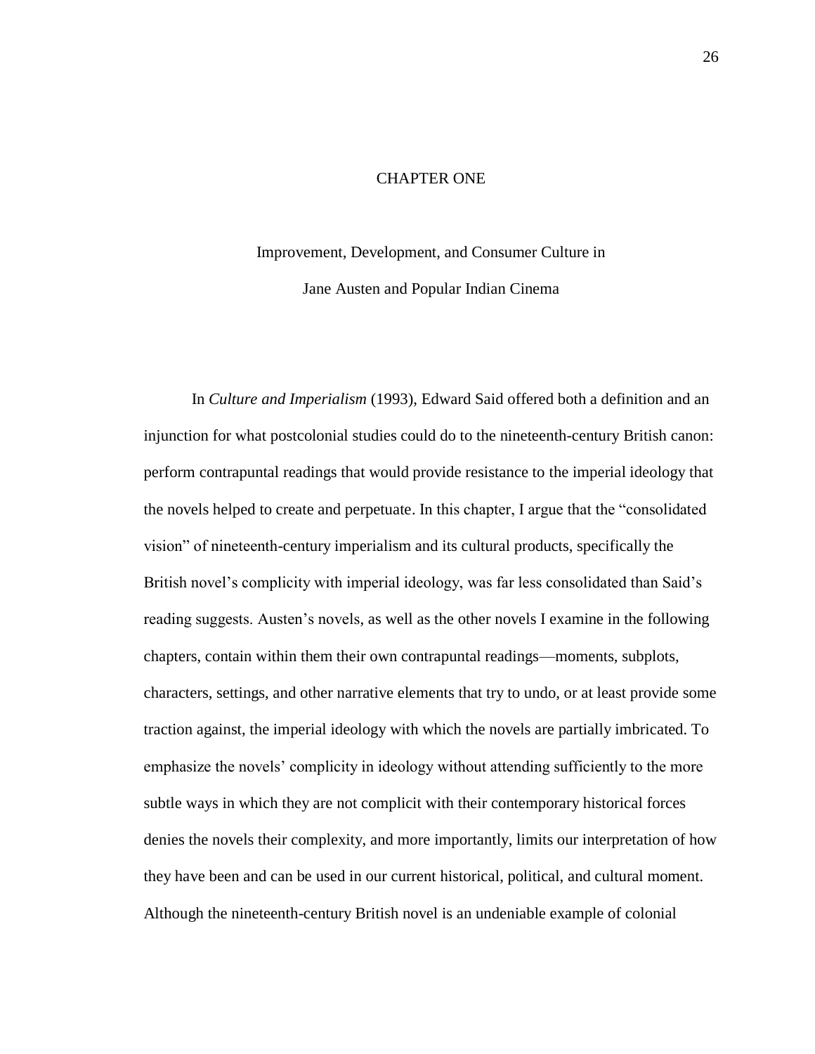# CHAPTER ONE

## Improvement, Development, and Consumer Culture in Jane Austen and Popular Indian Cinema

In *Culture and Imperialism* (1993), Edward Said offered both a definition and an injunction for what postcolonial studies could do to the nineteenth-century British canon: perform contrapuntal readings that would provide resistance to the imperial ideology that the novels helped to create and perpetuate. In this chapter, I argue that the "consolidated vision" of nineteenth-century imperialism and its cultural products, specifically the British novel's complicity with imperial ideology, was far less consolidated than Said's reading suggests. Austen's novels, as well as the other novels I examine in the following chapters, contain within them their own contrapuntal readings—moments, subplots, characters, settings, and other narrative elements that try to undo, or at least provide some traction against, the imperial ideology with which the novels are partially imbricated. To emphasize the novels' complicity in ideology without attending sufficiently to the more subtle ways in which they are not complicit with their contemporary historical forces denies the novels their complexity, and more importantly, limits our interpretation of how they have been and can be used in our current historical, political, and cultural moment. Although the nineteenth-century British novel is an undeniable example of colonial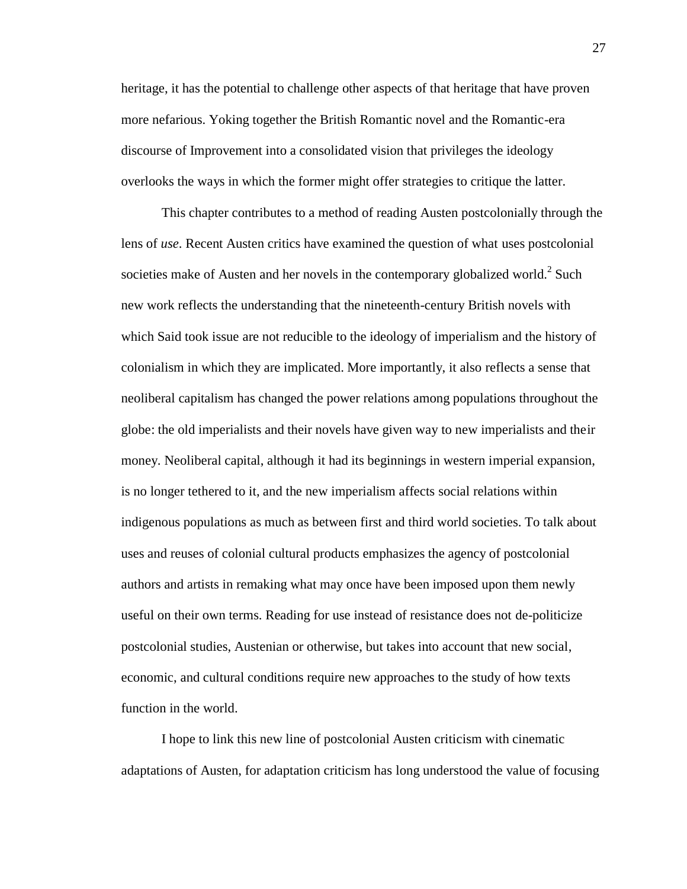heritage, it has the potential to challenge other aspects of that heritage that have proven more nefarious. Yoking together the British Romantic novel and the Romantic-era discourse of Improvement into a consolidated vision that privileges the ideology overlooks the ways in which the former might offer strategies to critique the latter.

This chapter contributes to a method of reading Austen postcolonially through the lens of *use*. Recent Austen critics have examined the question of what uses postcolonial societies make of Austen and her novels in the contemporary globalized world.[2] Such new work reflects the understanding that the nineteenth-century British novels with which Said took issue are not reducible to the ideology of imperialism and the history of colonialism in which they are implicated. More importantly, it also reflects a sense that neoliberal capitalism has changed the power relations among populations throughout the globe: the old imperialists and their novels have given way to new imperialists and their money. Neoliberal capital, although it had its beginnings in western imperial expansion, is no longer tethered to it, and the new imperialism affects social relations within indigenous populations as much as between first and third world societies. To talk about uses and reuses of colonial cultural products emphasizes the agency of postcolonial authors and artists in remaking what may once have been imposed upon them newly useful on their own terms. Reading for use instead of resistance does not de-politicize postcolonial studies, Austenian or otherwise, but takes into account that new social, economic, and cultural conditions require new approaches to the study of how texts function in the world.

I hope to link this new line of postcolonial Austen criticism with cinematic adaptations of Austen, for adaptation criticism has long understood the value of focusing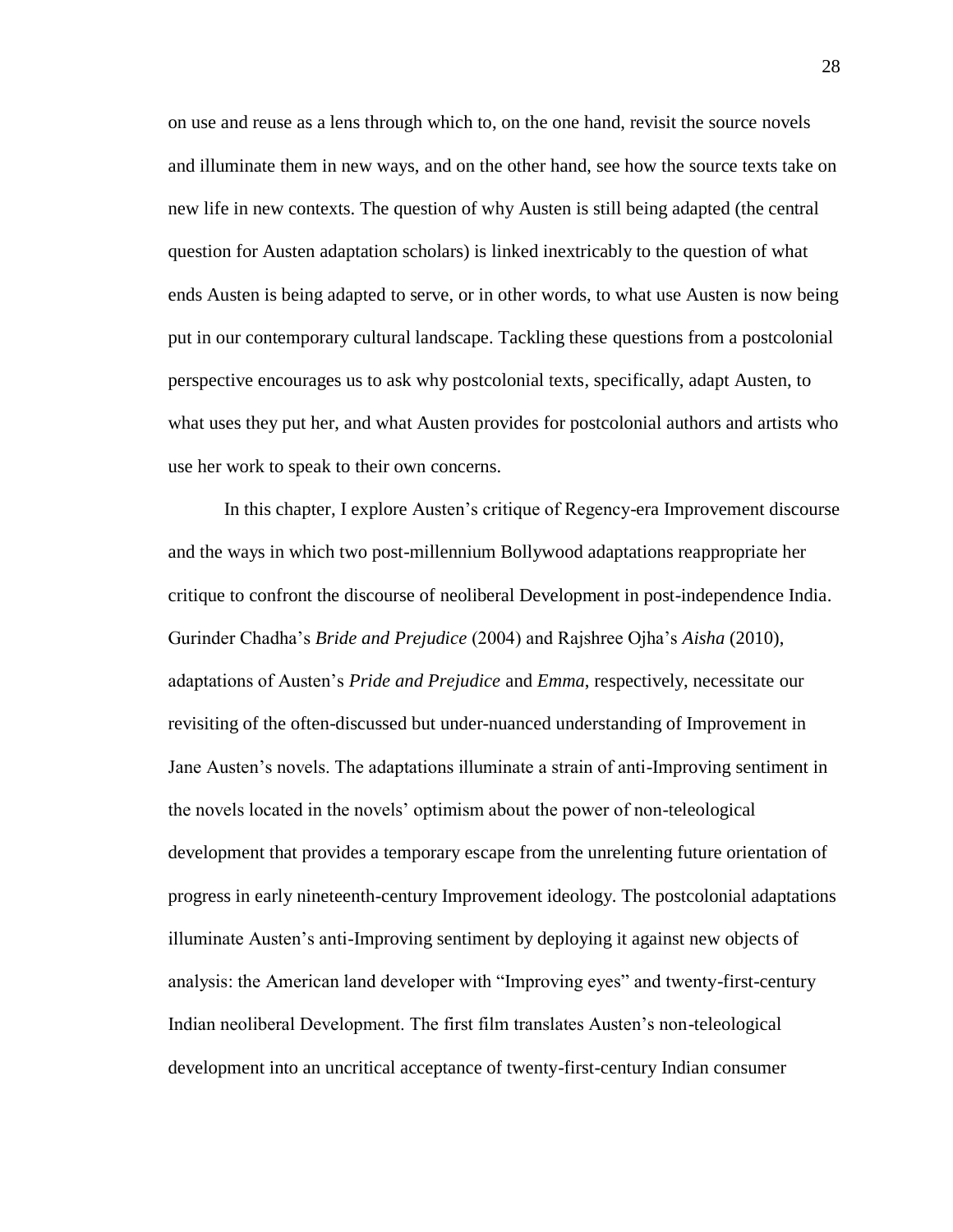on use and reuse as a lens through which to, on the one hand, revisit the source novels and illuminate them in new ways, and on the other hand, see how the source texts take on new life in new contexts. The question of why Austen is still being adapted (the central question for Austen adaptation scholars) is linked inextricably to the question of what ends Austen is being adapted to serve, or in other words, to what use Austen is now being put in our contemporary cultural landscape. Tackling these questions from a postcolonial perspective encourages us to ask why postcolonial texts, specifically, adapt Austen, to what uses they put her, and what Austen provides for postcolonial authors and artists who use her work to speak to their own concerns.

In this chapter, I explore Austen's critique of Regency-era Improvement discourse and the ways in which two post-millennium Bollywood adaptations reappropriate her critique to confront the discourse of neoliberal Development in post-independence India. Gurinder Chadha's *Bride and Prejudice* (2004) and Rajshree Ojha's *Aisha* (2010), adaptations of Austen's *Pride and Prejudice* and *Emma*, respectively, necessitate our revisiting of the often-discussed but under-nuanced understanding of Improvement in Jane Austen's novels. The adaptations illuminate a strain of anti-Improving sentiment in the novels located in the novels' optimism about the power of non-teleological development that provides a temporary escape from the unrelenting future orientation of progress in early nineteenth-century Improvement ideology. The postcolonial adaptations illuminate Austen's anti-Improving sentiment by deploying it against new objects of analysis: the American land developer with "Improving eyes" and twenty-first-century Indian neoliberal Development. The first film translates Austen's non-teleological development into an uncritical acceptance of twenty-first-century Indian consumer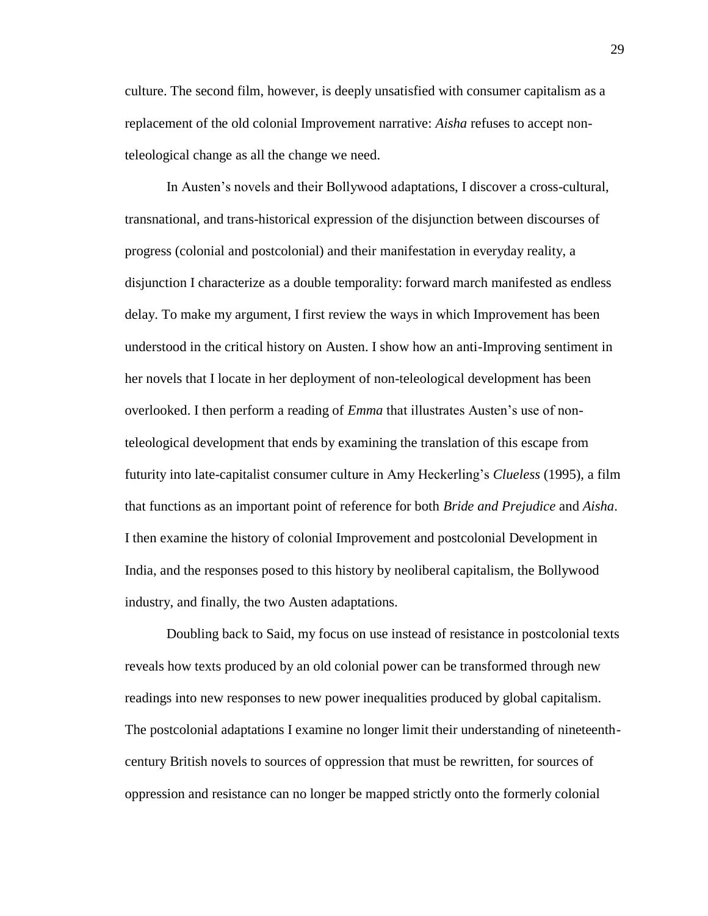culture. The second film, however, is deeply unsatisfied with consumer capitalism as a replacement of the old colonial Improvement narrative: *Aisha* refuses to accept non-teleological change as all the change we need.

In Austen's novels and their Bollywood adaptations, I discover a cross-cultural, transnational, and trans-historical expression of the disjunction between discourses of progress (colonial and postcolonial) and their manifestation in everyday reality, a disjunction I characterize as a double temporality: forward march manifested as endless delay. To make my argument, I first review the ways in which Improvement has been understood in the critical history on Austen. I show how an anti-Improving sentiment in her novels that I locate in her deployment of non-teleological development has been overlooked. I then perform a reading of *Emma* that illustrates Austen's use of non-teleological development that ends by examining the translation of this escape from futurity into late-capitalist consumer culture in Amy Heckerling's *Clueless* (1995), a film that functions as an important point of reference for both *Bride and Prejudice* and *Aisha*. I then examine the history of colonial Improvement and postcolonial Development in India, and the responses posed to this history by neoliberal capitalism, the Bollywood industry, and finally, the two Austen adaptations.

Doubling back to Said, my focus on use instead of resistance in postcolonial texts reveals how texts produced by an old colonial power can be transformed through new readings into new responses to new power inequalities produced by global capitalism. The postcolonial adaptations I examine no longer limit their understanding of nineteenth-century British novels to sources of oppression that must be rewritten, for sources of oppression and resistance can no longer be mapped strictly onto the formerly colonial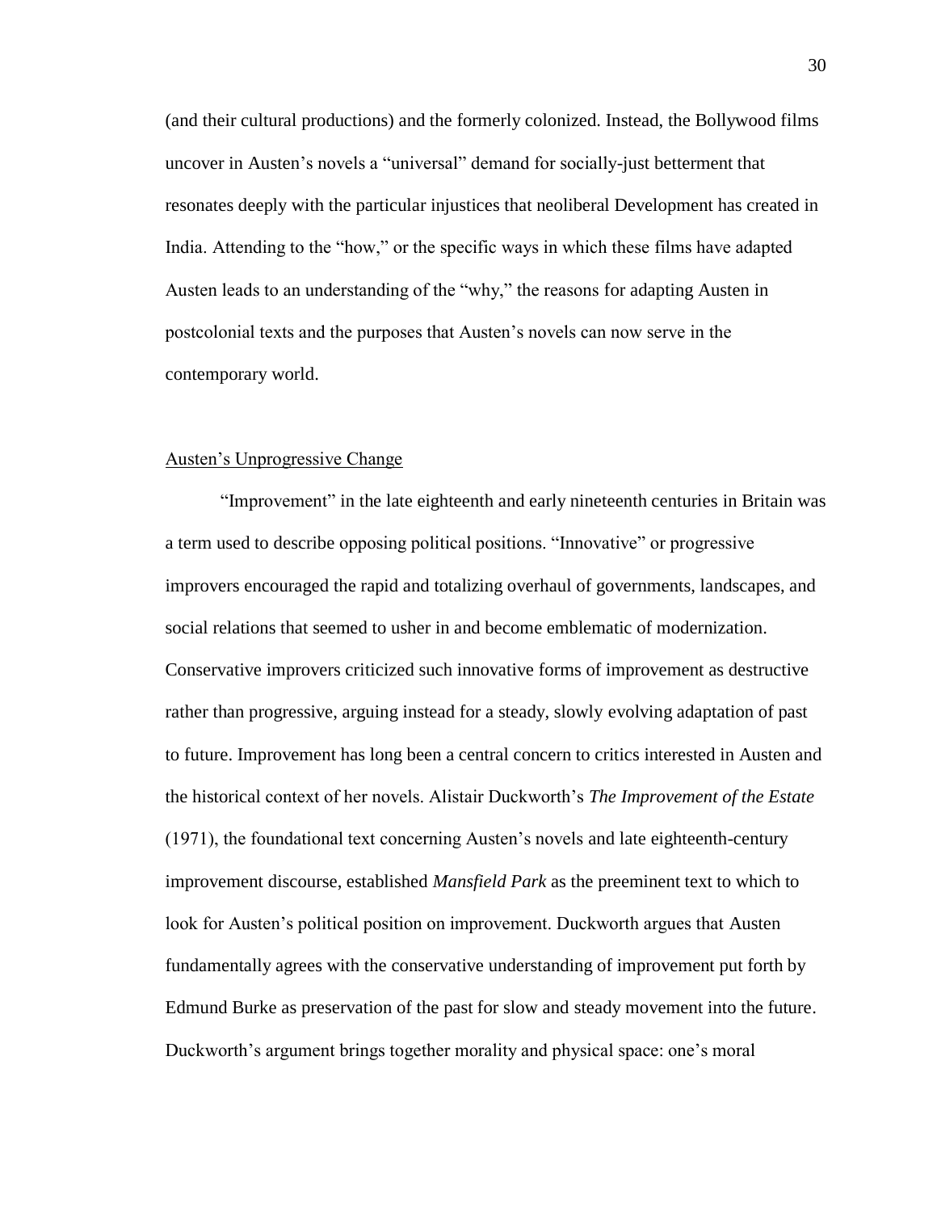(and their cultural productions) and the formerly colonized. Instead, the Bollywood films uncover in Austen's novels a "universal" demand for socially-just betterment that resonates deeply with the particular injustices that neoliberal Development has created in India. Attending to the "how," or the specific ways in which these films have adapted Austen leads to an understanding of the "why," the reasons for adapting Austen in postcolonial texts and the purposes that Austen's novels can now serve in the contemporary world.

## Austen's Unprogressive Change

"Improvement" in the late eighteenth and early nineteenth centuries in Britain was a term used to describe opposing political positions. "Innovative" or progressive improvers encouraged the rapid and totalizing overhaul of governments, landscapes, and social relations that seemed to usher in and become emblematic of modernization. Conservative improvers criticized such innovative forms of improvement as destructive rather than progressive, arguing instead for a steady, slowly evolving adaptation of past to future. Improvement has long been a central concern to critics interested in Austen and the historical context of her novels. Alistair Duckworth's *The Improvement of the Estate* (1971), the foundational text concerning Austen's novels and late eighteenth-century improvement discourse, established *Mansfield Park* as the preeminent text to which to look for Austen's political position on improvement. Duckworth argues that Austen fundamentally agrees with the conservative understanding of improvement put forth by Edmund Burke as preservation of the past for slow and steady movement into the future. Duckworth's argument brings together morality and physical space: one's moral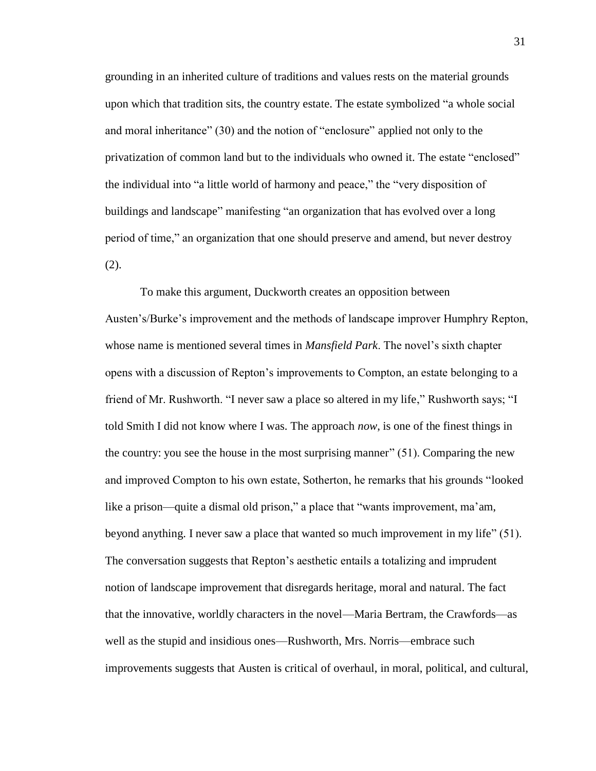grounding in an inherited culture of traditions and values rests on the material grounds upon which that tradition sits, the country estate. The estate symbolized "a whole social and moral inheritance" (30) and the notion of "enclosure" applied not only to the privatization of common land but to the individuals who owned it. The estate "enclosed" the individual into "a little world of harmony and peace," the "very disposition of buildings and landscape" manifesting "an organization that has evolved over a long period of time," an organization that one should preserve and amend, but never destroy (2).

To make this argument, Duckworth creates an opposition between Austen's/Burke's improvement and the methods of landscape improver Humphry Repton, whose name is mentioned several times in *Mansfield Park*. The novel's sixth chapter opens with a discussion of Repton's improvements to Compton, an estate belonging to a friend of Mr. Rushworth. "I never saw a place so altered in my life," Rushworth says; "I told Smith I did not know where I was. The approach *now*, is one of the finest things in the country: you see the house in the most surprising manner" (51). Comparing the new and improved Compton to his own estate, Sotherton, he remarks that his grounds "looked like a prison—quite a dismal old prison," a place that "wants improvement, ma'am, beyond anything. I never saw a place that wanted so much improvement in my life" (51). The conversation suggests that Repton's aesthetic entails a totalizing and imprudent notion of landscape improvement that disregards heritage, moral and natural. The fact that the innovative, worldly characters in the novel—Maria Bertram, the Crawfords—as well as the stupid and insidious ones—Rushworth, Mrs. Norris—embrace such improvements suggests that Austen is critical of overhaul, in moral, political, and cultural,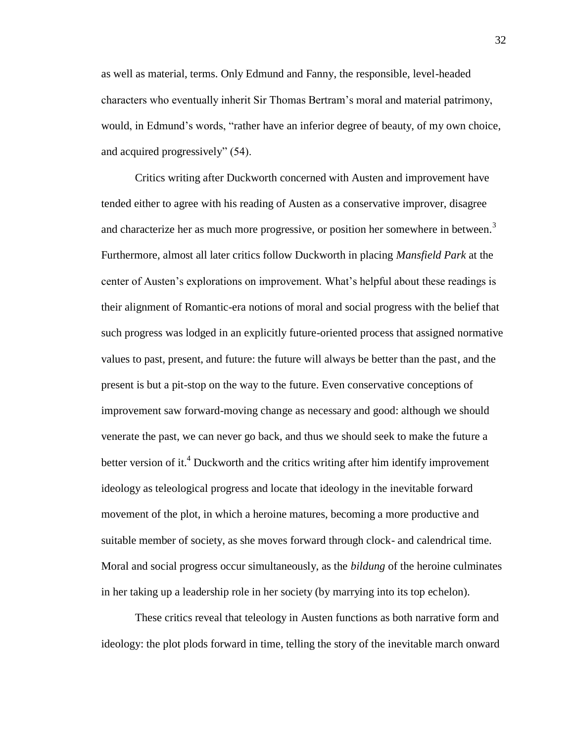as well as material, terms. Only Edmund and Fanny, the responsible, level-headed characters who eventually inherit Sir Thomas Bertram's moral and material patrimony, would, in Edmund's words, "rather have an inferior degree of beauty, of my own choice, and acquired progressively" (54).

Critics writing after Duckworth concerned with Austen and improvement have tended either to agree with his reading of Austen as a conservative improver, disagree and characterize her as much more progressive, or position her somewhere in between.[3] Furthermore, almost all later critics follow Duckworth in placing *Mansfield Park* at the center of Austen's explorations on improvement. What's helpful about these readings is their alignment of Romantic-era notions of moral and social progress with the belief that such progress was lodged in an explicitly future-oriented process that assigned normative values to past, present, and future: the future will always be better than the past, and the present is but a pit-stop on the way to the future. Even conservative conceptions of improvement saw forward-moving change as necessary and good: although we should venerate the past, we can never go back, and thus we should seek to make the future a better version of it.[4] Duckworth and the critics writing after him identify improvement ideology as teleological progress and locate that ideology in the inevitable forward movement of the plot, in which a heroine matures, becoming a more productive and suitable member of society, as she moves forward through clock- and calendrical time. Moral and social progress occur simultaneously, as the *bildung* of the heroine culminates in her taking up a leadership role in her society (by marrying into its top echelon).

These critics reveal that teleology in Austen functions as both narrative form and ideology: the plot plods forward in time, telling the story of the inevitable march onward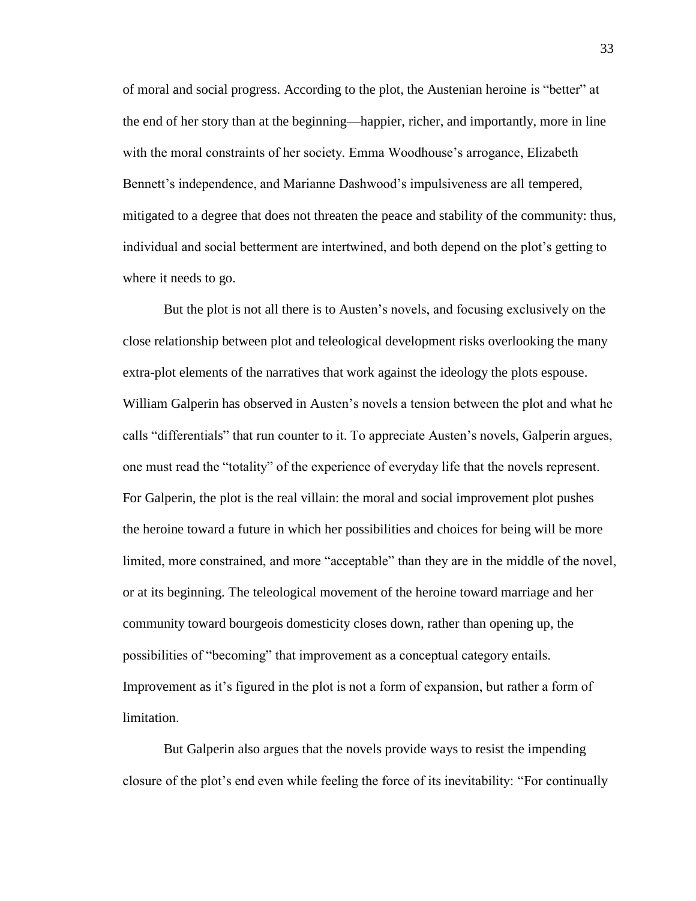of moral and social progress. According to the plot, the Austenian heroine is "better" at the end of her story than at the beginning—happier, richer, and importantly, more in line with the moral constraints of her society. Emma Woodhouse's arrogance, Elizabeth Bennett's independence, and Marianne Dashwood's impulsiveness are all tempered, mitigated to a degree that does not threaten the peace and stability of the community: thus, individual and social betterment are intertwined, and both depend on the plot's getting to where it needs to go.

But the plot is not all there is to Austen's novels, and focusing exclusively on the close relationship between plot and teleological development risks overlooking the many extra-plot elements of the narratives that work against the ideology the plots espouse. William Galperin has observed in Austen's novels a tension between the plot and what he calls "differentials" that run counter to it. To appreciate Austen's novels, Galperin argues, one must read the "totality" of the experience of everyday life that the novels represent. For Galperin, the plot is the real villain: the moral and social improvement plot pushes the heroine toward a future in which her possibilities and choices for being will be more limited, more constrained, and more "acceptable" than they are in the middle of the novel, or at its beginning. The teleological movement of the heroine toward marriage and her community toward bourgeois domesticity closes down, rather than opening up, the possibilities of "becoming" that improvement as a conceptual category entails. Improvement as it's figured in the plot is not a form of expansion, but rather a form of limitation.

But Galperin also argues that the novels provide ways to resist the impending closure of the plot's end even while feeling the force of its inevitability: "For continually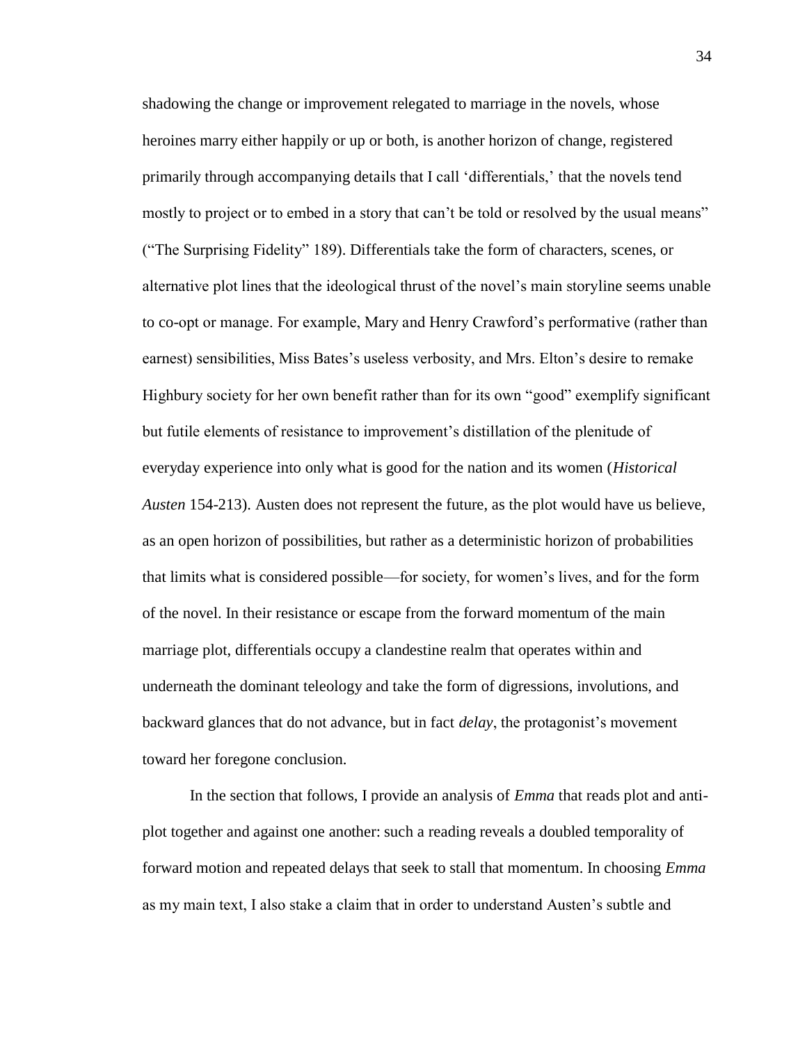shadowing the change or improvement relegated to marriage in the novels, whose heroines marry either happily or up or both, is another horizon of change, registered primarily through accompanying details that I call 'differentials,' that the novels tend mostly to project or to embed in a story that can't be told or resolved by the usual means" ("The Surprising Fidelity" 189). Differentials take the form of characters, scenes, or alternative plot lines that the ideological thrust of the novel's main storyline seems unable to co-opt or manage. For example, Mary and Henry Crawford's performative (rather than earnest) sensibilities, Miss Bates's useless verbosity, and Mrs. Elton's desire to remake Highbury society for her own benefit rather than for its own "good" exemplify significant but futile elements of resistance to improvement's distillation of the plenitude of everyday experience into only what is good for the nation and its women (*Historical Austen* 154-213). Austen does not represent the future, as the plot would have us believe, as an open horizon of possibilities, but rather as a deterministic horizon of probabilities that limits what is considered possible—for society, for women's lives, and for the form of the novel. In their resistance or escape from the forward momentum of the main marriage plot, differentials occupy a clandestine realm that operates within and underneath the dominant teleology and take the form of digressions, involutions, and backward glances that do not advance, but in fact *delay*, the protagonist's movement toward her foregone conclusion.

In the section that follows, I provide an analysis of *Emma* that reads plot and anti-plot together and against one another: such a reading reveals a doubled temporality of forward motion and repeated delays that seek to stall that momentum. In choosing *Emma* as my main text, I also stake a claim that in order to understand Austen's subtle and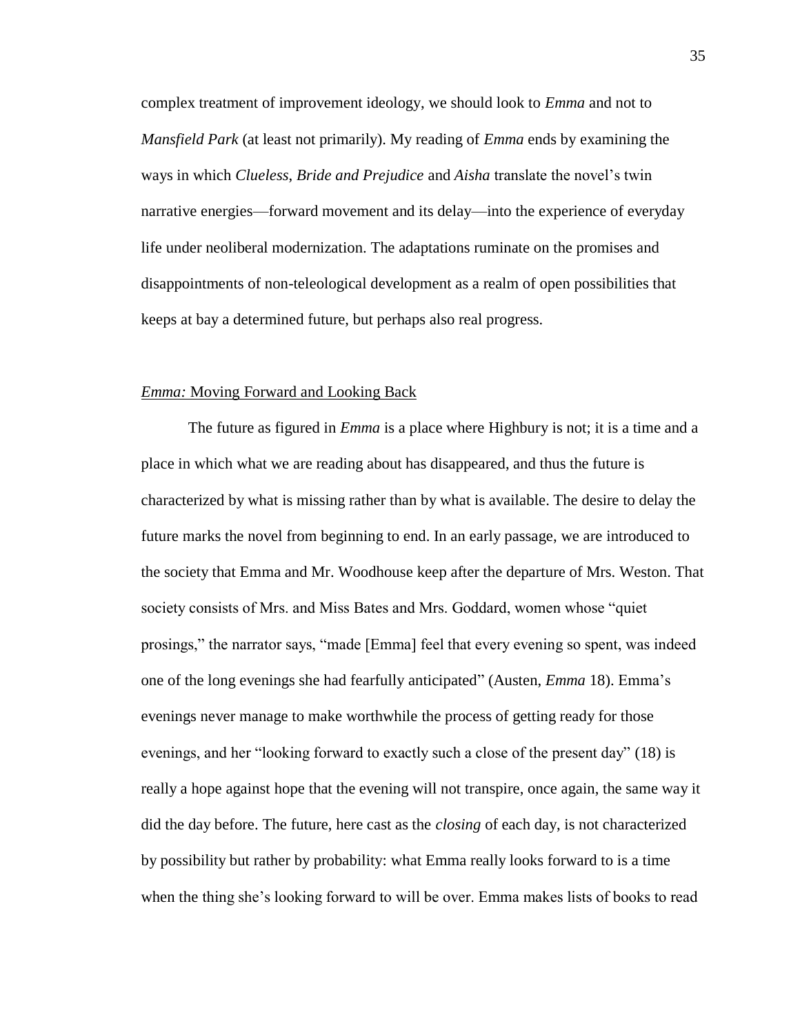complex treatment of improvement ideology, we should look to *Emma* and not to *Mansfield Park* (at least not primarily). My reading of *Emma* ends by examining the ways in which *Clueless*, *Bride and Prejudice* and *Aisha* translate the novel's twin narrative energies—forward movement and its delay—into the experience of everyday life under neoliberal modernization. The adaptations ruminate on the promises and disappointments of non-teleological development as a realm of open possibilities that keeps at bay a determined future, but perhaps also real progress.

### *Emma:* Moving Forward and Looking Back

The future as figured in *Emma* is a place where Highbury is not; it is a time and a place in which what we are reading about has disappeared, and thus the future is characterized by what is missing rather than by what is available. The desire to delay the future marks the novel from beginning to end. In an early passage, we are introduced to the society that Emma and Mr. Woodhouse keep after the departure of Mrs. Weston. That society consists of Mrs. and Miss Bates and Mrs. Goddard, women whose "quiet prosings," the narrator says, "made [Emma] feel that every evening so spent, was indeed one of the long evenings she had fearfully anticipated" (Austen, *Emma* 18). Emma's evenings never manage to make worthwhile the process of getting ready for those evenings, and her "looking forward to exactly such a close of the present day" (18) is really a hope against hope that the evening will not transpire, once again, the same way it did the day before. The future, here cast as the *closing* of each day, is not characterized by possibility but rather by probability: what Emma really looks forward to is a time when the thing she's looking forward to will be over. Emma makes lists of books to read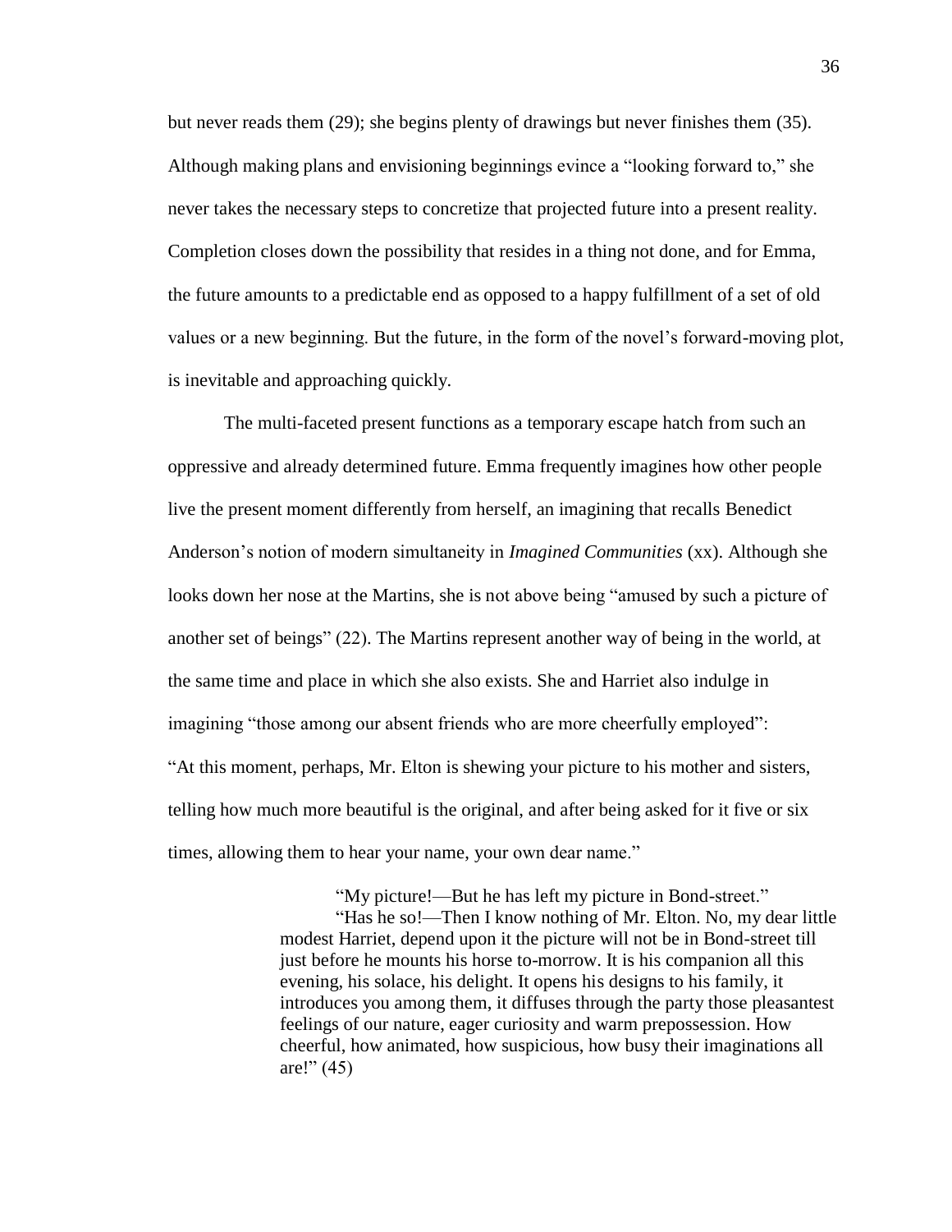but never reads them (29); she begins plenty of drawings but never finishes them (35). Although making plans and envisioning beginnings evince a "looking forward to," she never takes the necessary steps to concretize that projected future into a present reality. Completion closes down the possibility that resides in a thing not done, and for Emma, the future amounts to a predictable end as opposed to a happy fulfillment of a set of old values or a new beginning. But the future, in the form of the novel's forward-moving plot, is inevitable and approaching quickly.

The multi-faceted present functions as a temporary escape hatch from such an oppressive and already determined future. Emma frequently imagines how other people live the present moment differently from herself, an imagining that recalls Benedict Anderson's notion of modern simultaneity in *Imagined Communities* (xx). Although she looks down her nose at the Martins, she is not above being "amused by such a picture of another set of beings" (22). The Martins represent another way of being in the world, at the same time and place in which she also exists. She and Harriet also indulge in imagining "those among our absent friends who are more cheerfully employed": "At this moment, perhaps, Mr. Elton is shewing your picture to his mother and sisters, telling how much more beautiful is the original, and after being asked for it five or six times, allowing them to hear your name, your own dear name."

> "My picture!—But he has left my picture in Bond-street."
>
> "Has he so!—Then I know nothing of Mr. Elton. No, my dear little modest Harriet, depend upon it the picture will not be in Bond-street till just before he mounts his horse to-morrow. It is his companion all this evening, his solace, his delight. It opens his designs to his family, it introduces you among them, it diffuses through the party those pleasantest feelings of our nature, eager curiosity and warm prepossession. How cheerful, how animated, how suspicious, how busy their imaginations all are!" (45)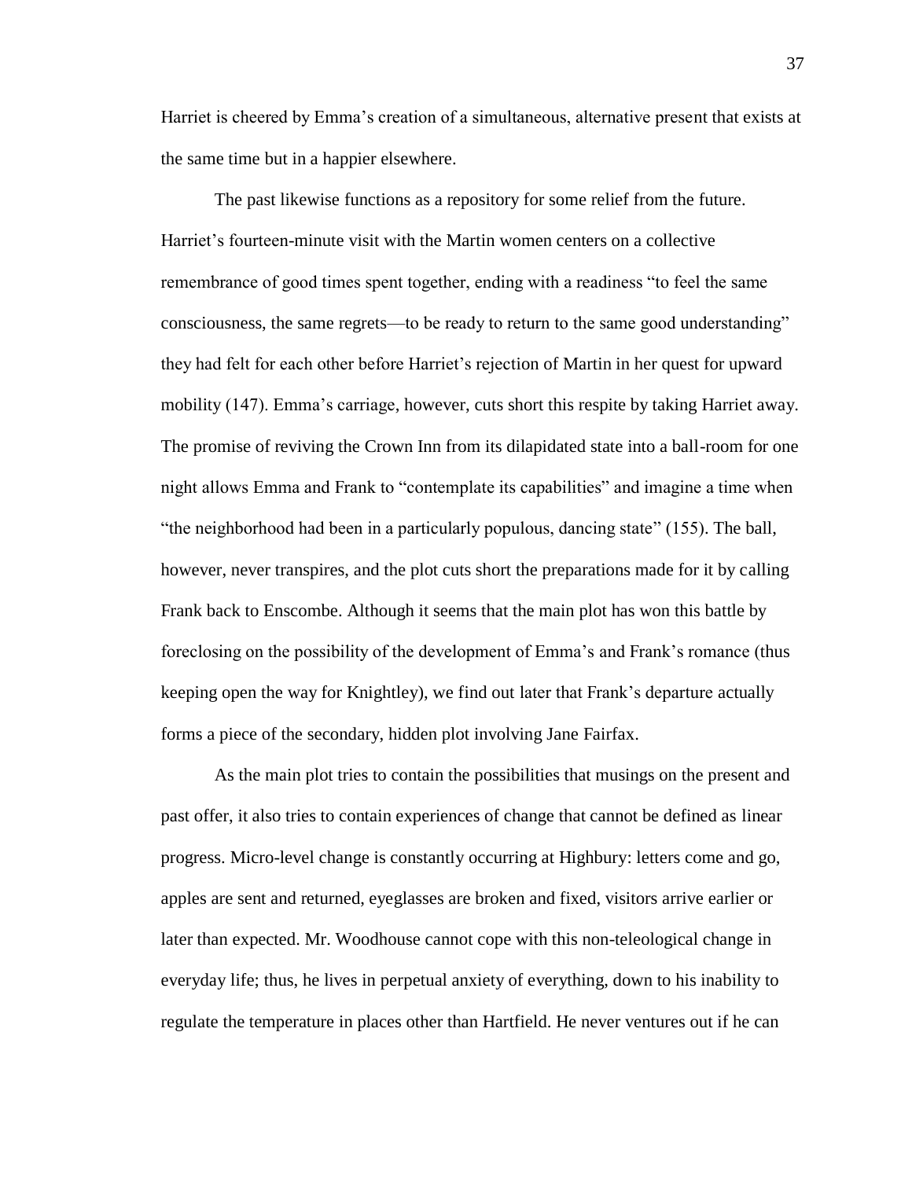Harriet is cheered by Emma's creation of a simultaneous, alternative present that exists at the same time but in a happier elsewhere.

The past likewise functions as a repository for some relief from the future. Harriet's fourteen-minute visit with the Martin women centers on a collective remembrance of good times spent together, ending with a readiness "to feel the same consciousness, the same regrets—to be ready to return to the same good understanding" they had felt for each other before Harriet's rejection of Martin in her quest for upward mobility (147). Emma's carriage, however, cuts short this respite by taking Harriet away. The promise of reviving the Crown Inn from its dilapidated state into a ball-room for one night allows Emma and Frank to "contemplate its capabilities" and imagine a time when "the neighborhood had been in a particularly populous, dancing state" (155). The ball, however, never transpires, and the plot cuts short the preparations made for it by calling Frank back to Enscombe. Although it seems that the main plot has won this battle by foreclosing on the possibility of the development of Emma's and Frank's romance (thus keeping open the way for Knightley), we find out later that Frank's departure actually forms a piece of the secondary, hidden plot involving Jane Fairfax.

As the main plot tries to contain the possibilities that musings on the present and past offer, it also tries to contain experiences of change that cannot be defined as linear progress. Micro-level change is constantly occurring at Highbury: letters come and go, apples are sent and returned, eyeglasses are broken and fixed, visitors arrive earlier or later than expected. Mr. Woodhouse cannot cope with this non-teleological change in everyday life; thus, he lives in perpetual anxiety of everything, down to his inability to regulate the temperature in places other than Hartfield. He never ventures out if he can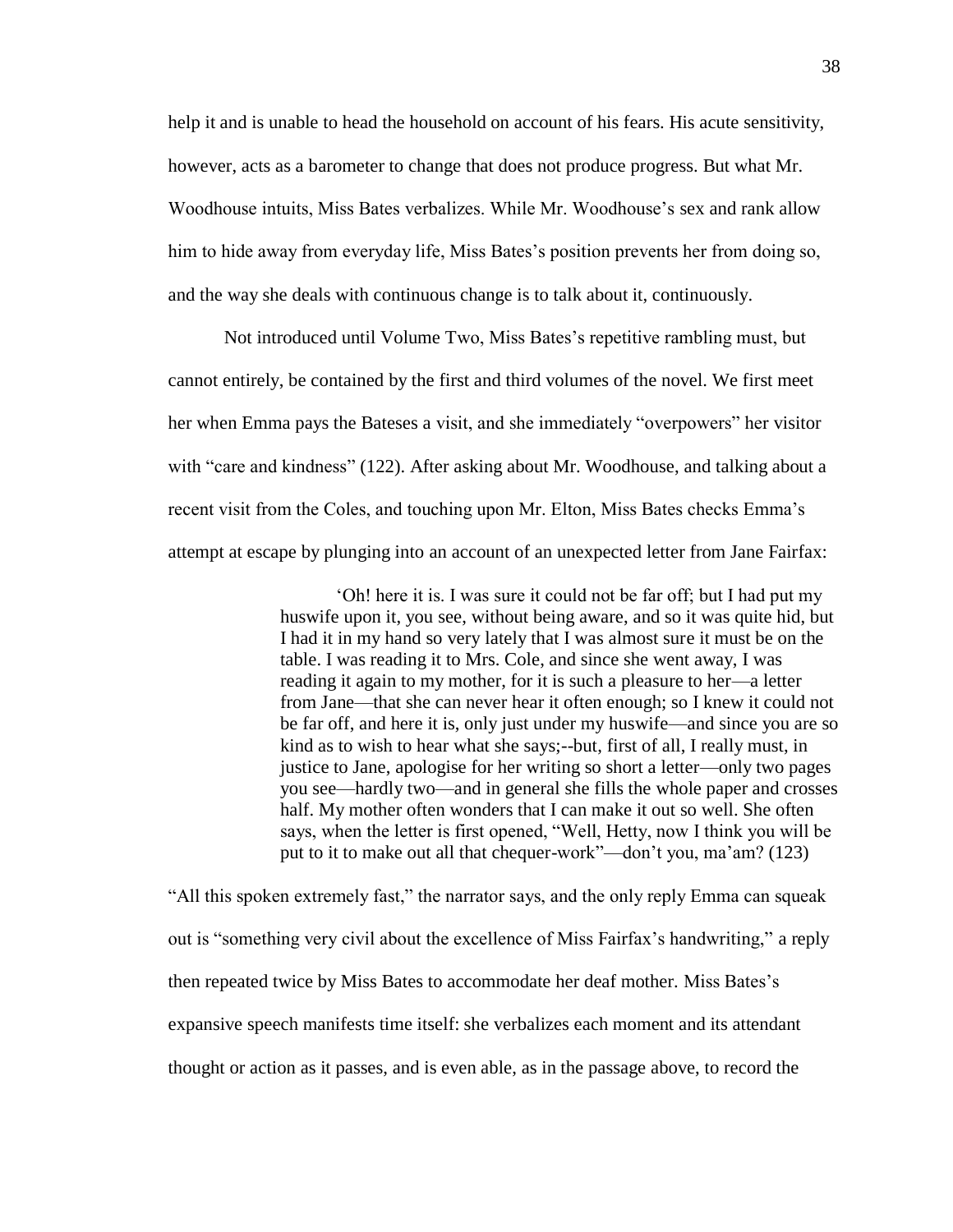help it and is unable to head the household on account of his fears. His acute sensitivity, however, acts as a barometer to change that does not produce progress. But what Mr. Woodhouse intuits, Miss Bates verbalizes. While Mr. Woodhouse's sex and rank allow him to hide away from everyday life, Miss Bates's position prevents her from doing so, and the way she deals with continuous change is to talk about it, continuously.

Not introduced until Volume Two, Miss Bates's repetitive rambling must, but cannot entirely, be contained by the first and third volumes of the novel. We first meet her when Emma pays the Bateses a visit, and she immediately "overpowers" her visitor with "care and kindness" (122). After asking about Mr. Woodhouse, and talking about a recent visit from the Coles, and touching upon Mr. Elton, Miss Bates checks Emma's attempt at escape by plunging into an account of an unexpected letter from Jane Fairfax:

> 'Oh! here it is. I was sure it could not be far off; but I had put my huswife upon it, you see, without being aware, and so it was quite hid, but I had it in my hand so very lately that I was almost sure it must be on the table. I was reading it to Mrs. Cole, and since she went away, I was reading it again to my mother, for it is such a pleasure to her—a letter from Jane—that she can never hear it often enough; so I knew it could not be far off, and here it is, only just under my huswife—and since you are so kind as to wish to hear what she says;--but, first of all, I really must, in justice to Jane, apologise for her writing so short a letter—only two pages you see—hardly two—and in general she fills the whole paper and crosses half. My mother often wonders that I can make it out so well. She often says, when the letter is first opened, "Well, Hetty, now I think you will be put to it to make out all that chequer-work"—don't you, ma'am? (123)

"All this spoken extremely fast," the narrator says, and the only reply Emma can squeak out is "something very civil about the excellence of Miss Fairfax's handwriting," a reply then repeated twice by Miss Bates to accommodate her deaf mother. Miss Bates's expansive speech manifests time itself: she verbalizes each moment and its attendant thought or action as it passes, and is even able, as in the passage above, to record the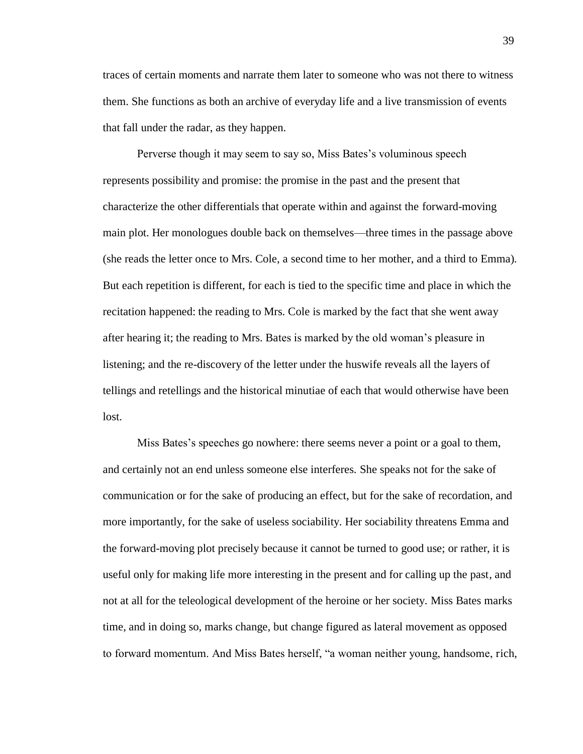traces of certain moments and narrate them later to someone who was not there to witness them. She functions as both an archive of everyday life and a live transmission of events that fall under the radar, as they happen.

Perverse though it may seem to say so, Miss Bates's voluminous speech represents possibility and promise: the promise in the past and the present that characterize the other differentials that operate within and against the forward-moving main plot. Her monologues double back on themselves—three times in the passage above (she reads the letter once to Mrs. Cole, a second time to her mother, and a third to Emma). But each repetition is different, for each is tied to the specific time and place in which the recitation happened: the reading to Mrs. Cole is marked by the fact that she went away after hearing it; the reading to Mrs. Bates is marked by the old woman's pleasure in listening; and the re-discovery of the letter under the huswife reveals all the layers of tellings and retellings and the historical minutiae of each that would otherwise have been lost.

Miss Bates's speeches go nowhere: there seems never a point or a goal to them, and certainly not an end unless someone else interferes. She speaks not for the sake of communication or for the sake of producing an effect, but for the sake of recordation, and more importantly, for the sake of useless sociability. Her sociability threatens Emma and the forward-moving plot precisely because it cannot be turned to good use; or rather, it is useful only for making life more interesting in the present and for calling up the past, and not at all for the teleological development of the heroine or her society. Miss Bates marks time, and in doing so, marks change, but change figured as lateral movement as opposed to forward momentum. And Miss Bates herself, "a woman neither young, handsome, rich,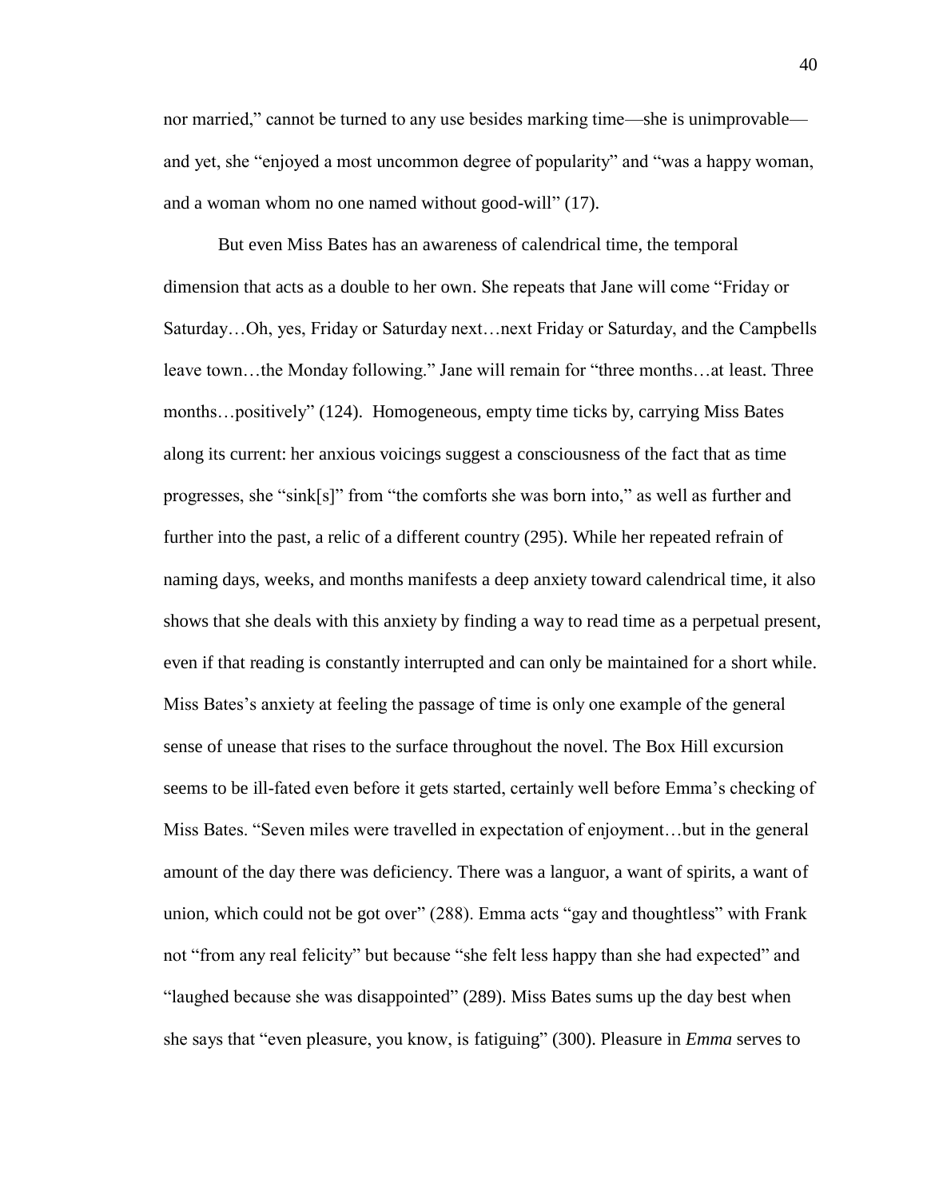nor married," cannot be turned to any use besides marking time—she is unimprovable—and yet, she "enjoyed a most uncommon degree of popularity" and "was a happy woman, and a woman whom no one named without good-will" (17).

But even Miss Bates has an awareness of calendrical time, the temporal dimension that acts as a double to her own. She repeats that Jane will come "Friday or Saturday…Oh, yes, Friday or Saturday next…next Friday or Saturday, and the Campbells leave town…the Monday following." Jane will remain for "three months…at least. Three months…positively" (124). Homogeneous, empty time ticks by, carrying Miss Bates along its current: her anxious voicings suggest a consciousness of the fact that as time progresses, she "sink[s]" from "the comforts she was born into," as well as further and further into the past, a relic of a different country (295). While her repeated refrain of naming days, weeks, and months manifests a deep anxiety toward calendrical time, it also shows that she deals with this anxiety by finding a way to read time as a perpetual present, even if that reading is constantly interrupted and can only be maintained for a short while. Miss Bates's anxiety at feeling the passage of time is only one example of the general sense of unease that rises to the surface throughout the novel. The Box Hill excursion seems to be ill-fated even before it gets started, certainly well before Emma's checking of Miss Bates. "Seven miles were travelled in expectation of enjoyment…but in the general amount of the day there was deficiency. There was a languor, a want of spirits, a want of union, which could not be got over" (288). Emma acts "gay and thoughtless" with Frank not "from any real felicity" but because "she felt less happy than she had expected" and "laughed because she was disappointed" (289). Miss Bates sums up the day best when she says that "even pleasure, you know, is fatiguing" (300). Pleasure in *Emma* serves to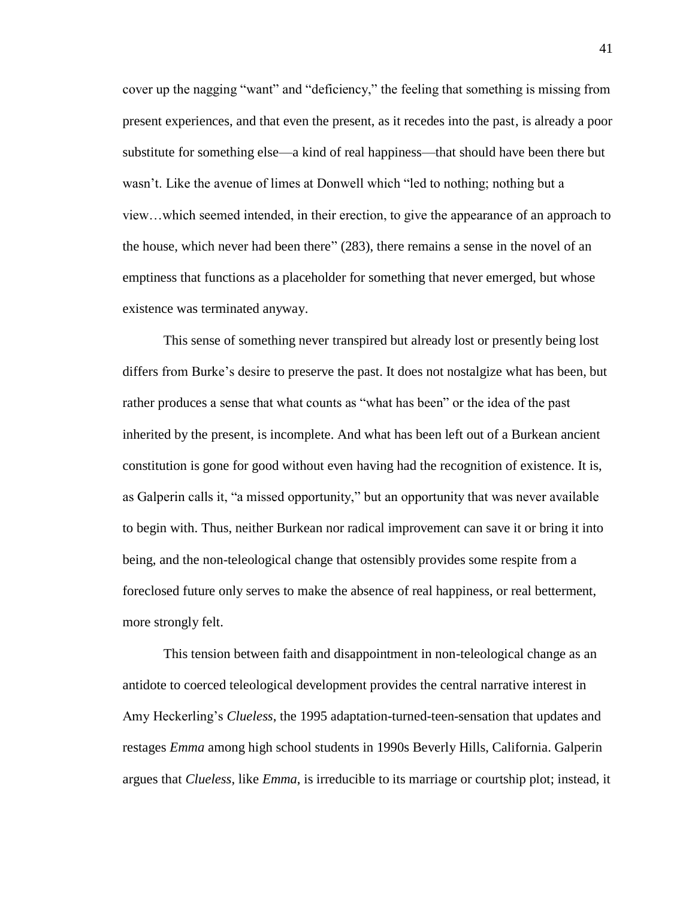cover up the nagging "want" and "deficiency," the feeling that something is missing from present experiences, and that even the present, as it recedes into the past, is already a poor substitute for something else—a kind of real happiness—that should have been there but wasn't. Like the avenue of limes at Donwell which "led to nothing; nothing but a view…which seemed intended, in their erection, to give the appearance of an approach to the house, which never had been there" (283), there remains a sense in the novel of an emptiness that functions as a placeholder for something that never emerged, but whose existence was terminated anyway.

This sense of something never transpired but already lost or presently being lost differs from Burke's desire to preserve the past. It does not nostalgize what has been, but rather produces a sense that what counts as "what has been" or the idea of the past inherited by the present, is incomplete. And what has been left out of a Burkean ancient constitution is gone for good without even having had the recognition of existence. It is, as Galperin calls it, "a missed opportunity," but an opportunity that was never available to begin with. Thus, neither Burkean nor radical improvement can save it or bring it into being, and the non-teleological change that ostensibly provides some respite from a foreclosed future only serves to make the absence of real happiness, or real betterment, more strongly felt.

This tension between faith and disappointment in non-teleological change as an antidote to coerced teleological development provides the central narrative interest in Amy Heckerling's *Clueless*, the 1995 adaptation-turned-teen-sensation that updates and restages *Emma* among high school students in 1990s Beverly Hills, California. Galperin argues that *Clueless*, like *Emma*, is irreducible to its marriage or courtship plot; instead, it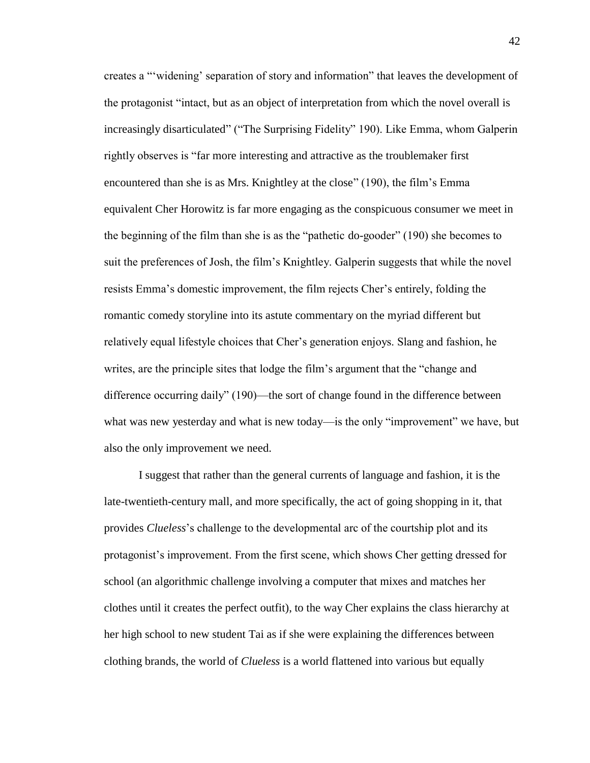creates a "'widening' separation of story and information" that leaves the development of the protagonist "intact, but as an object of interpretation from which the novel overall is increasingly disarticulated" ("The Surprising Fidelity" 190). Like Emma, whom Galperin rightly observes is "far more interesting and attractive as the troublemaker first encountered than she is as Mrs. Knightley at the close" (190), the film's Emma equivalent Cher Horowitz is far more engaging as the conspicuous consumer we meet in the beginning of the film than she is as the "pathetic do-gooder" (190) she becomes to suit the preferences of Josh, the film's Knightley. Galperin suggests that while the novel resists Emma's domestic improvement, the film rejects Cher's entirely, folding the romantic comedy storyline into its astute commentary on the myriad different but relatively equal lifestyle choices that Cher's generation enjoys. Slang and fashion, he writes, are the principle sites that lodge the film's argument that the "change and difference occurring daily" (190)—the sort of change found in the difference between what was new yesterday and what is new today—is the only "improvement" we have, but also the only improvement we need.

I suggest that rather than the general currents of language and fashion, it is the late-twentieth-century mall, and more specifically, the act of going shopping in it, that provides *Clueless*'s challenge to the developmental arc of the courtship plot and its protagonist's improvement. From the first scene, which shows Cher getting dressed for school (an algorithmic challenge involving a computer that mixes and matches her clothes until it creates the perfect outfit), to the way Cher explains the class hierarchy at her high school to new student Tai as if she were explaining the differences between clothing brands, the world of *Clueless* is a world flattened into various but equally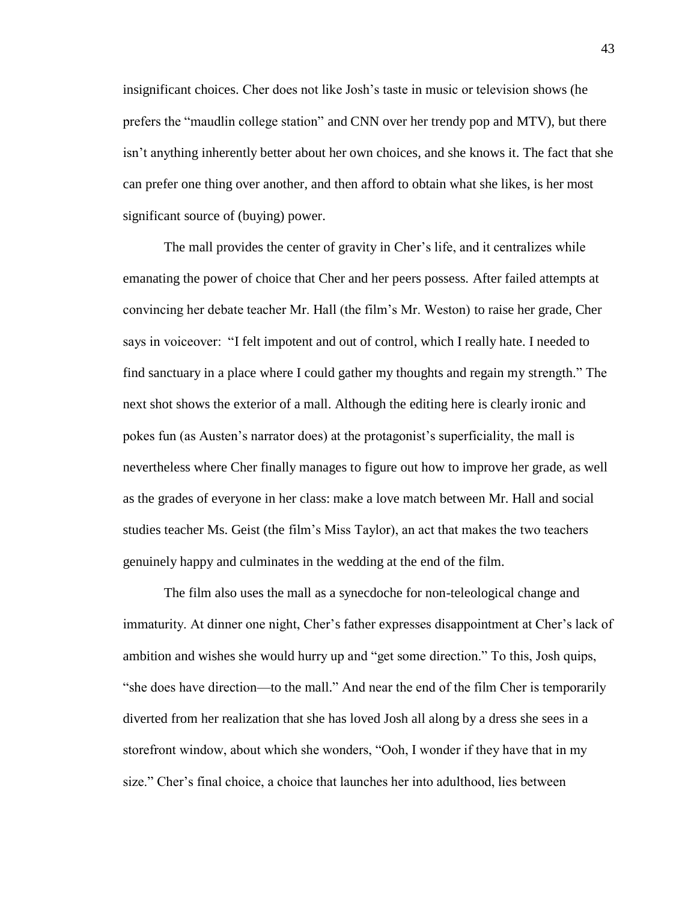insignificant choices. Cher does not like Josh's taste in music or television shows (he prefers the "maudlin college station" and CNN over her trendy pop and MTV), but there isn't anything inherently better about her own choices, and she knows it. The fact that she can prefer one thing over another, and then afford to obtain what she likes, is her most significant source of (buying) power.

The mall provides the center of gravity in Cher's life, and it centralizes while emanating the power of choice that Cher and her peers possess. After failed attempts at convincing her debate teacher Mr. Hall (the film's Mr. Weston) to raise her grade, Cher says in voiceover: "I felt impotent and out of control, which I really hate. I needed to find sanctuary in a place where I could gather my thoughts and regain my strength." The next shot shows the exterior of a mall. Although the editing here is clearly ironic and pokes fun (as Austen's narrator does) at the protagonist's superficiality, the mall is nevertheless where Cher finally manages to figure out how to improve her grade, as well as the grades of everyone in her class: make a love match between Mr. Hall and social studies teacher Ms. Geist (the film's Miss Taylor), an act that makes the two teachers genuinely happy and culminates in the wedding at the end of the film.

The film also uses the mall as a synecdoche for non-teleological change and immaturity. At dinner one night, Cher's father expresses disappointment at Cher's lack of ambition and wishes she would hurry up and "get some direction." To this, Josh quips, "she does have direction—to the mall." And near the end of the film Cher is temporarily diverted from her realization that she has loved Josh all along by a dress she sees in a storefront window, about which she wonders, "Ooh, I wonder if they have that in my size." Cher's final choice, a choice that launches her into adulthood, lies between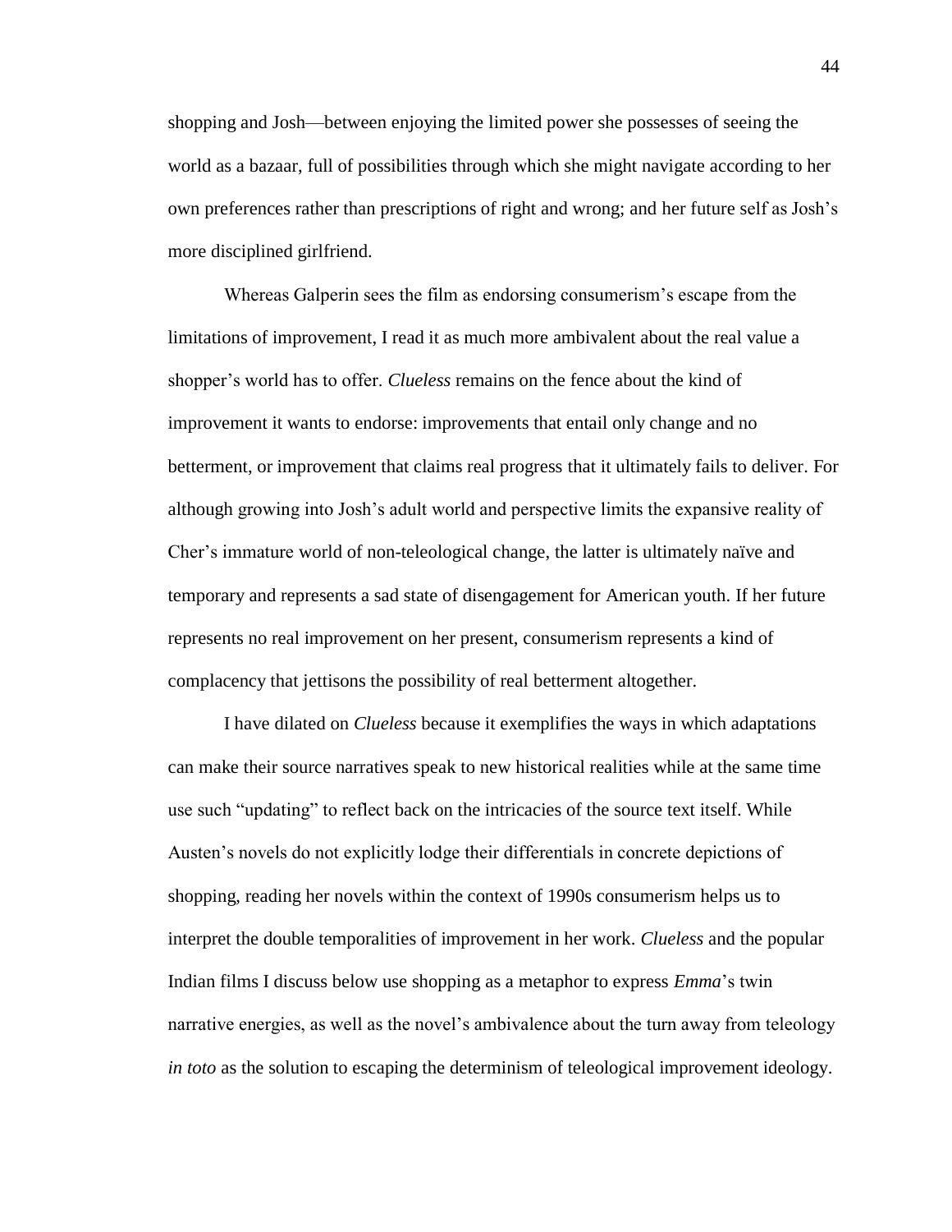shopping and Josh—between enjoying the limited power she possesses of seeing the world as a bazaar, full of possibilities through which she might navigate according to her own preferences rather than prescriptions of right and wrong; and her future self as Josh's more disciplined girlfriend.

Whereas Galperin sees the film as endorsing consumerism's escape from the limitations of improvement, I read it as much more ambivalent about the real value a shopper's world has to offer. *Clueless* remains on the fence about the kind of improvement it wants to endorse: improvements that entail only change and no betterment, or improvement that claims real progress that it ultimately fails to deliver. For although growing into Josh's adult world and perspective limits the expansive reality of Cher's immature world of non-teleological change, the latter is ultimately naïve and temporary and represents a sad state of disengagement for American youth. If her future represents no real improvement on her present, consumerism represents a kind of complacency that jettisons the possibility of real betterment altogether.

I have dilated on *Clueless* because it exemplifies the ways in which adaptations can make their source narratives speak to new historical realities while at the same time use such "updating" to reflect back on the intricacies of the source text itself. While Austen's novels do not explicitly lodge their differentials in concrete depictions of shopping, reading her novels within the context of 1990s consumerism helps us to interpret the double temporalities of improvement in her work. *Clueless* and the popular Indian films I discuss below use shopping as a metaphor to express *Emma*'s twin narrative energies, as well as the novel's ambivalence about the turn away from teleology *in toto* as the solution to escaping the determinism of teleological improvement ideology.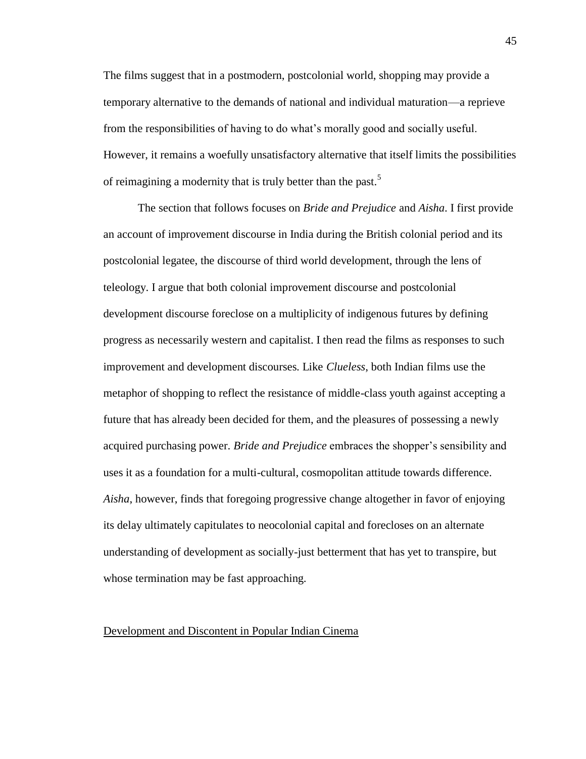The films suggest that in a postmodern, postcolonial world, shopping may provide a temporary alternative to the demands of national and individual maturation—a reprieve from the responsibilities of having to do what's morally good and socially useful. However, it remains a woefully unsatisfactory alternative that itself limits the possibilities of reimagining a modernity that is truly better than the past.[5]

The section that follows focuses on *Bride and Prejudice* and *Aisha*. I first provide an account of improvement discourse in India during the British colonial period and its postcolonial legatee, the discourse of third world development, through the lens of teleology. I argue that both colonial improvement discourse and postcolonial development discourse foreclose on a multiplicity of indigenous futures by defining progress as necessarily western and capitalist. I then read the films as responses to such improvement and development discourses. Like *Clueless*, both Indian films use the metaphor of shopping to reflect the resistance of middle-class youth against accepting a future that has already been decided for them, and the pleasures of possessing a newly acquired purchasing power. *Bride and Prejudice* embraces the shopper's sensibility and uses it as a foundation for a multi-cultural, cosmopolitan attitude towards difference. *Aisha*, however, finds that foregoing progressive change altogether in favor of enjoying its delay ultimately capitulates to neocolonial capital and forecloses on an alternate understanding of development as socially-just betterment that has yet to transpire, but whose termination may be fast approaching.

## Development and Discontent in Popular Indian Cinema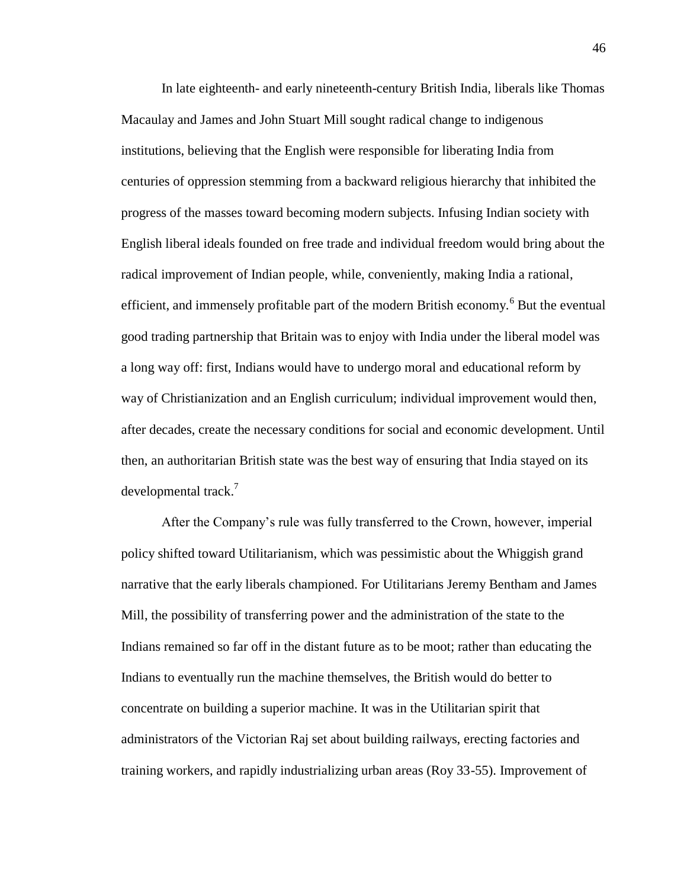In late eighteenth- and early nineteenth-century British India, liberals like Thomas Macaulay and James and John Stuart Mill sought radical change to indigenous institutions, believing that the English were responsible for liberating India from centuries of oppression stemming from a backward religious hierarchy that inhibited the progress of the masses toward becoming modern subjects. Infusing Indian society with English liberal ideals founded on free trade and individual freedom would bring about the radical improvement of Indian people, while, conveniently, making India a rational, efficient, and immensely profitable part of the modern British economy.[6] But the eventual good trading partnership that Britain was to enjoy with India under the liberal model was a long way off: first, Indians would have to undergo moral and educational reform by way of Christianization and an English curriculum; individual improvement would then, after decades, create the necessary conditions for social and economic development. Until then, an authoritarian British state was the best way of ensuring that India stayed on its developmental track.[7]

After the Company's rule was fully transferred to the Crown, however, imperial policy shifted toward Utilitarianism, which was pessimistic about the Whiggish grand narrative that the early liberals championed. For Utilitarians Jeremy Bentham and James Mill, the possibility of transferring power and the administration of the state to the Indians remained so far off in the distant future as to be moot; rather than educating the Indians to eventually run the machine themselves, the British would do better to concentrate on building a superior machine. It was in the Utilitarian spirit that administrators of the Victorian Raj set about building railways, erecting factories and training workers, and rapidly industrializing urban areas (Roy 33-55). Improvement of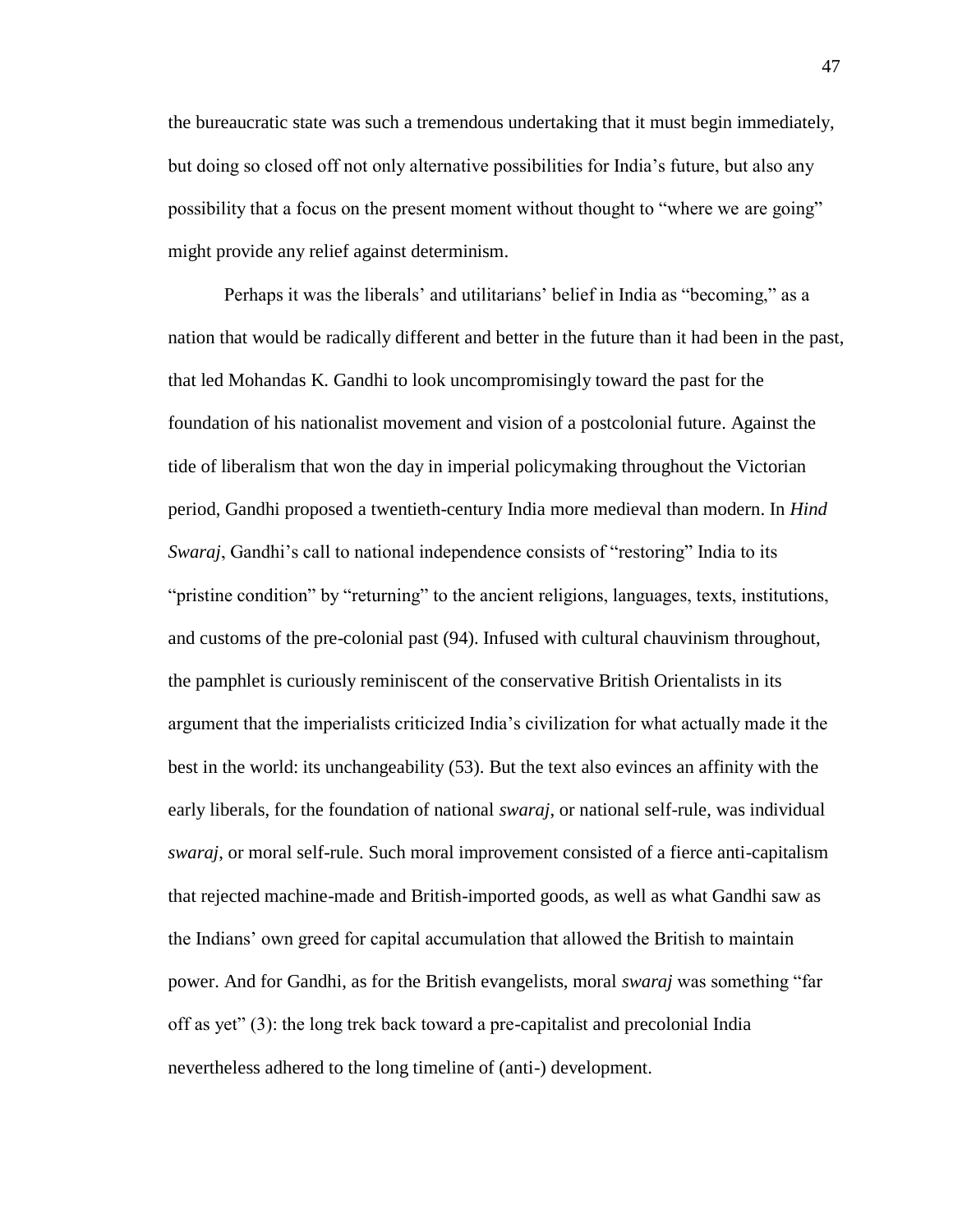the bureaucratic state was such a tremendous undertaking that it must begin immediately, but doing so closed off not only alternative possibilities for India's future, but also any possibility that a focus on the present moment without thought to "where we are going" might provide any relief against determinism.

Perhaps it was the liberals' and utilitarians' belief in India as "becoming," as a nation that would be radically different and better in the future than it had been in the past, that led Mohandas K. Gandhi to look uncompromisingly toward the past for the foundation of his nationalist movement and vision of a postcolonial future. Against the tide of liberalism that won the day in imperial policymaking throughout the Victorian period, Gandhi proposed a twentieth-century India more medieval than modern. In *Hind Swaraj*, Gandhi's call to national independence consists of "restoring" India to its "pristine condition" by "returning" to the ancient religions, languages, texts, institutions, and customs of the pre-colonial past (94). Infused with cultural chauvinism throughout, the pamphlet is curiously reminiscent of the conservative British Orientalists in its argument that the imperialists criticized India's civilization for what actually made it the best in the world: its unchangeability (53). But the text also evinces an affinity with the early liberals, for the foundation of national *swaraj*, or national self-rule, was individual *swaraj*, or moral self-rule. Such moral improvement consisted of a fierce anti-capitalism that rejected machine-made and British-imported goods, as well as what Gandhi saw as the Indians' own greed for capital accumulation that allowed the British to maintain power. And for Gandhi, as for the British evangelists, moral *swaraj* was something "far off as yet" (3): the long trek back toward a pre-capitalist and precolonial India nevertheless adhered to the long timeline of (anti-) development.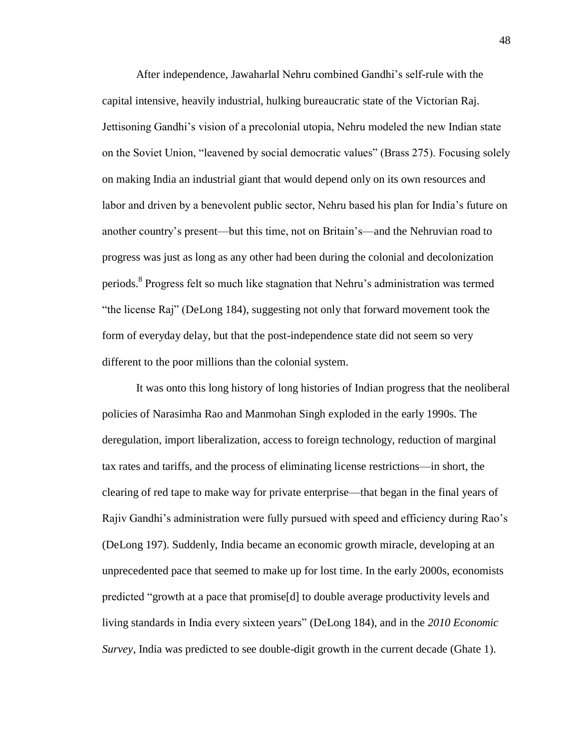After independence, Jawaharlal Nehru combined Gandhi's self-rule with the capital intensive, heavily industrial, hulking bureaucratic state of the Victorian Raj. Jettisoning Gandhi's vision of a precolonial utopia, Nehru modeled the new Indian state on the Soviet Union, "leavened by social democratic values" (Brass 275). Focusing solely on making India an industrial giant that would depend only on its own resources and labor and driven by a benevolent public sector, Nehru based his plan for India's future on another country's present—but this time, not on Britain's—and the Nehruvian road to progress was just as long as any other had been during the colonial and decolonization periods.[8] Progress felt so much like stagnation that Nehru's administration was termed "the license Raj" (DeLong 184), suggesting not only that forward movement took the form of everyday delay, but that the post-independence state did not seem so very different to the poor millions than the colonial system.

It was onto this long history of long histories of Indian progress that the neoliberal policies of Narasimha Rao and Manmohan Singh exploded in the early 1990s. The deregulation, import liberalization, access to foreign technology, reduction of marginal tax rates and tariffs, and the process of eliminating license restrictions—in short, the clearing of red tape to make way for private enterprise—that began in the final years of Rajiv Gandhi's administration were fully pursued with speed and efficiency during Rao's (DeLong 197). Suddenly, India became an economic growth miracle, developing at an unprecedented pace that seemed to make up for lost time. In the early 2000s, economists predicted "growth at a pace that promise[d] to double average productivity levels and living standards in India every sixteen years" (DeLong 184), and in the *2010 Economic Survey*, India was predicted to see double-digit growth in the current decade (Ghate 1).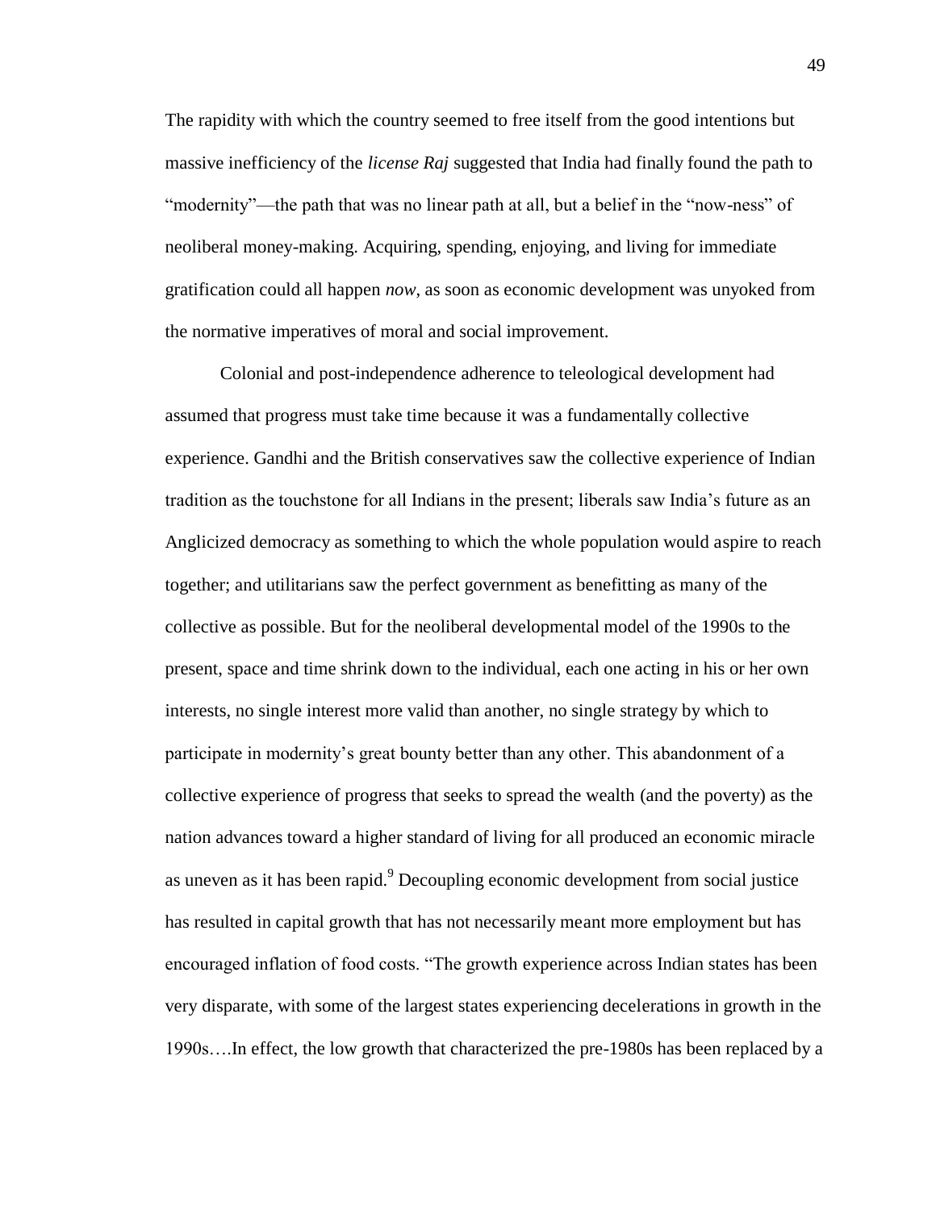The rapidity with which the country seemed to free itself from the good intentions but massive inefficiency of the *license Raj* suggested that India had finally found the path to "modernity"—the path that was no linear path at all, but a belief in the "now-ness" of neoliberal money-making. Acquiring, spending, enjoying, and living for immediate gratification could all happen *now*, as soon as economic development was unyoked from the normative imperatives of moral and social improvement.

Colonial and post-independence adherence to teleological development had assumed that progress must take time because it was a fundamentally collective experience. Gandhi and the British conservatives saw the collective experience of Indian tradition as the touchstone for all Indians in the present; liberals saw India's future as an Anglicized democracy as something to which the whole population would aspire to reach together; and utilitarians saw the perfect government as benefitting as many of the collective as possible. But for the neoliberal developmental model of the 1990s to the present, space and time shrink down to the individual, each one acting in his or her own interests, no single interest more valid than another, no single strategy by which to participate in modernity's great bounty better than any other. This abandonment of a collective experience of progress that seeks to spread the wealth (and the poverty) as the nation advances toward a higher standard of living for all produced an economic miracle as uneven as it has been rapid.[9] Decoupling economic development from social justice has resulted in capital growth that has not necessarily meant more employment but has encouraged inflation of food costs. "The growth experience across Indian states has been very disparate, with some of the largest states experiencing decelerations in growth in the 1990s….In effect, the low growth that characterized the pre-1980s has been replaced by a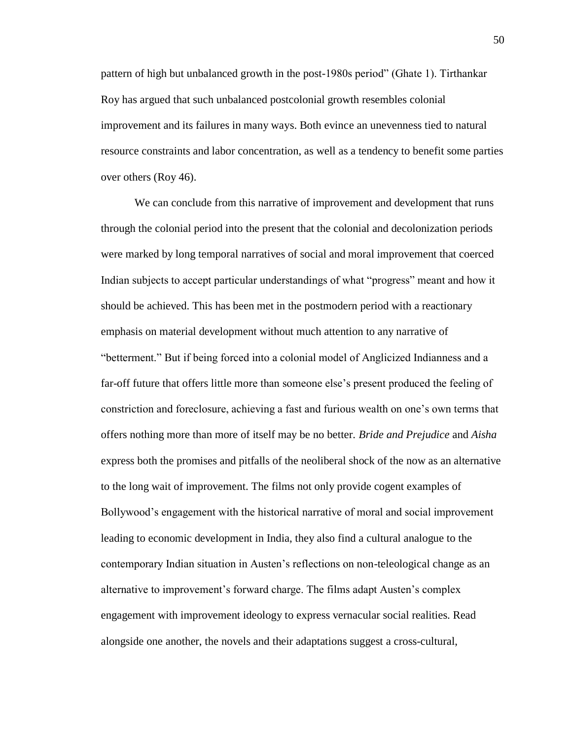pattern of high but unbalanced growth in the post-1980s period" (Ghate 1). Tirthankar Roy has argued that such unbalanced postcolonial growth resembles colonial improvement and its failures in many ways. Both evince an unevenness tied to natural resource constraints and labor concentration, as well as a tendency to benefit some parties over others (Roy 46).

We can conclude from this narrative of improvement and development that runs through the colonial period into the present that the colonial and decolonization periods were marked by long temporal narratives of social and moral improvement that coerced Indian subjects to accept particular understandings of what "progress" meant and how it should be achieved. This has been met in the postmodern period with a reactionary emphasis on material development without much attention to any narrative of "betterment." But if being forced into a colonial model of Anglicized Indianness and a far-off future that offers little more than someone else's present produced the feeling of constriction and foreclosure, achieving a fast and furious wealth on one's own terms that offers nothing more than more of itself may be no better. *Bride and Prejudice* and *Aisha* express both the promises and pitfalls of the neoliberal shock of the now as an alternative to the long wait of improvement. The films not only provide cogent examples of Bollywood's engagement with the historical narrative of moral and social improvement leading to economic development in India, they also find a cultural analogue to the contemporary Indian situation in Austen's reflections on non-teleological change as an alternative to improvement's forward charge. The films adapt Austen's complex engagement with improvement ideology to express vernacular social realities. Read alongside one another, the novels and their adaptations suggest a cross-cultural,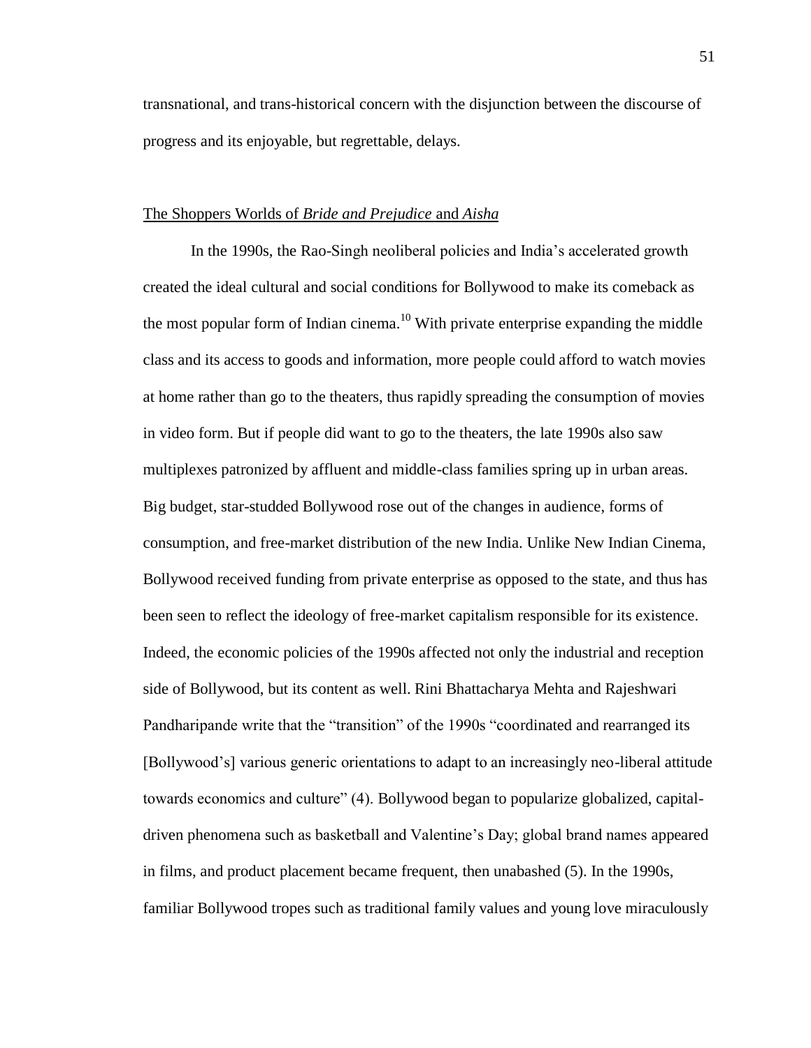transnational, and trans-historical concern with the disjunction between the discourse of progress and its enjoyable, but regrettable, delays.

## The Shoppers Worlds of *Bride and Prejudice* and *Aisha*

In the 1990s, the Rao-Singh neoliberal policies and India's accelerated growth created the ideal cultural and social conditions for Bollywood to make its comeback as the most popular form of Indian cinema.[10] With private enterprise expanding the middle class and its access to goods and information, more people could afford to watch movies at home rather than go to the theaters, thus rapidly spreading the consumption of movies in video form. But if people did want to go to the theaters, the late 1990s also saw multiplexes patronized by affluent and middle-class families spring up in urban areas. Big budget, star-studded Bollywood rose out of the changes in audience, forms of consumption, and free-market distribution of the new India. Unlike New Indian Cinema, Bollywood received funding from private enterprise as opposed to the state, and thus has been seen to reflect the ideology of free-market capitalism responsible for its existence. Indeed, the economic policies of the 1990s affected not only the industrial and reception side of Bollywood, but its content as well. Rini Bhattacharya Mehta and Rajeshwari Pandharipande write that the "transition" of the 1990s "coordinated and rearranged its [Bollywood's] various generic orientations to adapt to an increasingly neo-liberal attitude towards economics and culture" (4). Bollywood began to popularize globalized, capital-driven phenomena such as basketball and Valentine's Day; global brand names appeared in films, and product placement became frequent, then unabashed (5). In the 1990s, familiar Bollywood tropes such as traditional family values and young love miraculously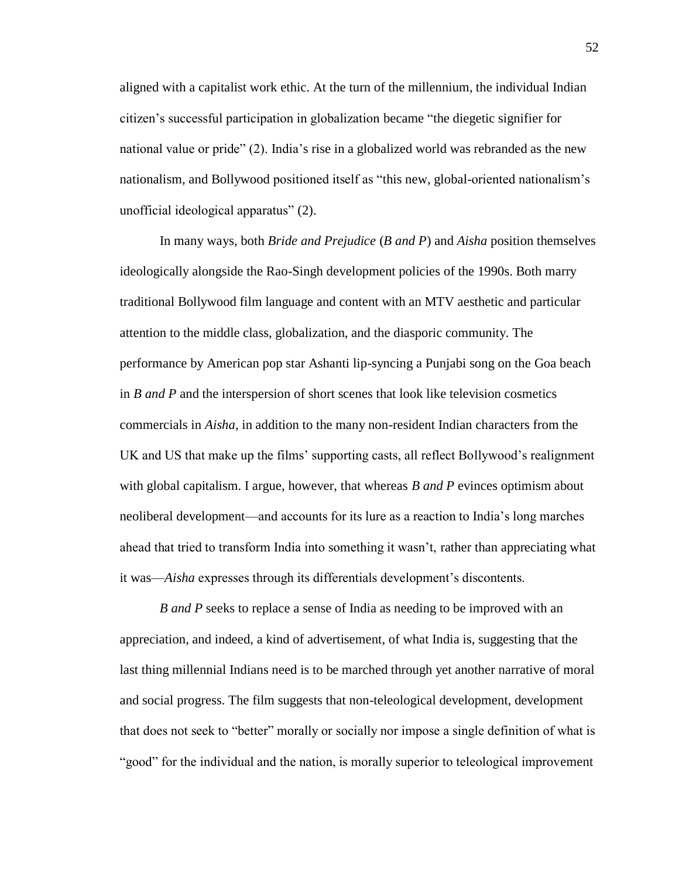aligned with a capitalist work ethic. At the turn of the millennium, the individual Indian citizen's successful participation in globalization became "the diegetic signifier for national value or pride" (2). India's rise in a globalized world was rebranded as the new nationalism, and Bollywood positioned itself as "this new, global-oriented nationalism's unofficial ideological apparatus" (2).

In many ways, both *Bride and Prejudice* (*B and P*) and *Aisha* position themselves ideologically alongside the Rao-Singh development policies of the 1990s. Both marry traditional Bollywood film language and content with an MTV aesthetic and particular attention to the middle class, globalization, and the diasporic community. The performance by American pop star Ashanti lip-syncing a Punjabi song on the Goa beach in *B and P* and the interspersion of short scenes that look like television cosmetics commercials in *Aisha*, in addition to the many non-resident Indian characters from the UK and US that make up the films' supporting casts, all reflect Bollywood's realignment with global capitalism. I argue, however, that whereas *B and P* evinces optimism about neoliberal development—and accounts for its lure as a reaction to India's long marches ahead that tried to transform India into something it wasn't, rather than appreciating what it was—*Aisha* expresses through its differentials development's discontents.

*B and P* seeks to replace a sense of India as needing to be improved with an appreciation, and indeed, a kind of advertisement, of what India is, suggesting that the last thing millennial Indians need is to be marched through yet another narrative of moral and social progress. The film suggests that non-teleological development, development that does not seek to "better" morally or socially nor impose a single definition of what is "good" for the individual and the nation, is morally superior to teleological improvement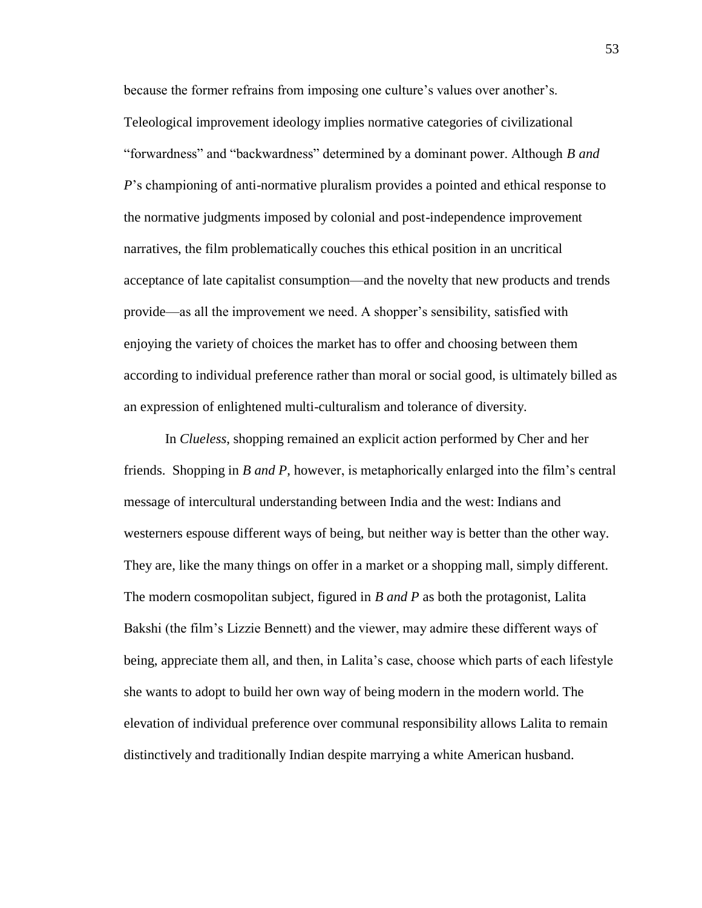because the former refrains from imposing one culture's values over another's. Teleological improvement ideology implies normative categories of civilizational "forwardness" and "backwardness" determined by a dominant power. Although *B and P*'s championing of anti-normative pluralism provides a pointed and ethical response to the normative judgments imposed by colonial and post-independence improvement narratives, the film problematically couches this ethical position in an uncritical acceptance of late capitalist consumption—and the novelty that new products and trends provide—as all the improvement we need. A shopper's sensibility, satisfied with enjoying the variety of choices the market has to offer and choosing between them according to individual preference rather than moral or social good, is ultimately billed as an expression of enlightened multi-culturalism and tolerance of diversity.

In *Clueless*, shopping remained an explicit action performed by Cher and her friends. Shopping in *B and P*, however, is metaphorically enlarged into the film's central message of intercultural understanding between India and the west: Indians and westerners espouse different ways of being, but neither way is better than the other way. They are, like the many things on offer in a market or a shopping mall, simply different. The modern cosmopolitan subject, figured in *B and P* as both the protagonist, Lalita Bakshi (the film's Lizzie Bennett) and the viewer, may admire these different ways of being, appreciate them all, and then, in Lalita's case, choose which parts of each lifestyle she wants to adopt to build her own way of being modern in the modern world. The elevation of individual preference over communal responsibility allows Lalita to remain distinctively and traditionally Indian despite marrying a white American husband.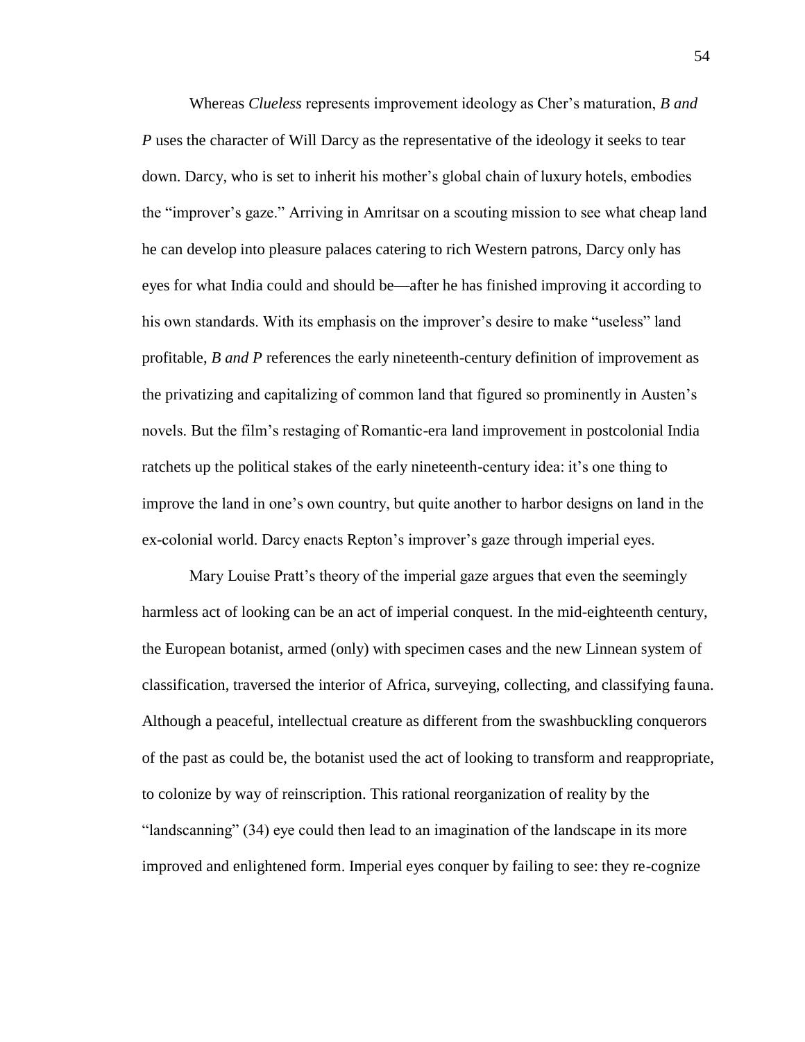Whereas *Clueless* represents improvement ideology as Cher's maturation, *B and P* uses the character of Will Darcy as the representative of the ideology it seeks to tear down. Darcy, who is set to inherit his mother's global chain of luxury hotels, embodies the "improver's gaze." Arriving in Amritsar on a scouting mission to see what cheap land he can develop into pleasure palaces catering to rich Western patrons, Darcy only has eyes for what India could and should be—after he has finished improving it according to his own standards. With its emphasis on the improver's desire to make "useless" land profitable, *B and P* references the early nineteenth-century definition of improvement as the privatizing and capitalizing of common land that figured so prominently in Austen's novels. But the film's restaging of Romantic-era land improvement in postcolonial India ratchets up the political stakes of the early nineteenth-century idea: it's one thing to improve the land in one's own country, but quite another to harbor designs on land in the ex-colonial world. Darcy enacts Repton's improver's gaze through imperial eyes.

Mary Louise Pratt's theory of the imperial gaze argues that even the seemingly harmless act of looking can be an act of imperial conquest. In the mid-eighteenth century, the European botanist, armed (only) with specimen cases and the new Linnean system of classification, traversed the interior of Africa, surveying, collecting, and classifying fauna. Although a peaceful, intellectual creature as different from the swashbuckling conquerors of the past as could be, the botanist used the act of looking to transform and reappropriate, to colonize by way of reinscription. This rational reorganization of reality by the "landscanning" (34) eye could then lead to an imagination of the landscape in its more improved and enlightened form. Imperial eyes conquer by failing to see: they re-cognize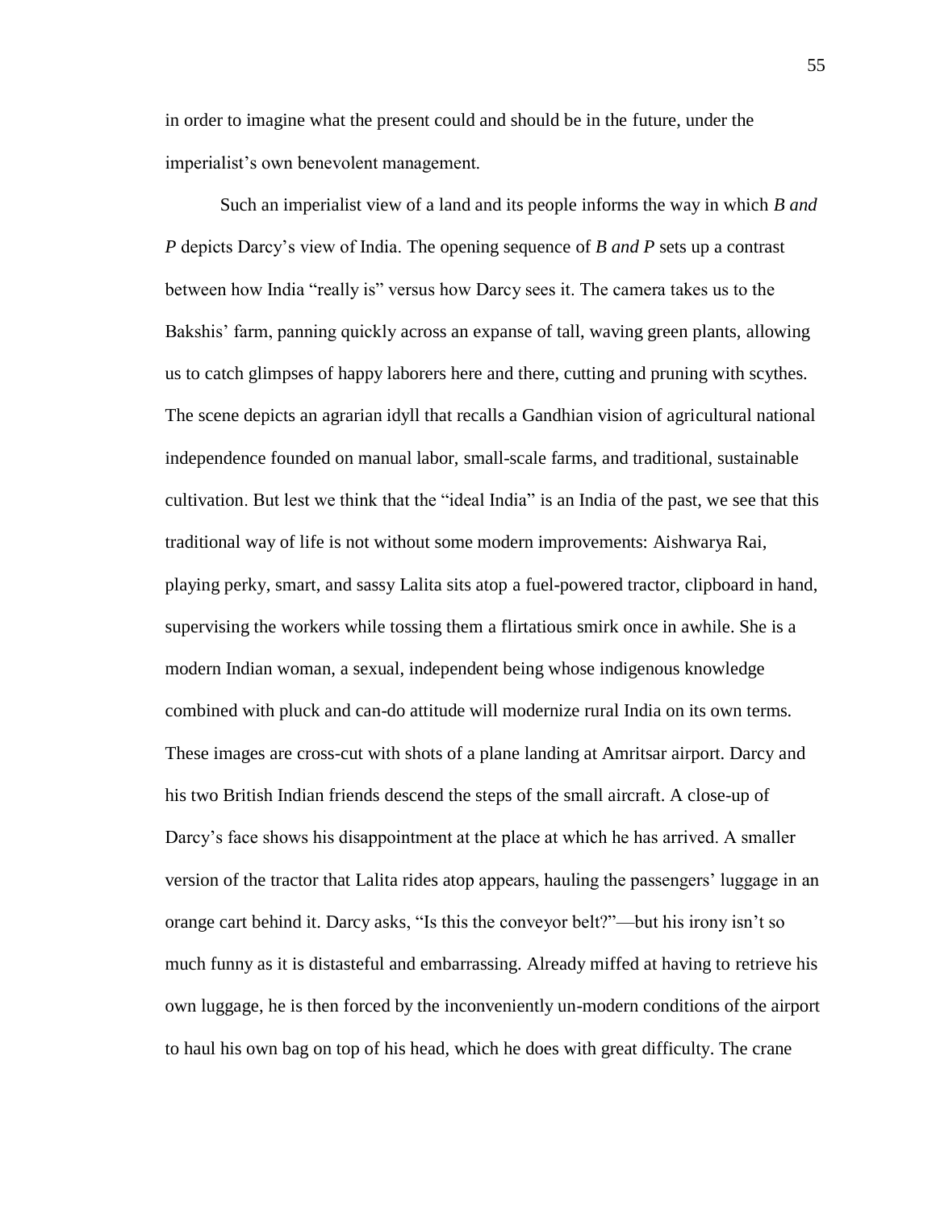in order to imagine what the present could and should be in the future, under the imperialist's own benevolent management.

Such an imperialist view of a land and its people informs the way in which *B and P* depicts Darcy's view of India. The opening sequence of *B and P* sets up a contrast between how India "really is" versus how Darcy sees it. The camera takes us to the Bakshis' farm, panning quickly across an expanse of tall, waving green plants, allowing us to catch glimpses of happy laborers here and there, cutting and pruning with scythes. The scene depicts an agrarian idyll that recalls a Gandhian vision of agricultural national independence founded on manual labor, small-scale farms, and traditional, sustainable cultivation. But lest we think that the "ideal India" is an India of the past, we see that this traditional way of life is not without some modern improvements: Aishwarya Rai, playing perky, smart, and sassy Lalita sits atop a fuel-powered tractor, clipboard in hand, supervising the workers while tossing them a flirtatious smirk once in awhile. She is a modern Indian woman, a sexual, independent being whose indigenous knowledge combined with pluck and can-do attitude will modernize rural India on its own terms. These images are cross-cut with shots of a plane landing at Amritsar airport. Darcy and his two British Indian friends descend the steps of the small aircraft. A close-up of Darcy's face shows his disappointment at the place at which he has arrived. A smaller version of the tractor that Lalita rides atop appears, hauling the passengers' luggage in an orange cart behind it. Darcy asks, "Is this the conveyor belt?"—but his irony isn't so much funny as it is distasteful and embarrassing. Already miffed at having to retrieve his own luggage, he is then forced by the inconveniently un-modern conditions of the airport to haul his own bag on top of his head, which he does with great difficulty. The crane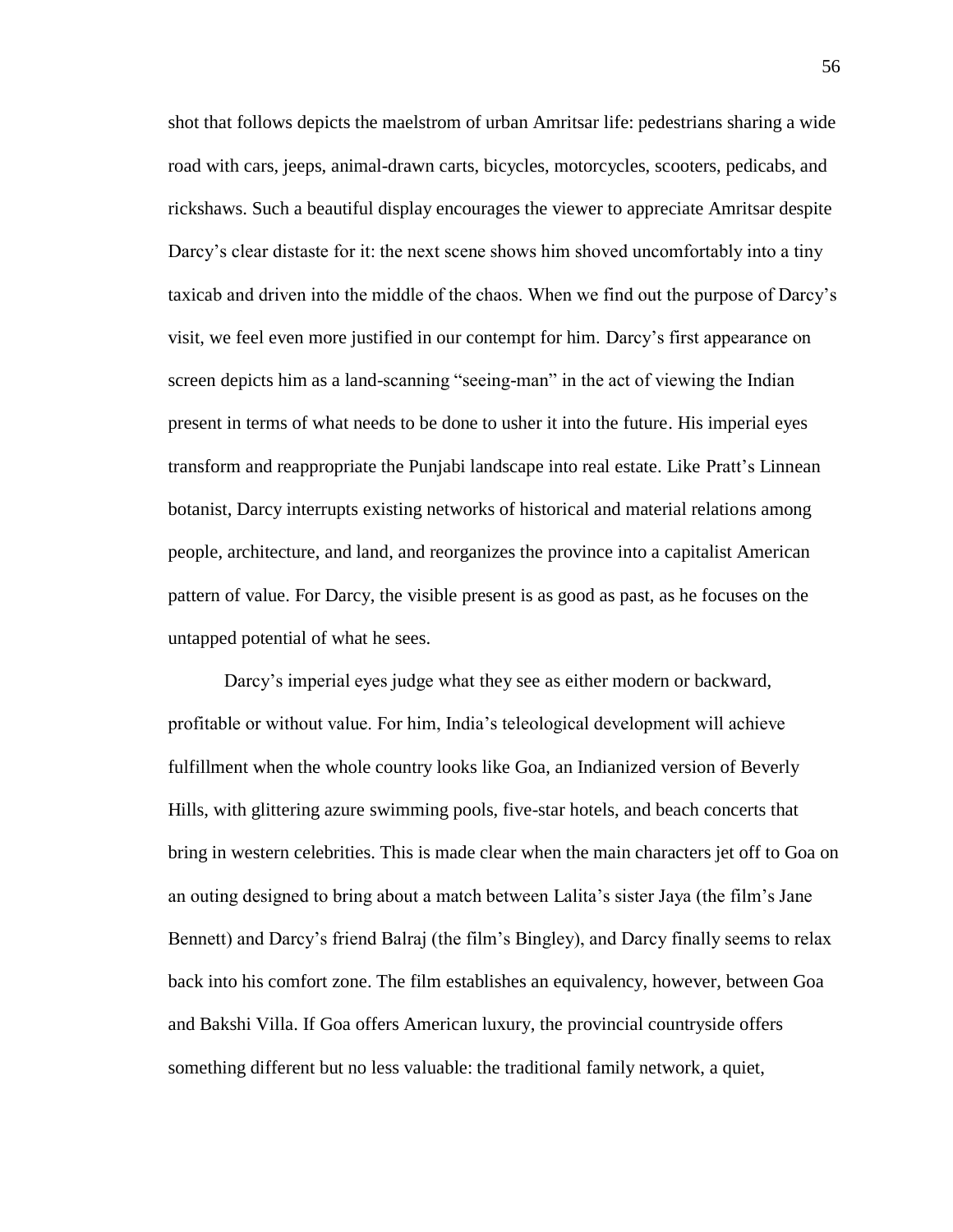shot that follows depicts the maelstrom of urban Amritsar life: pedestrians sharing a wide road with cars, jeeps, animal-drawn carts, bicycles, motorcycles, scooters, pedicabs, and rickshaws. Such a beautiful display encourages the viewer to appreciate Amritsar despite Darcy's clear distaste for it: the next scene shows him shoved uncomfortably into a tiny taxicab and driven into the middle of the chaos. When we find out the purpose of Darcy's visit, we feel even more justified in our contempt for him. Darcy's first appearance on screen depicts him as a land-scanning "seeing-man" in the act of viewing the Indian present in terms of what needs to be done to usher it into the future. His imperial eyes transform and reappropriate the Punjabi landscape into real estate. Like Pratt's Linnean botanist, Darcy interrupts existing networks of historical and material relations among people, architecture, and land, and reorganizes the province into a capitalist American pattern of value. For Darcy, the visible present is as good as past, as he focuses on the untapped potential of what he sees.

Darcy's imperial eyes judge what they see as either modern or backward, profitable or without value. For him, India's teleological development will achieve fulfillment when the whole country looks like Goa, an Indianized version of Beverly Hills, with glittering azure swimming pools, five-star hotels, and beach concerts that bring in western celebrities. This is made clear when the main characters jet off to Goa on an outing designed to bring about a match between Lalita's sister Jaya (the film's Jane Bennett) and Darcy's friend Balraj (the film's Bingley), and Darcy finally seems to relax back into his comfort zone. The film establishes an equivalency, however, between Goa and Bakshi Villa. If Goa offers American luxury, the provincial countryside offers something different but no less valuable: the traditional family network, a quiet,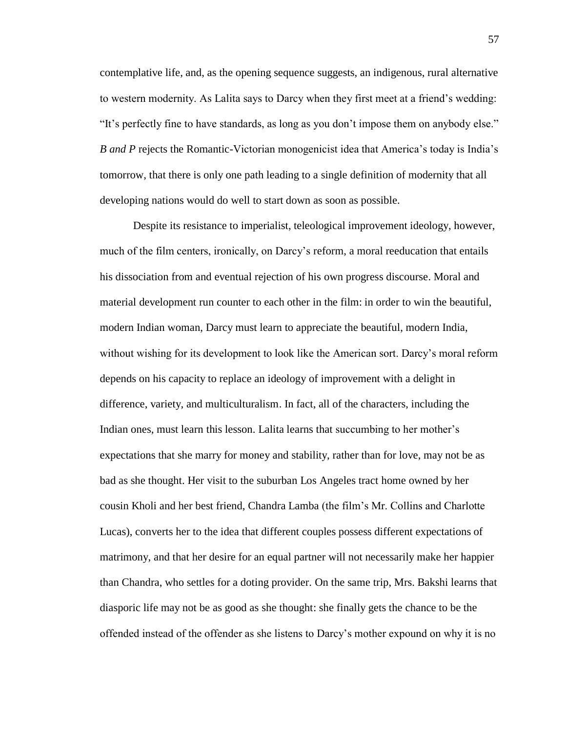contemplative life, and, as the opening sequence suggests, an indigenous, rural alternative to western modernity. As Lalita says to Darcy when they first meet at a friend's wedding: "It's perfectly fine to have standards, as long as you don't impose them on anybody else." *B and P* rejects the Romantic-Victorian monogenicist idea that America's today is India's tomorrow, that there is only one path leading to a single definition of modernity that all developing nations would do well to start down as soon as possible.

Despite its resistance to imperialist, teleological improvement ideology, however, much of the film centers, ironically, on Darcy's reform, a moral reeducation that entails his dissociation from and eventual rejection of his own progress discourse. Moral and material development run counter to each other in the film: in order to win the beautiful, modern Indian woman, Darcy must learn to appreciate the beautiful, modern India, without wishing for its development to look like the American sort. Darcy's moral reform depends on his capacity to replace an ideology of improvement with a delight in difference, variety, and multiculturalism. In fact, all of the characters, including the Indian ones, must learn this lesson. Lalita learns that succumbing to her mother's expectations that she marry for money and stability, rather than for love, may not be as bad as she thought. Her visit to the suburban Los Angeles tract home owned by her cousin Kholi and her best friend, Chandra Lamba (the film's Mr. Collins and Charlotte Lucas), converts her to the idea that different couples possess different expectations of matrimony, and that her desire for an equal partner will not necessarily make her happier than Chandra, who settles for a doting provider. On the same trip, Mrs. Bakshi learns that diasporic life may not be as good as she thought: she finally gets the chance to be the offended instead of the offender as she listens to Darcy's mother expound on why it is no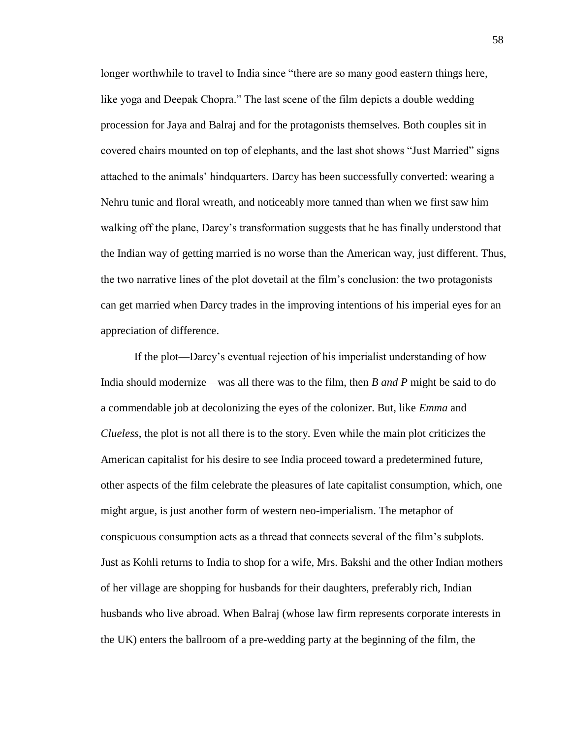longer worthwhile to travel to India since "there are so many good eastern things here, like yoga and Deepak Chopra." The last scene of the film depicts a double wedding procession for Jaya and Balraj and for the protagonists themselves. Both couples sit in covered chairs mounted on top of elephants, and the last shot shows "Just Married" signs attached to the animals' hindquarters. Darcy has been successfully converted: wearing a Nehru tunic and floral wreath, and noticeably more tanned than when we first saw him walking off the plane, Darcy's transformation suggests that he has finally understood that the Indian way of getting married is no worse than the American way, just different. Thus, the two narrative lines of the plot dovetail at the film's conclusion: the two protagonists can get married when Darcy trades in the improving intentions of his imperial eyes for an appreciation of difference.

If the plot—Darcy's eventual rejection of his imperialist understanding of how India should modernize—was all there was to the film, then *B and P* might be said to do a commendable job at decolonizing the eyes of the colonizer. But, like *Emma* and *Clueless*, the plot is not all there is to the story. Even while the main plot criticizes the American capitalist for his desire to see India proceed toward a predetermined future, other aspects of the film celebrate the pleasures of late capitalist consumption, which, one might argue, is just another form of western neo-imperialism. The metaphor of conspicuous consumption acts as a thread that connects several of the film's subplots. Just as Kohli returns to India to shop for a wife, Mrs. Bakshi and the other Indian mothers of her village are shopping for husbands for their daughters, preferably rich, Indian husbands who live abroad. When Balraj (whose law firm represents corporate interests in the UK) enters the ballroom of a pre-wedding party at the beginning of the film, the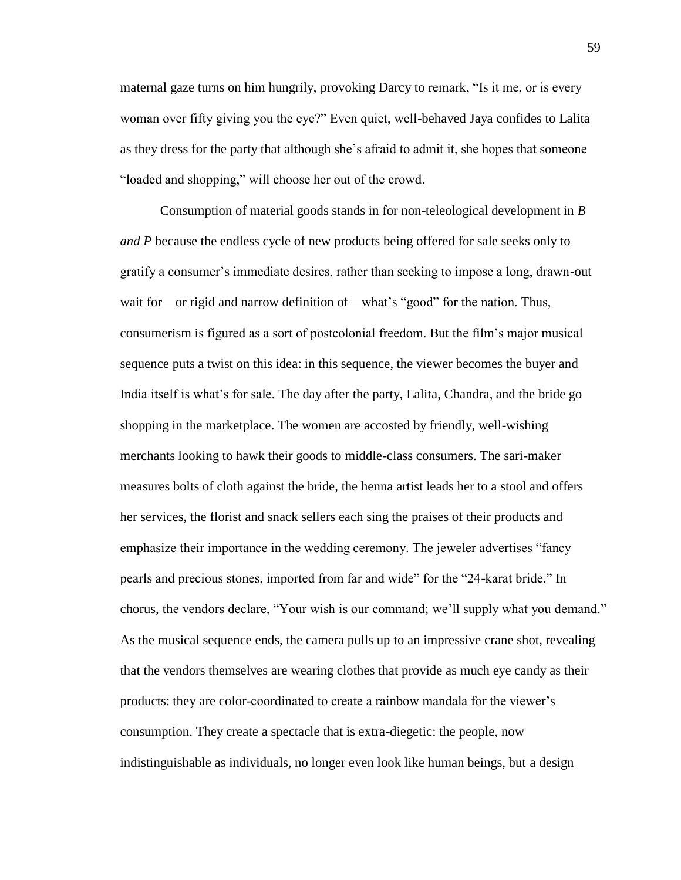maternal gaze turns on him hungrily, provoking Darcy to remark, "Is it me, or is every woman over fifty giving you the eye?" Even quiet, well-behaved Jaya confides to Lalita as they dress for the party that although she's afraid to admit it, she hopes that someone "loaded and shopping," will choose her out of the crowd.

Consumption of material goods stands in for non-teleological development in *B and P* because the endless cycle of new products being offered for sale seeks only to gratify a consumer's immediate desires, rather than seeking to impose a long, drawn-out wait for—or rigid and narrow definition of—what's "good" for the nation. Thus, consumerism is figured as a sort of postcolonial freedom. But the film's major musical sequence puts a twist on this idea: in this sequence, the viewer becomes the buyer and India itself is what's for sale. The day after the party, Lalita, Chandra, and the bride go shopping in the marketplace. The women are accosted by friendly, well-wishing merchants looking to hawk their goods to middle-class consumers. The sari-maker measures bolts of cloth against the bride, the henna artist leads her to a stool and offers her services, the florist and snack sellers each sing the praises of their products and emphasize their importance in the wedding ceremony. The jeweler advertises "fancy pearls and precious stones, imported from far and wide" for the "24-karat bride." In chorus, the vendors declare, "Your wish is our command; we'll supply what you demand." As the musical sequence ends, the camera pulls up to an impressive crane shot, revealing that the vendors themselves are wearing clothes that provide as much eye candy as their products: they are color-coordinated to create a rainbow mandala for the viewer's consumption. They create a spectacle that is extra-diegetic: the people, now indistinguishable as individuals, no longer even look like human beings, but a design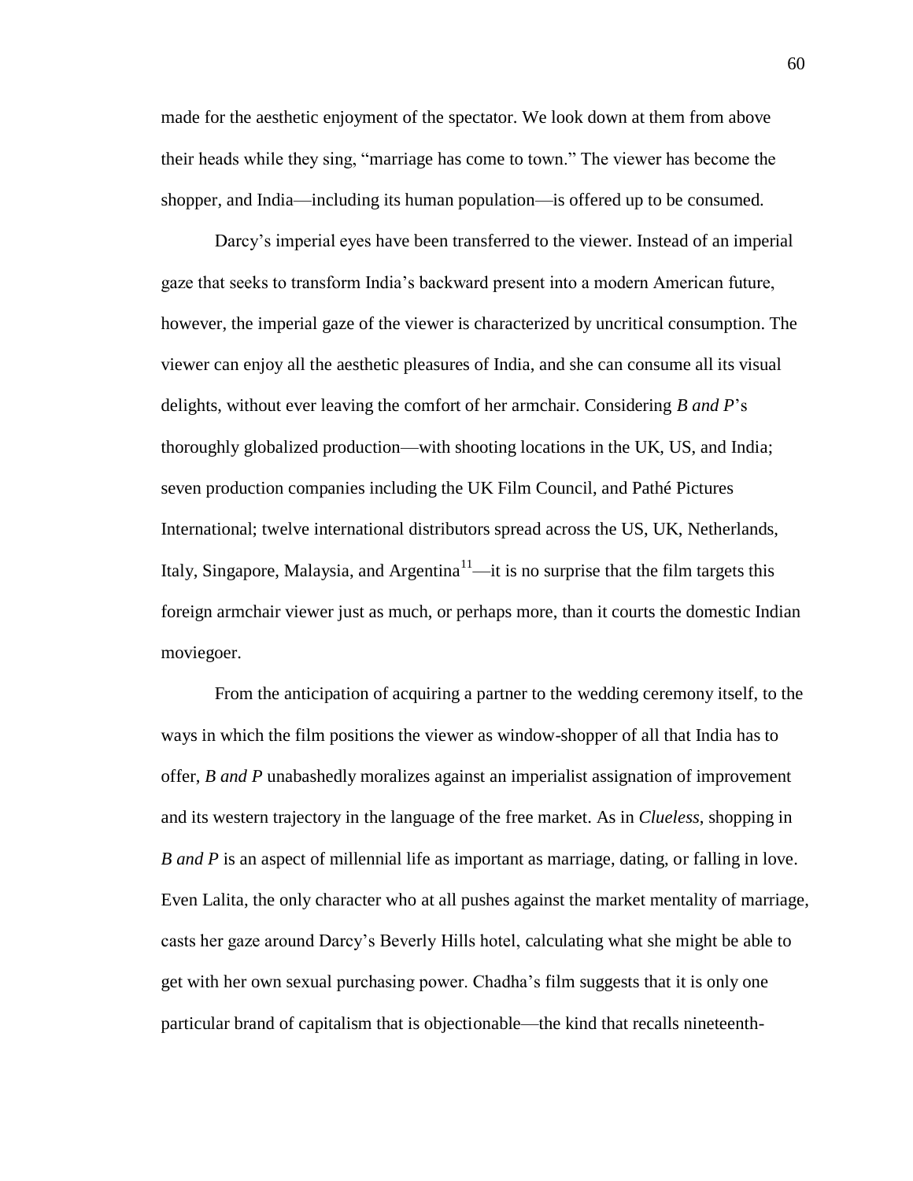made for the aesthetic enjoyment of the spectator. We look down at them from above their heads while they sing, "marriage has come to town." The viewer has become the shopper, and India—including its human population—is offered up to be consumed.

Darcy's imperial eyes have been transferred to the viewer. Instead of an imperial gaze that seeks to transform India's backward present into a modern American future, however, the imperial gaze of the viewer is characterized by uncritical consumption. The viewer can enjoy all the aesthetic pleasures of India, and she can consume all its visual delights, without ever leaving the comfort of her armchair. Considering *B and P*'s thoroughly globalized production—with shooting locations in the UK, US, and India; seven production companies including the UK Film Council, and Pathé Pictures International; twelve international distributors spread across the US, UK, Netherlands, Italy, Singapore, Malaysia, and Argentina[11]—it is no surprise that the film targets this foreign armchair viewer just as much, or perhaps more, than it courts the domestic Indian moviegoer.

From the anticipation of acquiring a partner to the wedding ceremony itself, to the ways in which the film positions the viewer as window-shopper of all that India has to offer, *B and P* unabashedly moralizes against an imperialist assignation of improvement and its western trajectory in the language of the free market. As in *Clueless*, shopping in *B and P* is an aspect of millennial life as important as marriage, dating, or falling in love. Even Lalita, the only character who at all pushes against the market mentality of marriage, casts her gaze around Darcy's Beverly Hills hotel, calculating what she might be able to get with her own sexual purchasing power. Chadha's film suggests that it is only one particular brand of capitalism that is objectionable—the kind that recalls nineteenth-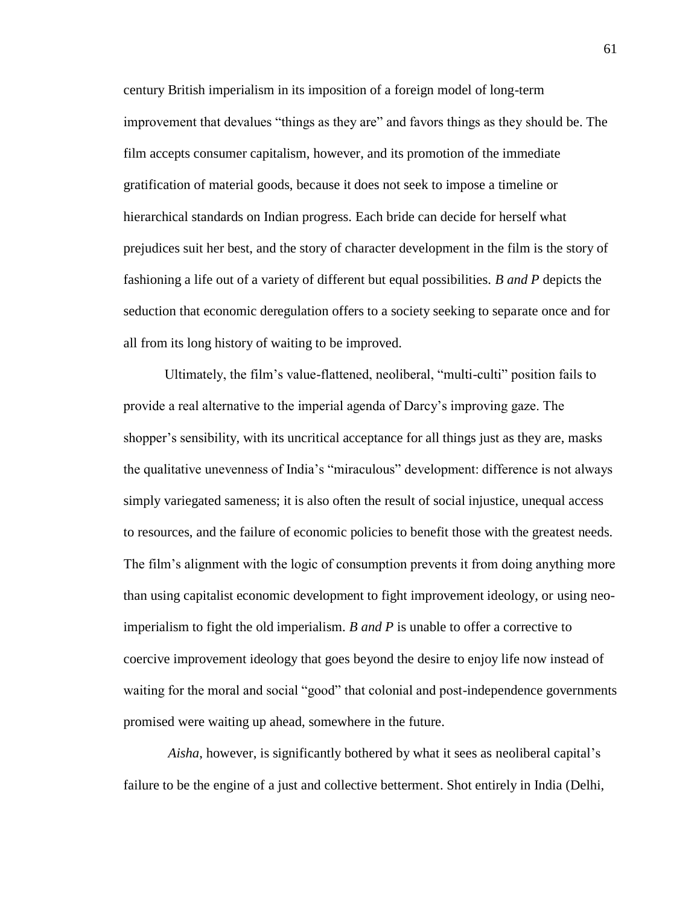century British imperialism in its imposition of a foreign model of long-term improvement that devalues "things as they are" and favors things as they should be. The film accepts consumer capitalism, however, and its promotion of the immediate gratification of material goods, because it does not seek to impose a timeline or hierarchical standards on Indian progress. Each bride can decide for herself what prejudices suit her best, and the story of character development in the film is the story of fashioning a life out of a variety of different but equal possibilities. *B and P* depicts the seduction that economic deregulation offers to a society seeking to separate once and for all from its long history of waiting to be improved.

Ultimately, the film's value-flattened, neoliberal, "multi-culti" position fails to provide a real alternative to the imperial agenda of Darcy's improving gaze. The shopper's sensibility, with its uncritical acceptance for all things just as they are, masks the qualitative unevenness of India's "miraculous" development: difference is not always simply variegated sameness; it is also often the result of social injustice, unequal access to resources, and the failure of economic policies to benefit those with the greatest needs. The film's alignment with the logic of consumption prevents it from doing anything more than using capitalist economic development to fight improvement ideology, or using neo-imperialism to fight the old imperialism. *B and P* is unable to offer a corrective to coercive improvement ideology that goes beyond the desire to enjoy life now instead of waiting for the moral and social "good" that colonial and post-independence governments promised were waiting up ahead, somewhere in the future.

*Aisha*, however, is significantly bothered by what it sees as neoliberal capital's failure to be the engine of a just and collective betterment. Shot entirely in India (Delhi,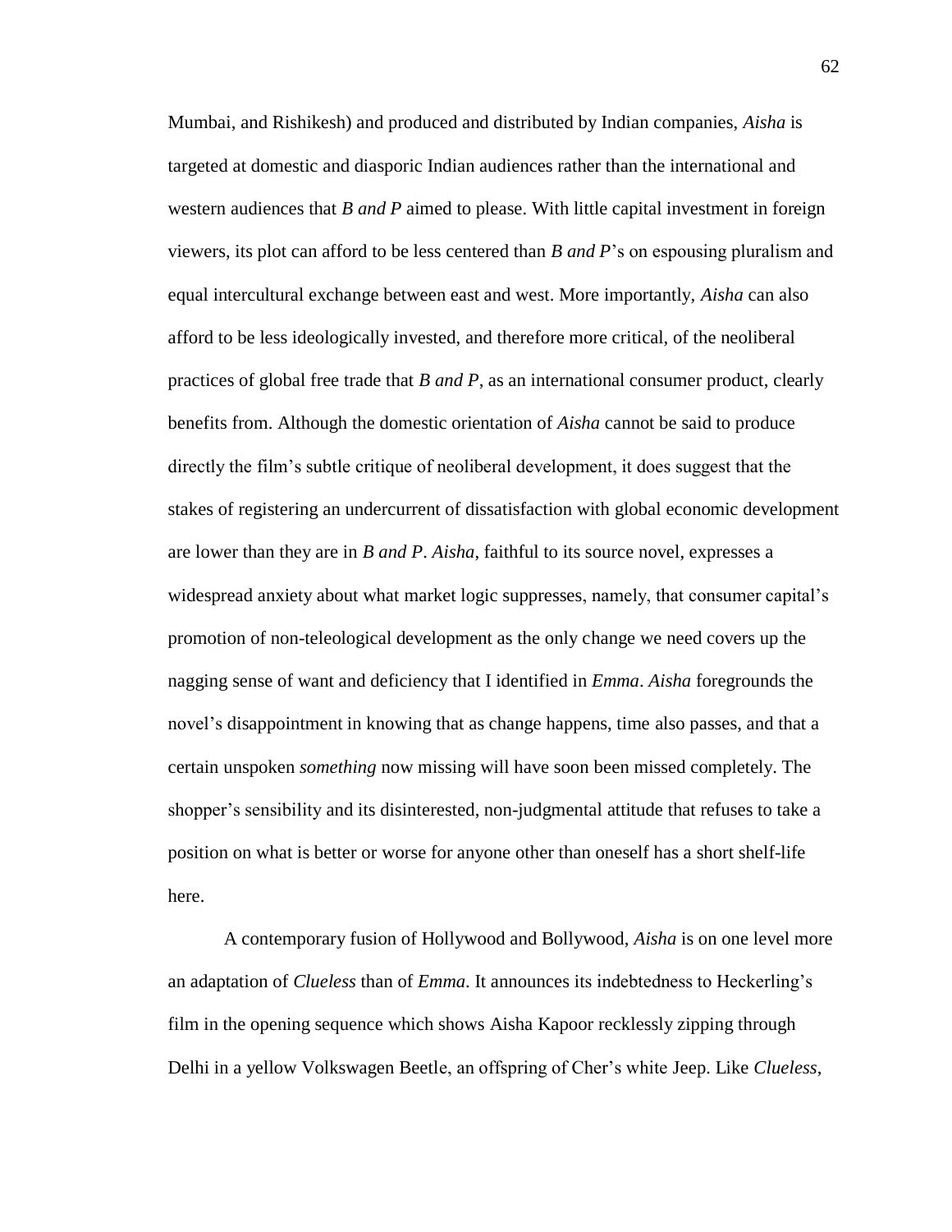Mumbai, and Rishikesh) and produced and distributed by Indian companies, *Aisha* is targeted at domestic and diasporic Indian audiences rather than the international and western audiences that *B and P* aimed to please. With little capital investment in foreign viewers, its plot can afford to be less centered than *B and P*'s on espousing pluralism and equal intercultural exchange between east and west. More importantly, *Aisha* can also afford to be less ideologically invested, and therefore more critical, of the neoliberal practices of global free trade that *B and P*, as an international consumer product, clearly benefits from. Although the domestic orientation of *Aisha* cannot be said to produce directly the film's subtle critique of neoliberal development, it does suggest that the stakes of registering an undercurrent of dissatisfaction with global economic development are lower than they are in *B and P*. *Aisha*, faithful to its source novel, expresses a widespread anxiety about what market logic suppresses, namely, that consumer capital's promotion of non-teleological development as the only change we need covers up the nagging sense of want and deficiency that I identified in *Emma*. *Aisha* foregrounds the novel's disappointment in knowing that as change happens, time also passes, and that a certain unspoken *something* now missing will have soon been missed completely. The shopper's sensibility and its disinterested, non-judgmental attitude that refuses to take a position on what is better or worse for anyone other than oneself has a short shelf-life here.

A contemporary fusion of Hollywood and Bollywood, *Aisha* is on one level more an adaptation of *Clueless* than of *Emma*. It announces its indebtedness to Heckerling's film in the opening sequence which shows Aisha Kapoor recklessly zipping through Delhi in a yellow Volkswagen Beetle, an offspring of Cher's white Jeep. Like *Clueless*,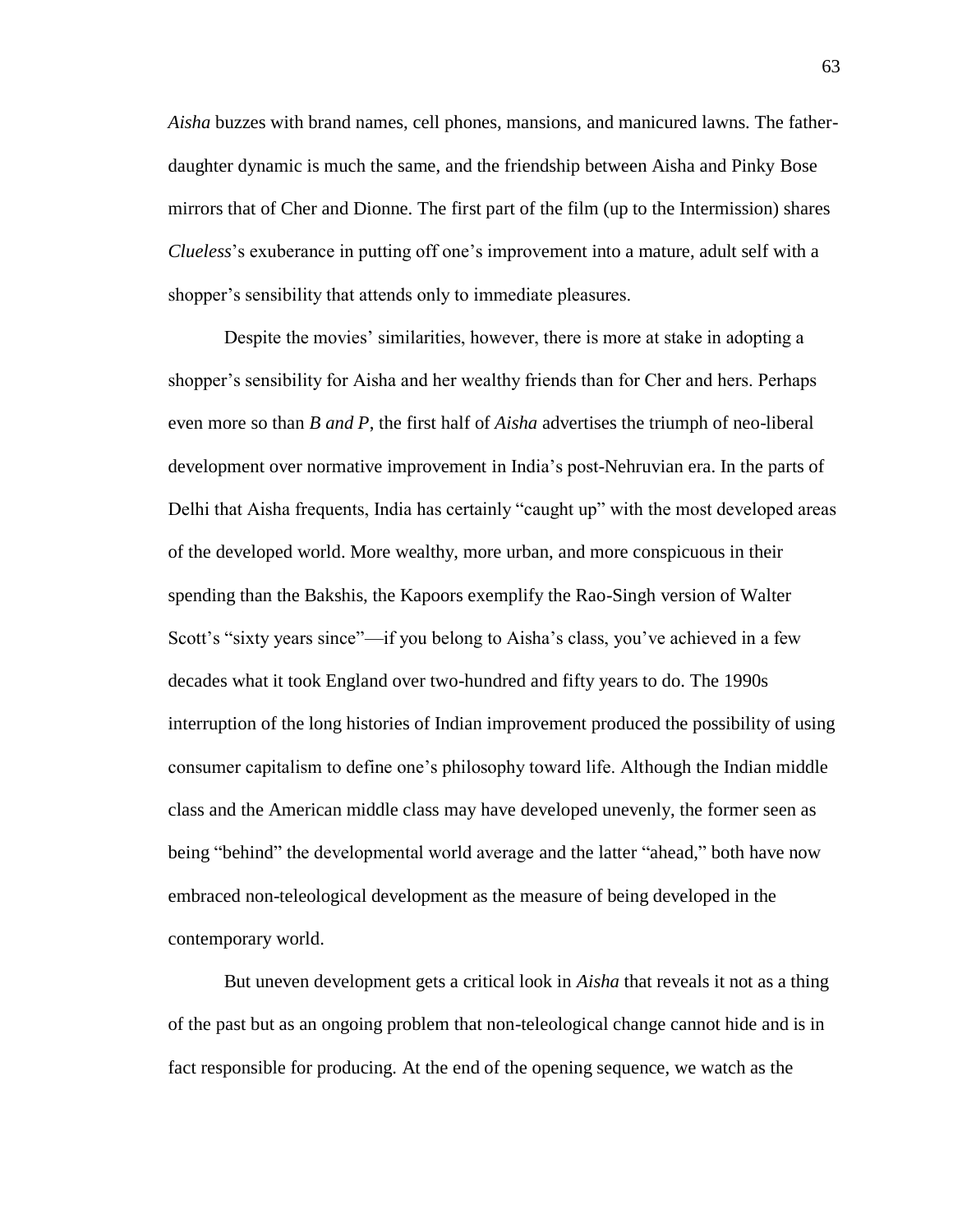*Aisha* buzzes with brand names, cell phones, mansions, and manicured lawns. The father-daughter dynamic is much the same, and the friendship between Aisha and Pinky Bose mirrors that of Cher and Dionne. The first part of the film (up to the Intermission) shares *Clueless*'s exuberance in putting off one's improvement into a mature, adult self with a shopper's sensibility that attends only to immediate pleasures.

Despite the movies' similarities, however, there is more at stake in adopting a shopper's sensibility for Aisha and her wealthy friends than for Cher and hers. Perhaps even more so than *B and P*, the first half of *Aisha* advertises the triumph of neo-liberal development over normative improvement in India's post-Nehruvian era. In the parts of Delhi that Aisha frequents, India has certainly "caught up" with the most developed areas of the developed world. More wealthy, more urban, and more conspicuous in their spending than the Bakshis, the Kapoors exemplify the Rao-Singh version of Walter Scott's "sixty years since"—if you belong to Aisha's class, you've achieved in a few decades what it took England over two-hundred and fifty years to do. The 1990s interruption of the long histories of Indian improvement produced the possibility of using consumer capitalism to define one's philosophy toward life. Although the Indian middle class and the American middle class may have developed unevenly, the former seen as being "behind" the developmental world average and the latter "ahead," both have now embraced non-teleological development as the measure of being developed in the contemporary world.

But uneven development gets a critical look in *Aisha* that reveals it not as a thing of the past but as an ongoing problem that non-teleological change cannot hide and is in fact responsible for producing. At the end of the opening sequence, we watch as the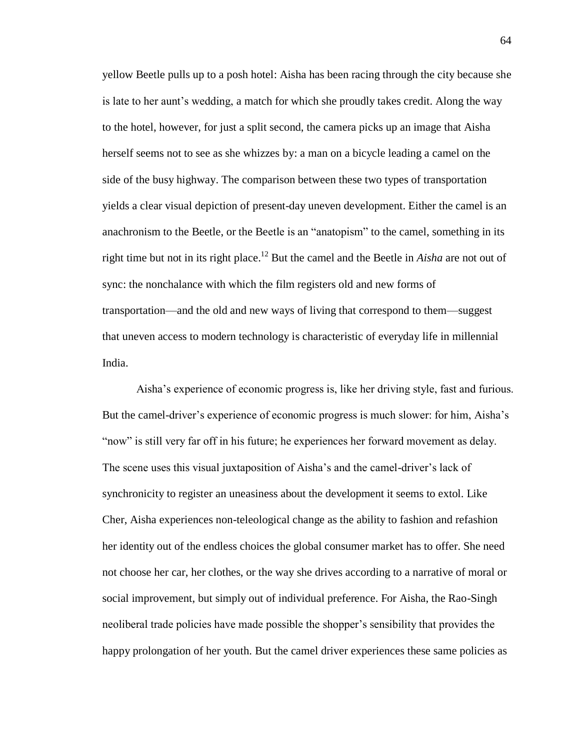yellow Beetle pulls up to a posh hotel: Aisha has been racing through the city because she is late to her aunt's wedding, a match for which she proudly takes credit. Along the way to the hotel, however, for just a split second, the camera picks up an image that Aisha herself seems not to see as she whizzes by: a man on a bicycle leading a camel on the side of the busy highway. The comparison between these two types of transportation yields a clear visual depiction of present-day uneven development. Either the camel is an anachronism to the Beetle, or the Beetle is an "anatopism" to the camel, something in its right time but not in its right place.[12] But the camel and the Beetle in *Aisha* are not out of sync: the nonchalance with which the film registers old and new forms of transportation—and the old and new ways of living that correspond to them—suggest that uneven access to modern technology is characteristic of everyday life in millennial India.

Aisha's experience of economic progress is, like her driving style, fast and furious. But the camel-driver's experience of economic progress is much slower: for him, Aisha's "now" is still very far off in his future; he experiences her forward movement as delay. The scene uses this visual juxtaposition of Aisha's and the camel-driver's lack of synchronicity to register an uneasiness about the development it seems to extol. Like Cher, Aisha experiences non-teleological change as the ability to fashion and refashion her identity out of the endless choices the global consumer market has to offer. She need not choose her car, her clothes, or the way she drives according to a narrative of moral or social improvement, but simply out of individual preference. For Aisha, the Rao-Singh neoliberal trade policies have made possible the shopper's sensibility that provides the happy prolongation of her youth. But the camel driver experiences these same policies as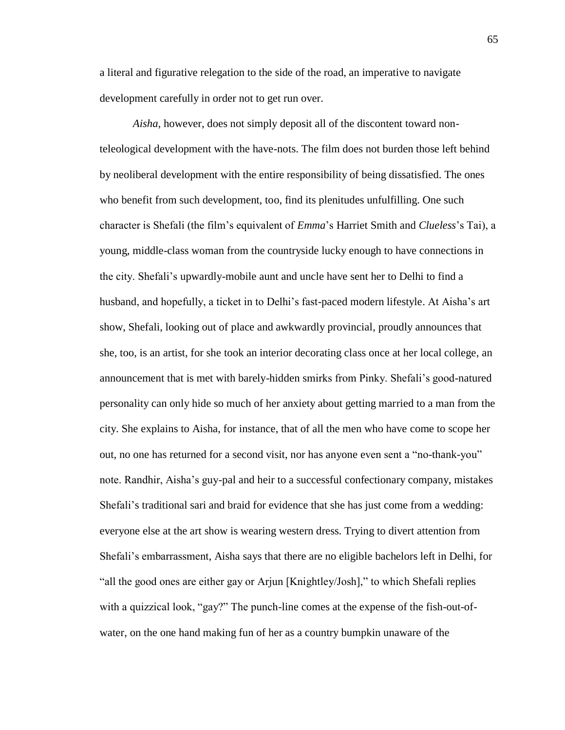a literal and figurative relegation to the side of the road, an imperative to navigate development carefully in order not to get run over.

*Aisha*, however, does not simply deposit all of the discontent toward non-teleological development with the have-nots. The film does not burden those left behind by neoliberal development with the entire responsibility of being dissatisfied. The ones who benefit from such development, too, find its plenitudes unfulfilling. One such character is Shefali (the film's equivalent of *Emma*'s Harriet Smith and *Clueless*'s Tai), a young, middle-class woman from the countryside lucky enough to have connections in the city. Shefali's upwardly-mobile aunt and uncle have sent her to Delhi to find a husband, and hopefully, a ticket in to Delhi's fast-paced modern lifestyle. At Aisha's art show, Shefali, looking out of place and awkwardly provincial, proudly announces that she, too, is an artist, for she took an interior decorating class once at her local college, an announcement that is met with barely-hidden smirks from Pinky. Shefali's good-natured personality can only hide so much of her anxiety about getting married to a man from the city. She explains to Aisha, for instance, that of all the men who have come to scope her out, no one has returned for a second visit, nor has anyone even sent a "no-thank-you" note. Randhir, Aisha's guy-pal and heir to a successful confectionary company, mistakes Shefali's traditional sari and braid for evidence that she has just come from a wedding: everyone else at the art show is wearing western dress. Trying to divert attention from Shefali's embarrassment, Aisha says that there are no eligible bachelors left in Delhi, for "all the good ones are either gay or Arjun [Knightley/Josh]," to which Shefali replies with a quizzical look, "gay?" The punch-line comes at the expense of the fish-out-of-water, on the one hand making fun of her as a country bumpkin unaware of the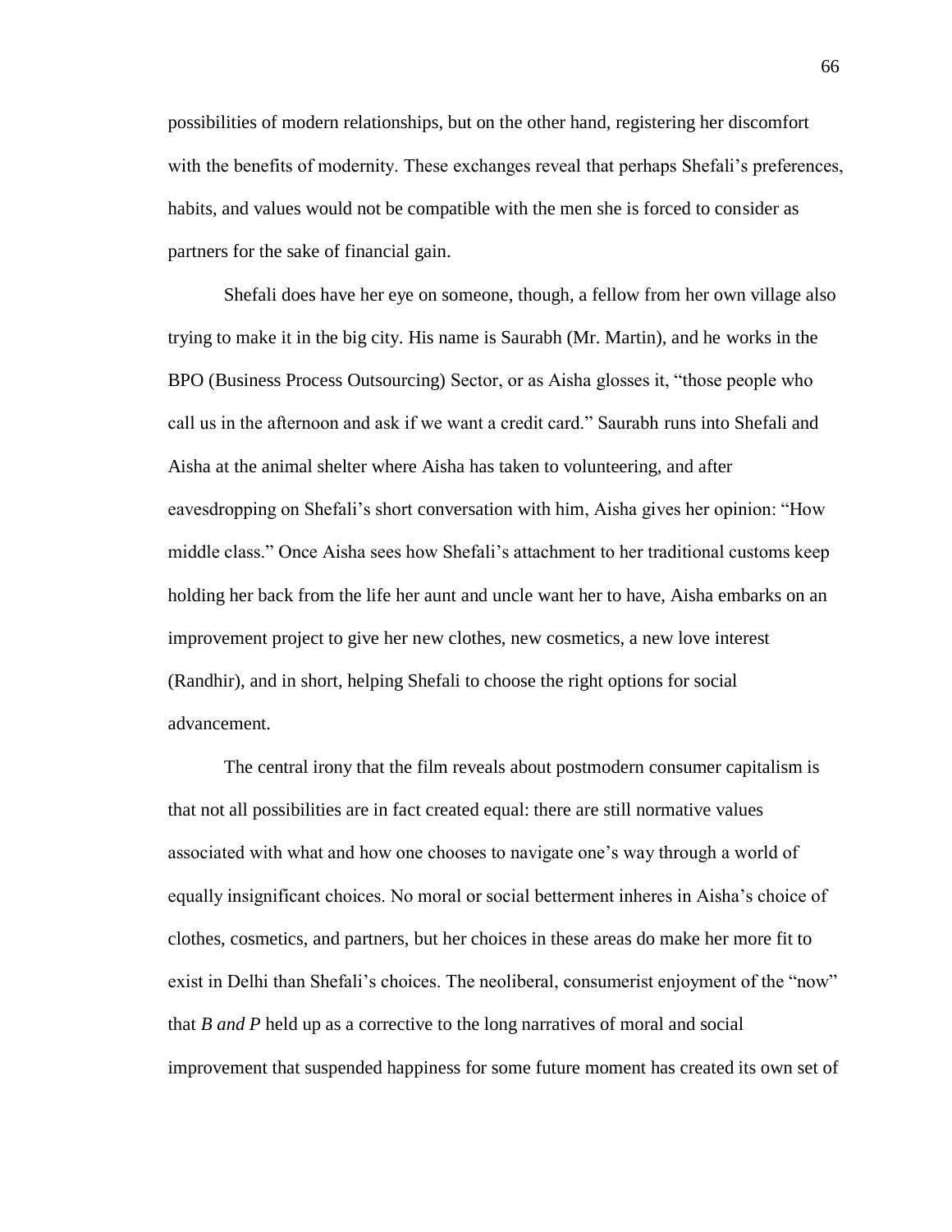possibilities of modern relationships, but on the other hand, registering her discomfort with the benefits of modernity. These exchanges reveal that perhaps Shefali's preferences, habits, and values would not be compatible with the men she is forced to consider as partners for the sake of financial gain.

Shefali does have her eye on someone, though, a fellow from her own village also trying to make it in the big city. His name is Saurabh (Mr. Martin), and he works in the BPO (Business Process Outsourcing) Sector, or as Aisha glosses it, "those people who call us in the afternoon and ask if we want a credit card." Saurabh runs into Shefali and Aisha at the animal shelter where Aisha has taken to volunteering, and after eavesdropping on Shefali's short conversation with him, Aisha gives her opinion: "How middle class." Once Aisha sees how Shefali's attachment to her traditional customs keep holding her back from the life her aunt and uncle want her to have, Aisha embarks on an improvement project to give her new clothes, new cosmetics, a new love interest (Randhir), and in short, helping Shefali to choose the right options for social advancement.

The central irony that the film reveals about postmodern consumer capitalism is that not all possibilities are in fact created equal: there are still normative values associated with what and how one chooses to navigate one's way through a world of equally insignificant choices. No moral or social betterment inheres in Aisha's choice of clothes, cosmetics, and partners, but her choices in these areas do make her more fit to exist in Delhi than Shefali's choices. The neoliberal, consumerist enjoyment of the "now" that *B and P* held up as a corrective to the long narratives of moral and social improvement that suspended happiness for some future moment has created its own set of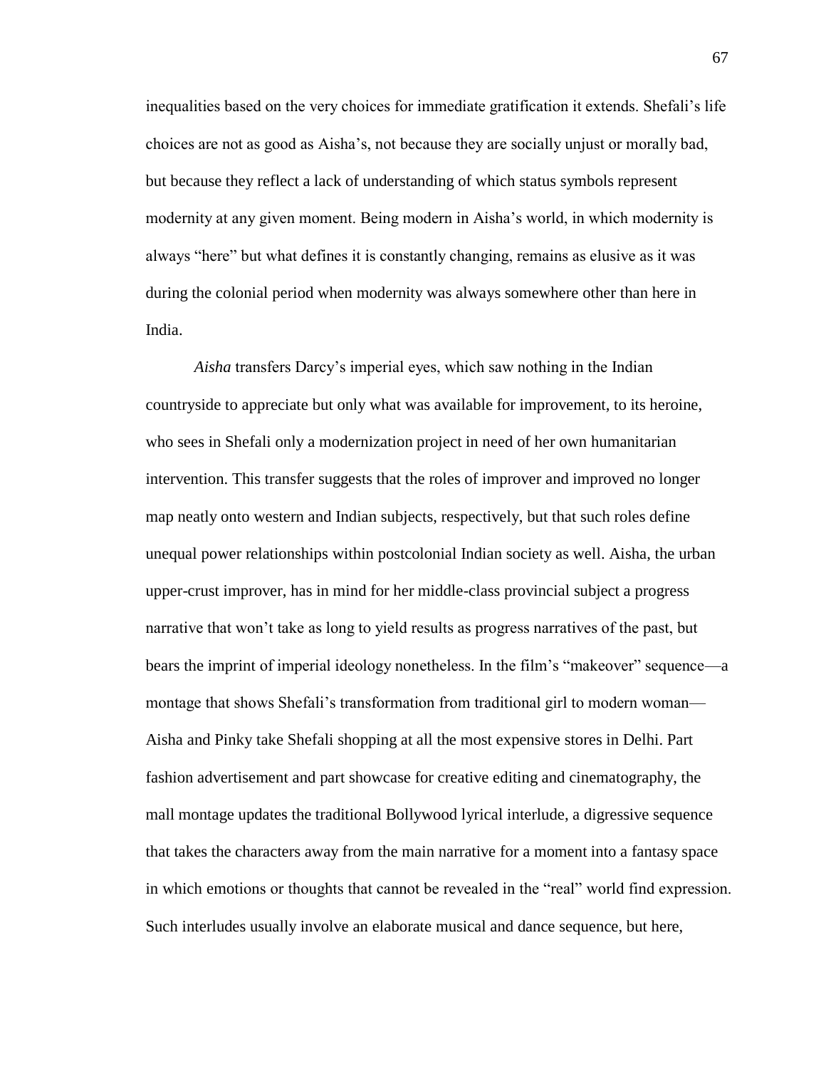inequalities based on the very choices for immediate gratification it extends. Shefali's life choices are not as good as Aisha's, not because they are socially unjust or morally bad, but because they reflect a lack of understanding of which status symbols represent modernity at any given moment. Being modern in Aisha's world, in which modernity is always "here" but what defines it is constantly changing, remains as elusive as it was during the colonial period when modernity was always somewhere other than here in India.

*Aisha* transfers Darcy's imperial eyes, which saw nothing in the Indian countryside to appreciate but only what was available for improvement, to its heroine, who sees in Shefali only a modernization project in need of her own humanitarian intervention. This transfer suggests that the roles of improver and improved no longer map neatly onto western and Indian subjects, respectively, but that such roles define unequal power relationships within postcolonial Indian society as well. Aisha, the urban upper-crust improver, has in mind for her middle-class provincial subject a progress narrative that won't take as long to yield results as progress narratives of the past, but bears the imprint of imperial ideology nonetheless. In the film's "makeover" sequence—a montage that shows Shefali's transformation from traditional girl to modern woman—Aisha and Pinky take Shefali shopping at all the most expensive stores in Delhi. Part fashion advertisement and part showcase for creative editing and cinematography, the mall montage updates the traditional Bollywood lyrical interlude, a digressive sequence that takes the characters away from the main narrative for a moment into a fantasy space in which emotions or thoughts that cannot be revealed in the "real" world find expression. Such interludes usually involve an elaborate musical and dance sequence, but here,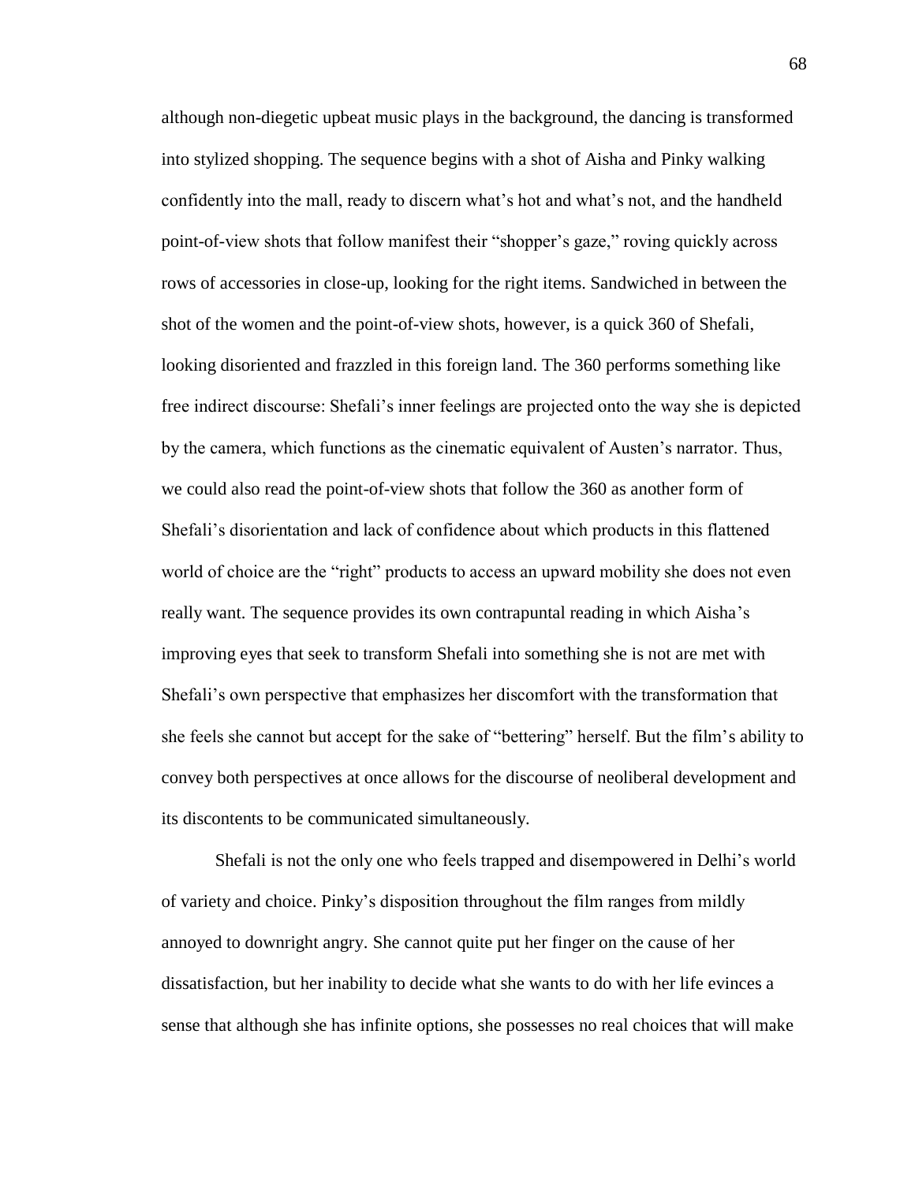although non-diegetic upbeat music plays in the background, the dancing is transformed into stylized shopping. The sequence begins with a shot of Aisha and Pinky walking confidently into the mall, ready to discern what's hot and what's not, and the handheld point-of-view shots that follow manifest their "shopper's gaze," roving quickly across rows of accessories in close-up, looking for the right items. Sandwiched in between the shot of the women and the point-of-view shots, however, is a quick 360 of Shefali, looking disoriented and frazzled in this foreign land. The 360 performs something like free indirect discourse: Shefali's inner feelings are projected onto the way she is depicted by the camera, which functions as the cinematic equivalent of Austen's narrator. Thus, we could also read the point-of-view shots that follow the 360 as another form of Shefali's disorientation and lack of confidence about which products in this flattened world of choice are the "right" products to access an upward mobility she does not even really want. The sequence provides its own contrapuntal reading in which Aisha's improving eyes that seek to transform Shefali into something she is not are met with Shefali's own perspective that emphasizes her discomfort with the transformation that she feels she cannot but accept for the sake of "bettering" herself. But the film's ability to convey both perspectives at once allows for the discourse of neoliberal development and its discontents to be communicated simultaneously.

Shefali is not the only one who feels trapped and disempowered in Delhi's world of variety and choice. Pinky's disposition throughout the film ranges from mildly annoyed to downright angry. She cannot quite put her finger on the cause of her dissatisfaction, but her inability to decide what she wants to do with her life evinces a sense that although she has infinite options, she possesses no real choices that will make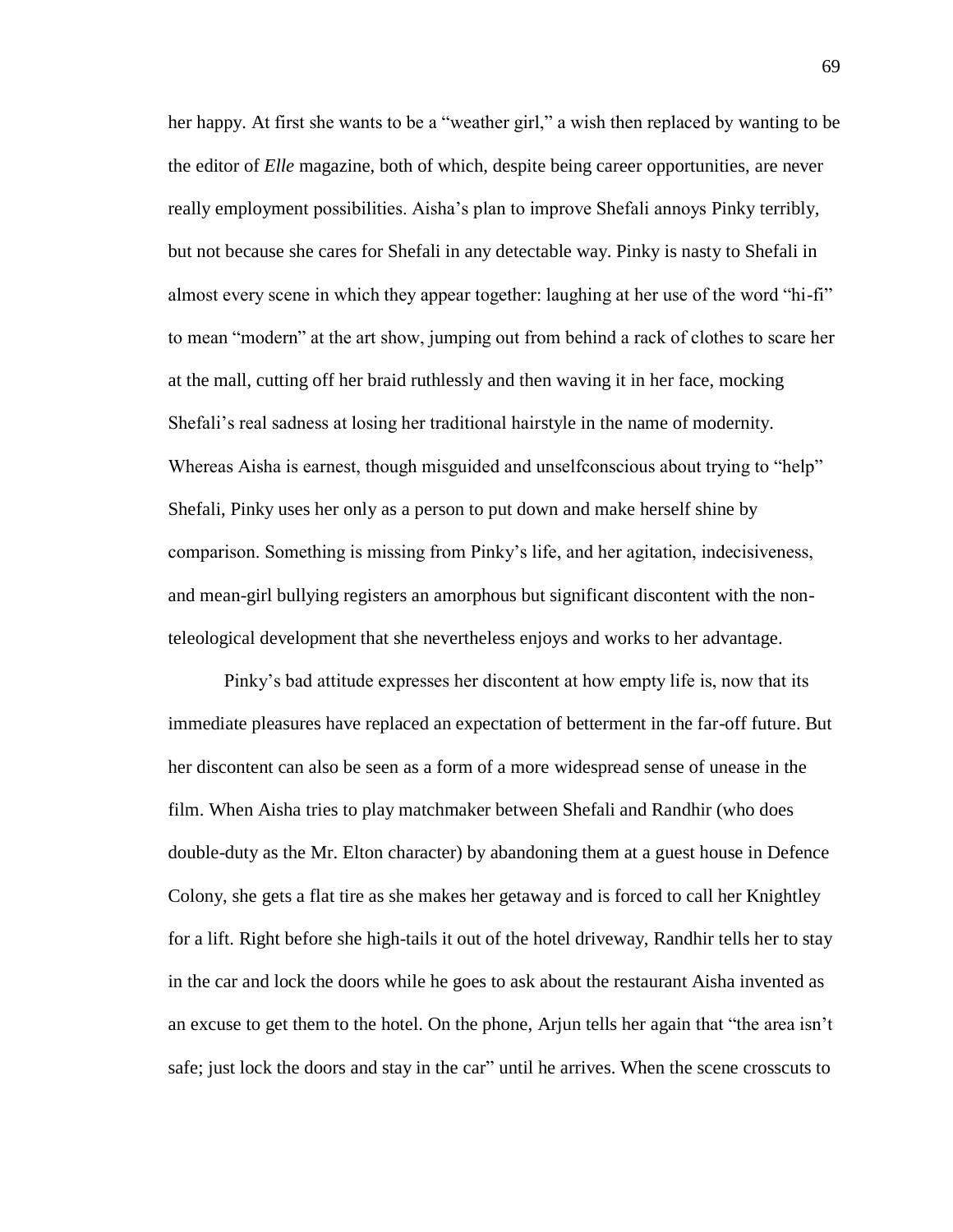her happy. At first she wants to be a "weather girl," a wish then replaced by wanting to be the editor of *Elle* magazine, both of which, despite being career opportunities, are never really employment possibilities. Aisha's plan to improve Shefali annoys Pinky terribly, but not because she cares for Shefali in any detectable way. Pinky is nasty to Shefali in almost every scene in which they appear together: laughing at her use of the word "hi-fi" to mean "modern" at the art show, jumping out from behind a rack of clothes to scare her at the mall, cutting off her braid ruthlessly and then waving it in her face, mocking Shefali's real sadness at losing her traditional hairstyle in the name of modernity. Whereas Aisha is earnest, though misguided and unselfconscious about trying to "help" Shefali, Pinky uses her only as a person to put down and make herself shine by comparison. Something is missing from Pinky's life, and her agitation, indecisiveness, and mean-girl bullying registers an amorphous but significant discontent with the non-teleological development that she nevertheless enjoys and works to her advantage.

Pinky's bad attitude expresses her discontent at how empty life is, now that its immediate pleasures have replaced an expectation of betterment in the far-off future. But her discontent can also be seen as a form of a more widespread sense of unease in the film. When Aisha tries to play matchmaker between Shefali and Randhir (who does double-duty as the Mr. Elton character) by abandoning them at a guest house in Defence Colony, she gets a flat tire as she makes her getaway and is forced to call her Knightley for a lift. Right before she high-tails it out of the hotel driveway, Randhir tells her to stay in the car and lock the doors while he goes to ask about the restaurant Aisha invented as an excuse to get them to the hotel. On the phone, Arjun tells her again that "the area isn't safe; just lock the doors and stay in the car" until he arrives. When the scene crosscuts to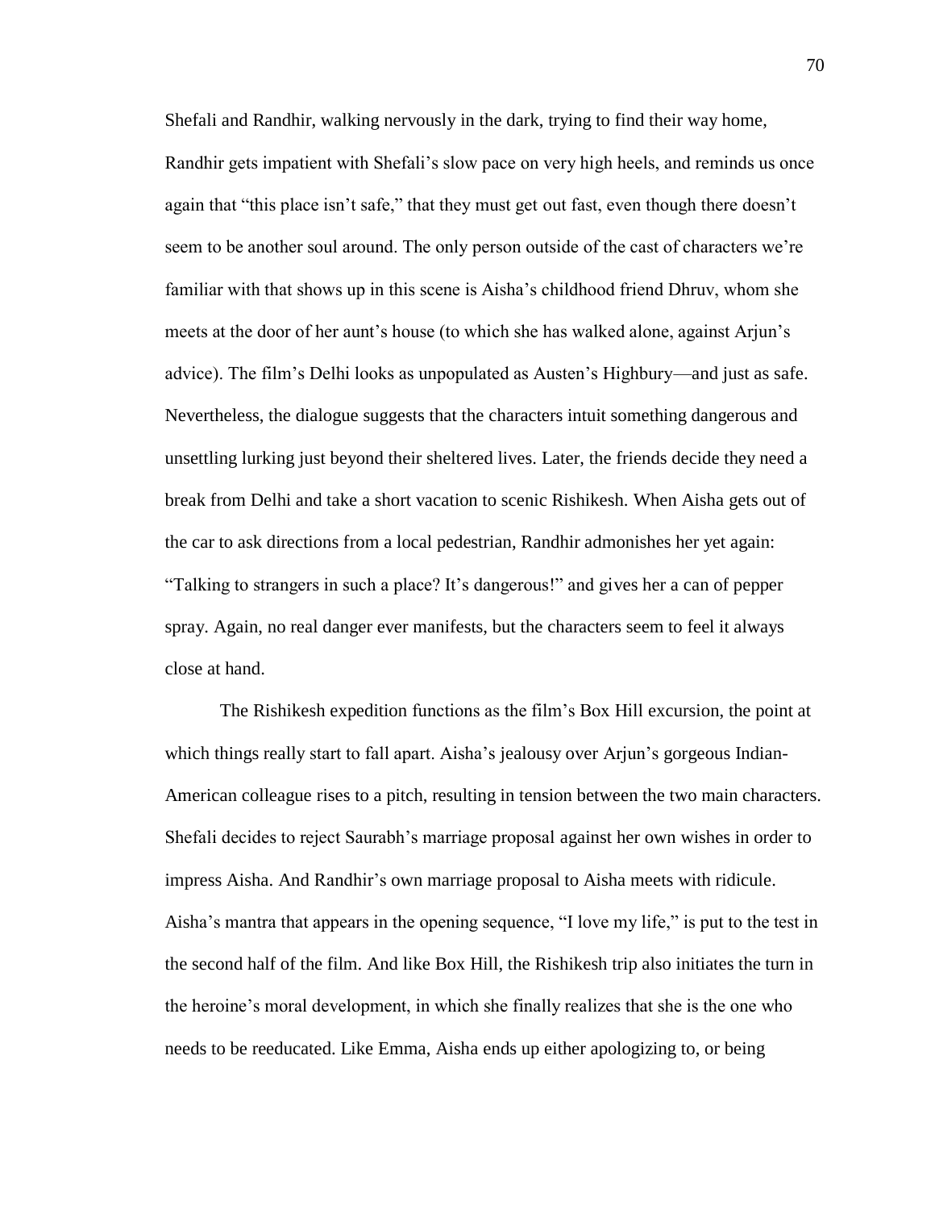Shefali and Randhir, walking nervously in the dark, trying to find their way home, Randhir gets impatient with Shefali's slow pace on very high heels, and reminds us once again that "this place isn't safe," that they must get out fast, even though there doesn't seem to be another soul around. The only person outside of the cast of characters we're familiar with that shows up in this scene is Aisha's childhood friend Dhruv, whom she meets at the door of her aunt's house (to which she has walked alone, against Arjun's advice). The film's Delhi looks as unpopulated as Austen's Highbury—and just as safe. Nevertheless, the dialogue suggests that the characters intuit something dangerous and unsettling lurking just beyond their sheltered lives. Later, the friends decide they need a break from Delhi and take a short vacation to scenic Rishikesh. When Aisha gets out of the car to ask directions from a local pedestrian, Randhir admonishes her yet again: "Talking to strangers in such a place? It's dangerous!" and gives her a can of pepper spray. Again, no real danger ever manifests, but the characters seem to feel it always close at hand.

The Rishikesh expedition functions as the film's Box Hill excursion, the point at which things really start to fall apart. Aisha's jealousy over Arjun's gorgeous Indian-American colleague rises to a pitch, resulting in tension between the two main characters. Shefali decides to reject Saurabh's marriage proposal against her own wishes in order to impress Aisha. And Randhir's own marriage proposal to Aisha meets with ridicule. Aisha's mantra that appears in the opening sequence, "I love my life," is put to the test in the second half of the film. And like Box Hill, the Rishikesh trip also initiates the turn in the heroine's moral development, in which she finally realizes that she is the one who needs to be reeducated. Like Emma, Aisha ends up either apologizing to, or being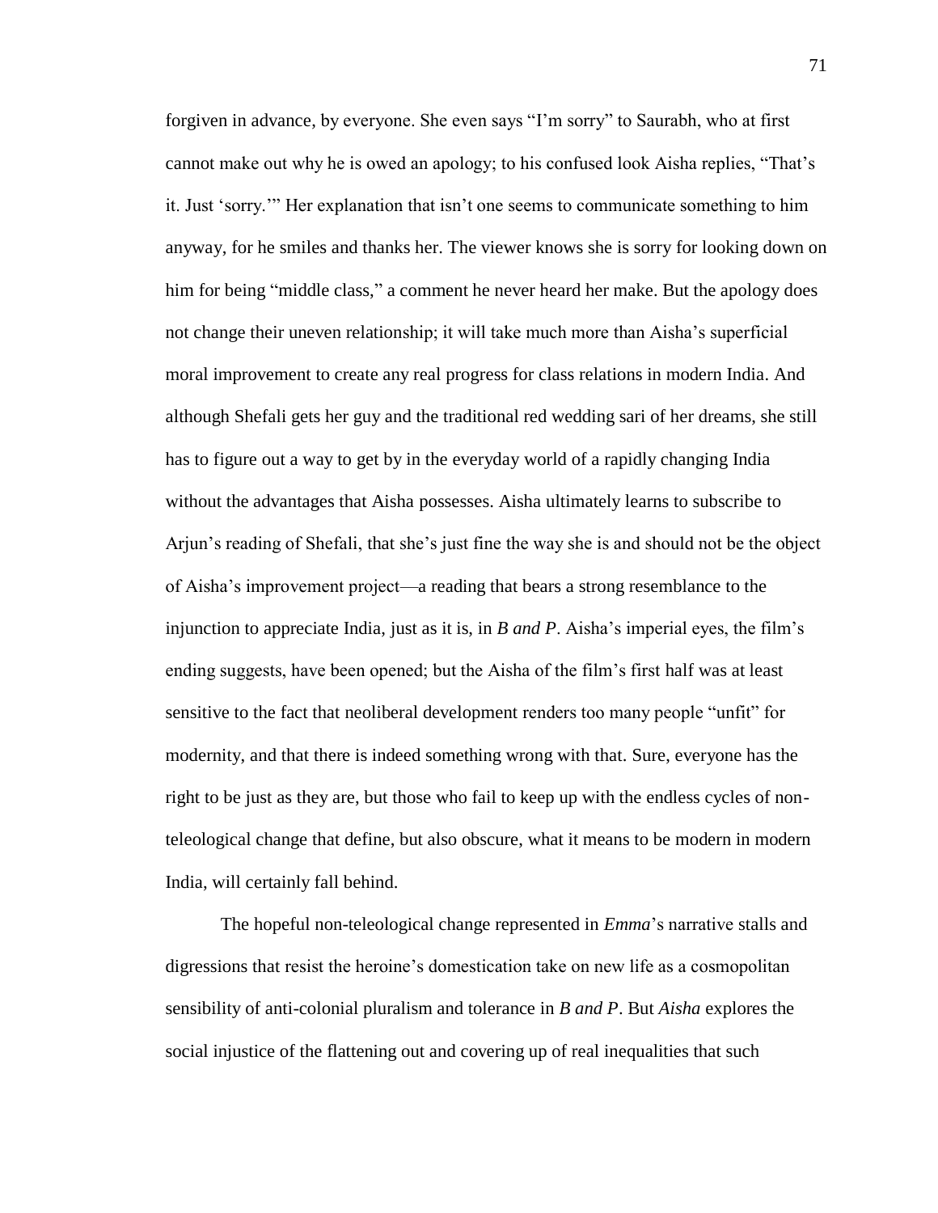forgiven in advance, by everyone. She even says "I'm sorry" to Saurabh, who at first cannot make out why he is owed an apology; to his confused look Aisha replies, "That's it. Just 'sorry.'" Her explanation that isn't one seems to communicate something to him anyway, for he smiles and thanks her. The viewer knows she is sorry for looking down on him for being "middle class," a comment he never heard her make. But the apology does not change their uneven relationship; it will take much more than Aisha's superficial moral improvement to create any real progress for class relations in modern India. And although Shefali gets her guy and the traditional red wedding sari of her dreams, she still has to figure out a way to get by in the everyday world of a rapidly changing India without the advantages that Aisha possesses. Aisha ultimately learns to subscribe to Arjun's reading of Shefali, that she's just fine the way she is and should not be the object of Aisha's improvement project—a reading that bears a strong resemblance to the injunction to appreciate India, just as it is, in *B and P*. Aisha's imperial eyes, the film's ending suggests, have been opened; but the Aisha of the film's first half was at least sensitive to the fact that neoliberal development renders too many people "unfit" for modernity, and that there is indeed something wrong with that. Sure, everyone has the right to be just as they are, but those who fail to keep up with the endless cycles of non-teleological change that define, but also obscure, what it means to be modern in modern India, will certainly fall behind.

The hopeful non-teleological change represented in *Emma*'s narrative stalls and digressions that resist the heroine's domestication take on new life as a cosmopolitan sensibility of anti-colonial pluralism and tolerance in *B and P*. But *Aisha* explores the social injustice of the flattening out and covering up of real inequalities that such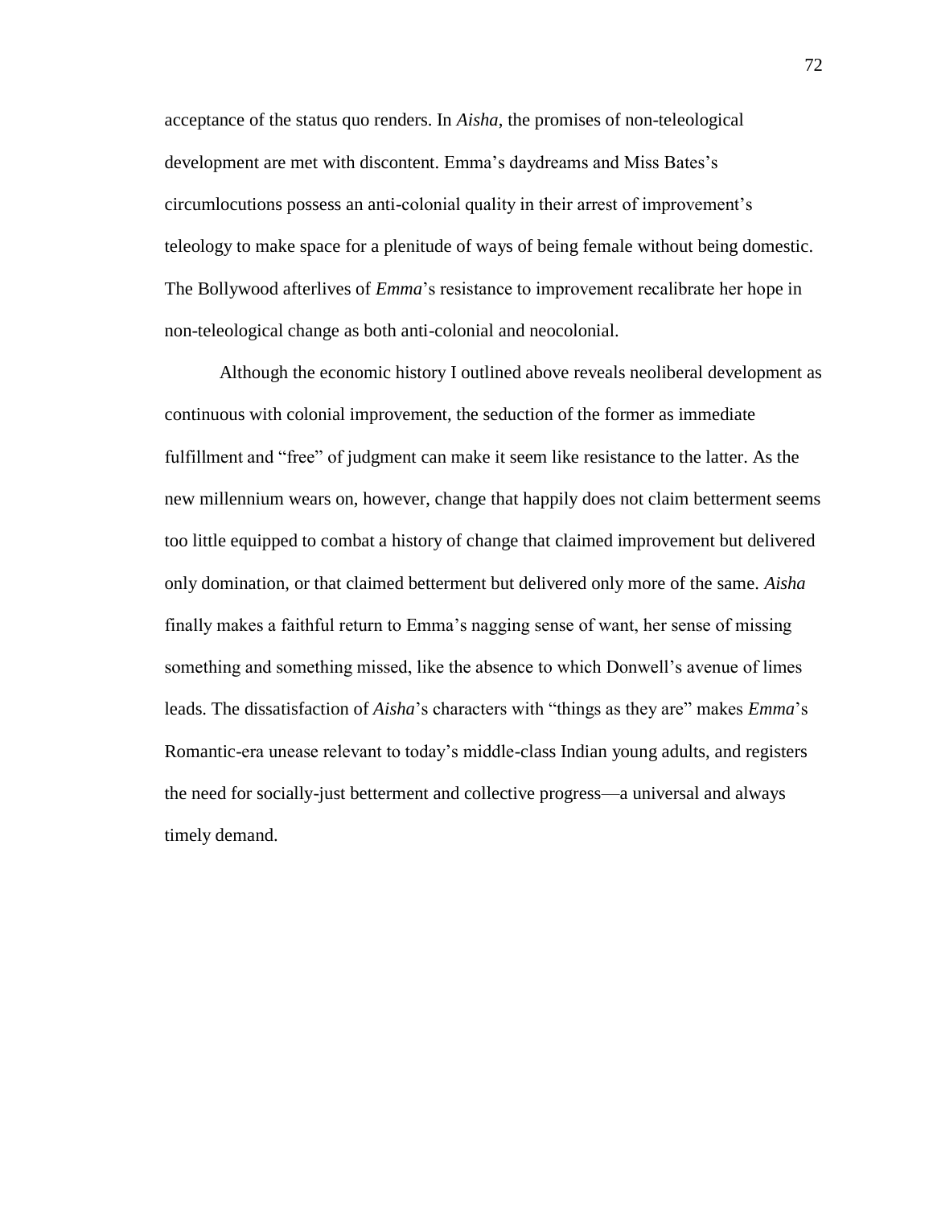acceptance of the status quo renders. In *Aisha*, the promises of non-teleological development are met with discontent. Emma's daydreams and Miss Bates's circumlocutions possess an anti-colonial quality in their arrest of improvement's teleology to make space for a plenitude of ways of being female without being domestic. The Bollywood afterlives of *Emma*'s resistance to improvement recalibrate her hope in non-teleological change as both anti-colonial and neocolonial.

Although the economic history I outlined above reveals neoliberal development as continuous with colonial improvement, the seduction of the former as immediate fulfillment and "free" of judgment can make it seem like resistance to the latter. As the new millennium wears on, however, change that happily does not claim betterment seems too little equipped to combat a history of change that claimed improvement but delivered only domination, or that claimed betterment but delivered only more of the same. *Aisha* finally makes a faithful return to Emma's nagging sense of want, her sense of missing something and something missed, like the absence to which Donwell's avenue of limes leads. The dissatisfaction of *Aisha*'s characters with "things as they are" makes *Emma*'s Romantic-era unease relevant to today's middle-class Indian young adults, and registers the need for socially-just betterment and collective progress—a universal and always timely demand.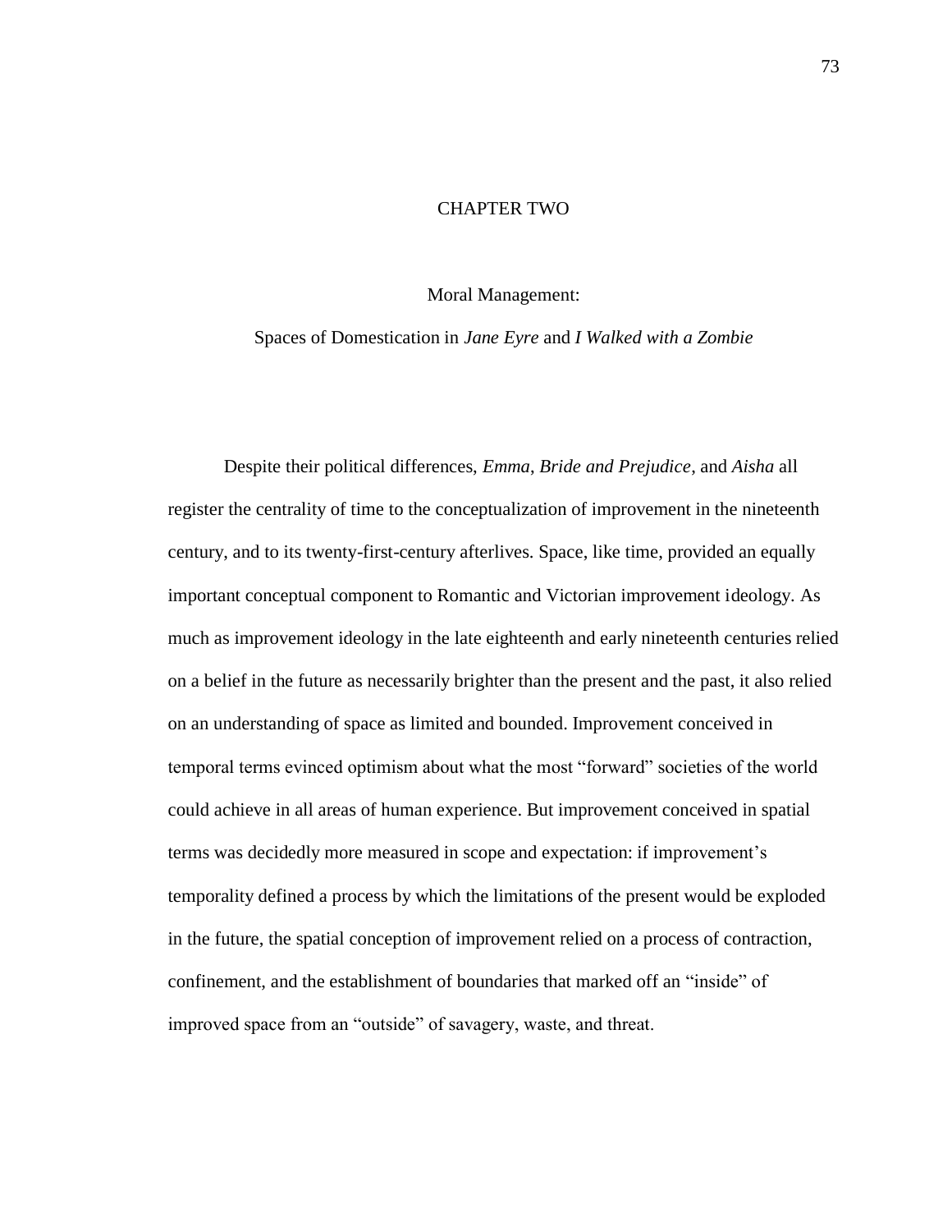# CHAPTER TWO

## Moral Management:

## Spaces of Domestication in *Jane Eyre* and *I Walked with a Zombie*

Despite their political differences, *Emma*, *Bride and Prejudice*, and *Aisha* all register the centrality of time to the conceptualization of improvement in the nineteenth century, and to its twenty-first-century afterlives. Space, like time, provided an equally important conceptual component to Romantic and Victorian improvement ideology. As much as improvement ideology in the late eighteenth and early nineteenth centuries relied on a belief in the future as necessarily brighter than the present and the past, it also relied on an understanding of space as limited and bounded. Improvement conceived in temporal terms evinced optimism about what the most "forward" societies of the world could achieve in all areas of human experience. But improvement conceived in spatial terms was decidedly more measured in scope and expectation: if improvement's temporality defined a process by which the limitations of the present would be exploded in the future, the spatial conception of improvement relied on a process of contraction, confinement, and the establishment of boundaries that marked off an "inside" of improved space from an "outside" of savagery, waste, and threat.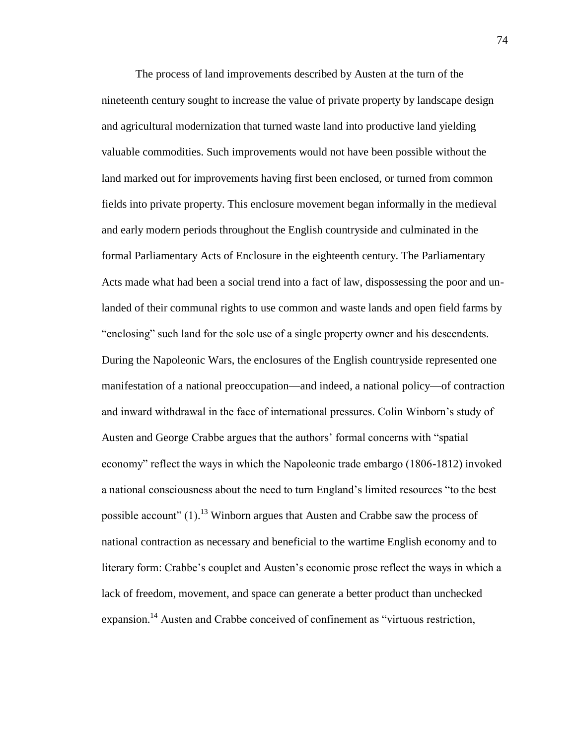The process of land improvements described by Austen at the turn of the nineteenth century sought to increase the value of private property by landscape design and agricultural modernization that turned waste land into productive land yielding valuable commodities. Such improvements would not have been possible without the land marked out for improvements having first been enclosed, or turned from common fields into private property. This enclosure movement began informally in the medieval and early modern periods throughout the English countryside and culminated in the formal Parliamentary Acts of Enclosure in the eighteenth century. The Parliamentary Acts made what had been a social trend into a fact of law, dispossessing the poor and un-landed of their communal rights to use common and waste lands and open field farms by "enclosing" such land for the sole use of a single property owner and his descendents. During the Napoleonic Wars, the enclosures of the English countryside represented one manifestation of a national preoccupation—and indeed, a national policy—of contraction and inward withdrawal in the face of international pressures. Colin Winborn's study of Austen and George Crabbe argues that the authors' formal concerns with "spatial economy" reflect the ways in which the Napoleonic trade embargo (1806-1812) invoked a national consciousness about the need to turn England's limited resources "to the best possible account" (1).[13] Winborn argues that Austen and Crabbe saw the process of national contraction as necessary and beneficial to the wartime English economy and to literary form: Crabbe's couplet and Austen's economic prose reflect the ways in which a lack of freedom, movement, and space can generate a better product than unchecked expansion.[14] Austen and Crabbe conceived of confinement as "virtuous restriction,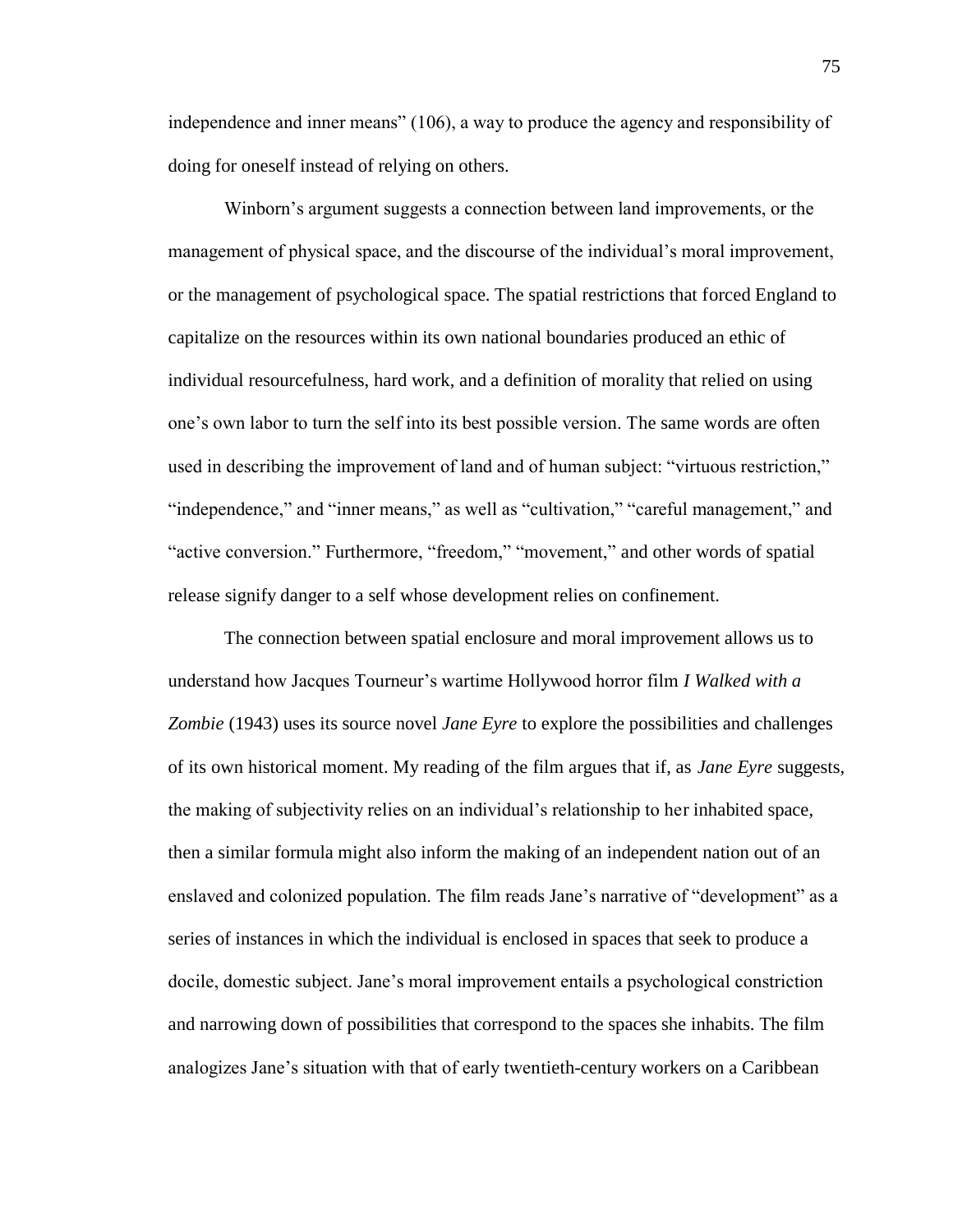independence and inner means" (106), a way to produce the agency and responsibility of doing for oneself instead of relying on others.

Winborn's argument suggests a connection between land improvements, or the management of physical space, and the discourse of the individual's moral improvement, or the management of psychological space. The spatial restrictions that forced England to capitalize on the resources within its own national boundaries produced an ethic of individual resourcefulness, hard work, and a definition of morality that relied on using one's own labor to turn the self into its best possible version. The same words are often used in describing the improvement of land and of human subject: "virtuous restriction," "independence," and "inner means," as well as "cultivation," "careful management," and "active conversion." Furthermore, "freedom," "movement," and other words of spatial release signify danger to a self whose development relies on confinement.

The connection between spatial enclosure and moral improvement allows us to understand how Jacques Tourneur's wartime Hollywood horror film *I Walked with a Zombie* (1943) uses its source novel *Jane Eyre* to explore the possibilities and challenges of its own historical moment. My reading of the film argues that if, as *Jane Eyre* suggests, the making of subjectivity relies on an individual's relationship to her inhabited space, then a similar formula might also inform the making of an independent nation out of an enslaved and colonized population. The film reads Jane's narrative of "development" as a series of instances in which the individual is enclosed in spaces that seek to produce a docile, domestic subject. Jane's moral improvement entails a psychological constriction and narrowing down of possibilities that correspond to the spaces she inhabits. The film analogizes Jane's situation with that of early twentieth-century workers on a Caribbean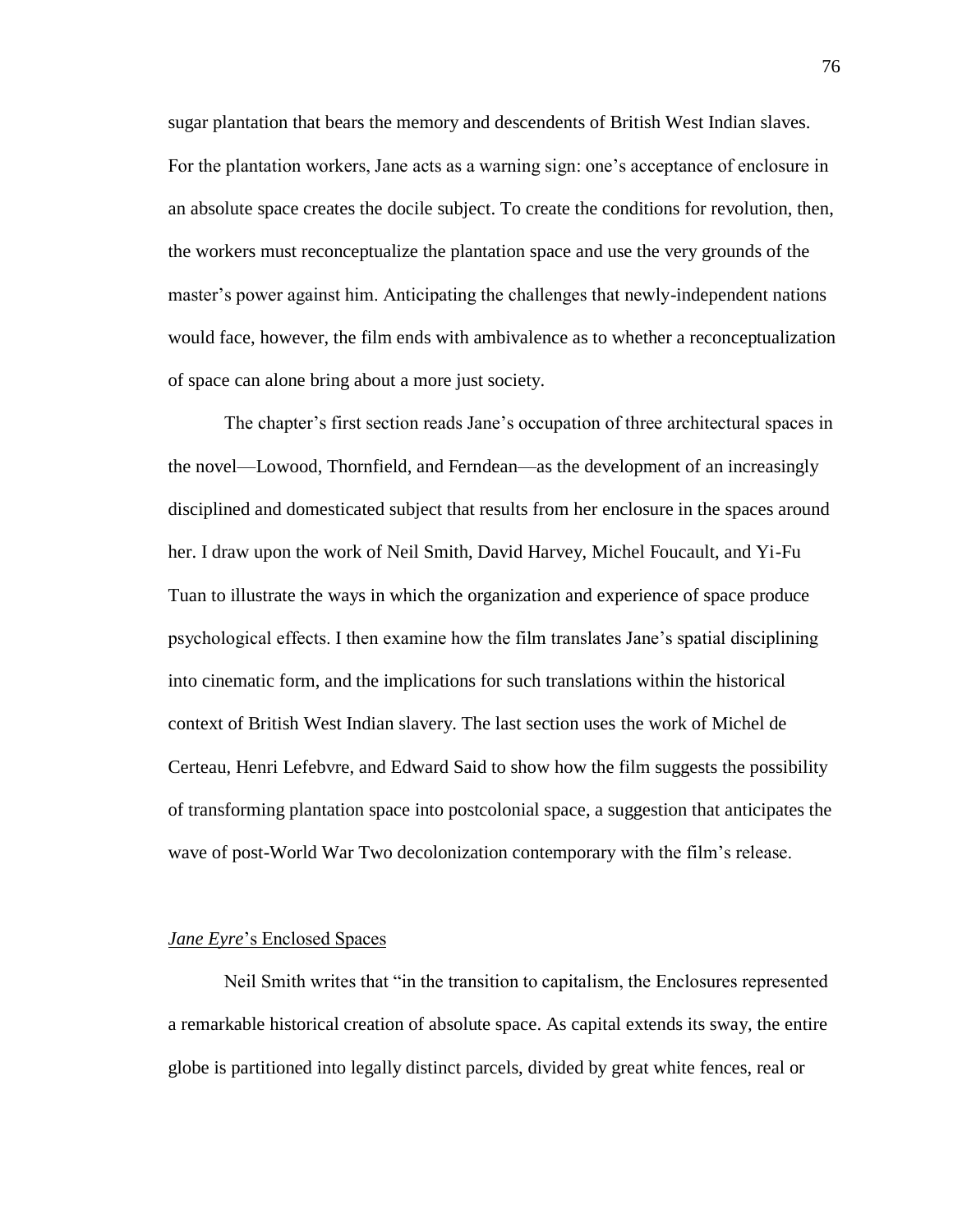sugar plantation that bears the memory and descendents of British West Indian slaves. For the plantation workers, Jane acts as a warning sign: one's acceptance of enclosure in an absolute space creates the docile subject. To create the conditions for revolution, then, the workers must reconceptualize the plantation space and use the very grounds of the master's power against him. Anticipating the challenges that newly-independent nations would face, however, the film ends with ambivalence as to whether a reconceptualization of space can alone bring about a more just society.

The chapter's first section reads Jane's occupation of three architectural spaces in the novel—Lowood, Thornfield, and Ferndean—as the development of an increasingly disciplined and domesticated subject that results from her enclosure in the spaces around her. I draw upon the work of Neil Smith, David Harvey, Michel Foucault, and Yi-Fu Tuan to illustrate the ways in which the organization and experience of space produce psychological effects. I then examine how the film translates Jane's spatial disciplining into cinematic form, and the implications for such translations within the historical context of British West Indian slavery. The last section uses the work of Michel de Certeau, Henri Lefebvre, and Edward Said to show how the film suggests the possibility of transforming plantation space into postcolonial space, a suggestion that anticipates the wave of post-World War Two decolonization contemporary with the film's release.

## *Jane Eyre*'s Enclosed Spaces

Neil Smith writes that "in the transition to capitalism, the Enclosures represented a remarkable historical creation of absolute space. As capital extends its sway, the entire globe is partitioned into legally distinct parcels, divided by great white fences, real or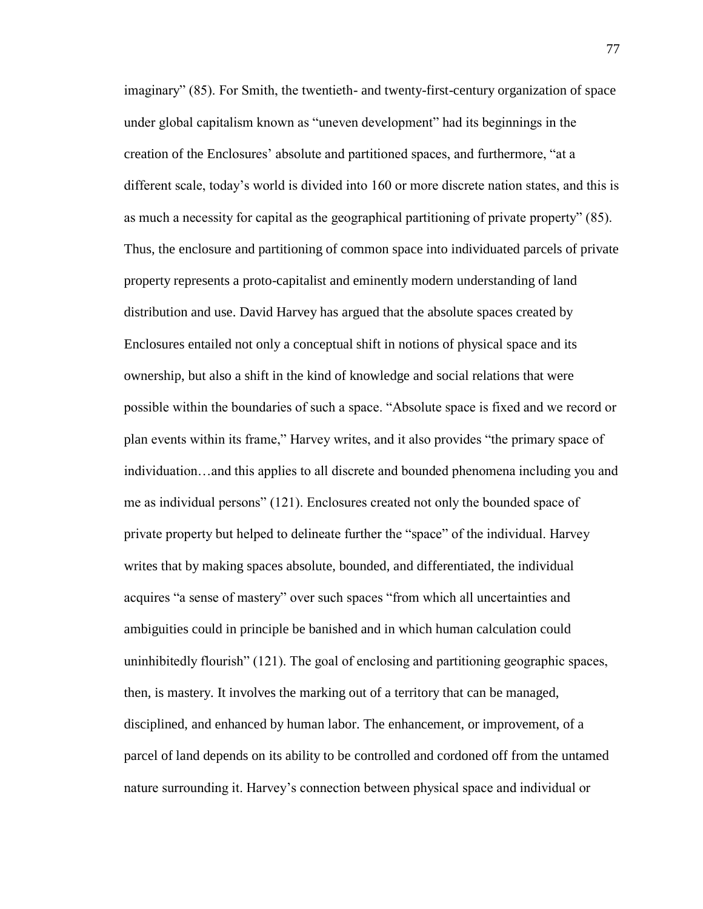imaginary" (85). For Smith, the twentieth- and twenty-first-century organization of space under global capitalism known as "uneven development" had its beginnings in the creation of the Enclosures' absolute and partitioned spaces, and furthermore, "at a different scale, today's world is divided into 160 or more discrete nation states, and this is as much a necessity for capital as the geographical partitioning of private property" (85). Thus, the enclosure and partitioning of common space into individuated parcels of private property represents a proto-capitalist and eminently modern understanding of land distribution and use. David Harvey has argued that the absolute spaces created by Enclosures entailed not only a conceptual shift in notions of physical space and its ownership, but also a shift in the kind of knowledge and social relations that were possible within the boundaries of such a space. "Absolute space is fixed and we record or plan events within its frame," Harvey writes, and it also provides "the primary space of individuation…and this applies to all discrete and bounded phenomena including you and me as individual persons" (121). Enclosures created not only the bounded space of private property but helped to delineate further the "space" of the individual. Harvey writes that by making spaces absolute, bounded, and differentiated, the individual acquires "a sense of mastery" over such spaces "from which all uncertainties and ambiguities could in principle be banished and in which human calculation could uninhibitedly flourish" (121). The goal of enclosing and partitioning geographic spaces, then, is mastery. It involves the marking out of a territory that can be managed, disciplined, and enhanced by human labor. The enhancement, or improvement, of a parcel of land depends on its ability to be controlled and cordoned off from the untamed nature surrounding it. Harvey's connection between physical space and individual or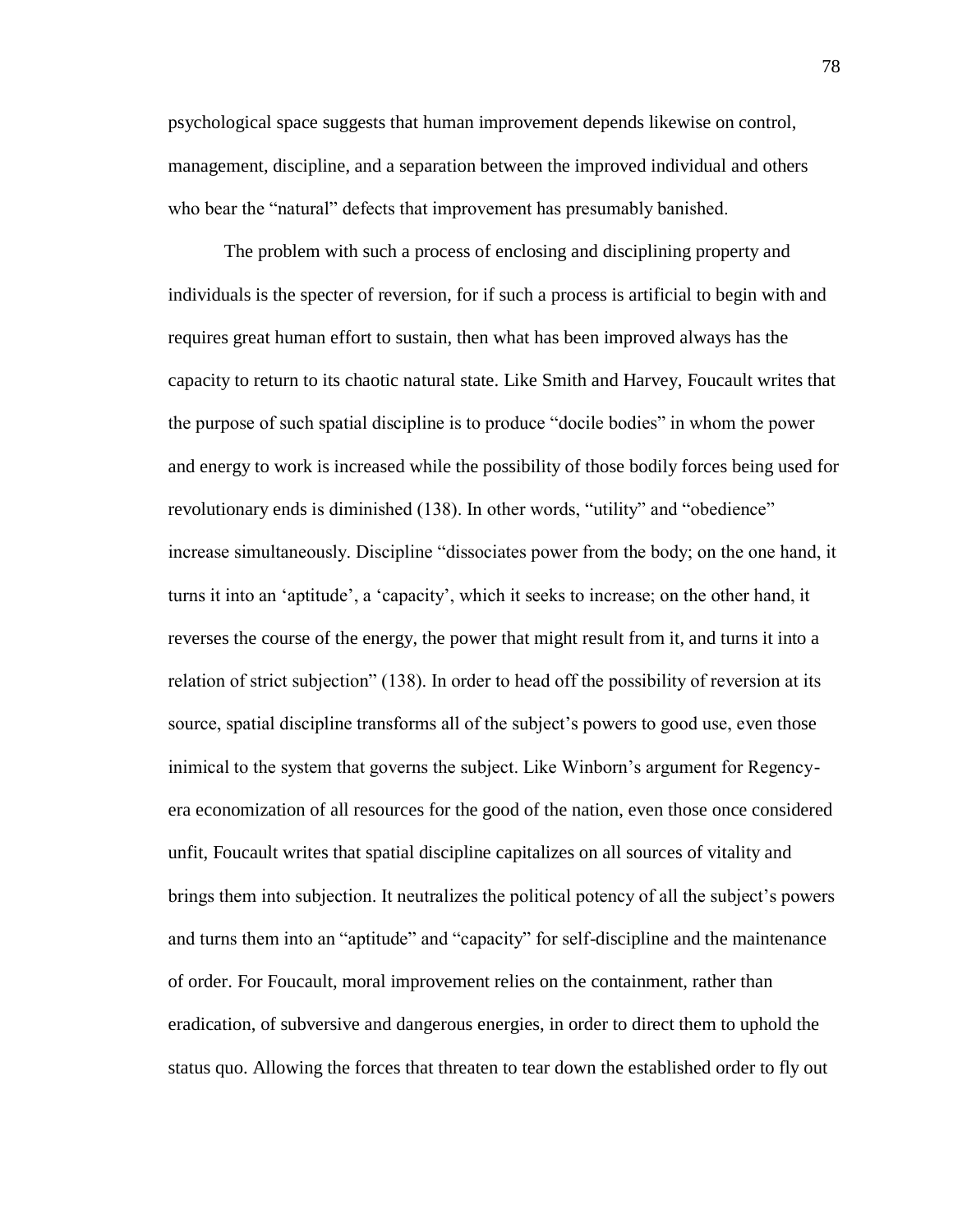psychological space suggests that human improvement depends likewise on control, management, discipline, and a separation between the improved individual and others who bear the "natural" defects that improvement has presumably banished.

The problem with such a process of enclosing and disciplining property and individuals is the specter of reversion, for if such a process is artificial to begin with and requires great human effort to sustain, then what has been improved always has the capacity to return to its chaotic natural state. Like Smith and Harvey, Foucault writes that the purpose of such spatial discipline is to produce "docile bodies" in whom the power and energy to work is increased while the possibility of those bodily forces being used for revolutionary ends is diminished (138). In other words, "utility" and "obedience" increase simultaneously. Discipline "dissociates power from the body; on the one hand, it turns it into an 'aptitude', a 'capacity', which it seeks to increase; on the other hand, it reverses the course of the energy, the power that might result from it, and turns it into a relation of strict subjection" (138). In order to head off the possibility of reversion at its source, spatial discipline transforms all of the subject's powers to good use, even those inimical to the system that governs the subject. Like Winborn's argument for Regency-era economization of all resources for the good of the nation, even those once considered unfit, Foucault writes that spatial discipline capitalizes on all sources of vitality and brings them into subjection. It neutralizes the political potency of all the subject's powers and turns them into an "aptitude" and "capacity" for self-discipline and the maintenance of order. For Foucault, moral improvement relies on the containment, rather than eradication, of subversive and dangerous energies, in order to direct them to uphold the status quo. Allowing the forces that threaten to tear down the established order to fly out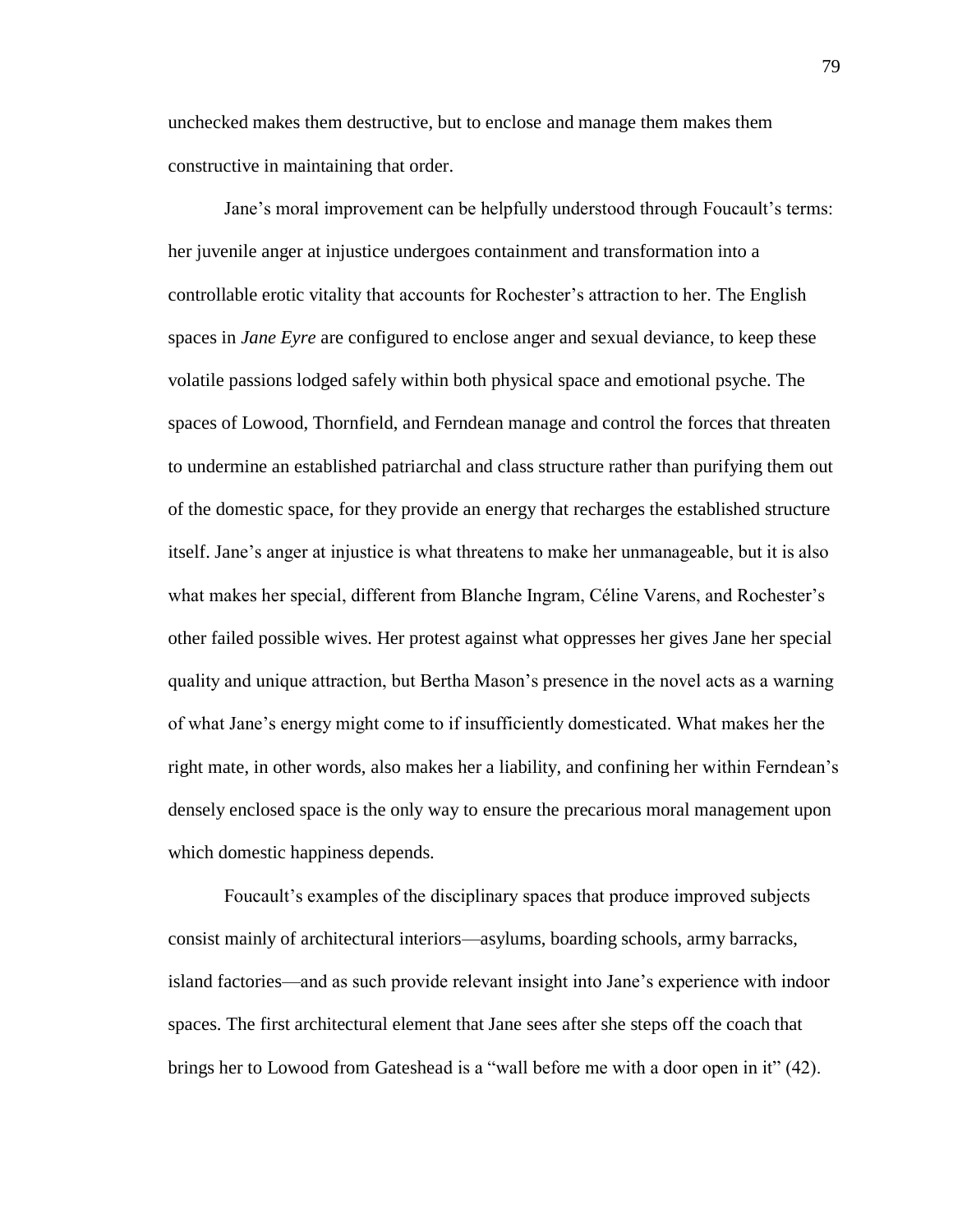unchecked makes them destructive, but to enclose and manage them makes them constructive in maintaining that order.

Jane's moral improvement can be helpfully understood through Foucault's terms: her juvenile anger at injustice undergoes containment and transformation into a controllable erotic vitality that accounts for Rochester's attraction to her. The English spaces in *Jane Eyre* are configured to enclose anger and sexual deviance, to keep these volatile passions lodged safely within both physical space and emotional psyche. The spaces of Lowood, Thornfield, and Ferndean manage and control the forces that threaten to undermine an established patriarchal and class structure rather than purifying them out of the domestic space, for they provide an energy that recharges the established structure itself. Jane's anger at injustice is what threatens to make her unmanageable, but it is also what makes her special, different from Blanche Ingram, Céline Varens, and Rochester's other failed possible wives. Her protest against what oppresses her gives Jane her special quality and unique attraction, but Bertha Mason's presence in the novel acts as a warning of what Jane's energy might come to if insufficiently domesticated. What makes her the right mate, in other words, also makes her a liability, and confining her within Ferndean's densely enclosed space is the only way to ensure the precarious moral management upon which domestic happiness depends.

Foucault's examples of the disciplinary spaces that produce improved subjects consist mainly of architectural interiors—asylums, boarding schools, army barracks, island factories—and as such provide relevant insight into Jane's experience with indoor spaces. The first architectural element that Jane sees after she steps off the coach that brings her to Lowood from Gateshead is a "wall before me with a door open in it" (42).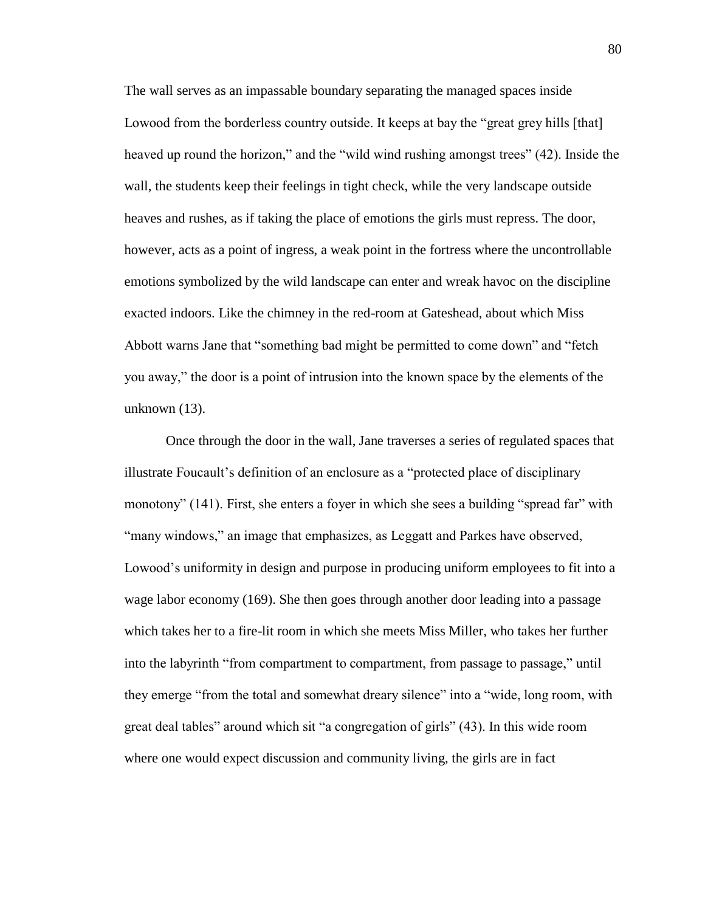The wall serves as an impassable boundary separating the managed spaces inside Lowood from the borderless country outside. It keeps at bay the "great grey hills [that] heaved up round the horizon," and the "wild wind rushing amongst trees" (42). Inside the wall, the students keep their feelings in tight check, while the very landscape outside heaves and rushes, as if taking the place of emotions the girls must repress. The door, however, acts as a point of ingress, a weak point in the fortress where the uncontrollable emotions symbolized by the wild landscape can enter and wreak havoc on the discipline exacted indoors. Like the chimney in the red-room at Gateshead, about which Miss Abbott warns Jane that "something bad might be permitted to come down" and "fetch you away," the door is a point of intrusion into the known space by the elements of the unknown (13).

Once through the door in the wall, Jane traverses a series of regulated spaces that illustrate Foucault's definition of an enclosure as a "protected place of disciplinary monotony" (141). First, she enters a foyer in which she sees a building "spread far" with "many windows," an image that emphasizes, as Leggatt and Parkes have observed, Lowood's uniformity in design and purpose in producing uniform employees to fit into a wage labor economy (169). She then goes through another door leading into a passage which takes her to a fire-lit room in which she meets Miss Miller, who takes her further into the labyrinth "from compartment to compartment, from passage to passage," until they emerge "from the total and somewhat dreary silence" into a "wide, long room, with great deal tables" around which sit "a congregation of girls" (43). In this wide room where one would expect discussion and community living, the girls are in fact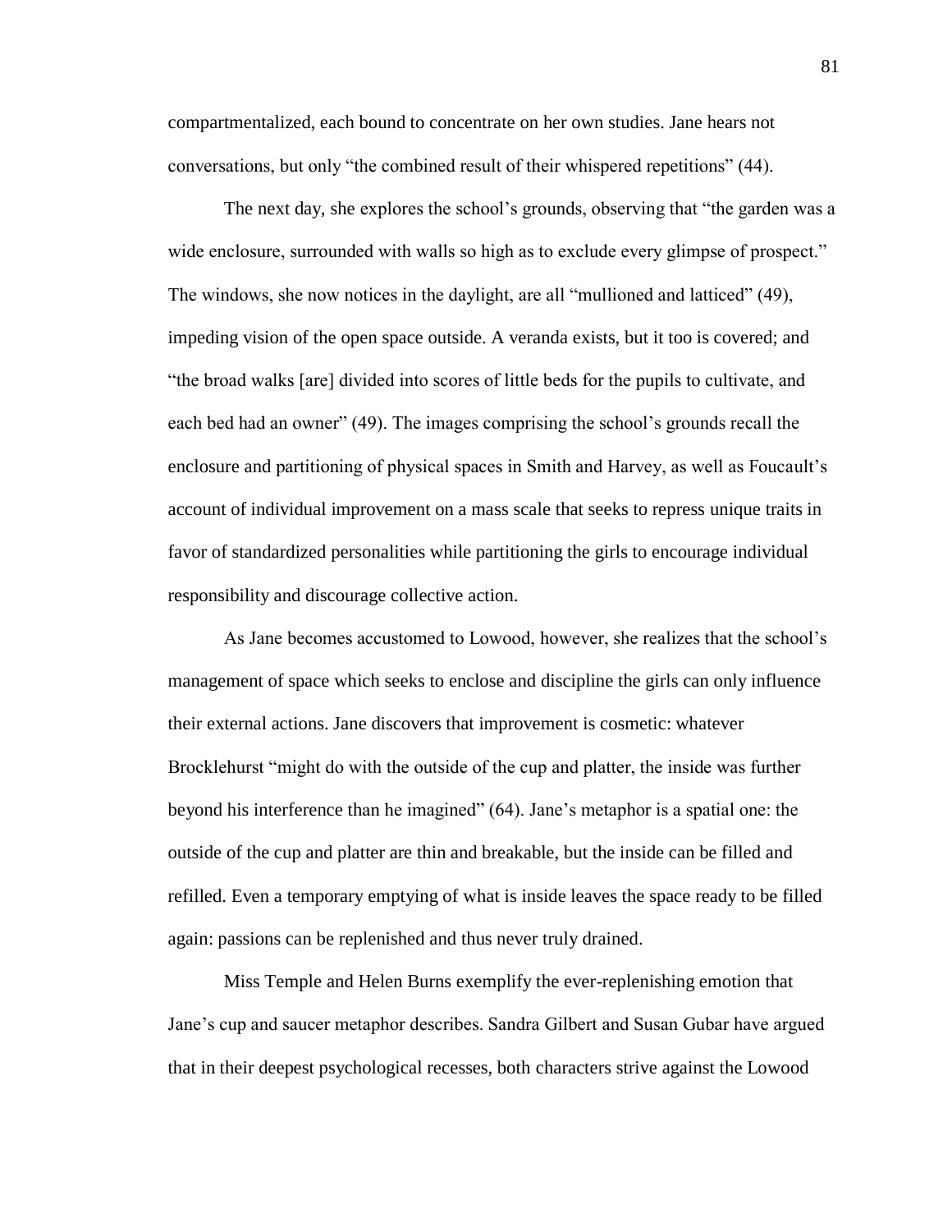compartmentalized, each bound to concentrate on her own studies. Jane hears not conversations, but only "the combined result of their whispered repetitions" (44).

The next day, she explores the school's grounds, observing that "the garden was a wide enclosure, surrounded with walls so high as to exclude every glimpse of prospect." The windows, she now notices in the daylight, are all "mullioned and latticed" (49), impeding vision of the open space outside. A veranda exists, but it too is covered; and "the broad walks [are] divided into scores of little beds for the pupils to cultivate, and each bed had an owner" (49). The images comprising the school's grounds recall the enclosure and partitioning of physical spaces in Smith and Harvey, as well as Foucault's account of individual improvement on a mass scale that seeks to repress unique traits in favor of standardized personalities while partitioning the girls to encourage individual responsibility and discourage collective action.

As Jane becomes accustomed to Lowood, however, she realizes that the school's management of space which seeks to enclose and discipline the girls can only influence their external actions. Jane discovers that improvement is cosmetic: whatever Brocklehurst "might do with the outside of the cup and platter, the inside was further beyond his interference than he imagined" (64). Jane's metaphor is a spatial one: the outside of the cup and platter are thin and breakable, but the inside can be filled and refilled. Even a temporary emptying of what is inside leaves the space ready to be filled again: passions can be replenished and thus never truly drained.

Miss Temple and Helen Burns exemplify the ever-replenishing emotion that Jane's cup and saucer metaphor describes. Sandra Gilbert and Susan Gubar have argued that in their deepest psychological recesses, both characters strive against the Lowood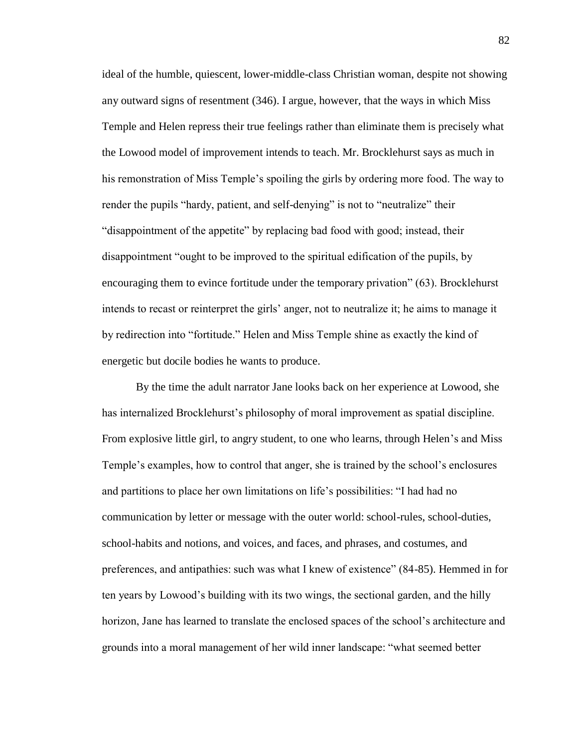ideal of the humble, quiescent, lower-middle-class Christian woman, despite not showing any outward signs of resentment (346). I argue, however, that the ways in which Miss Temple and Helen repress their true feelings rather than eliminate them is precisely what the Lowood model of improvement intends to teach. Mr. Brocklehurst says as much in his remonstration of Miss Temple's spoiling the girls by ordering more food. The way to render the pupils "hardy, patient, and self-denying" is not to "neutralize" their "disappointment of the appetite" by replacing bad food with good; instead, their disappointment "ought to be improved to the spiritual edification of the pupils, by encouraging them to evince fortitude under the temporary privation" (63). Brocklehurst intends to recast or reinterpret the girls' anger, not to neutralize it; he aims to manage it by redirection into "fortitude." Helen and Miss Temple shine as exactly the kind of energetic but docile bodies he wants to produce.

By the time the adult narrator Jane looks back on her experience at Lowood, she has internalized Brocklehurst's philosophy of moral improvement as spatial discipline. From explosive little girl, to angry student, to one who learns, through Helen's and Miss Temple's examples, how to control that anger, she is trained by the school's enclosures and partitions to place her own limitations on life's possibilities: "I had had no communication by letter or message with the outer world: school-rules, school-duties, school-habits and notions, and voices, and faces, and phrases, and costumes, and preferences, and antipathies: such was what I knew of existence" (84-85). Hemmed in for ten years by Lowood's building with its two wings, the sectional garden, and the hilly horizon, Jane has learned to translate the enclosed spaces of the school's architecture and grounds into a moral management of her wild inner landscape: "what seemed better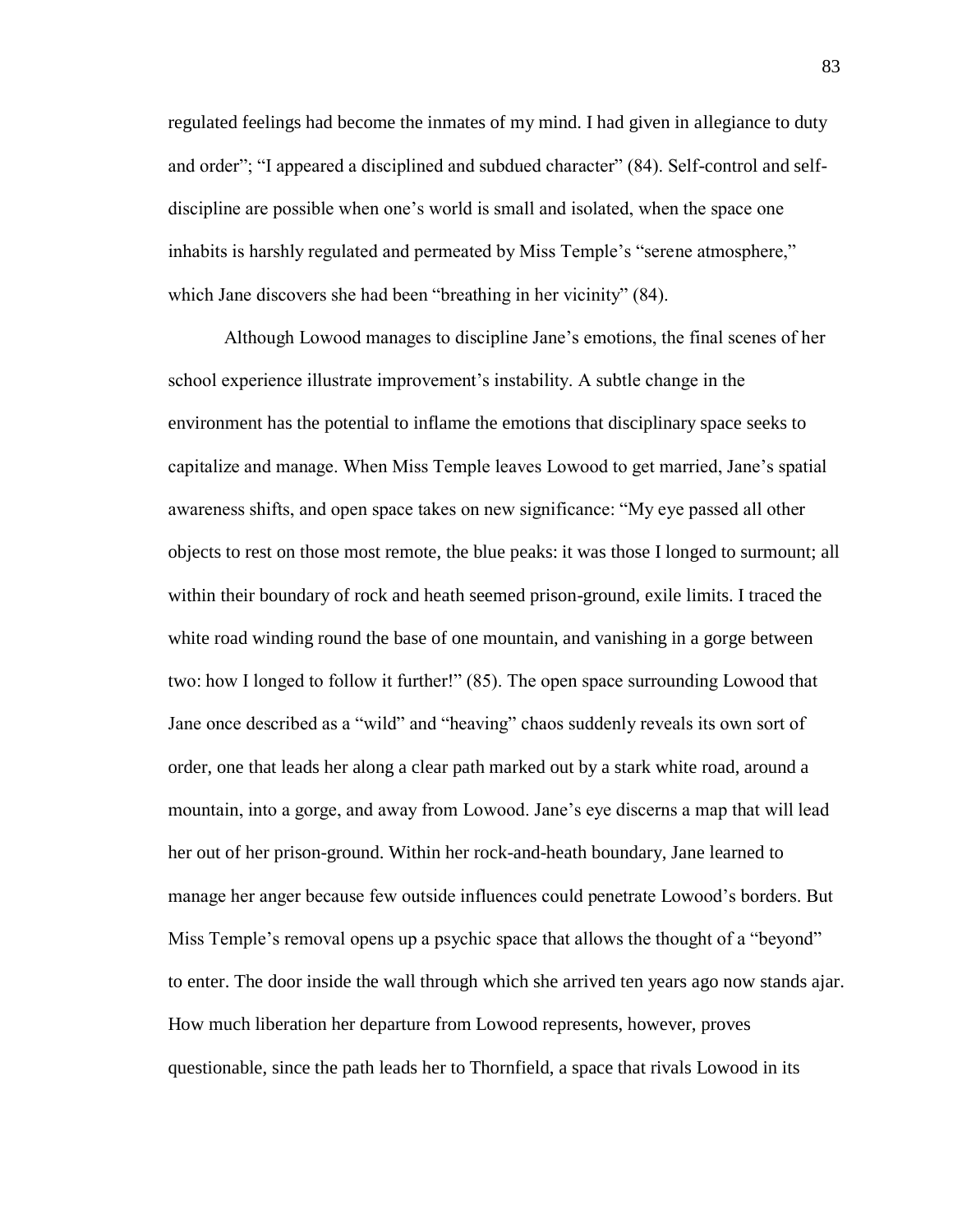regulated feelings had become the inmates of my mind. I had given in allegiance to duty and order"; "I appeared a disciplined and subdued character" (84). Self-control and self-discipline are possible when one's world is small and isolated, when the space one inhabits is harshly regulated and permeated by Miss Temple's "serene atmosphere," which Jane discovers she had been "breathing in her vicinity" (84).

Although Lowood manages to discipline Jane's emotions, the final scenes of her school experience illustrate improvement's instability. A subtle change in the environment has the potential to inflame the emotions that disciplinary space seeks to capitalize and manage. When Miss Temple leaves Lowood to get married, Jane's spatial awareness shifts, and open space takes on new significance: "My eye passed all other objects to rest on those most remote, the blue peaks: it was those I longed to surmount; all within their boundary of rock and heath seemed prison-ground, exile limits. I traced the white road winding round the base of one mountain, and vanishing in a gorge between two: how I longed to follow it further!" (85). The open space surrounding Lowood that Jane once described as a "wild" and "heaving" chaos suddenly reveals its own sort of order, one that leads her along a clear path marked out by a stark white road, around a mountain, into a gorge, and away from Lowood. Jane's eye discerns a map that will lead her out of her prison-ground. Within her rock-and-heath boundary, Jane learned to manage her anger because few outside influences could penetrate Lowood's borders. But Miss Temple's removal opens up a psychic space that allows the thought of a "beyond" to enter. The door inside the wall through which she arrived ten years ago now stands ajar. How much liberation her departure from Lowood represents, however, proves questionable, since the path leads her to Thornfield, a space that rivals Lowood in its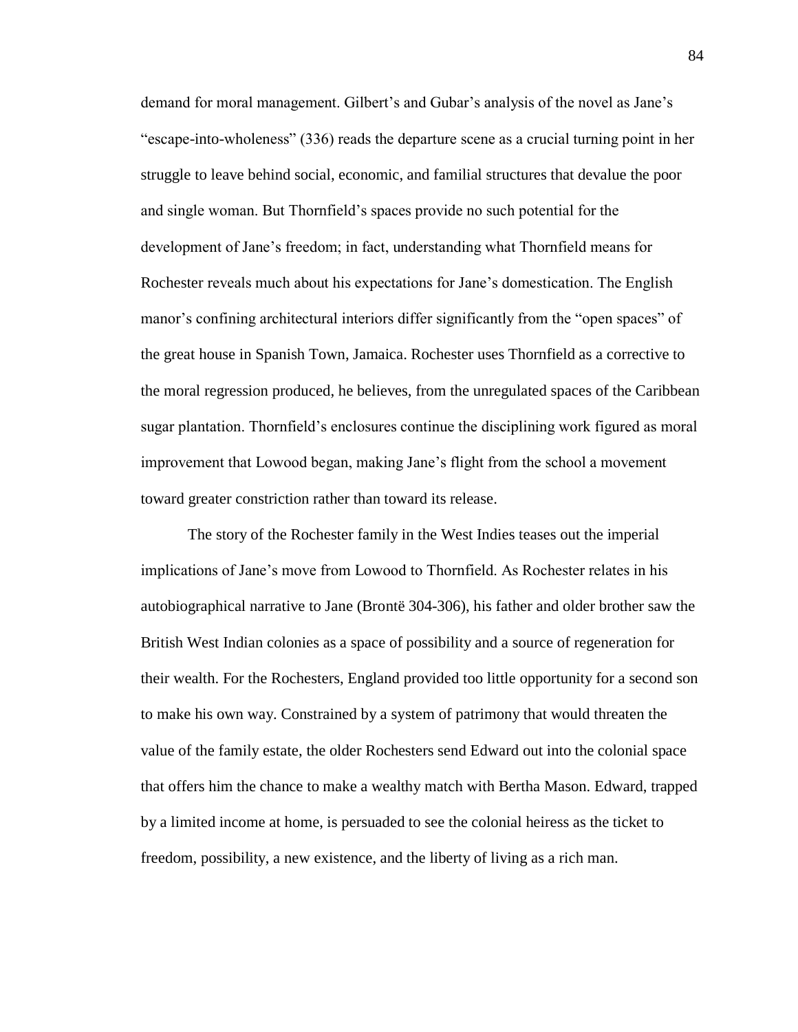demand for moral management. Gilbert's and Gubar's analysis of the novel as Jane's "escape-into-wholeness" (336) reads the departure scene as a crucial turning point in her struggle to leave behind social, economic, and familial structures that devalue the poor and single woman. But Thornfield's spaces provide no such potential for the development of Jane's freedom; in fact, understanding what Thornfield means for Rochester reveals much about his expectations for Jane's domestication. The English manor's confining architectural interiors differ significantly from the "open spaces" of the great house in Spanish Town, Jamaica. Rochester uses Thornfield as a corrective to the moral regression produced, he believes, from the unregulated spaces of the Caribbean sugar plantation. Thornfield's enclosures continue the disciplining work figured as moral improvement that Lowood began, making Jane's flight from the school a movement toward greater constriction rather than toward its release.

The story of the Rochester family in the West Indies teases out the imperial implications of Jane's move from Lowood to Thornfield. As Rochester relates in his autobiographical narrative to Jane (Brontë 304-306), his father and older brother saw the British West Indian colonies as a space of possibility and a source of regeneration for their wealth. For the Rochesters, England provided too little opportunity for a second son to make his own way. Constrained by a system of patrimony that would threaten the value of the family estate, the older Rochesters send Edward out into the colonial space that offers him the chance to make a wealthy match with Bertha Mason. Edward, trapped by a limited income at home, is persuaded to see the colonial heiress as the ticket to freedom, possibility, a new existence, and the liberty of living as a rich man.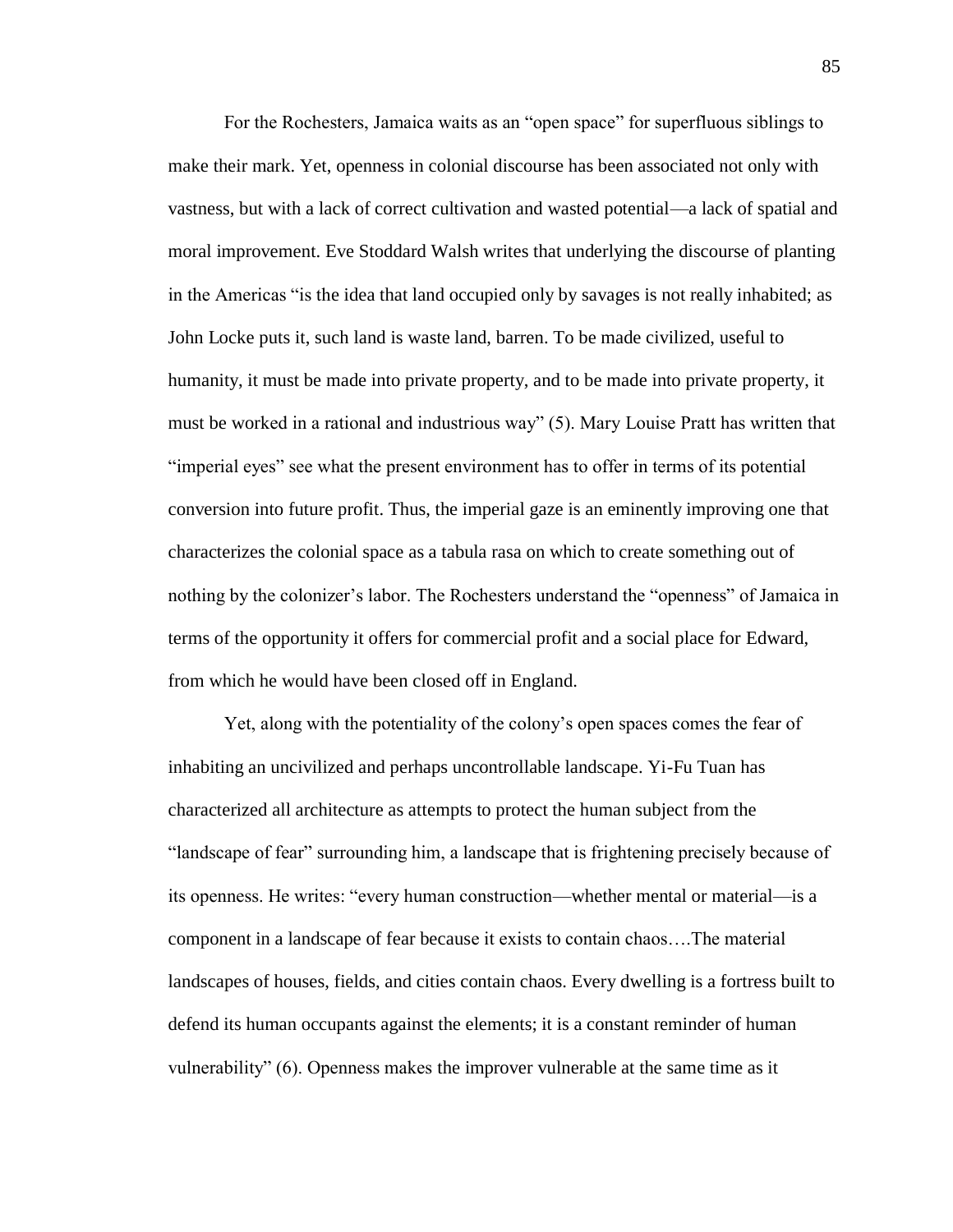For the Rochesters, Jamaica waits as an "open space" for superfluous siblings to make their mark. Yet, openness in colonial discourse has been associated not only with vastness, but with a lack of correct cultivation and wasted potential—a lack of spatial and moral improvement. Eve Stoddard Walsh writes that underlying the discourse of planting in the Americas "is the idea that land occupied only by savages is not really inhabited; as John Locke puts it, such land is waste land, barren. To be made civilized, useful to humanity, it must be made into private property, and to be made into private property, it must be worked in a rational and industrious way" (5). Mary Louise Pratt has written that "imperial eyes" see what the present environment has to offer in terms of its potential conversion into future profit. Thus, the imperial gaze is an eminently improving one that characterizes the colonial space as a tabula rasa on which to create something out of nothing by the colonizer's labor. The Rochesters understand the "openness" of Jamaica in terms of the opportunity it offers for commercial profit and a social place for Edward, from which he would have been closed off in England.

Yet, along with the potentiality of the colony's open spaces comes the fear of inhabiting an uncivilized and perhaps uncontrollable landscape. Yi-Fu Tuan has characterized all architecture as attempts to protect the human subject from the "landscape of fear" surrounding him, a landscape that is frightening precisely because of its openness. He writes: "every human construction—whether mental or material—is a component in a landscape of fear because it exists to contain chaos….The material landscapes of houses, fields, and cities contain chaos. Every dwelling is a fortress built to defend its human occupants against the elements; it is a constant reminder of human vulnerability" (6). Openness makes the improver vulnerable at the same time as it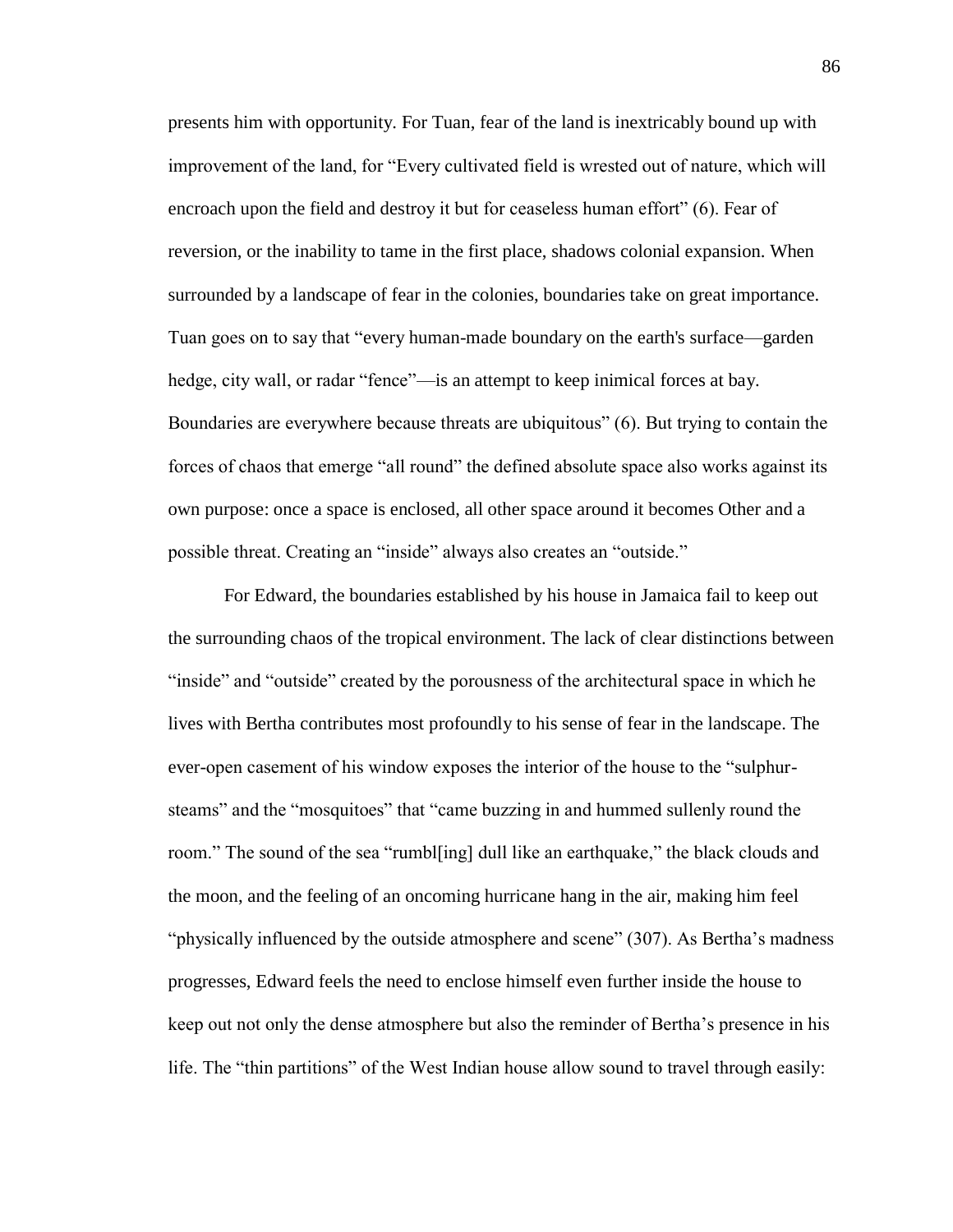presents him with opportunity. For Tuan, fear of the land is inextricably bound up with improvement of the land, for "Every cultivated field is wrested out of nature, which will encroach upon the field and destroy it but for ceaseless human effort" (6). Fear of reversion, or the inability to tame in the first place, shadows colonial expansion. When surrounded by a landscape of fear in the colonies, boundaries take on great importance. Tuan goes on to say that "every human-made boundary on the earth's surface—garden hedge, city wall, or radar "fence"—is an attempt to keep inimical forces at bay. Boundaries are everywhere because threats are ubiquitous" (6). But trying to contain the forces of chaos that emerge "all round" the defined absolute space also works against its own purpose: once a space is enclosed, all other space around it becomes Other and a possible threat. Creating an "inside" always also creates an "outside."

For Edward, the boundaries established by his house in Jamaica fail to keep out the surrounding chaos of the tropical environment. The lack of clear distinctions between "inside" and "outside" created by the porousness of the architectural space in which he lives with Bertha contributes most profoundly to his sense of fear in the landscape. The ever-open casement of his window exposes the interior of the house to the "sulphur-steams" and the "mosquitoes" that "came buzzing in and hummed sullenly round the room." The sound of the sea "rumbl[ing] dull like an earthquake," the black clouds and the moon, and the feeling of an oncoming hurricane hang in the air, making him feel "physically influenced by the outside atmosphere and scene" (307). As Bertha's madness progresses, Edward feels the need to enclose himself even further inside the house to keep out not only the dense atmosphere but also the reminder of Bertha's presence in his life. The "thin partitions" of the West Indian house allow sound to travel through easily: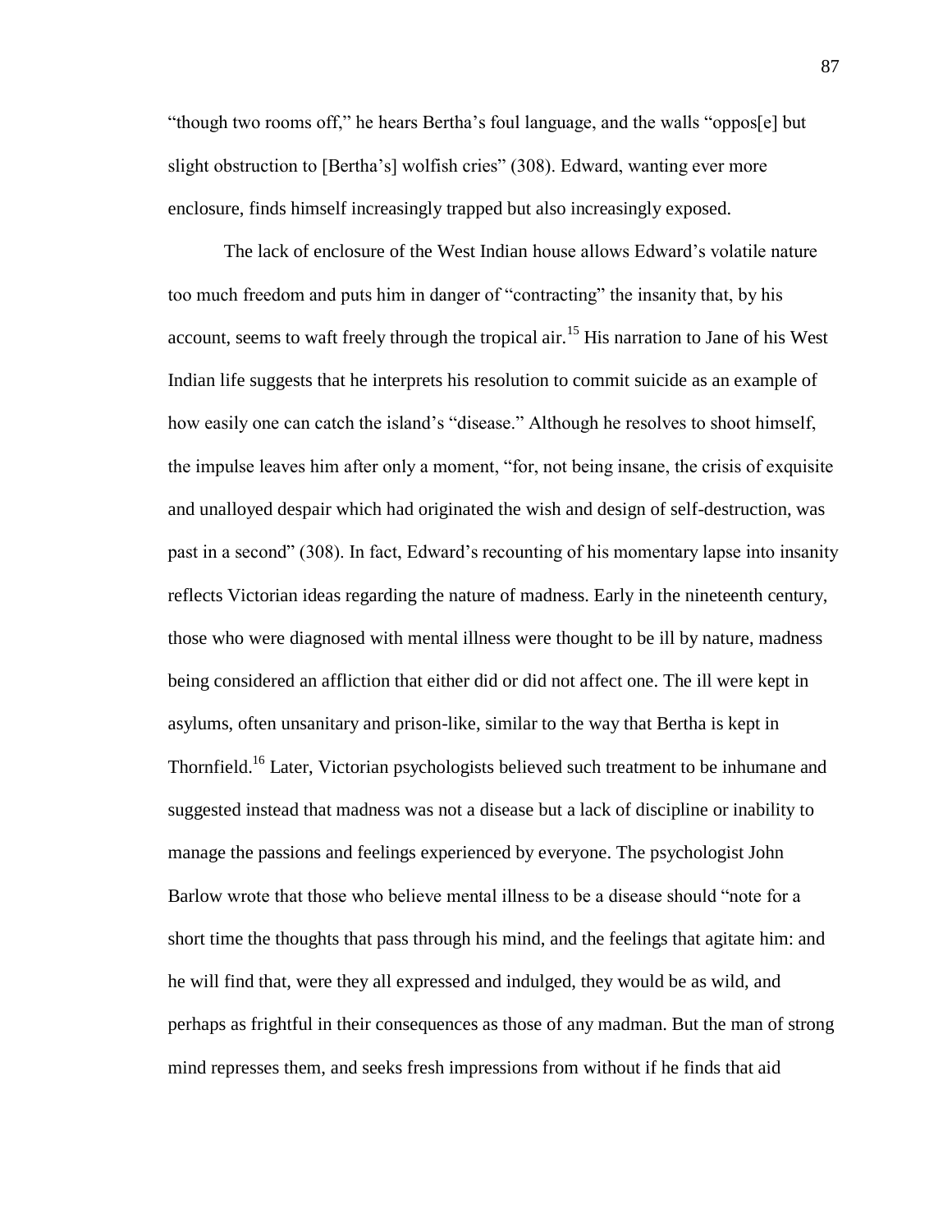"though two rooms off," he hears Bertha's foul language, and the walls "oppos[e] but slight obstruction to [Bertha's] wolfish cries" (308). Edward, wanting ever more enclosure, finds himself increasingly trapped but also increasingly exposed.

The lack of enclosure of the West Indian house allows Edward's volatile nature too much freedom and puts him in danger of "contracting" the insanity that, by his account, seems to waft freely through the tropical air.[15] His narration to Jane of his West Indian life suggests that he interprets his resolution to commit suicide as an example of how easily one can catch the island's "disease." Although he resolves to shoot himself, the impulse leaves him after only a moment, "for, not being insane, the crisis of exquisite and unalloyed despair which had originated the wish and design of self-destruction, was past in a second" (308). In fact, Edward's recounting of his momentary lapse into insanity reflects Victorian ideas regarding the nature of madness. Early in the nineteenth century, those who were diagnosed with mental illness were thought to be ill by nature, madness being considered an affliction that either did or did not affect one. The ill were kept in asylums, often unsanitary and prison-like, similar to the way that Bertha is kept in Thornfield.[16] Later, Victorian psychologists believed such treatment to be inhumane and suggested instead that madness was not a disease but a lack of discipline or inability to manage the passions and feelings experienced by everyone. The psychologist John Barlow wrote that those who believe mental illness to be a disease should "note for a short time the thoughts that pass through his mind, and the feelings that agitate him: and he will find that, were they all expressed and indulged, they would be as wild, and perhaps as frightful in their consequences as those of any madman. But the man of strong mind represses them, and seeks fresh impressions from without if he finds that aid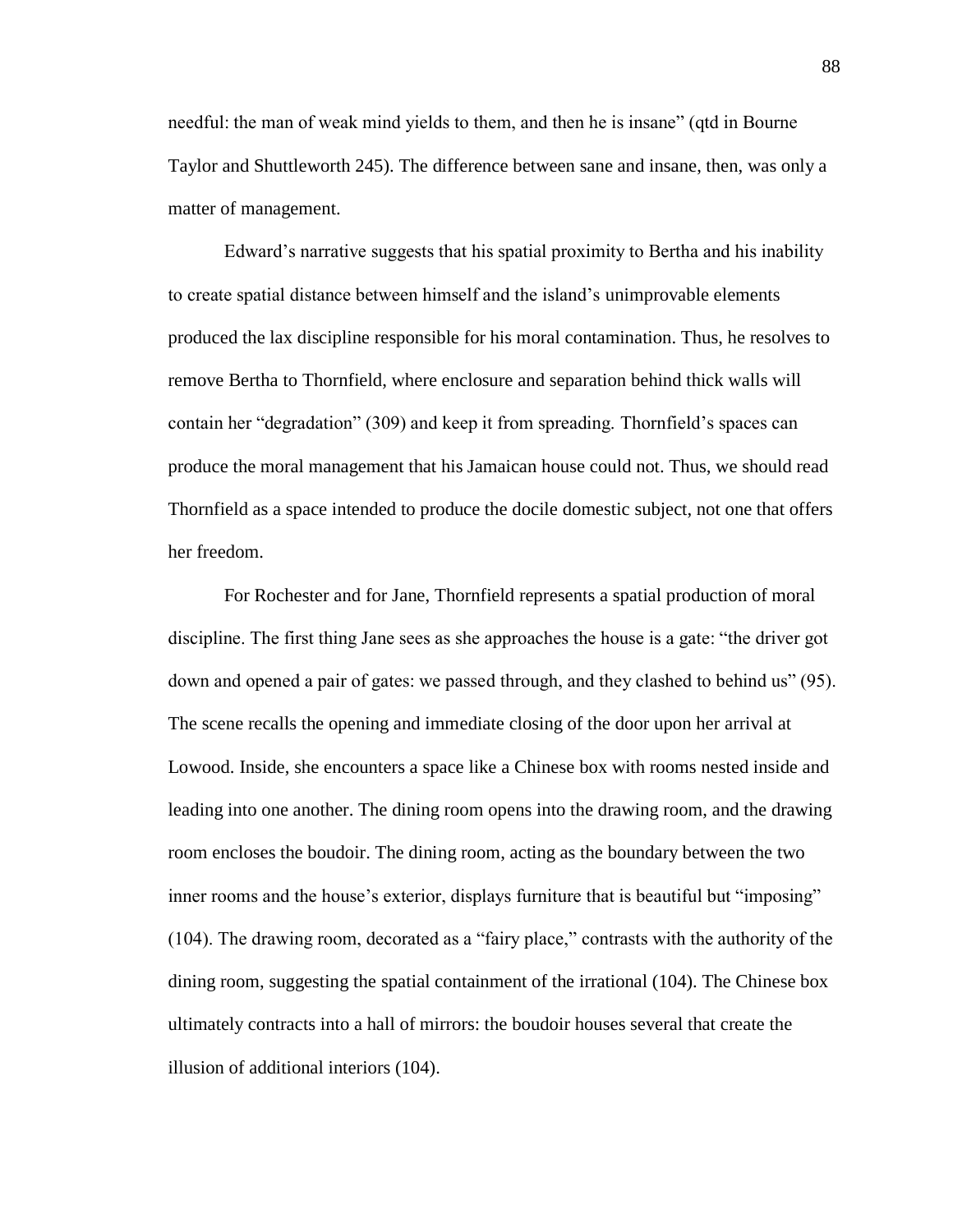needful: the man of weak mind yields to them, and then he is insane" (qtd in Bourne Taylor and Shuttleworth 245). The difference between sane and insane, then, was only a matter of management.

Edward's narrative suggests that his spatial proximity to Bertha and his inability to create spatial distance between himself and the island's unimprovable elements produced the lax discipline responsible for his moral contamination. Thus, he resolves to remove Bertha to Thornfield, where enclosure and separation behind thick walls will contain her "degradation" (309) and keep it from spreading. Thornfield's spaces can produce the moral management that his Jamaican house could not. Thus, we should read Thornfield as a space intended to produce the docile domestic subject, not one that offers her freedom.

For Rochester and for Jane, Thornfield represents a spatial production of moral discipline. The first thing Jane sees as she approaches the house is a gate: "the driver got down and opened a pair of gates: we passed through, and they clashed to behind us" (95). The scene recalls the opening and immediate closing of the door upon her arrival at Lowood. Inside, she encounters a space like a Chinese box with rooms nested inside and leading into one another. The dining room opens into the drawing room, and the drawing room encloses the boudoir. The dining room, acting as the boundary between the two inner rooms and the house's exterior, displays furniture that is beautiful but "imposing" (104). The drawing room, decorated as a "fairy place," contrasts with the authority of the dining room, suggesting the spatial containment of the irrational (104). The Chinese box ultimately contracts into a hall of mirrors: the boudoir houses several that create the illusion of additional interiors (104).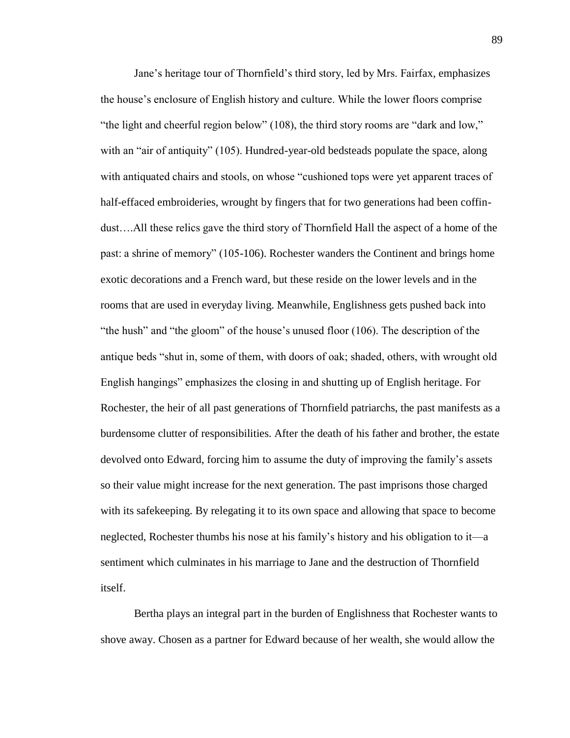Jane's heritage tour of Thornfield's third story, led by Mrs. Fairfax, emphasizes the house's enclosure of English history and culture. While the lower floors comprise "the light and cheerful region below" (108), the third story rooms are "dark and low," with an "air of antiquity" (105). Hundred-year-old bedsteads populate the space, along with antiquated chairs and stools, on whose "cushioned tops were yet apparent traces of half-effaced embroideries, wrought by fingers that for two generations had been coffin-dust….All these relics gave the third story of Thornfield Hall the aspect of a home of the past: a shrine of memory" (105-106). Rochester wanders the Continent and brings home exotic decorations and a French ward, but these reside on the lower levels and in the rooms that are used in everyday living. Meanwhile, Englishness gets pushed back into "the hush" and "the gloom" of the house's unused floor (106). The description of the antique beds "shut in, some of them, with doors of oak; shaded, others, with wrought old English hangings" emphasizes the closing in and shutting up of English heritage. For Rochester, the heir of all past generations of Thornfield patriarchs, the past manifests as a burdensome clutter of responsibilities. After the death of his father and brother, the estate devolved onto Edward, forcing him to assume the duty of improving the family's assets so their value might increase for the next generation. The past imprisons those charged with its safekeeping. By relegating it to its own space and allowing that space to become neglected, Rochester thumbs his nose at his family's history and his obligation to it—a sentiment which culminates in his marriage to Jane and the destruction of Thornfield itself.

Bertha plays an integral part in the burden of Englishness that Rochester wants to shove away. Chosen as a partner for Edward because of her wealth, she would allow the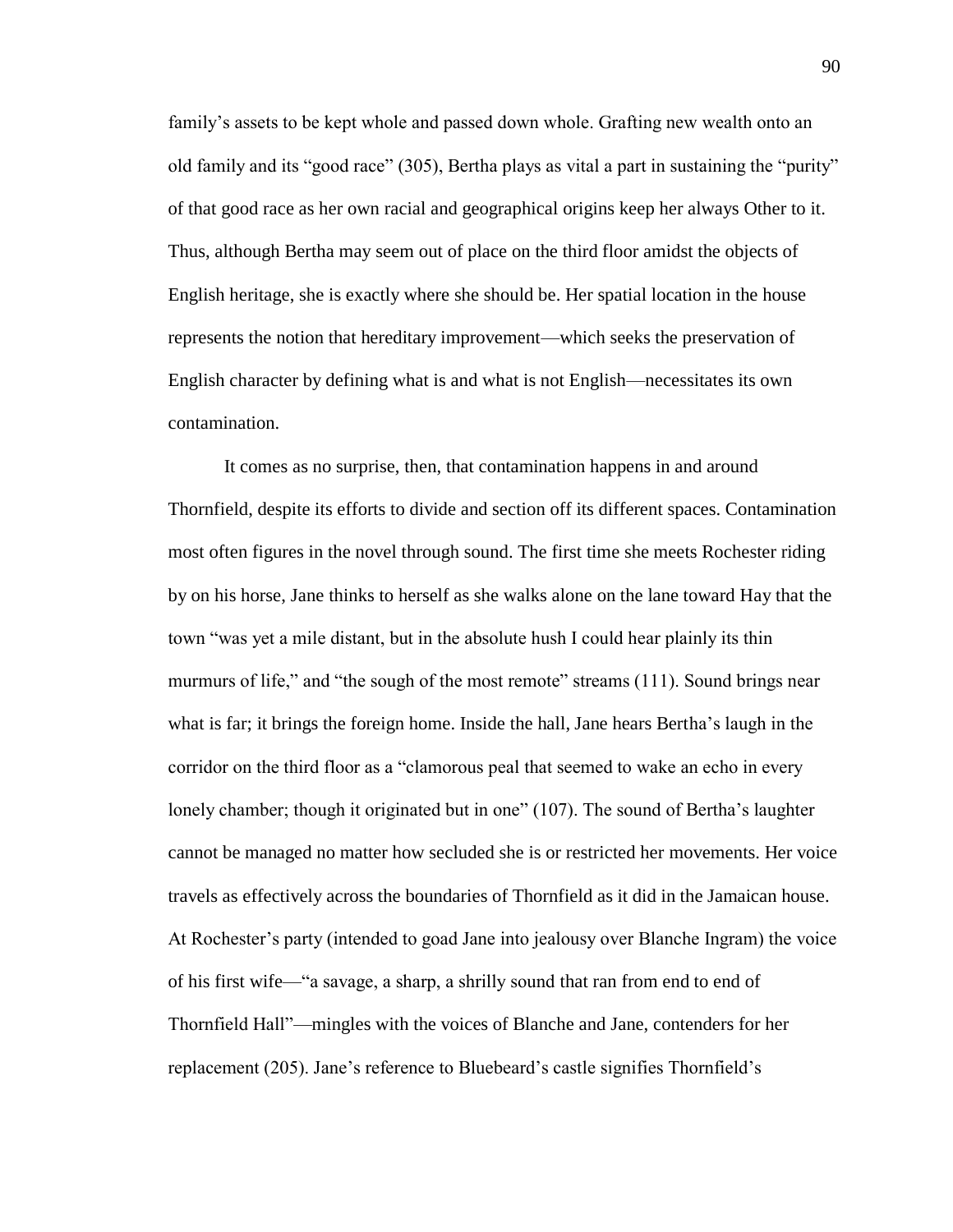family's assets to be kept whole and passed down whole. Grafting new wealth onto an old family and its "good race" (305), Bertha plays as vital a part in sustaining the "purity" of that good race as her own racial and geographical origins keep her always Other to it. Thus, although Bertha may seem out of place on the third floor amidst the objects of English heritage, she is exactly where she should be. Her spatial location in the house represents the notion that hereditary improvement—which seeks the preservation of English character by defining what is and what is not English—necessitates its own contamination.

It comes as no surprise, then, that contamination happens in and around Thornfield, despite its efforts to divide and section off its different spaces. Contamination most often figures in the novel through sound. The first time she meets Rochester riding by on his horse, Jane thinks to herself as she walks alone on the lane toward Hay that the town "was yet a mile distant, but in the absolute hush I could hear plainly its thin murmurs of life," and "the sough of the most remote" streams (111). Sound brings near what is far; it brings the foreign home. Inside the hall, Jane hears Bertha's laugh in the corridor on the third floor as a "clamorous peal that seemed to wake an echo in every lonely chamber; though it originated but in one" (107). The sound of Bertha's laughter cannot be managed no matter how secluded she is or restricted her movements. Her voice travels as effectively across the boundaries of Thornfield as it did in the Jamaican house. At Rochester's party (intended to goad Jane into jealousy over Blanche Ingram) the voice of his first wife—"a savage, a sharp, a shrilly sound that ran from end to end of Thornfield Hall"—mingles with the voices of Blanche and Jane, contenders for her replacement (205). Jane's reference to Bluebeard's castle signifies Thornfield's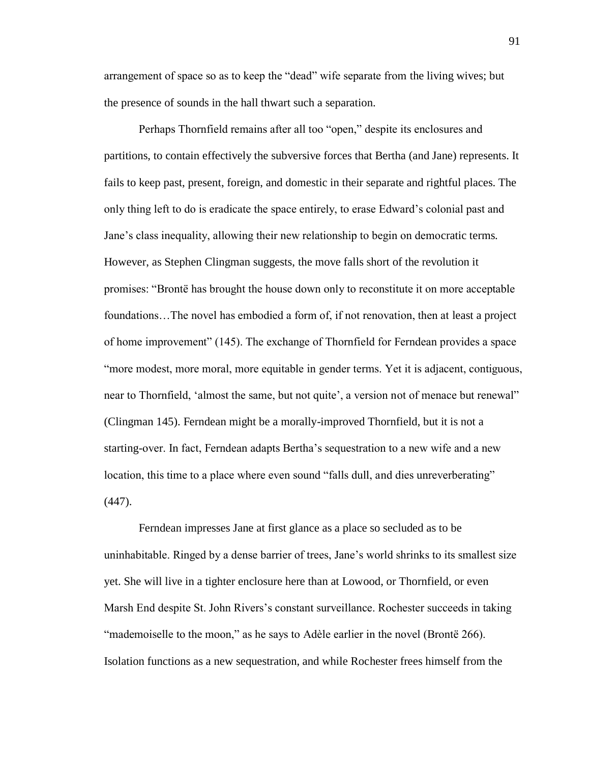arrangement of space so as to keep the "dead" wife separate from the living wives; but the presence of sounds in the hall thwart such a separation.

Perhaps Thornfield remains after all too "open," despite its enclosures and partitions, to contain effectively the subversive forces that Bertha (and Jane) represents. It fails to keep past, present, foreign, and domestic in their separate and rightful places. The only thing left to do is eradicate the space entirely, to erase Edward's colonial past and Jane's class inequality, allowing their new relationship to begin on democratic terms. However, as Stephen Clingman suggests, the move falls short of the revolution it promises: "Brontë has brought the house down only to reconstitute it on more acceptable foundations…The novel has embodied a form of, if not renovation, then at least a project of home improvement" (145). The exchange of Thornfield for Ferndean provides a space "more modest, more moral, more equitable in gender terms. Yet it is adjacent, contiguous, near to Thornfield, 'almost the same, but not quite', a version not of menace but renewal" (Clingman 145). Ferndean might be a morally-improved Thornfield, but it is not a starting-over. In fact, Ferndean adapts Bertha's sequestration to a new wife and a new location, this time to a place where even sound "falls dull, and dies unreverberating" (447).

Ferndean impresses Jane at first glance as a place so secluded as to be uninhabitable. Ringed by a dense barrier of trees, Jane's world shrinks to its smallest size yet. She will live in a tighter enclosure here than at Lowood, or Thornfield, or even Marsh End despite St. John Rivers's constant surveillance. Rochester succeeds in taking "mademoiselle to the moon," as he says to Adèle earlier in the novel (Brontë 266). Isolation functions as a new sequestration, and while Rochester frees himself from the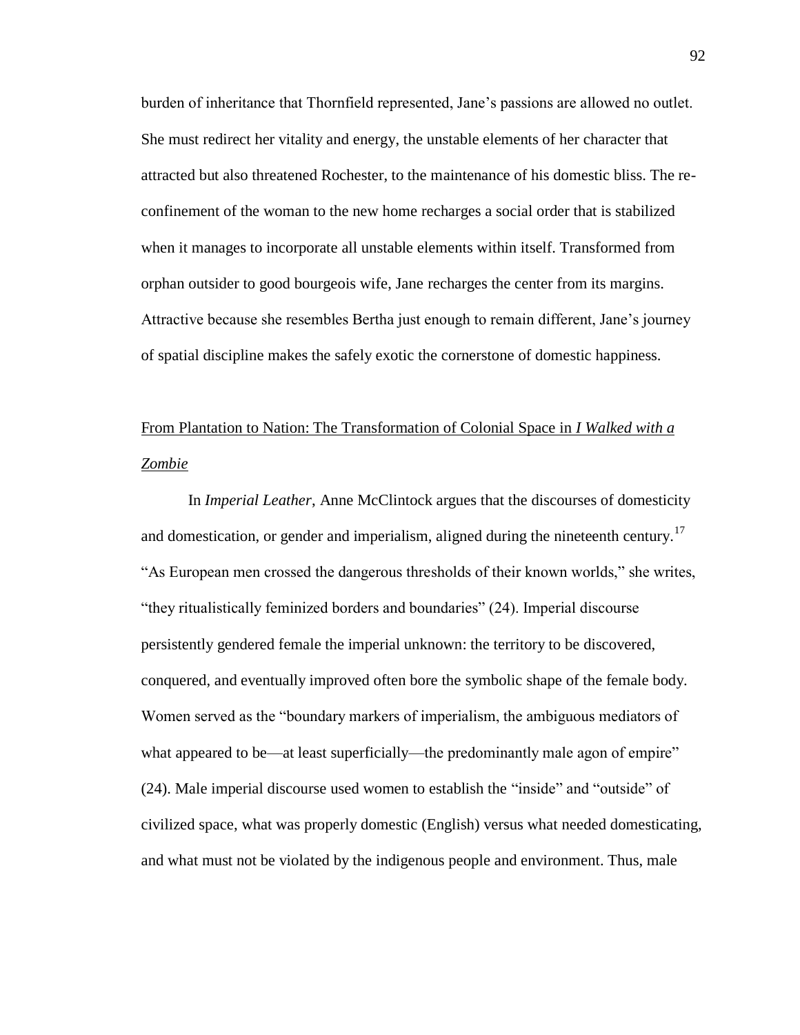burden of inheritance that Thornfield represented, Jane's passions are allowed no outlet. She must redirect her vitality and energy, the unstable elements of her character that attracted but also threatened Rochester, to the maintenance of his domestic bliss. The re-confinement of the woman to the new home recharges a social order that is stabilized when it manages to incorporate all unstable elements within itself. Transformed from orphan outsider to good bourgeois wife, Jane recharges the center from its margins. Attractive because she resembles Bertha just enough to remain different, Jane's journey of spatial discipline makes the safely exotic the cornerstone of domestic happiness.

## From Plantation to Nation: The Transformation of Colonial Space in *I Walked with a Zombie*

In *Imperial Leather*, Anne McClintock argues that the discourses of domesticity and domestication, or gender and imperialism, aligned during the nineteenth century.[17] "As European men crossed the dangerous thresholds of their known worlds," she writes, "they ritualistically feminized borders and boundaries" (24). Imperial discourse persistently gendered female the imperial unknown: the territory to be discovered, conquered, and eventually improved often bore the symbolic shape of the female body. Women served as the "boundary markers of imperialism, the ambiguous mediators of what appeared to be—at least superficially—the predominantly male agon of empire" (24). Male imperial discourse used women to establish the "inside" and "outside" of civilized space, what was properly domestic (English) versus what needed domesticating, and what must not be violated by the indigenous people and environment. Thus, male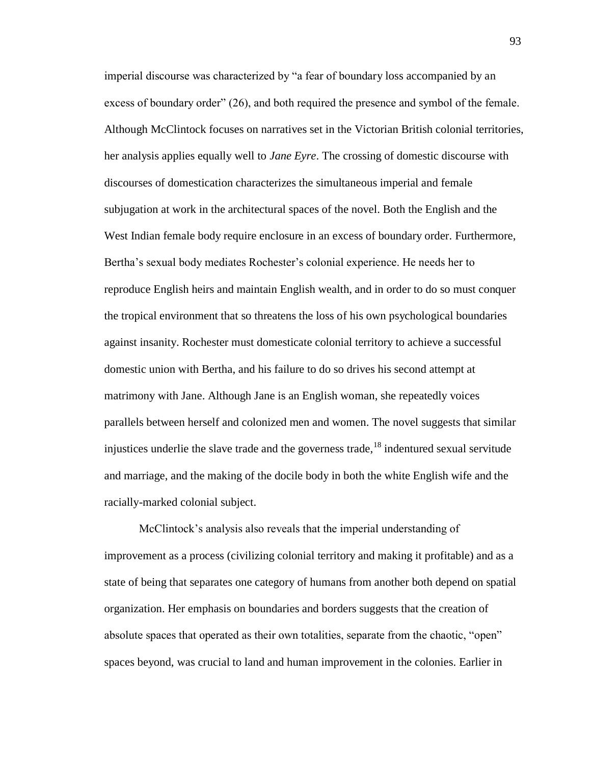imperial discourse was characterized by "a fear of boundary loss accompanied by an excess of boundary order" (26), and both required the presence and symbol of the female. Although McClintock focuses on narratives set in the Victorian British colonial territories, her analysis applies equally well to *Jane Eyre*. The crossing of domestic discourse with discourses of domestication characterizes the simultaneous imperial and female subjugation at work in the architectural spaces of the novel. Both the English and the West Indian female body require enclosure in an excess of boundary order. Furthermore, Bertha's sexual body mediates Rochester's colonial experience. He needs her to reproduce English heirs and maintain English wealth, and in order to do so must conquer the tropical environment that so threatens the loss of his own psychological boundaries against insanity. Rochester must domesticate colonial territory to achieve a successful domestic union with Bertha, and his failure to do so drives his second attempt at matrimony with Jane. Although Jane is an English woman, she repeatedly voices parallels between herself and colonized men and women. The novel suggests that similar injustices underlie the slave trade and the governess trade,[18] indentured sexual servitude and marriage, and the making of the docile body in both the white English wife and the racially-marked colonial subject.

McClintock's analysis also reveals that the imperial understanding of improvement as a process (civilizing colonial territory and making it profitable) and as a state of being that separates one category of humans from another both depend on spatial organization. Her emphasis on boundaries and borders suggests that the creation of absolute spaces that operated as their own totalities, separate from the chaotic, "open" spaces beyond, was crucial to land and human improvement in the colonies. Earlier in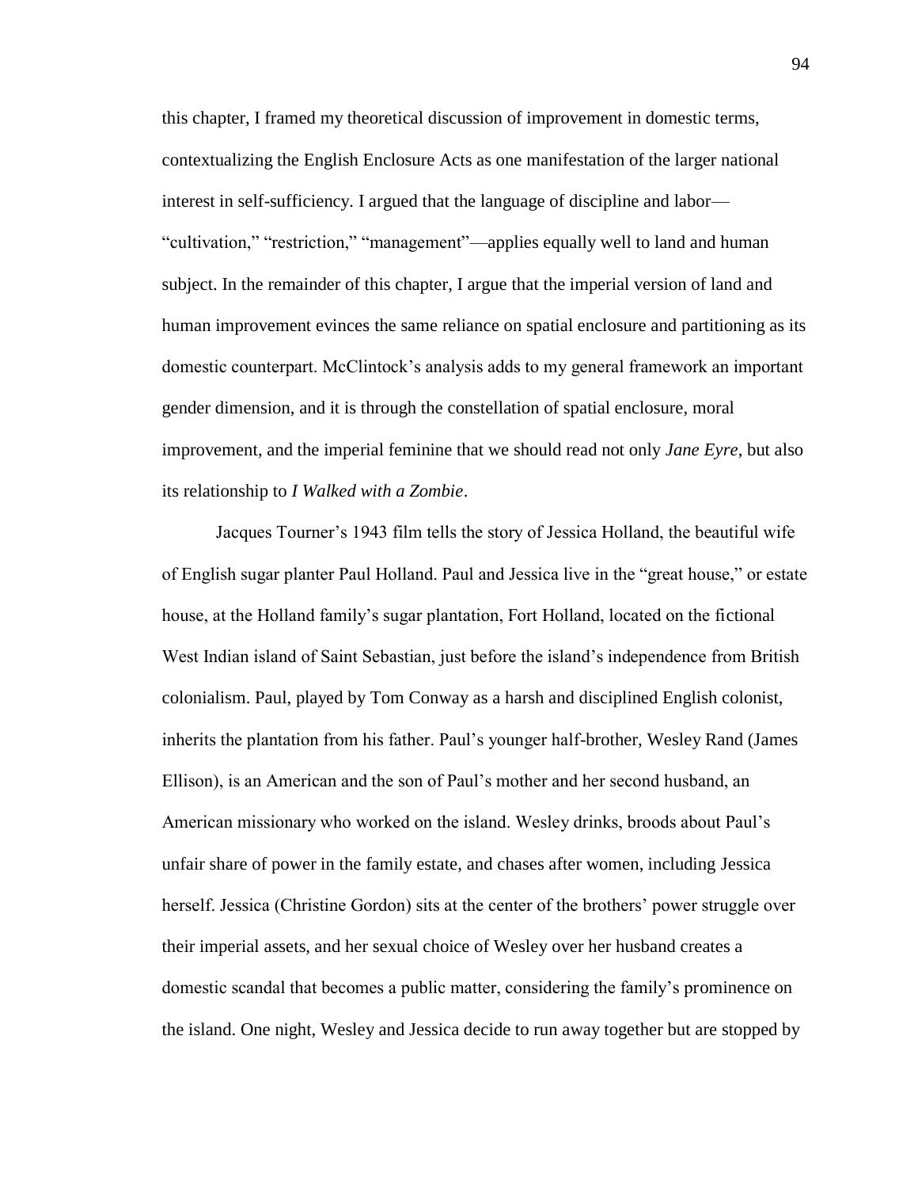this chapter, I framed my theoretical discussion of improvement in domestic terms, contextualizing the English Enclosure Acts as one manifestation of the larger national interest in self-sufficiency. I argued that the language of discipline and labor—"cultivation," "restriction," "management"—applies equally well to land and human subject. In the remainder of this chapter, I argue that the imperial version of land and human improvement evinces the same reliance on spatial enclosure and partitioning as its domestic counterpart. McClintock's analysis adds to my general framework an important gender dimension, and it is through the constellation of spatial enclosure, moral improvement, and the imperial feminine that we should read not only *Jane Eyre*, but also its relationship to *I Walked with a Zombie*.

Jacques Tourner's 1943 film tells the story of Jessica Holland, the beautiful wife of English sugar planter Paul Holland. Paul and Jessica live in the "great house," or estate house, at the Holland family's sugar plantation, Fort Holland, located on the fictional West Indian island of Saint Sebastian, just before the island's independence from British colonialism. Paul, played by Tom Conway as a harsh and disciplined English colonist, inherits the plantation from his father. Paul's younger half-brother, Wesley Rand (James Ellison), is an American and the son of Paul's mother and her second husband, an American missionary who worked on the island. Wesley drinks, broods about Paul's unfair share of power in the family estate, and chases after women, including Jessica herself. Jessica (Christine Gordon) sits at the center of the brothers' power struggle over their imperial assets, and her sexual choice of Wesley over her husband creates a domestic scandal that becomes a public matter, considering the family's prominence on the island. One night, Wesley and Jessica decide to run away together but are stopped by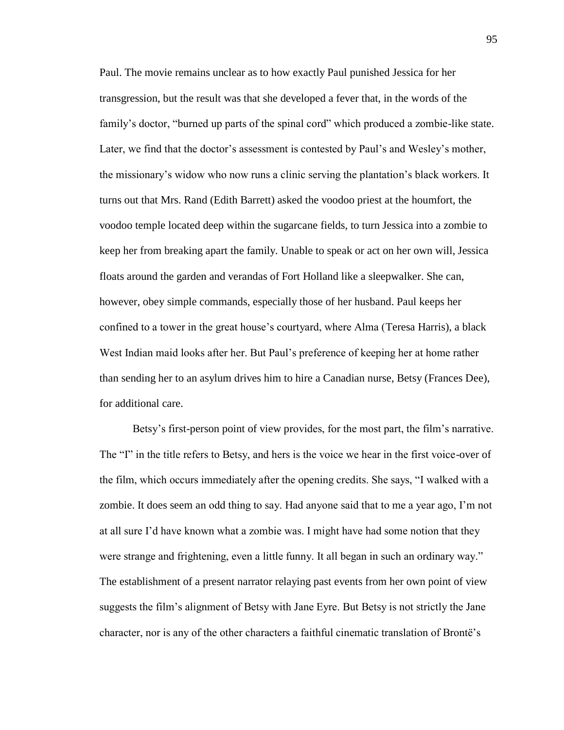Paul. The movie remains unclear as to how exactly Paul punished Jessica for her transgression, but the result was that she developed a fever that, in the words of the family's doctor, "burned up parts of the spinal cord" which produced a zombie-like state. Later, we find that the doctor's assessment is contested by Paul's and Wesley's mother, the missionary's widow who now runs a clinic serving the plantation's black workers. It turns out that Mrs. Rand (Edith Barrett) asked the voodoo priest at the houmfort, the voodoo temple located deep within the sugarcane fields, to turn Jessica into a zombie to keep her from breaking apart the family. Unable to speak or act on her own will, Jessica floats around the garden and verandas of Fort Holland like a sleepwalker. She can, however, obey simple commands, especially those of her husband. Paul keeps her confined to a tower in the great house's courtyard, where Alma (Teresa Harris), a black West Indian maid looks after her. But Paul's preference of keeping her at home rather than sending her to an asylum drives him to hire a Canadian nurse, Betsy (Frances Dee), for additional care.

Betsy's first-person point of view provides, for the most part, the film's narrative. The "I" in the title refers to Betsy, and hers is the voice we hear in the first voice-over of the film, which occurs immediately after the opening credits. She says, "I walked with a zombie. It does seem an odd thing to say. Had anyone said that to me a year ago, I'm not at all sure I'd have known what a zombie was. I might have had some notion that they were strange and frightening, even a little funny. It all began in such an ordinary way." The establishment of a present narrator relaying past events from her own point of view suggests the film's alignment of Betsy with Jane Eyre. But Betsy is not strictly the Jane character, nor is any of the other characters a faithful cinematic translation of Brontë's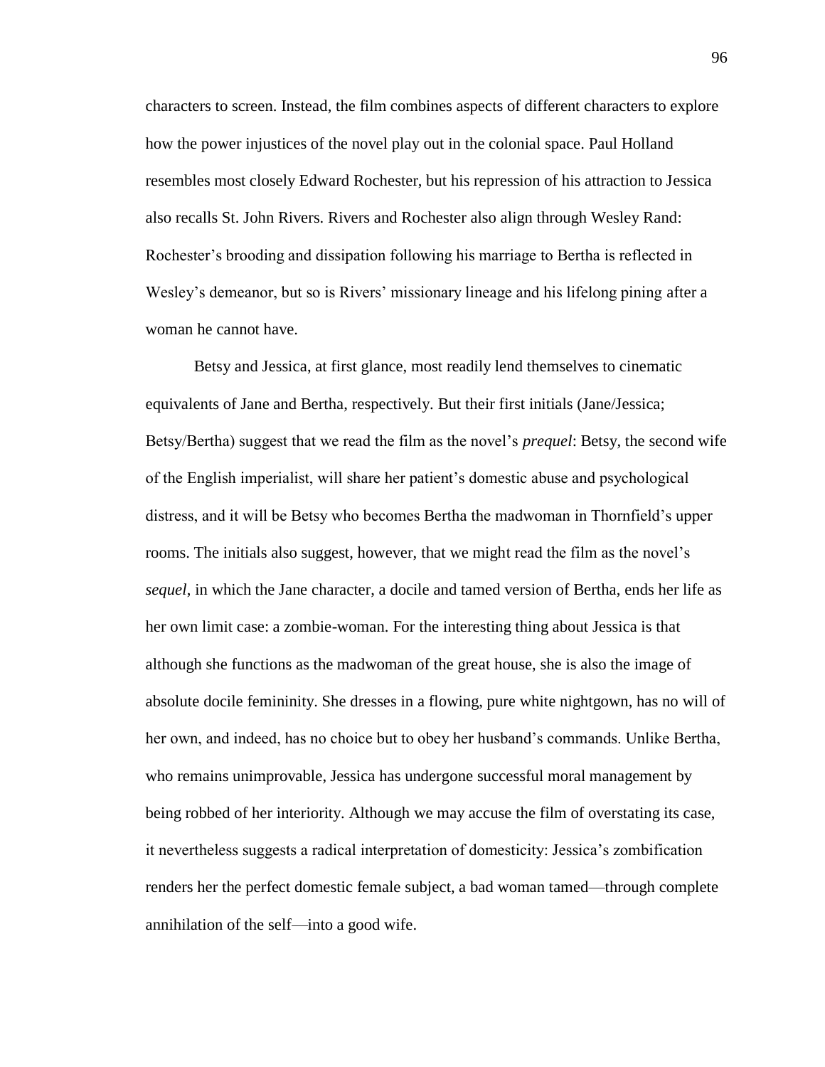characters to screen. Instead, the film combines aspects of different characters to explore how the power injustices of the novel play out in the colonial space. Paul Holland resembles most closely Edward Rochester, but his repression of his attraction to Jessica also recalls St. John Rivers. Rivers and Rochester also align through Wesley Rand: Rochester's brooding and dissipation following his marriage to Bertha is reflected in Wesley's demeanor, but so is Rivers' missionary lineage and his lifelong pining after a woman he cannot have.

Betsy and Jessica, at first glance, most readily lend themselves to cinematic equivalents of Jane and Bertha, respectively. But their first initials (Jane/Jessica; Betsy/Bertha) suggest that we read the film as the novel's *prequel*: Betsy, the second wife of the English imperialist, will share her patient's domestic abuse and psychological distress, and it will be Betsy who becomes Bertha the madwoman in Thornfield's upper rooms. The initials also suggest, however, that we might read the film as the novel's *sequel*, in which the Jane character, a docile and tamed version of Bertha, ends her life as her own limit case: a zombie-woman. For the interesting thing about Jessica is that although she functions as the madwoman of the great house, she is also the image of absolute docile femininity. She dresses in a flowing, pure white nightgown, has no will of her own, and indeed, has no choice but to obey her husband's commands. Unlike Bertha, who remains unimprovable, Jessica has undergone successful moral management by being robbed of her interiority. Although we may accuse the film of overstating its case, it nevertheless suggests a radical interpretation of domesticity: Jessica's zombification renders her the perfect domestic female subject, a bad woman tamed—through complete annihilation of the self—into a good wife.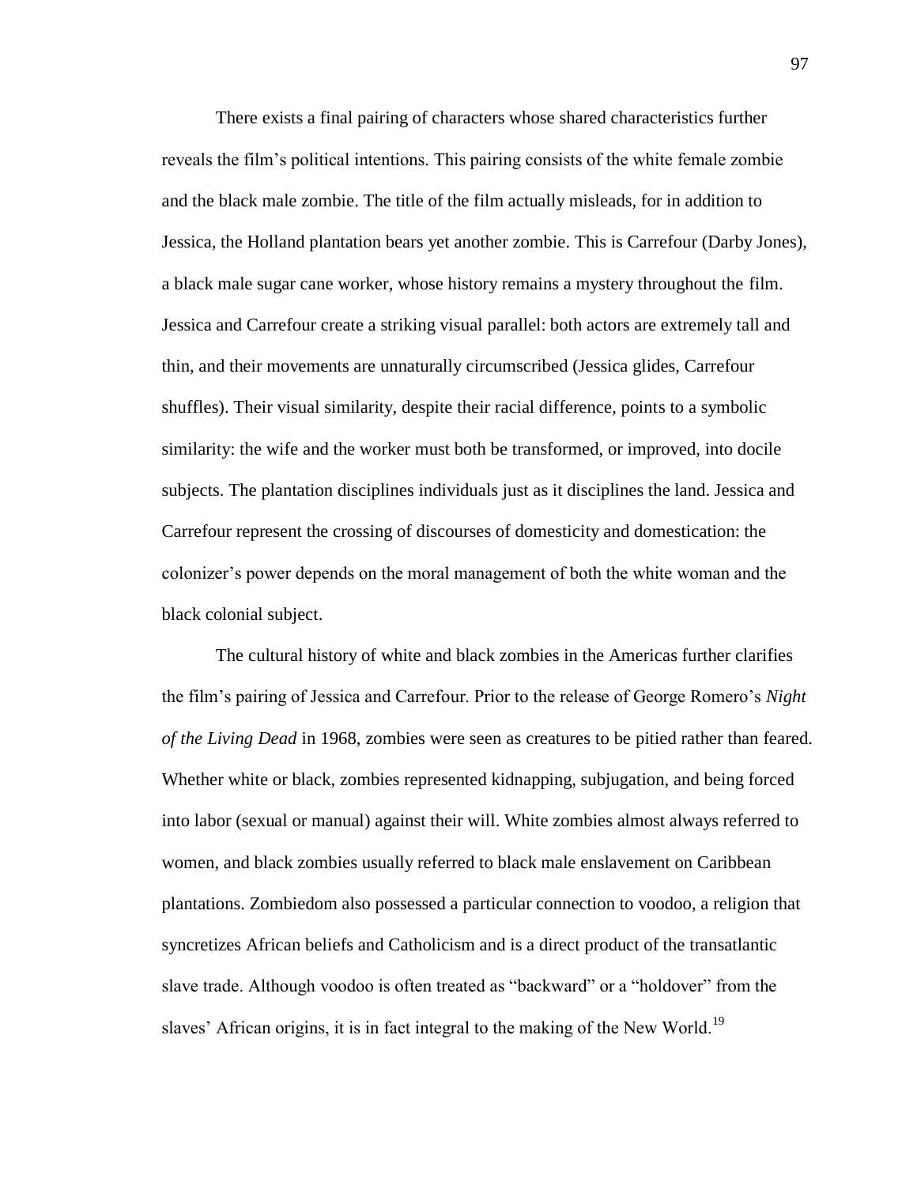There exists a final pairing of characters whose shared characteristics further reveals the film's political intentions. This pairing consists of the white female zombie and the black male zombie. The title of the film actually misleads, for in addition to Jessica, the Holland plantation bears yet another zombie. This is Carrefour (Darby Jones), a black male sugar cane worker, whose history remains a mystery throughout the film. Jessica and Carrefour create a striking visual parallel: both actors are extremely tall and thin, and their movements are unnaturally circumscribed (Jessica glides, Carrefour shuffles). Their visual similarity, despite their racial difference, points to a symbolic similarity: the wife and the worker must both be transformed, or improved, into docile subjects. The plantation disciplines individuals just as it disciplines the land. Jessica and Carrefour represent the crossing of discourses of domesticity and domestication: the colonizer's power depends on the moral management of both the white woman and the black colonial subject.

The cultural history of white and black zombies in the Americas further clarifies the film's pairing of Jessica and Carrefour. Prior to the release of George Romero's *Night of the Living Dead* in 1968, zombies were seen as creatures to be pitied rather than feared. Whether white or black, zombies represented kidnapping, subjugation, and being forced into labor (sexual or manual) against their will. White zombies almost always referred to women, and black zombies usually referred to black male enslavement on Caribbean plantations. Zombiedom also possessed a particular connection to voodoo, a religion that syncretizes African beliefs and Catholicism and is a direct product of the transatlantic slave trade. Although voodoo is often treated as "backward" or a "holdover" from the slaves' African origins, it is in fact integral to the making of the New World.[19]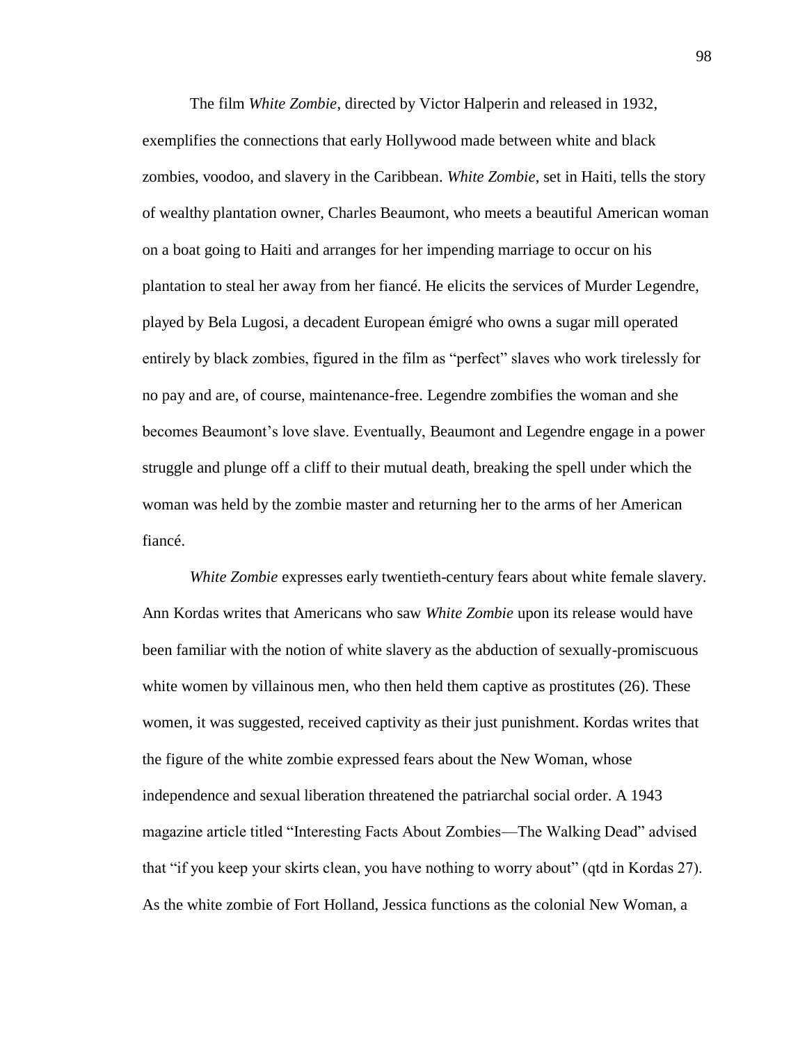The film *White Zombie*, directed by Victor Halperin and released in 1932, exemplifies the connections that early Hollywood made between white and black zombies, voodoo, and slavery in the Caribbean. *White Zombie*, set in Haiti, tells the story of wealthy plantation owner, Charles Beaumont, who meets a beautiful American woman on a boat going to Haiti and arranges for her impending marriage to occur on his plantation to steal her away from her fiancé. He elicits the services of Murder Legendre, played by Bela Lugosi, a decadent European émigré who owns a sugar mill operated entirely by black zombies, figured in the film as "perfect" slaves who work tirelessly for no pay and are, of course, maintenance-free. Legendre zombifies the woman and she becomes Beaumont's love slave. Eventually, Beaumont and Legendre engage in a power struggle and plunge off a cliff to their mutual death, breaking the spell under which the woman was held by the zombie master and returning her to the arms of her American fiancé.

*White Zombie* expresses early twentieth-century fears about white female slavery. Ann Kordas writes that Americans who saw *White Zombie* upon its release would have been familiar with the notion of white slavery as the abduction of sexually-promiscuous white women by villainous men, who then held them captive as prostitutes (26). These women, it was suggested, received captivity as their just punishment. Kordas writes that the figure of the white zombie expressed fears about the New Woman, whose independence and sexual liberation threatened the patriarchal social order. A 1943 magazine article titled "Interesting Facts About Zombies—The Walking Dead" advised that "if you keep your skirts clean, you have nothing to worry about" (qtd in Kordas 27). As the white zombie of Fort Holland, Jessica functions as the colonial New Woman, a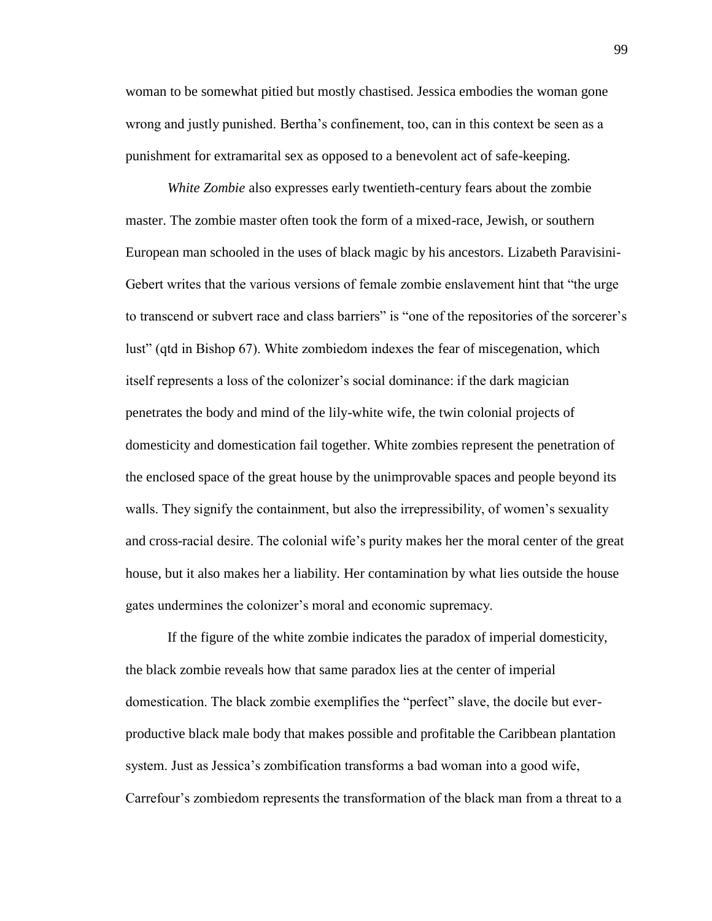woman to be somewhat pitied but mostly chastised. Jessica embodies the woman gone wrong and justly punished. Bertha's confinement, too, can in this context be seen as a punishment for extramarital sex as opposed to a benevolent act of safe-keeping.

*White Zombie* also expresses early twentieth-century fears about the zombie master. The zombie master often took the form of a mixed-race, Jewish, or southern European man schooled in the uses of black magic by his ancestors. Lizabeth Paravisini-Gebert writes that the various versions of female zombie enslavement hint that "the urge to transcend or subvert race and class barriers" is "one of the repositories of the sorcerer's lust" (qtd in Bishop 67). White zombiedom indexes the fear of miscegenation, which itself represents a loss of the colonizer's social dominance: if the dark magician penetrates the body and mind of the lily-white wife, the twin colonial projects of domesticity and domestication fail together. White zombies represent the penetration of the enclosed space of the great house by the unimprovable spaces and people beyond its walls. They signify the containment, but also the irrepressibility, of women's sexuality and cross-racial desire. The colonial wife's purity makes her the moral center of the great house, but it also makes her a liability. Her contamination by what lies outside the house gates undermines the colonizer's moral and economic supremacy.

If the figure of the white zombie indicates the paradox of imperial domesticity, the black zombie reveals how that same paradox lies at the center of imperial domestication. The black zombie exemplifies the "perfect" slave, the docile but ever-productive black male body that makes possible and profitable the Caribbean plantation system. Just as Jessica's zombification transforms a bad woman into a good wife, Carrefour's zombiedom represents the transformation of the black man from a threat to a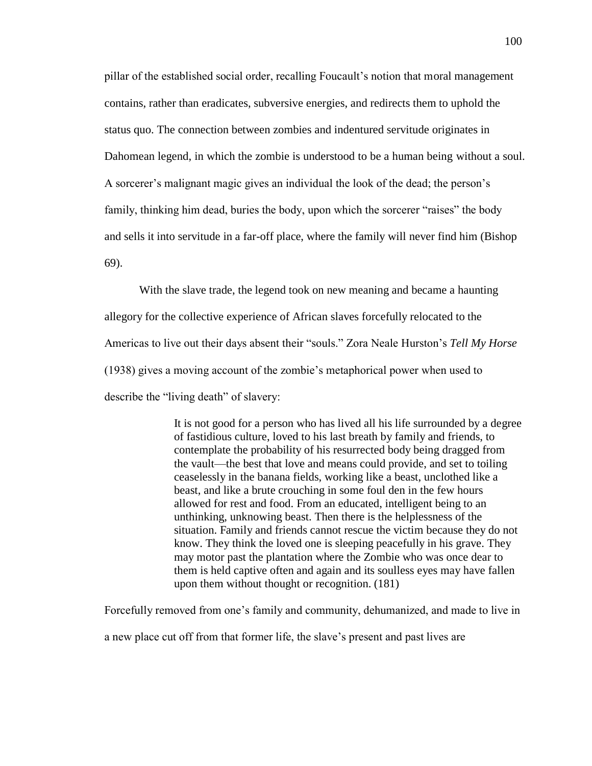pillar of the established social order, recalling Foucault's notion that moral management contains, rather than eradicates, subversive energies, and redirects them to uphold the status quo. The connection between zombies and indentured servitude originates in Dahomean legend, in which the zombie is understood to be a human being without a soul. A sorcerer's malignant magic gives an individual the look of the dead; the person's family, thinking him dead, buries the body, upon which the sorcerer "raises" the body and sells it into servitude in a far-off place, where the family will never find him (Bishop 69).

With the slave trade, the legend took on new meaning and became a haunting allegory for the collective experience of African slaves forcefully relocated to the Americas to live out their days absent their "souls." Zora Neale Hurston's *Tell My Horse* (1938) gives a moving account of the zombie's metaphorical power when used to describe the "living death" of slavery:

> It is not good for a person who has lived all his life surrounded by a degree of fastidious culture, loved to his last breath by family and friends, to contemplate the probability of his resurrected body being dragged from the vault—the best that love and means could provide, and set to toiling ceaselessly in the banana fields, working like a beast, unclothed like a beast, and like a brute crouching in some foul den in the few hours allowed for rest and food. From an educated, intelligent being to an unthinking, unknowing beast. Then there is the helplessness of the situation. Family and friends cannot rescue the victim because they do not know. They think the loved one is sleeping peacefully in his grave. They may motor past the plantation where the Zombie who was once dear to them is held captive often and again and its soulless eyes may have fallen upon them without thought or recognition. (181)

Forcefully removed from one's family and community, dehumanized, and made to live in a new place cut off from that former life, the slave's present and past lives are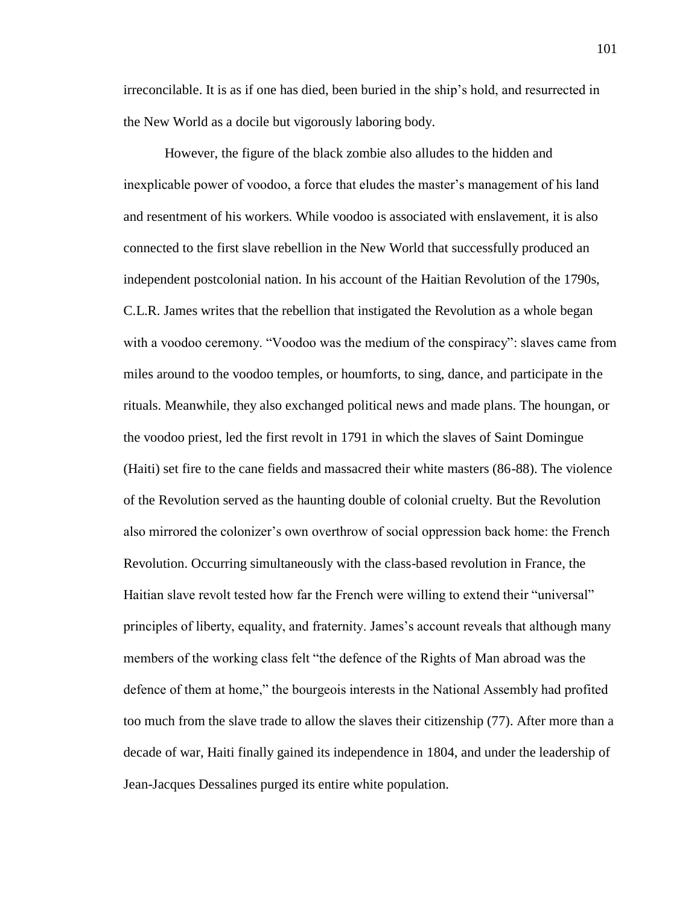irreconcilable. It is as if one has died, been buried in the ship's hold, and resurrected in the New World as a docile but vigorously laboring body.

However, the figure of the black zombie also alludes to the hidden and inexplicable power of voodoo, a force that eludes the master's management of his land and resentment of his workers. While voodoo is associated with enslavement, it is also connected to the first slave rebellion in the New World that successfully produced an independent postcolonial nation. In his account of the Haitian Revolution of the 1790s, C.L.R. James writes that the rebellion that instigated the Revolution as a whole began with a voodoo ceremony. "Voodoo was the medium of the conspiracy": slaves came from miles around to the voodoo temples, or houmforts, to sing, dance, and participate in the rituals. Meanwhile, they also exchanged political news and made plans. The houngan, or the voodoo priest, led the first revolt in 1791 in which the slaves of Saint Domingue (Haiti) set fire to the cane fields and massacred their white masters (86-88). The violence of the Revolution served as the haunting double of colonial cruelty. But the Revolution also mirrored the colonizer's own overthrow of social oppression back home: the French Revolution. Occurring simultaneously with the class-based revolution in France, the Haitian slave revolt tested how far the French were willing to extend their "universal" principles of liberty, equality, and fraternity. James's account reveals that although many members of the working class felt "the defence of the Rights of Man abroad was the defence of them at home," the bourgeois interests in the National Assembly had profited too much from the slave trade to allow the slaves their citizenship (77). After more than a decade of war, Haiti finally gained its independence in 1804, and under the leadership of Jean-Jacques Dessalines purged its entire white population.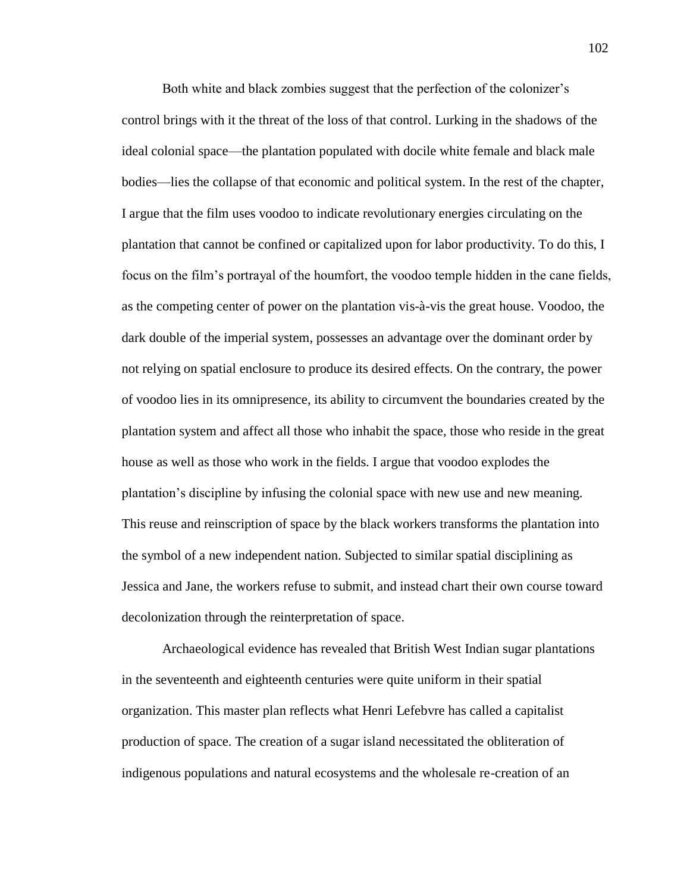Both white and black zombies suggest that the perfection of the colonizer's control brings with it the threat of the loss of that control. Lurking in the shadows of the ideal colonial space—the plantation populated with docile white female and black male bodies—lies the collapse of that economic and political system. In the rest of the chapter, I argue that the film uses voodoo to indicate revolutionary energies circulating on the plantation that cannot be confined or capitalized upon for labor productivity. To do this, I focus on the film's portrayal of the houmfort, the voodoo temple hidden in the cane fields, as the competing center of power on the plantation vis-à-vis the great house. Voodoo, the dark double of the imperial system, possesses an advantage over the dominant order by not relying on spatial enclosure to produce its desired effects. On the contrary, the power of voodoo lies in its omnipresence, its ability to circumvent the boundaries created by the plantation system and affect all those who inhabit the space, those who reside in the great house as well as those who work in the fields. I argue that voodoo explodes the plantation's discipline by infusing the colonial space with new use and new meaning. This reuse and reinscription of space by the black workers transforms the plantation into the symbol of a new independent nation. Subjected to similar spatial disciplining as Jessica and Jane, the workers refuse to submit, and instead chart their own course toward decolonization through the reinterpretation of space.

Archaeological evidence has revealed that British West Indian sugar plantations in the seventeenth and eighteenth centuries were quite uniform in their spatial organization. This master plan reflects what Henri Lefebvre has called a capitalist production of space. The creation of a sugar island necessitated the obliteration of indigenous populations and natural ecosystems and the wholesale re-creation of an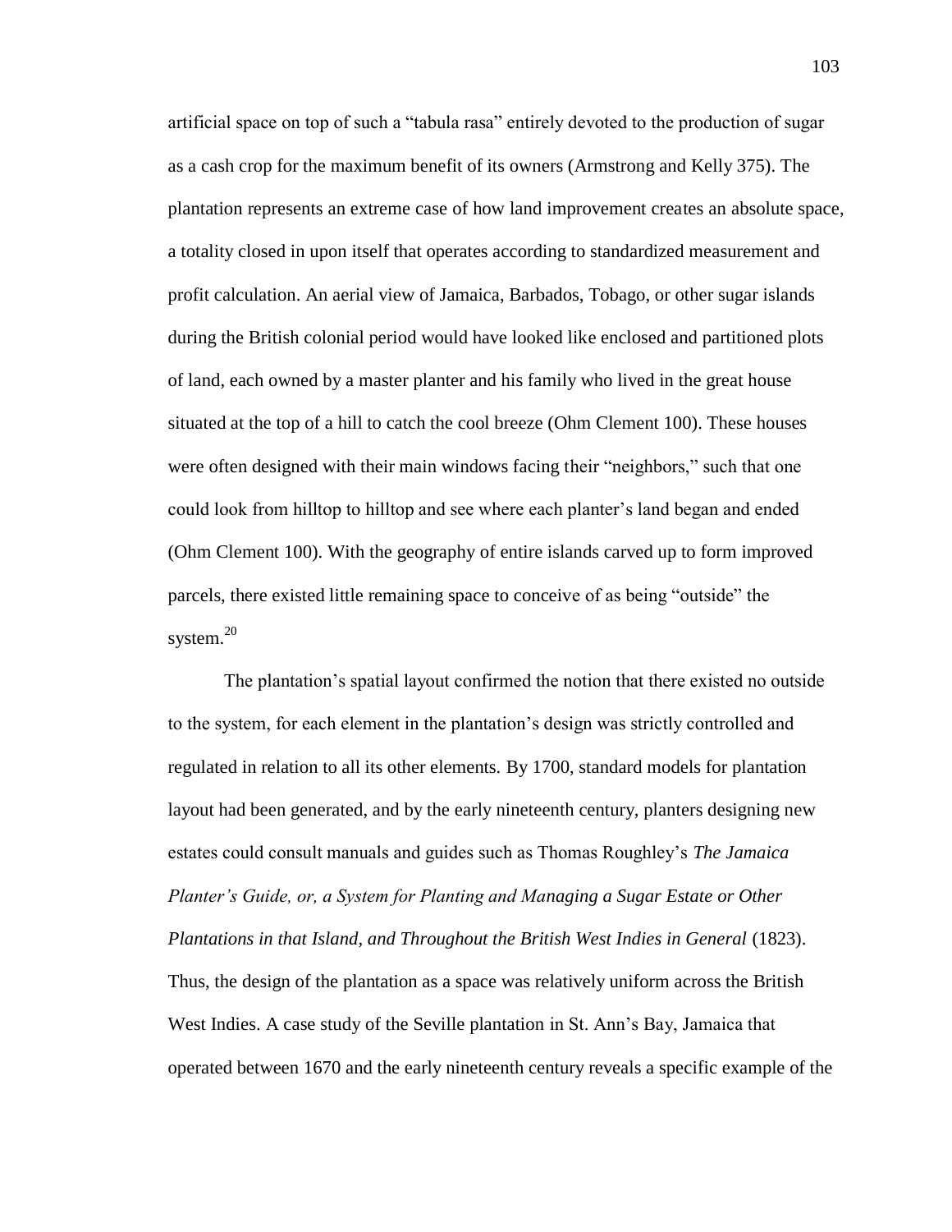artificial space on top of such a "tabula rasa" entirely devoted to the production of sugar as a cash crop for the maximum benefit of its owners (Armstrong and Kelly 375). The plantation represents an extreme case of how land improvement creates an absolute space, a totality closed in upon itself that operates according to standardized measurement and profit calculation. An aerial view of Jamaica, Barbados, Tobago, or other sugar islands during the British colonial period would have looked like enclosed and partitioned plots of land, each owned by a master planter and his family who lived in the great house situated at the top of a hill to catch the cool breeze (Ohm Clement 100). These houses were often designed with their main windows facing their "neighbors," such that one could look from hilltop to hilltop and see where each planter's land began and ended (Ohm Clement 100). With the geography of entire islands carved up to form improved parcels, there existed little remaining space to conceive of as being "outside" the system.[20]

The plantation's spatial layout confirmed the notion that there existed no outside to the system, for each element in the plantation's design was strictly controlled and regulated in relation to all its other elements. By 1700, standard models for plantation layout had been generated, and by the early nineteenth century, planters designing new estates could consult manuals and guides such as Thomas Roughley's *The Jamaica Planter's Guide, or, a System for Planting and Managing a Sugar Estate or Other Plantations in that Island, and Throughout the British West Indies in General* (1823). Thus, the design of the plantation as a space was relatively uniform across the British West Indies. A case study of the Seville plantation in St. Ann's Bay, Jamaica that operated between 1670 and the early nineteenth century reveals a specific example of the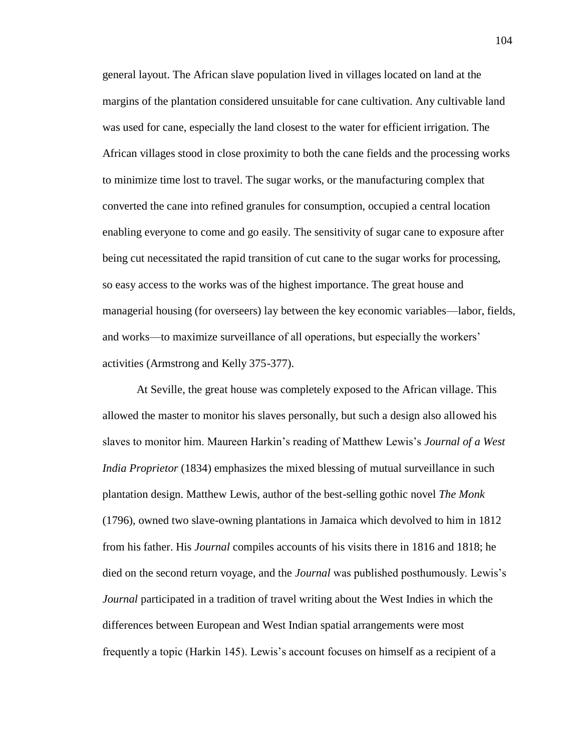general layout. The African slave population lived in villages located on land at the margins of the plantation considered unsuitable for cane cultivation. Any cultivable land was used for cane, especially the land closest to the water for efficient irrigation. The African villages stood in close proximity to both the cane fields and the processing works to minimize time lost to travel. The sugar works, or the manufacturing complex that converted the cane into refined granules for consumption, occupied a central location enabling everyone to come and go easily. The sensitivity of sugar cane to exposure after being cut necessitated the rapid transition of cut cane to the sugar works for processing, so easy access to the works was of the highest importance. The great house and managerial housing (for overseers) lay between the key economic variables—labor, fields, and works—to maximize surveillance of all operations, but especially the workers' activities (Armstrong and Kelly 375-377).

At Seville, the great house was completely exposed to the African village. This allowed the master to monitor his slaves personally, but such a design also allowed his slaves to monitor him. Maureen Harkin's reading of Matthew Lewis's *Journal of a West India Proprietor* (1834) emphasizes the mixed blessing of mutual surveillance in such plantation design. Matthew Lewis, author of the best-selling gothic novel *The Monk* (1796), owned two slave-owning plantations in Jamaica which devolved to him in 1812 from his father. His *Journal* compiles accounts of his visits there in 1816 and 1818; he died on the second return voyage, and the *Journal* was published posthumously. Lewis's *Journal* participated in a tradition of travel writing about the West Indies in which the differences between European and West Indian spatial arrangements were most frequently a topic (Harkin 145). Lewis's account focuses on himself as a recipient of a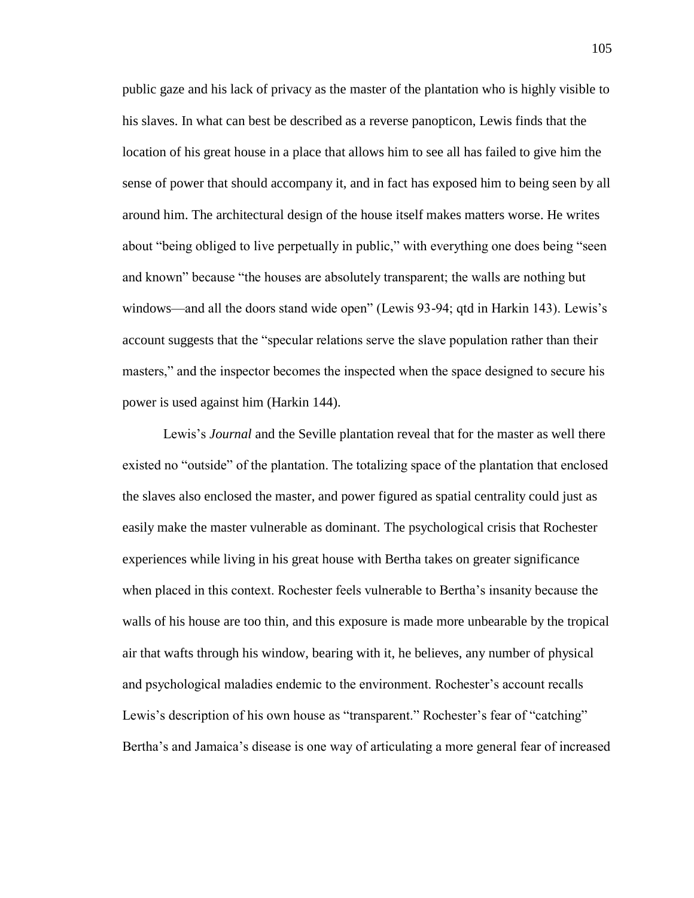public gaze and his lack of privacy as the master of the plantation who is highly visible to his slaves. In what can best be described as a reverse panopticon, Lewis finds that the location of his great house in a place that allows him to see all has failed to give him the sense of power that should accompany it, and in fact has exposed him to being seen by all around him. The architectural design of the house itself makes matters worse. He writes about "being obliged to live perpetually in public," with everything one does being "seen and known" because "the houses are absolutely transparent; the walls are nothing but windows—and all the doors stand wide open" (Lewis 93-94; qtd in Harkin 143). Lewis's account suggests that the "specular relations serve the slave population rather than their masters," and the inspector becomes the inspected when the space designed to secure his power is used against him (Harkin 144).

Lewis's *Journal* and the Seville plantation reveal that for the master as well there existed no "outside" of the plantation. The totalizing space of the plantation that enclosed the slaves also enclosed the master, and power figured as spatial centrality could just as easily make the master vulnerable as dominant. The psychological crisis that Rochester experiences while living in his great house with Bertha takes on greater significance when placed in this context. Rochester feels vulnerable to Bertha's insanity because the walls of his house are too thin, and this exposure is made more unbearable by the tropical air that wafts through his window, bearing with it, he believes, any number of physical and psychological maladies endemic to the environment. Rochester's account recalls Lewis's description of his own house as "transparent." Rochester's fear of "catching" Bertha's and Jamaica's disease is one way of articulating a more general fear of increased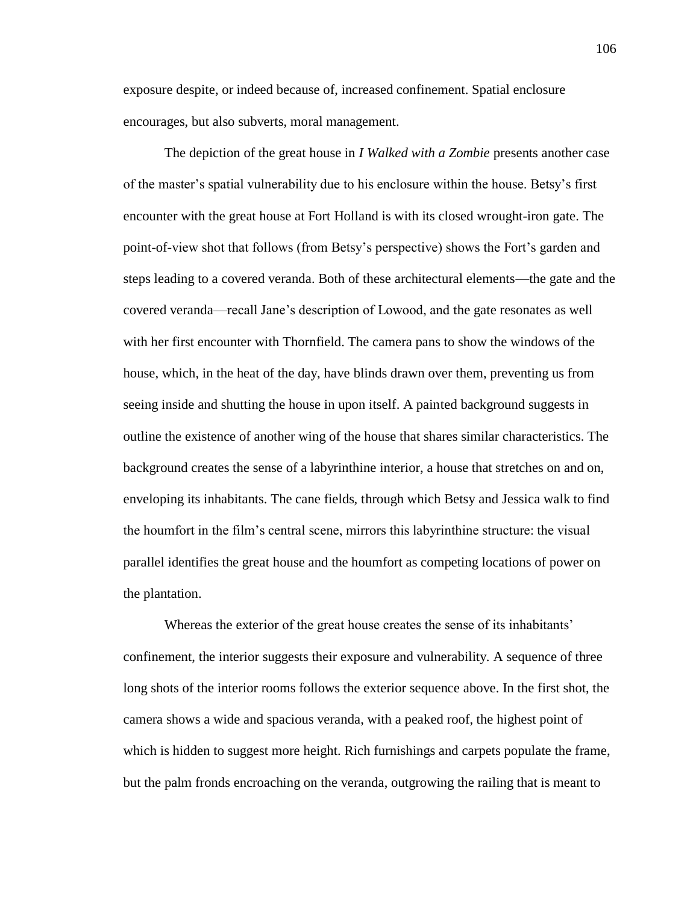exposure despite, or indeed because of, increased confinement. Spatial enclosure encourages, but also subverts, moral management.

The depiction of the great house in *I Walked with a Zombie* presents another case of the master's spatial vulnerability due to his enclosure within the house. Betsy's first encounter with the great house at Fort Holland is with its closed wrought-iron gate. The point-of-view shot that follows (from Betsy's perspective) shows the Fort's garden and steps leading to a covered veranda. Both of these architectural elements—the gate and the covered veranda—recall Jane's description of Lowood, and the gate resonates as well with her first encounter with Thornfield. The camera pans to show the windows of the house, which, in the heat of the day, have blinds drawn over them, preventing us from seeing inside and shutting the house in upon itself. A painted background suggests in outline the existence of another wing of the house that shares similar characteristics. The background creates the sense of a labyrinthine interior, a house that stretches on and on, enveloping its inhabitants. The cane fields, through which Betsy and Jessica walk to find the houmfort in the film's central scene, mirrors this labyrinthine structure: the visual parallel identifies the great house and the houmfort as competing locations of power on the plantation.

Whereas the exterior of the great house creates the sense of its inhabitants' confinement, the interior suggests their exposure and vulnerability. A sequence of three long shots of the interior rooms follows the exterior sequence above. In the first shot, the camera shows a wide and spacious veranda, with a peaked roof, the highest point of which is hidden to suggest more height. Rich furnishings and carpets populate the frame, but the palm fronds encroaching on the veranda, outgrowing the railing that is meant to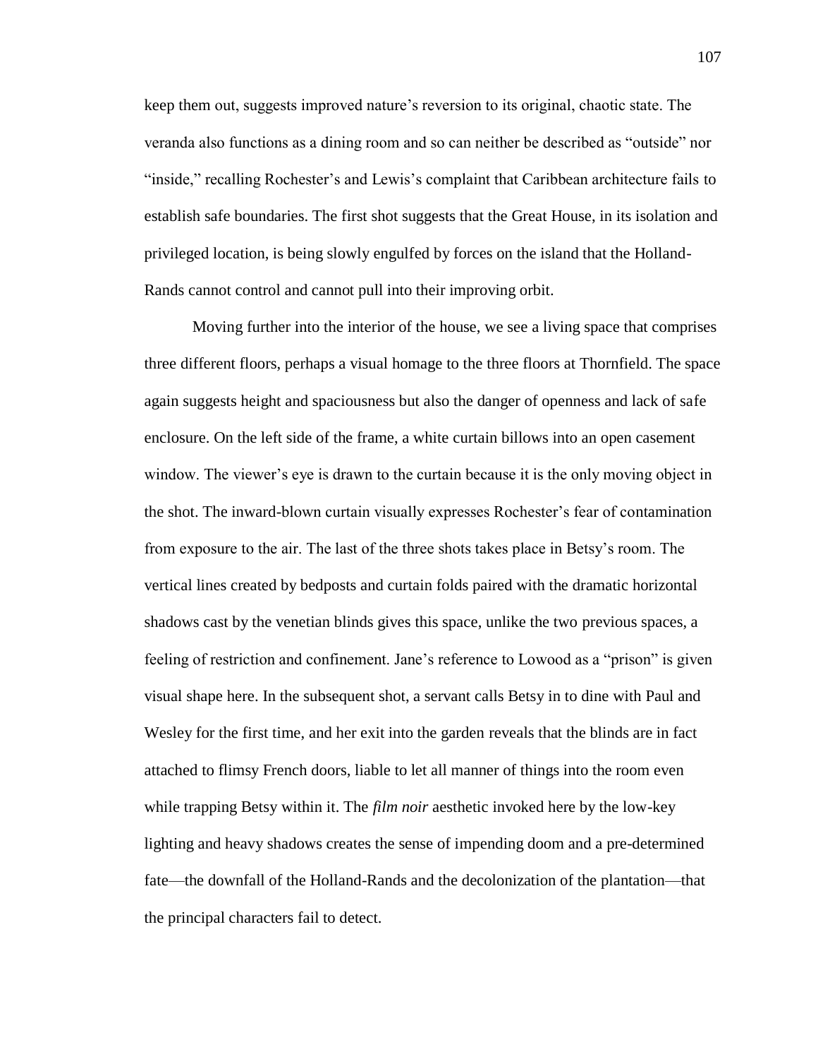keep them out, suggests improved nature's reversion to its original, chaotic state. The veranda also functions as a dining room and so can neither be described as "outside" nor "inside," recalling Rochester's and Lewis's complaint that Caribbean architecture fails to establish safe boundaries. The first shot suggests that the Great House, in its isolation and privileged location, is being slowly engulfed by forces on the island that the Holland-Rands cannot control and cannot pull into their improving orbit.

Moving further into the interior of the house, we see a living space that comprises three different floors, perhaps a visual homage to the three floors at Thornfield. The space again suggests height and spaciousness but also the danger of openness and lack of safe enclosure. On the left side of the frame, a white curtain billows into an open casement window. The viewer's eye is drawn to the curtain because it is the only moving object in the shot. The inward-blown curtain visually expresses Rochester's fear of contamination from exposure to the air. The last of the three shots takes place in Betsy's room. The vertical lines created by bedposts and curtain folds paired with the dramatic horizontal shadows cast by the venetian blinds gives this space, unlike the two previous spaces, a feeling of restriction and confinement. Jane's reference to Lowood as a "prison" is given visual shape here. In the subsequent shot, a servant calls Betsy in to dine with Paul and Wesley for the first time, and her exit into the garden reveals that the blinds are in fact attached to flimsy French doors, liable to let all manner of things into the room even while trapping Betsy within it. The *film noir* aesthetic invoked here by the low-key lighting and heavy shadows creates the sense of impending doom and a pre-determined fate—the downfall of the Holland-Rands and the decolonization of the plantation—that the principal characters fail to detect.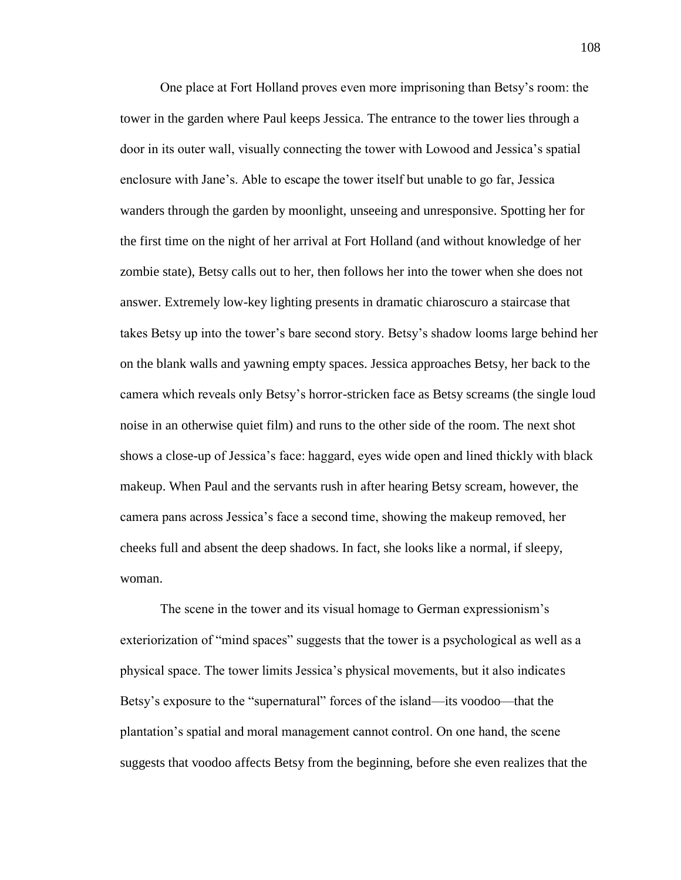One place at Fort Holland proves even more imprisoning than Betsy's room: the tower in the garden where Paul keeps Jessica. The entrance to the tower lies through a door in its outer wall, visually connecting the tower with Lowood and Jessica's spatial enclosure with Jane's. Able to escape the tower itself but unable to go far, Jessica wanders through the garden by moonlight, unseeing and unresponsive. Spotting her for the first time on the night of her arrival at Fort Holland (and without knowledge of her zombie state), Betsy calls out to her, then follows her into the tower when she does not answer. Extremely low-key lighting presents in dramatic chiaroscuro a staircase that takes Betsy up into the tower's bare second story. Betsy's shadow looms large behind her on the blank walls and yawning empty spaces. Jessica approaches Betsy, her back to the camera which reveals only Betsy's horror-stricken face as Betsy screams (the single loud noise in an otherwise quiet film) and runs to the other side of the room. The next shot shows a close-up of Jessica's face: haggard, eyes wide open and lined thickly with black makeup. When Paul and the servants rush in after hearing Betsy scream, however, the camera pans across Jessica's face a second time, showing the makeup removed, her cheeks full and absent the deep shadows. In fact, she looks like a normal, if sleepy, woman.

The scene in the tower and its visual homage to German expressionism's exteriorization of "mind spaces" suggests that the tower is a psychological as well as a physical space. The tower limits Jessica's physical movements, but it also indicates Betsy's exposure to the "supernatural" forces of the island—its voodoo—that the plantation's spatial and moral management cannot control. On one hand, the scene suggests that voodoo affects Betsy from the beginning, before she even realizes that the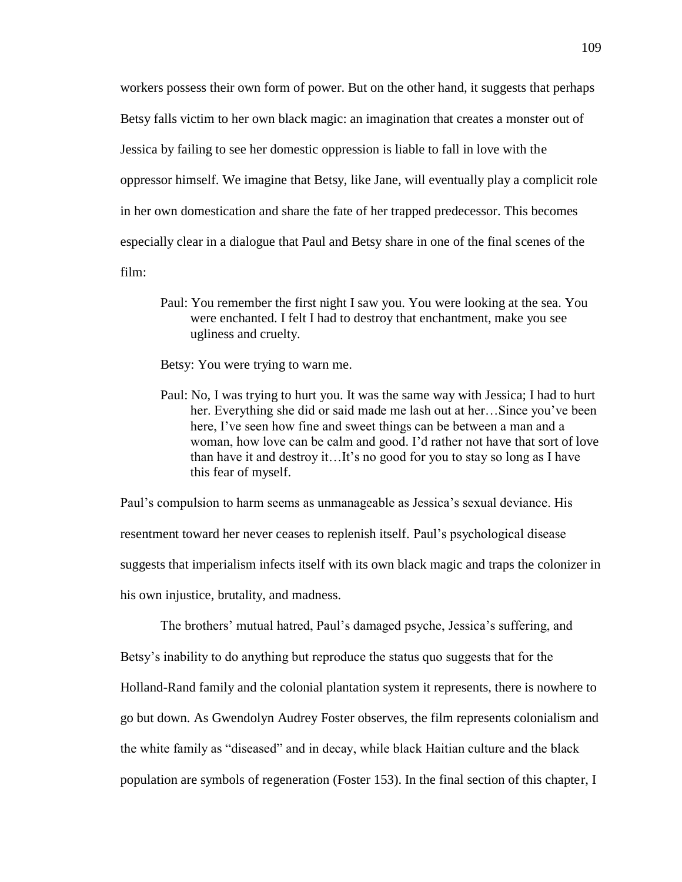workers possess their own form of power. But on the other hand, it suggests that perhaps Betsy falls victim to her own black magic: an imagination that creates a monster out of Jessica by failing to see her domestic oppression is liable to fall in love with the oppressor himself. We imagine that Betsy, like Jane, will eventually play a complicit role in her own domestication and share the fate of her trapped predecessor. This becomes especially clear in a dialogue that Paul and Betsy share in one of the final scenes of the film:

> Paul: You remember the first night I saw you. You were looking at the sea. You were enchanted. I felt I had to destroy that enchantment, make you see ugliness and cruelty.
>
> Betsy: You were trying to warn me.
>
> Paul: No, I was trying to hurt you. It was the same way with Jessica; I had to hurt her. Everything she did or said made me lash out at her…Since you've been here, I've seen how fine and sweet things can be between a man and a woman, how love can be calm and good. I'd rather not have that sort of love than have it and destroy it…It's no good for you to stay so long as I have this fear of myself.

Paul's compulsion to harm seems as unmanageable as Jessica's sexual deviance. His resentment toward her never ceases to replenish itself. Paul's psychological disease suggests that imperialism infects itself with its own black magic and traps the colonizer in his own injustice, brutality, and madness.

The brothers' mutual hatred, Paul's damaged psyche, Jessica's suffering, and Betsy's inability to do anything but reproduce the status quo suggests that for the Holland-Rand family and the colonial plantation system it represents, there is nowhere to go but down. As Gwendolyn Audrey Foster observes, the film represents colonialism and the white family as "diseased" and in decay, while black Haitian culture and the black population are symbols of regeneration (Foster 153). In the final section of this chapter, I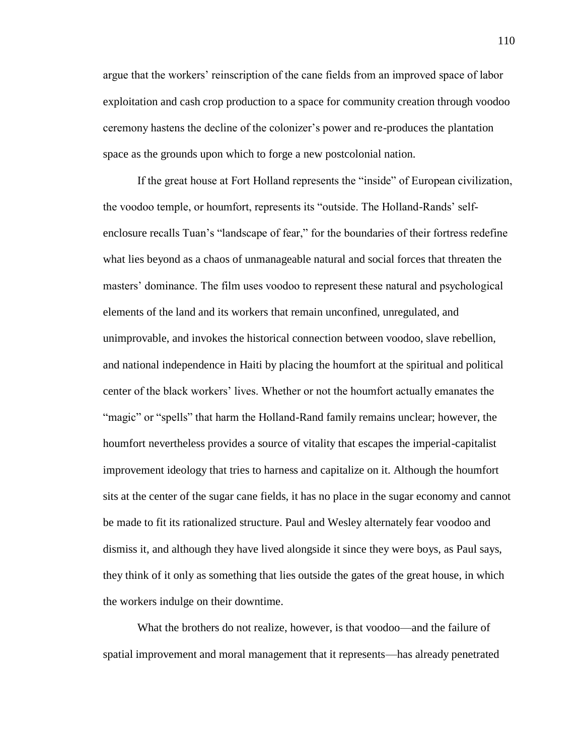argue that the workers' reinscription of the cane fields from an improved space of labor exploitation and cash crop production to a space for community creation through voodoo ceremony hastens the decline of the colonizer's power and re-produces the plantation space as the grounds upon which to forge a new postcolonial nation.

If the great house at Fort Holland represents the "inside" of European civilization, the voodoo temple, or houmfort, represents its "outside. The Holland-Rands' self-enclosure recalls Tuan's "landscape of fear," for the boundaries of their fortress redefine what lies beyond as a chaos of unmanageable natural and social forces that threaten the masters' dominance. The film uses voodoo to represent these natural and psychological elements of the land and its workers that remain unconfined, unregulated, and unimprovable, and invokes the historical connection between voodoo, slave rebellion, and national independence in Haiti by placing the houmfort at the spiritual and political center of the black workers' lives. Whether or not the houmfort actually emanates the "magic" or "spells" that harm the Holland-Rand family remains unclear; however, the houmfort nevertheless provides a source of vitality that escapes the imperial-capitalist improvement ideology that tries to harness and capitalize on it. Although the houmfort sits at the center of the sugar cane fields, it has no place in the sugar economy and cannot be made to fit its rationalized structure. Paul and Wesley alternately fear voodoo and dismiss it, and although they have lived alongside it since they were boys, as Paul says, they think of it only as something that lies outside the gates of the great house, in which the workers indulge on their downtime.

What the brothers do not realize, however, is that voodoo—and the failure of spatial improvement and moral management that it represents—has already penetrated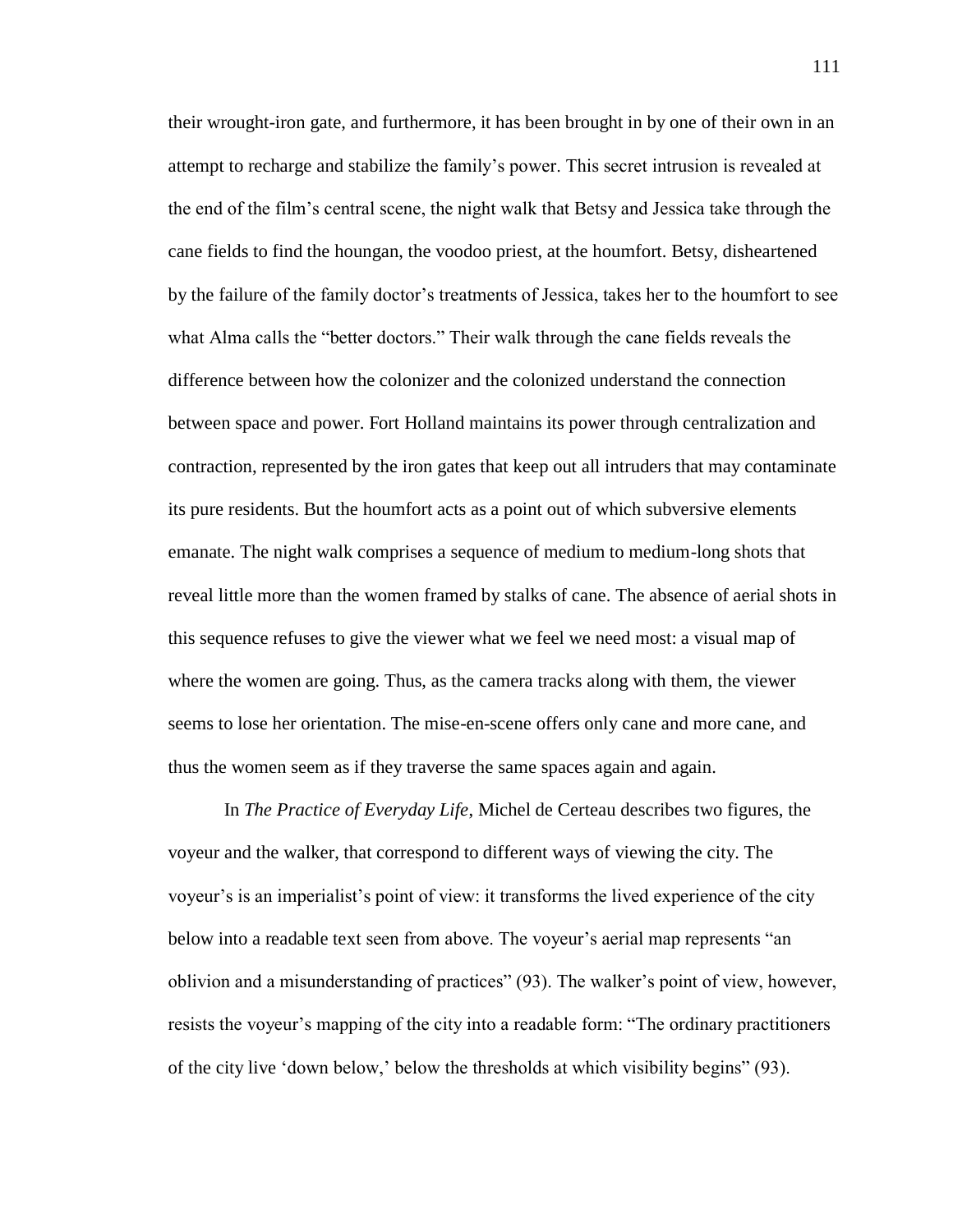their wrought-iron gate, and furthermore, it has been brought in by one of their own in an attempt to recharge and stabilize the family's power. This secret intrusion is revealed at the end of the film's central scene, the night walk that Betsy and Jessica take through the cane fields to find the houngan, the voodoo priest, at the houmfort. Betsy, disheartened by the failure of the family doctor's treatments of Jessica, takes her to the houmfort to see what Alma calls the "better doctors." Their walk through the cane fields reveals the difference between how the colonizer and the colonized understand the connection between space and power. Fort Holland maintains its power through centralization and contraction, represented by the iron gates that keep out all intruders that may contaminate its pure residents. But the houmfort acts as a point out of which subversive elements emanate. The night walk comprises a sequence of medium to medium-long shots that reveal little more than the women framed by stalks of cane. The absence of aerial shots in this sequence refuses to give the viewer what we feel we need most: a visual map of where the women are going. Thus, as the camera tracks along with them, the viewer seems to lose her orientation. The mise-en-scene offers only cane and more cane, and thus the women seem as if they traverse the same spaces again and again.

In *The Practice of Everyday Life*, Michel de Certeau describes two figures, the voyeur and the walker, that correspond to different ways of viewing the city. The voyeur's is an imperialist's point of view: it transforms the lived experience of the city below into a readable text seen from above. The voyeur's aerial map represents "an oblivion and a misunderstanding of practices" (93). The walker's point of view, however, resists the voyeur's mapping of the city into a readable form: "The ordinary practitioners of the city live 'down below,' below the thresholds at which visibility begins" (93).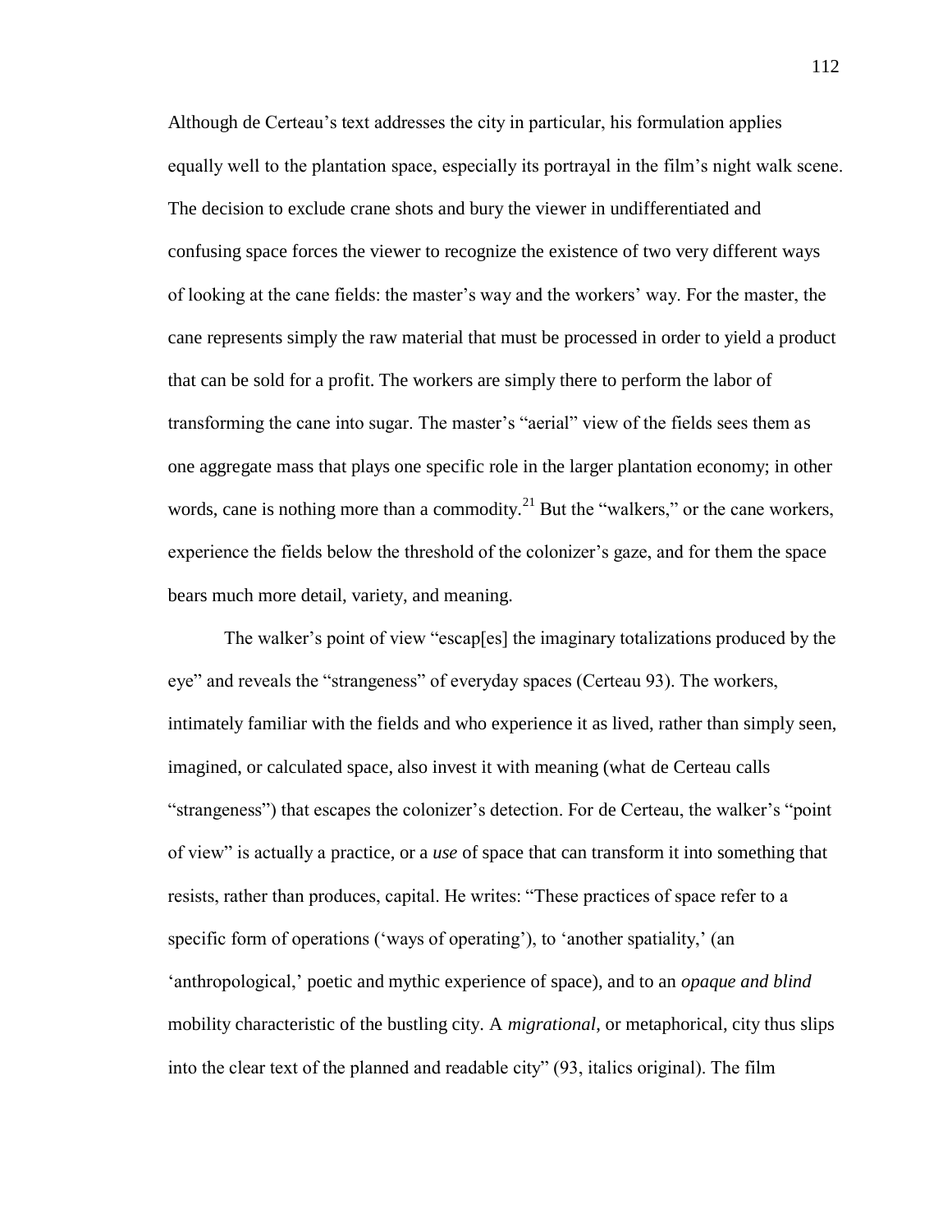Although de Certeau's text addresses the city in particular, his formulation applies equally well to the plantation space, especially its portrayal in the film's night walk scene. The decision to exclude crane shots and bury the viewer in undifferentiated and confusing space forces the viewer to recognize the existence of two very different ways of looking at the cane fields: the master's way and the workers' way. For the master, the cane represents simply the raw material that must be processed in order to yield a product that can be sold for a profit. The workers are simply there to perform the labor of transforming the cane into sugar. The master's "aerial" view of the fields sees them as one aggregate mass that plays one specific role in the larger plantation economy; in other words, cane is nothing more than a commodity.[21] But the "walkers," or the cane workers, experience the fields below the threshold of the colonizer's gaze, and for them the space bears much more detail, variety, and meaning.

The walker's point of view "escap[es] the imaginary totalizations produced by the eye" and reveals the "strangeness" of everyday spaces (Certeau 93). The workers, intimately familiar with the fields and who experience it as lived, rather than simply seen, imagined, or calculated space, also invest it with meaning (what de Certeau calls "strangeness") that escapes the colonizer's detection. For de Certeau, the walker's "point of view" is actually a practice, or a *use* of space that can transform it into something that resists, rather than produces, capital. He writes: "These practices of space refer to a specific form of operations ('ways of operating'), to 'another spatiality,' (an 'anthropological,' poetic and mythic experience of space), and to an *opaque and blind* mobility characteristic of the bustling city. A *migrational*, or metaphorical, city thus slips into the clear text of the planned and readable city" (93, italics original). The film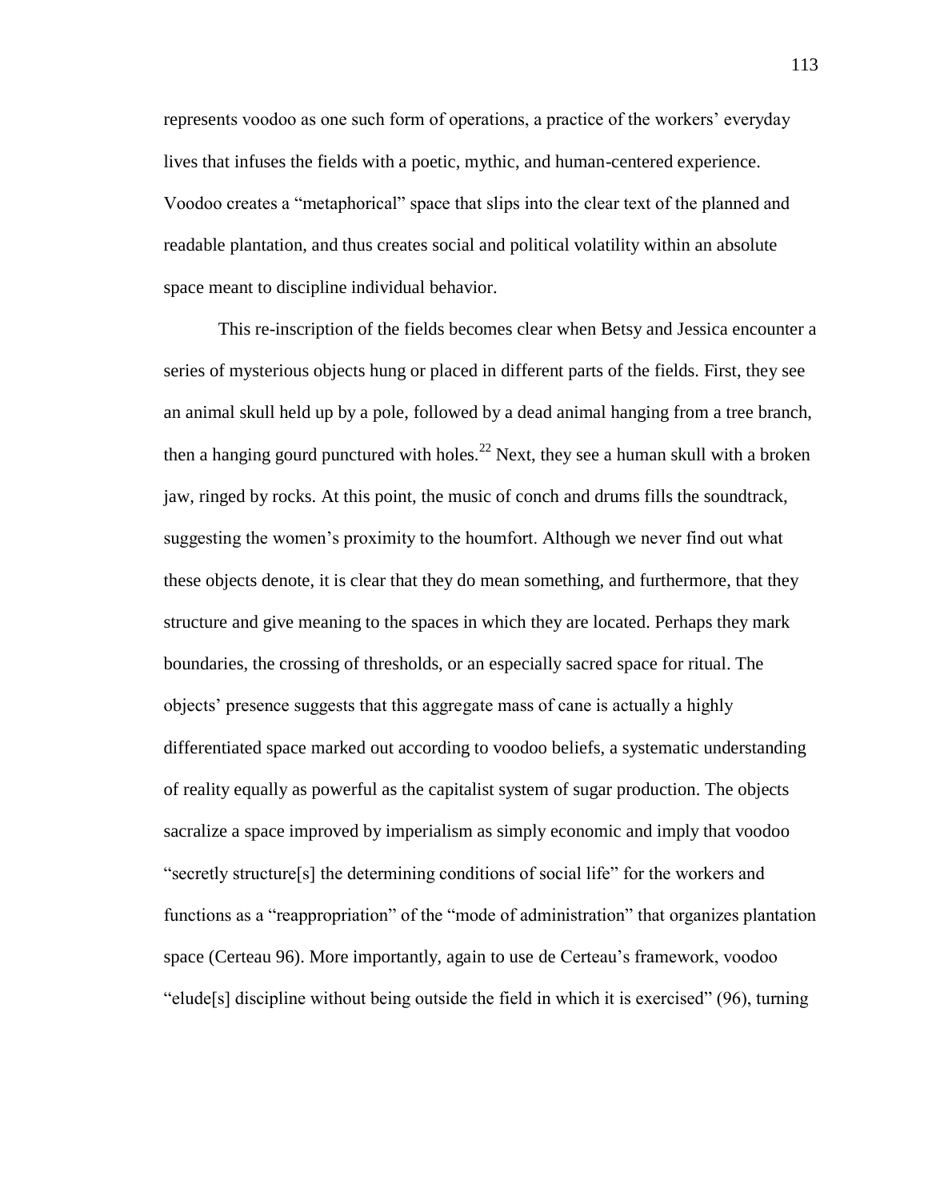represents voodoo as one such form of operations, a practice of the workers' everyday lives that infuses the fields with a poetic, mythic, and human-centered experience. Voodoo creates a "metaphorical" space that slips into the clear text of the planned and readable plantation, and thus creates social and political volatility within an absolute space meant to discipline individual behavior.

This re-inscription of the fields becomes clear when Betsy and Jessica encounter a series of mysterious objects hung or placed in different parts of the fields. First, they see an animal skull held up by a pole, followed by a dead animal hanging from a tree branch, then a hanging gourd punctured with holes.[22] Next, they see a human skull with a broken jaw, ringed by rocks. At this point, the music of conch and drums fills the soundtrack, suggesting the women's proximity to the houmfort. Although we never find out what these objects denote, it is clear that they do mean something, and furthermore, that they structure and give meaning to the spaces in which they are located. Perhaps they mark boundaries, the crossing of thresholds, or an especially sacred space for ritual. The objects' presence suggests that this aggregate mass of cane is actually a highly differentiated space marked out according to voodoo beliefs, a systematic understanding of reality equally as powerful as the capitalist system of sugar production. The objects sacralize a space improved by imperialism as simply economic and imply that voodoo "secretly structure[s] the determining conditions of social life" for the workers and functions as a "reappropriation" of the "mode of administration" that organizes plantation space (Certeau 96). More importantly, again to use de Certeau's framework, voodoo "elude[s] discipline without being outside the field in which it is exercised" (96), turning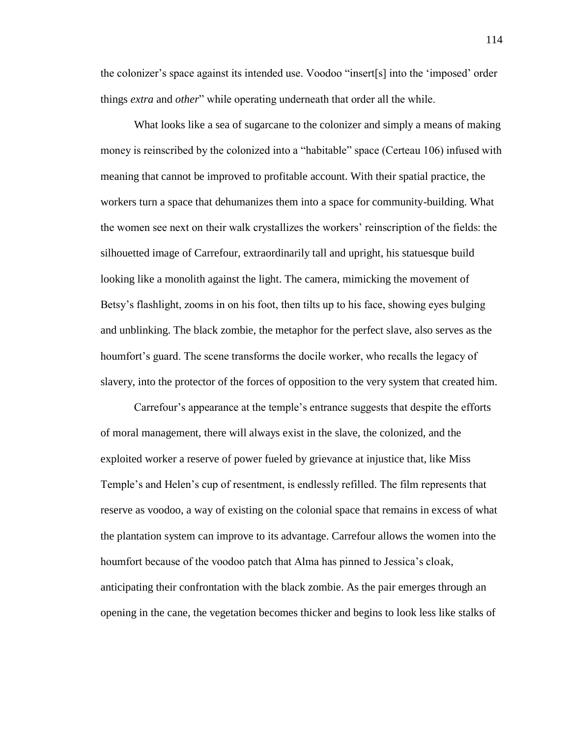the colonizer's space against its intended use. Voodoo "insert[s] into the 'imposed' order things *extra* and *other*" while operating underneath that order all the while.

What looks like a sea of sugarcane to the colonizer and simply a means of making money is reinscribed by the colonized into a "habitable" space (Certeau 106) infused with meaning that cannot be improved to profitable account. With their spatial practice, the workers turn a space that dehumanizes them into a space for community-building. What the women see next on their walk crystallizes the workers' reinscription of the fields: the silhouetted image of Carrefour, extraordinarily tall and upright, his statuesque build looking like a monolith against the light. The camera, mimicking the movement of Betsy's flashlight, zooms in on his foot, then tilts up to his face, showing eyes bulging and unblinking. The black zombie, the metaphor for the perfect slave, also serves as the houmfort's guard. The scene transforms the docile worker, who recalls the legacy of slavery, into the protector of the forces of opposition to the very system that created him.

Carrefour's appearance at the temple's entrance suggests that despite the efforts of moral management, there will always exist in the slave, the colonized, and the exploited worker a reserve of power fueled by grievance at injustice that, like Miss Temple's and Helen's cup of resentment, is endlessly refilled. The film represents that reserve as voodoo, a way of existing on the colonial space that remains in excess of what the plantation system can improve to its advantage. Carrefour allows the women into the houmfort because of the voodoo patch that Alma has pinned to Jessica's cloak, anticipating their confrontation with the black zombie. As the pair emerges through an opening in the cane, the vegetation becomes thicker and begins to look less like stalks of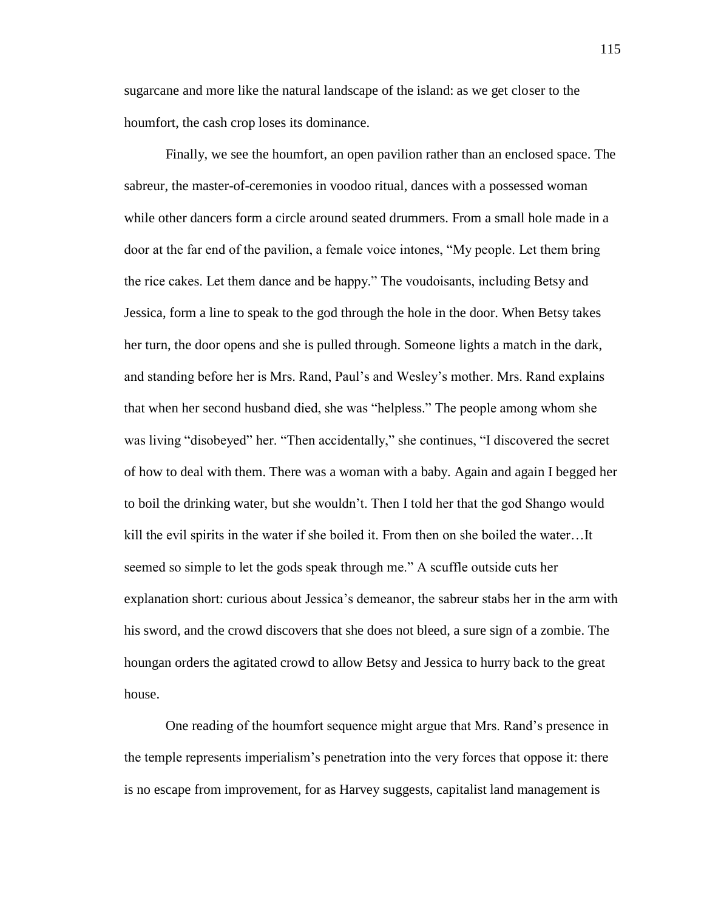sugarcane and more like the natural landscape of the island: as we get closer to the houmfort, the cash crop loses its dominance.

Finally, we see the houmfort, an open pavilion rather than an enclosed space. The sabreur, the master-of-ceremonies in voodoo ritual, dances with a possessed woman while other dancers form a circle around seated drummers. From a small hole made in a door at the far end of the pavilion, a female voice intones, "My people. Let them bring the rice cakes. Let them dance and be happy." The voudoisants, including Betsy and Jessica, form a line to speak to the god through the hole in the door. When Betsy takes her turn, the door opens and she is pulled through. Someone lights a match in the dark, and standing before her is Mrs. Rand, Paul's and Wesley's mother. Mrs. Rand explains that when her second husband died, she was "helpless." The people among whom she was living "disobeyed" her. "Then accidentally," she continues, "I discovered the secret of how to deal with them. There was a woman with a baby. Again and again I begged her to boil the drinking water, but she wouldn't. Then I told her that the god Shango would kill the evil spirits in the water if she boiled it. From then on she boiled the water…It seemed so simple to let the gods speak through me." A scuffle outside cuts her explanation short: curious about Jessica's demeanor, the sabreur stabs her in the arm with his sword, and the crowd discovers that she does not bleed, a sure sign of a zombie. The houngan orders the agitated crowd to allow Betsy and Jessica to hurry back to the great house.

One reading of the houmfort sequence might argue that Mrs. Rand's presence in the temple represents imperialism's penetration into the very forces that oppose it: there is no escape from improvement, for as Harvey suggests, capitalist land management is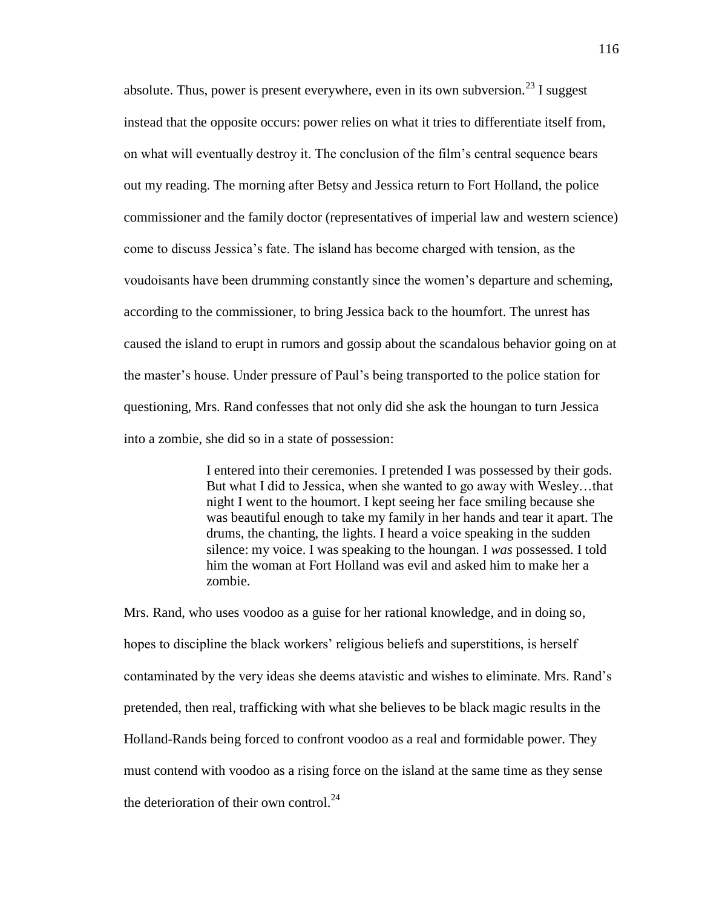absolute. Thus, power is present everywhere, even in its own subversion.[23] I suggest instead that the opposite occurs: power relies on what it tries to differentiate itself from, on what will eventually destroy it. The conclusion of the film's central sequence bears out my reading. The morning after Betsy and Jessica return to Fort Holland, the police commissioner and the family doctor (representatives of imperial law and western science) come to discuss Jessica's fate. The island has become charged with tension, as the voudoisants have been drumming constantly since the women's departure and scheming, according to the commissioner, to bring Jessica back to the houmfort. The unrest has caused the island to erupt in rumors and gossip about the scandalous behavior going on at the master's house. Under pressure of Paul's being transported to the police station for questioning, Mrs. Rand confesses that not only did she ask the houngan to turn Jessica into a zombie, she did so in a state of possession:

> I entered into their ceremonies. I pretended I was possessed by their gods. But what I did to Jessica, when she wanted to go away with Wesley…that night I went to the houmort. I kept seeing her face smiling because she was beautiful enough to take my family in her hands and tear it apart. The drums, the chanting, the lights. I heard a voice speaking in the sudden silence: my voice. I was speaking to the houngan. I *was* possessed. I told him the woman at Fort Holland was evil and asked him to make her a zombie.

Mrs. Rand, who uses voodoo as a guise for her rational knowledge, and in doing so, hopes to discipline the black workers' religious beliefs and superstitions, is herself contaminated by the very ideas she deems atavistic and wishes to eliminate. Mrs. Rand's pretended, then real, trafficking with what she believes to be black magic results in the Holland-Rands being forced to confront voodoo as a real and formidable power. They must contend with voodoo as a rising force on the island at the same time as they sense the deterioration of their own control.[24]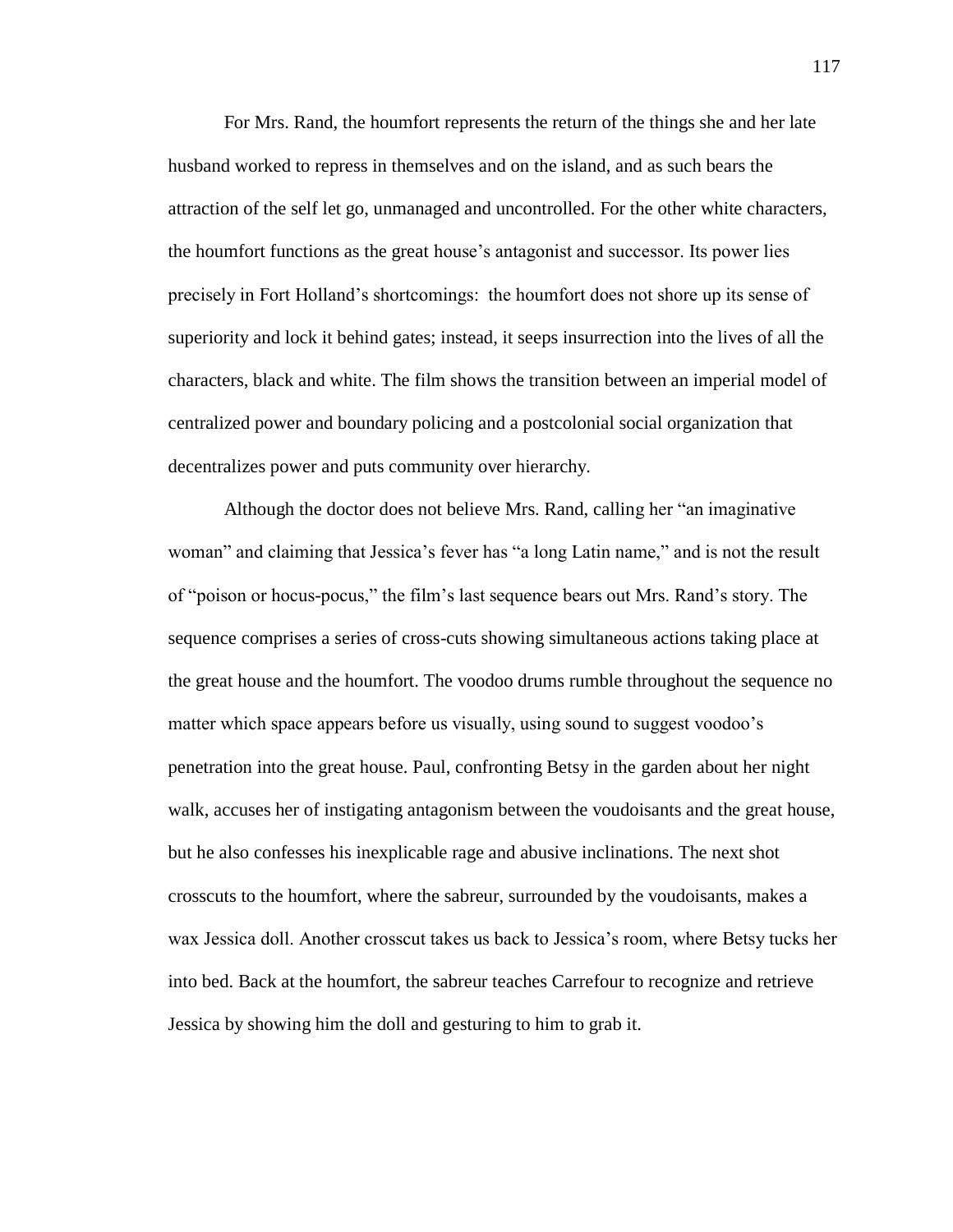For Mrs. Rand, the houmfort represents the return of the things she and her late husband worked to repress in themselves and on the island, and as such bears the attraction of the self let go, unmanaged and uncontrolled. For the other white characters, the houmfort functions as the great house's antagonist and successor. Its power lies precisely in Fort Holland's shortcomings: the houmfort does not shore up its sense of superiority and lock it behind gates; instead, it seeps insurrection into the lives of all the characters, black and white. The film shows the transition between an imperial model of centralized power and boundary policing and a postcolonial social organization that decentralizes power and puts community over hierarchy.

Although the doctor does not believe Mrs. Rand, calling her "an imaginative woman" and claiming that Jessica's fever has "a long Latin name," and is not the result of "poison or hocus-pocus," the film's last sequence bears out Mrs. Rand's story. The sequence comprises a series of cross-cuts showing simultaneous actions taking place at the great house and the houmfort. The voodoo drums rumble throughout the sequence no matter which space appears before us visually, using sound to suggest voodoo's penetration into the great house. Paul, confronting Betsy in the garden about her night walk, accuses her of instigating antagonism between the voudoisants and the great house, but he also confesses his inexplicable rage and abusive inclinations. The next shot crosscuts to the houmfort, where the sabreur, surrounded by the voudoisants, makes a wax Jessica doll. Another crosscut takes us back to Jessica's room, where Betsy tucks her into bed. Back at the houmfort, the sabreur teaches Carrefour to recognize and retrieve Jessica by showing him the doll and gesturing to him to grab it.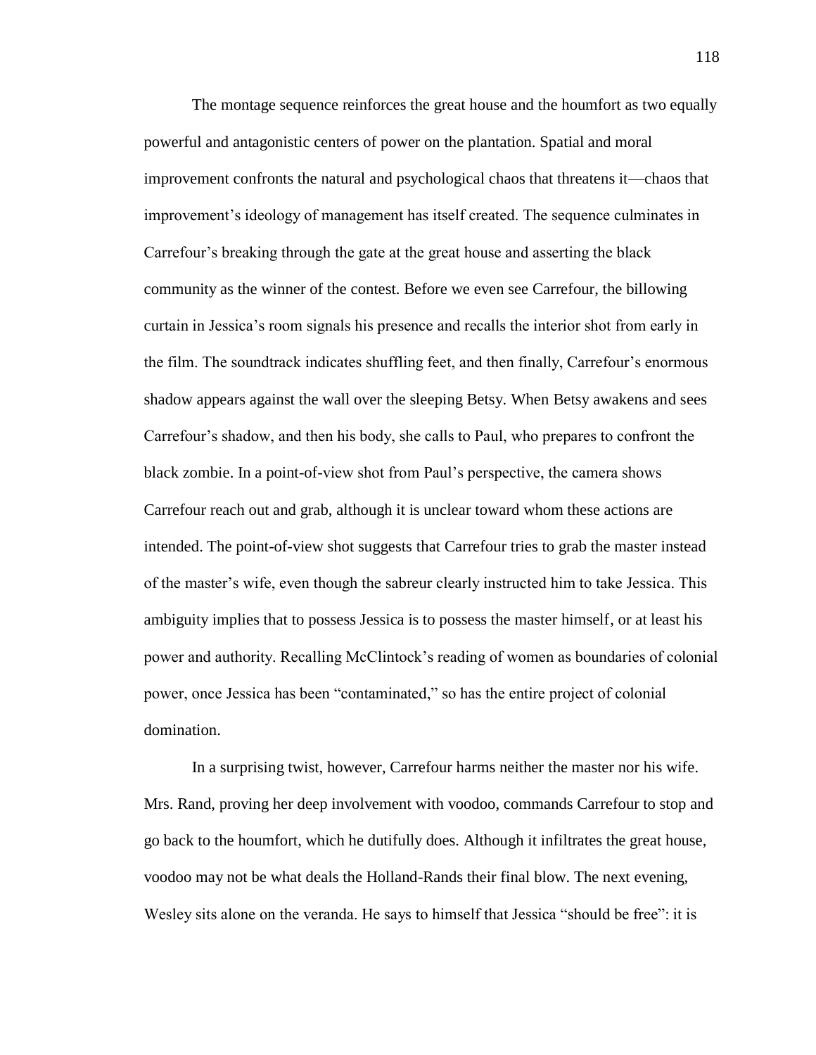The montage sequence reinforces the great house and the houmfort as two equally powerful and antagonistic centers of power on the plantation. Spatial and moral improvement confronts the natural and psychological chaos that threatens it—chaos that improvement's ideology of management has itself created. The sequence culminates in Carrefour's breaking through the gate at the great house and asserting the black community as the winner of the contest. Before we even see Carrefour, the billowing curtain in Jessica's room signals his presence and recalls the interior shot from early in the film. The soundtrack indicates shuffling feet, and then finally, Carrefour's enormous shadow appears against the wall over the sleeping Betsy. When Betsy awakens and sees Carrefour's shadow, and then his body, she calls to Paul, who prepares to confront the black zombie. In a point-of-view shot from Paul's perspective, the camera shows Carrefour reach out and grab, although it is unclear toward whom these actions are intended. The point-of-view shot suggests that Carrefour tries to grab the master instead of the master's wife, even though the sabreur clearly instructed him to take Jessica. This ambiguity implies that to possess Jessica is to possess the master himself, or at least his power and authority. Recalling McClintock's reading of women as boundaries of colonial power, once Jessica has been "contaminated," so has the entire project of colonial domination.

In a surprising twist, however, Carrefour harms neither the master nor his wife. Mrs. Rand, proving her deep involvement with voodoo, commands Carrefour to stop and go back to the houmfort, which he dutifully does. Although it infiltrates the great house, voodoo may not be what deals the Holland-Rands their final blow. The next evening, Wesley sits alone on the veranda. He says to himself that Jessica "should be free": it is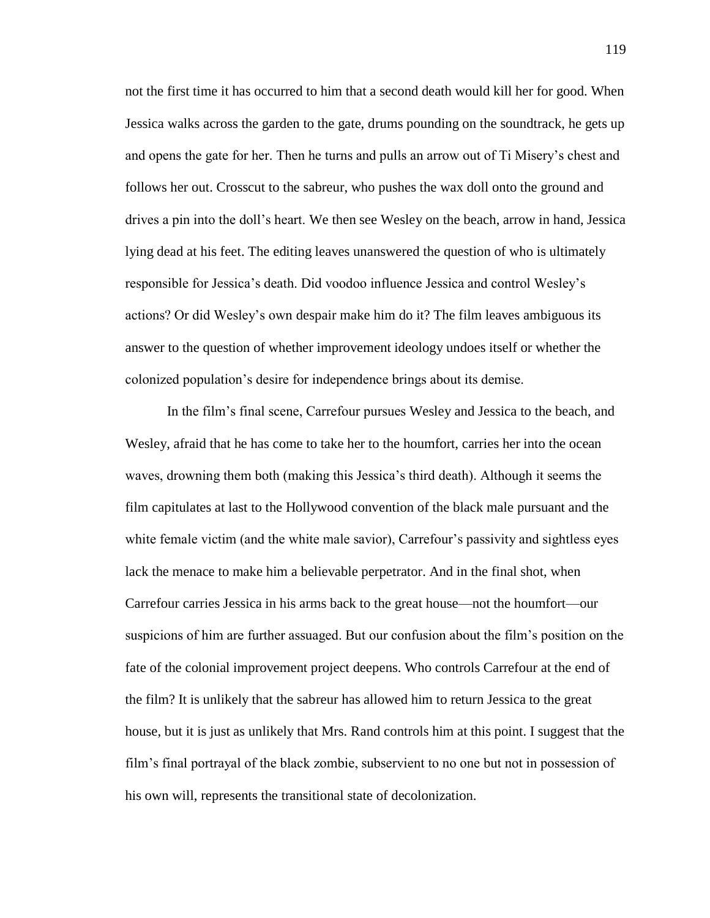not the first time it has occurred to him that a second death would kill her for good. When Jessica walks across the garden to the gate, drums pounding on the soundtrack, he gets up and opens the gate for her. Then he turns and pulls an arrow out of Ti Misery's chest and follows her out. Crosscut to the sabreur, who pushes the wax doll onto the ground and drives a pin into the doll's heart. We then see Wesley on the beach, arrow in hand, Jessica lying dead at his feet. The editing leaves unanswered the question of who is ultimately responsible for Jessica's death. Did voodoo influence Jessica and control Wesley's actions? Or did Wesley's own despair make him do it? The film leaves ambiguous its answer to the question of whether improvement ideology undoes itself or whether the colonized population's desire for independence brings about its demise.

In the film's final scene, Carrefour pursues Wesley and Jessica to the beach, and Wesley, afraid that he has come to take her to the houmfort, carries her into the ocean waves, drowning them both (making this Jessica's third death). Although it seems the film capitulates at last to the Hollywood convention of the black male pursuant and the white female victim (and the white male savior), Carrefour's passivity and sightless eyes lack the menace to make him a believable perpetrator. And in the final shot, when Carrefour carries Jessica in his arms back to the great house—not the houmfort—our suspicions of him are further assuaged. But our confusion about the film's position on the fate of the colonial improvement project deepens. Who controls Carrefour at the end of the film? It is unlikely that the sabreur has allowed him to return Jessica to the great house, but it is just as unlikely that Mrs. Rand controls him at this point. I suggest that the film's final portrayal of the black zombie, subservient to no one but not in possession of his own will, represents the transitional state of decolonization.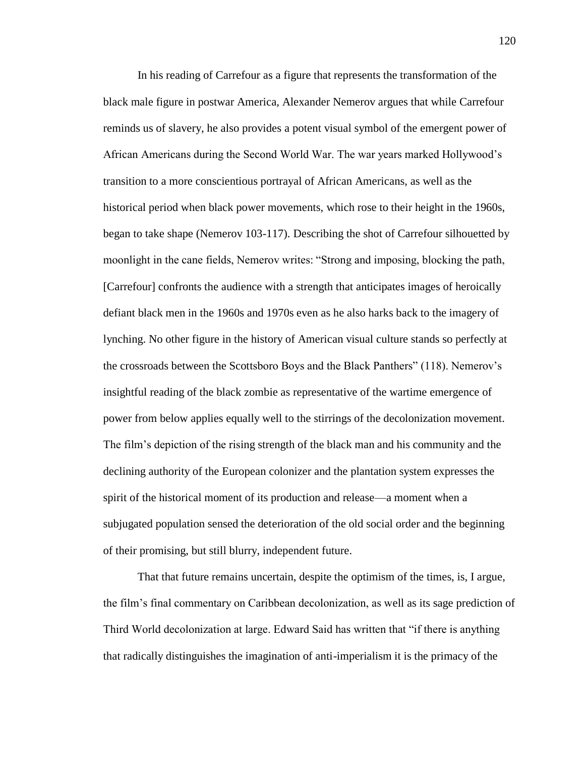In his reading of Carrefour as a figure that represents the transformation of the black male figure in postwar America, Alexander Nemerov argues that while Carrefour reminds us of slavery, he also provides a potent visual symbol of the emergent power of African Americans during the Second World War. The war years marked Hollywood's transition to a more conscientious portrayal of African Americans, as well as the historical period when black power movements, which rose to their height in the 1960s, began to take shape (Nemerov 103-117). Describing the shot of Carrefour silhouetted by moonlight in the cane fields, Nemerov writes: "Strong and imposing, blocking the path, [Carrefour] confronts the audience with a strength that anticipates images of heroically defiant black men in the 1960s and 1970s even as he also harks back to the imagery of lynching. No other figure in the history of American visual culture stands so perfectly at the crossroads between the Scottsboro Boys and the Black Panthers" (118). Nemerov's insightful reading of the black zombie as representative of the wartime emergence of power from below applies equally well to the stirrings of the decolonization movement. The film's depiction of the rising strength of the black man and his community and the declining authority of the European colonizer and the plantation system expresses the spirit of the historical moment of its production and release—a moment when a subjugated population sensed the deterioration of the old social order and the beginning of their promising, but still blurry, independent future.

That that future remains uncertain, despite the optimism of the times, is, I argue, the film's final commentary on Caribbean decolonization, as well as its sage prediction of Third World decolonization at large. Edward Said has written that "if there is anything that radically distinguishes the imagination of anti-imperialism it is the primacy of the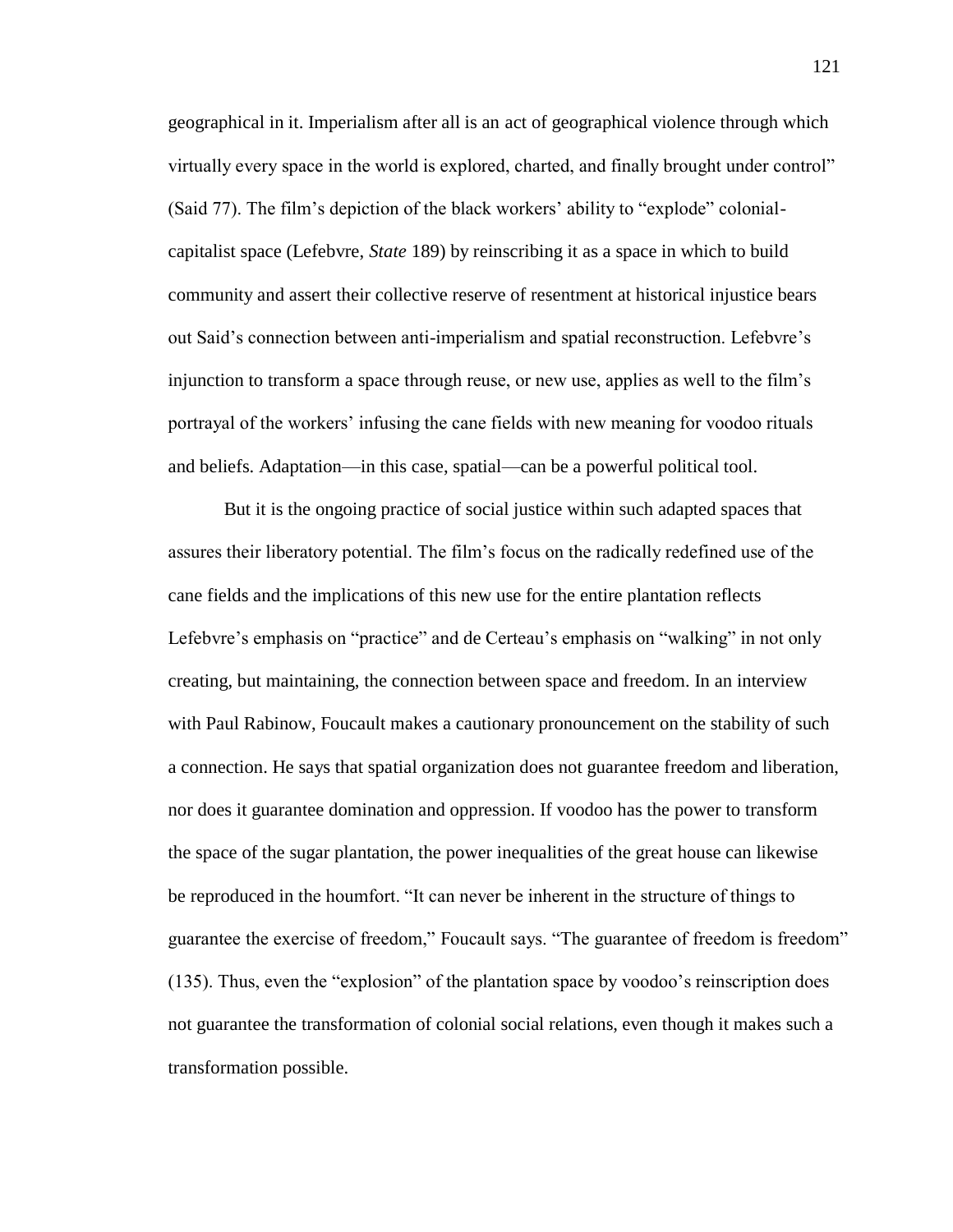geographical in it. Imperialism after all is an act of geographical violence through which virtually every space in the world is explored, charted, and finally brought under control" (Said 77). The film's depiction of the black workers' ability to "explode" colonial-capitalist space (Lefebvre, *State* 189) by reinscribing it as a space in which to build community and assert their collective reserve of resentment at historical injustice bears out Said's connection between anti-imperialism and spatial reconstruction. Lefebvre's injunction to transform a space through reuse, or new use, applies as well to the film's portrayal of the workers' infusing the cane fields with new meaning for voodoo rituals and beliefs. Adaptation—in this case, spatial—can be a powerful political tool.

But it is the ongoing practice of social justice within such adapted spaces that assures their liberatory potential. The film's focus on the radically redefined use of the cane fields and the implications of this new use for the entire plantation reflects Lefebvre's emphasis on "practice" and de Certeau's emphasis on "walking" in not only creating, but maintaining, the connection between space and freedom. In an interview with Paul Rabinow, Foucault makes a cautionary pronouncement on the stability of such a connection. He says that spatial organization does not guarantee freedom and liberation, nor does it guarantee domination and oppression. If voodoo has the power to transform the space of the sugar plantation, the power inequalities of the great house can likewise be reproduced in the houmfort. "It can never be inherent in the structure of things to guarantee the exercise of freedom," Foucault says. "The guarantee of freedom is freedom" (135). Thus, even the "explosion" of the plantation space by voodoo's reinscription does not guarantee the transformation of colonial social relations, even though it makes such a transformation possible.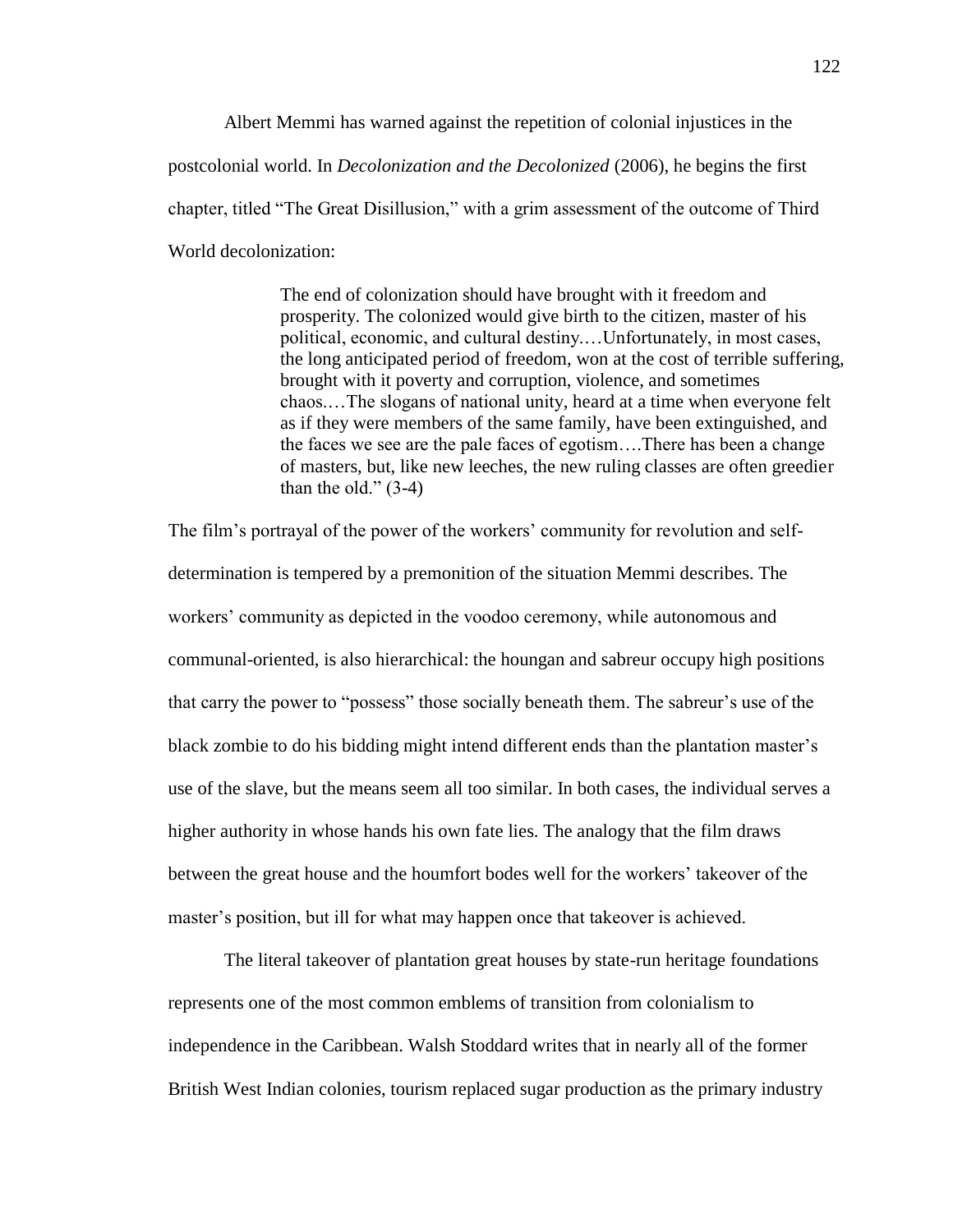Albert Memmi has warned against the repetition of colonial injustices in the postcolonial world. In *Decolonization and the Decolonized* (2006), he begins the first chapter, titled "The Great Disillusion," with a grim assessment of the outcome of Third World decolonization:

> The end of colonization should have brought with it freedom and prosperity. The colonized would give birth to the citizen, master of his political, economic, and cultural destiny.…Unfortunately, in most cases, the long anticipated period of freedom, won at the cost of terrible suffering, brought with it poverty and corruption, violence, and sometimes chaos.…The slogans of national unity, heard at a time when everyone felt as if they were members of the same family, have been extinguished, and the faces we see are the pale faces of egotism….There has been a change of masters, but, like new leeches, the new ruling classes are often greedier than the old." (3-4)

The film's portrayal of the power of the workers' community for revolution and self-determination is tempered by a premonition of the situation Memmi describes. The workers' community as depicted in the voodoo ceremony, while autonomous and communal-oriented, is also hierarchical: the houngan and sabreur occupy high positions that carry the power to "possess" those socially beneath them. The sabreur's use of the black zombie to do his bidding might intend different ends than the plantation master's use of the slave, but the means seem all too similar. In both cases, the individual serves a higher authority in whose hands his own fate lies. The analogy that the film draws between the great house and the houmfort bodes well for the workers' takeover of the master's position, but ill for what may happen once that takeover is achieved.

The literal takeover of plantation great houses by state-run heritage foundations represents one of the most common emblems of transition from colonialism to independence in the Caribbean. Walsh Stoddard writes that in nearly all of the former British West Indian colonies, tourism replaced sugar production as the primary industry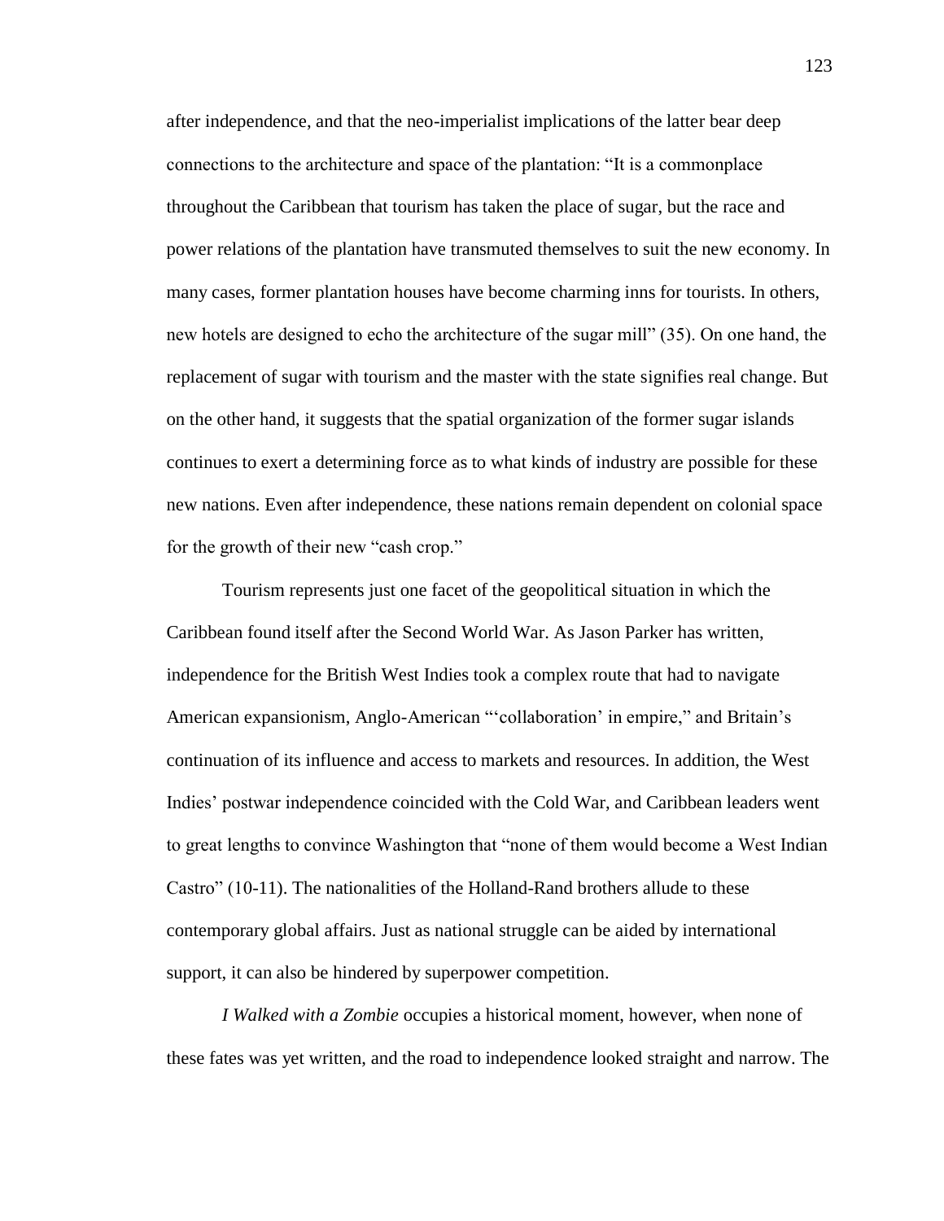after independence, and that the neo-imperialist implications of the latter bear deep connections to the architecture and space of the plantation: "It is a commonplace throughout the Caribbean that tourism has taken the place of sugar, but the race and power relations of the plantation have transmuted themselves to suit the new economy. In many cases, former plantation houses have become charming inns for tourists. In others, new hotels are designed to echo the architecture of the sugar mill" (35). On one hand, the replacement of sugar with tourism and the master with the state signifies real change. But on the other hand, it suggests that the spatial organization of the former sugar islands continues to exert a determining force as to what kinds of industry are possible for these new nations. Even after independence, these nations remain dependent on colonial space for the growth of their new "cash crop."

Tourism represents just one facet of the geopolitical situation in which the Caribbean found itself after the Second World War. As Jason Parker has written, independence for the British West Indies took a complex route that had to navigate American expansionism, Anglo-American "'collaboration' in empire," and Britain's continuation of its influence and access to markets and resources. In addition, the West Indies' postwar independence coincided with the Cold War, and Caribbean leaders went to great lengths to convince Washington that "none of them would become a West Indian Castro" (10-11). The nationalities of the Holland-Rand brothers allude to these contemporary global affairs. Just as national struggle can be aided by international support, it can also be hindered by superpower competition.

*I Walked with a Zombie* occupies a historical moment, however, when none of these fates was yet written, and the road to independence looked straight and narrow. The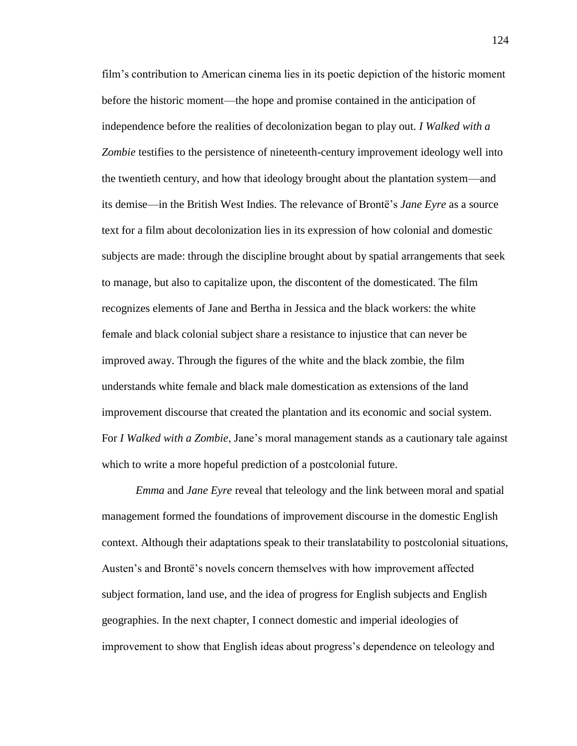film's contribution to American cinema lies in its poetic depiction of the historic moment before the historic moment—the hope and promise contained in the anticipation of independence before the realities of decolonization began to play out. *I Walked with a Zombie* testifies to the persistence of nineteenth-century improvement ideology well into the twentieth century, and how that ideology brought about the plantation system—and its demise—in the British West Indies. The relevance of Brontë's *Jane Eyre* as a source text for a film about decolonization lies in its expression of how colonial and domestic subjects are made: through the discipline brought about by spatial arrangements that seek to manage, but also to capitalize upon, the discontent of the domesticated. The film recognizes elements of Jane and Bertha in Jessica and the black workers: the white female and black colonial subject share a resistance to injustice that can never be improved away. Through the figures of the white and the black zombie, the film understands white female and black male domestication as extensions of the land improvement discourse that created the plantation and its economic and social system. For *I Walked with a Zombie*, Jane's moral management stands as a cautionary tale against which to write a more hopeful prediction of a postcolonial future.

*Emma* and *Jane Eyre* reveal that teleology and the link between moral and spatial management formed the foundations of improvement discourse in the domestic English context. Although their adaptations speak to their translatability to postcolonial situations, Austen's and Brontë's novels concern themselves with how improvement affected subject formation, land use, and the idea of progress for English subjects and English geographies. In the next chapter, I connect domestic and imperial ideologies of improvement to show that English ideas about progress's dependence on teleology and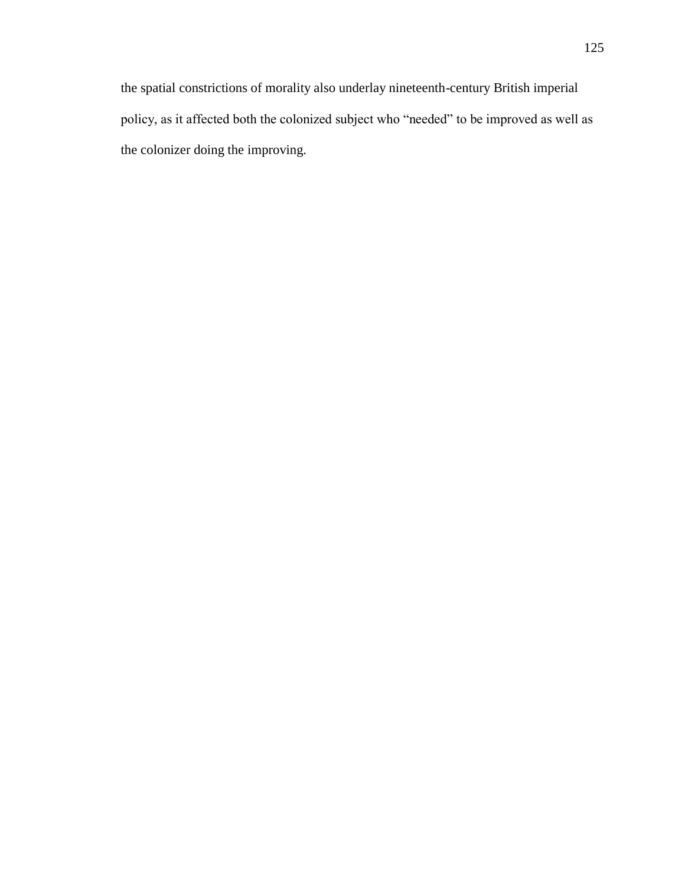the spatial constrictions of morality also underlay nineteenth-century British imperial policy, as it affected both the colonized subject who "needed" to be improved as well as the colonizer doing the improving.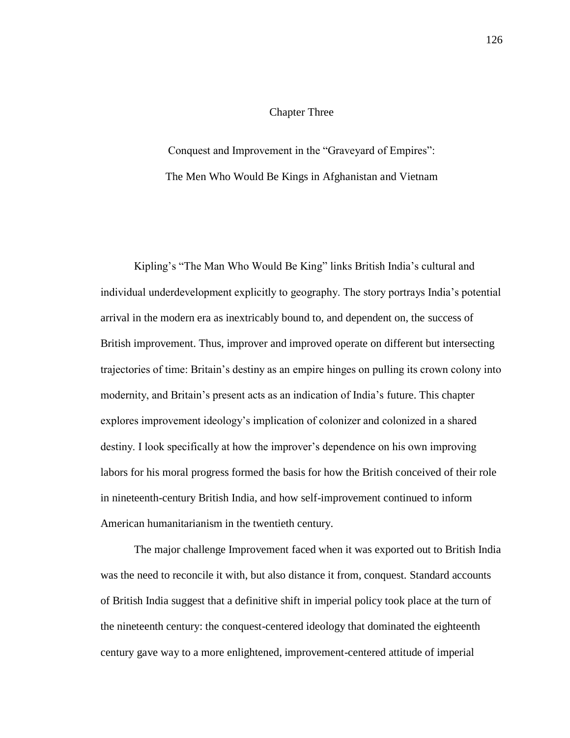# Chapter Three

## Conquest and Improvement in the "Graveyard of Empires": The Men Who Would Be Kings in Afghanistan and Vietnam

Kipling's "The Man Who Would Be King" links British India's cultural and individual underdevelopment explicitly to geography. The story portrays India's potential arrival in the modern era as inextricably bound to, and dependent on, the success of British improvement. Thus, improver and improved operate on different but intersecting trajectories of time: Britain's destiny as an empire hinges on pulling its crown colony into modernity, and Britain's present acts as an indication of India's future. This chapter explores improvement ideology's implication of colonizer and colonized in a shared destiny. I look specifically at how the improver's dependence on his own improving labors for his moral progress formed the basis for how the British conceived of their role in nineteenth-century British India, and how self-improvement continued to inform American humanitarianism in the twentieth century.

The major challenge Improvement faced when it was exported out to British India was the need to reconcile it with, but also distance it from, conquest. Standard accounts of British India suggest that a definitive shift in imperial policy took place at the turn of the nineteenth century: the conquest-centered ideology that dominated the eighteenth century gave way to a more enlightened, improvement-centered attitude of imperial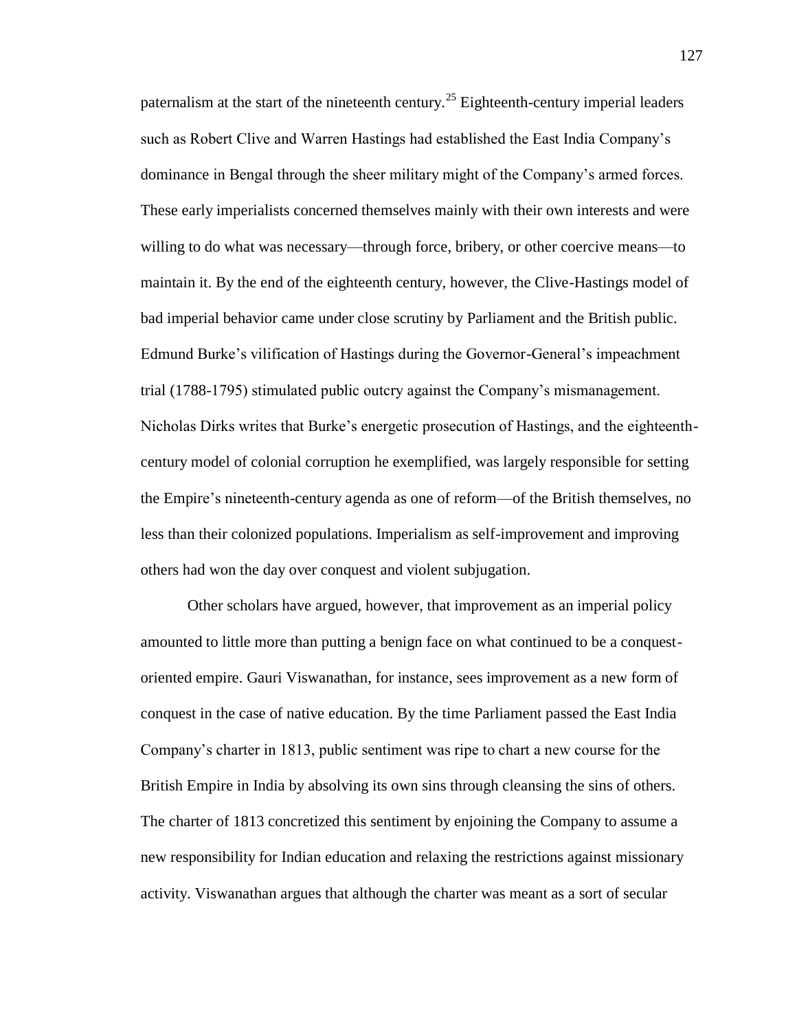paternalism at the start of the nineteenth century.[25] Eighteenth-century imperial leaders such as Robert Clive and Warren Hastings had established the East India Company's dominance in Bengal through the sheer military might of the Company's armed forces. These early imperialists concerned themselves mainly with their own interests and were willing to do what was necessary—through force, bribery, or other coercive means—to maintain it. By the end of the eighteenth century, however, the Clive-Hastings model of bad imperial behavior came under close scrutiny by Parliament and the British public. Edmund Burke's vilification of Hastings during the Governor-General's impeachment trial (1788-1795) stimulated public outcry against the Company's mismanagement. Nicholas Dirks writes that Burke's energetic prosecution of Hastings, and the eighteenth-century model of colonial corruption he exemplified, was largely responsible for setting the Empire's nineteenth-century agenda as one of reform—of the British themselves, no less than their colonized populations. Imperialism as self-improvement and improving others had won the day over conquest and violent subjugation.

Other scholars have argued, however, that improvement as an imperial policy amounted to little more than putting a benign face on what continued to be a conquest-oriented empire. Gauri Viswanathan, for instance, sees improvement as a new form of conquest in the case of native education. By the time Parliament passed the East India Company's charter in 1813, public sentiment was ripe to chart a new course for the British Empire in India by absolving its own sins through cleansing the sins of others. The charter of 1813 concretized this sentiment by enjoining the Company to assume a new responsibility for Indian education and relaxing the restrictions against missionary activity. Viswanathan argues that although the charter was meant as a sort of secular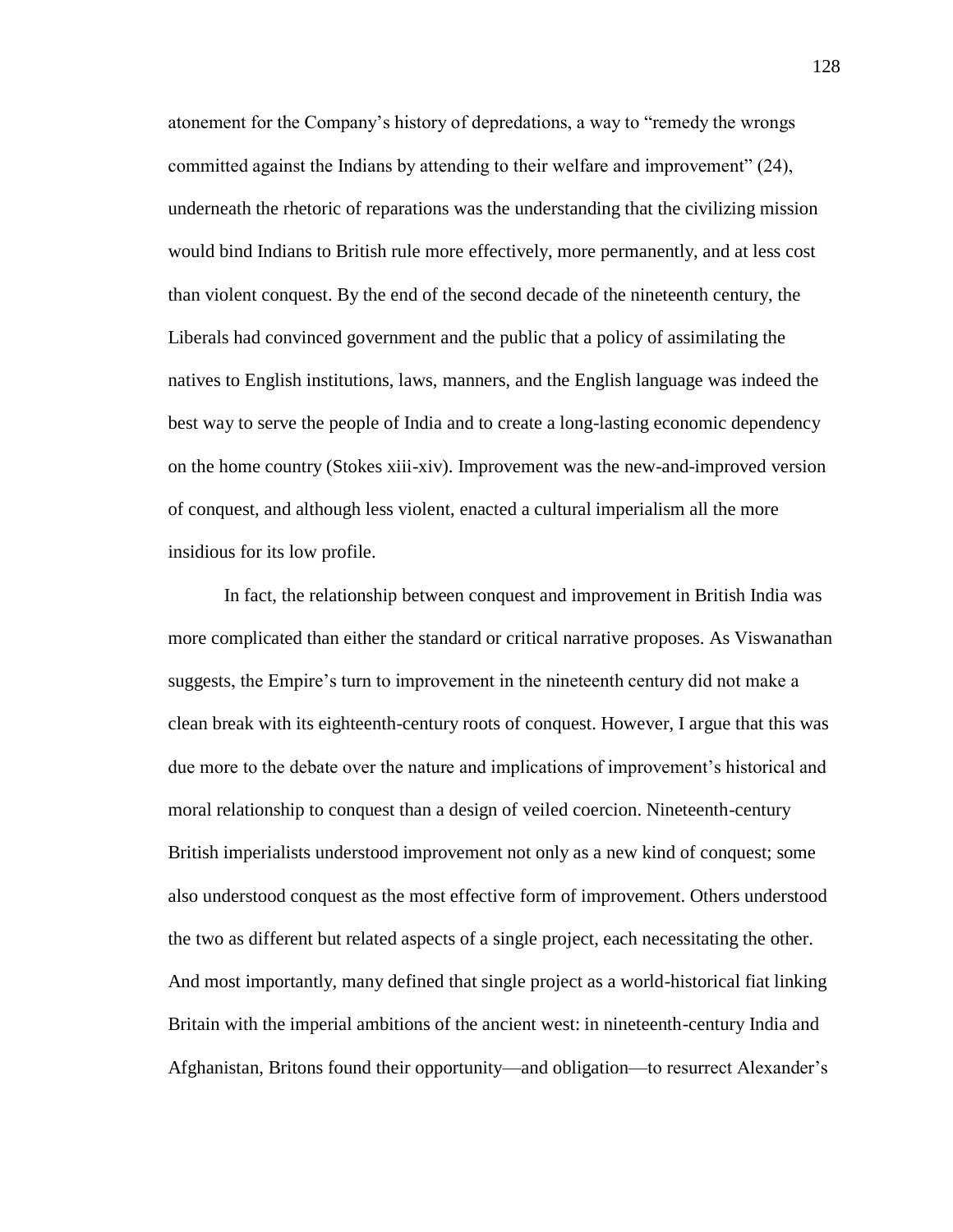atonement for the Company's history of depredations, a way to "remedy the wrongs committed against the Indians by attending to their welfare and improvement" (24), underneath the rhetoric of reparations was the understanding that the civilizing mission would bind Indians to British rule more effectively, more permanently, and at less cost than violent conquest. By the end of the second decade of the nineteenth century, the Liberals had convinced government and the public that a policy of assimilating the natives to English institutions, laws, manners, and the English language was indeed the best way to serve the people of India and to create a long-lasting economic dependency on the home country (Stokes xiii-xiv). Improvement was the new-and-improved version of conquest, and although less violent, enacted a cultural imperialism all the more insidious for its low profile.

In fact, the relationship between conquest and improvement in British India was more complicated than either the standard or critical narrative proposes. As Viswanathan suggests, the Empire's turn to improvement in the nineteenth century did not make a clean break with its eighteenth-century roots of conquest. However, I argue that this was due more to the debate over the nature and implications of improvement's historical and moral relationship to conquest than a design of veiled coercion. Nineteenth-century British imperialists understood improvement not only as a new kind of conquest; some also understood conquest as the most effective form of improvement. Others understood the two as different but related aspects of a single project, each necessitating the other. And most importantly, many defined that single project as a world-historical fiat linking Britain with the imperial ambitions of the ancient west: in nineteenth-century India and Afghanistan, Britons found their opportunity—and obligation—to resurrect Alexander's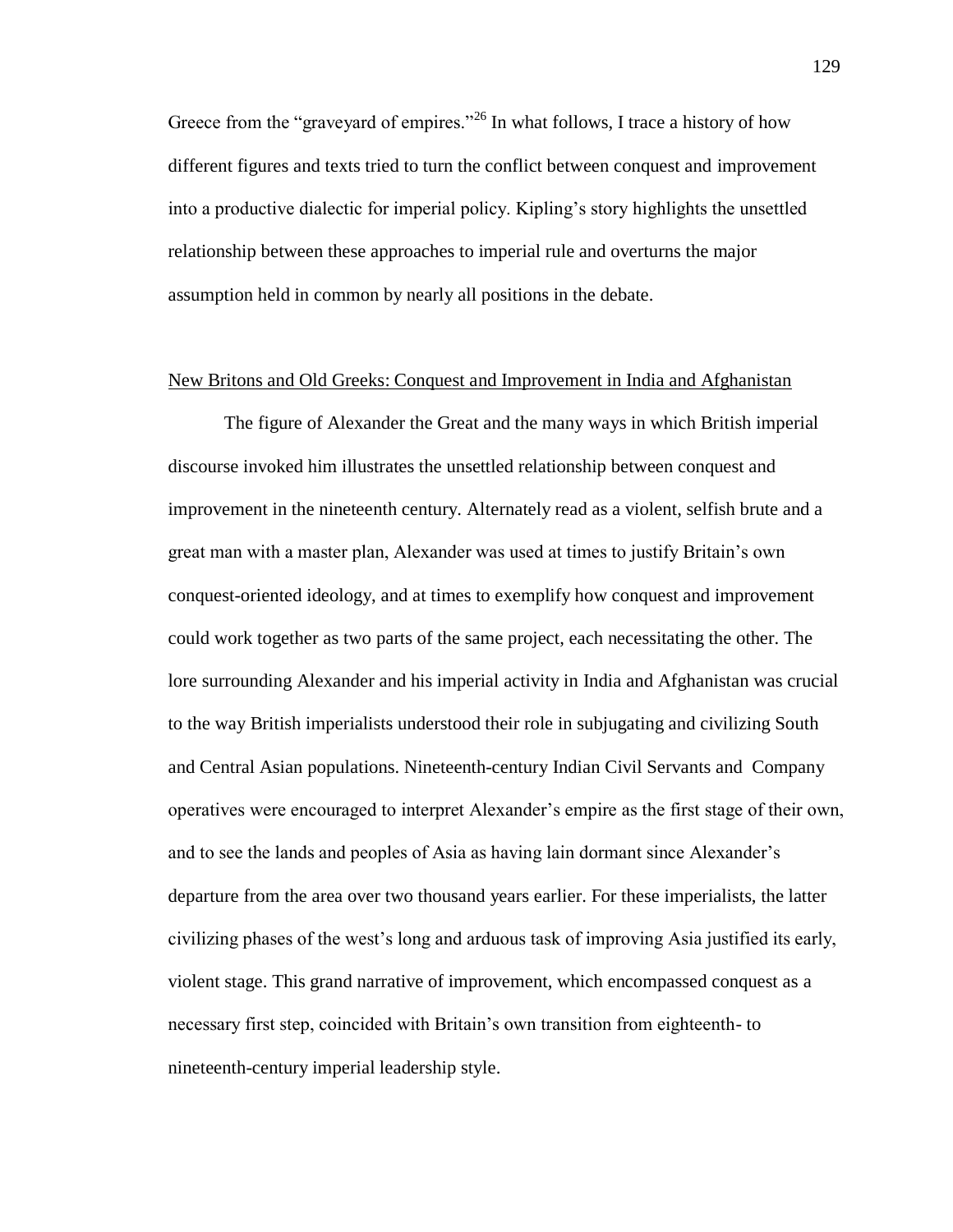Greece from the "graveyard of empires."[26] In what follows, I trace a history of how different figures and texts tried to turn the conflict between conquest and improvement into a productive dialectic for imperial policy. Kipling's story highlights the unsettled relationship between these approaches to imperial rule and overturns the major assumption held in common by nearly all positions in the debate.

## New Britons and Old Greeks: Conquest and Improvement in India and Afghanistan

The figure of Alexander the Great and the many ways in which British imperial discourse invoked him illustrates the unsettled relationship between conquest and improvement in the nineteenth century. Alternately read as a violent, selfish brute and a great man with a master plan, Alexander was used at times to justify Britain's own conquest-oriented ideology, and at times to exemplify how conquest and improvement could work together as two parts of the same project, each necessitating the other. The lore surrounding Alexander and his imperial activity in India and Afghanistan was crucial to the way British imperialists understood their role in subjugating and civilizing South and Central Asian populations. Nineteenth-century Indian Civil Servants and Company operatives were encouraged to interpret Alexander's empire as the first stage of their own, and to see the lands and peoples of Asia as having lain dormant since Alexander's departure from the area over two thousand years earlier. For these imperialists, the latter civilizing phases of the west's long and arduous task of improving Asia justified its early, violent stage. This grand narrative of improvement, which encompassed conquest as a necessary first step, coincided with Britain's own transition from eighteenth- to nineteenth-century imperial leadership style.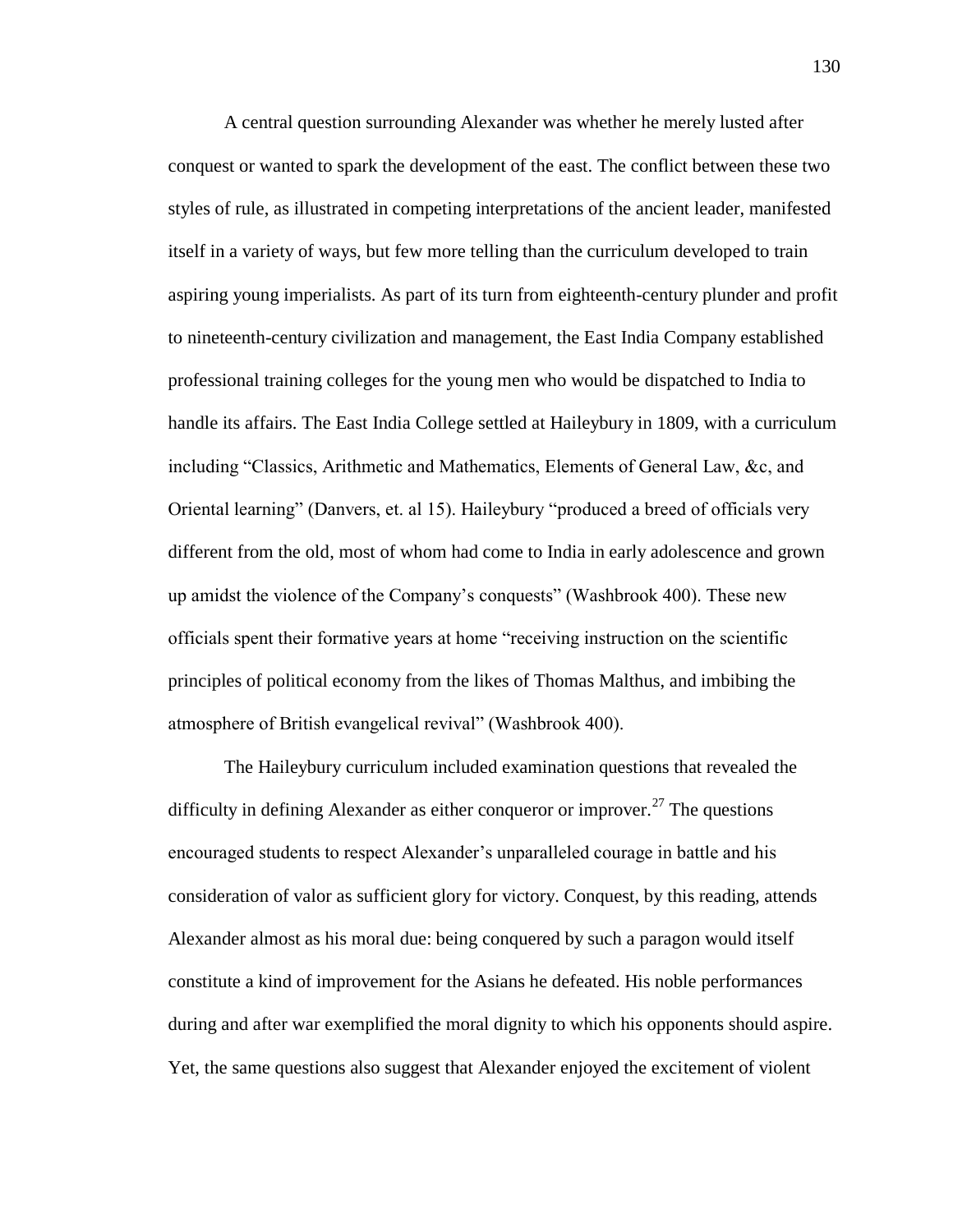A central question surrounding Alexander was whether he merely lusted after conquest or wanted to spark the development of the east. The conflict between these two styles of rule, as illustrated in competing interpretations of the ancient leader, manifested itself in a variety of ways, but few more telling than the curriculum developed to train aspiring young imperialists. As part of its turn from eighteenth-century plunder and profit to nineteenth-century civilization and management, the East India Company established professional training colleges for the young men who would be dispatched to India to handle its affairs. The East India College settled at Haileybury in 1809, with a curriculum including "Classics, Arithmetic and Mathematics, Elements of General Law, &c, and Oriental learning" (Danvers, et. al 15). Haileybury "produced a breed of officials very different from the old, most of whom had come to India in early adolescence and grown up amidst the violence of the Company's conquests" (Washbrook 400). These new officials spent their formative years at home "receiving instruction on the scientific principles of political economy from the likes of Thomas Malthus, and imbibing the atmosphere of British evangelical revival" (Washbrook 400).

The Haileybury curriculum included examination questions that revealed the difficulty in defining Alexander as either conqueror or improver.[27] The questions encouraged students to respect Alexander's unparalleled courage in battle and his consideration of valor as sufficient glory for victory. Conquest, by this reading, attends Alexander almost as his moral due: being conquered by such a paragon would itself constitute a kind of improvement for the Asians he defeated. His noble performances during and after war exemplified the moral dignity to which his opponents should aspire. Yet, the same questions also suggest that Alexander enjoyed the excitement of violent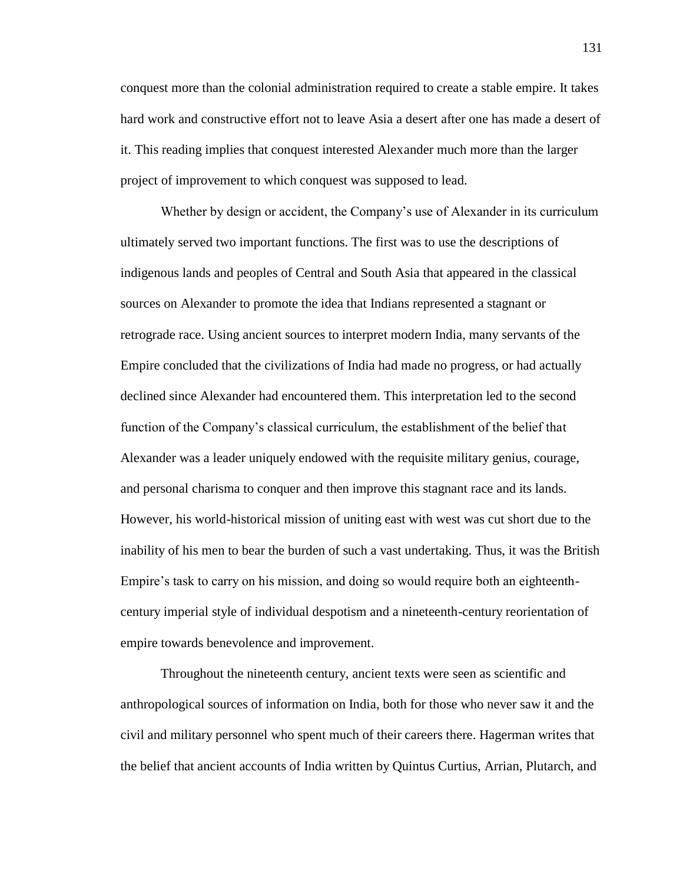conquest more than the colonial administration required to create a stable empire. It takes hard work and constructive effort not to leave Asia a desert after one has made a desert of it. This reading implies that conquest interested Alexander much more than the larger project of improvement to which conquest was supposed to lead.

Whether by design or accident, the Company's use of Alexander in its curriculum ultimately served two important functions. The first was to use the descriptions of indigenous lands and peoples of Central and South Asia that appeared in the classical sources on Alexander to promote the idea that Indians represented a stagnant or retrograde race. Using ancient sources to interpret modern India, many servants of the Empire concluded that the civilizations of India had made no progress, or had actually declined since Alexander had encountered them. This interpretation led to the second function of the Company's classical curriculum, the establishment of the belief that Alexander was a leader uniquely endowed with the requisite military genius, courage, and personal charisma to conquer and then improve this stagnant race and its lands. However, his world-historical mission of uniting east with west was cut short due to the inability of his men to bear the burden of such a vast undertaking. Thus, it was the British Empire's task to carry on his mission, and doing so would require both an eighteenth-century imperial style of individual despotism and a nineteenth-century reorientation of empire towards benevolence and improvement.

Throughout the nineteenth century, ancient texts were seen as scientific and anthropological sources of information on India, both for those who never saw it and the civil and military personnel who spent much of their careers there. Hagerman writes that the belief that ancient accounts of India written by Quintus Curtius, Arrian, Plutarch, and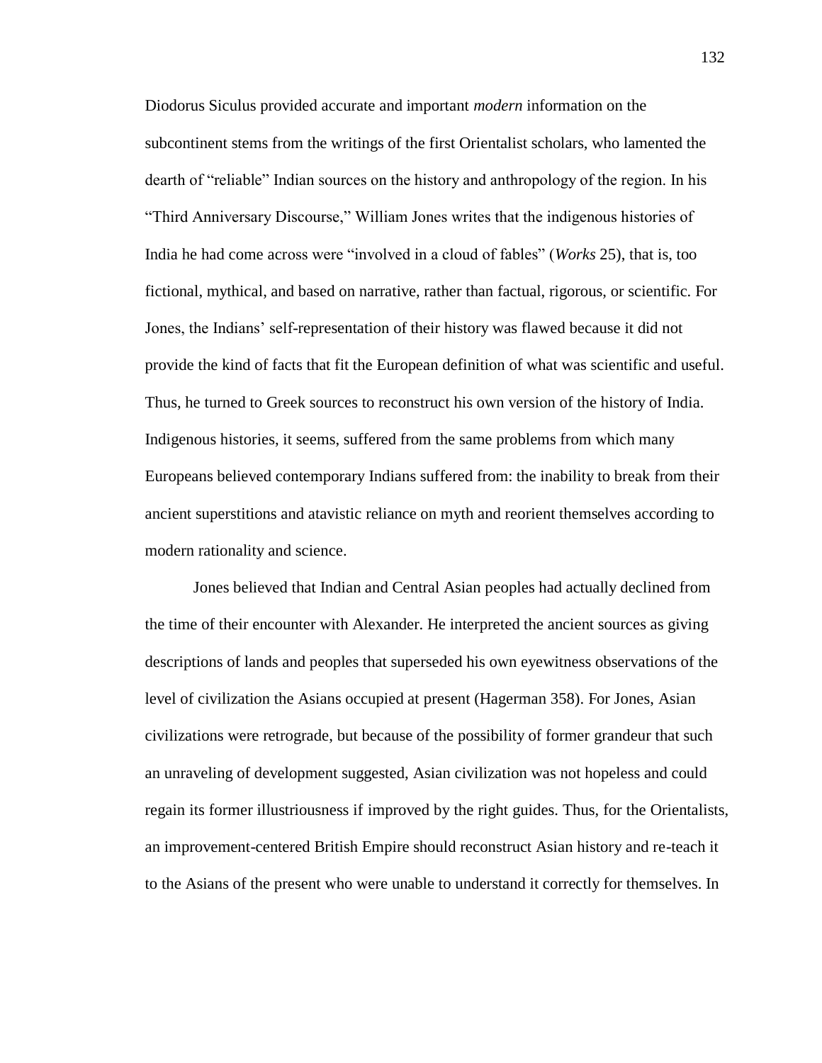Diodorus Siculus provided accurate and important *modern* information on the subcontinent stems from the writings of the first Orientalist scholars, who lamented the dearth of "reliable" Indian sources on the history and anthropology of the region. In his "Third Anniversary Discourse," William Jones writes that the indigenous histories of India he had come across were "involved in a cloud of fables" (*Works* 25), that is, too fictional, mythical, and based on narrative, rather than factual, rigorous, or scientific. For Jones, the Indians' self-representation of their history was flawed because it did not provide the kind of facts that fit the European definition of what was scientific and useful. Thus, he turned to Greek sources to reconstruct his own version of the history of India. Indigenous histories, it seems, suffered from the same problems from which many Europeans believed contemporary Indians suffered from: the inability to break from their ancient superstitions and atavistic reliance on myth and reorient themselves according to modern rationality and science.

Jones believed that Indian and Central Asian peoples had actually declined from the time of their encounter with Alexander. He interpreted the ancient sources as giving descriptions of lands and peoples that superseded his own eyewitness observations of the level of civilization the Asians occupied at present (Hagerman 358). For Jones, Asian civilizations were retrograde, but because of the possibility of former grandeur that such an unraveling of development suggested, Asian civilization was not hopeless and could regain its former illustriousness if improved by the right guides. Thus, for the Orientalists, an improvement-centered British Empire should reconstruct Asian history and re-teach it to the Asians of the present who were unable to understand it correctly for themselves. In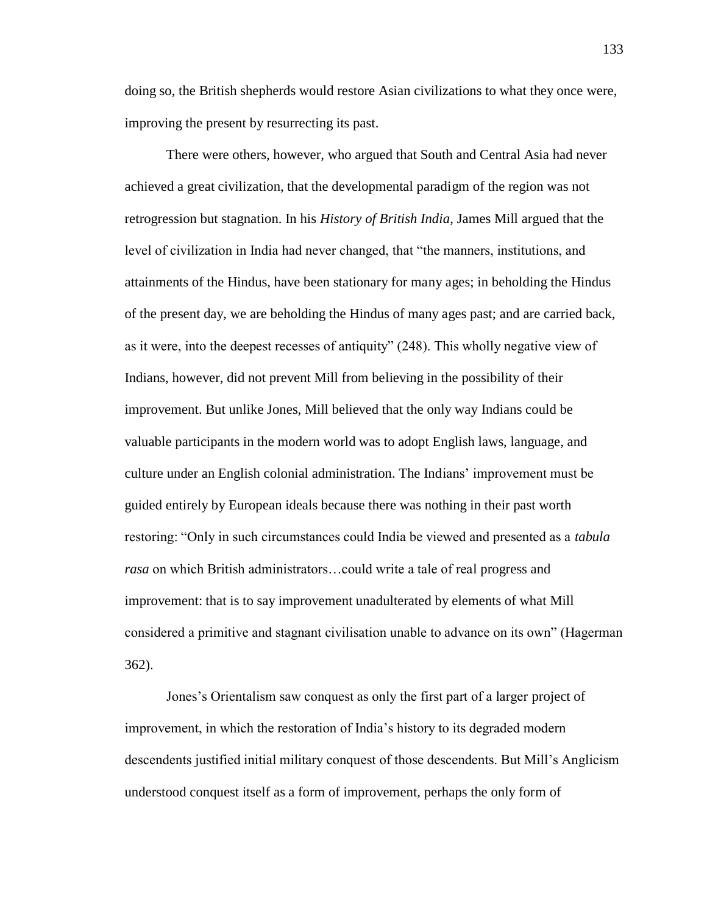doing so, the British shepherds would restore Asian civilizations to what they once were, improving the present by resurrecting its past.

There were others, however, who argued that South and Central Asia had never achieved a great civilization, that the developmental paradigm of the region was not retrogression but stagnation. In his *History of British India*, James Mill argued that the level of civilization in India had never changed, that "the manners, institutions, and attainments of the Hindus, have been stationary for many ages; in beholding the Hindus of the present day, we are beholding the Hindus of many ages past; and are carried back, as it were, into the deepest recesses of antiquity" (248). This wholly negative view of Indians, however, did not prevent Mill from believing in the possibility of their improvement. But unlike Jones, Mill believed that the only way Indians could be valuable participants in the modern world was to adopt English laws, language, and culture under an English colonial administration. The Indians' improvement must be guided entirely by European ideals because there was nothing in their past worth restoring: "Only in such circumstances could India be viewed and presented as a *tabula rasa* on which British administrators…could write a tale of real progress and improvement: that is to say improvement unadulterated by elements of what Mill considered a primitive and stagnant civilisation unable to advance on its own" (Hagerman 362).

Jones's Orientalism saw conquest as only the first part of a larger project of improvement, in which the restoration of India's history to its degraded modern descendents justified initial military conquest of those descendents. But Mill's Anglicism understood conquest itself as a form of improvement, perhaps the only form of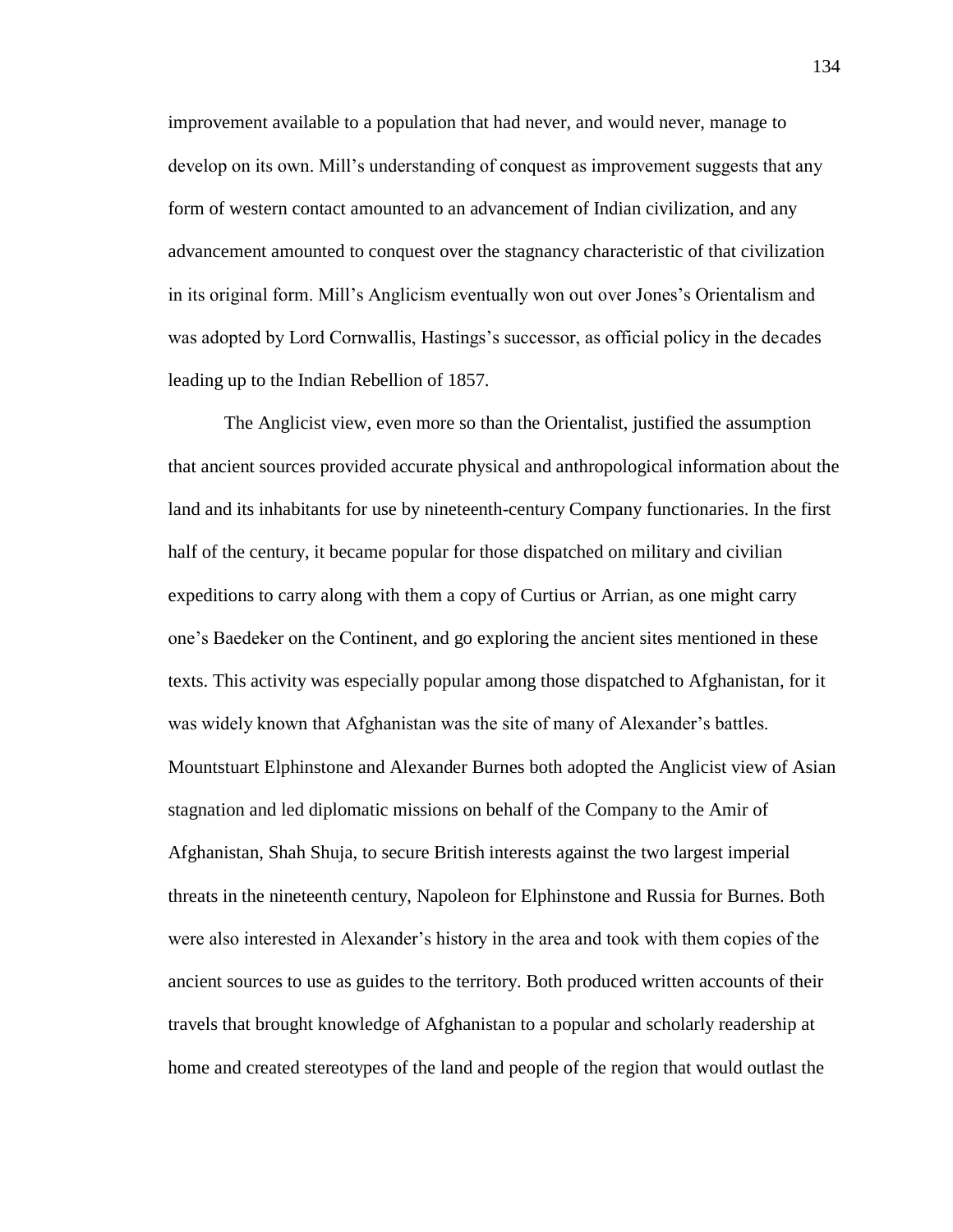improvement available to a population that had never, and would never, manage to develop on its own. Mill's understanding of conquest as improvement suggests that any form of western contact amounted to an advancement of Indian civilization, and any advancement amounted to conquest over the stagnancy characteristic of that civilization in its original form. Mill's Anglicism eventually won out over Jones's Orientalism and was adopted by Lord Cornwallis, Hastings's successor, as official policy in the decades leading up to the Indian Rebellion of 1857.

The Anglicist view, even more so than the Orientalist, justified the assumption that ancient sources provided accurate physical and anthropological information about the land and its inhabitants for use by nineteenth-century Company functionaries. In the first half of the century, it became popular for those dispatched on military and civilian expeditions to carry along with them a copy of Curtius or Arrian, as one might carry one's Baedeker on the Continent, and go exploring the ancient sites mentioned in these texts. This activity was especially popular among those dispatched to Afghanistan, for it was widely known that Afghanistan was the site of many of Alexander's battles. Mountstuart Elphinstone and Alexander Burnes both adopted the Anglicist view of Asian stagnation and led diplomatic missions on behalf of the Company to the Amir of Afghanistan, Shah Shuja, to secure British interests against the two largest imperial threats in the nineteenth century, Napoleon for Elphinstone and Russia for Burnes. Both were also interested in Alexander's history in the area and took with them copies of the ancient sources to use as guides to the territory. Both produced written accounts of their travels that brought knowledge of Afghanistan to a popular and scholarly readership at home and created stereotypes of the land and people of the region that would outlast the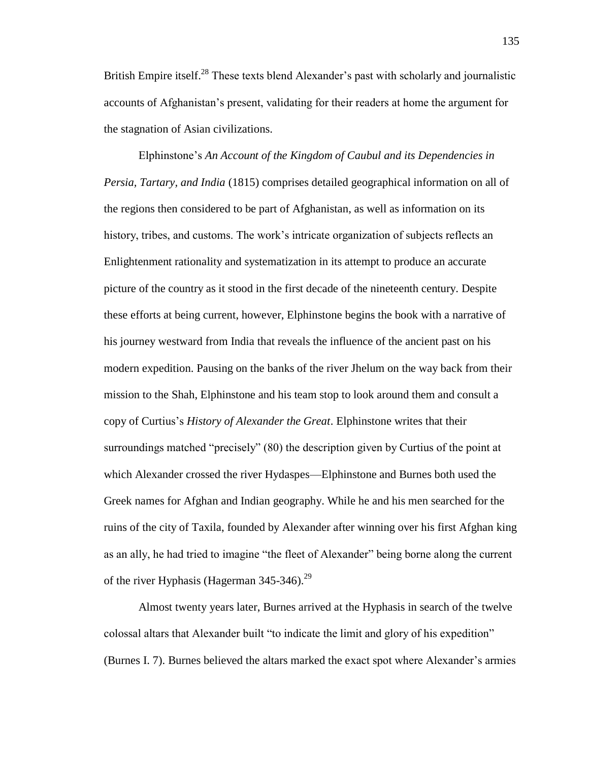British Empire itself.[28] These texts blend Alexander's past with scholarly and journalistic accounts of Afghanistan's present, validating for their readers at home the argument for the stagnation of Asian civilizations.

Elphinstone's *An Account of the Kingdom of Caubul and its Dependencies in Persia, Tartary, and India* (1815) comprises detailed geographical information on all of the regions then considered to be part of Afghanistan, as well as information on its history, tribes, and customs. The work's intricate organization of subjects reflects an Enlightenment rationality and systematization in its attempt to produce an accurate picture of the country as it stood in the first decade of the nineteenth century. Despite these efforts at being current, however, Elphinstone begins the book with a narrative of his journey westward from India that reveals the influence of the ancient past on his modern expedition. Pausing on the banks of the river Jhelum on the way back from their mission to the Shah, Elphinstone and his team stop to look around them and consult a copy of Curtius's *History of Alexander the Great*. Elphinstone writes that their surroundings matched "precisely" (80) the description given by Curtius of the point at which Alexander crossed the river Hydaspes—Elphinstone and Burnes both used the Greek names for Afghan and Indian geography. While he and his men searched for the ruins of the city of Taxila, founded by Alexander after winning over his first Afghan king as an ally, he had tried to imagine "the fleet of Alexander" being borne along the current of the river Hyphasis (Hagerman 345-346).[29]

Almost twenty years later, Burnes arrived at the Hyphasis in search of the twelve colossal altars that Alexander built "to indicate the limit and glory of his expedition" (Burnes I. 7). Burnes believed the altars marked the exact spot where Alexander's armies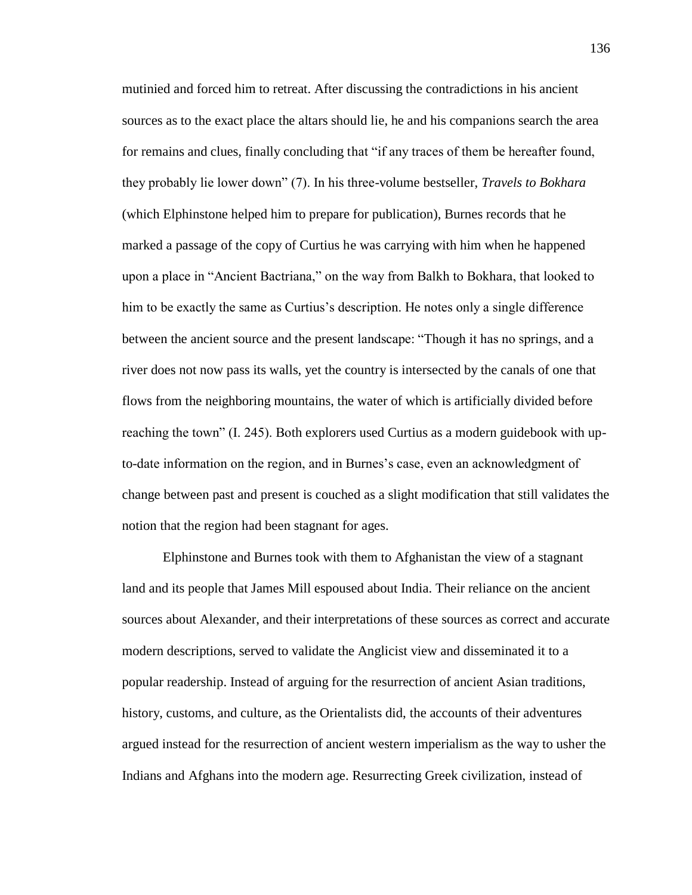mutinied and forced him to retreat. After discussing the contradictions in his ancient sources as to the exact place the altars should lie, he and his companions search the area for remains and clues, finally concluding that "if any traces of them be hereafter found, they probably lie lower down" (7). In his three-volume bestseller, *Travels to Bokhara* (which Elphinstone helped him to prepare for publication), Burnes records that he marked a passage of the copy of Curtius he was carrying with him when he happened upon a place in "Ancient Bactriana," on the way from Balkh to Bokhara, that looked to him to be exactly the same as Curtius's description. He notes only a single difference between the ancient source and the present landscape: "Though it has no springs, and a river does not now pass its walls, yet the country is intersected by the canals of one that flows from the neighboring mountains, the water of which is artificially divided before reaching the town" (I. 245). Both explorers used Curtius as a modern guidebook with up-to-date information on the region, and in Burnes's case, even an acknowledgment of change between past and present is couched as a slight modification that still validates the notion that the region had been stagnant for ages.

Elphinstone and Burnes took with them to Afghanistan the view of a stagnant land and its people that James Mill espoused about India. Their reliance on the ancient sources about Alexander, and their interpretations of these sources as correct and accurate modern descriptions, served to validate the Anglicist view and disseminated it to a popular readership. Instead of arguing for the resurrection of ancient Asian traditions, history, customs, and culture, as the Orientalists did, the accounts of their adventures argued instead for the resurrection of ancient western imperialism as the way to usher the Indians and Afghans into the modern age. Resurrecting Greek civilization, instead of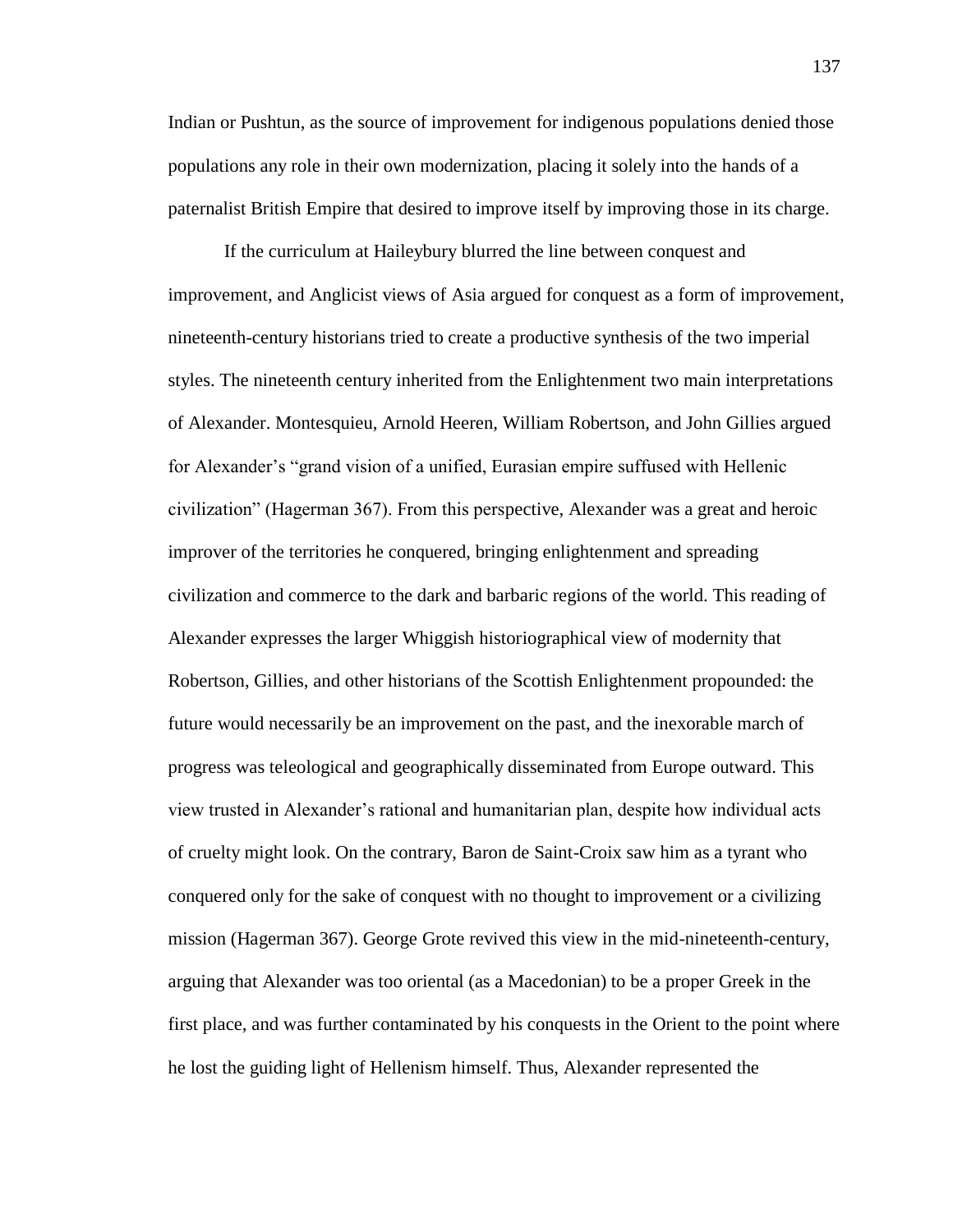Indian or Pushtun, as the source of improvement for indigenous populations denied those populations any role in their own modernization, placing it solely into the hands of a paternalist British Empire that desired to improve itself by improving those in its charge.

If the curriculum at Haileybury blurred the line between conquest and improvement, and Anglicist views of Asia argued for conquest as a form of improvement, nineteenth-century historians tried to create a productive synthesis of the two imperial styles. The nineteenth century inherited from the Enlightenment two main interpretations of Alexander. Montesquieu, Arnold Heeren, William Robertson, and John Gillies argued for Alexander's "grand vision of a unified, Eurasian empire suffused with Hellenic civilization" (Hagerman 367). From this perspective, Alexander was a great and heroic improver of the territories he conquered, bringing enlightenment and spreading civilization and commerce to the dark and barbaric regions of the world. This reading of Alexander expresses the larger Whiggish historiographical view of modernity that Robertson, Gillies, and other historians of the Scottish Enlightenment propounded: the future would necessarily be an improvement on the past, and the inexorable march of progress was teleological and geographically disseminated from Europe outward. This view trusted in Alexander's rational and humanitarian plan, despite how individual acts of cruelty might look. On the contrary, Baron de Saint-Croix saw him as a tyrant who conquered only for the sake of conquest with no thought to improvement or a civilizing mission (Hagerman 367). George Grote revived this view in the mid-nineteenth-century, arguing that Alexander was too oriental (as a Macedonian) to be a proper Greek in the first place, and was further contaminated by his conquests in the Orient to the point where he lost the guiding light of Hellenism himself. Thus, Alexander represented the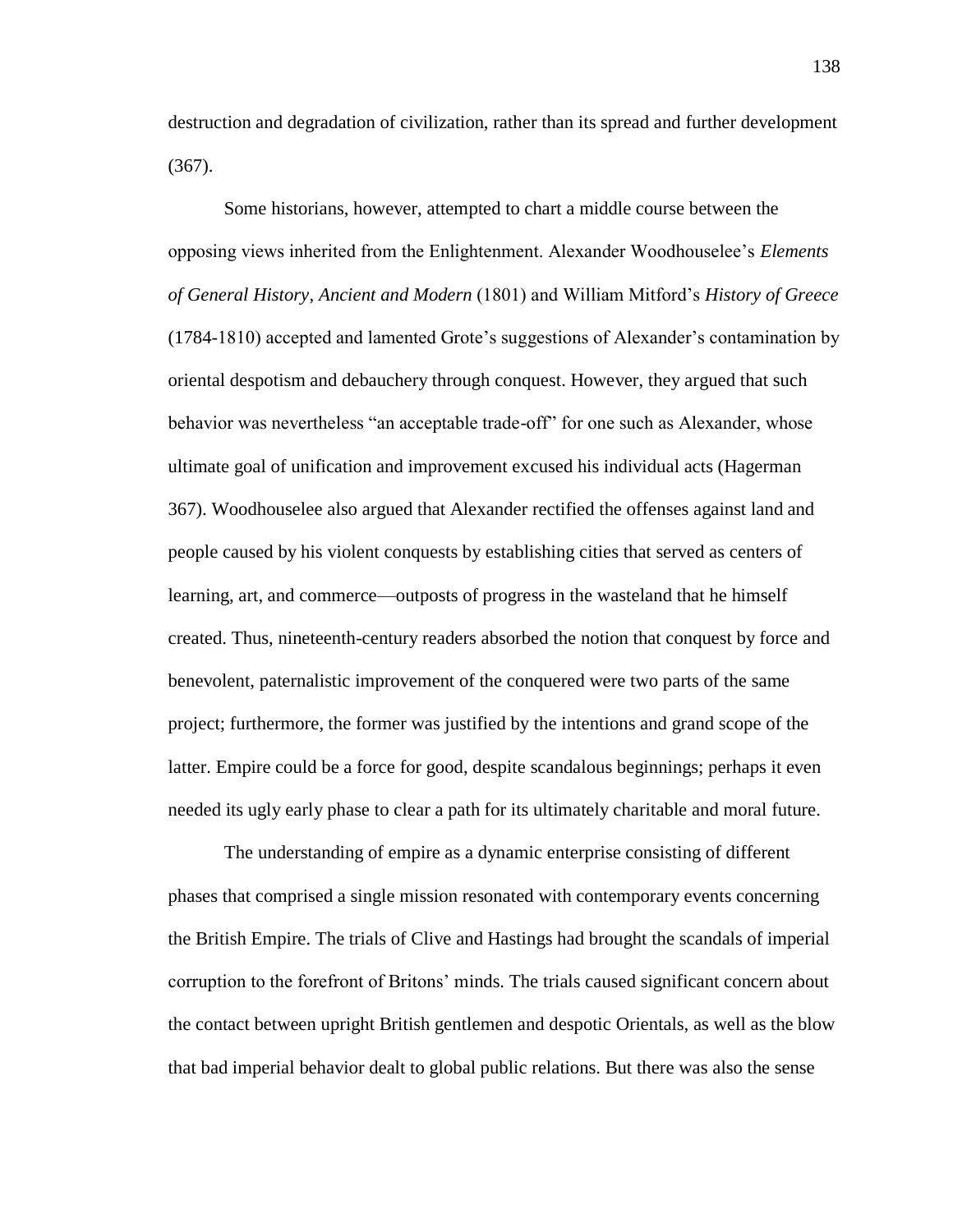destruction and degradation of civilization, rather than its spread and further development (367).

Some historians, however, attempted to chart a middle course between the opposing views inherited from the Enlightenment. Alexander Woodhouselee's *Elements of General History, Ancient and Modern* (1801) and William Mitford's *History of Greece* (1784-1810) accepted and lamented Grote's suggestions of Alexander's contamination by oriental despotism and debauchery through conquest. However, they argued that such behavior was nevertheless "an acceptable trade-off" for one such as Alexander, whose ultimate goal of unification and improvement excused his individual acts (Hagerman 367). Woodhouselee also argued that Alexander rectified the offenses against land and people caused by his violent conquests by establishing cities that served as centers of learning, art, and commerce—outposts of progress in the wasteland that he himself created. Thus, nineteenth-century readers absorbed the notion that conquest by force and benevolent, paternalistic improvement of the conquered were two parts of the same project; furthermore, the former was justified by the intentions and grand scope of the latter. Empire could be a force for good, despite scandalous beginnings; perhaps it even needed its ugly early phase to clear a path for its ultimately charitable and moral future.

The understanding of empire as a dynamic enterprise consisting of different phases that comprised a single mission resonated with contemporary events concerning the British Empire. The trials of Clive and Hastings had brought the scandals of imperial corruption to the forefront of Britons' minds. The trials caused significant concern about the contact between upright British gentlemen and despotic Orientals, as well as the blow that bad imperial behavior dealt to global public relations. But there was also the sense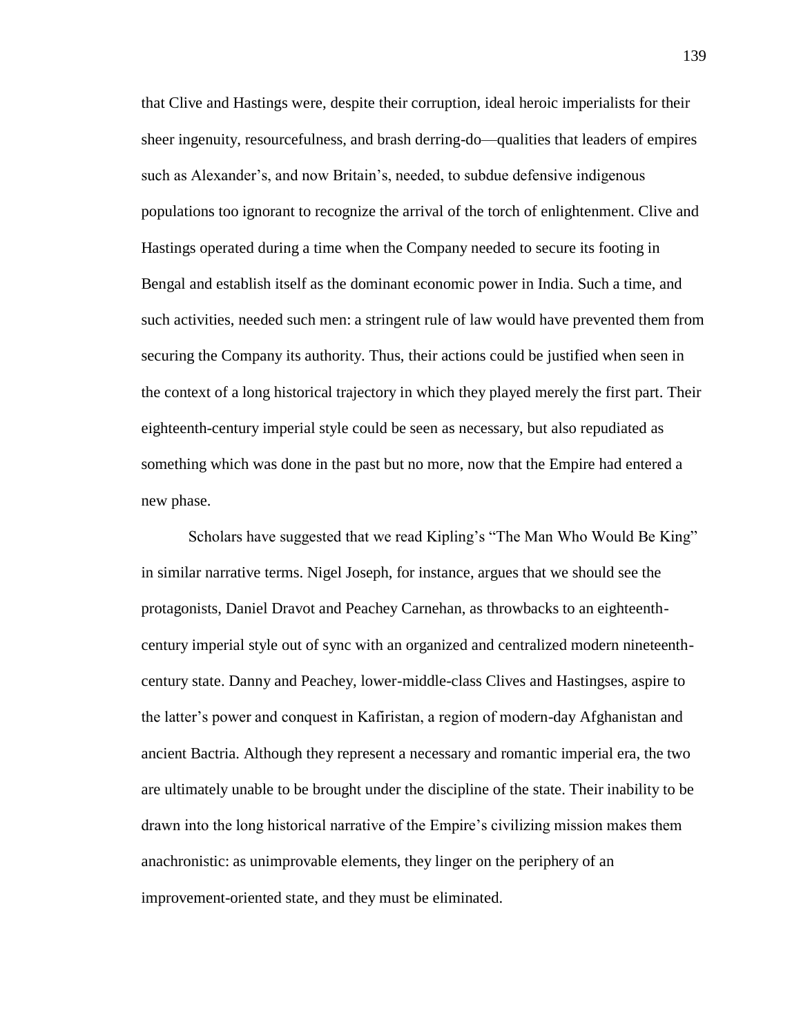that Clive and Hastings were, despite their corruption, ideal heroic imperialists for their sheer ingenuity, resourcefulness, and brash derring-do—qualities that leaders of empires such as Alexander's, and now Britain's, needed, to subdue defensive indigenous populations too ignorant to recognize the arrival of the torch of enlightenment. Clive and Hastings operated during a time when the Company needed to secure its footing in Bengal and establish itself as the dominant economic power in India. Such a time, and such activities, needed such men: a stringent rule of law would have prevented them from securing the Company its authority. Thus, their actions could be justified when seen in the context of a long historical trajectory in which they played merely the first part. Their eighteenth-century imperial style could be seen as necessary, but also repudiated as something which was done in the past but no more, now that the Empire had entered a new phase.

Scholars have suggested that we read Kipling's "The Man Who Would Be King" in similar narrative terms. Nigel Joseph, for instance, argues that we should see the protagonists, Daniel Dravot and Peachey Carnehan, as throwbacks to an eighteenth-century imperial style out of sync with an organized and centralized modern nineteenth-century state. Danny and Peachey, lower-middle-class Clives and Hastingses, aspire to the latter's power and conquest in Kafiristan, a region of modern-day Afghanistan and ancient Bactria. Although they represent a necessary and romantic imperial era, the two are ultimately unable to be brought under the discipline of the state. Their inability to be drawn into the long historical narrative of the Empire's civilizing mission makes them anachronistic: as unimprovable elements, they linger on the periphery of an improvement-oriented state, and they must be eliminated.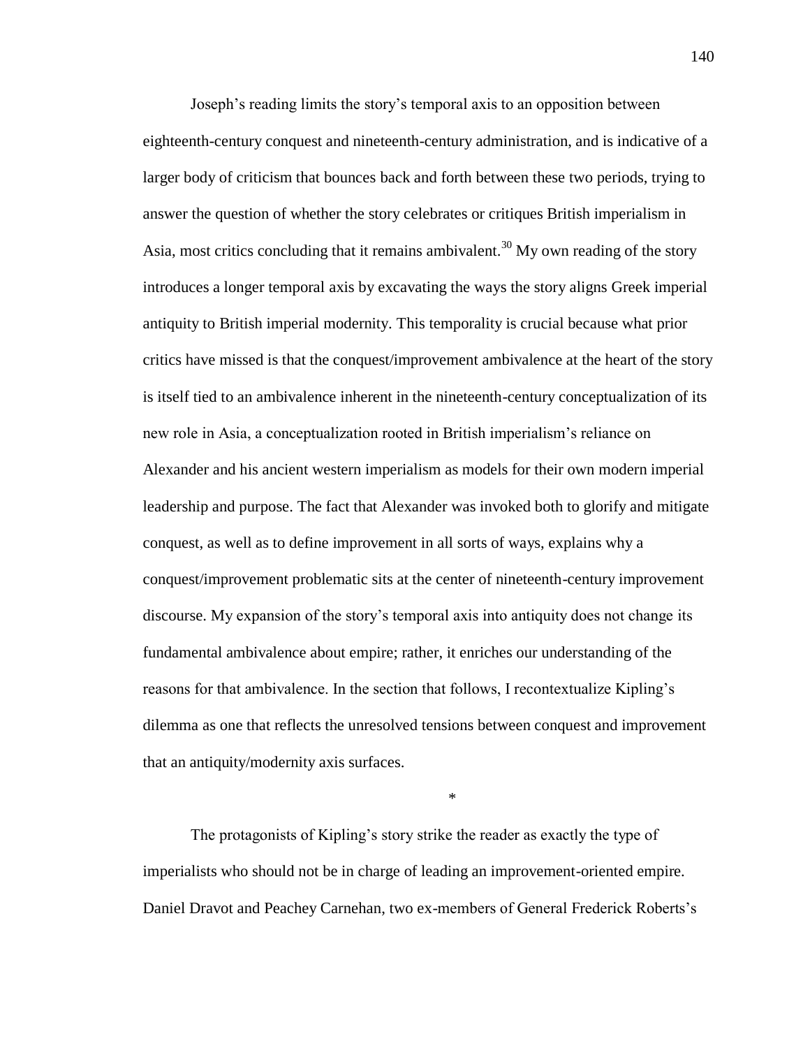Joseph's reading limits the story's temporal axis to an opposition between eighteenth-century conquest and nineteenth-century administration, and is indicative of a larger body of criticism that bounces back and forth between these two periods, trying to answer the question of whether the story celebrates or critiques British imperialism in Asia, most critics concluding that it remains ambivalent.[30] My own reading of the story introduces a longer temporal axis by excavating the ways the story aligns Greek imperial antiquity to British imperial modernity. This temporality is crucial because what prior critics have missed is that the conquest/improvement ambivalence at the heart of the story is itself tied to an ambivalence inherent in the nineteenth-century conceptualization of its new role in Asia, a conceptualization rooted in British imperialism's reliance on Alexander and his ancient western imperialism as models for their own modern imperial leadership and purpose. The fact that Alexander was invoked both to glorify and mitigate conquest, as well as to define improvement in all sorts of ways, explains why a conquest/improvement problematic sits at the center of nineteenth-century improvement discourse. My expansion of the story's temporal axis into antiquity does not change its fundamental ambivalence about empire; rather, it enriches our understanding of the reasons for that ambivalence. In the section that follows, I recontextualize Kipling's dilemma as one that reflects the unresolved tensions between conquest and improvement that an antiquity/modernity axis surfaces.

*

The protagonists of Kipling's story strike the reader as exactly the type of imperialists who should not be in charge of leading an improvement-oriented empire. Daniel Dravot and Peachey Carnehan, two ex-members of General Frederick Roberts's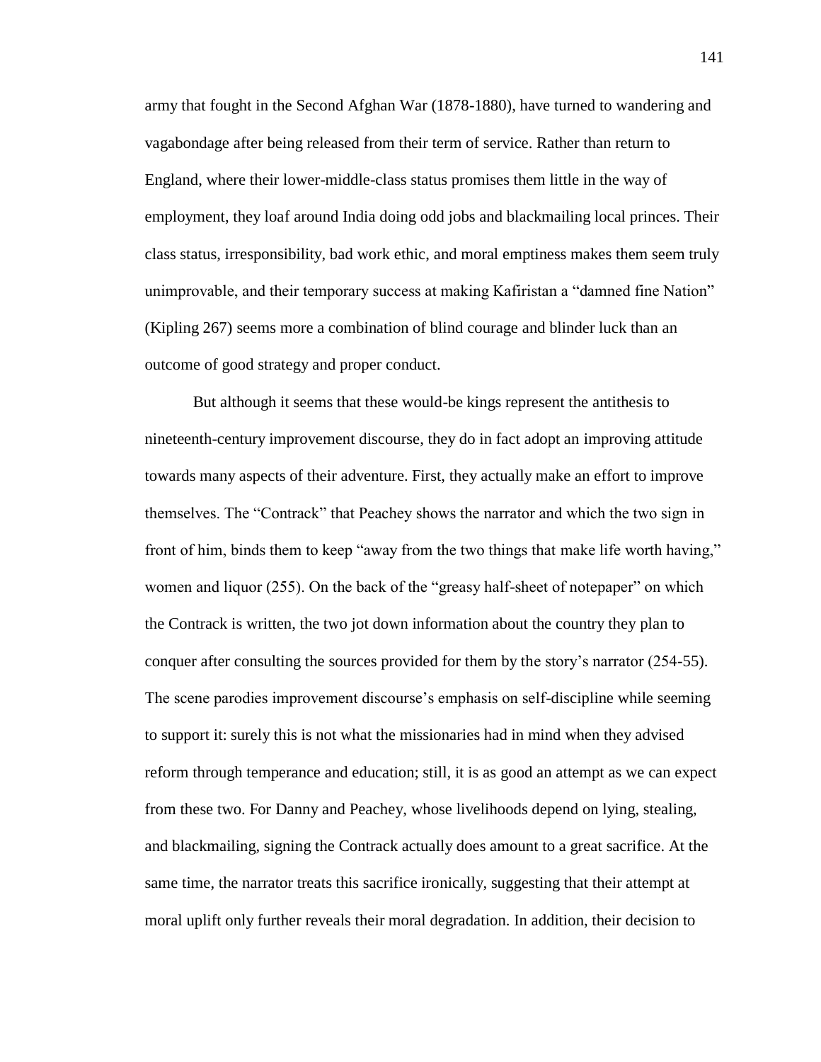army that fought in the Second Afghan War (1878-1880), have turned to wandering and vagabondage after being released from their term of service. Rather than return to England, where their lower-middle-class status promises them little in the way of employment, they loaf around India doing odd jobs and blackmailing local princes. Their class status, irresponsibility, bad work ethic, and moral emptiness makes them seem truly unimprovable, and their temporary success at making Kafiristan a "damned fine Nation" (Kipling 267) seems more a combination of blind courage and blinder luck than an outcome of good strategy and proper conduct.

But although it seems that these would-be kings represent the antithesis to nineteenth-century improvement discourse, they do in fact adopt an improving attitude towards many aspects of their adventure. First, they actually make an effort to improve themselves. The "Contrack" that Peachey shows the narrator and which the two sign in front of him, binds them to keep "away from the two things that make life worth having," women and liquor (255). On the back of the "greasy half-sheet of notepaper" on which the Contrack is written, the two jot down information about the country they plan to conquer after consulting the sources provided for them by the story's narrator (254-55). The scene parodies improvement discourse's emphasis on self-discipline while seeming to support it: surely this is not what the missionaries had in mind when they advised reform through temperance and education; still, it is as good an attempt as we can expect from these two. For Danny and Peachey, whose livelihoods depend on lying, stealing, and blackmailing, signing the Contrack actually does amount to a great sacrifice. At the same time, the narrator treats this sacrifice ironically, suggesting that their attempt at moral uplift only further reveals their moral degradation. In addition, their decision to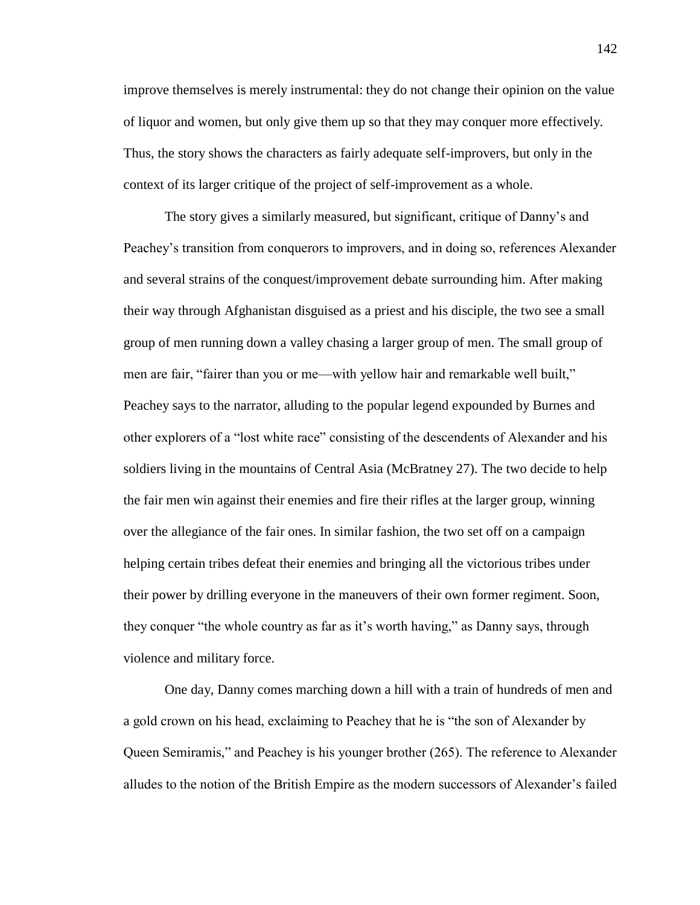improve themselves is merely instrumental: they do not change their opinion on the value of liquor and women, but only give them up so that they may conquer more effectively. Thus, the story shows the characters as fairly adequate self-improvers, but only in the context of its larger critique of the project of self-improvement as a whole.

The story gives a similarly measured, but significant, critique of Danny's and Peachey's transition from conquerors to improvers, and in doing so, references Alexander and several strains of the conquest/improvement debate surrounding him. After making their way through Afghanistan disguised as a priest and his disciple, the two see a small group of men running down a valley chasing a larger group of men. The small group of men are fair, "fairer than you or me—with yellow hair and remarkable well built," Peachey says to the narrator, alluding to the popular legend expounded by Burnes and other explorers of a "lost white race" consisting of the descendents of Alexander and his soldiers living in the mountains of Central Asia (McBratney 27). The two decide to help the fair men win against their enemies and fire their rifles at the larger group, winning over the allegiance of the fair ones. In similar fashion, the two set off on a campaign helping certain tribes defeat their enemies and bringing all the victorious tribes under their power by drilling everyone in the maneuvers of their own former regiment. Soon, they conquer "the whole country as far as it's worth having," as Danny says, through violence and military force.

One day, Danny comes marching down a hill with a train of hundreds of men and a gold crown on his head, exclaiming to Peachey that he is "the son of Alexander by Queen Semiramis," and Peachey is his younger brother (265). The reference to Alexander alludes to the notion of the British Empire as the modern successors of Alexander's failed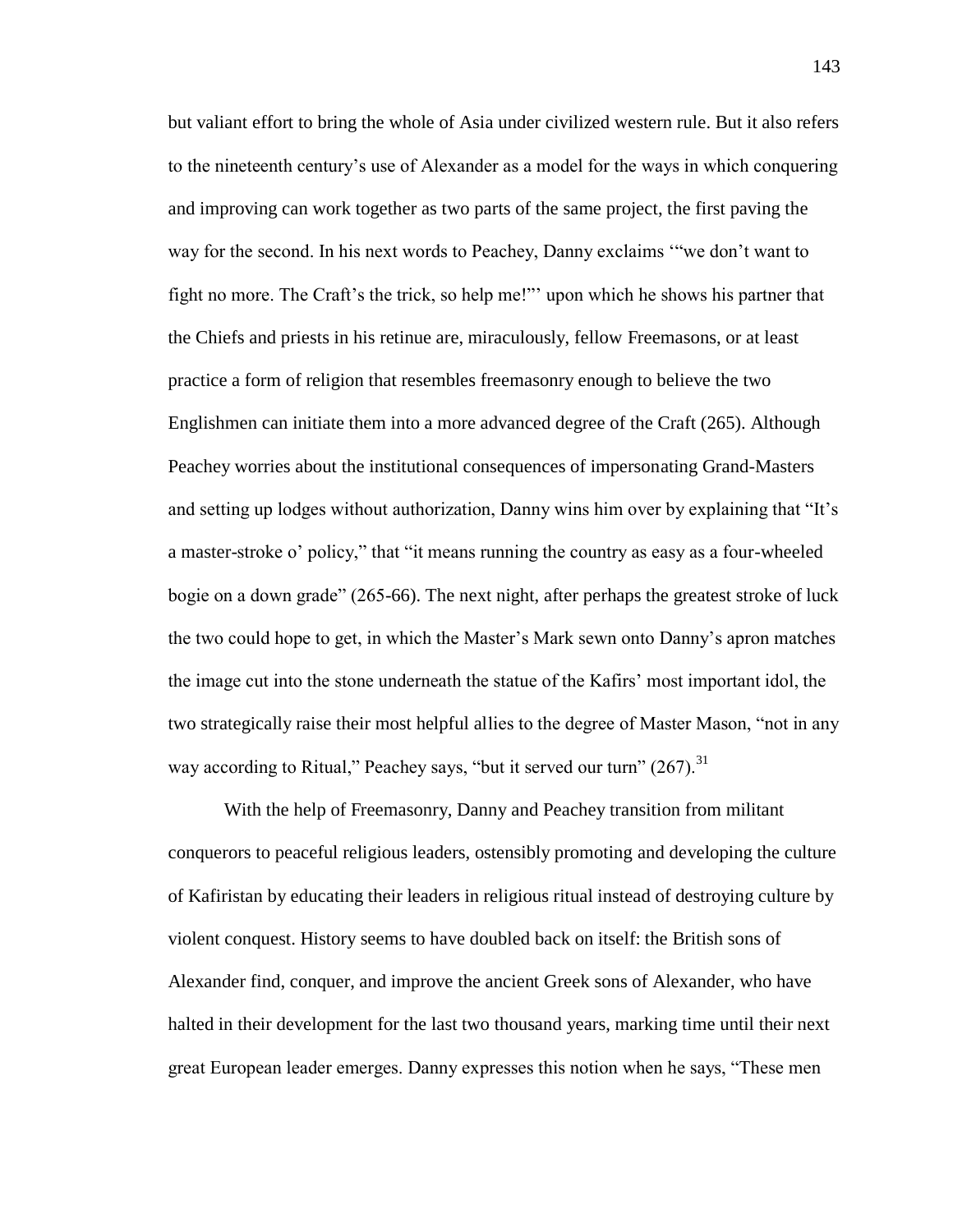but valiant effort to bring the whole of Asia under civilized western rule. But it also refers to the nineteenth century's use of Alexander as a model for the ways in which conquering and improving can work together as two parts of the same project, the first paving the way for the second. In his next words to Peachey, Danny exclaims '"we don't want to fight no more. The Craft's the trick, so help me!"' upon which he shows his partner that the Chiefs and priests in his retinue are, miraculously, fellow Freemasons, or at least practice a form of religion that resembles freemasonry enough to believe the two Englishmen can initiate them into a more advanced degree of the Craft (265). Although Peachey worries about the institutional consequences of impersonating Grand-Masters and setting up lodges without authorization, Danny wins him over by explaining that "It's a master-stroke o' policy," that "it means running the country as easy as a four-wheeled bogie on a down grade" (265-66). The next night, after perhaps the greatest stroke of luck the two could hope to get, in which the Master's Mark sewn onto Danny's apron matches the image cut into the stone underneath the statue of the Kafirs' most important idol, the two strategically raise their most helpful allies to the degree of Master Mason, "not in any way according to Ritual," Peachey says, "but it served our turn" (267).[31]

With the help of Freemasonry, Danny and Peachey transition from militant conquerors to peaceful religious leaders, ostensibly promoting and developing the culture of Kafiristan by educating their leaders in religious ritual instead of destroying culture by violent conquest. History seems to have doubled back on itself: the British sons of Alexander find, conquer, and improve the ancient Greek sons of Alexander, who have halted in their development for the last two thousand years, marking time until their next great European leader emerges. Danny expresses this notion when he says, "These men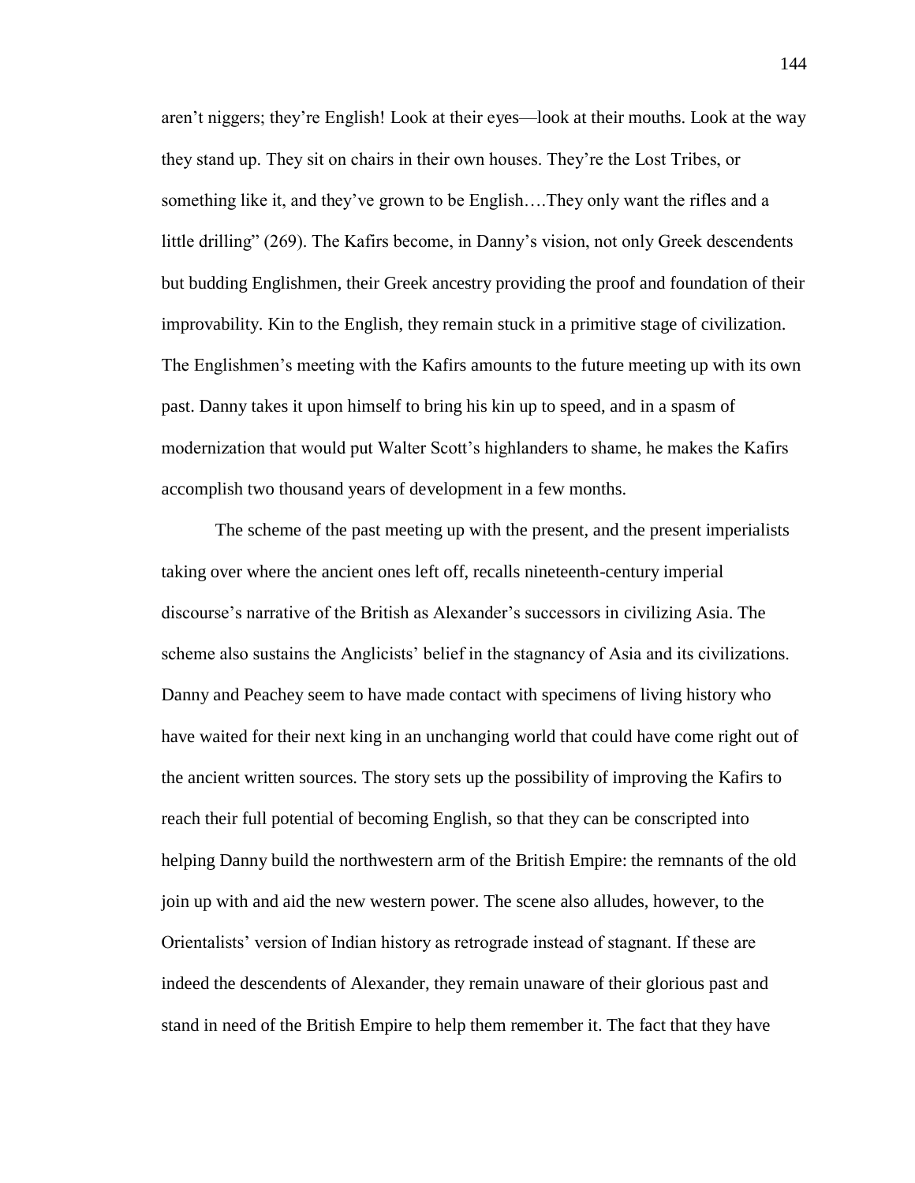aren't niggers; they're English! Look at their eyes—look at their mouths. Look at the way they stand up. They sit on chairs in their own houses. They're the Lost Tribes, or something like it, and they've grown to be English….They only want the rifles and a little drilling" (269). The Kafirs become, in Danny's vision, not only Greek descendents but budding Englishmen, their Greek ancestry providing the proof and foundation of their improvability. Kin to the English, they remain stuck in a primitive stage of civilization. The Englishmen's meeting with the Kafirs amounts to the future meeting up with its own past. Danny takes it upon himself to bring his kin up to speed, and in a spasm of modernization that would put Walter Scott's highlanders to shame, he makes the Kafirs accomplish two thousand years of development in a few months.

The scheme of the past meeting up with the present, and the present imperialists taking over where the ancient ones left off, recalls nineteenth-century imperial discourse's narrative of the British as Alexander's successors in civilizing Asia. The scheme also sustains the Anglicists' belief in the stagnancy of Asia and its civilizations. Danny and Peachey seem to have made contact with specimens of living history who have waited for their next king in an unchanging world that could have come right out of the ancient written sources. The story sets up the possibility of improving the Kafirs to reach their full potential of becoming English, so that they can be conscripted into helping Danny build the northwestern arm of the British Empire: the remnants of the old join up with and aid the new western power. The scene also alludes, however, to the Orientalists' version of Indian history as retrograde instead of stagnant. If these are indeed the descendents of Alexander, they remain unaware of their glorious past and stand in need of the British Empire to help them remember it. The fact that they have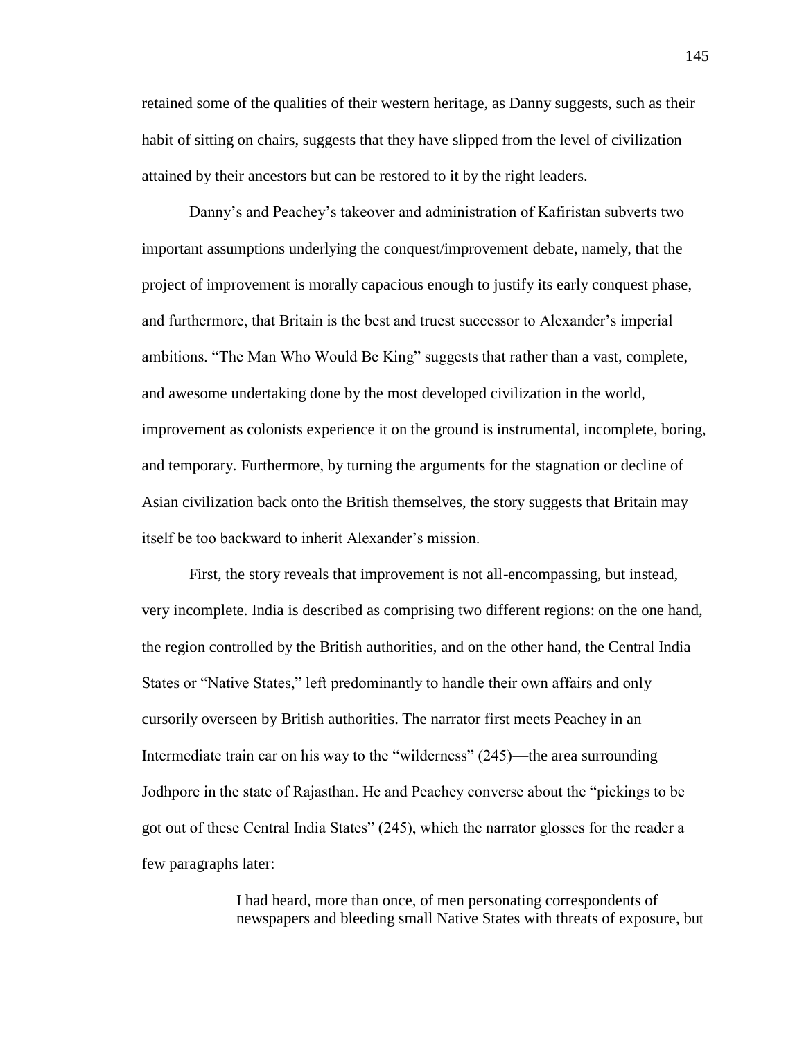retained some of the qualities of their western heritage, as Danny suggests, such as their habit of sitting on chairs, suggests that they have slipped from the level of civilization attained by their ancestors but can be restored to it by the right leaders.

Danny's and Peachey's takeover and administration of Kafiristan subverts two important assumptions underlying the conquest/improvement debate, namely, that the project of improvement is morally capacious enough to justify its early conquest phase, and furthermore, that Britain is the best and truest successor to Alexander's imperial ambitions. "The Man Who Would Be King" suggests that rather than a vast, complete, and awesome undertaking done by the most developed civilization in the world, improvement as colonists experience it on the ground is instrumental, incomplete, boring, and temporary. Furthermore, by turning the arguments for the stagnation or decline of Asian civilization back onto the British themselves, the story suggests that Britain may itself be too backward to inherit Alexander's mission.

First, the story reveals that improvement is not all-encompassing, but instead, very incomplete. India is described as comprising two different regions: on the one hand, the region controlled by the British authorities, and on the other hand, the Central India States or "Native States," left predominantly to handle their own affairs and only cursorily overseen by British authorities. The narrator first meets Peachey in an Intermediate train car on his way to the "wilderness" (245)—the area surrounding Jodhpore in the state of Rajasthan. He and Peachey converse about the "pickings to be got out of these Central India States" (245), which the narrator glosses for the reader a few paragraphs later:

> I had heard, more than once, of men personating correspondents of newspapers and bleeding small Native States with threats of exposure, but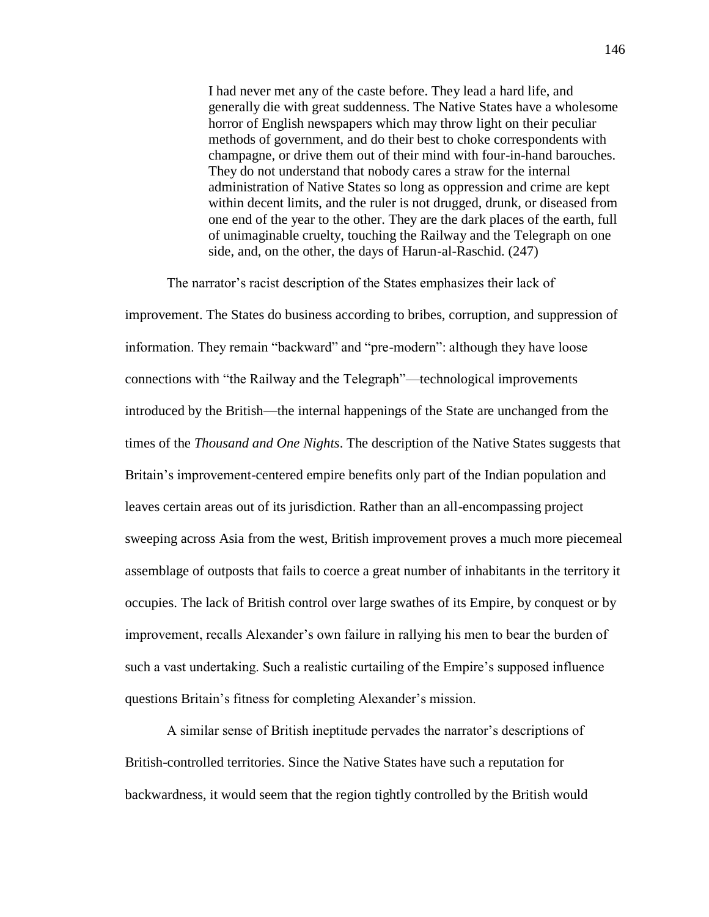> I had never met any of the caste before. They lead a hard life, and generally die with great suddenness. The Native States have a wholesome horror of English newspapers which may throw light on their peculiar methods of government, and do their best to choke correspondents with champagne, or drive them out of their mind with four-in-hand barouches. They do not understand that nobody cares a straw for the internal administration of Native States so long as oppression and crime are kept within decent limits, and the ruler is not drugged, drunk, or diseased from one end of the year to the other. They are the dark places of the earth, full of unimaginable cruelty, touching the Railway and the Telegraph on one side, and, on the other, the days of Harun-al-Raschid. (247)

The narrator's racist description of the States emphasizes their lack of improvement. The States do business according to bribes, corruption, and suppression of information. They remain "backward" and "pre-modern": although they have loose connections with "the Railway and the Telegraph"—technological improvements introduced by the British—the internal happenings of the State are unchanged from the times of the *Thousand and One Nights*. The description of the Native States suggests that Britain's improvement-centered empire benefits only part of the Indian population and leaves certain areas out of its jurisdiction. Rather than an all-encompassing project sweeping across Asia from the west, British improvement proves a much more piecemeal assemblage of outposts that fails to coerce a great number of inhabitants in the territory it occupies. The lack of British control over large swathes of its Empire, by conquest or by improvement, recalls Alexander's own failure in rallying his men to bear the burden of such a vast undertaking. Such a realistic curtailing of the Empire's supposed influence questions Britain's fitness for completing Alexander's mission.

A similar sense of British ineptitude pervades the narrator's descriptions of British-controlled territories. Since the Native States have such a reputation for backwardness, it would seem that the region tightly controlled by the British would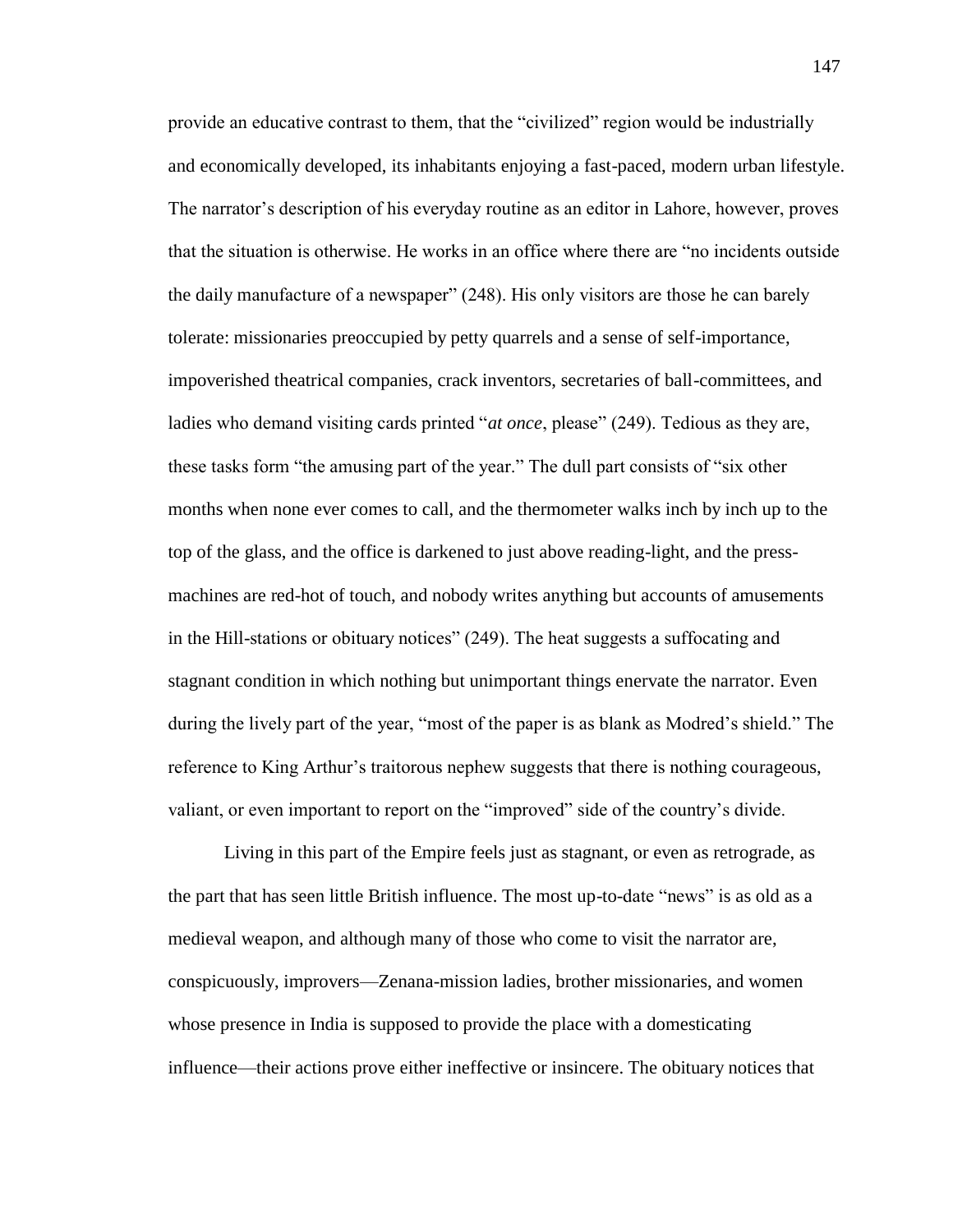provide an educative contrast to them, that the "civilized" region would be industrially and economically developed, its inhabitants enjoying a fast-paced, modern urban lifestyle. The narrator's description of his everyday routine as an editor in Lahore, however, proves that the situation is otherwise. He works in an office where there are "no incidents outside the daily manufacture of a newspaper" (248). His only visitors are those he can barely tolerate: missionaries preoccupied by petty quarrels and a sense of self-importance, impoverished theatrical companies, crack inventors, secretaries of ball-committees, and ladies who demand visiting cards printed "*at once*, please" (249). Tedious as they are, these tasks form "the amusing part of the year." The dull part consists of "six other months when none ever comes to call, and the thermometer walks inch by inch up to the top of the glass, and the office is darkened to just above reading-light, and the press-machines are red-hot of touch, and nobody writes anything but accounts of amusements in the Hill-stations or obituary notices" (249). The heat suggests a suffocating and stagnant condition in which nothing but unimportant things enervate the narrator. Even during the lively part of the year, "most of the paper is as blank as Modred's shield." The reference to King Arthur's traitorous nephew suggests that there is nothing courageous, valiant, or even important to report on the "improved" side of the country's divide.

Living in this part of the Empire feels just as stagnant, or even as retrograde, as the part that has seen little British influence. The most up-to-date "news" is as old as a medieval weapon, and although many of those who come to visit the narrator are, conspicuously, improvers—Zenana-mission ladies, brother missionaries, and women whose presence in India is supposed to provide the place with a domesticating influence—their actions prove either ineffective or insincere. The obituary notices that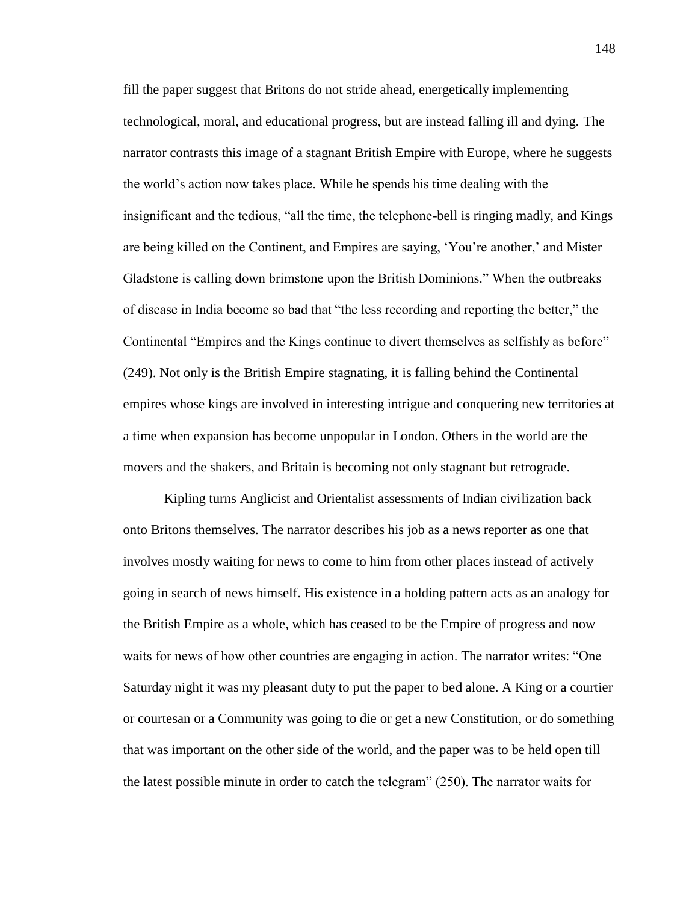fill the paper suggest that Britons do not stride ahead, energetically implementing technological, moral, and educational progress, but are instead falling ill and dying. The narrator contrasts this image of a stagnant British Empire with Europe, where he suggests the world's action now takes place. While he spends his time dealing with the insignificant and the tedious, "all the time, the telephone-bell is ringing madly, and Kings are being killed on the Continent, and Empires are saying, 'You're another,' and Mister Gladstone is calling down brimstone upon the British Dominions." When the outbreaks of disease in India become so bad that "the less recording and reporting the better," the Continental "Empires and the Kings continue to divert themselves as selfishly as before" (249). Not only is the British Empire stagnating, it is falling behind the Continental empires whose kings are involved in interesting intrigue and conquering new territories at a time when expansion has become unpopular in London. Others in the world are the movers and the shakers, and Britain is becoming not only stagnant but retrograde.

Kipling turns Anglicist and Orientalist assessments of Indian civilization back onto Britons themselves. The narrator describes his job as a news reporter as one that involves mostly waiting for news to come to him from other places instead of actively going in search of news himself. His existence in a holding pattern acts as an analogy for the British Empire as a whole, which has ceased to be the Empire of progress and now waits for news of how other countries are engaging in action. The narrator writes: "One Saturday night it was my pleasant duty to put the paper to bed alone. A King or a courtier or courtesan or a Community was going to die or get a new Constitution, or do something that was important on the other side of the world, and the paper was to be held open till the latest possible minute in order to catch the telegram" (250). The narrator waits for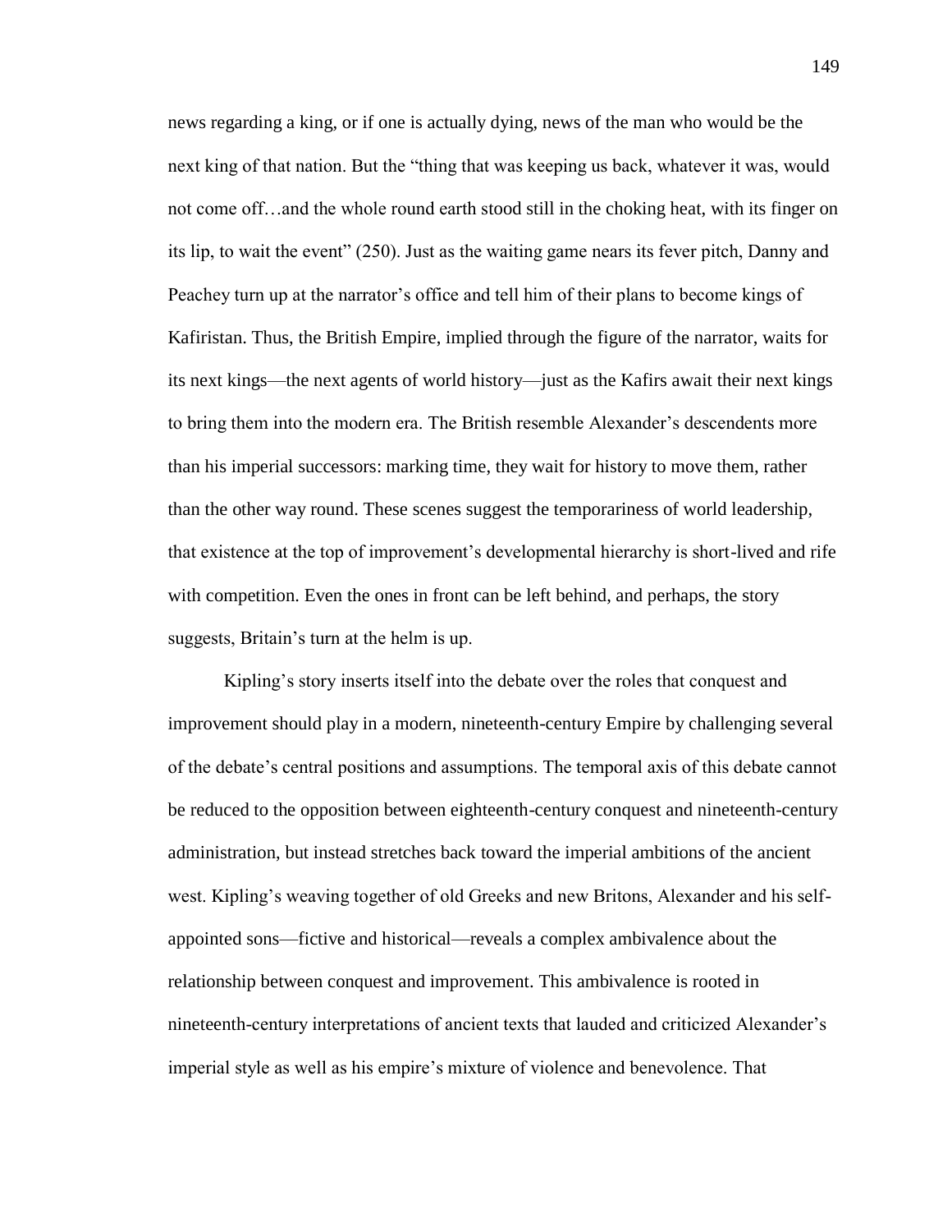news regarding a king, or if one is actually dying, news of the man who would be the next king of that nation. But the "thing that was keeping us back, whatever it was, would not come off…and the whole round earth stood still in the choking heat, with its finger on its lip, to wait the event" (250). Just as the waiting game nears its fever pitch, Danny and Peachey turn up at the narrator's office and tell him of their plans to become kings of Kafiristan. Thus, the British Empire, implied through the figure of the narrator, waits for its next kings—the next agents of world history—just as the Kafirs await their next kings to bring them into the modern era. The British resemble Alexander's descendents more than his imperial successors: marking time, they wait for history to move them, rather than the other way round. These scenes suggest the temporariness of world leadership, that existence at the top of improvement's developmental hierarchy is short-lived and rife with competition. Even the ones in front can be left behind, and perhaps, the story suggests, Britain's turn at the helm is up.

Kipling's story inserts itself into the debate over the roles that conquest and improvement should play in a modern, nineteenth-century Empire by challenging several of the debate's central positions and assumptions. The temporal axis of this debate cannot be reduced to the opposition between eighteenth-century conquest and nineteenth-century administration, but instead stretches back toward the imperial ambitions of the ancient west. Kipling's weaving together of old Greeks and new Britons, Alexander and his self-appointed sons—fictive and historical—reveals a complex ambivalence about the relationship between conquest and improvement. This ambivalence is rooted in nineteenth-century interpretations of ancient texts that lauded and criticized Alexander's imperial style as well as his empire's mixture of violence and benevolence. That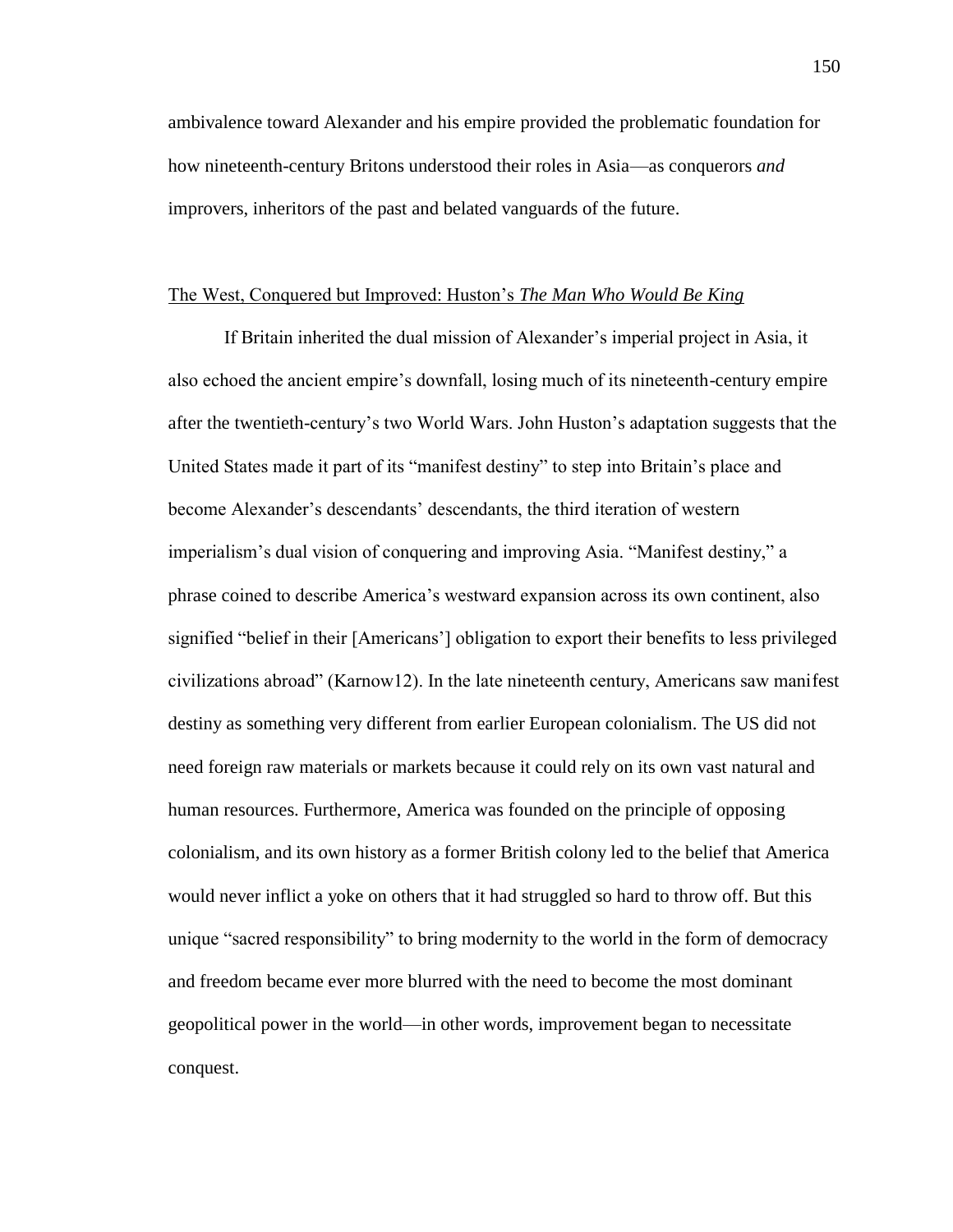ambivalence toward Alexander and his empire provided the problematic foundation for how nineteenth-century Britons understood their roles in Asia—as conquerors *and* improvers, inheritors of the past and belated vanguards of the future.

## The West, Conquered but Improved: Huston's *The Man Who Would Be King*

If Britain inherited the dual mission of Alexander's imperial project in Asia, it also echoed the ancient empire's downfall, losing much of its nineteenth-century empire after the twentieth-century's two World Wars. John Huston's adaptation suggests that the United States made it part of its "manifest destiny" to step into Britain's place and become Alexander's descendants' descendants, the third iteration of western imperialism's dual vision of conquering and improving Asia. "Manifest destiny," a phrase coined to describe America's westward expansion across its own continent, also signified "belief in their [Americans'] obligation to export their benefits to less privileged civilizations abroad" (Karnow12). In the late nineteenth century, Americans saw manifest destiny as something very different from earlier European colonialism. The US did not need foreign raw materials or markets because it could rely on its own vast natural and human resources. Furthermore, America was founded on the principle of opposing colonialism, and its own history as a former British colony led to the belief that America would never inflict a yoke on others that it had struggled so hard to throw off. But this unique "sacred responsibility" to bring modernity to the world in the form of democracy and freedom became ever more blurred with the need to become the most dominant geopolitical power in the world—in other words, improvement began to necessitate conquest.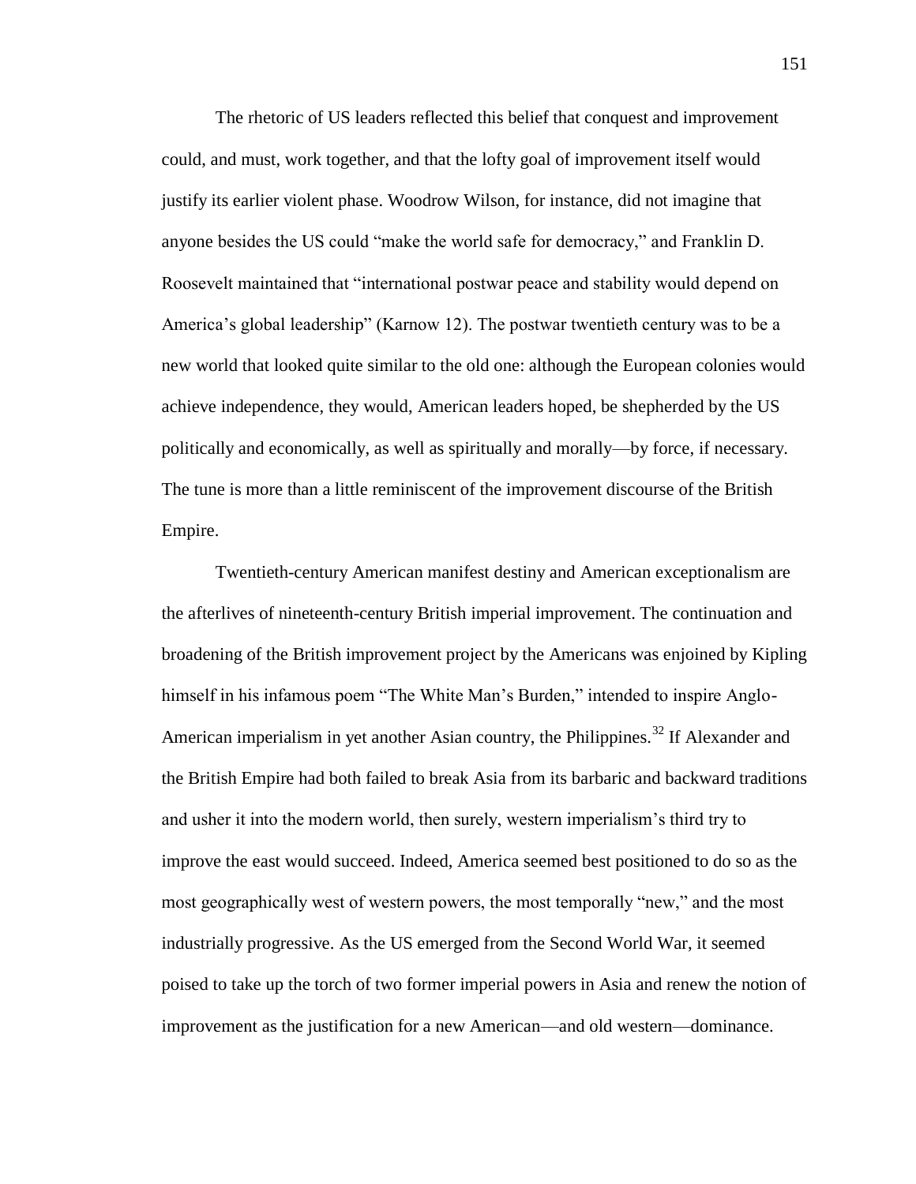The rhetoric of US leaders reflected this belief that conquest and improvement could, and must, work together, and that the lofty goal of improvement itself would justify its earlier violent phase. Woodrow Wilson, for instance, did not imagine that anyone besides the US could "make the world safe for democracy," and Franklin D. Roosevelt maintained that "international postwar peace and stability would depend on America's global leadership" (Karnow 12). The postwar twentieth century was to be a new world that looked quite similar to the old one: although the European colonies would achieve independence, they would, American leaders hoped, be shepherded by the US politically and economically, as well as spiritually and morally—by force, if necessary. The tune is more than a little reminiscent of the improvement discourse of the British Empire.

Twentieth-century American manifest destiny and American exceptionalism are the afterlives of nineteenth-century British imperial improvement. The continuation and broadening of the British improvement project by the Americans was enjoined by Kipling himself in his infamous poem "The White Man's Burden," intended to inspire Anglo-American imperialism in yet another Asian country, the Philippines.[32] If Alexander and the British Empire had both failed to break Asia from its barbaric and backward traditions and usher it into the modern world, then surely, western imperialism's third try to improve the east would succeed. Indeed, America seemed best positioned to do so as the most geographically west of western powers, the most temporally "new," and the most industrially progressive. As the US emerged from the Second World War, it seemed poised to take up the torch of two former imperial powers in Asia and renew the notion of improvement as the justification for a new American—and old western—dominance.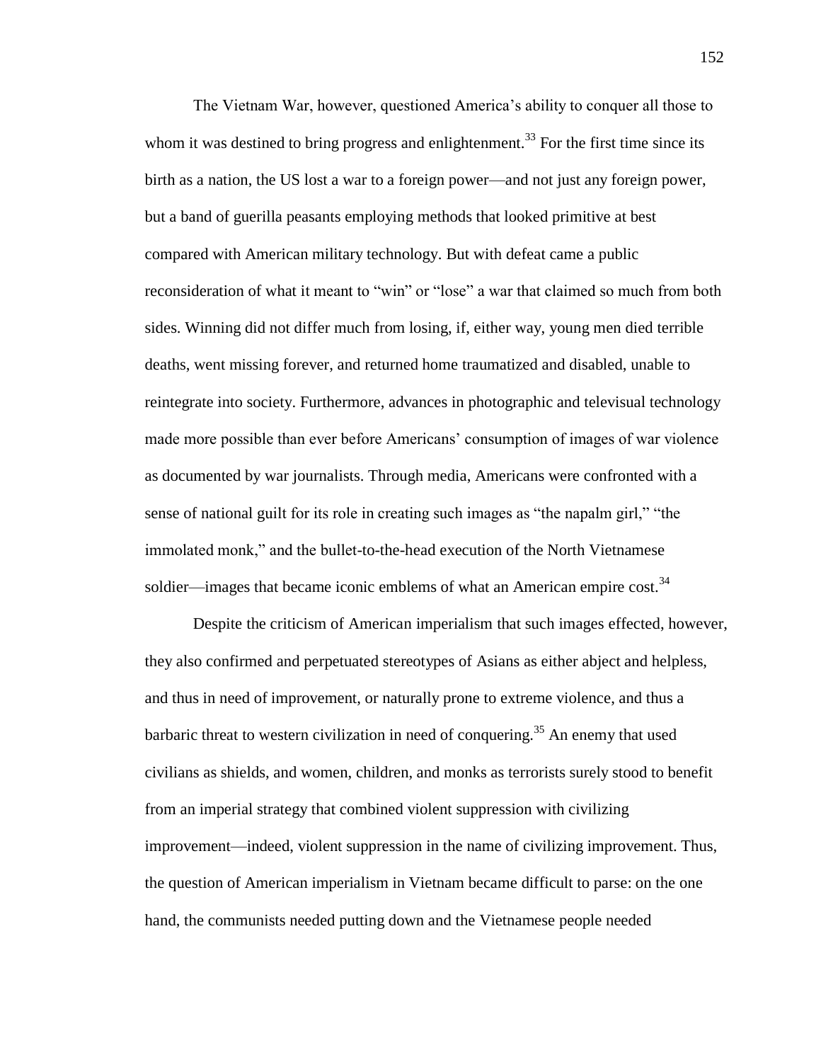The Vietnam War, however, questioned America's ability to conquer all those to whom it was destined to bring progress and enlightenment.[33] For the first time since its birth as a nation, the US lost a war to a foreign power—and not just any foreign power, but a band of guerilla peasants employing methods that looked primitive at best compared with American military technology. But with defeat came a public reconsideration of what it meant to "win" or "lose" a war that claimed so much from both sides. Winning did not differ much from losing, if, either way, young men died terrible deaths, went missing forever, and returned home traumatized and disabled, unable to reintegrate into society. Furthermore, advances in photographic and televisual technology made more possible than ever before Americans' consumption of images of war violence as documented by war journalists. Through media, Americans were confronted with a sense of national guilt for its role in creating such images as "the napalm girl," "the immolated monk," and the bullet-to-the-head execution of the North Vietnamese soldier—images that became iconic emblems of what an American empire cost.[34]

Despite the criticism of American imperialism that such images effected, however, they also confirmed and perpetuated stereotypes of Asians as either abject and helpless, and thus in need of improvement, or naturally prone to extreme violence, and thus a barbaric threat to western civilization in need of conquering.[35] An enemy that used civilians as shields, and women, children, and monks as terrorists surely stood to benefit from an imperial strategy that combined violent suppression with civilizing improvement—indeed, violent suppression in the name of civilizing improvement. Thus, the question of American imperialism in Vietnam became difficult to parse: on the one hand, the communists needed putting down and the Vietnamese people needed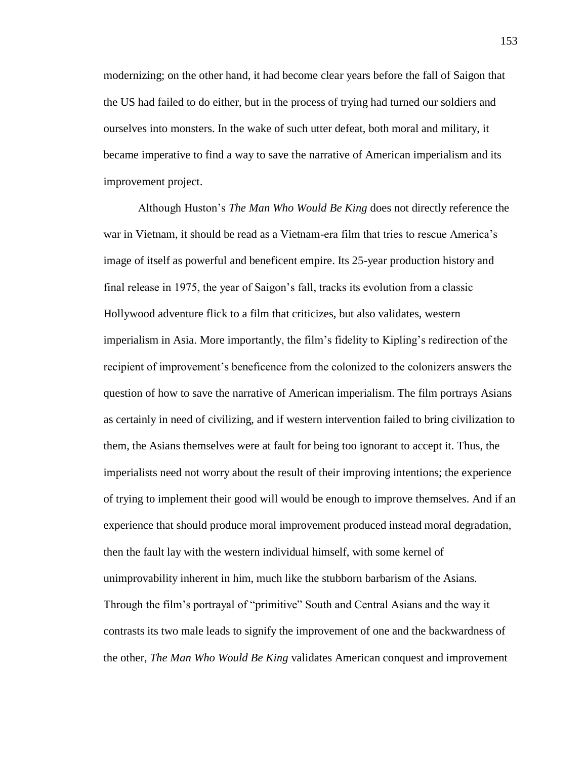modernizing; on the other hand, it had become clear years before the fall of Saigon that the US had failed to do either, but in the process of trying had turned our soldiers and ourselves into monsters. In the wake of such utter defeat, both moral and military, it became imperative to find a way to save the narrative of American imperialism and its improvement project.

Although Huston's *The Man Who Would Be King* does not directly reference the war in Vietnam, it should be read as a Vietnam-era film that tries to rescue America's image of itself as powerful and beneficent empire. Its 25-year production history and final release in 1975, the year of Saigon's fall, tracks its evolution from a classic Hollywood adventure flick to a film that criticizes, but also validates, western imperialism in Asia. More importantly, the film's fidelity to Kipling's redirection of the recipient of improvement's beneficence from the colonized to the colonizers answers the question of how to save the narrative of American imperialism. The film portrays Asians as certainly in need of civilizing, and if western intervention failed to bring civilization to them, the Asians themselves were at fault for being too ignorant to accept it. Thus, the imperialists need not worry about the result of their improving intentions; the experience of trying to implement their good will would be enough to improve themselves. And if an experience that should produce moral improvement produced instead moral degradation, then the fault lay with the western individual himself, with some kernel of unimprovability inherent in him, much like the stubborn barbarism of the Asians. Through the film's portrayal of "primitive" South and Central Asians and the way it contrasts its two male leads to signify the improvement of one and the backwardness of the other, *The Man Who Would Be King* validates American conquest and improvement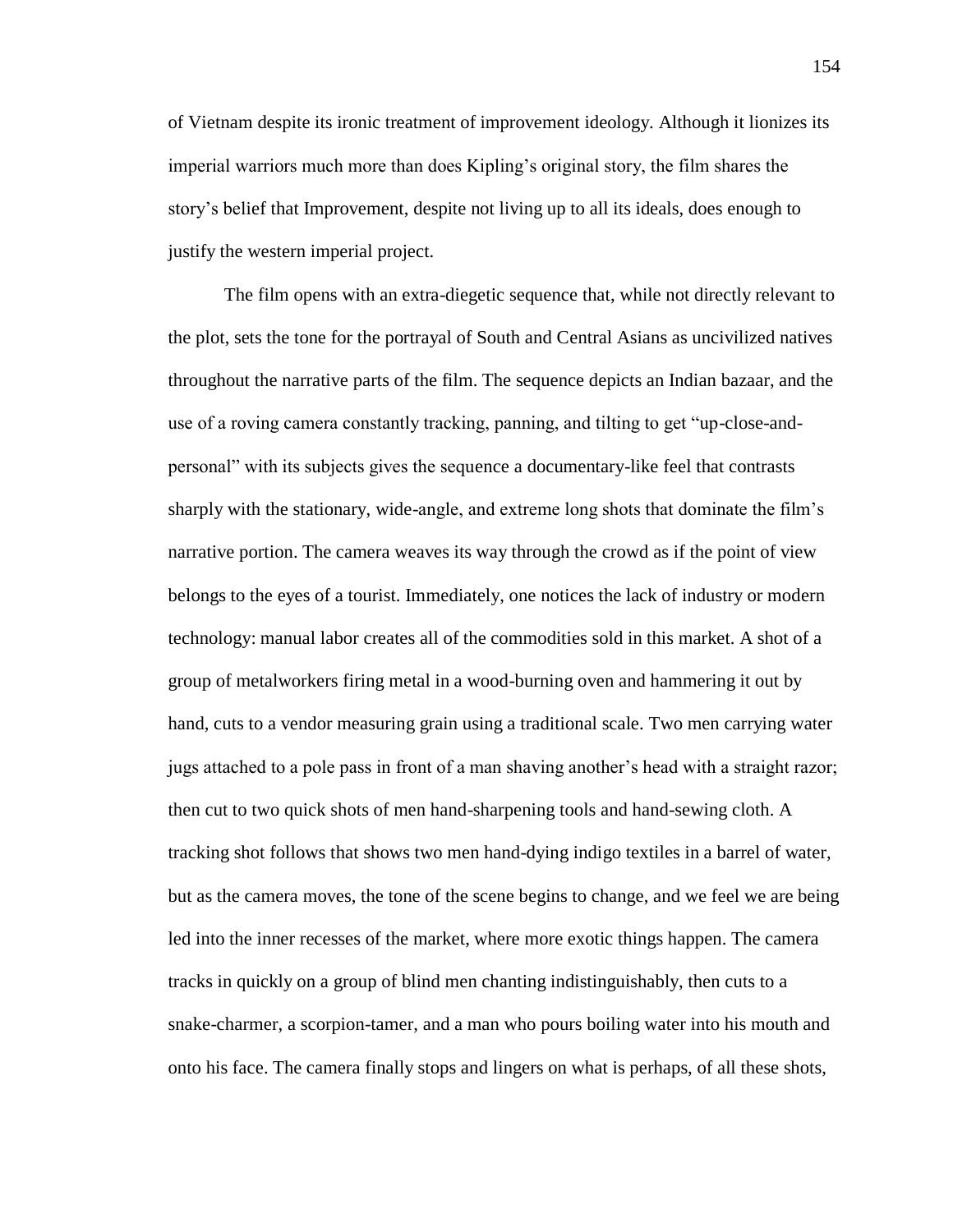of Vietnam despite its ironic treatment of improvement ideology. Although it lionizes its imperial warriors much more than does Kipling's original story, the film shares the story's belief that Improvement, despite not living up to all its ideals, does enough to justify the western imperial project.

The film opens with an extra-diegetic sequence that, while not directly relevant to the plot, sets the tone for the portrayal of South and Central Asians as uncivilized natives throughout the narrative parts of the film. The sequence depicts an Indian bazaar, and the use of a roving camera constantly tracking, panning, and tilting to get "up-close-and-personal" with its subjects gives the sequence a documentary-like feel that contrasts sharply with the stationary, wide-angle, and extreme long shots that dominate the film's narrative portion. The camera weaves its way through the crowd as if the point of view belongs to the eyes of a tourist. Immediately, one notices the lack of industry or modern technology: manual labor creates all of the commodities sold in this market. A shot of a group of metalworkers firing metal in a wood-burning oven and hammering it out by hand, cuts to a vendor measuring grain using a traditional scale. Two men carrying water jugs attached to a pole pass in front of a man shaving another's head with a straight razor; then cut to two quick shots of men hand-sharpening tools and hand-sewing cloth. A tracking shot follows that shows two men hand-dying indigo textiles in a barrel of water, but as the camera moves, the tone of the scene begins to change, and we feel we are being led into the inner recesses of the market, where more exotic things happen. The camera tracks in quickly on a group of blind men chanting indistinguishably, then cuts to a snake-charmer, a scorpion-tamer, and a man who pours boiling water into his mouth and onto his face. The camera finally stops and lingers on what is perhaps, of all these shots,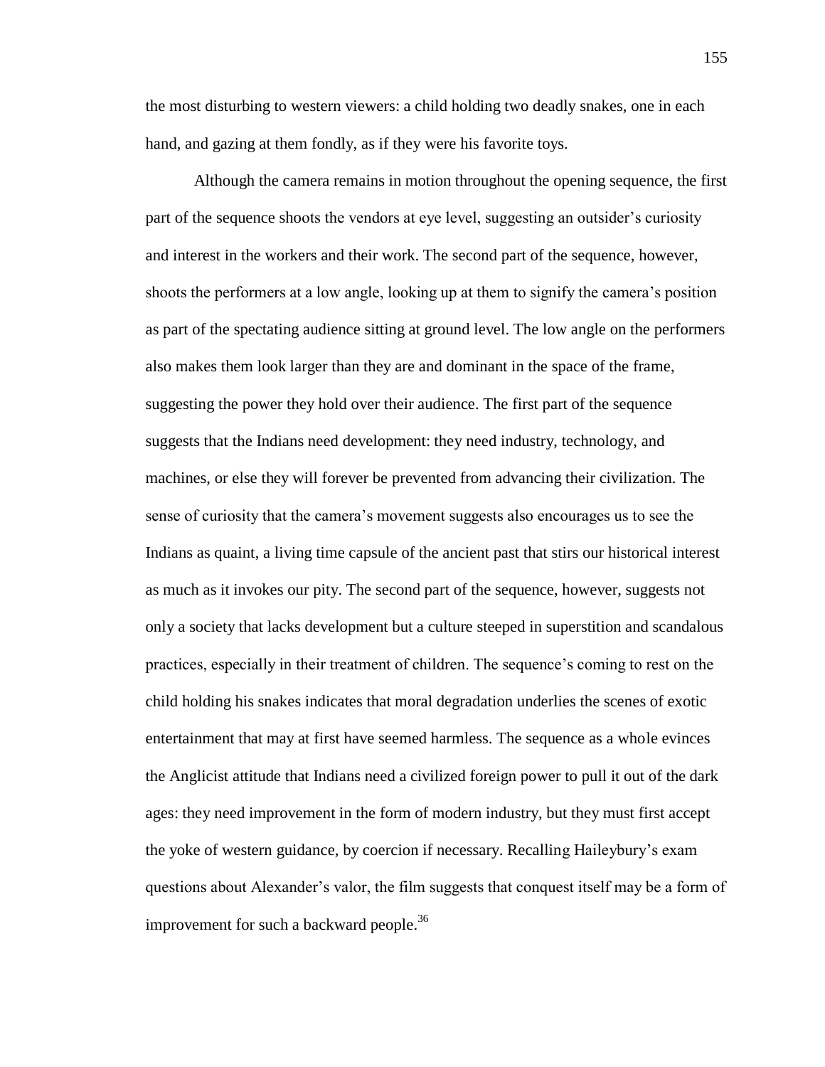the most disturbing to western viewers: a child holding two deadly snakes, one in each hand, and gazing at them fondly, as if they were his favorite toys.

Although the camera remains in motion throughout the opening sequence, the first part of the sequence shoots the vendors at eye level, suggesting an outsider's curiosity and interest in the workers and their work. The second part of the sequence, however, shoots the performers at a low angle, looking up at them to signify the camera's position as part of the spectating audience sitting at ground level. The low angle on the performers also makes them look larger than they are and dominant in the space of the frame, suggesting the power they hold over their audience. The first part of the sequence suggests that the Indians need development: they need industry, technology, and machines, or else they will forever be prevented from advancing their civilization. The sense of curiosity that the camera's movement suggests also encourages us to see the Indians as quaint, a living time capsule of the ancient past that stirs our historical interest as much as it invokes our pity. The second part of the sequence, however, suggests not only a society that lacks development but a culture steeped in superstition and scandalous practices, especially in their treatment of children. The sequence's coming to rest on the child holding his snakes indicates that moral degradation underlies the scenes of exotic entertainment that may at first have seemed harmless. The sequence as a whole evinces the Anglicist attitude that Indians need a civilized foreign power to pull it out of the dark ages: they need improvement in the form of modern industry, but they must first accept the yoke of western guidance, by coercion if necessary. Recalling Haileybury's exam questions about Alexander's valor, the film suggests that conquest itself may be a form of improvement for such a backward people.[36]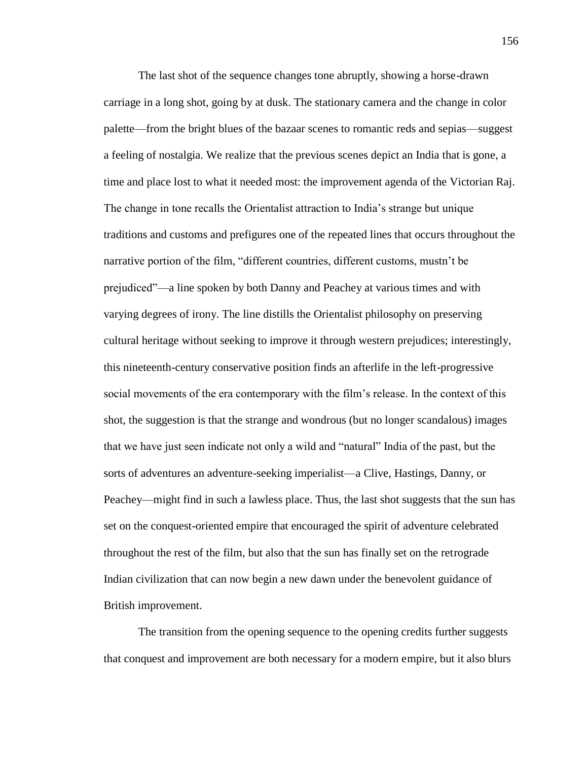The last shot of the sequence changes tone abruptly, showing a horse-drawn carriage in a long shot, going by at dusk. The stationary camera and the change in color palette—from the bright blues of the bazaar scenes to romantic reds and sepias—suggest a feeling of nostalgia. We realize that the previous scenes depict an India that is gone, a time and place lost to what it needed most: the improvement agenda of the Victorian Raj. The change in tone recalls the Orientalist attraction to India's strange but unique traditions and customs and prefigures one of the repeated lines that occurs throughout the narrative portion of the film, "different countries, different customs, mustn't be prejudiced"—a line spoken by both Danny and Peachey at various times and with varying degrees of irony. The line distills the Orientalist philosophy on preserving cultural heritage without seeking to improve it through western prejudices; interestingly, this nineteenth-century conservative position finds an afterlife in the left-progressive social movements of the era contemporary with the film's release. In the context of this shot, the suggestion is that the strange and wondrous (but no longer scandalous) images that we have just seen indicate not only a wild and "natural" India of the past, but the sorts of adventures an adventure-seeking imperialist—a Clive, Hastings, Danny, or Peachey—might find in such a lawless place. Thus, the last shot suggests that the sun has set on the conquest-oriented empire that encouraged the spirit of adventure celebrated throughout the rest of the film, but also that the sun has finally set on the retrograde Indian civilization that can now begin a new dawn under the benevolent guidance of British improvement.

The transition from the opening sequence to the opening credits further suggests that conquest and improvement are both necessary for a modern empire, but it also blurs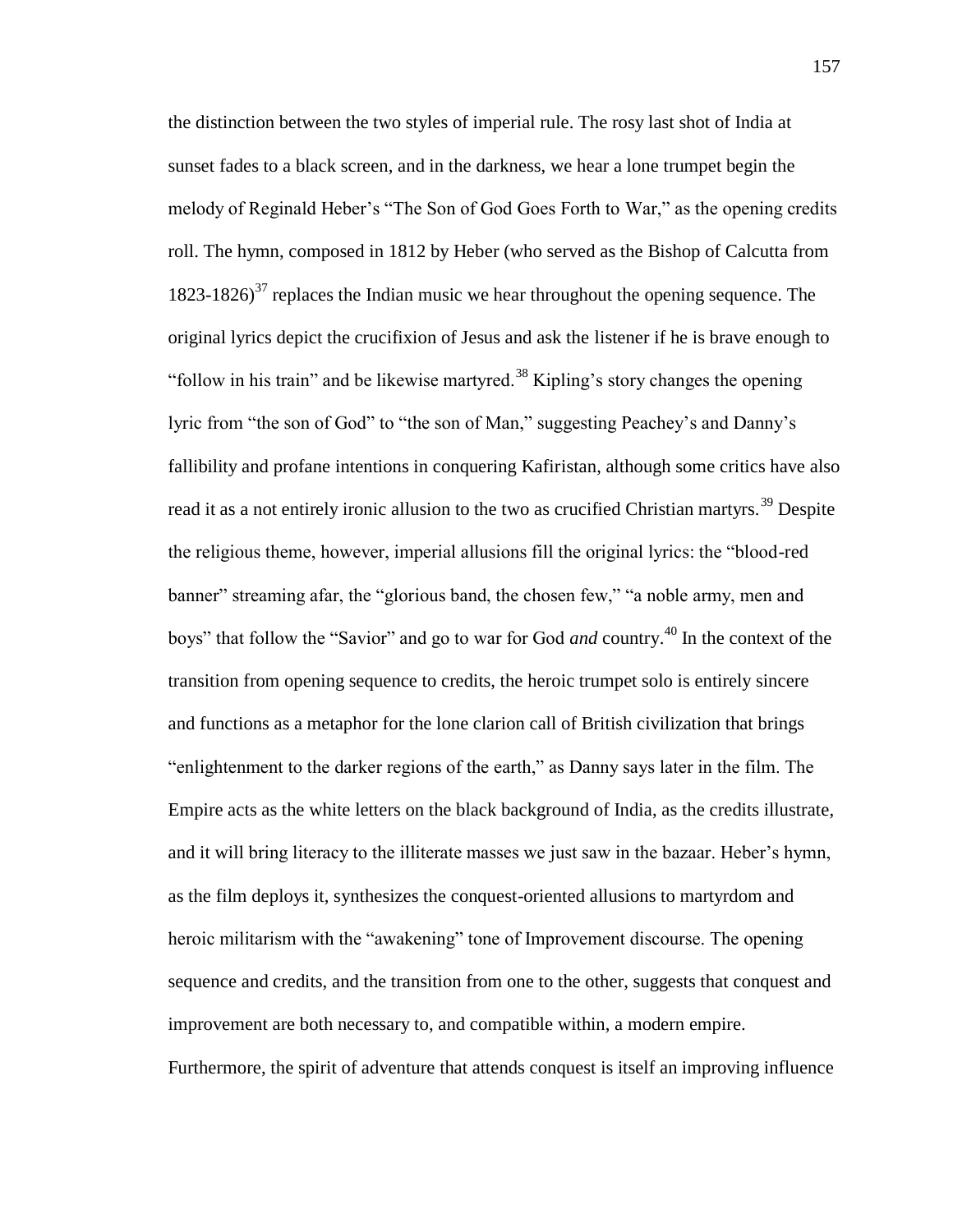the distinction between the two styles of imperial rule. The rosy last shot of India at sunset fades to a black screen, and in the darkness, we hear a lone trumpet begin the melody of Reginald Heber's "The Son of God Goes Forth to War," as the opening credits roll. The hymn, composed in 1812 by Heber (who served as the Bishop of Calcutta from 1823-1826)[37] replaces the Indian music we hear throughout the opening sequence. The original lyrics depict the crucifixion of Jesus and ask the listener if he is brave enough to "follow in his train" and be likewise martyred.[38] Kipling's story changes the opening lyric from "the son of God" to "the son of Man," suggesting Peachey's and Danny's fallibility and profane intentions in conquering Kafiristan, although some critics have also read it as a not entirely ironic allusion to the two as crucified Christian martyrs.[39] Despite the religious theme, however, imperial allusions fill the original lyrics: the "blood-red banner" streaming afar, the "glorious band, the chosen few," "a noble army, men and boys" that follow the "Savior" and go to war for God *and* country.[40] In the context of the transition from opening sequence to credits, the heroic trumpet solo is entirely sincere and functions as a metaphor for the lone clarion call of British civilization that brings "enlightenment to the darker regions of the earth," as Danny says later in the film. The Empire acts as the white letters on the black background of India, as the credits illustrate, and it will bring literacy to the illiterate masses we just saw in the bazaar. Heber's hymn, as the film deploys it, synthesizes the conquest-oriented allusions to martyrdom and heroic militarism with the "awakening" tone of Improvement discourse. The opening sequence and credits, and the transition from one to the other, suggests that conquest and improvement are both necessary to, and compatible within, a modern empire. Furthermore, the spirit of adventure that attends conquest is itself an improving influence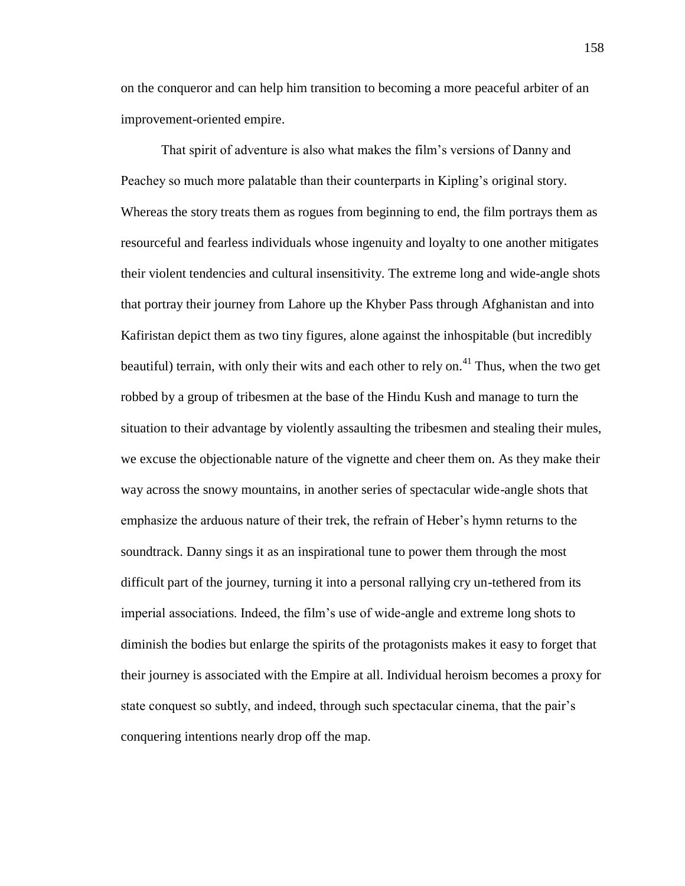on the conqueror and can help him transition to becoming a more peaceful arbiter of an improvement-oriented empire.

That spirit of adventure is also what makes the film's versions of Danny and Peachey so much more palatable than their counterparts in Kipling's original story. Whereas the story treats them as rogues from beginning to end, the film portrays them as resourceful and fearless individuals whose ingenuity and loyalty to one another mitigates their violent tendencies and cultural insensitivity. The extreme long and wide-angle shots that portray their journey from Lahore up the Khyber Pass through Afghanistan and into Kafiristan depict them as two tiny figures, alone against the inhospitable (but incredibly beautiful) terrain, with only their wits and each other to rely on.[41] Thus, when the two get robbed by a group of tribesmen at the base of the Hindu Kush and manage to turn the situation to their advantage by violently assaulting the tribesmen and stealing their mules, we excuse the objectionable nature of the vignette and cheer them on. As they make their way across the snowy mountains, in another series of spectacular wide-angle shots that emphasize the arduous nature of their trek, the refrain of Heber's hymn returns to the soundtrack. Danny sings it as an inspirational tune to power them through the most difficult part of the journey, turning it into a personal rallying cry un-tethered from its imperial associations. Indeed, the film's use of wide-angle and extreme long shots to diminish the bodies but enlarge the spirits of the protagonists makes it easy to forget that their journey is associated with the Empire at all. Individual heroism becomes a proxy for state conquest so subtly, and indeed, through such spectacular cinema, that the pair's conquering intentions nearly drop off the map.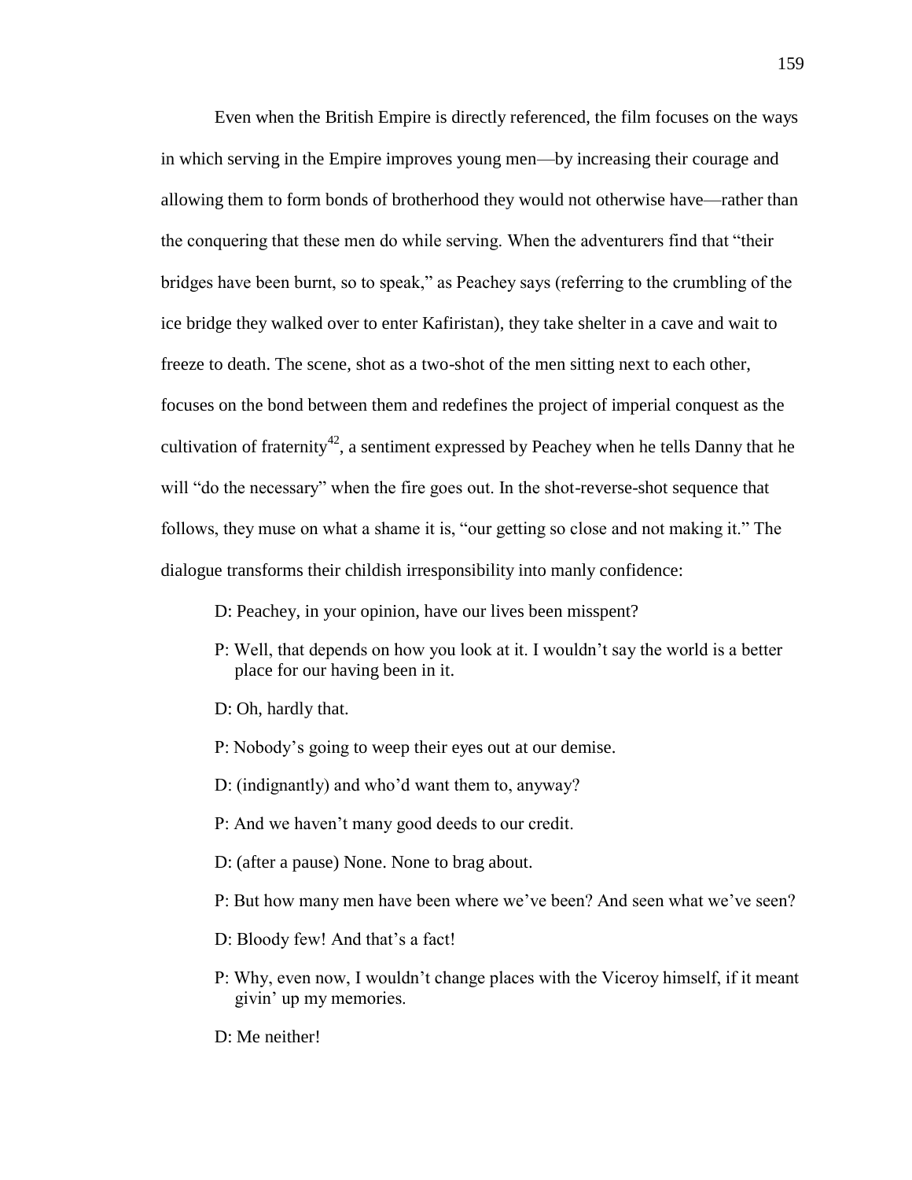Even when the British Empire is directly referenced, the film focuses on the ways in which serving in the Empire improves young men—by increasing their courage and allowing them to form bonds of brotherhood they would not otherwise have—rather than the conquering that these men do while serving. When the adventurers find that "their bridges have been burnt, so to speak," as Peachey says (referring to the crumbling of the ice bridge they walked over to enter Kafiristan), they take shelter in a cave and wait to freeze to death. The scene, shot as a two-shot of the men sitting next to each other, focuses on the bond between them and redefines the project of imperial conquest as the cultivation of fraternity[42], a sentiment expressed by Peachey when he tells Danny that he will "do the necessary" when the fire goes out. In the shot-reverse-shot sequence that follows, they muse on what a shame it is, "our getting so close and not making it." The dialogue transforms their childish irresponsibility into manly confidence:

> D: Peachey, in your opinion, have our lives been misspent?
>
> P: Well, that depends on how you look at it. I wouldn't say the world is a better place for our having been in it.
>
> D: Oh, hardly that.
>
> P: Nobody's going to weep their eyes out at our demise.
>
> D: (indignantly) and who'd want them to, anyway?
>
> P: And we haven't many good deeds to our credit.
>
> D: (after a pause) None. None to brag about.
>
> P: But how many men have been where we've been? And seen what we've seen?
>
> D: Bloody few! And that's a fact!
>
> P: Why, even now, I wouldn't change places with the Viceroy himself, if it meant givin' up my memories.
>
> D: Me neither!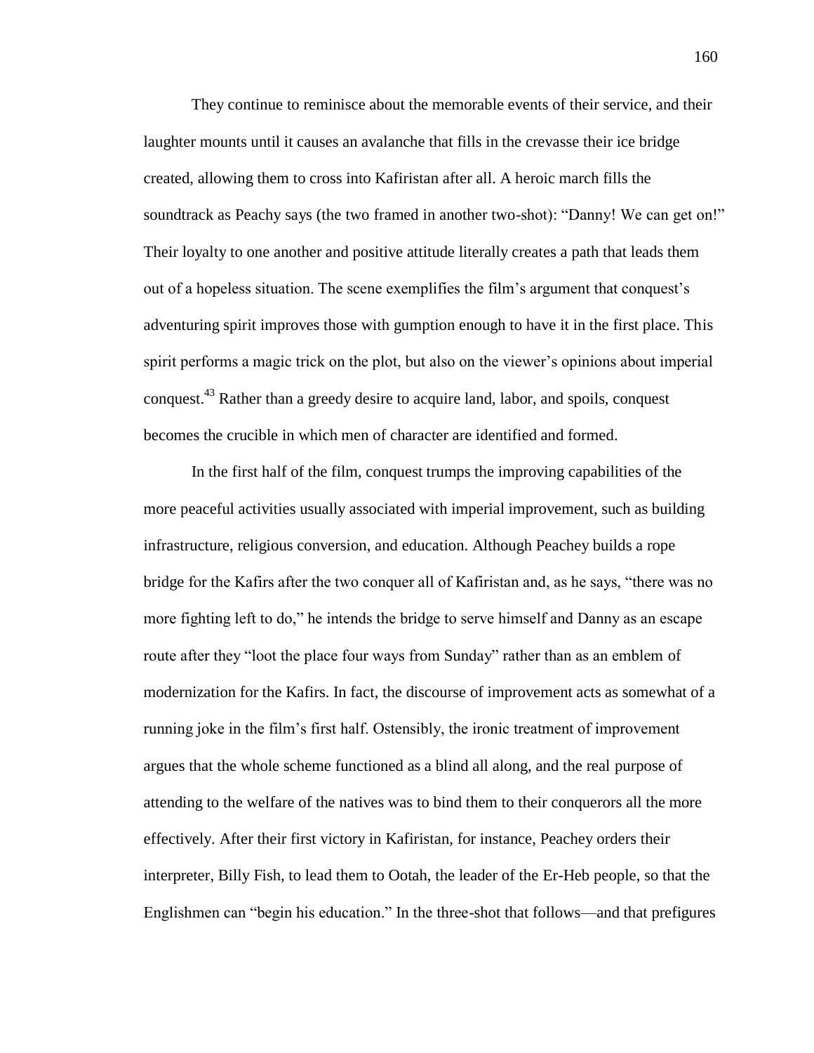They continue to reminisce about the memorable events of their service, and their laughter mounts until it causes an avalanche that fills in the crevasse their ice bridge created, allowing them to cross into Kafiristan after all. A heroic march fills the soundtrack as Peachy says (the two framed in another two-shot): "Danny! We can get on!" Their loyalty to one another and positive attitude literally creates a path that leads them out of a hopeless situation. The scene exemplifies the film's argument that conquest's adventuring spirit improves those with gumption enough to have it in the first place. This spirit performs a magic trick on the plot, but also on the viewer's opinions about imperial conquest.[43] Rather than a greedy desire to acquire land, labor, and spoils, conquest becomes the crucible in which men of character are identified and formed.

In the first half of the film, conquest trumps the improving capabilities of the more peaceful activities usually associated with imperial improvement, such as building infrastructure, religious conversion, and education. Although Peachey builds a rope bridge for the Kafirs after the two conquer all of Kafiristan and, as he says, "there was no more fighting left to do," he intends the bridge to serve himself and Danny as an escape route after they "loot the place four ways from Sunday" rather than as an emblem of modernization for the Kafirs. In fact, the discourse of improvement acts as somewhat of a running joke in the film's first half. Ostensibly, the ironic treatment of improvement argues that the whole scheme functioned as a blind all along, and the real purpose of attending to the welfare of the natives was to bind them to their conquerors all the more effectively. After their first victory in Kafiristan, for instance, Peachey orders their interpreter, Billy Fish, to lead them to Ootah, the leader of the Er-Heb people, so that the Englishmen can "begin his education." In the three-shot that follows—and that prefigures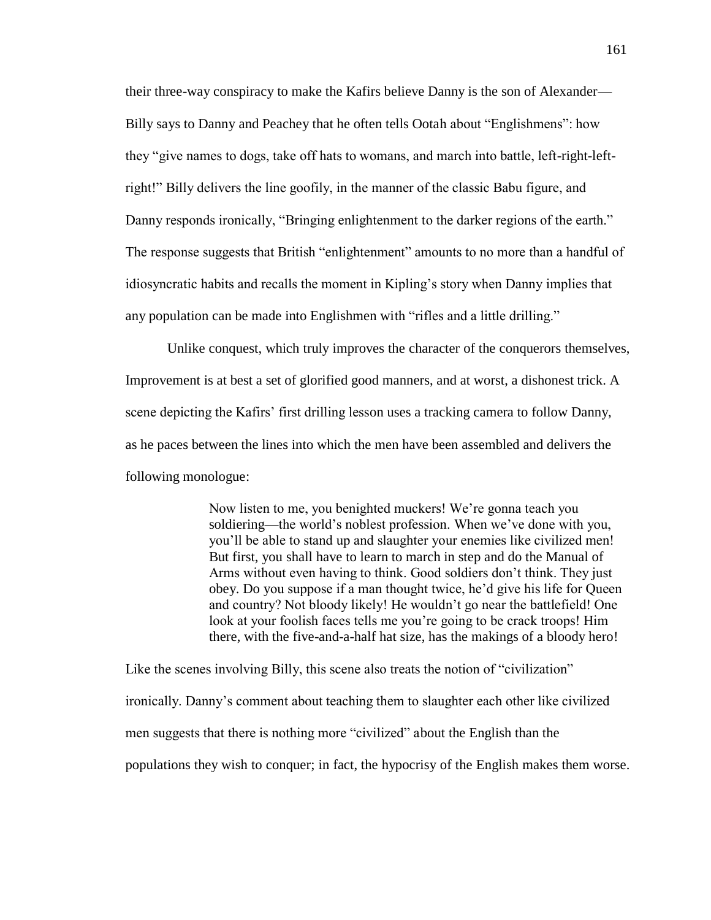their three-way conspiracy to make the Kafirs believe Danny is the son of Alexander—Billy says to Danny and Peachey that he often tells Ootah about "Englishmens": how they "give names to dogs, take off hats to womans, and march into battle, left-right-left-right!" Billy delivers the line goofily, in the manner of the classic Babu figure, and Danny responds ironically, "Bringing enlightenment to the darker regions of the earth." The response suggests that British "enlightenment" amounts to no more than a handful of idiosyncratic habits and recalls the moment in Kipling's story when Danny implies that any population can be made into Englishmen with "rifles and a little drilling."

Unlike conquest, which truly improves the character of the conquerors themselves, Improvement is at best a set of glorified good manners, and at worst, a dishonest trick. A scene depicting the Kafirs' first drilling lesson uses a tracking camera to follow Danny, as he paces between the lines into which the men have been assembled and delivers the following monologue:

> Now listen to me, you benighted muckers! We're gonna teach you soldiering—the world's noblest profession. When we've done with you, you'll be able to stand up and slaughter your enemies like civilized men! But first, you shall have to learn to march in step and do the Manual of Arms without even having to think. Good soldiers don't think. They just obey. Do you suppose if a man thought twice, he'd give his life for Queen and country? Not bloody likely! He wouldn't go near the battlefield! One look at your foolish faces tells me you're going to be crack troops! Him there, with the five-and-a-half hat size, has the makings of a bloody hero!

Like the scenes involving Billy, this scene also treats the notion of "civilization" ironically. Danny's comment about teaching them to slaughter each other like civilized men suggests that there is nothing more "civilized" about the English than the populations they wish to conquer; in fact, the hypocrisy of the English makes them worse.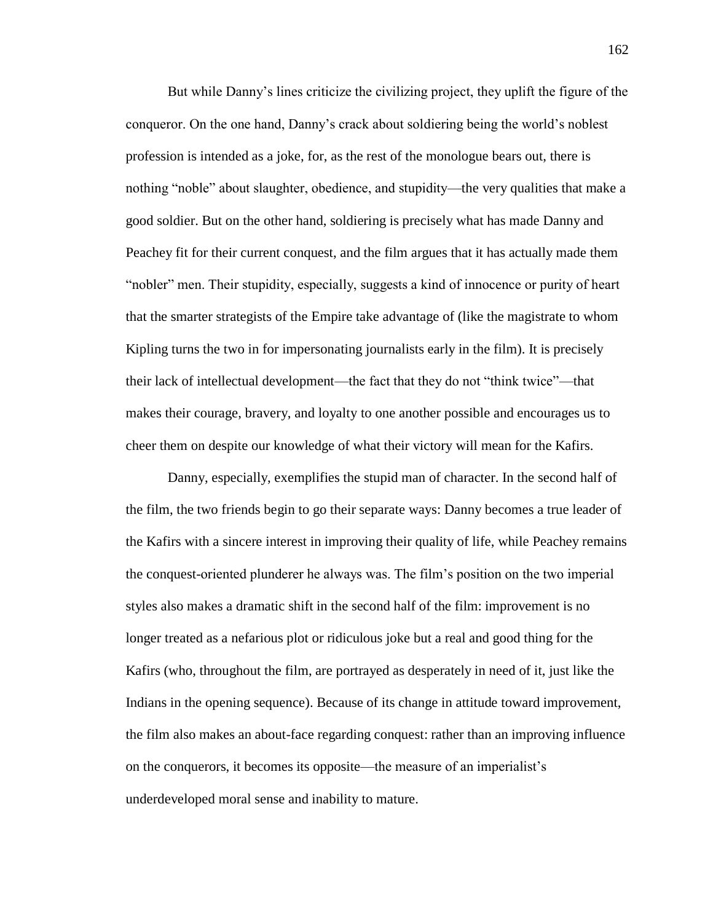But while Danny's lines criticize the civilizing project, they uplift the figure of the conqueror. On the one hand, Danny's crack about soldiering being the world's noblest profession is intended as a joke, for, as the rest of the monologue bears out, there is nothing "noble" about slaughter, obedience, and stupidity—the very qualities that make a good soldier. But on the other hand, soldiering is precisely what has made Danny and Peachey fit for their current conquest, and the film argues that it has actually made them "nobler" men. Their stupidity, especially, suggests a kind of innocence or purity of heart that the smarter strategists of the Empire take advantage of (like the magistrate to whom Kipling turns the two in for impersonating journalists early in the film). It is precisely their lack of intellectual development—the fact that they do not "think twice"—that makes their courage, bravery, and loyalty to one another possible and encourages us to cheer them on despite our knowledge of what their victory will mean for the Kafirs.

Danny, especially, exemplifies the stupid man of character. In the second half of the film, the two friends begin to go their separate ways: Danny becomes a true leader of the Kafirs with a sincere interest in improving their quality of life, while Peachey remains the conquest-oriented plunderer he always was. The film's position on the two imperial styles also makes a dramatic shift in the second half of the film: improvement is no longer treated as a nefarious plot or ridiculous joke but a real and good thing for the Kafirs (who, throughout the film, are portrayed as desperately in need of it, just like the Indians in the opening sequence). Because of its change in attitude toward improvement, the film also makes an about-face regarding conquest: rather than an improving influence on the conquerors, it becomes its opposite—the measure of an imperialist's underdeveloped moral sense and inability to mature.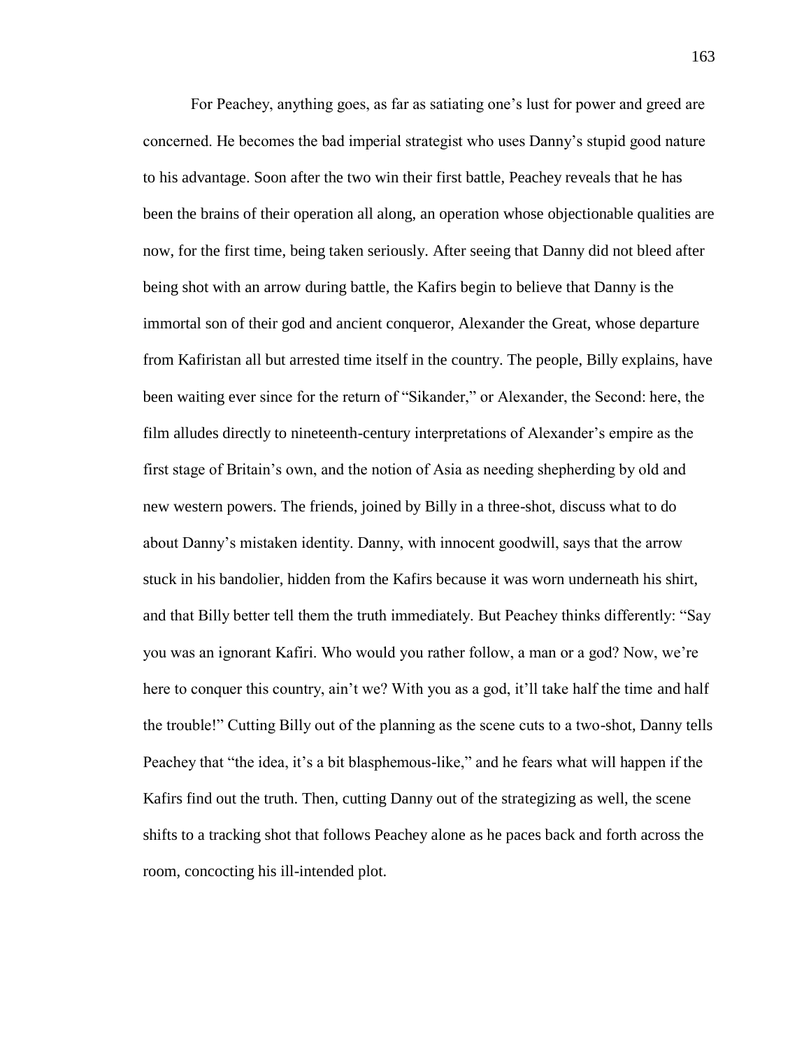For Peachey, anything goes, as far as satiating one's lust for power and greed are concerned. He becomes the bad imperial strategist who uses Danny's stupid good nature to his advantage. Soon after the two win their first battle, Peachey reveals that he has been the brains of their operation all along, an operation whose objectionable qualities are now, for the first time, being taken seriously. After seeing that Danny did not bleed after being shot with an arrow during battle, the Kafirs begin to believe that Danny is the immortal son of their god and ancient conqueror, Alexander the Great, whose departure from Kafiristan all but arrested time itself in the country. The people, Billy explains, have been waiting ever since for the return of "Sikander," or Alexander, the Second: here, the film alludes directly to nineteenth-century interpretations of Alexander's empire as the first stage of Britain's own, and the notion of Asia as needing shepherding by old and new western powers. The friends, joined by Billy in a three-shot, discuss what to do about Danny's mistaken identity. Danny, with innocent goodwill, says that the arrow stuck in his bandolier, hidden from the Kafirs because it was worn underneath his shirt, and that Billy better tell them the truth immediately. But Peachey thinks differently: "Say you was an ignorant Kafiri. Who would you rather follow, a man or a god? Now, we're here to conquer this country, ain't we? With you as a god, it'll take half the time and half the trouble!" Cutting Billy out of the planning as the scene cuts to a two-shot, Danny tells Peachey that "the idea, it's a bit blasphemous-like," and he fears what will happen if the Kafirs find out the truth. Then, cutting Danny out of the strategizing as well, the scene shifts to a tracking shot that follows Peachey alone as he paces back and forth across the room, concocting his ill-intended plot.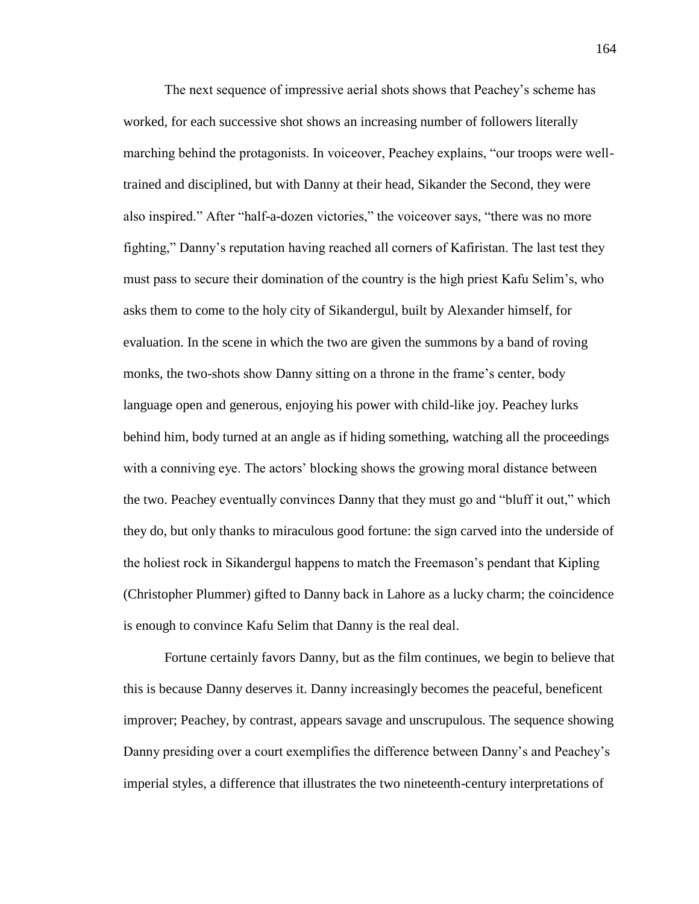The next sequence of impressive aerial shots shows that Peachey's scheme has worked, for each successive shot shows an increasing number of followers literally marching behind the protagonists. In voiceover, Peachey explains, "our troops were well-trained and disciplined, but with Danny at their head, Sikander the Second, they were also inspired." After "half-a-dozen victories," the voiceover says, "there was no more fighting," Danny's reputation having reached all corners of Kafiristan. The last test they must pass to secure their domination of the country is the high priest Kafu Selim's, who asks them to come to the holy city of Sikandergul, built by Alexander himself, for evaluation. In the scene in which the two are given the summons by a band of roving monks, the two-shots show Danny sitting on a throne in the frame's center, body language open and generous, enjoying his power with child-like joy. Peachey lurks behind him, body turned at an angle as if hiding something, watching all the proceedings with a conniving eye. The actors' blocking shows the growing moral distance between the two. Peachey eventually convinces Danny that they must go and "bluff it out," which they do, but only thanks to miraculous good fortune: the sign carved into the underside of the holiest rock in Sikandergul happens to match the Freemason's pendant that Kipling (Christopher Plummer) gifted to Danny back in Lahore as a lucky charm; the coincidence is enough to convince Kafu Selim that Danny is the real deal.

Fortune certainly favors Danny, but as the film continues, we begin to believe that this is because Danny deserves it. Danny increasingly becomes the peaceful, beneficent improver; Peachey, by contrast, appears savage and unscrupulous. The sequence showing Danny presiding over a court exemplifies the difference between Danny's and Peachey's imperial styles, a difference that illustrates the two nineteenth-century interpretations of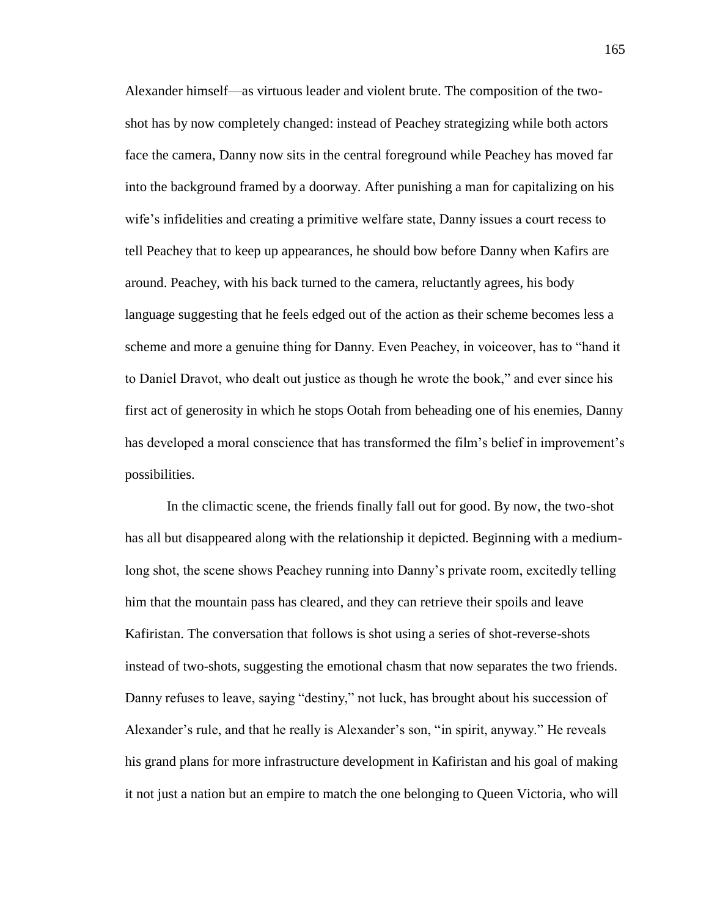Alexander himself—as virtuous leader and violent brute. The composition of the two-shot has by now completely changed: instead of Peachey strategizing while both actors face the camera, Danny now sits in the central foreground while Peachey has moved far into the background framed by a doorway. After punishing a man for capitalizing on his wife's infidelities and creating a primitive welfare state, Danny issues a court recess to tell Peachey that to keep up appearances, he should bow before Danny when Kafirs are around. Peachey, with his back turned to the camera, reluctantly agrees, his body language suggesting that he feels edged out of the action as their scheme becomes less a scheme and more a genuine thing for Danny. Even Peachey, in voiceover, has to "hand it to Daniel Dravot, who dealt out justice as though he wrote the book," and ever since his first act of generosity in which he stops Ootah from beheading one of his enemies, Danny has developed a moral conscience that has transformed the film's belief in improvement's possibilities.

In the climactic scene, the friends finally fall out for good. By now, the two-shot has all but disappeared along with the relationship it depicted. Beginning with a medium-long shot, the scene shows Peachey running into Danny's private room, excitedly telling him that the mountain pass has cleared, and they can retrieve their spoils and leave Kafiristan. The conversation that follows is shot using a series of shot-reverse-shots instead of two-shots, suggesting the emotional chasm that now separates the two friends. Danny refuses to leave, saying "destiny," not luck, has brought about his succession of Alexander's rule, and that he really is Alexander's son, "in spirit, anyway." He reveals his grand plans for more infrastructure development in Kafiristan and his goal of making it not just a nation but an empire to match the one belonging to Queen Victoria, who will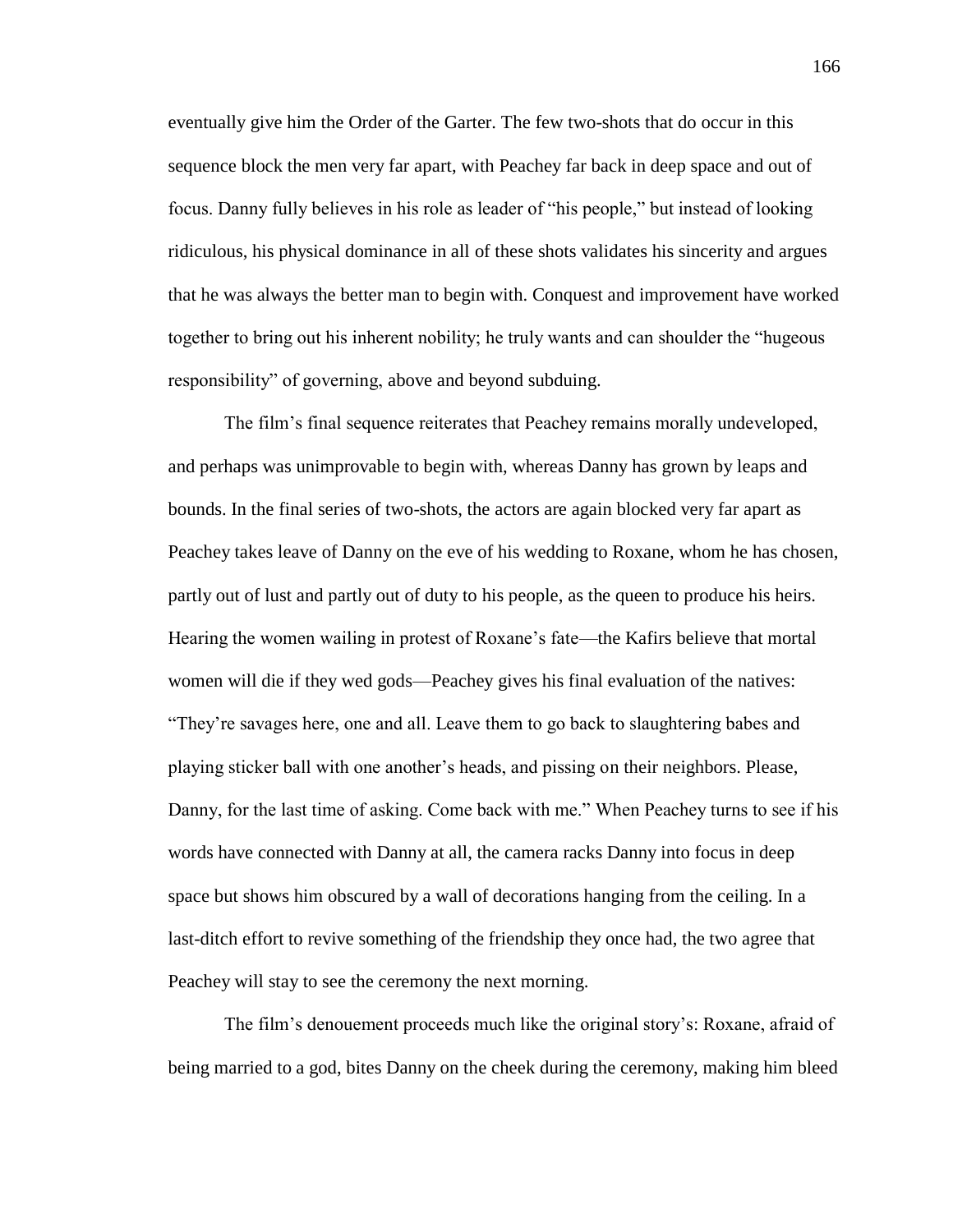eventually give him the Order of the Garter. The few two-shots that do occur in this sequence block the men very far apart, with Peachey far back in deep space and out of focus. Danny fully believes in his role as leader of "his people," but instead of looking ridiculous, his physical dominance in all of these shots validates his sincerity and argues that he was always the better man to begin with. Conquest and improvement have worked together to bring out his inherent nobility; he truly wants and can shoulder the "hugeous responsibility" of governing, above and beyond subduing.

The film's final sequence reiterates that Peachey remains morally undeveloped, and perhaps was unimprovable to begin with, whereas Danny has grown by leaps and bounds. In the final series of two-shots, the actors are again blocked very far apart as Peachey takes leave of Danny on the eve of his wedding to Roxane, whom he has chosen, partly out of lust and partly out of duty to his people, as the queen to produce his heirs. Hearing the women wailing in protest of Roxane's fate—the Kafirs believe that mortal women will die if they wed gods—Peachey gives his final evaluation of the natives: "They're savages here, one and all. Leave them to go back to slaughtering babes and playing sticker ball with one another's heads, and pissing on their neighbors. Please, Danny, for the last time of asking. Come back with me." When Peachey turns to see if his words have connected with Danny at all, the camera racks Danny into focus in deep space but shows him obscured by a wall of decorations hanging from the ceiling. In a last-ditch effort to revive something of the friendship they once had, the two agree that Peachey will stay to see the ceremony the next morning.

The film's denouement proceeds much like the original story's: Roxane, afraid of being married to a god, bites Danny on the cheek during the ceremony, making him bleed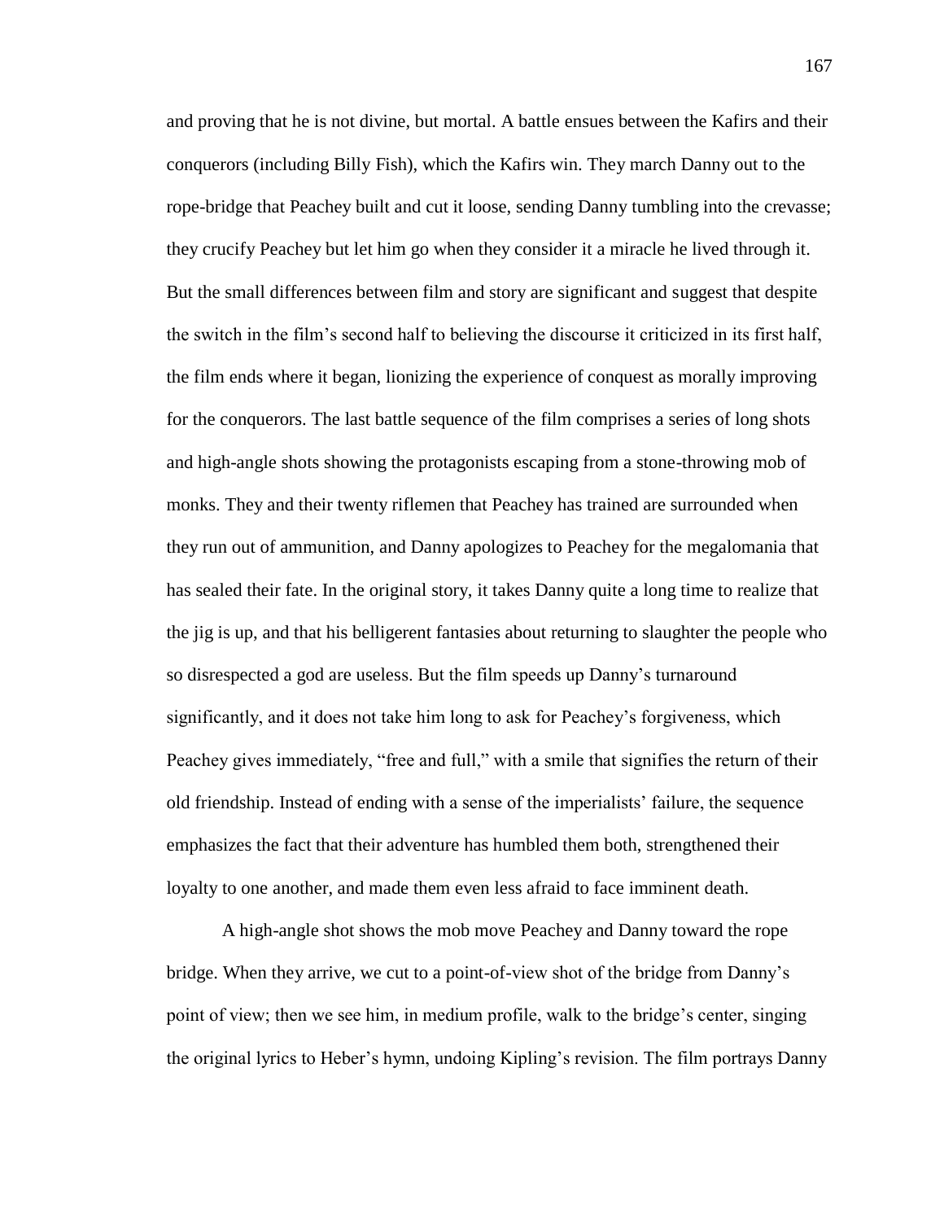and proving that he is not divine, but mortal. A battle ensues between the Kafirs and their conquerors (including Billy Fish), which the Kafirs win. They march Danny out to the rope-bridge that Peachey built and cut it loose, sending Danny tumbling into the crevasse; they crucify Peachey but let him go when they consider it a miracle he lived through it. But the small differences between film and story are significant and suggest that despite the switch in the film's second half to believing the discourse it criticized in its first half, the film ends where it began, lionizing the experience of conquest as morally improving for the conquerors. The last battle sequence of the film comprises a series of long shots and high-angle shots showing the protagonists escaping from a stone-throwing mob of monks. They and their twenty riflemen that Peachey has trained are surrounded when they run out of ammunition, and Danny apologizes to Peachey for the megalomania that has sealed their fate. In the original story, it takes Danny quite a long time to realize that the jig is up, and that his belligerent fantasies about returning to slaughter the people who so disrespected a god are useless. But the film speeds up Danny's turnaround significantly, and it does not take him long to ask for Peachey's forgiveness, which Peachey gives immediately, "free and full," with a smile that signifies the return of their old friendship. Instead of ending with a sense of the imperialists' failure, the sequence emphasizes the fact that their adventure has humbled them both, strengthened their loyalty to one another, and made them even less afraid to face imminent death.

A high-angle shot shows the mob move Peachey and Danny toward the rope bridge. When they arrive, we cut to a point-of-view shot of the bridge from Danny's point of view; then we see him, in medium profile, walk to the bridge's center, singing the original lyrics to Heber's hymn, undoing Kipling's revision. The film portrays Danny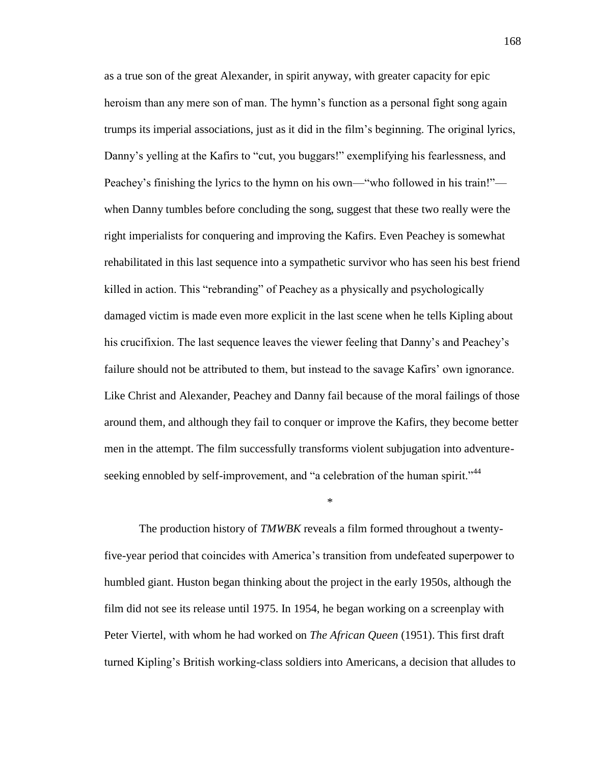as a true son of the great Alexander, in spirit anyway, with greater capacity for epic heroism than any mere son of man. The hymn's function as a personal fight song again trumps its imperial associations, just as it did in the film's beginning. The original lyrics, Danny's yelling at the Kafirs to "cut, you buggars!" exemplifying his fearlessness, and Peachey's finishing the lyrics to the hymn on his own—"who followed in his train!"—when Danny tumbles before concluding the song, suggest that these two really were the right imperialists for conquering and improving the Kafirs. Even Peachey is somewhat rehabilitated in this last sequence into a sympathetic survivor who has seen his best friend killed in action. This "rebranding" of Peachey as a physically and psychologically damaged victim is made even more explicit in the last scene when he tells Kipling about his crucifixion. The last sequence leaves the viewer feeling that Danny's and Peachey's failure should not be attributed to them, but instead to the savage Kafirs' own ignorance. Like Christ and Alexander, Peachey and Danny fail because of the moral failings of those around them, and although they fail to conquer or improve the Kafirs, they become better men in the attempt. The film successfully transforms violent subjugation into adventure-seeking ennobled by self-improvement, and "a celebration of the human spirit."[44]

*

The production history of *TMWBK* reveals a film formed throughout a twenty-five-year period that coincides with America's transition from undefeated superpower to humbled giant. Huston began thinking about the project in the early 1950s, although the film did not see its release until 1975. In 1954, he began working on a screenplay with Peter Viertel, with whom he had worked on *The African Queen* (1951). This first draft turned Kipling's British working-class soldiers into Americans, a decision that alludes to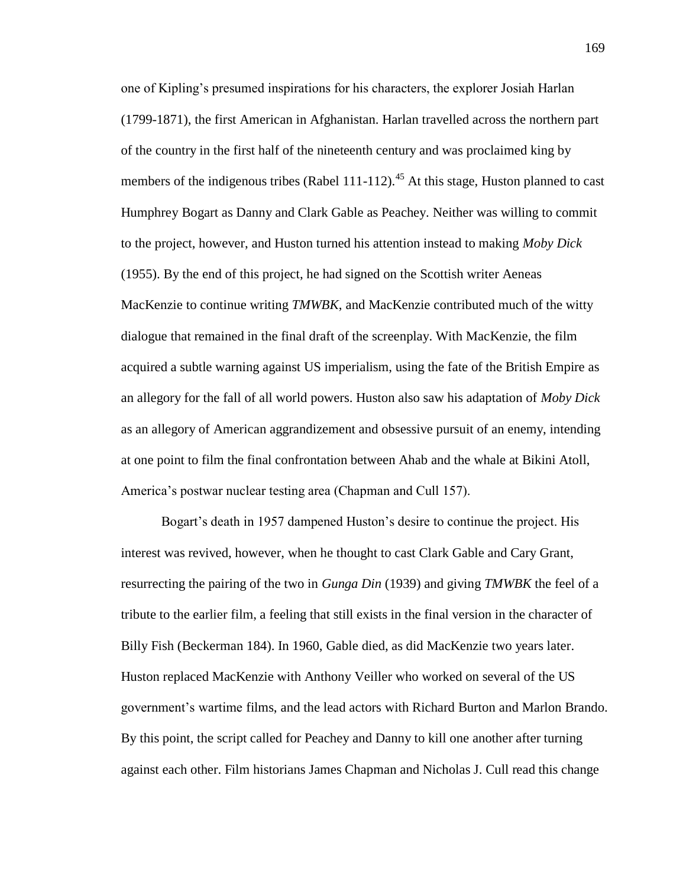one of Kipling's presumed inspirations for his characters, the explorer Josiah Harlan (1799-1871), the first American in Afghanistan. Harlan travelled across the northern part of the country in the first half of the nineteenth century and was proclaimed king by members of the indigenous tribes (Rabel 111-112).[45] At this stage, Huston planned to cast Humphrey Bogart as Danny and Clark Gable as Peachey. Neither was willing to commit to the project, however, and Huston turned his attention instead to making *Moby Dick* (1955). By the end of this project, he had signed on the Scottish writer Aeneas MacKenzie to continue writing *TMWBK*, and MacKenzie contributed much of the witty dialogue that remained in the final draft of the screenplay. With MacKenzie, the film acquired a subtle warning against US imperialism, using the fate of the British Empire as an allegory for the fall of all world powers. Huston also saw his adaptation of *Moby Dick* as an allegory of American aggrandizement and obsessive pursuit of an enemy, intending at one point to film the final confrontation between Ahab and the whale at Bikini Atoll, America's postwar nuclear testing area (Chapman and Cull 157).

Bogart's death in 1957 dampened Huston's desire to continue the project. His interest was revived, however, when he thought to cast Clark Gable and Cary Grant, resurrecting the pairing of the two in *Gunga Din* (1939) and giving *TMWBK* the feel of a tribute to the earlier film, a feeling that still exists in the final version in the character of Billy Fish (Beckerman 184). In 1960, Gable died, as did MacKenzie two years later. Huston replaced MacKenzie with Anthony Veiller who worked on several of the US government's wartime films, and the lead actors with Richard Burton and Marlon Brando. By this point, the script called for Peachey and Danny to kill one another after turning against each other. Film historians James Chapman and Nicholas J. Cull read this change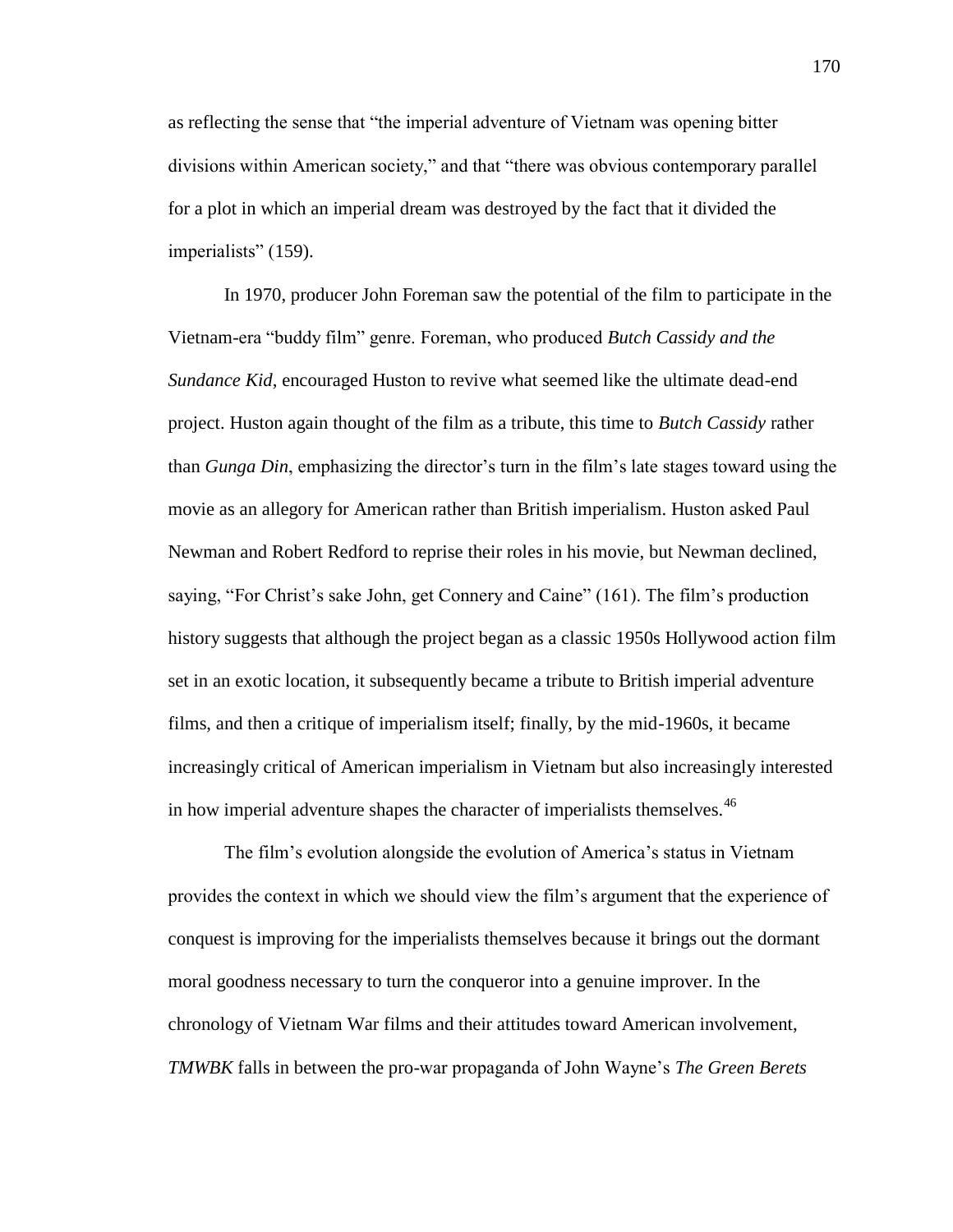as reflecting the sense that "the imperial adventure of Vietnam was opening bitter divisions within American society," and that "there was obvious contemporary parallel for a plot in which an imperial dream was destroyed by the fact that it divided the imperialists" (159).

In 1970, producer John Foreman saw the potential of the film to participate in the Vietnam-era "buddy film" genre. Foreman, who produced *Butch Cassidy and the Sundance Kid*, encouraged Huston to revive what seemed like the ultimate dead-end project. Huston again thought of the film as a tribute, this time to *Butch Cassidy* rather than *Gunga Din*, emphasizing the director's turn in the film's late stages toward using the movie as an allegory for American rather than British imperialism. Huston asked Paul Newman and Robert Redford to reprise their roles in his movie, but Newman declined, saying, "For Christ's sake John, get Connery and Caine" (161). The film's production history suggests that although the project began as a classic 1950s Hollywood action film set in an exotic location, it subsequently became a tribute to British imperial adventure films, and then a critique of imperialism itself; finally, by the mid-1960s, it became increasingly critical of American imperialism in Vietnam but also increasingly interested in how imperial adventure shapes the character of imperialists themselves.[46]

The film's evolution alongside the evolution of America's status in Vietnam provides the context in which we should view the film's argument that the experience of conquest is improving for the imperialists themselves because it brings out the dormant moral goodness necessary to turn the conqueror into a genuine improver. In the chronology of Vietnam War films and their attitudes toward American involvement, *TMWBK* falls in between the pro-war propaganda of John Wayne's *The Green Berets*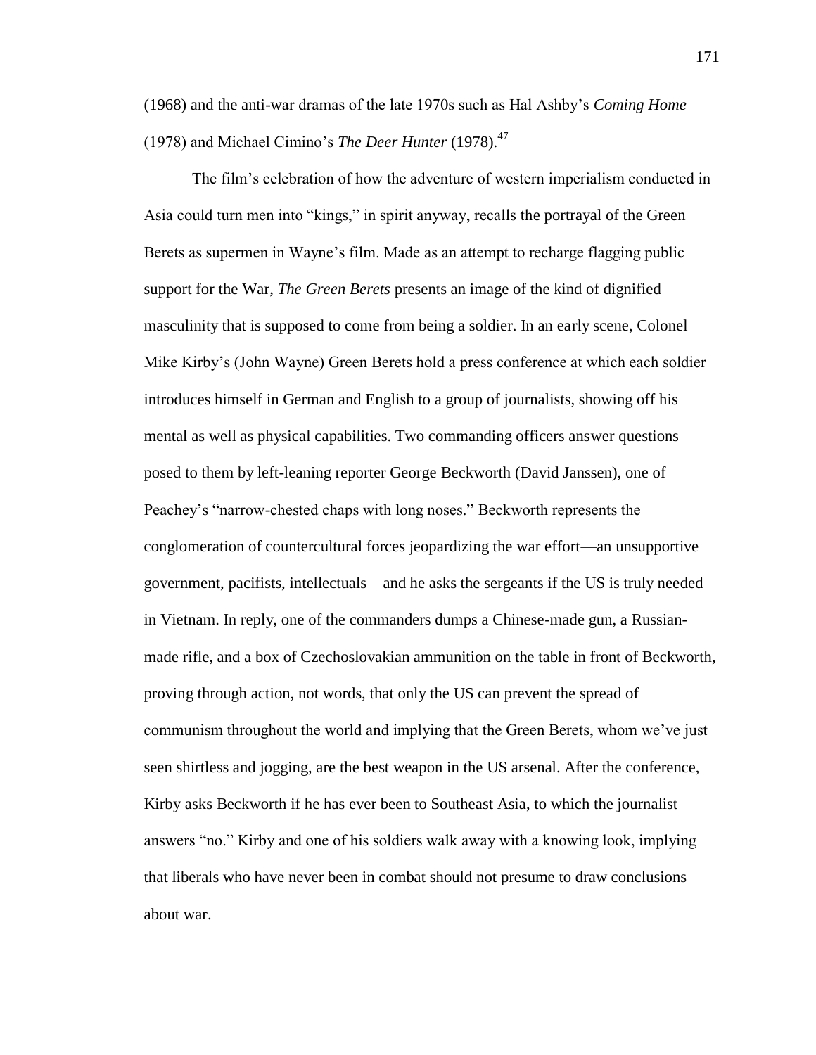(1968) and the anti-war dramas of the late 1970s such as Hal Ashby's *Coming Home* (1978) and Michael Cimino's *The Deer Hunter* (1978).[47]

The film's celebration of how the adventure of western imperialism conducted in Asia could turn men into "kings," in spirit anyway, recalls the portrayal of the Green Berets as supermen in Wayne's film. Made as an attempt to recharge flagging public support for the War, *The Green Berets* presents an image of the kind of dignified masculinity that is supposed to come from being a soldier. In an early scene, Colonel Mike Kirby's (John Wayne) Green Berets hold a press conference at which each soldier introduces himself in German and English to a group of journalists, showing off his mental as well as physical capabilities. Two commanding officers answer questions posed to them by left-leaning reporter George Beckworth (David Janssen), one of Peachey's "narrow-chested chaps with long noses." Beckworth represents the conglomeration of countercultural forces jeopardizing the war effort—an unsupportive government, pacifists, intellectuals—and he asks the sergeants if the US is truly needed in Vietnam. In reply, one of the commanders dumps a Chinese-made gun, a Russian-made rifle, and a box of Czechoslovakian ammunition on the table in front of Beckworth, proving through action, not words, that only the US can prevent the spread of communism throughout the world and implying that the Green Berets, whom we've just seen shirtless and jogging, are the best weapon in the US arsenal. After the conference, Kirby asks Beckworth if he has ever been to Southeast Asia, to which the journalist answers "no." Kirby and one of his soldiers walk away with a knowing look, implying that liberals who have never been in combat should not presume to draw conclusions about war.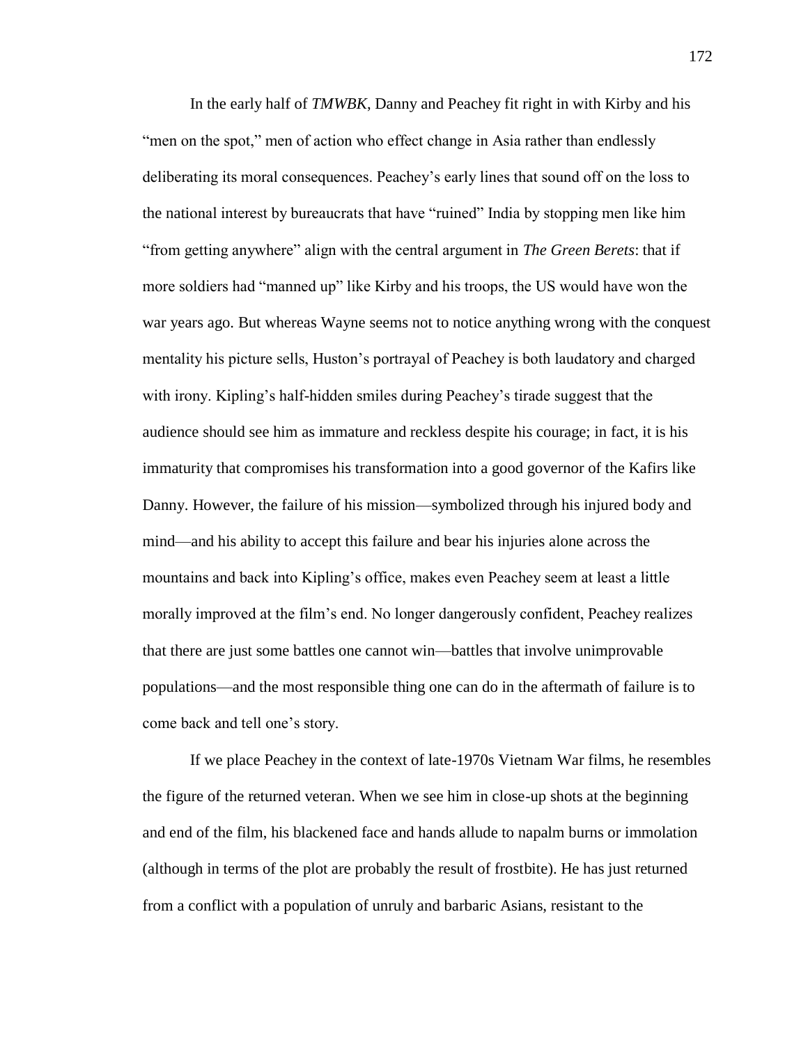In the early half of *TMWBK*, Danny and Peachey fit right in with Kirby and his "men on the spot," men of action who effect change in Asia rather than endlessly deliberating its moral consequences. Peachey's early lines that sound off on the loss to the national interest by bureaucrats that have "ruined" India by stopping men like him "from getting anywhere" align with the central argument in *The Green Berets*: that if more soldiers had "manned up" like Kirby and his troops, the US would have won the war years ago. But whereas Wayne seems not to notice anything wrong with the conquest mentality his picture sells, Huston's portrayal of Peachey is both laudatory and charged with irony. Kipling's half-hidden smiles during Peachey's tirade suggest that the audience should see him as immature and reckless despite his courage; in fact, it is his immaturity that compromises his transformation into a good governor of the Kafirs like Danny. However, the failure of his mission—symbolized through his injured body and mind—and his ability to accept this failure and bear his injuries alone across the mountains and back into Kipling's office, makes even Peachey seem at least a little morally improved at the film's end. No longer dangerously confident, Peachey realizes that there are just some battles one cannot win—battles that involve unimprovable populations—and the most responsible thing one can do in the aftermath of failure is to come back and tell one's story.

If we place Peachey in the context of late-1970s Vietnam War films, he resembles the figure of the returned veteran. When we see him in close-up shots at the beginning and end of the film, his blackened face and hands allude to napalm burns or immolation (although in terms of the plot are probably the result of frostbite). He has just returned from a conflict with a population of unruly and barbaric Asians, resistant to the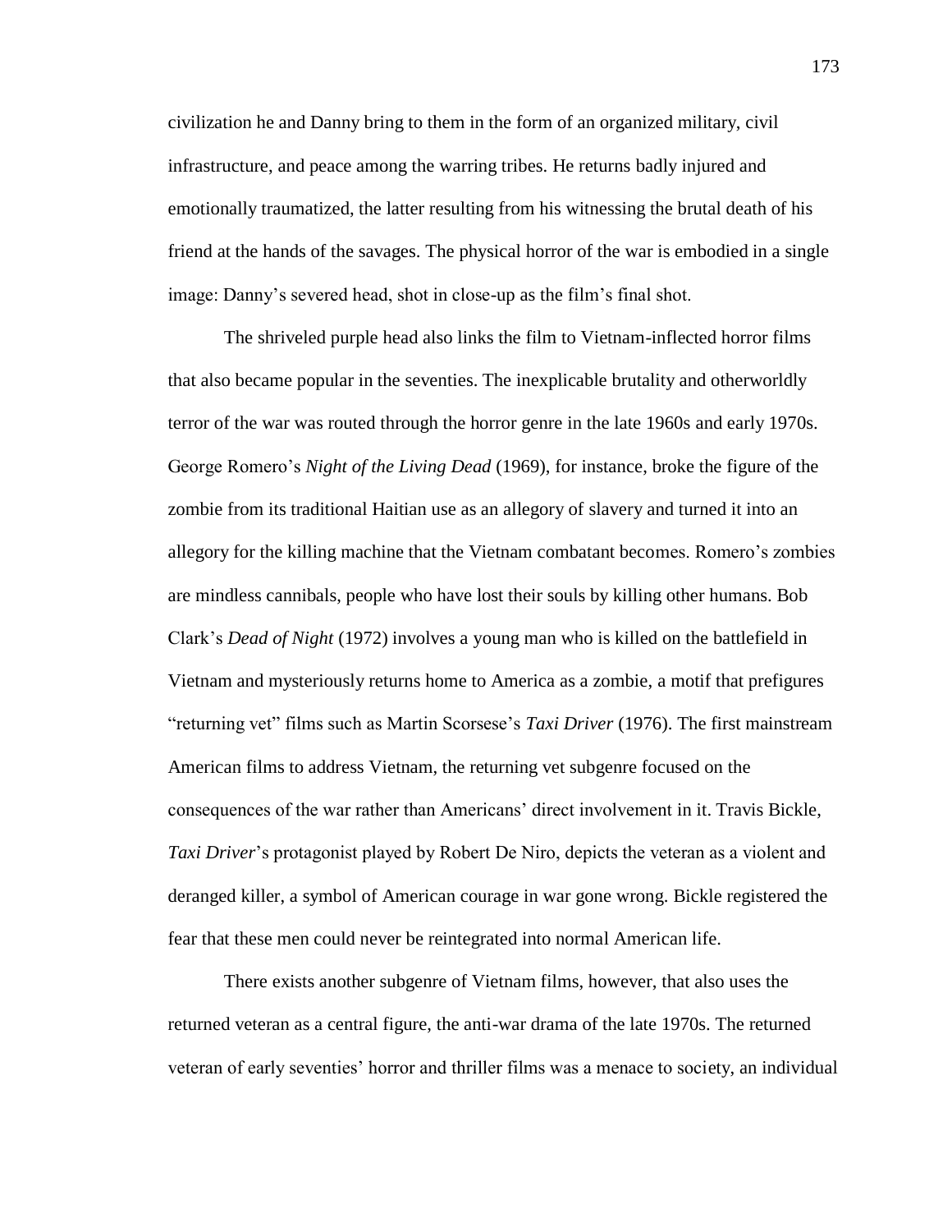civilization he and Danny bring to them in the form of an organized military, civil infrastructure, and peace among the warring tribes. He returns badly injured and emotionally traumatized, the latter resulting from his witnessing the brutal death of his friend at the hands of the savages. The physical horror of the war is embodied in a single image: Danny's severed head, shot in close-up as the film's final shot.

The shriveled purple head also links the film to Vietnam-inflected horror films that also became popular in the seventies. The inexplicable brutality and otherworldly terror of the war was routed through the horror genre in the late 1960s and early 1970s. George Romero's *Night of the Living Dead* (1969), for instance, broke the figure of the zombie from its traditional Haitian use as an allegory of slavery and turned it into an allegory for the killing machine that the Vietnam combatant becomes. Romero's zombies are mindless cannibals, people who have lost their souls by killing other humans. Bob Clark's *Dead of Night* (1972) involves a young man who is killed on the battlefield in Vietnam and mysteriously returns home to America as a zombie, a motif that prefigures "returning vet" films such as Martin Scorsese's *Taxi Driver* (1976). The first mainstream American films to address Vietnam, the returning vet subgenre focused on the consequences of the war rather than Americans' direct involvement in it. Travis Bickle, *Taxi Driver*'s protagonist played by Robert De Niro, depicts the veteran as a violent and deranged killer, a symbol of American courage in war gone wrong. Bickle registered the fear that these men could never be reintegrated into normal American life.

There exists another subgenre of Vietnam films, however, that also uses the returned veteran as a central figure, the anti-war drama of the late 1970s. The returned veteran of early seventies' horror and thriller films was a menace to society, an individual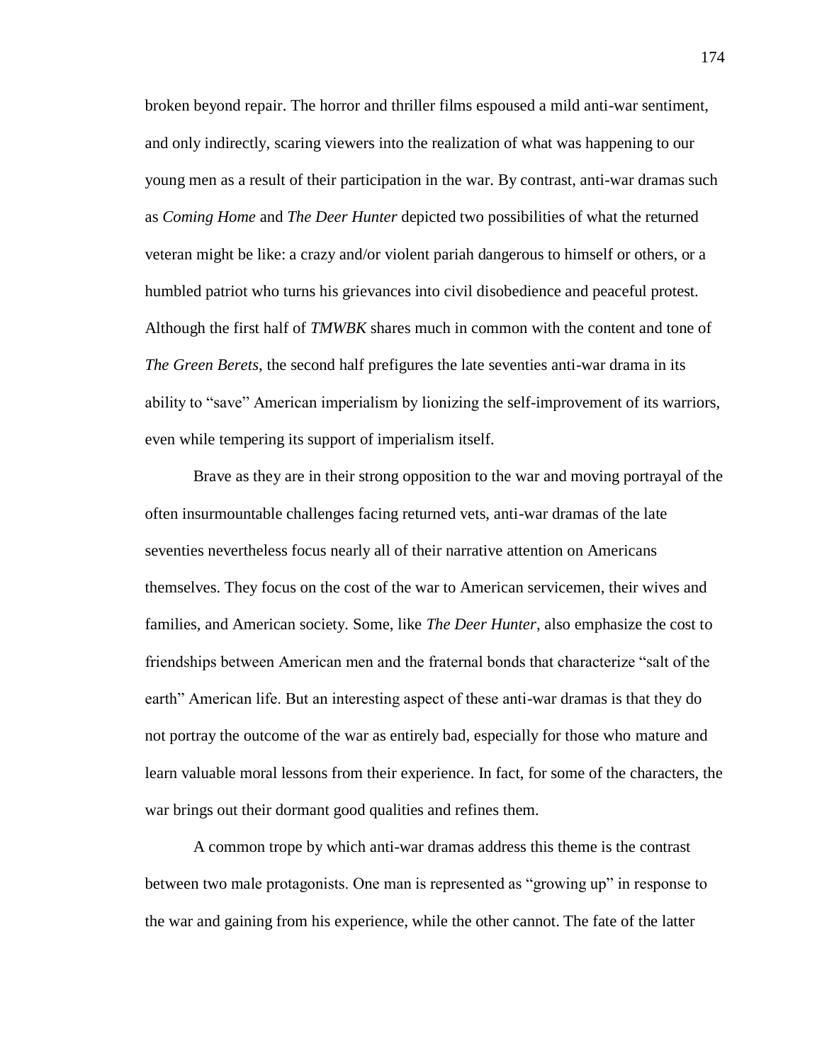broken beyond repair. The horror and thriller films espoused a mild anti-war sentiment, and only indirectly, scaring viewers into the realization of what was happening to our young men as a result of their participation in the war. By contrast, anti-war dramas such as *Coming Home* and *The Deer Hunter* depicted two possibilities of what the returned veteran might be like: a crazy and/or violent pariah dangerous to himself or others, or a humbled patriot who turns his grievances into civil disobedience and peaceful protest. Although the first half of *TMWBK* shares much in common with the content and tone of *The Green Berets*, the second half prefigures the late seventies anti-war drama in its ability to "save" American imperialism by lionizing the self-improvement of its warriors, even while tempering its support of imperialism itself.

Brave as they are in their strong opposition to the war and moving portrayal of the often insurmountable challenges facing returned vets, anti-war dramas of the late seventies nevertheless focus nearly all of their narrative attention on Americans themselves. They focus on the cost of the war to American servicemen, their wives and families, and American society. Some, like *The Deer Hunter*, also emphasize the cost to friendships between American men and the fraternal bonds that characterize "salt of the earth" American life. But an interesting aspect of these anti-war dramas is that they do not portray the outcome of the war as entirely bad, especially for those who mature and learn valuable moral lessons from their experience. In fact, for some of the characters, the war brings out their dormant good qualities and refines them.

A common trope by which anti-war dramas address this theme is the contrast between two male protagonists. One man is represented as "growing up" in response to the war and gaining from his experience, while the other cannot. The fate of the latter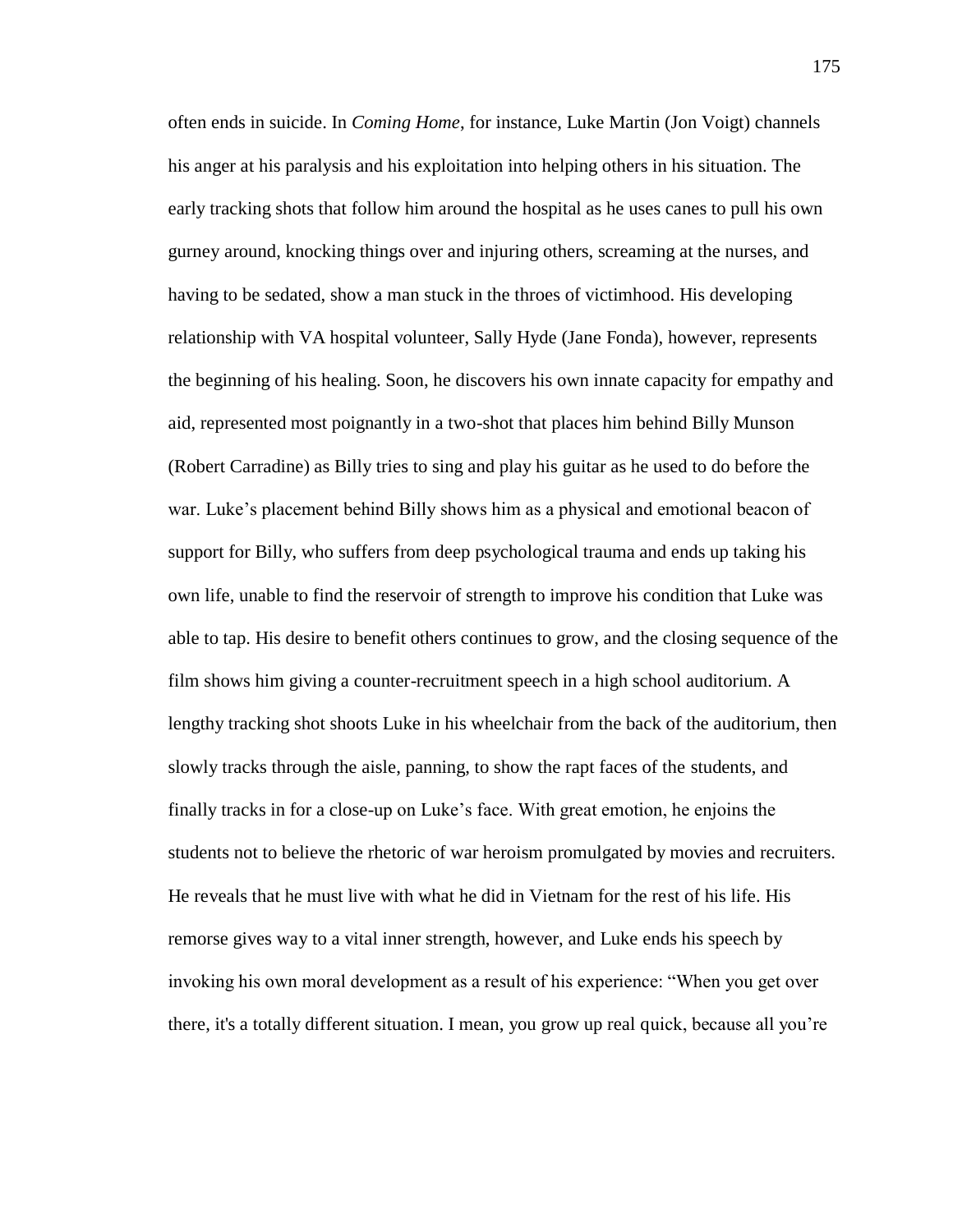often ends in suicide. In *Coming Home*, for instance, Luke Martin (Jon Voigt) channels his anger at his paralysis and his exploitation into helping others in his situation. The early tracking shots that follow him around the hospital as he uses canes to pull his own gurney around, knocking things over and injuring others, screaming at the nurses, and having to be sedated, show a man stuck in the throes of victimhood. His developing relationship with VA hospital volunteer, Sally Hyde (Jane Fonda), however, represents the beginning of his healing. Soon, he discovers his own innate capacity for empathy and aid, represented most poignantly in a two-shot that places him behind Billy Munson (Robert Carradine) as Billy tries to sing and play his guitar as he used to do before the war. Luke's placement behind Billy shows him as a physical and emotional beacon of support for Billy, who suffers from deep psychological trauma and ends up taking his own life, unable to find the reservoir of strength to improve his condition that Luke was able to tap. His desire to benefit others continues to grow, and the closing sequence of the film shows him giving a counter-recruitment speech in a high school auditorium. A lengthy tracking shot shoots Luke in his wheelchair from the back of the auditorium, then slowly tracks through the aisle, panning, to show the rapt faces of the students, and finally tracks in for a close-up on Luke's face. With great emotion, he enjoins the students not to believe the rhetoric of war heroism promulgated by movies and recruiters. He reveals that he must live with what he did in Vietnam for the rest of his life. His remorse gives way to a vital inner strength, however, and Luke ends his speech by invoking his own moral development as a result of his experience: "When you get over there, it's a totally different situation. I mean, you grow up real quick, because all you're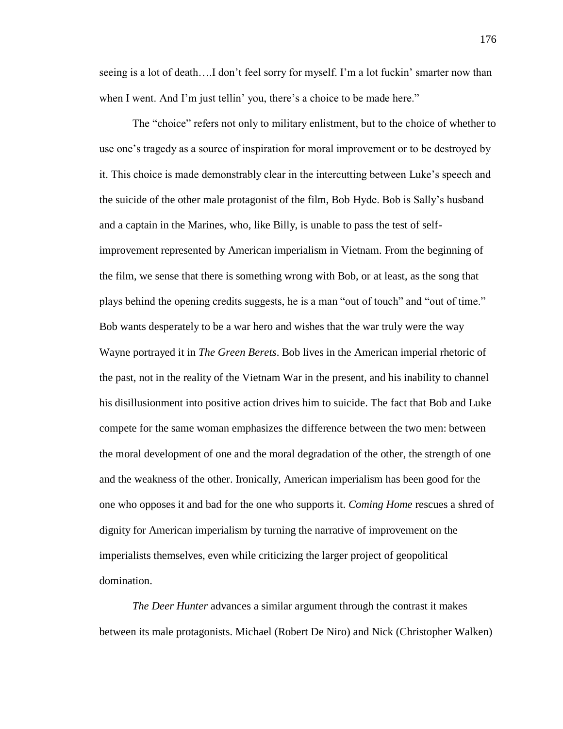seeing is a lot of death….I don't feel sorry for myself. I'm a lot fuckin' smarter now than when I went. And I'm just tellin' you, there's a choice to be made here."

The "choice" refers not only to military enlistment, but to the choice of whether to use one's tragedy as a source of inspiration for moral improvement or to be destroyed by it. This choice is made demonstrably clear in the intercutting between Luke's speech and the suicide of the other male protagonist of the film, Bob Hyde. Bob is Sally's husband and a captain in the Marines, who, like Billy, is unable to pass the test of self-improvement represented by American imperialism in Vietnam. From the beginning of the film, we sense that there is something wrong with Bob, or at least, as the song that plays behind the opening credits suggests, he is a man "out of touch" and "out of time." Bob wants desperately to be a war hero and wishes that the war truly were the way Wayne portrayed it in *The Green Berets*. Bob lives in the American imperial rhetoric of the past, not in the reality of the Vietnam War in the present, and his inability to channel his disillusionment into positive action drives him to suicide. The fact that Bob and Luke compete for the same woman emphasizes the difference between the two men: between the moral development of one and the moral degradation of the other, the strength of one and the weakness of the other. Ironically, American imperialism has been good for the one who opposes it and bad for the one who supports it. *Coming Home* rescues a shred of dignity for American imperialism by turning the narrative of improvement on the imperialists themselves, even while criticizing the larger project of geopolitical domination.

*The Deer Hunter* advances a similar argument through the contrast it makes between its male protagonists. Michael (Robert De Niro) and Nick (Christopher Walken)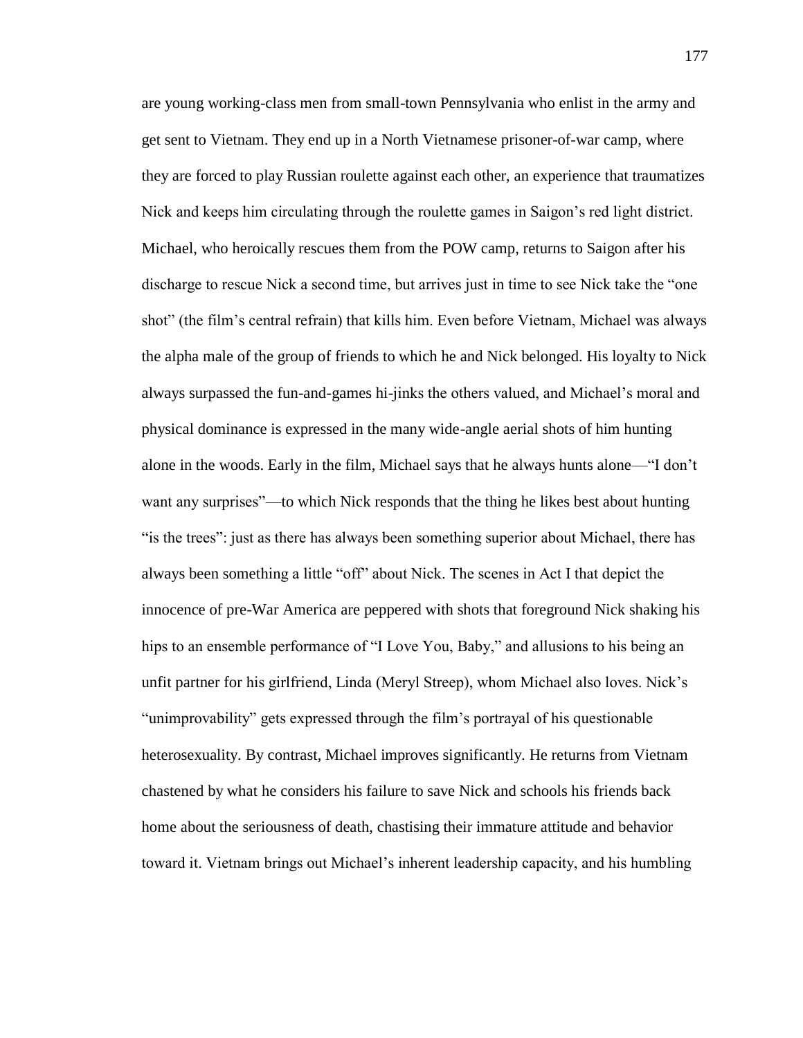are young working-class men from small-town Pennsylvania who enlist in the army and get sent to Vietnam. They end up in a North Vietnamese prisoner-of-war camp, where they are forced to play Russian roulette against each other, an experience that traumatizes Nick and keeps him circulating through the roulette games in Saigon's red light district. Michael, who heroically rescues them from the POW camp, returns to Saigon after his discharge to rescue Nick a second time, but arrives just in time to see Nick take the "one shot" (the film's central refrain) that kills him. Even before Vietnam, Michael was always the alpha male of the group of friends to which he and Nick belonged. His loyalty to Nick always surpassed the fun-and-games hi-jinks the others valued, and Michael's moral and physical dominance is expressed in the many wide-angle aerial shots of him hunting alone in the woods. Early in the film, Michael says that he always hunts alone—"I don't want any surprises"—to which Nick responds that the thing he likes best about hunting "is the trees": just as there has always been something superior about Michael, there has always been something a little "off" about Nick. The scenes in Act I that depict the innocence of pre-War America are peppered with shots that foreground Nick shaking his hips to an ensemble performance of "I Love You, Baby," and allusions to his being an unfit partner for his girlfriend, Linda (Meryl Streep), whom Michael also loves. Nick's "unimprovability" gets expressed through the film's portrayal of his questionable heterosexuality. By contrast, Michael improves significantly. He returns from Vietnam chastened by what he considers his failure to save Nick and schools his friends back home about the seriousness of death, chastising their immature attitude and behavior toward it. Vietnam brings out Michael's inherent leadership capacity, and his humbling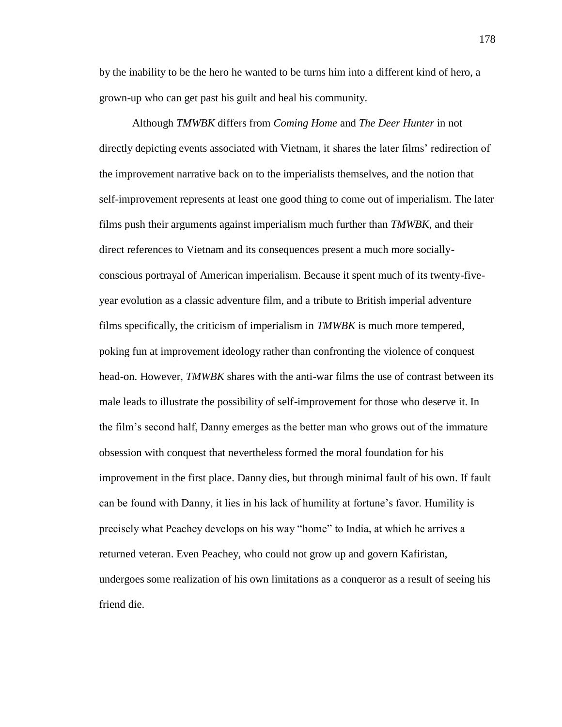by the inability to be the hero he wanted to be turns him into a different kind of hero, a grown-up who can get past his guilt and heal his community.

Although *TMWBK* differs from *Coming Home* and *The Deer Hunter* in not directly depicting events associated with Vietnam, it shares the later films' redirection of the improvement narrative back on to the imperialists themselves, and the notion that self-improvement represents at least one good thing to come out of imperialism. The later films push their arguments against imperialism much further than *TMWBK*, and their direct references to Vietnam and its consequences present a much more socially-conscious portrayal of American imperialism. Because it spent much of its twenty-five-year evolution as a classic adventure film, and a tribute to British imperial adventure films specifically, the criticism of imperialism in *TMWBK* is much more tempered, poking fun at improvement ideology rather than confronting the violence of conquest head-on. However, *TMWBK* shares with the anti-war films the use of contrast between its male leads to illustrate the possibility of self-improvement for those who deserve it. In the film's second half, Danny emerges as the better man who grows out of the immature obsession with conquest that nevertheless formed the moral foundation for his improvement in the first place. Danny dies, but through minimal fault of his own. If fault can be found with Danny, it lies in his lack of humility at fortune's favor. Humility is precisely what Peachey develops on his way "home" to India, at which he arrives a returned veteran. Even Peachey, who could not grow up and govern Kafiristan, undergoes some realization of his own limitations as a conqueror as a result of seeing his friend die.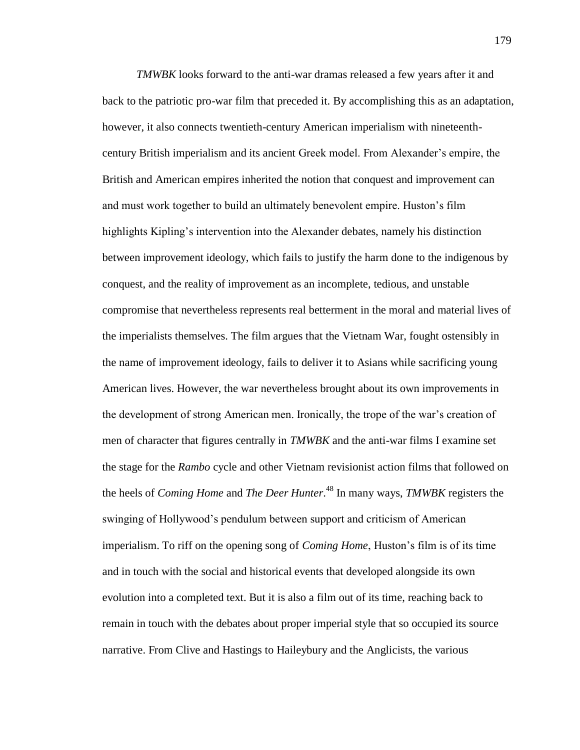*TMWBK* looks forward to the anti-war dramas released a few years after it and back to the patriotic pro-war film that preceded it. By accomplishing this as an adaptation, however, it also connects twentieth-century American imperialism with nineteenth-century British imperialism and its ancient Greek model. From Alexander's empire, the British and American empires inherited the notion that conquest and improvement can and must work together to build an ultimately benevolent empire. Huston's film highlights Kipling's intervention into the Alexander debates, namely his distinction between improvement ideology, which fails to justify the harm done to the indigenous by conquest, and the reality of improvement as an incomplete, tedious, and unstable compromise that nevertheless represents real betterment in the moral and material lives of the imperialists themselves. The film argues that the Vietnam War, fought ostensibly in the name of improvement ideology, fails to deliver it to Asians while sacrificing young American lives. However, the war nevertheless brought about its own improvements in the development of strong American men. Ironically, the trope of the war's creation of men of character that figures centrally in *TMWBK* and the anti-war films I examine set the stage for the *Rambo* cycle and other Vietnam revisionist action films that followed on the heels of *Coming Home* and *The Deer Hunter*.[48] In many ways, *TMWBK* registers the swinging of Hollywood's pendulum between support and criticism of American imperialism. To riff on the opening song of *Coming Home*, Huston's film is of its time and in touch with the social and historical events that developed alongside its own evolution into a completed text. But it is also a film out of its time, reaching back to remain in touch with the debates about proper imperial style that so occupied its source narrative. From Clive and Hastings to Haileybury and the Anglicists, the various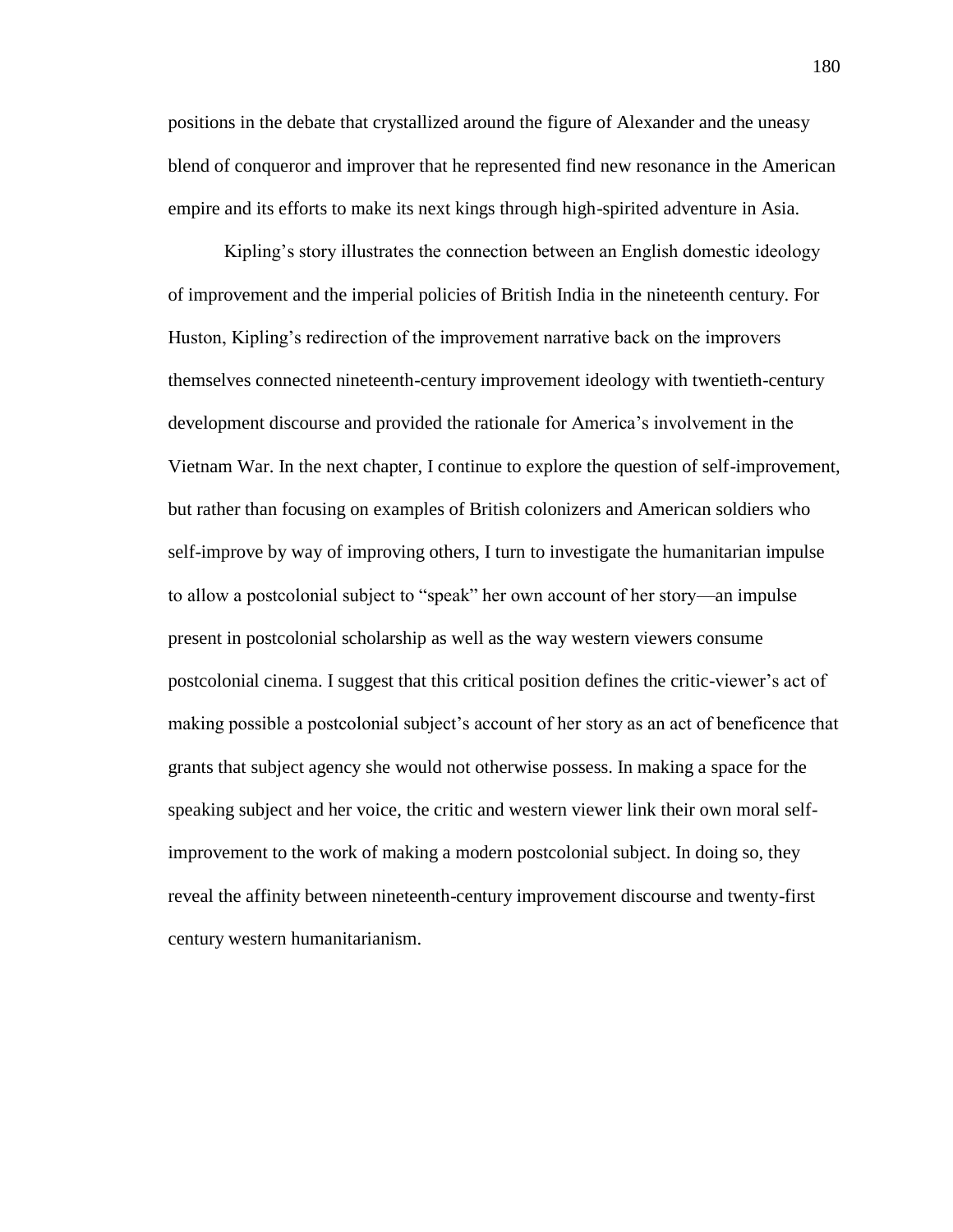positions in the debate that crystallized around the figure of Alexander and the uneasy blend of conqueror and improver that he represented find new resonance in the American empire and its efforts to make its next kings through high-spirited adventure in Asia.

Kipling's story illustrates the connection between an English domestic ideology of improvement and the imperial policies of British India in the nineteenth century. For Huston, Kipling's redirection of the improvement narrative back on the improvers themselves connected nineteenth-century improvement ideology with twentieth-century development discourse and provided the rationale for America's involvement in the Vietnam War. In the next chapter, I continue to explore the question of self-improvement, but rather than focusing on examples of British colonizers and American soldiers who self-improve by way of improving others, I turn to investigate the humanitarian impulse to allow a postcolonial subject to "speak" her own account of her story—an impulse present in postcolonial scholarship as well as the way western viewers consume postcolonial cinema. I suggest that this critical position defines the critic-viewer's act of making possible a postcolonial subject's account of her story as an act of beneficence that grants that subject agency she would not otherwise possess. In making a space for the speaking subject and her voice, the critic and western viewer link their own moral self-improvement to the work of making a modern postcolonial subject. In doing so, they reveal the affinity between nineteenth-century improvement discourse and twenty-first century western humanitarianism.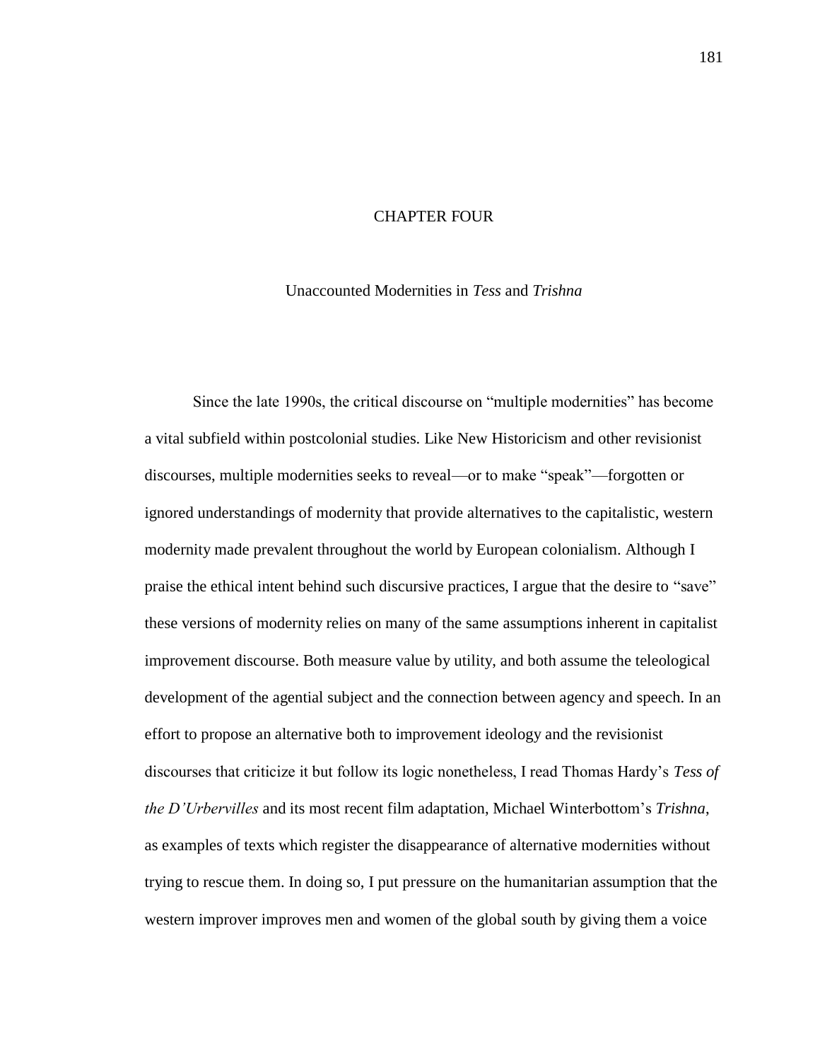# CHAPTER FOUR

## Unaccounted Modernities in *Tess* and *Trishna*

Since the late 1990s, the critical discourse on "multiple modernities" has become a vital subfield within postcolonial studies. Like New Historicism and other revisionist discourses, multiple modernities seeks to reveal—or to make "speak"—forgotten or ignored understandings of modernity that provide alternatives to the capitalistic, western modernity made prevalent throughout the world by European colonialism. Although I praise the ethical intent behind such discursive practices, I argue that the desire to "save" these versions of modernity relies on many of the same assumptions inherent in capitalist improvement discourse. Both measure value by utility, and both assume the teleological development of the agential subject and the connection between agency and speech. In an effort to propose an alternative both to improvement ideology and the revisionist discourses that criticize it but follow its logic nonetheless, I read Thomas Hardy's *Tess of the D'Urbervilles* and its most recent film adaptation, Michael Winterbottom's *Trishna*, as examples of texts which register the disappearance of alternative modernities without trying to rescue them. In doing so, I put pressure on the humanitarian assumption that the western improver improves men and women of the global south by giving them a voice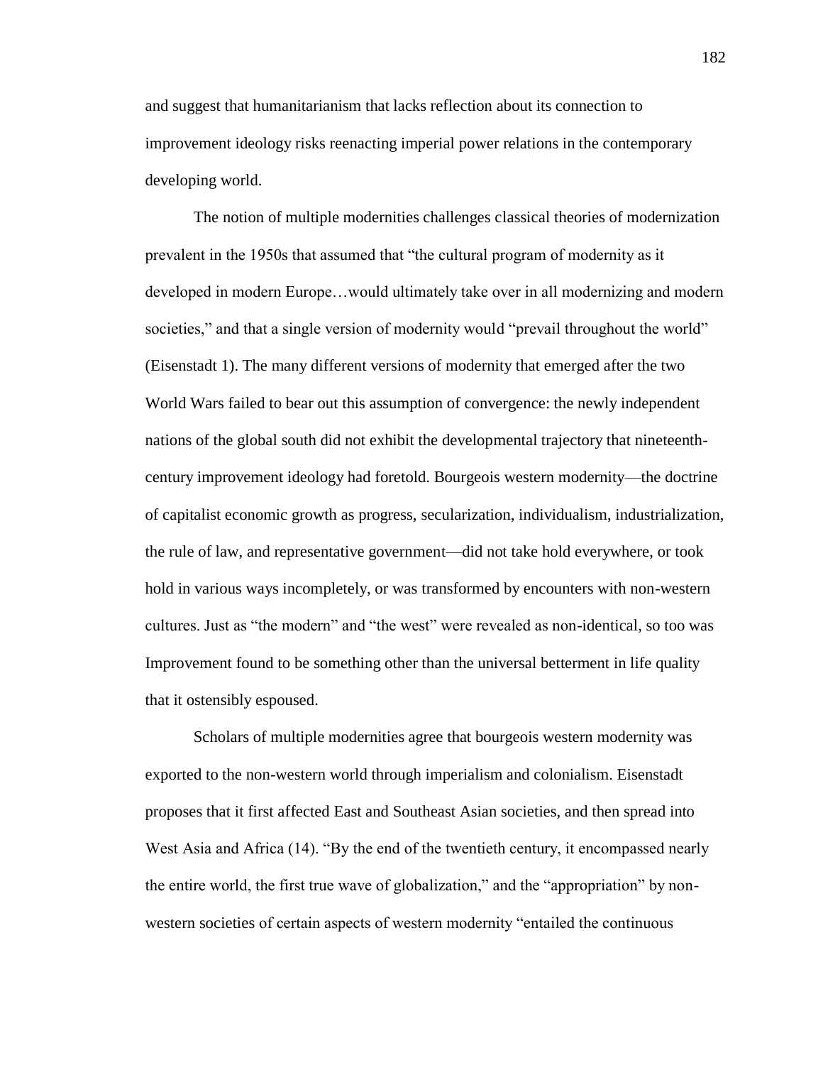and suggest that humanitarianism that lacks reflection about its connection to improvement ideology risks reenacting imperial power relations in the contemporary developing world.

The notion of multiple modernities challenges classical theories of modernization prevalent in the 1950s that assumed that "the cultural program of modernity as it developed in modern Europe…would ultimately take over in all modernizing and modern societies," and that a single version of modernity would "prevail throughout the world" (Eisenstadt 1). The many different versions of modernity that emerged after the two World Wars failed to bear out this assumption of convergence: the newly independent nations of the global south did not exhibit the developmental trajectory that nineteenth-century improvement ideology had foretold. Bourgeois western modernity—the doctrine of capitalist economic growth as progress, secularization, individualism, industrialization, the rule of law, and representative government—did not take hold everywhere, or took hold in various ways incompletely, or was transformed by encounters with non-western cultures. Just as "the modern" and "the west" were revealed as non-identical, so too was Improvement found to be something other than the universal betterment in life quality that it ostensibly espoused.

Scholars of multiple modernities agree that bourgeois western modernity was exported to the non-western world through imperialism and colonialism. Eisenstadt proposes that it first affected East and Southeast Asian societies, and then spread into West Asia and Africa (14). "By the end of the twentieth century, it encompassed nearly the entire world, the first true wave of globalization," and the "appropriation" by non-western societies of certain aspects of western modernity "entailed the continuous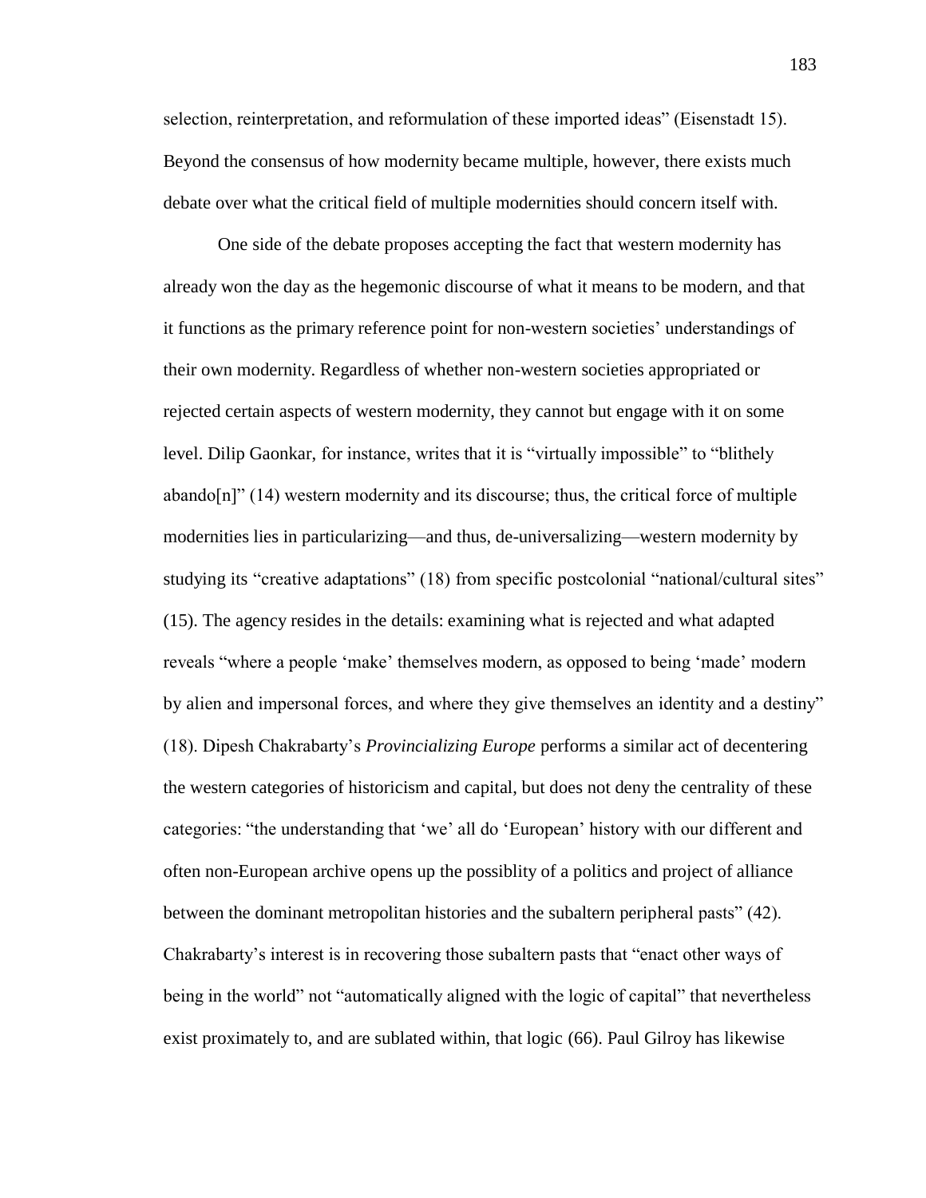selection, reinterpretation, and reformulation of these imported ideas" (Eisenstadt 15). Beyond the consensus of how modernity became multiple, however, there exists much debate over what the critical field of multiple modernities should concern itself with.

One side of the debate proposes accepting the fact that western modernity has already won the day as the hegemonic discourse of what it means to be modern, and that it functions as the primary reference point for non-western societies' understandings of their own modernity. Regardless of whether non-western societies appropriated or rejected certain aspects of western modernity, they cannot but engage with it on some level. Dilip Gaonkar, for instance, writes that it is "virtually impossible" to "blithely abando[n]" (14) western modernity and its discourse; thus, the critical force of multiple modernities lies in particularizing—and thus, de-universalizing—western modernity by studying its "creative adaptations" (18) from specific postcolonial "national/cultural sites" (15). The agency resides in the details: examining what is rejected and what adapted reveals "where a people 'make' themselves modern, as opposed to being 'made' modern by alien and impersonal forces, and where they give themselves an identity and a destiny" (18). Dipesh Chakrabarty's *Provincializing Europe* performs a similar act of decentering the western categories of historicism and capital, but does not deny the centrality of these categories: "the understanding that 'we' all do 'European' history with our different and often non-European archive opens up the possiblity of a politics and project of alliance between the dominant metropolitan histories and the subaltern peripheral pasts" (42). Chakrabarty's interest is in recovering those subaltern pasts that "enact other ways of being in the world" not "automatically aligned with the logic of capital" that nevertheless exist proximately to, and are sublated within, that logic (66). Paul Gilroy has likewise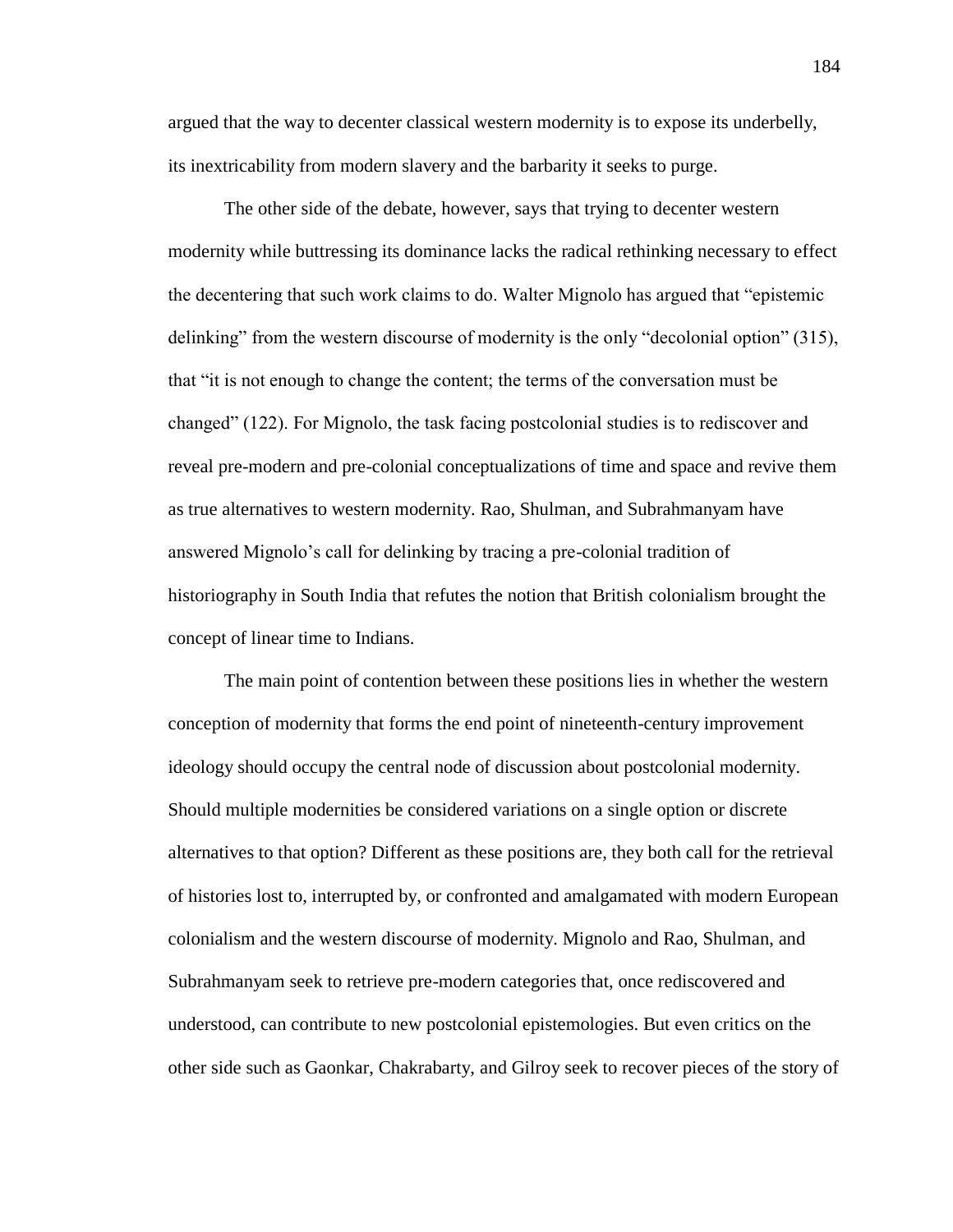argued that the way to decenter classical western modernity is to expose its underbelly, its inextricability from modern slavery and the barbarity it seeks to purge.

The other side of the debate, however, says that trying to decenter western modernity while buttressing its dominance lacks the radical rethinking necessary to effect the decentering that such work claims to do. Walter Mignolo has argued that "epistemic delinking" from the western discourse of modernity is the only "decolonial option" (315), that "it is not enough to change the content; the terms of the conversation must be changed" (122). For Mignolo, the task facing postcolonial studies is to rediscover and reveal pre-modern and pre-colonial conceptualizations of time and space and revive them as true alternatives to western modernity. Rao, Shulman, and Subrahmanyam have answered Mignolo's call for delinking by tracing a pre-colonial tradition of historiography in South India that refutes the notion that British colonialism brought the concept of linear time to Indians.

The main point of contention between these positions lies in whether the western conception of modernity that forms the end point of nineteenth-century improvement ideology should occupy the central node of discussion about postcolonial modernity. Should multiple modernities be considered variations on a single option or discrete alternatives to that option? Different as these positions are, they both call for the retrieval of histories lost to, interrupted by, or confronted and amalgamated with modern European colonialism and the western discourse of modernity. Mignolo and Rao, Shulman, and Subrahmanyam seek to retrieve pre-modern categories that, once rediscovered and understood, can contribute to new postcolonial epistemologies. But even critics on the other side such as Gaonkar, Chakrabarty, and Gilroy seek to recover pieces of the story of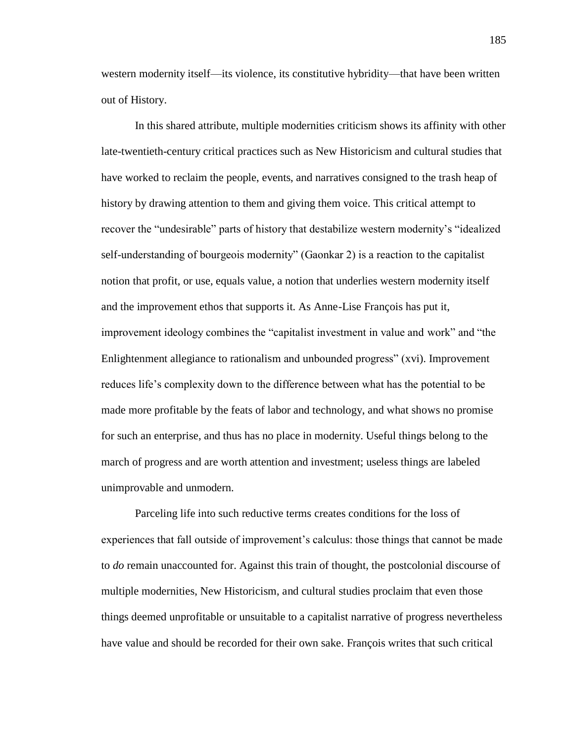western modernity itself—its violence, its constitutive hybridity—that have been written out of History.

In this shared attribute, multiple modernities criticism shows its affinity with other late-twentieth-century critical practices such as New Historicism and cultural studies that have worked to reclaim the people, events, and narratives consigned to the trash heap of history by drawing attention to them and giving them voice. This critical attempt to recover the "undesirable" parts of history that destabilize western modernity's "idealized self-understanding of bourgeois modernity" (Gaonkar 2) is a reaction to the capitalist notion that profit, or use, equals value, a notion that underlies western modernity itself and the improvement ethos that supports it. As Anne-Lise François has put it, improvement ideology combines the "capitalist investment in value and work" and "the Enlightenment allegiance to rationalism and unbounded progress" (xvi). Improvement reduces life's complexity down to the difference between what has the potential to be made more profitable by the feats of labor and technology, and what shows no promise for such an enterprise, and thus has no place in modernity. Useful things belong to the march of progress and are worth attention and investment; useless things are labeled unimprovable and unmodern.

Parceling life into such reductive terms creates conditions for the loss of experiences that fall outside of improvement's calculus: those things that cannot be made to *do* remain unaccounted for. Against this train of thought, the postcolonial discourse of multiple modernities, New Historicism, and cultural studies proclaim that even those things deemed unprofitable or unsuitable to a capitalist narrative of progress nevertheless have value and should be recorded for their own sake. François writes that such critical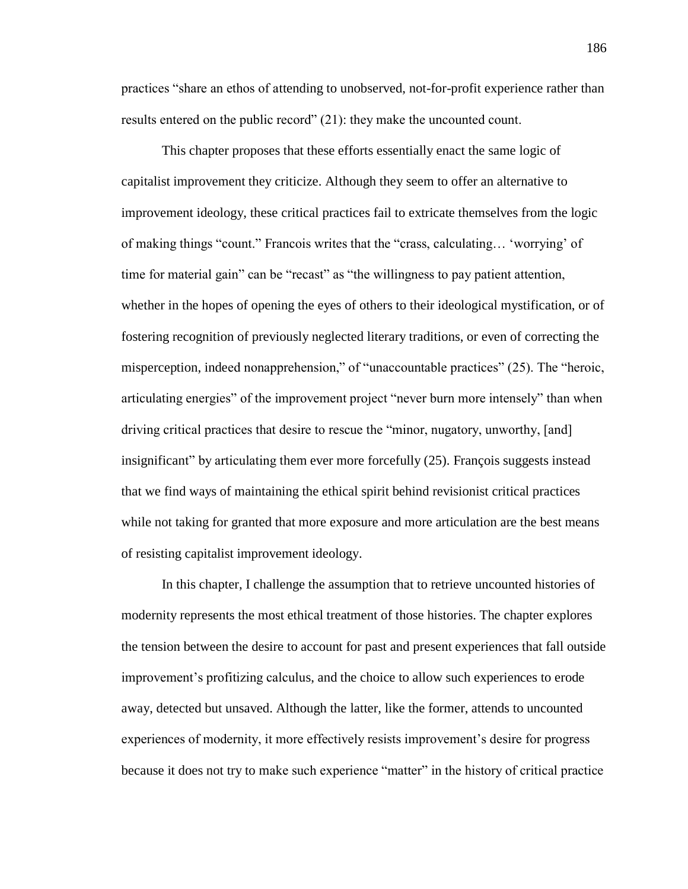practices "share an ethos of attending to unobserved, not-for-profit experience rather than results entered on the public record" (21): they make the uncounted count.

This chapter proposes that these efforts essentially enact the same logic of capitalist improvement they criticize. Although they seem to offer an alternative to improvement ideology, these critical practices fail to extricate themselves from the logic of making things "count." Francois writes that the "crass, calculating… 'worrying' of time for material gain" can be "recast" as "the willingness to pay patient attention, whether in the hopes of opening the eyes of others to their ideological mystification, or of fostering recognition of previously neglected literary traditions, or even of correcting the misperception, indeed nonapprehension," of "unaccountable practices" (25). The "heroic, articulating energies" of the improvement project "never burn more intensely" than when driving critical practices that desire to rescue the "minor, nugatory, unworthy, [and] insignificant" by articulating them ever more forcefully (25). François suggests instead that we find ways of maintaining the ethical spirit behind revisionist critical practices while not taking for granted that more exposure and more articulation are the best means of resisting capitalist improvement ideology.

In this chapter, I challenge the assumption that to retrieve uncounted histories of modernity represents the most ethical treatment of those histories. The chapter explores the tension between the desire to account for past and present experiences that fall outside improvement's profitizing calculus, and the choice to allow such experiences to erode away, detected but unsaved. Although the latter, like the former, attends to uncounted experiences of modernity, it more effectively resists improvement's desire for progress because it does not try to make such experience "matter" in the history of critical practice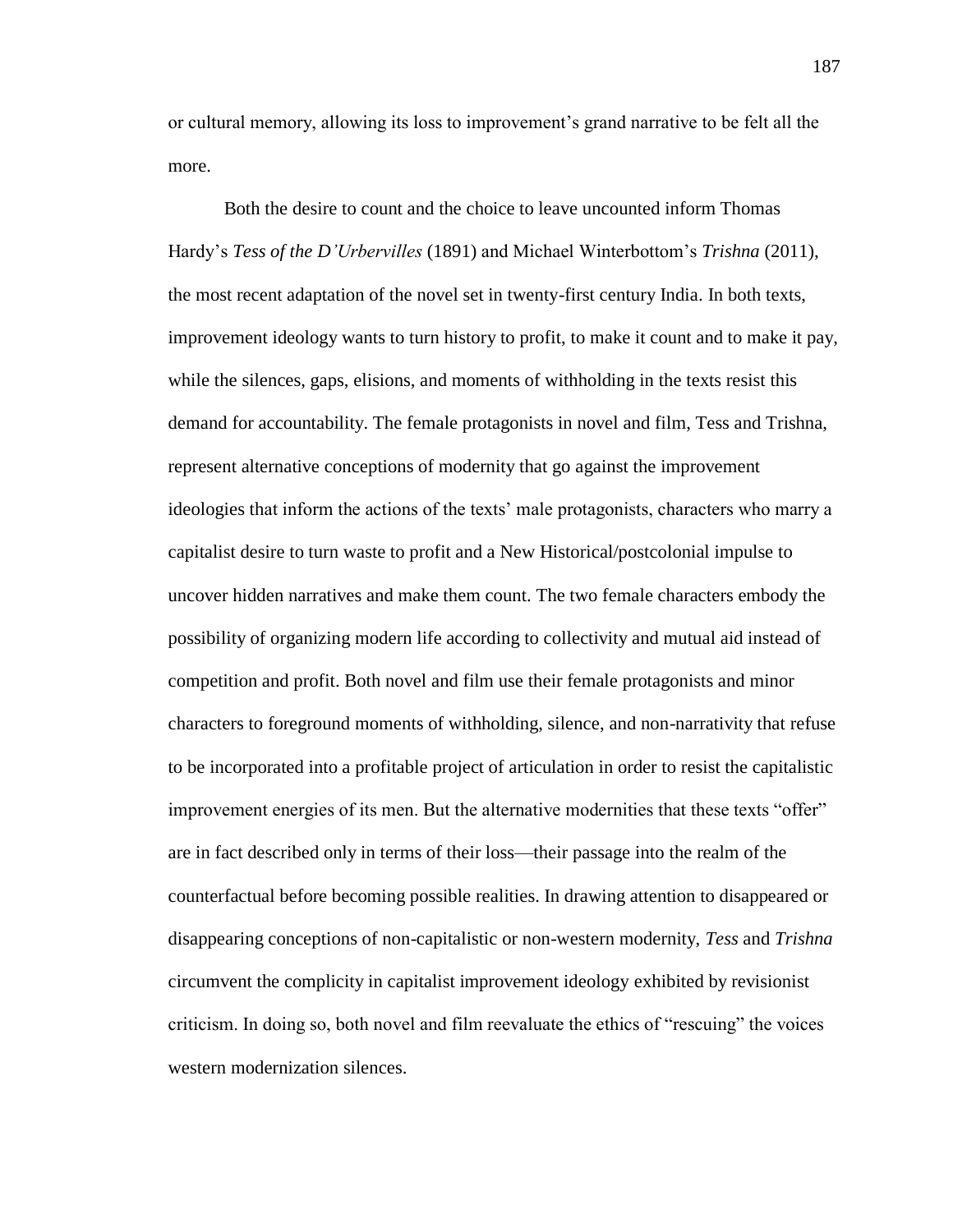or cultural memory, allowing its loss to improvement's grand narrative to be felt all the more.

Both the desire to count and the choice to leave uncounted inform Thomas Hardy's *Tess of the D'Urbervilles* (1891) and Michael Winterbottom's *Trishna* (2011), the most recent adaptation of the novel set in twenty-first century India. In both texts, improvement ideology wants to turn history to profit, to make it count and to make it pay, while the silences, gaps, elisions, and moments of withholding in the texts resist this demand for accountability. The female protagonists in novel and film, Tess and Trishna, represent alternative conceptions of modernity that go against the improvement ideologies that inform the actions of the texts' male protagonists, characters who marry a capitalist desire to turn waste to profit and a New Historical/postcolonial impulse to uncover hidden narratives and make them count. The two female characters embody the possibility of organizing modern life according to collectivity and mutual aid instead of competition and profit. Both novel and film use their female protagonists and minor characters to foreground moments of withholding, silence, and non-narrativity that refuse to be incorporated into a profitable project of articulation in order to resist the capitalistic improvement energies of its men. But the alternative modernities that these texts "offer" are in fact described only in terms of their loss—their passage into the realm of the counterfactual before becoming possible realities. In drawing attention to disappeared or disappearing conceptions of non-capitalistic or non-western modernity, *Tess* and *Trishna* circumvent the complicity in capitalist improvement ideology exhibited by revisionist criticism. In doing so, both novel and film reevaluate the ethics of "rescuing" the voices western modernization silences.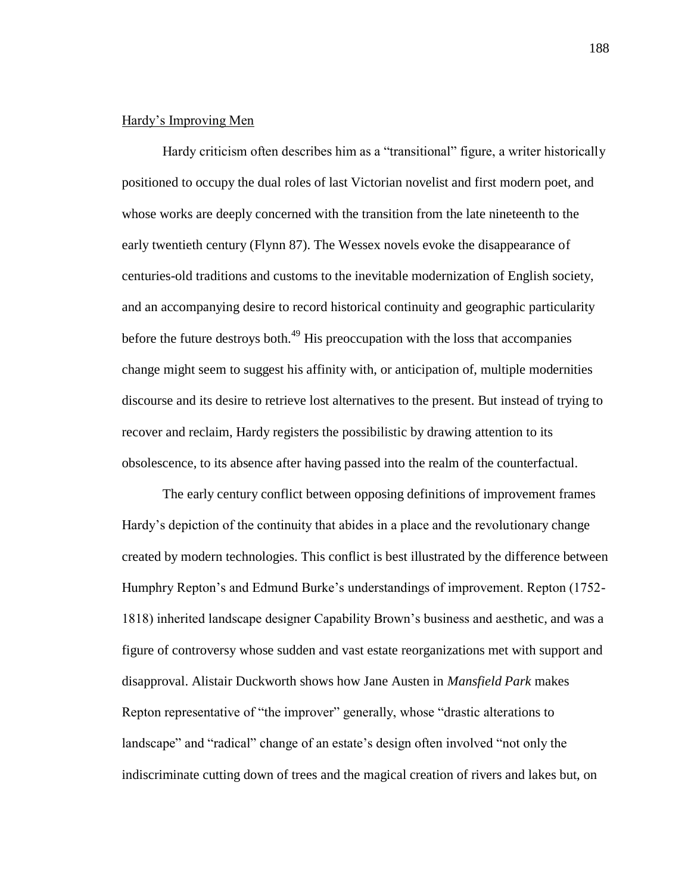Hardy's Improving Men

Hardy criticism often describes him as a "transitional" figure, a writer historically positioned to occupy the dual roles of last Victorian novelist and first modern poet, and whose works are deeply concerned with the transition from the late nineteenth to the early twentieth century (Flynn 87). The Wessex novels evoke the disappearance of centuries-old traditions and customs to the inevitable modernization of English society, and an accompanying desire to record historical continuity and geographic particularity before the future destroys both.[49] His preoccupation with the loss that accompanies change might seem to suggest his affinity with, or anticipation of, multiple modernities discourse and its desire to retrieve lost alternatives to the present. But instead of trying to recover and reclaim, Hardy registers the possibilistic by drawing attention to its obsolescence, to its absence after having passed into the realm of the counterfactual.

The early century conflict between opposing definitions of improvement frames Hardy's depiction of the continuity that abides in a place and the revolutionary change created by modern technologies. This conflict is best illustrated by the difference between Humphry Repton's and Edmund Burke's understandings of improvement. Repton (1752-1818) inherited landscape designer Capability Brown's business and aesthetic, and was a figure of controversy whose sudden and vast estate reorganizations met with support and disapproval. Alistair Duckworth shows how Jane Austen in *Mansfield Park* makes Repton representative of "the improver" generally, whose "drastic alterations to landscape" and "radical" change of an estate's design often involved "not only the indiscriminate cutting down of trees and the magical creation of rivers and lakes but, on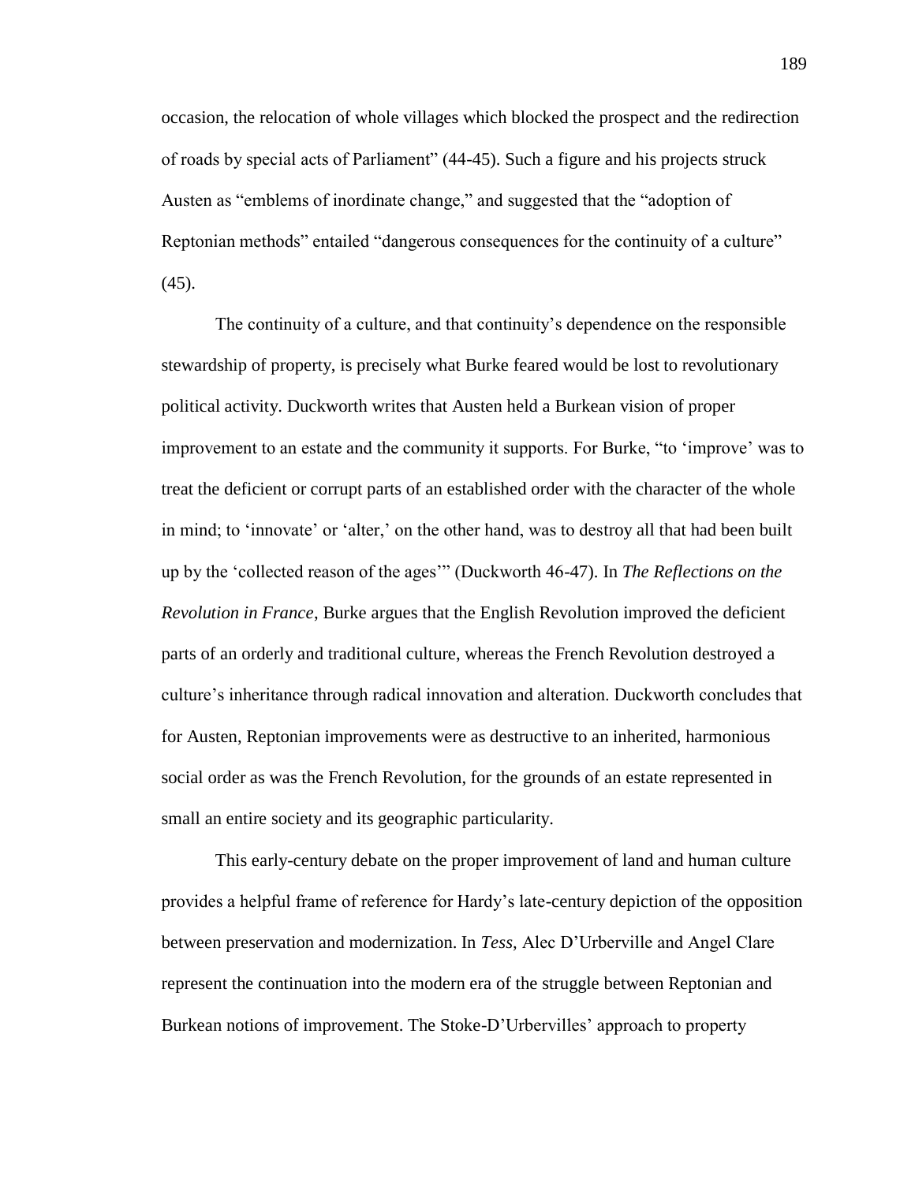occasion, the relocation of whole villages which blocked the prospect and the redirection of roads by special acts of Parliament" (44-45). Such a figure and his projects struck Austen as "emblems of inordinate change," and suggested that the "adoption of Reptonian methods" entailed "dangerous consequences for the continuity of a culture" (45).

The continuity of a culture, and that continuity's dependence on the responsible stewardship of property, is precisely what Burke feared would be lost to revolutionary political activity. Duckworth writes that Austen held a Burkean vision of proper improvement to an estate and the community it supports. For Burke, "to 'improve' was to treat the deficient or corrupt parts of an established order with the character of the whole in mind; to 'innovate' or 'alter,' on the other hand, was to destroy all that had been built up by the 'collected reason of the ages'" (Duckworth 46-47). In *The Reflections on the Revolution in France*, Burke argues that the English Revolution improved the deficient parts of an orderly and traditional culture, whereas the French Revolution destroyed a culture's inheritance through radical innovation and alteration. Duckworth concludes that for Austen, Reptonian improvements were as destructive to an inherited, harmonious social order as was the French Revolution, for the grounds of an estate represented in small an entire society and its geographic particularity.

This early-century debate on the proper improvement of land and human culture provides a helpful frame of reference for Hardy's late-century depiction of the opposition between preservation and modernization. In *Tess*, Alec D'Urberville and Angel Clare represent the continuation into the modern era of the struggle between Reptonian and Burkean notions of improvement. The Stoke-D'Urbervilles' approach to property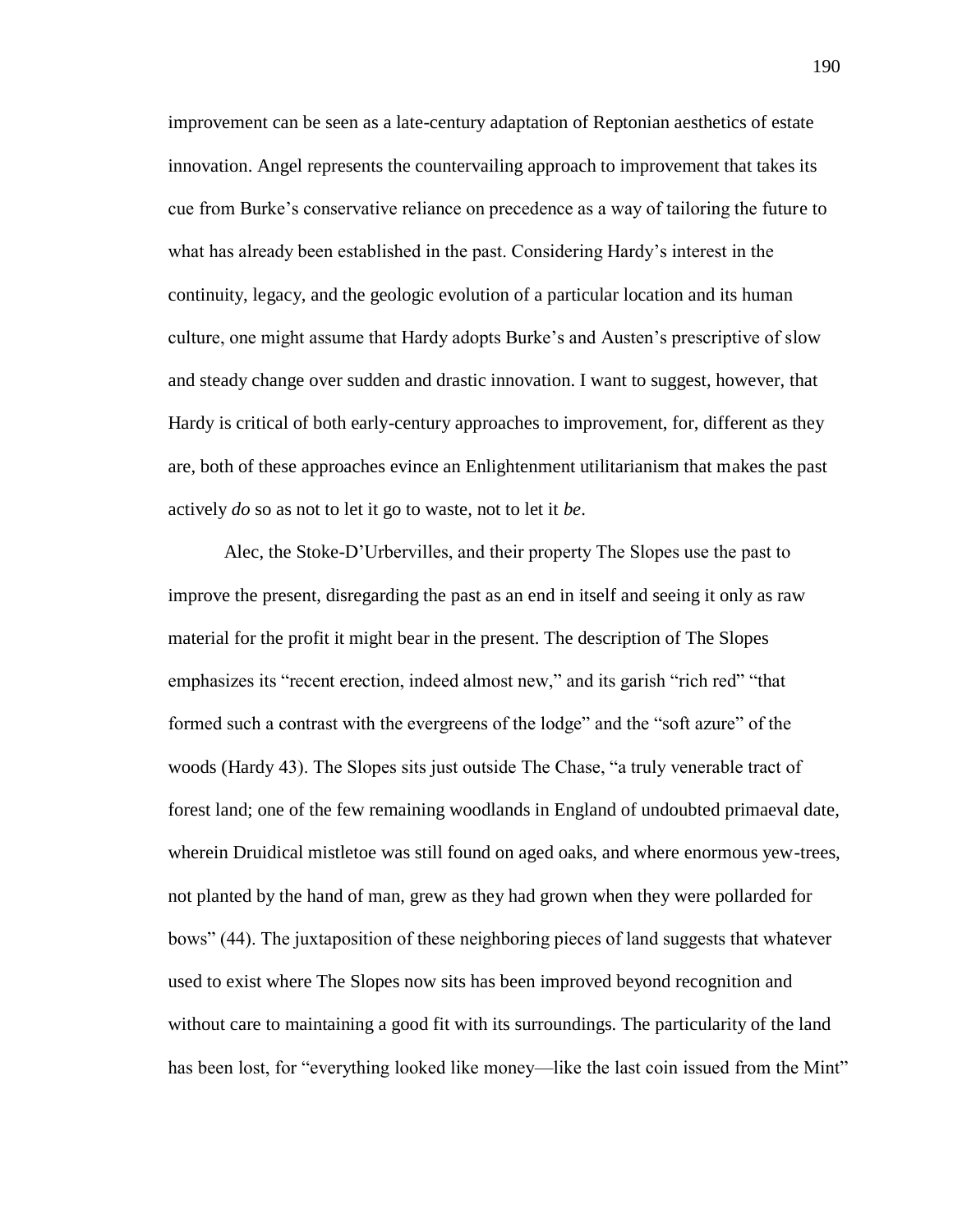improvement can be seen as a late-century adaptation of Reptonian aesthetics of estate innovation. Angel represents the countervailing approach to improvement that takes its cue from Burke's conservative reliance on precedence as a way of tailoring the future to what has already been established in the past. Considering Hardy's interest in the continuity, legacy, and the geologic evolution of a particular location and its human culture, one might assume that Hardy adopts Burke's and Austen's prescriptive of slow and steady change over sudden and drastic innovation. I want to suggest, however, that Hardy is critical of both early-century approaches to improvement, for, different as they are, both of these approaches evince an Enlightenment utilitarianism that makes the past actively *do* so as not to let it go to waste, not to let it *be*.

Alec, the Stoke-D'Urbervilles, and their property The Slopes use the past to improve the present, disregarding the past as an end in itself and seeing it only as raw material for the profit it might bear in the present. The description of The Slopes emphasizes its "recent erection, indeed almost new," and its garish "rich red" "that formed such a contrast with the evergreens of the lodge" and the "soft azure" of the woods (Hardy 43). The Slopes sits just outside The Chase, "a truly venerable tract of forest land; one of the few remaining woodlands in England of undoubted primaeval date, wherein Druidical mistletoe was still found on aged oaks, and where enormous yew-trees, not planted by the hand of man, grew as they had grown when they were pollarded for bows" (44). The juxtaposition of these neighboring pieces of land suggests that whatever used to exist where The Slopes now sits has been improved beyond recognition and without care to maintaining a good fit with its surroundings. The particularity of the land has been lost, for "everything looked like money—like the last coin issued from the Mint"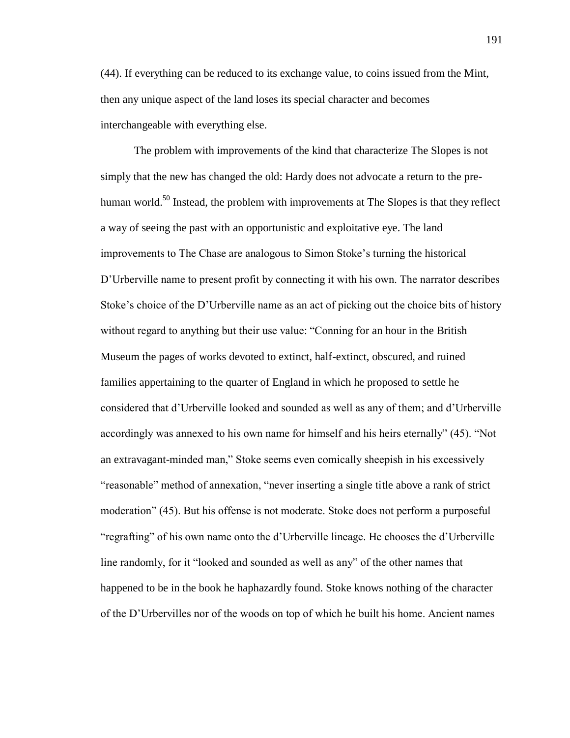(44). If everything can be reduced to its exchange value, to coins issued from the Mint, then any unique aspect of the land loses its special character and becomes interchangeable with everything else.

The problem with improvements of the kind that characterize The Slopes is not simply that the new has changed the old: Hardy does not advocate a return to the pre-human world.[50] Instead, the problem with improvements at The Slopes is that they reflect a way of seeing the past with an opportunistic and exploitative eye. The land improvements to The Chase are analogous to Simon Stoke's turning the historical D'Urberville name to present profit by connecting it with his own. The narrator describes Stoke's choice of the D'Urberville name as an act of picking out the choice bits of history without regard to anything but their use value: "Conning for an hour in the British Museum the pages of works devoted to extinct, half-extinct, obscured, and ruined families appertaining to the quarter of England in which he proposed to settle he considered that d'Urberville looked and sounded as well as any of them; and d'Urberville accordingly was annexed to his own name for himself and his heirs eternally" (45). "Not an extravagant-minded man," Stoke seems even comically sheepish in his excessively "reasonable" method of annexation, "never inserting a single title above a rank of strict moderation" (45). But his offense is not moderate. Stoke does not perform a purposeful "regrafting" of his own name onto the d'Urberville lineage. He chooses the d'Urberville line randomly, for it "looked and sounded as well as any" of the other names that happened to be in the book he haphazardly found. Stoke knows nothing of the character of the D'Urbervilles nor of the woods on top of which he built his home. Ancient names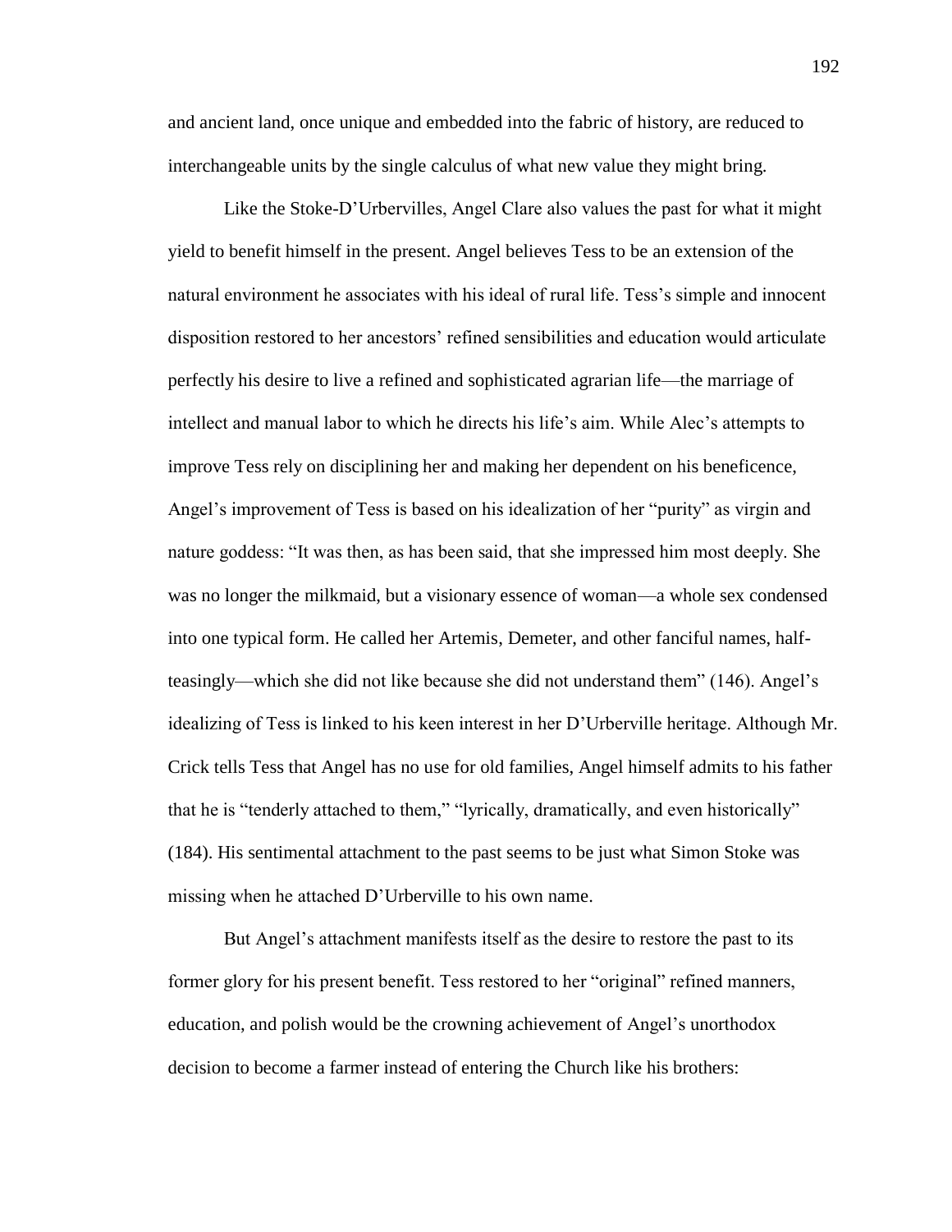and ancient land, once unique and embedded into the fabric of history, are reduced to interchangeable units by the single calculus of what new value they might bring.

Like the Stoke-D'Urbervilles, Angel Clare also values the past for what it might yield to benefit himself in the present. Angel believes Tess to be an extension of the natural environment he associates with his ideal of rural life. Tess's simple and innocent disposition restored to her ancestors' refined sensibilities and education would articulate perfectly his desire to live a refined and sophisticated agrarian life—the marriage of intellect and manual labor to which he directs his life's aim. While Alec's attempts to improve Tess rely on disciplining her and making her dependent on his beneficence, Angel's improvement of Tess is based on his idealization of her "purity" as virgin and nature goddess: "It was then, as has been said, that she impressed him most deeply. She was no longer the milkmaid, but a visionary essence of woman—a whole sex condensed into one typical form. He called her Artemis, Demeter, and other fanciful names, half-teasingly—which she did not like because she did not understand them" (146). Angel's idealizing of Tess is linked to his keen interest in her D'Urberville heritage. Although Mr. Crick tells Tess that Angel has no use for old families, Angel himself admits to his father that he is "tenderly attached to them," "lyrically, dramatically, and even historically" (184). His sentimental attachment to the past seems to be just what Simon Stoke was missing when he attached D'Urberville to his own name.

But Angel's attachment manifests itself as the desire to restore the past to its former glory for his present benefit. Tess restored to her "original" refined manners, education, and polish would be the crowning achievement of Angel's unorthodox decision to become a farmer instead of entering the Church like his brothers: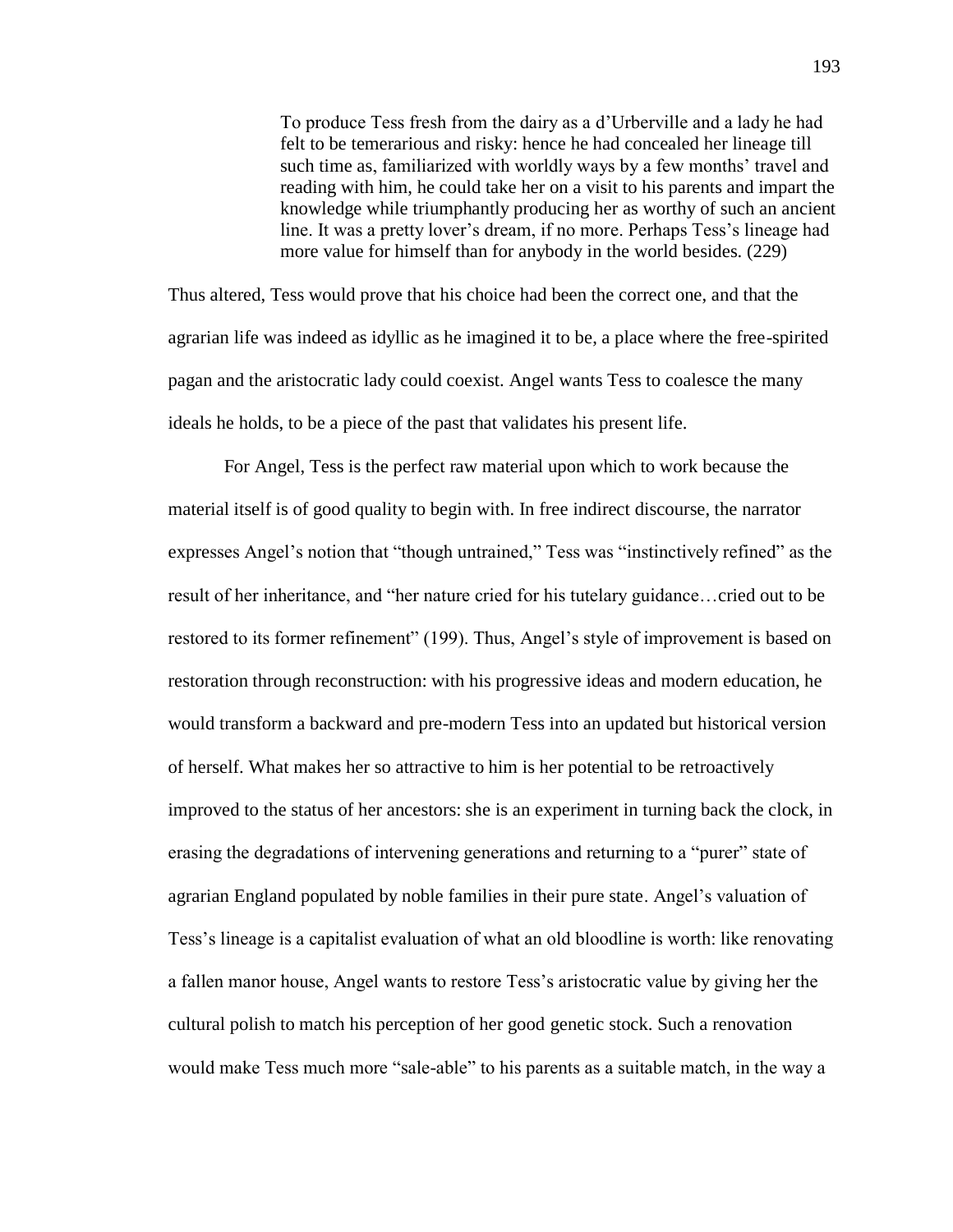> To produce Tess fresh from the dairy as a d'Urberville and a lady he had felt to be temerarious and risky: hence he had concealed her lineage till such time as, familiarized with worldly ways by a few months' travel and reading with him, he could take her on a visit to his parents and impart the knowledge while triumphantly producing her as worthy of such an ancient line. It was a pretty lover's dream, if no more. Perhaps Tess's lineage had more value for himself than for anybody in the world besides. (229)

Thus altered, Tess would prove that his choice had been the correct one, and that the agrarian life was indeed as idyllic as he imagined it to be, a place where the free-spirited pagan and the aristocratic lady could coexist. Angel wants Tess to coalesce the many ideals he holds, to be a piece of the past that validates his present life.

For Angel, Tess is the perfect raw material upon which to work because the material itself is of good quality to begin with. In free indirect discourse, the narrator expresses Angel's notion that "though untrained," Tess was "instinctively refined" as the result of her inheritance, and "her nature cried for his tutelary guidance…cried out to be restored to its former refinement" (199). Thus, Angel's style of improvement is based on restoration through reconstruction: with his progressive ideas and modern education, he would transform a backward and pre-modern Tess into an updated but historical version of herself. What makes her so attractive to him is her potential to be retroactively improved to the status of her ancestors: she is an experiment in turning back the clock, in erasing the degradations of intervening generations and returning to a "purer" state of agrarian England populated by noble families in their pure state. Angel's valuation of Tess's lineage is a capitalist evaluation of what an old bloodline is worth: like renovating a fallen manor house, Angel wants to restore Tess's aristocratic value by giving her the cultural polish to match his perception of her good genetic stock. Such a renovation would make Tess much more "sale-able" to his parents as a suitable match, in the way a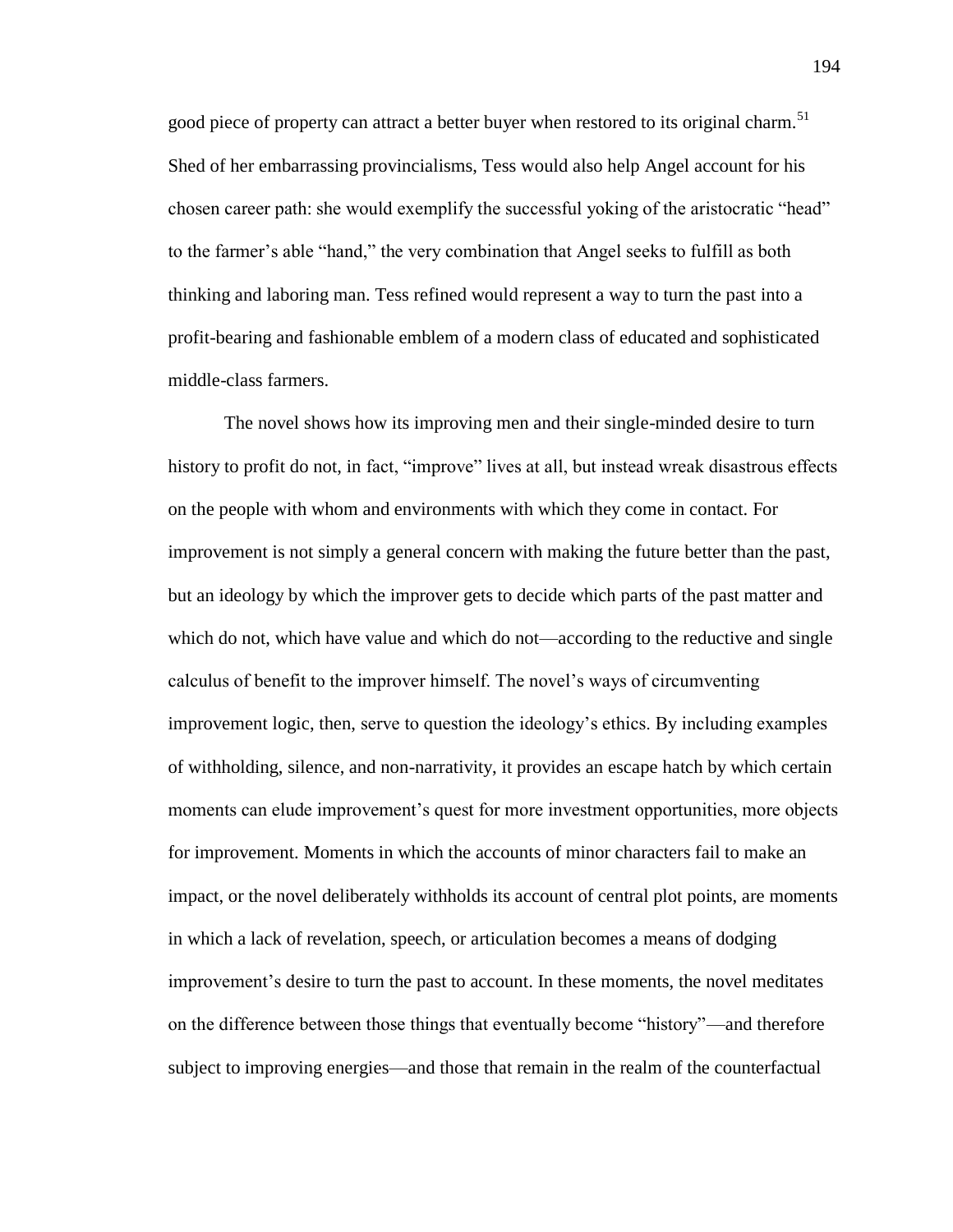good piece of property can attract a better buyer when restored to its original charm.[51] Shed of her embarrassing provincialisms, Tess would also help Angel account for his chosen career path: she would exemplify the successful yoking of the aristocratic "head" to the farmer's able "hand," the very combination that Angel seeks to fulfill as both thinking and laboring man. Tess refined would represent a way to turn the past into a profit-bearing and fashionable emblem of a modern class of educated and sophisticated middle-class farmers.

The novel shows how its improving men and their single-minded desire to turn history to profit do not, in fact, "improve" lives at all, but instead wreak disastrous effects on the people with whom and environments with which they come in contact. For improvement is not simply a general concern with making the future better than the past, but an ideology by which the improver gets to decide which parts of the past matter and which do not, which have value and which do not—according to the reductive and single calculus of benefit to the improver himself. The novel's ways of circumventing improvement logic, then, serve to question the ideology's ethics. By including examples of withholding, silence, and non-narrativity, it provides an escape hatch by which certain moments can elude improvement's quest for more investment opportunities, more objects for improvement. Moments in which the accounts of minor characters fail to make an impact, or the novel deliberately withholds its account of central plot points, are moments in which a lack of revelation, speech, or articulation becomes a means of dodging improvement's desire to turn the past to account. In these moments, the novel meditates on the difference between those things that eventually become "history"—and therefore subject to improving energies—and those that remain in the realm of the counterfactual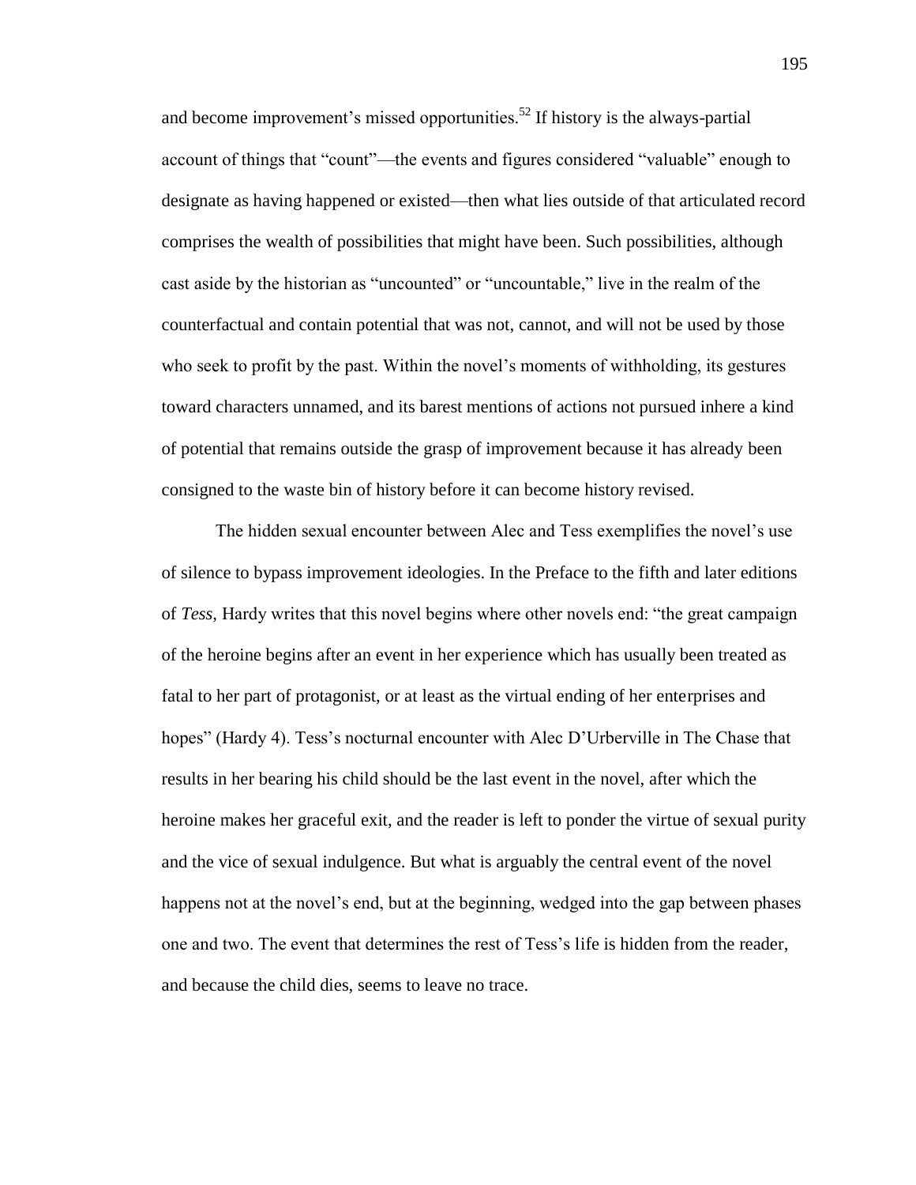and become improvement's missed opportunities.[52] If history is the always-partial account of things that "count"—the events and figures considered "valuable" enough to designate as having happened or existed—then what lies outside of that articulated record comprises the wealth of possibilities that might have been. Such possibilities, although cast aside by the historian as "uncounted" or "uncountable," live in the realm of the counterfactual and contain potential that was not, cannot, and will not be used by those who seek to profit by the past. Within the novel's moments of withholding, its gestures toward characters unnamed, and its barest mentions of actions not pursued inhere a kind of potential that remains outside the grasp of improvement because it has already been consigned to the waste bin of history before it can become history revised.

The hidden sexual encounter between Alec and Tess exemplifies the novel's use of silence to bypass improvement ideologies. In the Preface to the fifth and later editions of *Tess*, Hardy writes that this novel begins where other novels end: "the great campaign of the heroine begins after an event in her experience which has usually been treated as fatal to her part of protagonist, or at least as the virtual ending of her enterprises and hopes" (Hardy 4). Tess's nocturnal encounter with Alec D'Urberville in The Chase that results in her bearing his child should be the last event in the novel, after which the heroine makes her graceful exit, and the reader is left to ponder the virtue of sexual purity and the vice of sexual indulgence. But what is arguably the central event of the novel happens not at the novel's end, but at the beginning, wedged into the gap between phases one and two. The event that determines the rest of Tess's life is hidden from the reader, and because the child dies, seems to leave no trace.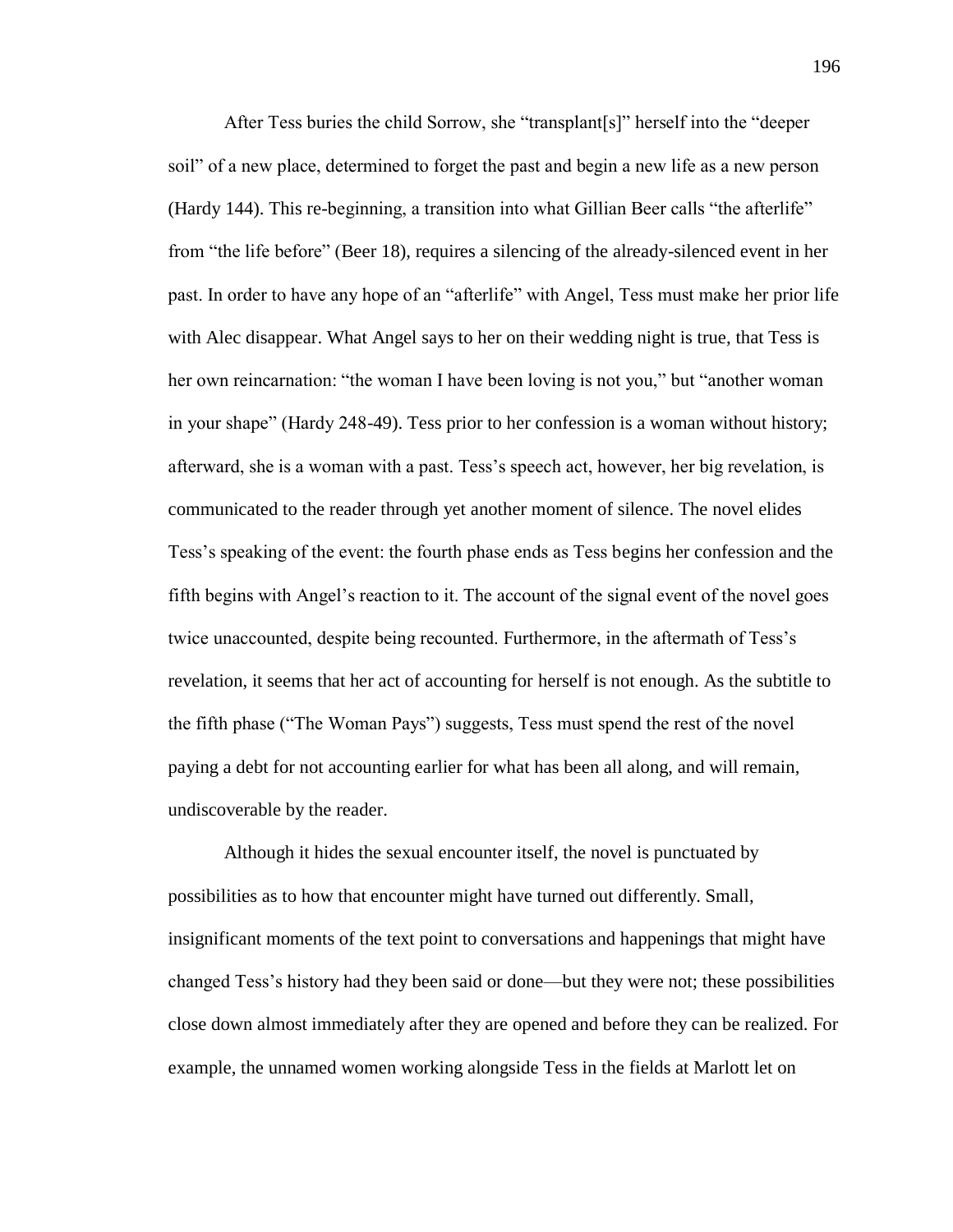After Tess buries the child Sorrow, she "transplant[s]" herself into the "deeper soil" of a new place, determined to forget the past and begin a new life as a new person (Hardy 144). This re-beginning, a transition into what Gillian Beer calls "the afterlife" from "the life before" (Beer 18), requires a silencing of the already-silenced event in her past. In order to have any hope of an "afterlife" with Angel, Tess must make her prior life with Alec disappear. What Angel says to her on their wedding night is true, that Tess is her own reincarnation: "the woman I have been loving is not you," but "another woman in your shape" (Hardy 248-49). Tess prior to her confession is a woman without history; afterward, she is a woman with a past. Tess's speech act, however, her big revelation, is communicated to the reader through yet another moment of silence. The novel elides Tess's speaking of the event: the fourth phase ends as Tess begins her confession and the fifth begins with Angel's reaction to it. The account of the signal event of the novel goes twice unaccounted, despite being recounted. Furthermore, in the aftermath of Tess's revelation, it seems that her act of accounting for herself is not enough. As the subtitle to the fifth phase ("The Woman Pays") suggests, Tess must spend the rest of the novel paying a debt for not accounting earlier for what has been all along, and will remain, undiscoverable by the reader.

Although it hides the sexual encounter itself, the novel is punctuated by possibilities as to how that encounter might have turned out differently. Small, insignificant moments of the text point to conversations and happenings that might have changed Tess's history had they been said or done—but they were not; these possibilities close down almost immediately after they are opened and before they can be realized. For example, the unnamed women working alongside Tess in the fields at Marlott let on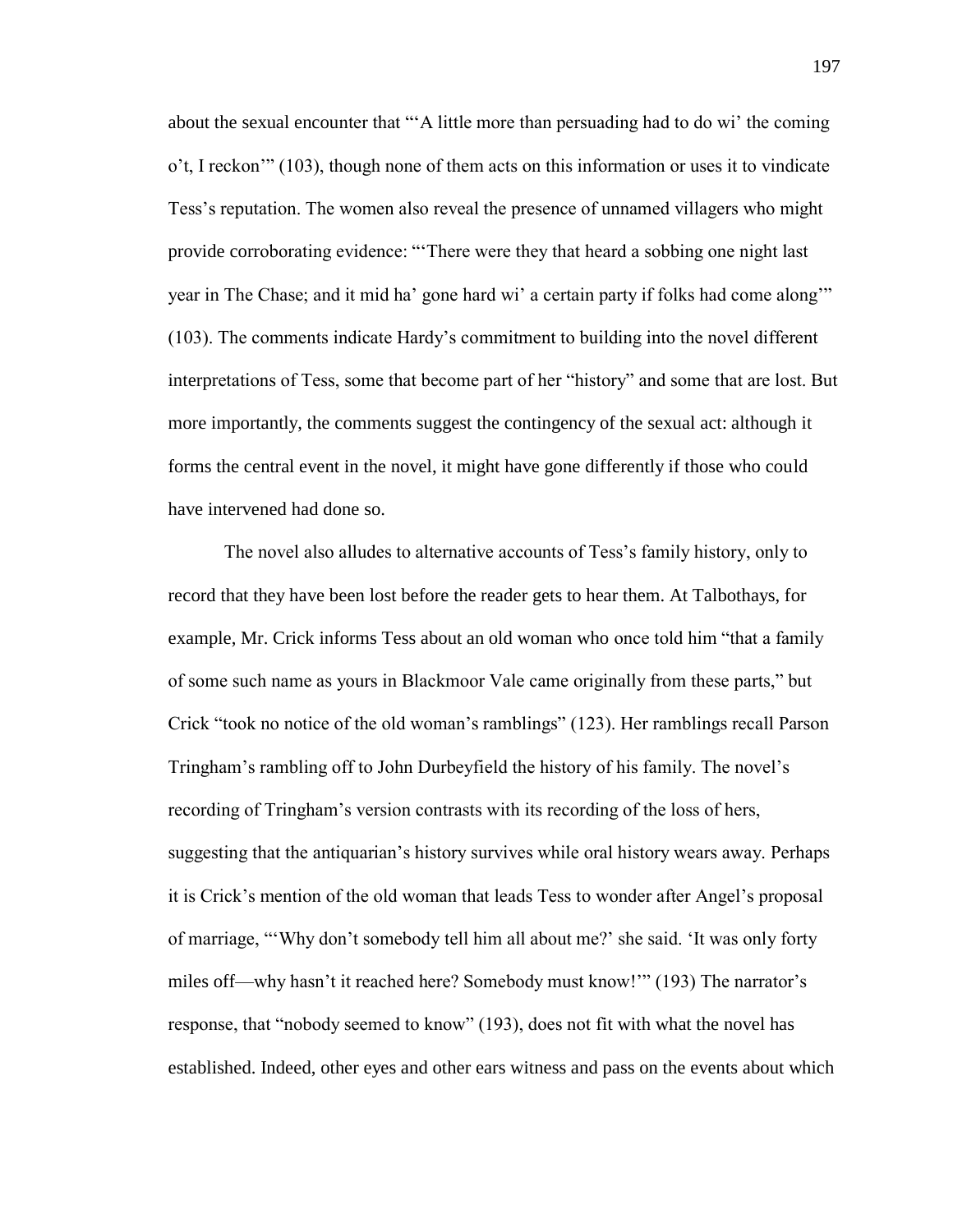about the sexual encounter that "'A little more than persuading had to do wi' the coming o't, I reckon'" (103), though none of them acts on this information or uses it to vindicate Tess's reputation. The women also reveal the presence of unnamed villagers who might provide corroborating evidence: "'There were they that heard a sobbing one night last year in The Chase; and it mid ha' gone hard wi' a certain party if folks had come along'" (103). The comments indicate Hardy's commitment to building into the novel different interpretations of Tess, some that become part of her "history" and some that are lost. But more importantly, the comments suggest the contingency of the sexual act: although it forms the central event in the novel, it might have gone differently if those who could have intervened had done so.

The novel also alludes to alternative accounts of Tess's family history, only to record that they have been lost before the reader gets to hear them. At Talbothays, for example, Mr. Crick informs Tess about an old woman who once told him "that a family of some such name as yours in Blackmoor Vale came originally from these parts," but Crick "took no notice of the old woman's ramblings" (123). Her ramblings recall Parson Tringham's rambling off to John Durbeyfield the history of his family. The novel's recording of Tringham's version contrasts with its recording of the loss of hers, suggesting that the antiquarian's history survives while oral history wears away. Perhaps it is Crick's mention of the old woman that leads Tess to wonder after Angel's proposal of marriage, "'Why don't somebody tell him all about me?' she said. 'It was only forty miles off—why hasn't it reached here? Somebody must know!'" (193) The narrator's response, that "nobody seemed to know" (193), does not fit with what the novel has established. Indeed, other eyes and other ears witness and pass on the events about which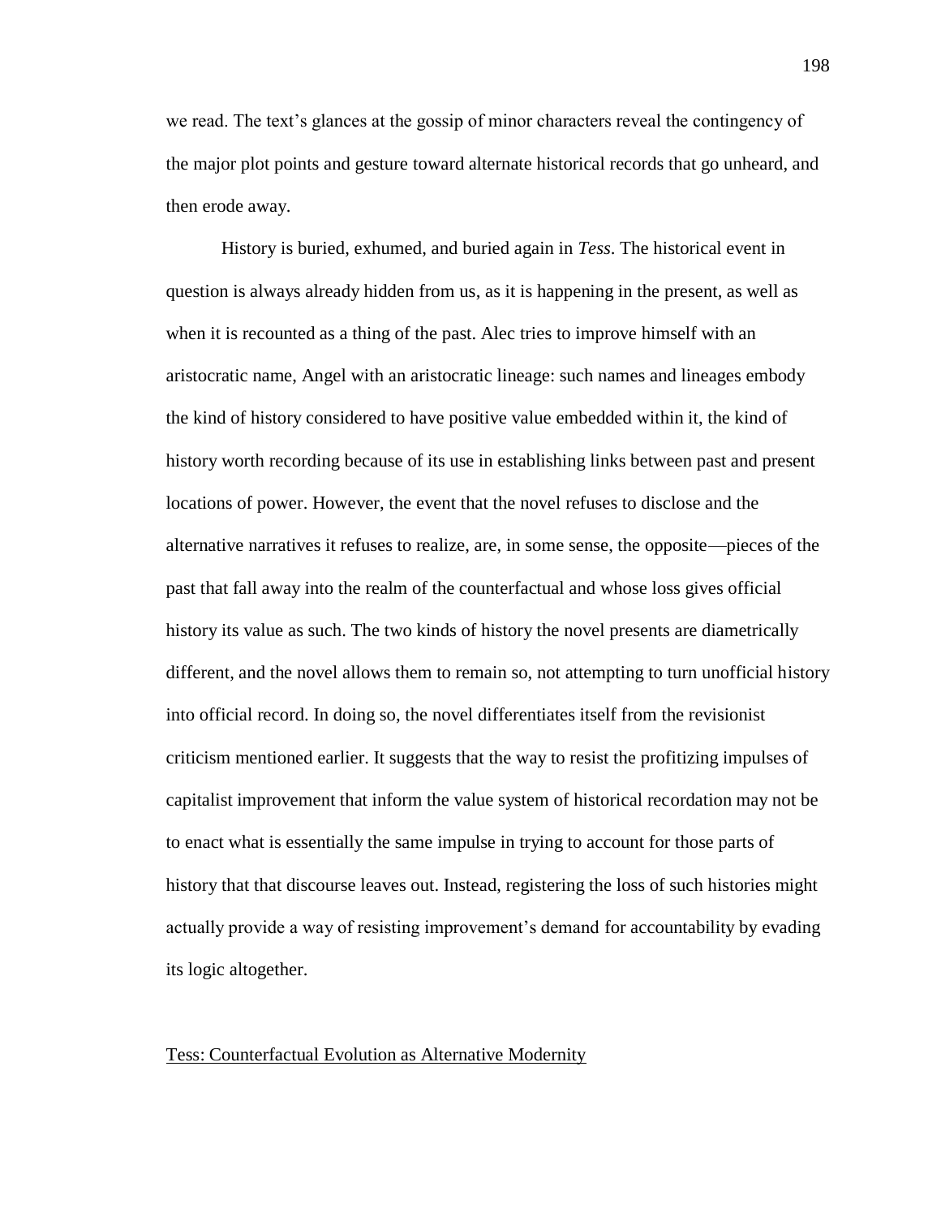we read. The text's glances at the gossip of minor characters reveal the contingency of the major plot points and gesture toward alternate historical records that go unheard, and then erode away.

History is buried, exhumed, and buried again in *Tess*. The historical event in question is always already hidden from us, as it is happening in the present, as well as when it is recounted as a thing of the past. Alec tries to improve himself with an aristocratic name, Angel with an aristocratic lineage: such names and lineages embody the kind of history considered to have positive value embedded within it, the kind of history worth recording because of its use in establishing links between past and present locations of power. However, the event that the novel refuses to disclose and the alternative narratives it refuses to realize, are, in some sense, the opposite—pieces of the past that fall away into the realm of the counterfactual and whose loss gives official history its value as such. The two kinds of history the novel presents are diametrically different, and the novel allows them to remain so, not attempting to turn unofficial history into official record. In doing so, the novel differentiates itself from the revisionist criticism mentioned earlier. It suggests that the way to resist the profitizing impulses of capitalist improvement that inform the value system of historical recordation may not be to enact what is essentially the same impulse in trying to account for those parts of history that that discourse leaves out. Instead, registering the loss of such histories might actually provide a way of resisting improvement's demand for accountability by evading its logic altogether.

## Tess: Counterfactual Evolution as Alternative Modernity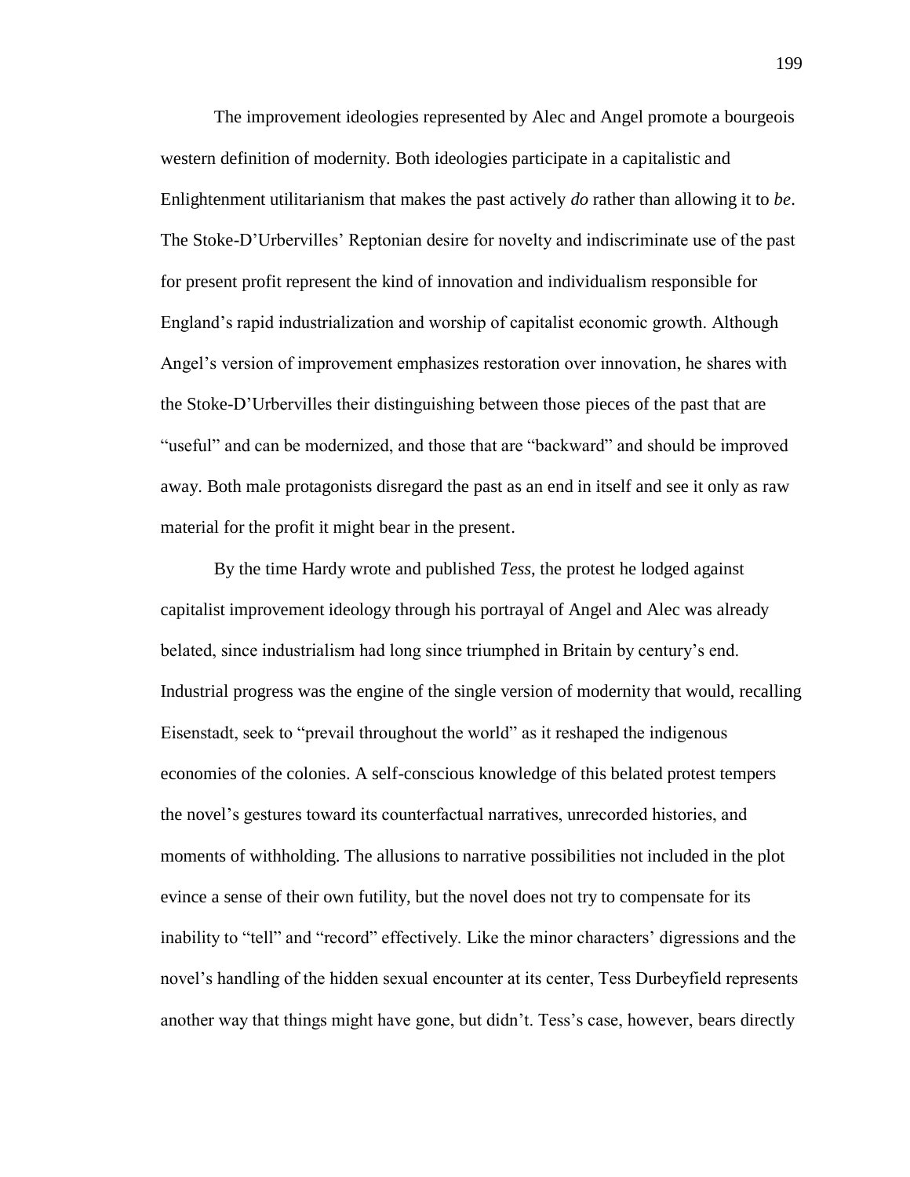The improvement ideologies represented by Alec and Angel promote a bourgeois western definition of modernity. Both ideologies participate in a capitalistic and Enlightenment utilitarianism that makes the past actively *do* rather than allowing it to *be*. The Stoke-D'Urbervilles' Reptonian desire for novelty and indiscriminate use of the past for present profit represent the kind of innovation and individualism responsible for England's rapid industrialization and worship of capitalist economic growth. Although Angel's version of improvement emphasizes restoration over innovation, he shares with the Stoke-D'Urbervilles their distinguishing between those pieces of the past that are "useful" and can be modernized, and those that are "backward" and should be improved away. Both male protagonists disregard the past as an end in itself and see it only as raw material for the profit it might bear in the present.

By the time Hardy wrote and published *Tess*, the protest he lodged against capitalist improvement ideology through his portrayal of Angel and Alec was already belated, since industrialism had long since triumphed in Britain by century's end. Industrial progress was the engine of the single version of modernity that would, recalling Eisenstadt, seek to "prevail throughout the world" as it reshaped the indigenous economies of the colonies. A self-conscious knowledge of this belated protest tempers the novel's gestures toward its counterfactual narratives, unrecorded histories, and moments of withholding. The allusions to narrative possibilities not included in the plot evince a sense of their own futility, but the novel does not try to compensate for its inability to "tell" and "record" effectively. Like the minor characters' digressions and the novel's handling of the hidden sexual encounter at its center, Tess Durbeyfield represents another way that things might have gone, but didn't. Tess's case, however, bears directly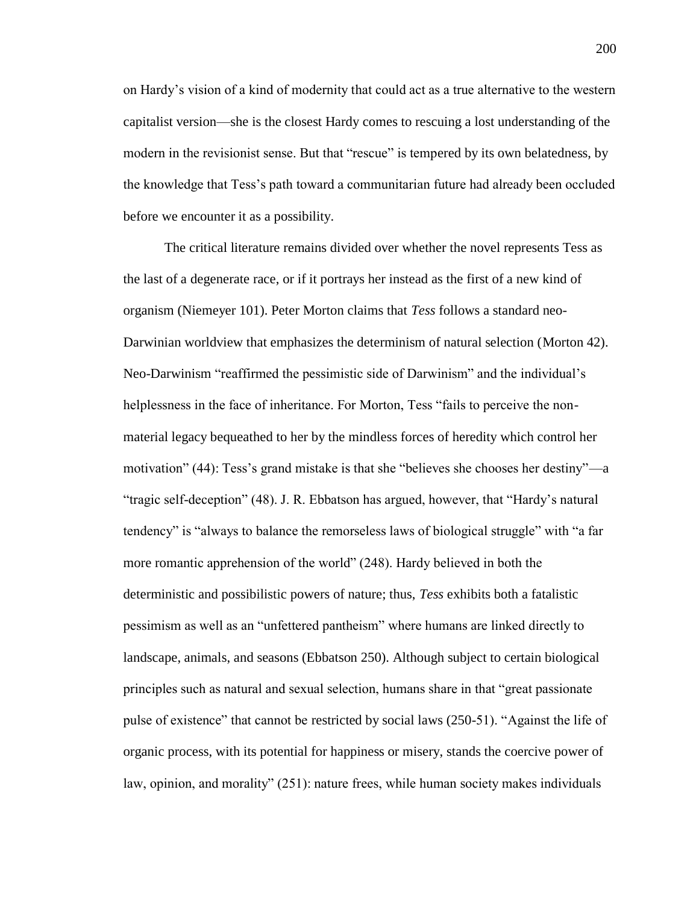on Hardy's vision of a kind of modernity that could act as a true alternative to the western capitalist version—she is the closest Hardy comes to rescuing a lost understanding of the modern in the revisionist sense. But that "rescue" is tempered by its own belatedness, by the knowledge that Tess's path toward a communitarian future had already been occluded before we encounter it as a possibility.

The critical literature remains divided over whether the novel represents Tess as the last of a degenerate race, or if it portrays her instead as the first of a new kind of organism (Niemeyer 101). Peter Morton claims that *Tess* follows a standard neo-Darwinian worldview that emphasizes the determinism of natural selection (Morton 42). Neo-Darwinism "reaffirmed the pessimistic side of Darwinism" and the individual's helplessness in the face of inheritance. For Morton, Tess "fails to perceive the non-material legacy bequeathed to her by the mindless forces of heredity which control her motivation" (44): Tess's grand mistake is that she "believes she chooses her destiny"—a "tragic self-deception" (48). J. R. Ebbatson has argued, however, that "Hardy's natural tendency" is "always to balance the remorseless laws of biological struggle" with "a far more romantic apprehension of the world" (248). Hardy believed in both the deterministic and possibilistic powers of nature; thus, *Tess* exhibits both a fatalistic pessimism as well as an "unfettered pantheism" where humans are linked directly to landscape, animals, and seasons (Ebbatson 250). Although subject to certain biological principles such as natural and sexual selection, humans share in that "great passionate pulse of existence" that cannot be restricted by social laws (250-51). "Against the life of organic process, with its potential for happiness or misery, stands the coercive power of law, opinion, and morality" (251): nature frees, while human society makes individuals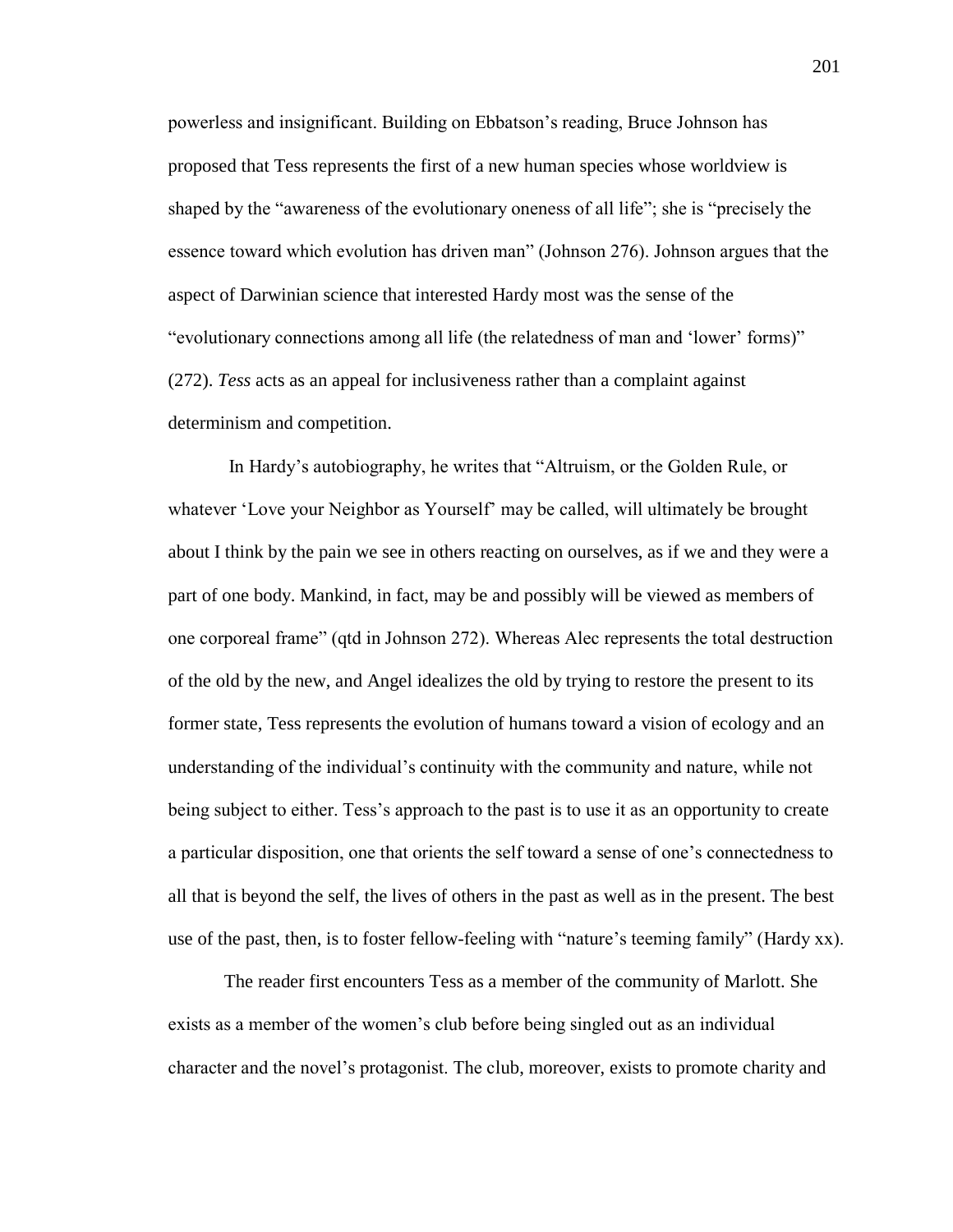powerless and insignificant. Building on Ebbatson's reading, Bruce Johnson has proposed that Tess represents the first of a new human species whose worldview is shaped by the "awareness of the evolutionary oneness of all life"; she is "precisely the essence toward which evolution has driven man" (Johnson 276). Johnson argues that the aspect of Darwinian science that interested Hardy most was the sense of the "evolutionary connections among all life (the relatedness of man and 'lower' forms)" (272). *Tess* acts as an appeal for inclusiveness rather than a complaint against determinism and competition.

In Hardy's autobiography, he writes that "Altruism, or the Golden Rule, or whatever 'Love your Neighbor as Yourself' may be called, will ultimately be brought about I think by the pain we see in others reacting on ourselves, as if we and they were a part of one body. Mankind, in fact, may be and possibly will be viewed as members of one corporeal frame" (qtd in Johnson 272). Whereas Alec represents the total destruction of the old by the new, and Angel idealizes the old by trying to restore the present to its former state, Tess represents the evolution of humans toward a vision of ecology and an understanding of the individual's continuity with the community and nature, while not being subject to either. Tess's approach to the past is to use it as an opportunity to create a particular disposition, one that orients the self toward a sense of one's connectedness to all that is beyond the self, the lives of others in the past as well as in the present. The best use of the past, then, is to foster fellow-feeling with "nature's teeming family" (Hardy xx).

The reader first encounters Tess as a member of the community of Marlott. She exists as a member of the women's club before being singled out as an individual character and the novel's protagonist. The club, moreover, exists to promote charity and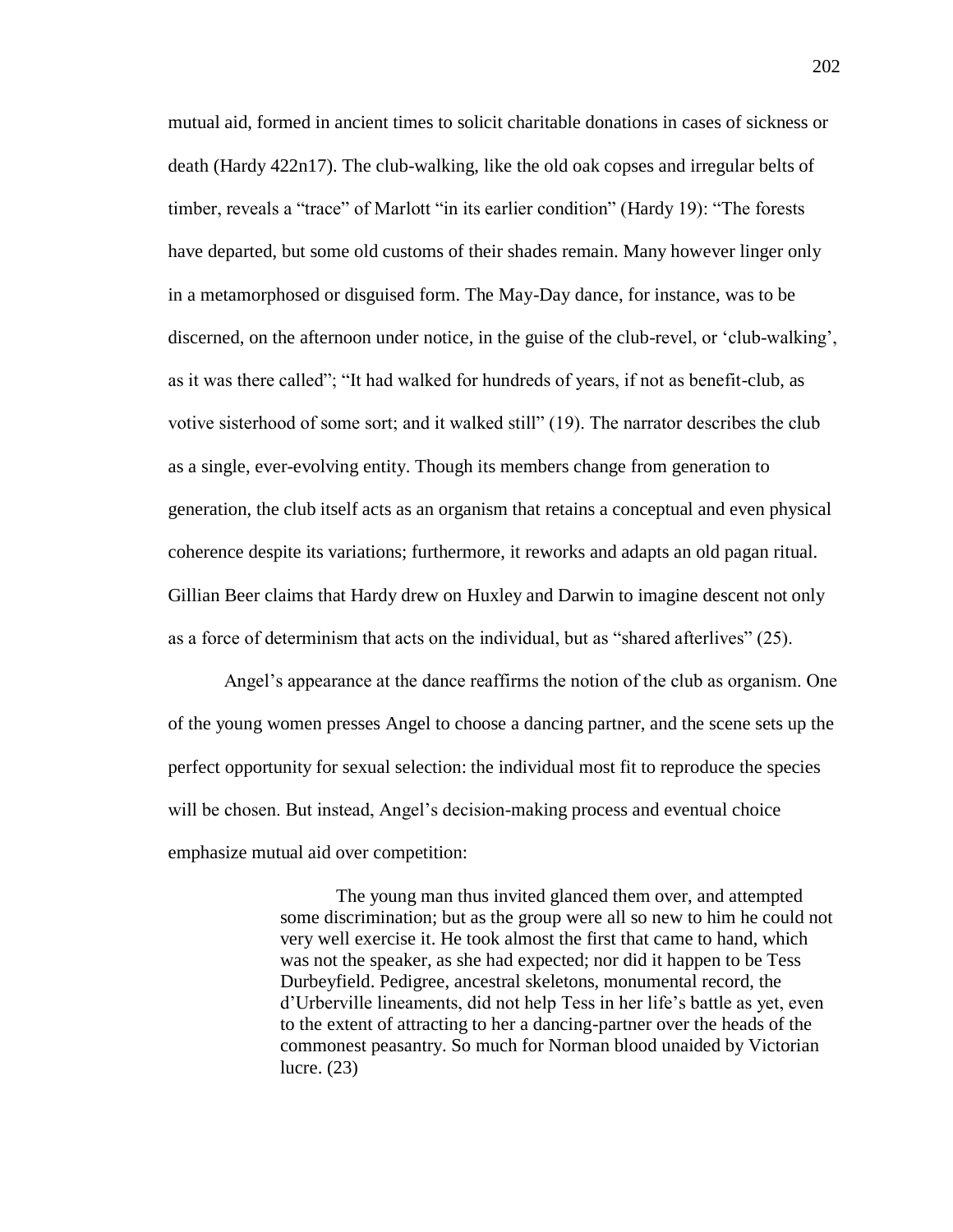mutual aid, formed in ancient times to solicit charitable donations in cases of sickness or death (Hardy 422n17). The club-walking, like the old oak copses and irregular belts of timber, reveals a "trace" of Marlott "in its earlier condition" (Hardy 19): "The forests have departed, but some old customs of their shades remain. Many however linger only in a metamorphosed or disguised form. The May-Day dance, for instance, was to be discerned, on the afternoon under notice, in the guise of the club-revel, or 'club-walking', as it was there called"; "It had walked for hundreds of years, if not as benefit-club, as votive sisterhood of some sort; and it walked still" (19). The narrator describes the club as a single, ever-evolving entity. Though its members change from generation to generation, the club itself acts as an organism that retains a conceptual and even physical coherence despite its variations; furthermore, it reworks and adapts an old pagan ritual. Gillian Beer claims that Hardy drew on Huxley and Darwin to imagine descent not only as a force of determinism that acts on the individual, but as "shared afterlives" (25).

Angel's appearance at the dance reaffirms the notion of the club as organism. One of the young women presses Angel to choose a dancing partner, and the scene sets up the perfect opportunity for sexual selection: the individual most fit to reproduce the species will be chosen. But instead, Angel's decision-making process and eventual choice emphasize mutual aid over competition:

> The young man thus invited glanced them over, and attempted some discrimination; but as the group were all so new to him he could not very well exercise it. He took almost the first that came to hand, which was not the speaker, as she had expected; nor did it happen to be Tess Durbeyfield. Pedigree, ancestral skeletons, monumental record, the d'Urberville lineaments, did not help Tess in her life's battle as yet, even to the extent of attracting to her a dancing-partner over the heads of the commonest peasantry. So much for Norman blood unaided by Victorian lucre. (23)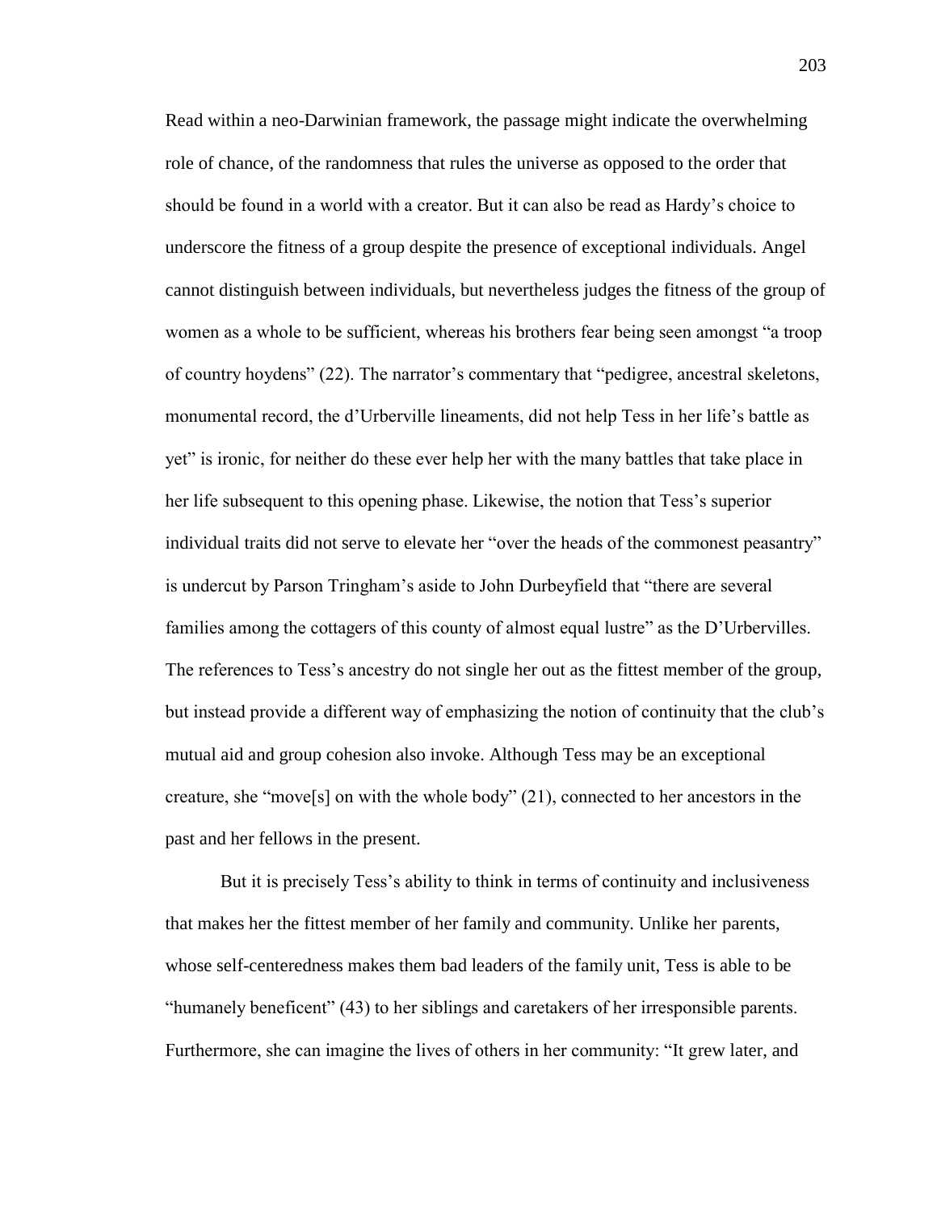Read within a neo-Darwinian framework, the passage might indicate the overwhelming role of chance, of the randomness that rules the universe as opposed to the order that should be found in a world with a creator. But it can also be read as Hardy's choice to underscore the fitness of a group despite the presence of exceptional individuals. Angel cannot distinguish between individuals, but nevertheless judges the fitness of the group of women as a whole to be sufficient, whereas his brothers fear being seen amongst "a troop of country hoydens" (22). The narrator's commentary that "pedigree, ancestral skeletons, monumental record, the d'Urberville lineaments, did not help Tess in her life's battle as yet" is ironic, for neither do these ever help her with the many battles that take place in her life subsequent to this opening phase. Likewise, the notion that Tess's superior individual traits did not serve to elevate her "over the heads of the commonest peasantry" is undercut by Parson Tringham's aside to John Durbeyfield that "there are several families among the cottagers of this county of almost equal lustre" as the D'Urbervilles. The references to Tess's ancestry do not single her out as the fittest member of the group, but instead provide a different way of emphasizing the notion of continuity that the club's mutual aid and group cohesion also invoke. Although Tess may be an exceptional creature, she "move[s] on with the whole body" (21), connected to her ancestors in the past and her fellows in the present.

But it is precisely Tess's ability to think in terms of continuity and inclusiveness that makes her the fittest member of her family and community. Unlike her parents, whose self-centeredness makes them bad leaders of the family unit, Tess is able to be "humanely beneficent" (43) to her siblings and caretakers of her irresponsible parents. Furthermore, she can imagine the lives of others in her community: "It grew later, and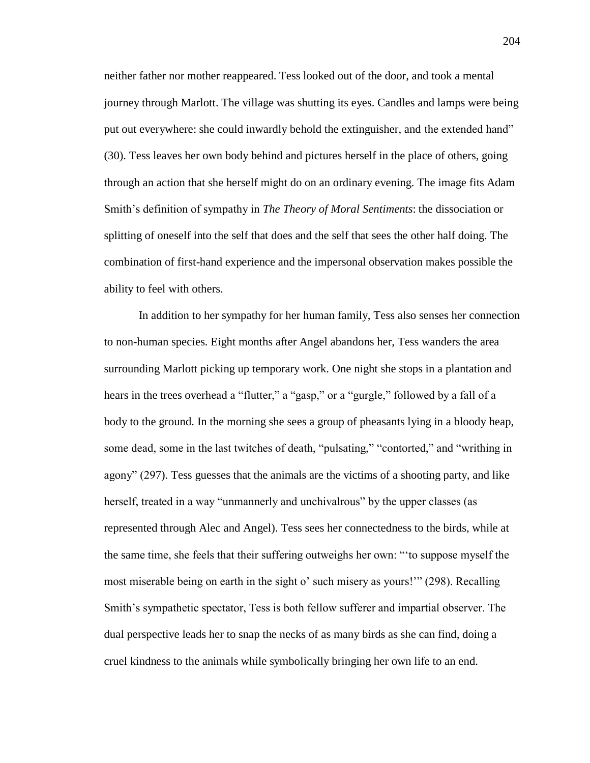neither father nor mother reappeared. Tess looked out of the door, and took a mental journey through Marlott. The village was shutting its eyes. Candles and lamps were being put out everywhere: she could inwardly behold the extinguisher, and the extended hand" (30). Tess leaves her own body behind and pictures herself in the place of others, going through an action that she herself might do on an ordinary evening. The image fits Adam Smith's definition of sympathy in *The Theory of Moral Sentiments*: the dissociation or splitting of oneself into the self that does and the self that sees the other half doing. The combination of first-hand experience and the impersonal observation makes possible the ability to feel with others.

In addition to her sympathy for her human family, Tess also senses her connection to non-human species. Eight months after Angel abandons her, Tess wanders the area surrounding Marlott picking up temporary work. One night she stops in a plantation and hears in the trees overhead a "flutter," a "gasp," or a "gurgle," followed by a fall of a body to the ground. In the morning she sees a group of pheasants lying in a bloody heap, some dead, some in the last twitches of death, "pulsating," "contorted," and "writhing in agony" (297). Tess guesses that the animals are the victims of a shooting party, and like herself, treated in a way "unmannerly and unchivalrous" by the upper classes (as represented through Alec and Angel). Tess sees her connectedness to the birds, while at the same time, she feels that their suffering outweighs her own: "'to suppose myself the most miserable being on earth in the sight o' such misery as yours!'" (298). Recalling Smith's sympathetic spectator, Tess is both fellow sufferer and impartial observer. The dual perspective leads her to snap the necks of as many birds as she can find, doing a cruel kindness to the animals while symbolically bringing her own life to an end.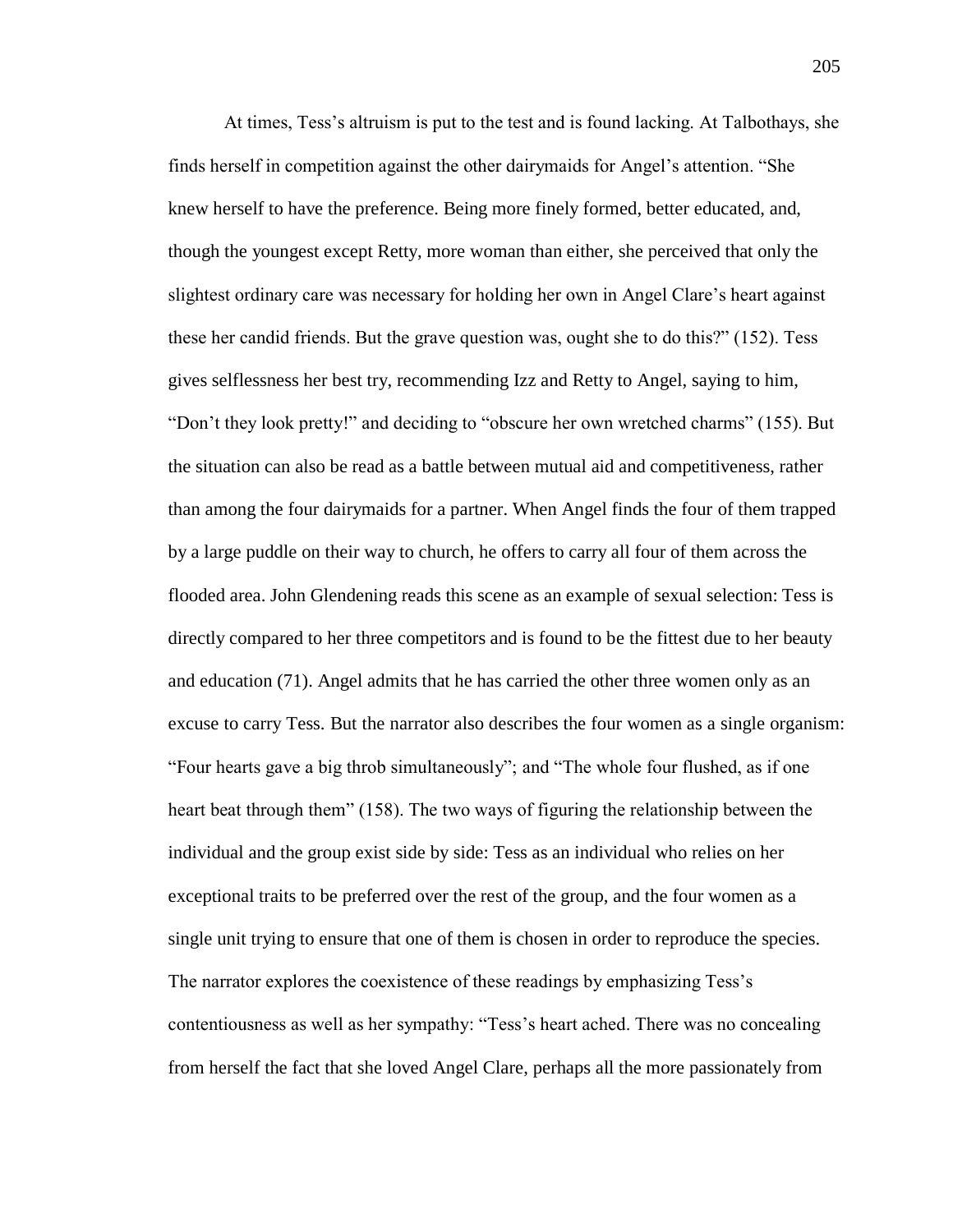At times, Tess's altruism is put to the test and is found lacking. At Talbothays, she finds herself in competition against the other dairymaids for Angel's attention. "She knew herself to have the preference. Being more finely formed, better educated, and, though the youngest except Retty, more woman than either, she perceived that only the slightest ordinary care was necessary for holding her own in Angel Clare's heart against these her candid friends. But the grave question was, ought she to do this?" (152). Tess gives selflessness her best try, recommending Izz and Retty to Angel, saying to him, "Don't they look pretty!" and deciding to "obscure her own wretched charms" (155). But the situation can also be read as a battle between mutual aid and competitiveness, rather than among the four dairymaids for a partner. When Angel finds the four of them trapped by a large puddle on their way to church, he offers to carry all four of them across the flooded area. John Glendening reads this scene as an example of sexual selection: Tess is directly compared to her three competitors and is found to be the fittest due to her beauty and education (71). Angel admits that he has carried the other three women only as an excuse to carry Tess. But the narrator also describes the four women as a single organism: "Four hearts gave a big throb simultaneously"; and "The whole four flushed, as if one heart beat through them" (158). The two ways of figuring the relationship between the individual and the group exist side by side: Tess as an individual who relies on her exceptional traits to be preferred over the rest of the group, and the four women as a single unit trying to ensure that one of them is chosen in order to reproduce the species. The narrator explores the coexistence of these readings by emphasizing Tess's contentiousness as well as her sympathy: "Tess's heart ached. There was no concealing from herself the fact that she loved Angel Clare, perhaps all the more passionately from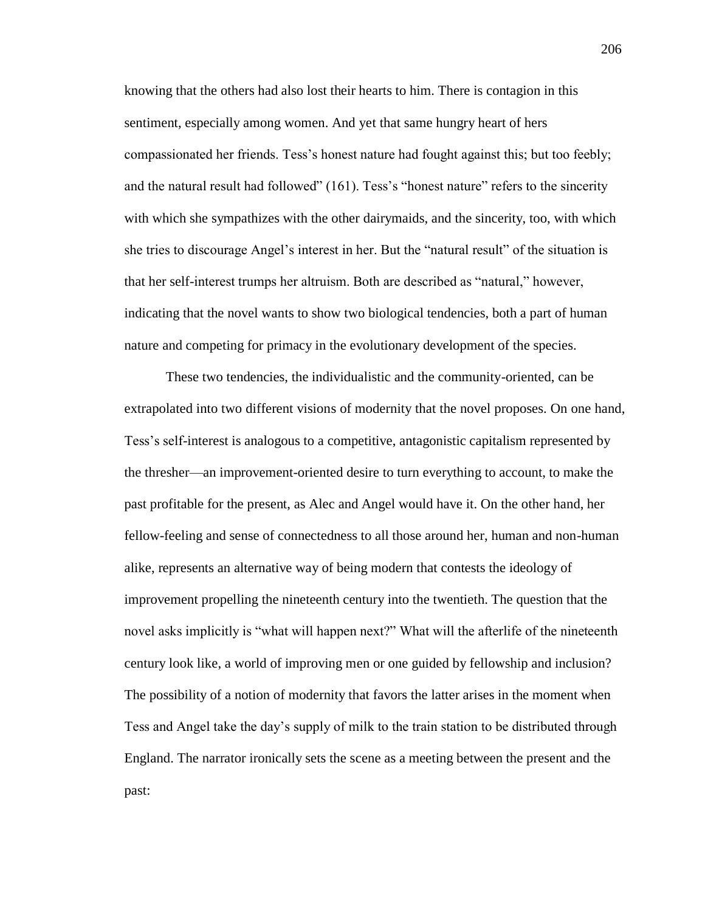knowing that the others had also lost their hearts to him. There is contagion in this sentiment, especially among women. And yet that same hungry heart of hers compassionated her friends. Tess's honest nature had fought against this; but too feebly; and the natural result had followed" (161). Tess's "honest nature" refers to the sincerity with which she sympathizes with the other dairymaids, and the sincerity, too, with which she tries to discourage Angel's interest in her. But the "natural result" of the situation is that her self-interest trumps her altruism. Both are described as "natural," however, indicating that the novel wants to show two biological tendencies, both a part of human nature and competing for primacy in the evolutionary development of the species.

These two tendencies, the individualistic and the community-oriented, can be extrapolated into two different visions of modernity that the novel proposes. On one hand, Tess's self-interest is analogous to a competitive, antagonistic capitalism represented by the thresher—an improvement-oriented desire to turn everything to account, to make the past profitable for the present, as Alec and Angel would have it. On the other hand, her fellow-feeling and sense of connectedness to all those around her, human and non-human alike, represents an alternative way of being modern that contests the ideology of improvement propelling the nineteenth century into the twentieth. The question that the novel asks implicitly is "what will happen next?" What will the afterlife of the nineteenth century look like, a world of improving men or one guided by fellowship and inclusion? The possibility of a notion of modernity that favors the latter arises in the moment when Tess and Angel take the day's supply of milk to the train station to be distributed through England. The narrator ironically sets the scene as a meeting between the present and the past: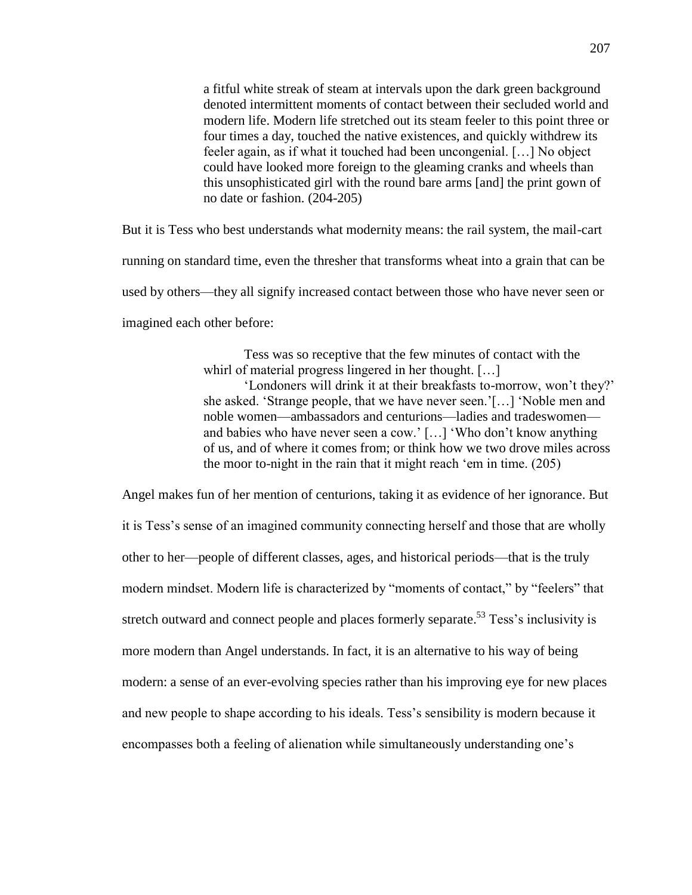> a fitful white streak of steam at intervals upon the dark green background denoted intermittent moments of contact between their secluded world and modern life. Modern life stretched out its steam feeler to this point three or four times a day, touched the native existences, and quickly withdrew its feeler again, as if what it touched had been uncongenial. […] No object could have looked more foreign to the gleaming cranks and wheels than this unsophisticated girl with the round bare arms [and] the print gown of no date or fashion. (204-205)

But it is Tess who best understands what modernity means: the rail system, the mail-cart running on standard time, even the thresher that transforms wheat into a grain that can be used by others—they all signify increased contact between those who have never seen or imagined each other before:

> Tess was so receptive that the few minutes of contact with the whirl of material progress lingered in her thought. […]
>
> 'Londoners will drink it at their breakfasts to-morrow, won't they?' she asked. 'Strange people, that we have never seen.'[…] 'Noble men and noble women—ambassadors and centurions—ladies and tradeswomen—and babies who have never seen a cow.' […] 'Who don't know anything of us, and of where it comes from; or think how we two drove miles across the moor to-night in the rain that it might reach 'em in time. (205)

Angel makes fun of her mention of centurions, taking it as evidence of her ignorance. But it is Tess's sense of an imagined community connecting herself and those that are wholly other to her—people of different classes, ages, and historical periods—that is the truly modern mindset. Modern life is characterized by "moments of contact," by "feelers" that stretch outward and connect people and places formerly separate.[53] Tess's inclusivity is more modern than Angel understands. In fact, it is an alternative to his way of being modern: a sense of an ever-evolving species rather than his improving eye for new places and new people to shape according to his ideals. Tess's sensibility is modern because it encompasses both a feeling of alienation while simultaneously understanding one's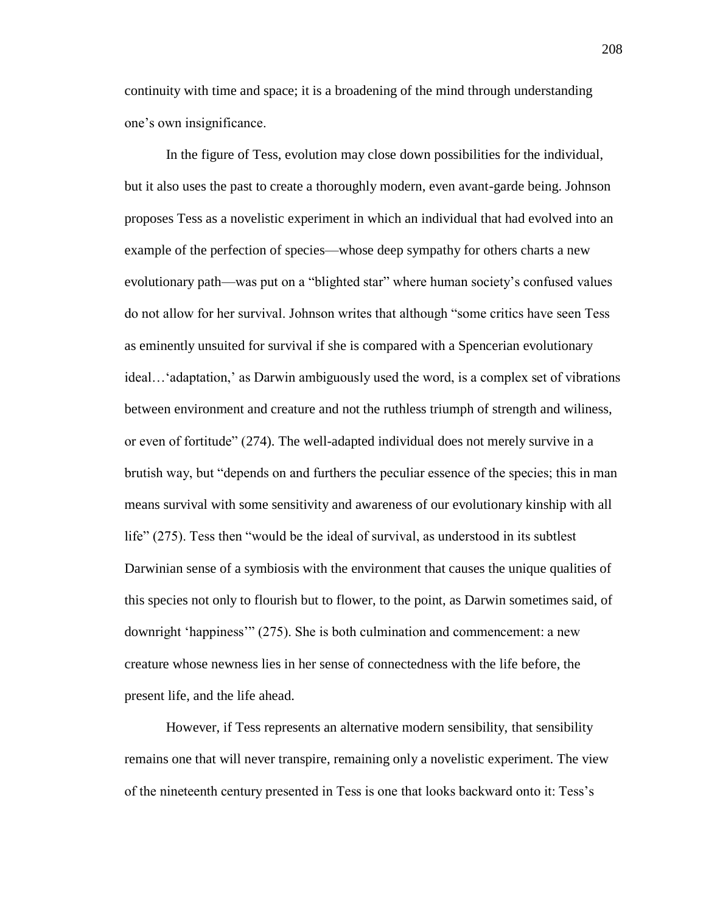continuity with time and space; it is a broadening of the mind through understanding one's own insignificance.

In the figure of Tess, evolution may close down possibilities for the individual, but it also uses the past to create a thoroughly modern, even avant-garde being. Johnson proposes Tess as a novelistic experiment in which an individual that had evolved into an example of the perfection of species—whose deep sympathy for others charts a new evolutionary path—was put on a "blighted star" where human society's confused values do not allow for her survival. Johnson writes that although "some critics have seen Tess as eminently unsuited for survival if she is compared with a Spencerian evolutionary ideal…'adaptation,' as Darwin ambiguously used the word, is a complex set of vibrations between environment and creature and not the ruthless triumph of strength and wiliness, or even of fortitude" (274). The well-adapted individual does not merely survive in a brutish way, but "depends on and furthers the peculiar essence of the species; this in man means survival with some sensitivity and awareness of our evolutionary kinship with all life" (275). Tess then "would be the ideal of survival, as understood in its subtlest Darwinian sense of a symbiosis with the environment that causes the unique qualities of this species not only to flourish but to flower, to the point, as Darwin sometimes said, of downright 'happiness'" (275). She is both culmination and commencement: a new creature whose newness lies in her sense of connectedness with the life before, the present life, and the life ahead.

However, if Tess represents an alternative modern sensibility, that sensibility remains one that will never transpire, remaining only a novelistic experiment. The view of the nineteenth century presented in Tess is one that looks backward onto it: Tess's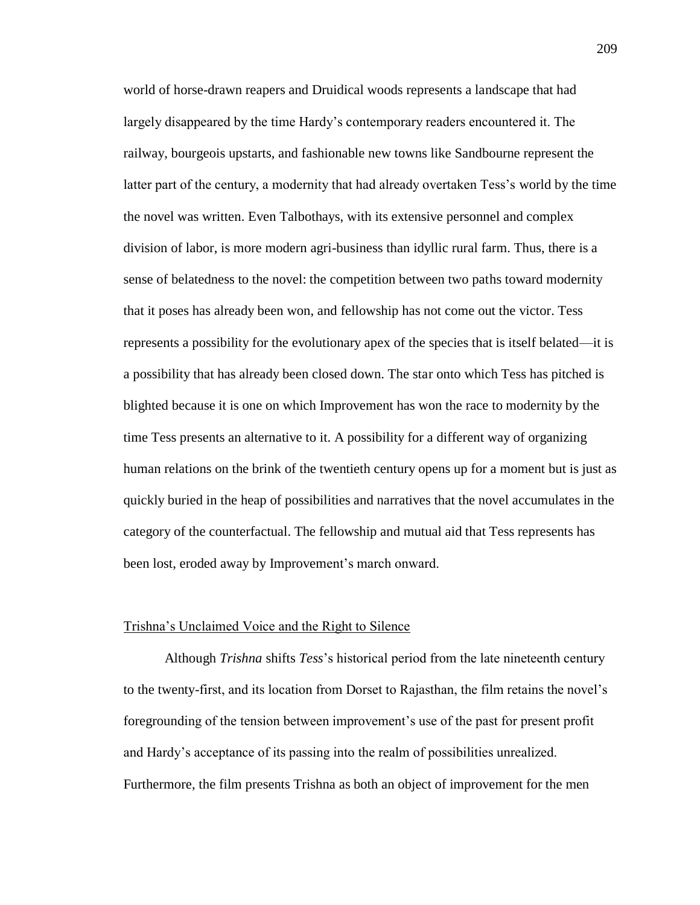world of horse-drawn reapers and Druidical woods represents a landscape that had largely disappeared by the time Hardy's contemporary readers encountered it. The railway, bourgeois upstarts, and fashionable new towns like Sandbourne represent the latter part of the century, a modernity that had already overtaken Tess's world by the time the novel was written. Even Talbothays, with its extensive personnel and complex division of labor, is more modern agri-business than idyllic rural farm. Thus, there is a sense of belatedness to the novel: the competition between two paths toward modernity that it poses has already been won, and fellowship has not come out the victor. Tess represents a possibility for the evolutionary apex of the species that is itself belated—it is a possibility that has already been closed down. The star onto which Tess has pitched is blighted because it is one on which Improvement has won the race to modernity by the time Tess presents an alternative to it. A possibility for a different way of organizing human relations on the brink of the twentieth century opens up for a moment but is just as quickly buried in the heap of possibilities and narratives that the novel accumulates in the category of the counterfactual. The fellowship and mutual aid that Tess represents has been lost, eroded away by Improvement's march onward.

## Trishna's Unclaimed Voice and the Right to Silence

Although *Trishna* shifts *Tess*'s historical period from the late nineteenth century to the twenty-first, and its location from Dorset to Rajasthan, the film retains the novel's foregrounding of the tension between improvement's use of the past for present profit and Hardy's acceptance of its passing into the realm of possibilities unrealized. Furthermore, the film presents Trishna as both an object of improvement for the men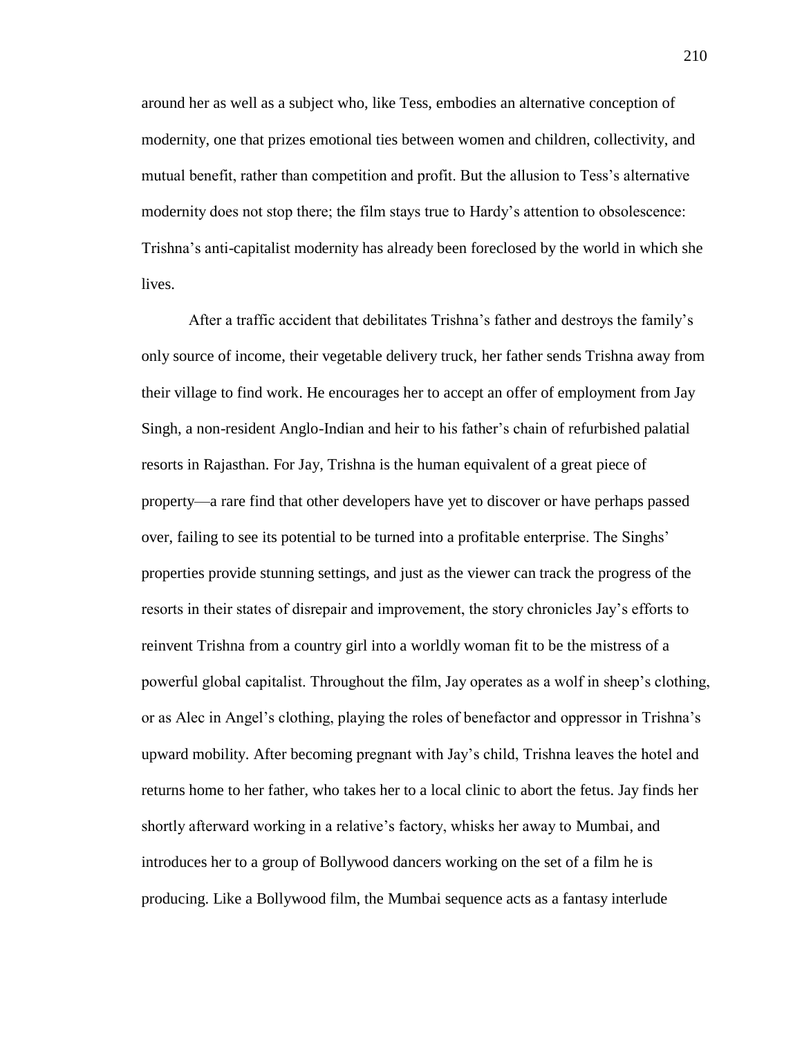around her as well as a subject who, like Tess, embodies an alternative conception of modernity, one that prizes emotional ties between women and children, collectivity, and mutual benefit, rather than competition and profit. But the allusion to Tess's alternative modernity does not stop there; the film stays true to Hardy's attention to obsolescence: Trishna's anti-capitalist modernity has already been foreclosed by the world in which she lives.

After a traffic accident that debilitates Trishna's father and destroys the family's only source of income, their vegetable delivery truck, her father sends Trishna away from their village to find work. He encourages her to accept an offer of employment from Jay Singh, a non-resident Anglo-Indian and heir to his father's chain of refurbished palatial resorts in Rajasthan. For Jay, Trishna is the human equivalent of a great piece of property—a rare find that other developers have yet to discover or have perhaps passed over, failing to see its potential to be turned into a profitable enterprise. The Singhs' properties provide stunning settings, and just as the viewer can track the progress of the resorts in their states of disrepair and improvement, the story chronicles Jay's efforts to reinvent Trishna from a country girl into a worldly woman fit to be the mistress of a powerful global capitalist. Throughout the film, Jay operates as a wolf in sheep's clothing, or as Alec in Angel's clothing, playing the roles of benefactor and oppressor in Trishna's upward mobility. After becoming pregnant with Jay's child, Trishna leaves the hotel and returns home to her father, who takes her to a local clinic to abort the fetus. Jay finds her shortly afterward working in a relative's factory, whisks her away to Mumbai, and introduces her to a group of Bollywood dancers working on the set of a film he is producing. Like a Bollywood film, the Mumbai sequence acts as a fantasy interlude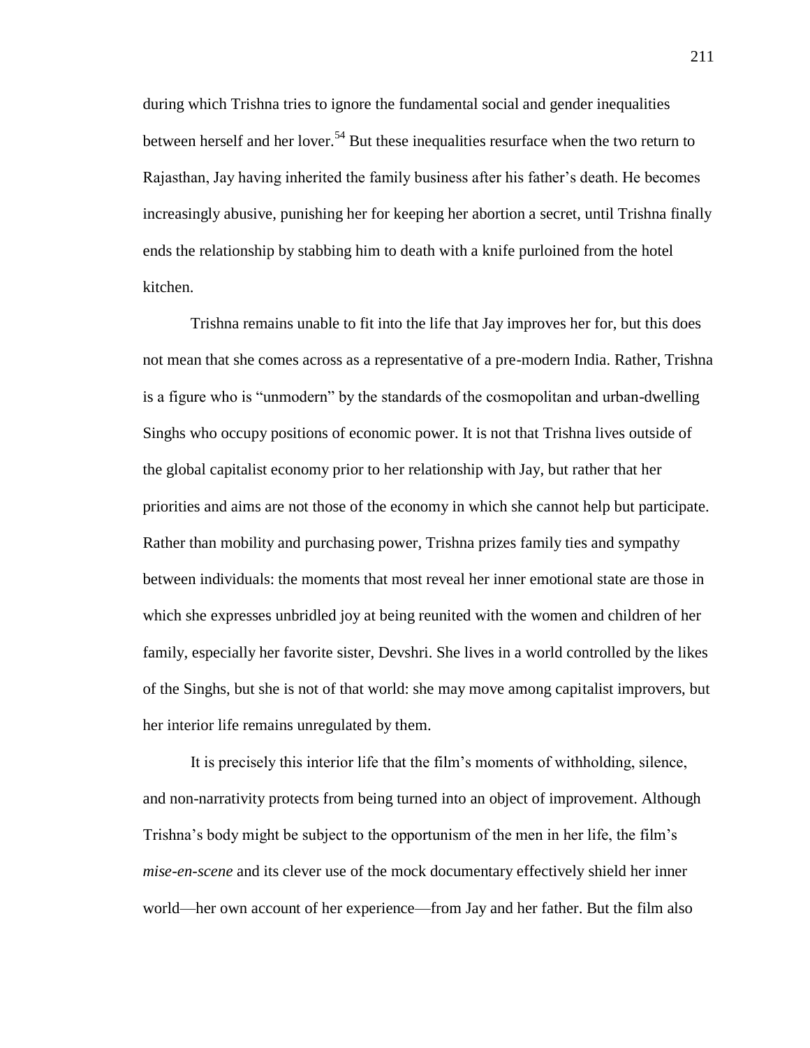during which Trishna tries to ignore the fundamental social and gender inequalities between herself and her lover.[54] But these inequalities resurface when the two return to Rajasthan, Jay having inherited the family business after his father's death. He becomes increasingly abusive, punishing her for keeping her abortion a secret, until Trishna finally ends the relationship by stabbing him to death with a knife purloined from the hotel kitchen.

Trishna remains unable to fit into the life that Jay improves her for, but this does not mean that she comes across as a representative of a pre-modern India. Rather, Trishna is a figure who is "unmodern" by the standards of the cosmopolitan and urban-dwelling Singhs who occupy positions of economic power. It is not that Trishna lives outside of the global capitalist economy prior to her relationship with Jay, but rather that her priorities and aims are not those of the economy in which she cannot help but participate. Rather than mobility and purchasing power, Trishna prizes family ties and sympathy between individuals: the moments that most reveal her inner emotional state are those in which she expresses unbridled joy at being reunited with the women and children of her family, especially her favorite sister, Devshri. She lives in a world controlled by the likes of the Singhs, but she is not of that world: she may move among capitalist improvers, but her interior life remains unregulated by them.

It is precisely this interior life that the film's moments of withholding, silence, and non-narrativity protects from being turned into an object of improvement. Although Trishna's body might be subject to the opportunism of the men in her life, the film's *mise-en-scene* and its clever use of the mock documentary effectively shield her inner world—her own account of her experience—from Jay and her father. But the film also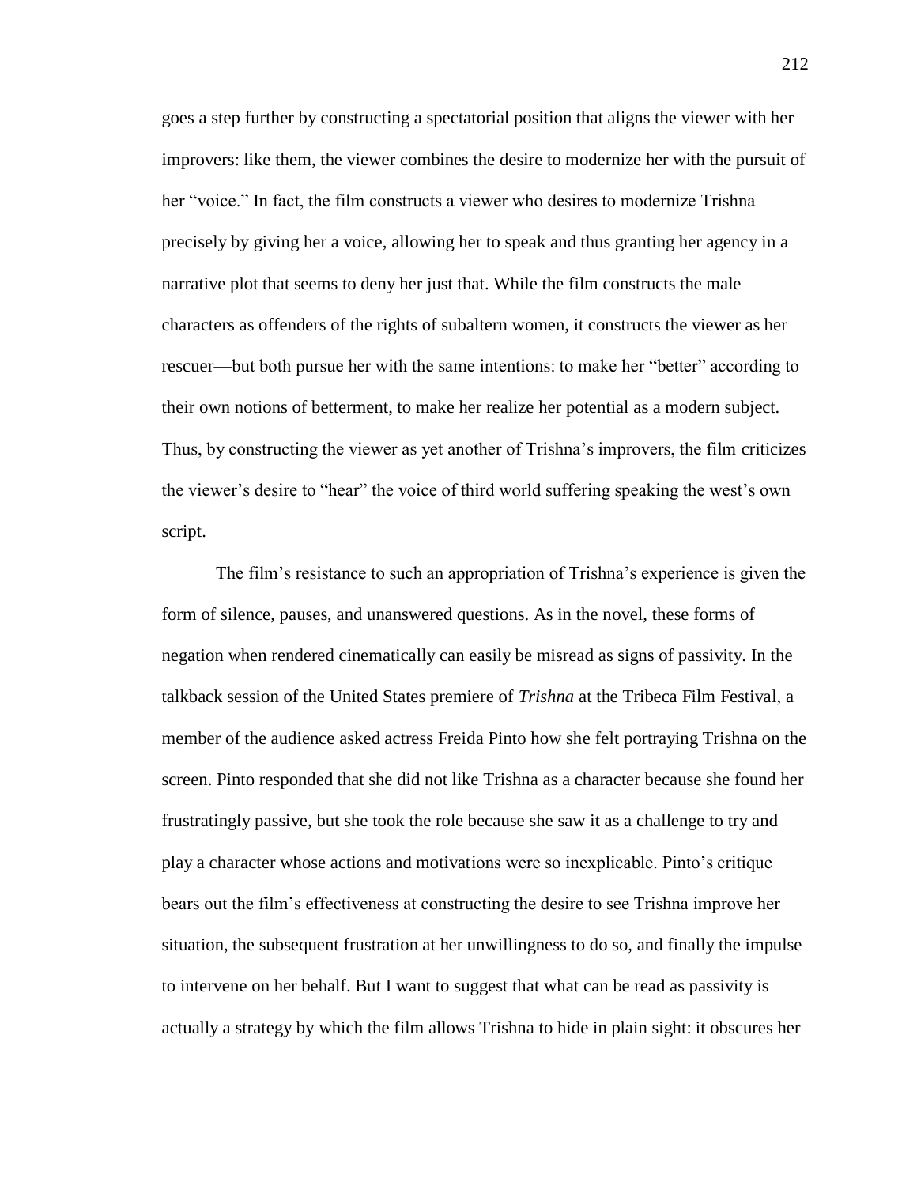goes a step further by constructing a spectatorial position that aligns the viewer with her improvers: like them, the viewer combines the desire to modernize her with the pursuit of her "voice." In fact, the film constructs a viewer who desires to modernize Trishna precisely by giving her a voice, allowing her to speak and thus granting her agency in a narrative plot that seems to deny her just that. While the film constructs the male characters as offenders of the rights of subaltern women, it constructs the viewer as her rescuer—but both pursue her with the same intentions: to make her "better" according to their own notions of betterment, to make her realize her potential as a modern subject. Thus, by constructing the viewer as yet another of Trishna's improvers, the film criticizes the viewer's desire to "hear" the voice of third world suffering speaking the west's own script.

The film's resistance to such an appropriation of Trishna's experience is given the form of silence, pauses, and unanswered questions. As in the novel, these forms of negation when rendered cinematically can easily be misread as signs of passivity. In the talkback session of the United States premiere of *Trishna* at the Tribeca Film Festival, a member of the audience asked actress Freida Pinto how she felt portraying Trishna on the screen. Pinto responded that she did not like Trishna as a character because she found her frustratingly passive, but she took the role because she saw it as a challenge to try and play a character whose actions and motivations were so inexplicable. Pinto's critique bears out the film's effectiveness at constructing the desire to see Trishna improve her situation, the subsequent frustration at her unwillingness to do so, and finally the impulse to intervene on her behalf. But I want to suggest that what can be read as passivity is actually a strategy by which the film allows Trishna to hide in plain sight: it obscures her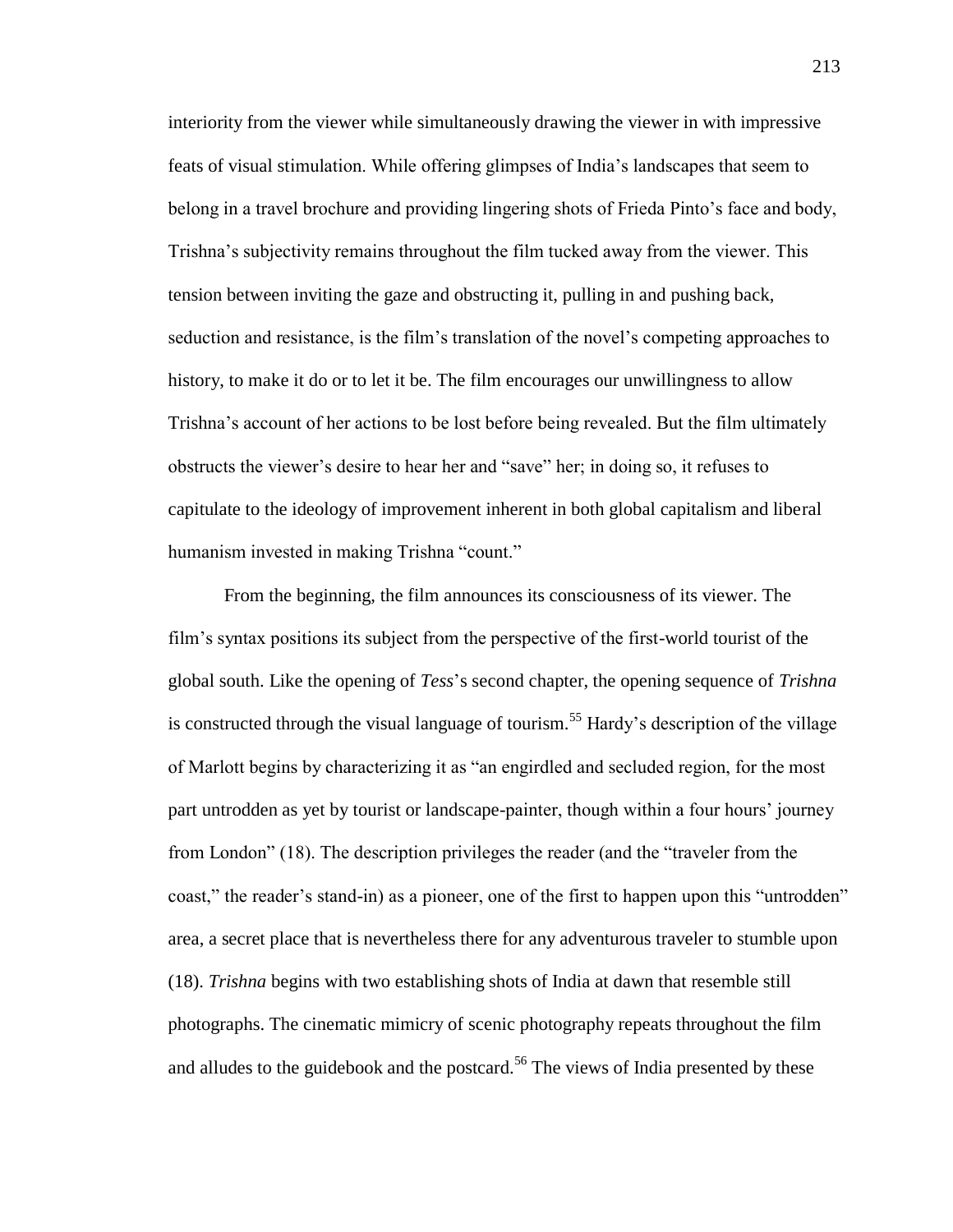interiority from the viewer while simultaneously drawing the viewer in with impressive feats of visual stimulation. While offering glimpses of India's landscapes that seem to belong in a travel brochure and providing lingering shots of Frieda Pinto's face and body, Trishna's subjectivity remains throughout the film tucked away from the viewer. This tension between inviting the gaze and obstructing it, pulling in and pushing back, seduction and resistance, is the film's translation of the novel's competing approaches to history, to make it do or to let it be. The film encourages our unwillingness to allow Trishna's account of her actions to be lost before being revealed. But the film ultimately obstructs the viewer's desire to hear her and "save" her; in doing so, it refuses to capitulate to the ideology of improvement inherent in both global capitalism and liberal humanism invested in making Trishna "count."

From the beginning, the film announces its consciousness of its viewer. The film's syntax positions its subject from the perspective of the first-world tourist of the global south. Like the opening of *Tess*'s second chapter, the opening sequence of *Trishna* is constructed through the visual language of tourism.[55] Hardy's description of the village of Marlott begins by characterizing it as "an engirdled and secluded region, for the most part untrodden as yet by tourist or landscape-painter, though within a four hours' journey from London" (18). The description privileges the reader (and the "traveler from the coast," the reader's stand-in) as a pioneer, one of the first to happen upon this "untrodden" area, a secret place that is nevertheless there for any adventurous traveler to stumble upon (18). *Trishna* begins with two establishing shots of India at dawn that resemble still photographs. The cinematic mimicry of scenic photography repeats throughout the film and alludes to the guidebook and the postcard.[56] The views of India presented by these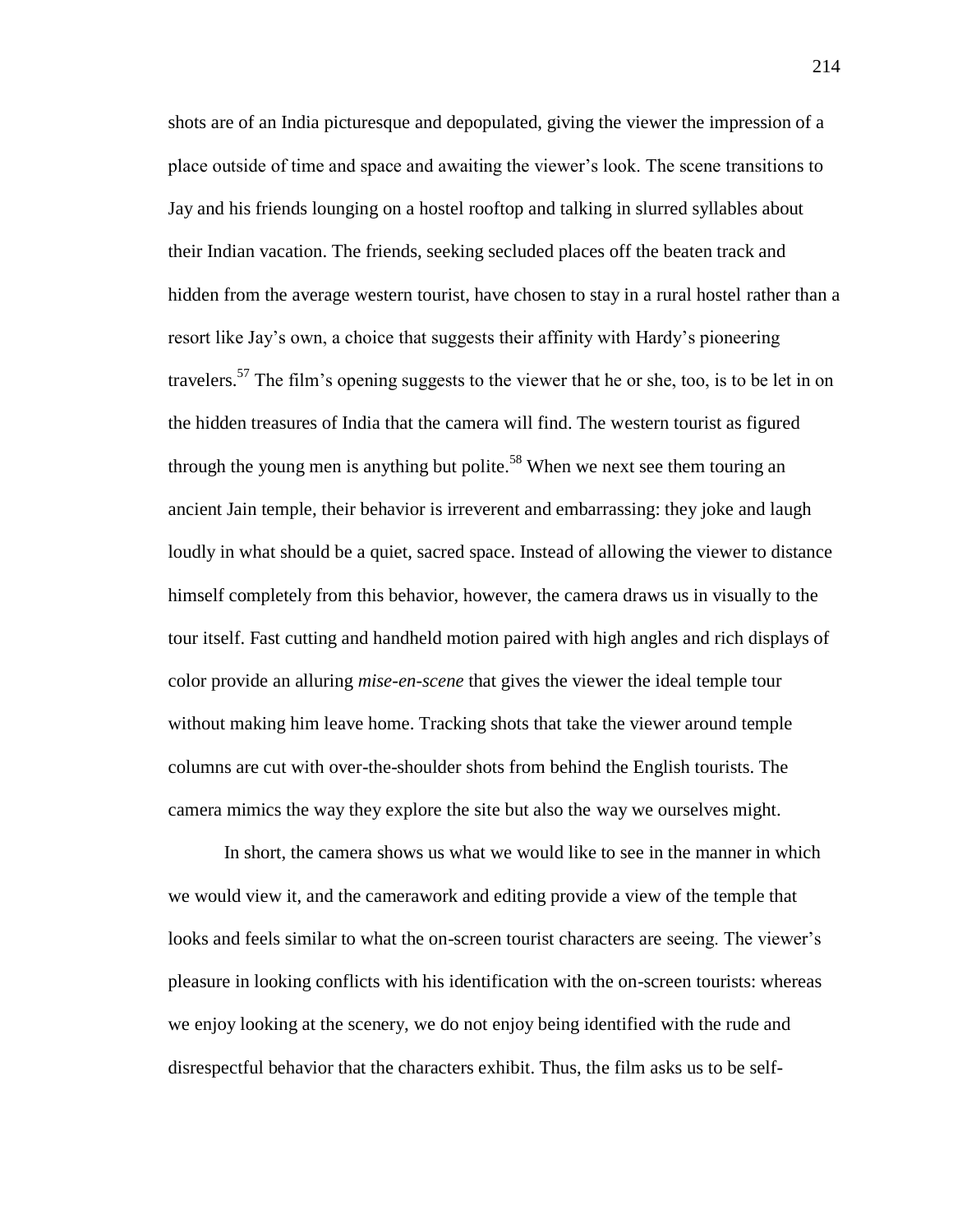shots are of an India picturesque and depopulated, giving the viewer the impression of a place outside of time and space and awaiting the viewer's look. The scene transitions to Jay and his friends lounging on a hostel rooftop and talking in slurred syllables about their Indian vacation. The friends, seeking secluded places off the beaten track and hidden from the average western tourist, have chosen to stay in a rural hostel rather than a resort like Jay's own, a choice that suggests their affinity with Hardy's pioneering travelers.[57] The film's opening suggests to the viewer that he or she, too, is to be let in on the hidden treasures of India that the camera will find. The western tourist as figured through the young men is anything but polite.[58] When we next see them touring an ancient Jain temple, their behavior is irreverent and embarrassing: they joke and laugh loudly in what should be a quiet, sacred space. Instead of allowing the viewer to distance himself completely from this behavior, however, the camera draws us in visually to the tour itself. Fast cutting and handheld motion paired with high angles and rich displays of color provide an alluring *mise-en-scene* that gives the viewer the ideal temple tour without making him leave home. Tracking shots that take the viewer around temple columns are cut with over-the-shoulder shots from behind the English tourists. The camera mimics the way they explore the site but also the way we ourselves might.

In short, the camera shows us what we would like to see in the manner in which we would view it, and the camerawork and editing provide a view of the temple that looks and feels similar to what the on-screen tourist characters are seeing. The viewer's pleasure in looking conflicts with his identification with the on-screen tourists: whereas we enjoy looking at the scenery, we do not enjoy being identified with the rude and disrespectful behavior that the characters exhibit. Thus, the film asks us to be self-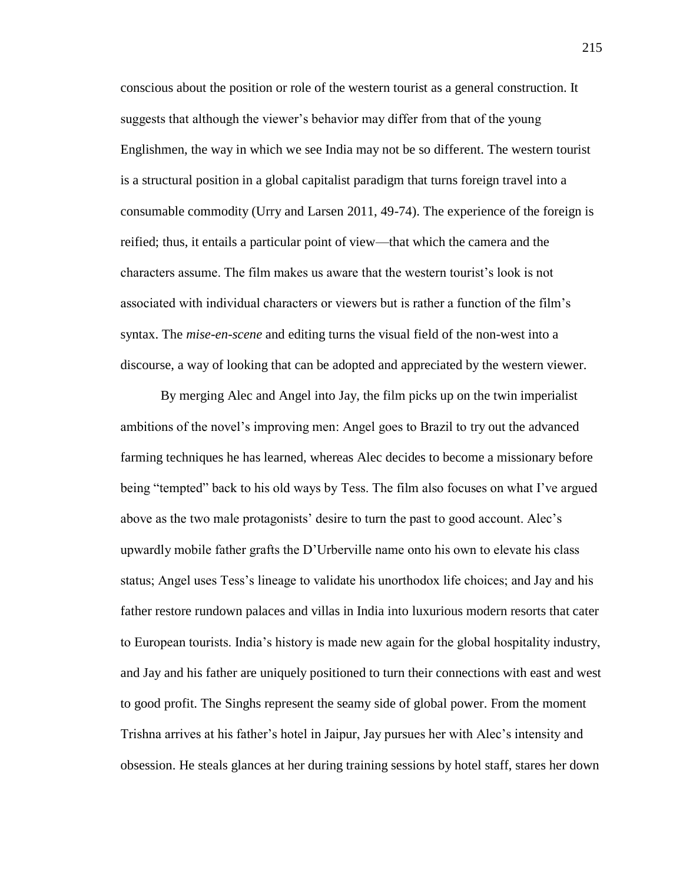conscious about the position or role of the western tourist as a general construction. It suggests that although the viewer's behavior may differ from that of the young Englishmen, the way in which we see India may not be so different. The western tourist is a structural position in a global capitalist paradigm that turns foreign travel into a consumable commodity (Urry and Larsen 2011, 49-74). The experience of the foreign is reified; thus, it entails a particular point of view—that which the camera and the characters assume. The film makes us aware that the western tourist's look is not associated with individual characters or viewers but is rather a function of the film's syntax. The *mise-en-scene* and editing turns the visual field of the non-west into a discourse, a way of looking that can be adopted and appreciated by the western viewer.

By merging Alec and Angel into Jay, the film picks up on the twin imperialist ambitions of the novel's improving men: Angel goes to Brazil to try out the advanced farming techniques he has learned, whereas Alec decides to become a missionary before being "tempted" back to his old ways by Tess. The film also focuses on what I've argued above as the two male protagonists' desire to turn the past to good account. Alec's upwardly mobile father grafts the D'Urberville name onto his own to elevate his class status; Angel uses Tess's lineage to validate his unorthodox life choices; and Jay and his father restore rundown palaces and villas in India into luxurious modern resorts that cater to European tourists. India's history is made new again for the global hospitality industry, and Jay and his father are uniquely positioned to turn their connections with east and west to good profit. The Singhs represent the seamy side of global power. From the moment Trishna arrives at his father's hotel in Jaipur, Jay pursues her with Alec's intensity and obsession. He steals glances at her during training sessions by hotel staff, stares her down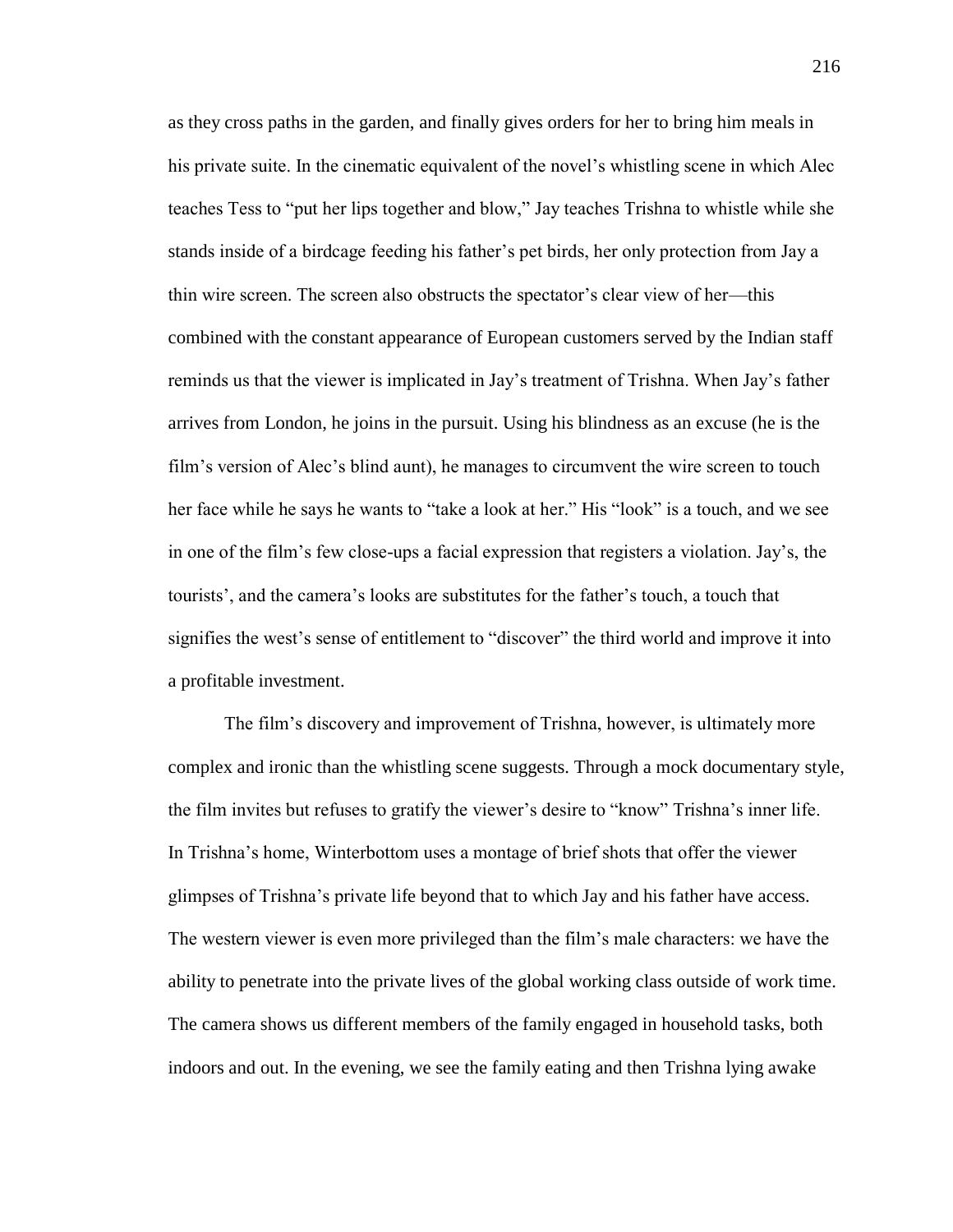as they cross paths in the garden, and finally gives orders for her to bring him meals in his private suite. In the cinematic equivalent of the novel's whistling scene in which Alec teaches Tess to "put her lips together and blow," Jay teaches Trishna to whistle while she stands inside of a birdcage feeding his father's pet birds, her only protection from Jay a thin wire screen. The screen also obstructs the spectator's clear view of her—this combined with the constant appearance of European customers served by the Indian staff reminds us that the viewer is implicated in Jay's treatment of Trishna. When Jay's father arrives from London, he joins in the pursuit. Using his blindness as an excuse (he is the film's version of Alec's blind aunt), he manages to circumvent the wire screen to touch her face while he says he wants to "take a look at her." His "look" is a touch, and we see in one of the film's few close-ups a facial expression that registers a violation. Jay's, the tourists', and the camera's looks are substitutes for the father's touch, a touch that signifies the west's sense of entitlement to "discover" the third world and improve it into a profitable investment.

The film's discovery and improvement of Trishna, however, is ultimately more complex and ironic than the whistling scene suggests. Through a mock documentary style, the film invites but refuses to gratify the viewer's desire to "know" Trishna's inner life. In Trishna's home, Winterbottom uses a montage of brief shots that offer the viewer glimpses of Trishna's private life beyond that to which Jay and his father have access. The western viewer is even more privileged than the film's male characters: we have the ability to penetrate into the private lives of the global working class outside of work time. The camera shows us different members of the family engaged in household tasks, both indoors and out. In the evening, we see the family eating and then Trishna lying awake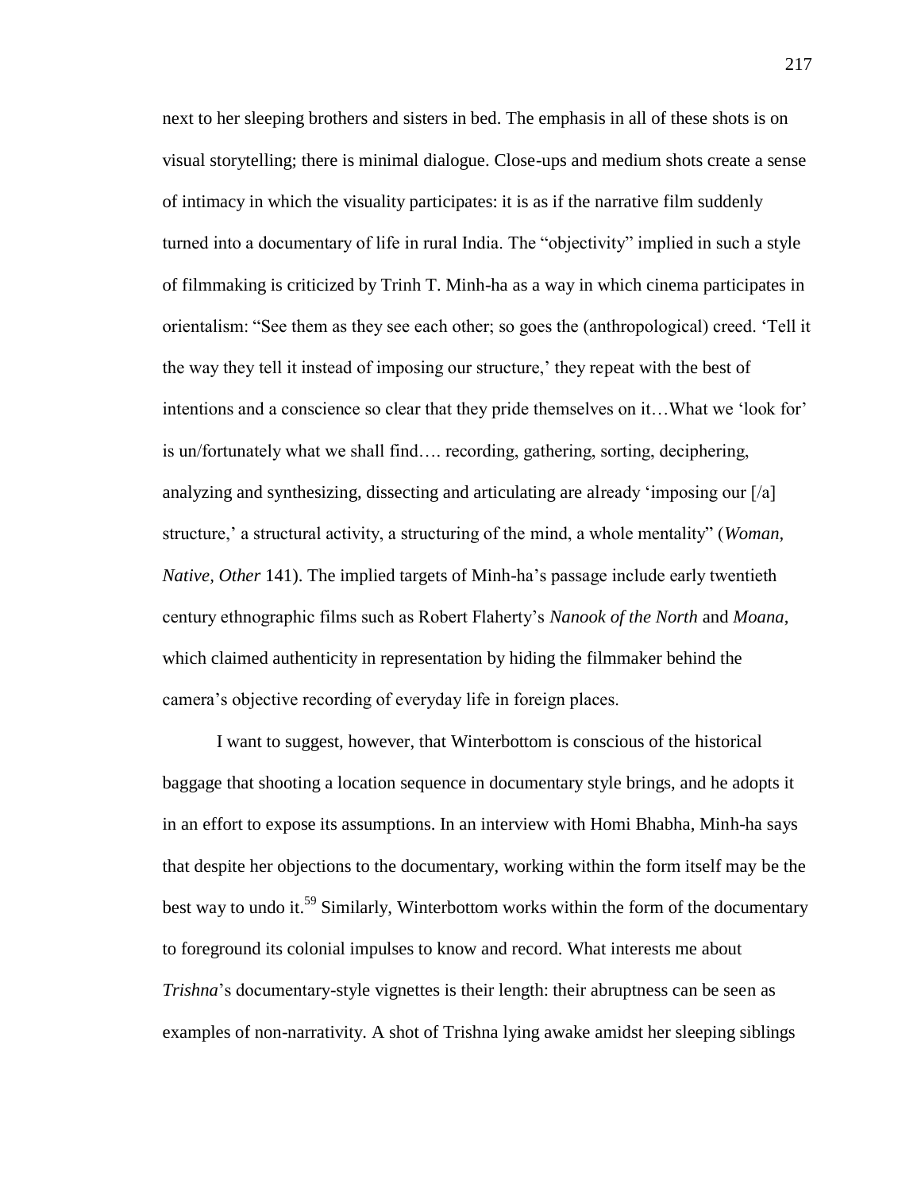next to her sleeping brothers and sisters in bed. The emphasis in all of these shots is on visual storytelling; there is minimal dialogue. Close-ups and medium shots create a sense of intimacy in which the visuality participates: it is as if the narrative film suddenly turned into a documentary of life in rural India. The "objectivity" implied in such a style of filmmaking is criticized by Trinh T. Minh-ha as a way in which cinema participates in orientalism: "See them as they see each other; so goes the (anthropological) creed. 'Tell it the way they tell it instead of imposing our structure,' they repeat with the best of intentions and a conscience so clear that they pride themselves on it…What we 'look for' is un/fortunately what we shall find…. recording, gathering, sorting, deciphering, analyzing and synthesizing, dissecting and articulating are already 'imposing our [/a] structure,' a structural activity, a structuring of the mind, a whole mentality" (*Woman, Native, Other* 141). The implied targets of Minh-ha's passage include early twentieth century ethnographic films such as Robert Flaherty's *Nanook of the North* and *Moana*, which claimed authenticity in representation by hiding the filmmaker behind the camera's objective recording of everyday life in foreign places.

I want to suggest, however, that Winterbottom is conscious of the historical baggage that shooting a location sequence in documentary style brings, and he adopts it in an effort to expose its assumptions. In an interview with Homi Bhabha, Minh-ha says that despite her objections to the documentary, working within the form itself may be the best way to undo it.[59] Similarly, Winterbottom works within the form of the documentary to foreground its colonial impulses to know and record. What interests me about *Trishna*'s documentary-style vignettes is their length: their abruptness can be seen as examples of non-narrativity. A shot of Trishna lying awake amidst her sleeping siblings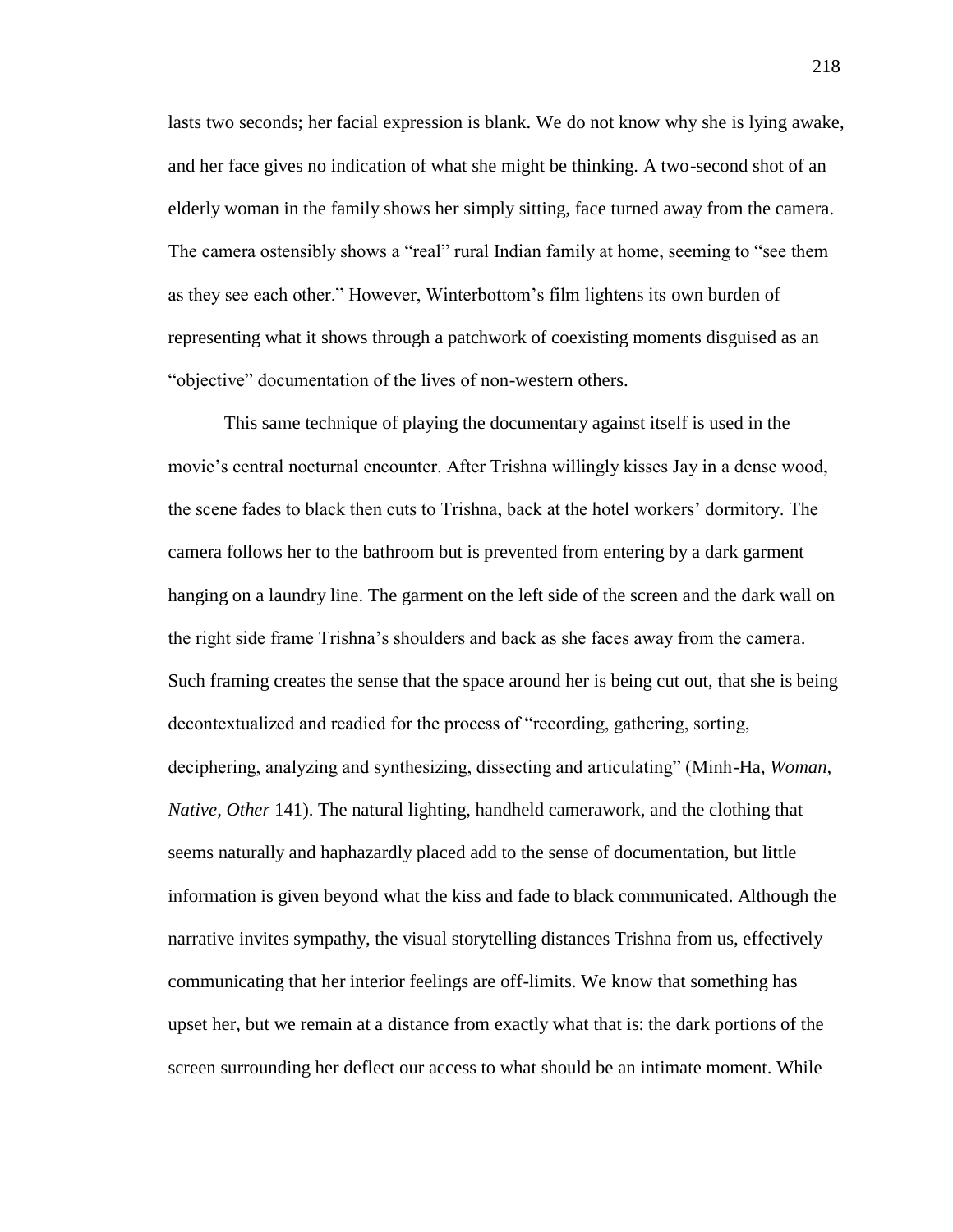lasts two seconds; her facial expression is blank. We do not know why she is lying awake, and her face gives no indication of what she might be thinking. A two-second shot of an elderly woman in the family shows her simply sitting, face turned away from the camera. The camera ostensibly shows a "real" rural Indian family at home, seeming to "see them as they see each other." However, Winterbottom's film lightens its own burden of representing what it shows through a patchwork of coexisting moments disguised as an "objective" documentation of the lives of non-western others.

This same technique of playing the documentary against itself is used in the movie's central nocturnal encounter. After Trishna willingly kisses Jay in a dense wood, the scene fades to black then cuts to Trishna, back at the hotel workers' dormitory. The camera follows her to the bathroom but is prevented from entering by a dark garment hanging on a laundry line. The garment on the left side of the screen and the dark wall on the right side frame Trishna's shoulders and back as she faces away from the camera. Such framing creates the sense that the space around her is being cut out, that she is being decontextualized and readied for the process of "recording, gathering, sorting, deciphering, analyzing and synthesizing, dissecting and articulating" (Minh-Ha, *Woman, Native, Other* 141). The natural lighting, handheld camerawork, and the clothing that seems naturally and haphazardly placed add to the sense of documentation, but little information is given beyond what the kiss and fade to black communicated. Although the narrative invites sympathy, the visual storytelling distances Trishna from us, effectively communicating that her interior feelings are off-limits. We know that something has upset her, but we remain at a distance from exactly what that is: the dark portions of the screen surrounding her deflect our access to what should be an intimate moment. While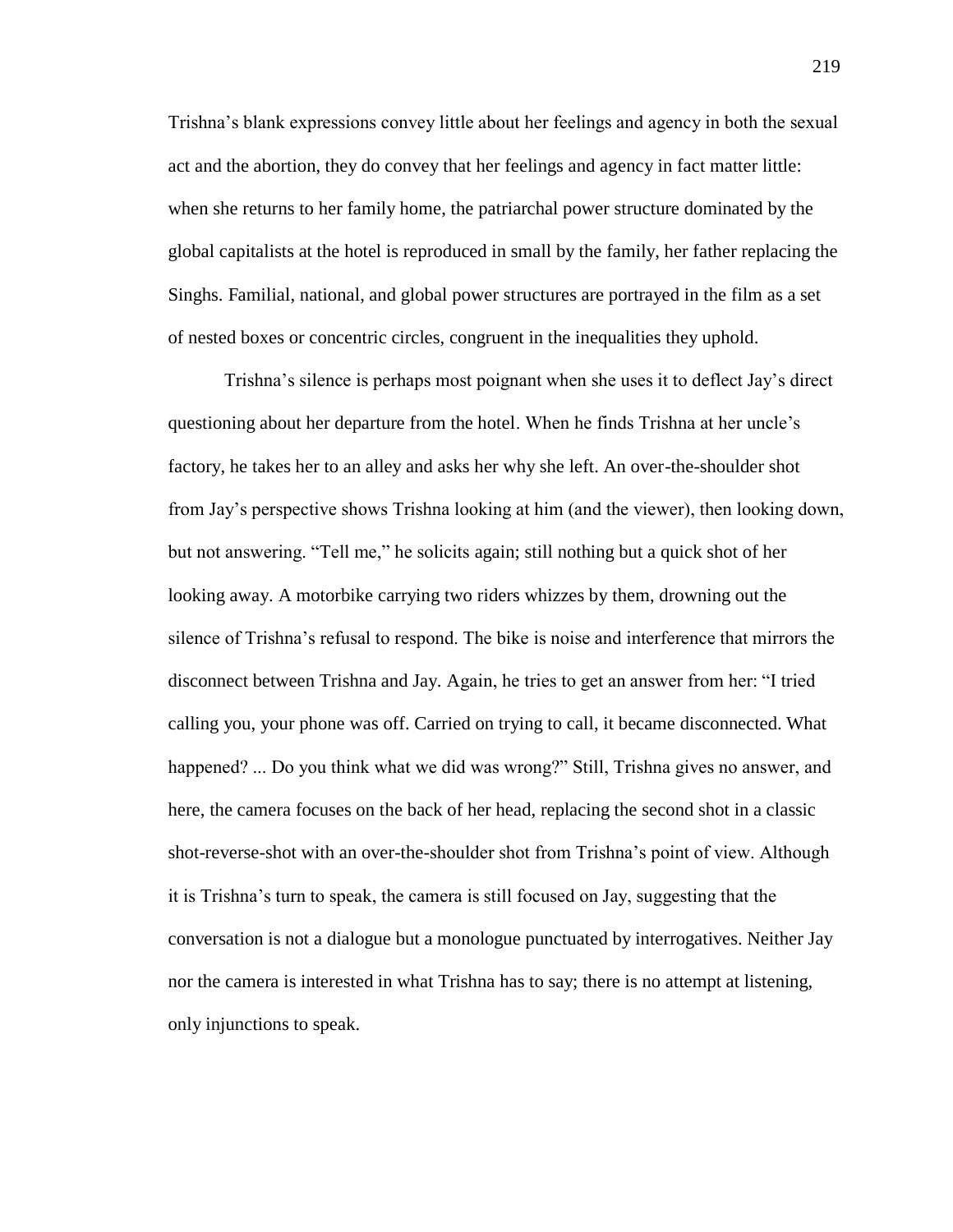Trishna's blank expressions convey little about her feelings and agency in both the sexual act and the abortion, they do convey that her feelings and agency in fact matter little: when she returns to her family home, the patriarchal power structure dominated by the global capitalists at the hotel is reproduced in small by the family, her father replacing the Singhs. Familial, national, and global power structures are portrayed in the film as a set of nested boxes or concentric circles, congruent in the inequalities they uphold.

Trishna's silence is perhaps most poignant when she uses it to deflect Jay's direct questioning about her departure from the hotel. When he finds Trishna at her uncle's factory, he takes her to an alley and asks her why she left. An over-the-shoulder shot from Jay's perspective shows Trishna looking at him (and the viewer), then looking down, but not answering. "Tell me," he solicits again; still nothing but a quick shot of her looking away. A motorbike carrying two riders whizzes by them, drowning out the silence of Trishna's refusal to respond. The bike is noise and interference that mirrors the disconnect between Trishna and Jay. Again, he tries to get an answer from her: "I tried calling you, your phone was off. Carried on trying to call, it became disconnected. What happened? ... Do you think what we did was wrong?" Still, Trishna gives no answer, and here, the camera focuses on the back of her head, replacing the second shot in a classic shot-reverse-shot with an over-the-shoulder shot from Trishna's point of view. Although it is Trishna's turn to speak, the camera is still focused on Jay, suggesting that the conversation is not a dialogue but a monologue punctuated by interrogatives. Neither Jay nor the camera is interested in what Trishna has to say; there is no attempt at listening, only injunctions to speak.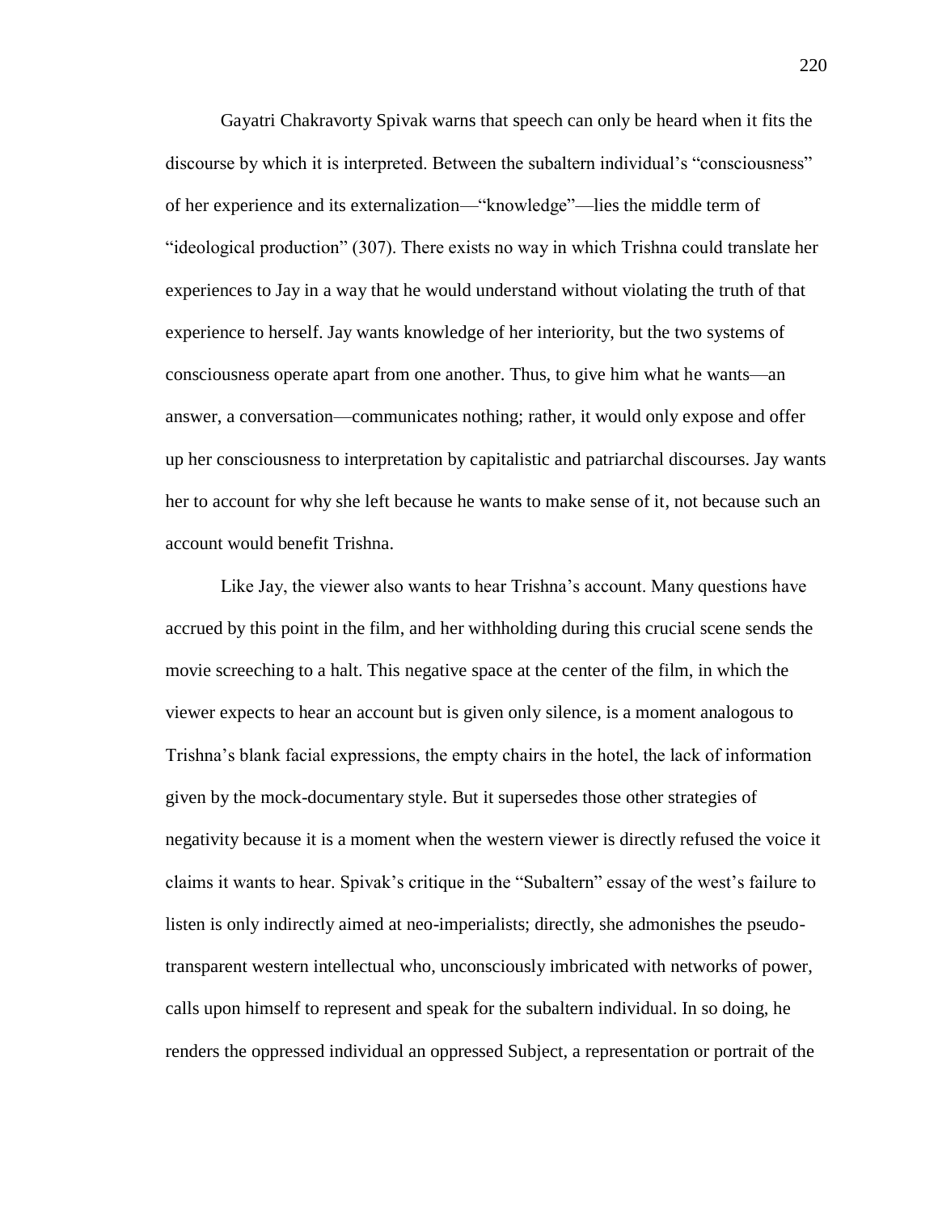Gayatri Chakravorty Spivak warns that speech can only be heard when it fits the discourse by which it is interpreted. Between the subaltern individual's "consciousness" of her experience and its externalization—"knowledge"—lies the middle term of "ideological production" (307). There exists no way in which Trishna could translate her experiences to Jay in a way that he would understand without violating the truth of that experience to herself. Jay wants knowledge of her interiority, but the two systems of consciousness operate apart from one another. Thus, to give him what he wants—an answer, a conversation—communicates nothing; rather, it would only expose and offer up her consciousness to interpretation by capitalistic and patriarchal discourses. Jay wants her to account for why she left because he wants to make sense of it, not because such an account would benefit Trishna.

Like Jay, the viewer also wants to hear Trishna's account. Many questions have accrued by this point in the film, and her withholding during this crucial scene sends the movie screeching to a halt. This negative space at the center of the film, in which the viewer expects to hear an account but is given only silence, is a moment analogous to Trishna's blank facial expressions, the empty chairs in the hotel, the lack of information given by the mock-documentary style. But it supersedes those other strategies of negativity because it is a moment when the western viewer is directly refused the voice it claims it wants to hear. Spivak's critique in the "Subaltern" essay of the west's failure to listen is only indirectly aimed at neo-imperialists; directly, she admonishes the pseudo-transparent western intellectual who, unconsciously imbricated with networks of power, calls upon himself to represent and speak for the subaltern individual. In so doing, he renders the oppressed individual an oppressed Subject, a representation or portrait of the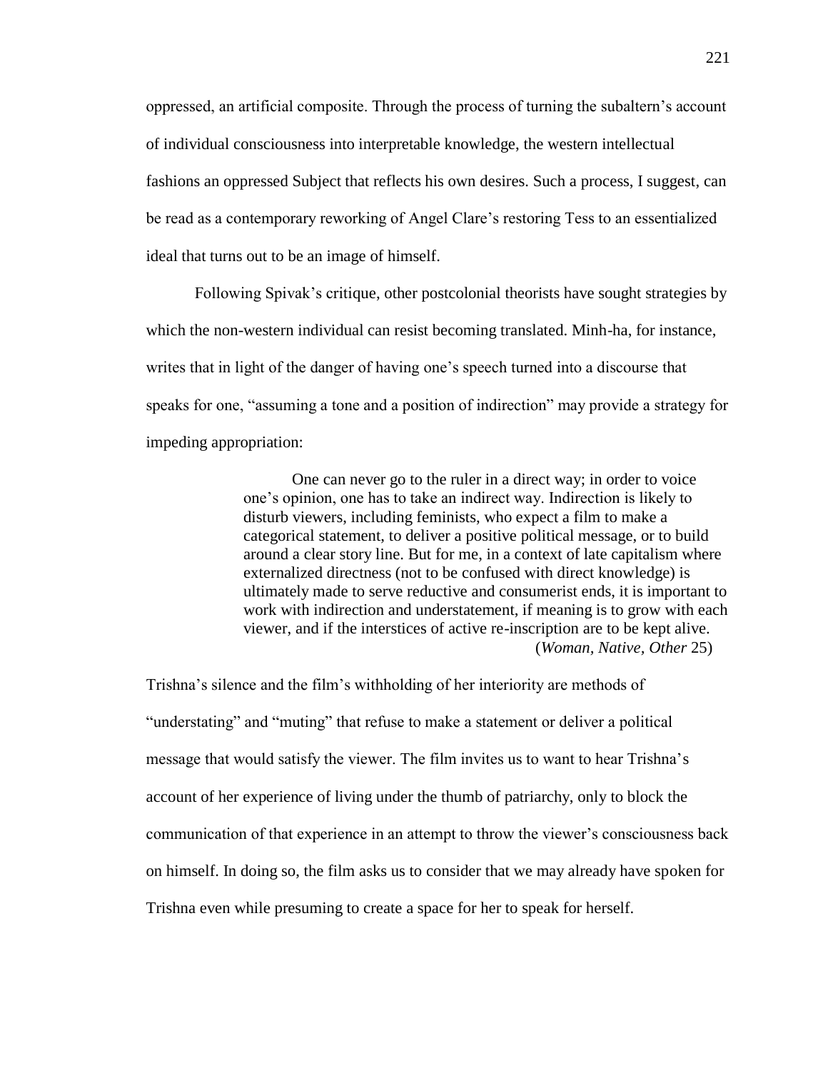oppressed, an artificial composite. Through the process of turning the subaltern's account of individual consciousness into interpretable knowledge, the western intellectual fashions an oppressed Subject that reflects his own desires. Such a process, I suggest, can be read as a contemporary reworking of Angel Clare's restoring Tess to an essentialized ideal that turns out to be an image of himself.

Following Spivak's critique, other postcolonial theorists have sought strategies by which the non-western individual can resist becoming translated. Minh-ha, for instance, writes that in light of the danger of having one's speech turned into a discourse that speaks for one, "assuming a tone and a position of indirection" may provide a strategy for impeding appropriation:

> One can never go to the ruler in a direct way; in order to voice one's opinion, one has to take an indirect way. Indirection is likely to disturb viewers, including feminists, who expect a film to make a categorical statement, to deliver a positive political message, or to build around a clear story line. But for me, in a context of late capitalism where externalized directness (not to be confused with direct knowledge) is ultimately made to serve reductive and consumerist ends, it is important to work with indirection and understatement, if meaning is to grow with each viewer, and if the interstices of active re-inscription are to be kept alive. (*Woman, Native, Other* 25)

Trishna's silence and the film's withholding of her interiority are methods of "understating" and "muting" that refuse to make a statement or deliver a political message that would satisfy the viewer. The film invites us to want to hear Trishna's account of her experience of living under the thumb of patriarchy, only to block the communication of that experience in an attempt to throw the viewer's consciousness back on himself. In doing so, the film asks us to consider that we may already have spoken for Trishna even while presuming to create a space for her to speak for herself.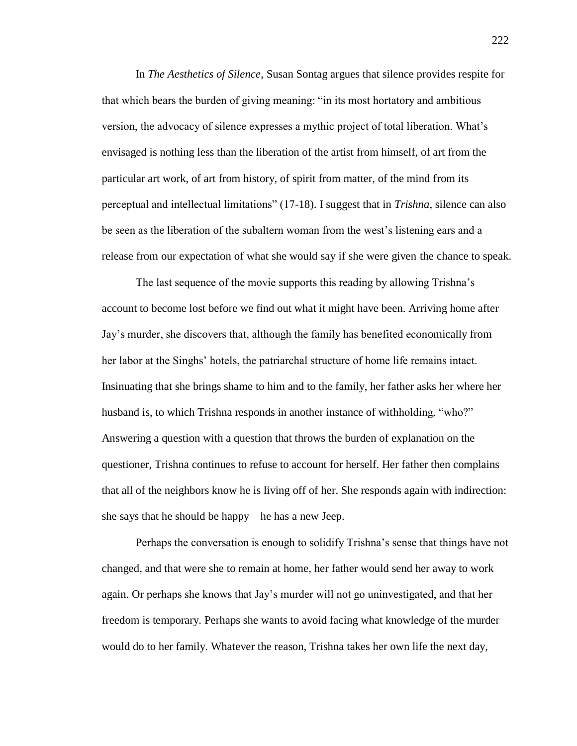In *The Aesthetics of Silence*, Susan Sontag argues that silence provides respite for that which bears the burden of giving meaning: "in its most hortatory and ambitious version, the advocacy of silence expresses a mythic project of total liberation. What's envisaged is nothing less than the liberation of the artist from himself, of art from the particular art work, of art from history, of spirit from matter, of the mind from its perceptual and intellectual limitations" (17-18). I suggest that in *Trishna*, silence can also be seen as the liberation of the subaltern woman from the west's listening ears and a release from our expectation of what she would say if she were given the chance to speak.

The last sequence of the movie supports this reading by allowing Trishna's account to become lost before we find out what it might have been. Arriving home after Jay's murder, she discovers that, although the family has benefited economically from her labor at the Singhs' hotels, the patriarchal structure of home life remains intact. Insinuating that she brings shame to him and to the family, her father asks her where her husband is, to which Trishna responds in another instance of withholding, "who?" Answering a question with a question that throws the burden of explanation on the questioner, Trishna continues to refuse to account for herself. Her father then complains that all of the neighbors know he is living off of her. She responds again with indirection: she says that he should be happy—he has a new Jeep.

Perhaps the conversation is enough to solidify Trishna's sense that things have not changed, and that were she to remain at home, her father would send her away to work again. Or perhaps she knows that Jay's murder will not go uninvestigated, and that her freedom is temporary. Perhaps she wants to avoid facing what knowledge of the murder would do to her family. Whatever the reason, Trishna takes her own life the next day,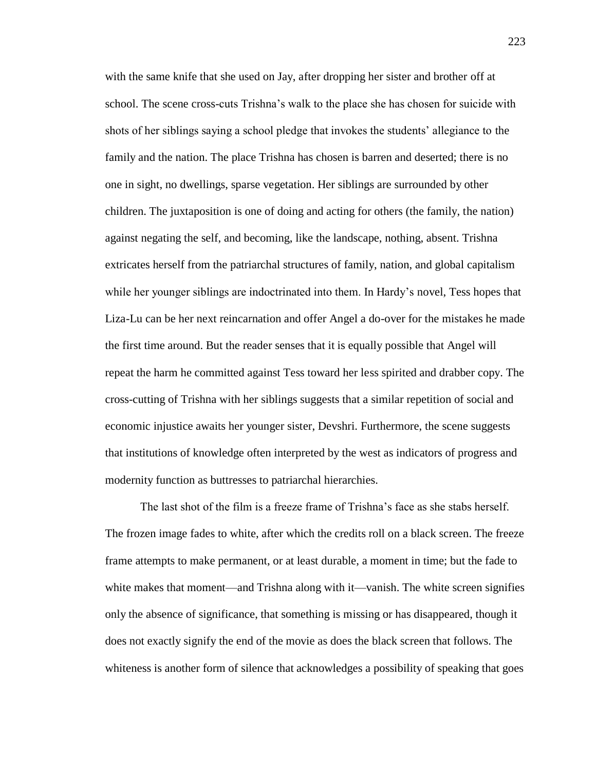with the same knife that she used on Jay, after dropping her sister and brother off at school. The scene cross-cuts Trishna's walk to the place she has chosen for suicide with shots of her siblings saying a school pledge that invokes the students' allegiance to the family and the nation. The place Trishna has chosen is barren and deserted; there is no one in sight, no dwellings, sparse vegetation. Her siblings are surrounded by other children. The juxtaposition is one of doing and acting for others (the family, the nation) against negating the self, and becoming, like the landscape, nothing, absent. Trishna extricates herself from the patriarchal structures of family, nation, and global capitalism while her younger siblings are indoctrinated into them. In Hardy's novel, Tess hopes that Liza-Lu can be her next reincarnation and offer Angel a do-over for the mistakes he made the first time around. But the reader senses that it is equally possible that Angel will repeat the harm he committed against Tess toward her less spirited and drabber copy. The cross-cutting of Trishna with her siblings suggests that a similar repetition of social and economic injustice awaits her younger sister, Devshri. Furthermore, the scene suggests that institutions of knowledge often interpreted by the west as indicators of progress and modernity function as buttresses to patriarchal hierarchies.

The last shot of the film is a freeze frame of Trishna's face as she stabs herself. The frozen image fades to white, after which the credits roll on a black screen. The freeze frame attempts to make permanent, or at least durable, a moment in time; but the fade to white makes that moment—and Trishna along with it—vanish. The white screen signifies only the absence of significance, that something is missing or has disappeared, though it does not exactly signify the end of the movie as does the black screen that follows. The whiteness is another form of silence that acknowledges a possibility of speaking that goes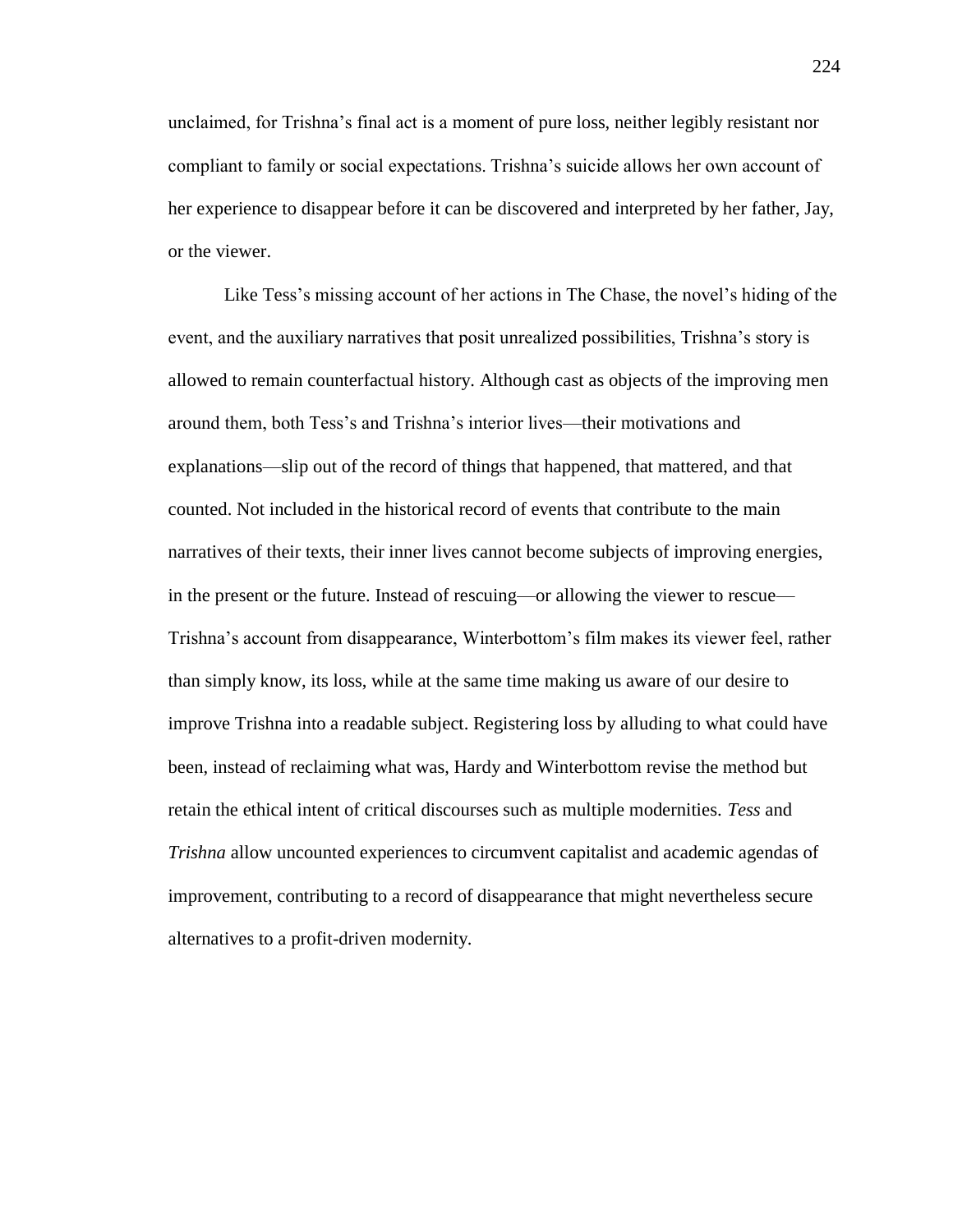unclaimed, for Trishna's final act is a moment of pure loss, neither legibly resistant nor compliant to family or social expectations. Trishna's suicide allows her own account of her experience to disappear before it can be discovered and interpreted by her father, Jay, or the viewer.

Like Tess's missing account of her actions in The Chase, the novel's hiding of the event, and the auxiliary narratives that posit unrealized possibilities, Trishna's story is allowed to remain counterfactual history. Although cast as objects of the improving men around them, both Tess's and Trishna's interior lives—their motivations and explanations—slip out of the record of things that happened, that mattered, and that counted. Not included in the historical record of events that contribute to the main narratives of their texts, their inner lives cannot become subjects of improving energies, in the present or the future. Instead of rescuing—or allowing the viewer to rescue—Trishna's account from disappearance, Winterbottom's film makes its viewer feel, rather than simply know, its loss, while at the same time making us aware of our desire to improve Trishna into a readable subject. Registering loss by alluding to what could have been, instead of reclaiming what was, Hardy and Winterbottom revise the method but retain the ethical intent of critical discourses such as multiple modernities. *Tess* and *Trishna* allow uncounted experiences to circumvent capitalist and academic agendas of improvement, contributing to a record of disappearance that might nevertheless secure alternatives to a profit-driven modernity.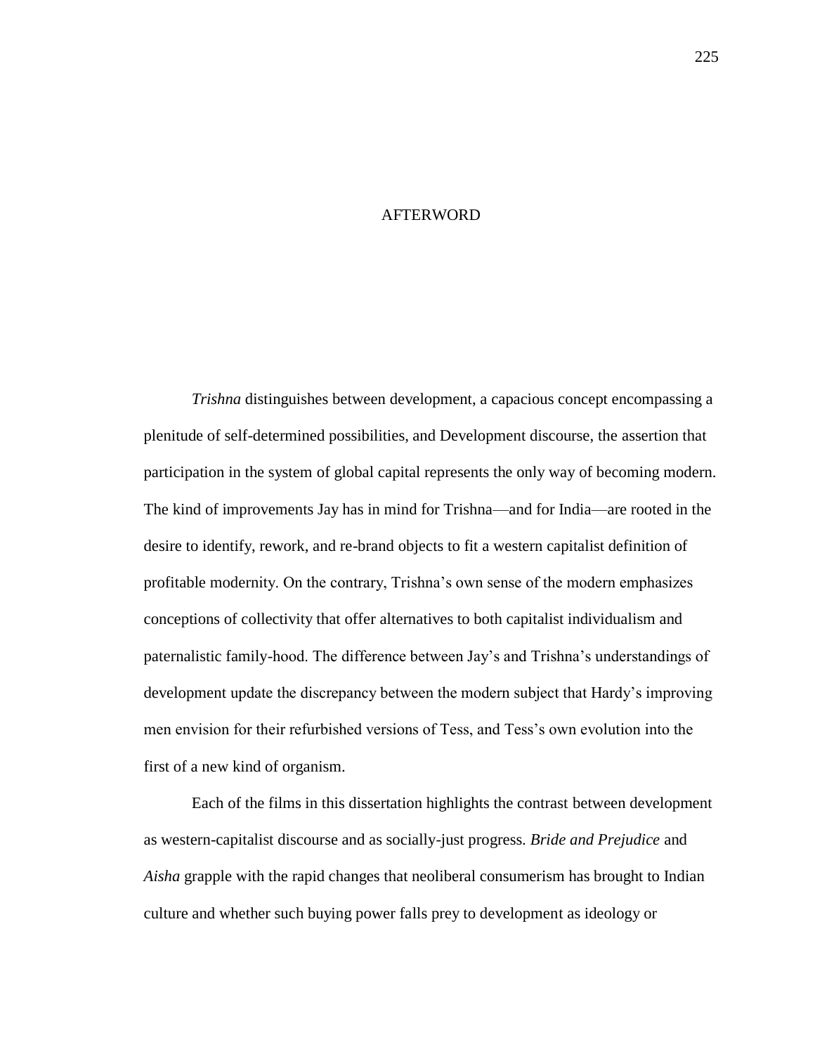# AFTERWORD

*Trishna* distinguishes between development, a capacious concept encompassing a plenitude of self-determined possibilities, and Development discourse, the assertion that participation in the system of global capital represents the only way of becoming modern. The kind of improvements Jay has in mind for Trishna—and for India—are rooted in the desire to identify, rework, and re-brand objects to fit a western capitalist definition of profitable modernity. On the contrary, Trishna's own sense of the modern emphasizes conceptions of collectivity that offer alternatives to both capitalist individualism and paternalistic family-hood. The difference between Jay's and Trishna's understandings of development update the discrepancy between the modern subject that Hardy's improving men envision for their refurbished versions of Tess, and Tess's own evolution into the first of a new kind of organism.

Each of the films in this dissertation highlights the contrast between development as western-capitalist discourse and as socially-just progress. *Bride and Prejudice* and *Aisha* grapple with the rapid changes that neoliberal consumerism has brought to Indian culture and whether such buying power falls prey to development as ideology or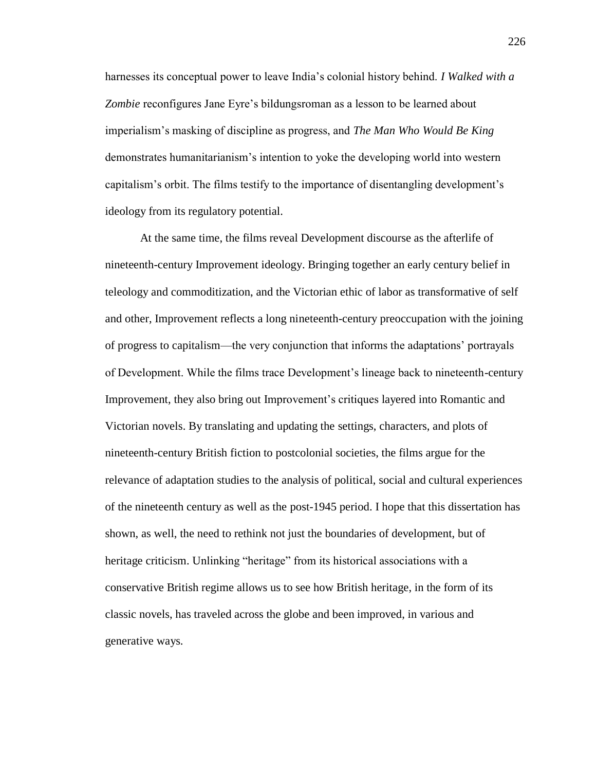harnesses its conceptual power to leave India's colonial history behind. *I Walked with a Zombie* reconfigures Jane Eyre's bildungsroman as a lesson to be learned about imperialism's masking of discipline as progress, and *The Man Who Would Be King* demonstrates humanitarianism's intention to yoke the developing world into western capitalism's orbit. The films testify to the importance of disentangling development's ideology from its regulatory potential.

At the same time, the films reveal Development discourse as the afterlife of nineteenth-century Improvement ideology. Bringing together an early century belief in teleology and commoditization, and the Victorian ethic of labor as transformative of self and other, Improvement reflects a long nineteenth-century preoccupation with the joining of progress to capitalism—the very conjunction that informs the adaptations' portrayals of Development. While the films trace Development's lineage back to nineteenth-century Improvement, they also bring out Improvement's critiques layered into Romantic and Victorian novels. By translating and updating the settings, characters, and plots of nineteenth-century British fiction to postcolonial societies, the films argue for the relevance of adaptation studies to the analysis of political, social and cultural experiences of the nineteenth century as well as the post-1945 period. I hope that this dissertation has shown, as well, the need to rethink not just the boundaries of development, but of heritage criticism. Unlinking "heritage" from its historical associations with a conservative British regime allows us to see how British heritage, in the form of its classic novels, has traveled across the globe and been improved, in various and generative ways.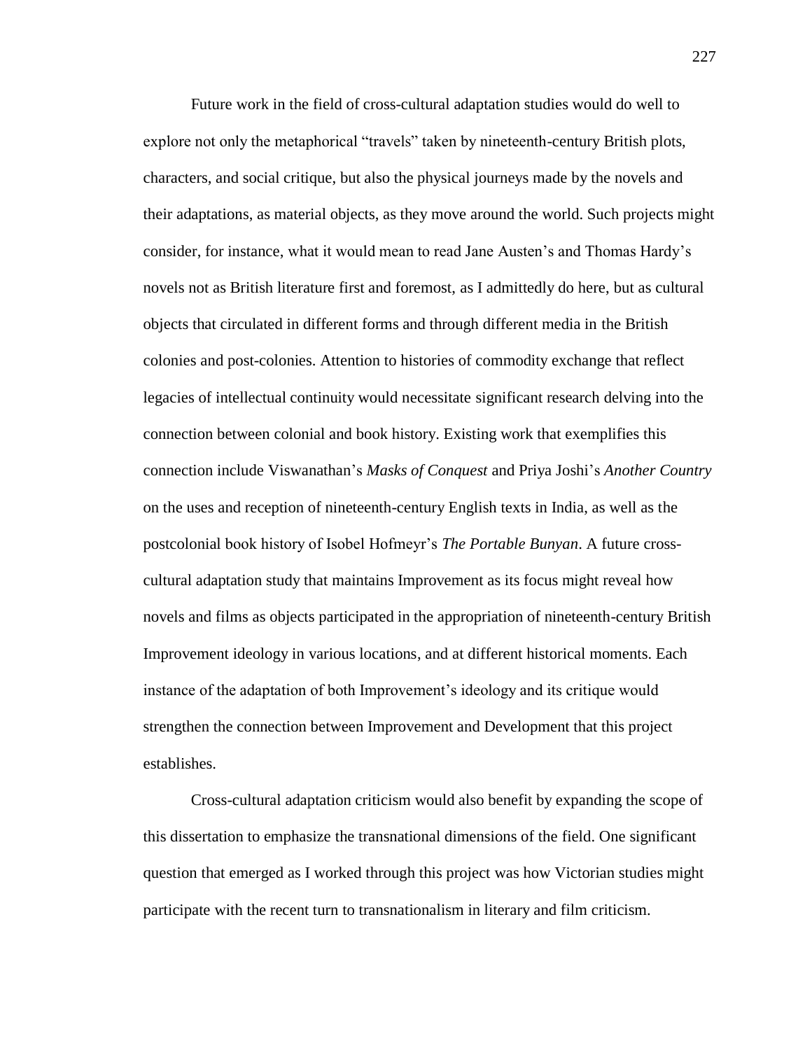Future work in the field of cross-cultural adaptation studies would do well to explore not only the metaphorical "travels" taken by nineteenth-century British plots, characters, and social critique, but also the physical journeys made by the novels and their adaptations, as material objects, as they move around the world. Such projects might consider, for instance, what it would mean to read Jane Austen's and Thomas Hardy's novels not as British literature first and foremost, as I admittedly do here, but as cultural objects that circulated in different forms and through different media in the British colonies and post-colonies. Attention to histories of commodity exchange that reflect legacies of intellectual continuity would necessitate significant research delving into the connection between colonial and book history. Existing work that exemplifies this connection include Viswanathan's *Masks of Conquest* and Priya Joshi's *Another Country* on the uses and reception of nineteenth-century English texts in India, as well as the postcolonial book history of Isobel Hofmeyr's *The Portable Bunyan*. A future cross-cultural adaptation study that maintains Improvement as its focus might reveal how novels and films as objects participated in the appropriation of nineteenth-century British Improvement ideology in various locations, and at different historical moments. Each instance of the adaptation of both Improvement's ideology and its critique would strengthen the connection between Improvement and Development that this project establishes.

Cross-cultural adaptation criticism would also benefit by expanding the scope of this dissertation to emphasize the transnational dimensions of the field. One significant question that emerged as I worked through this project was how Victorian studies might participate with the recent turn to transnationalism in literary and film criticism.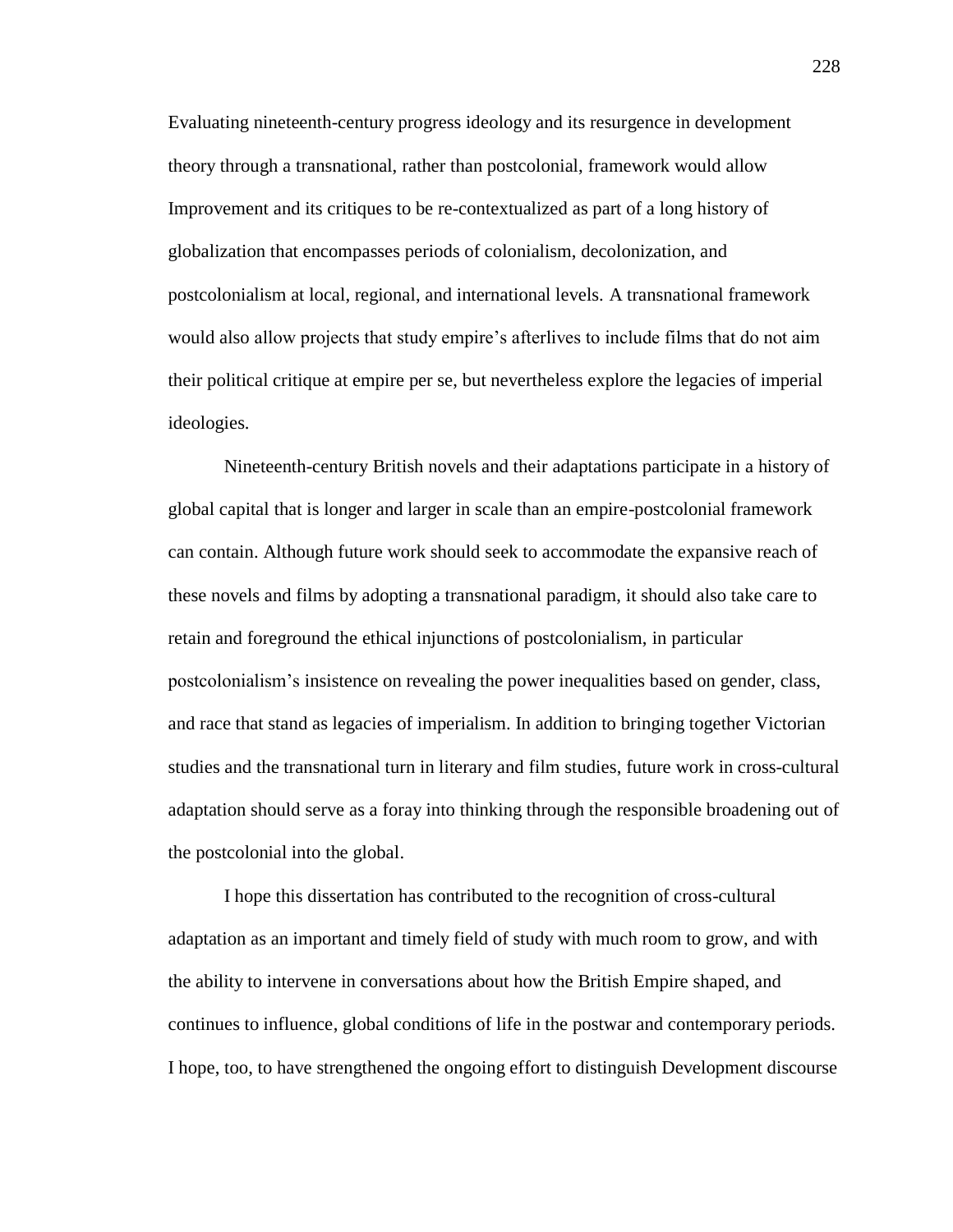Evaluating nineteenth-century progress ideology and its resurgence in development theory through a transnational, rather than postcolonial, framework would allow Improvement and its critiques to be re-contextualized as part of a long history of globalization that encompasses periods of colonialism, decolonization, and postcolonialism at local, regional, and international levels. A transnational framework would also allow projects that study empire's afterlives to include films that do not aim their political critique at empire per se, but nevertheless explore the legacies of imperial ideologies.

Nineteenth-century British novels and their adaptations participate in a history of global capital that is longer and larger in scale than an empire-postcolonial framework can contain. Although future work should seek to accommodate the expansive reach of these novels and films by adopting a transnational paradigm, it should also take care to retain and foreground the ethical injunctions of postcolonialism, in particular postcolonialism's insistence on revealing the power inequalities based on gender, class, and race that stand as legacies of imperialism. In addition to bringing together Victorian studies and the transnational turn in literary and film studies, future work in cross-cultural adaptation should serve as a foray into thinking through the responsible broadening out of the postcolonial into the global.

I hope this dissertation has contributed to the recognition of cross-cultural adaptation as an important and timely field of study with much room to grow, and with the ability to intervene in conversations about how the British Empire shaped, and continues to influence, global conditions of life in the postwar and contemporary periods. I hope, too, to have strengthened the ongoing effort to distinguish Development discourse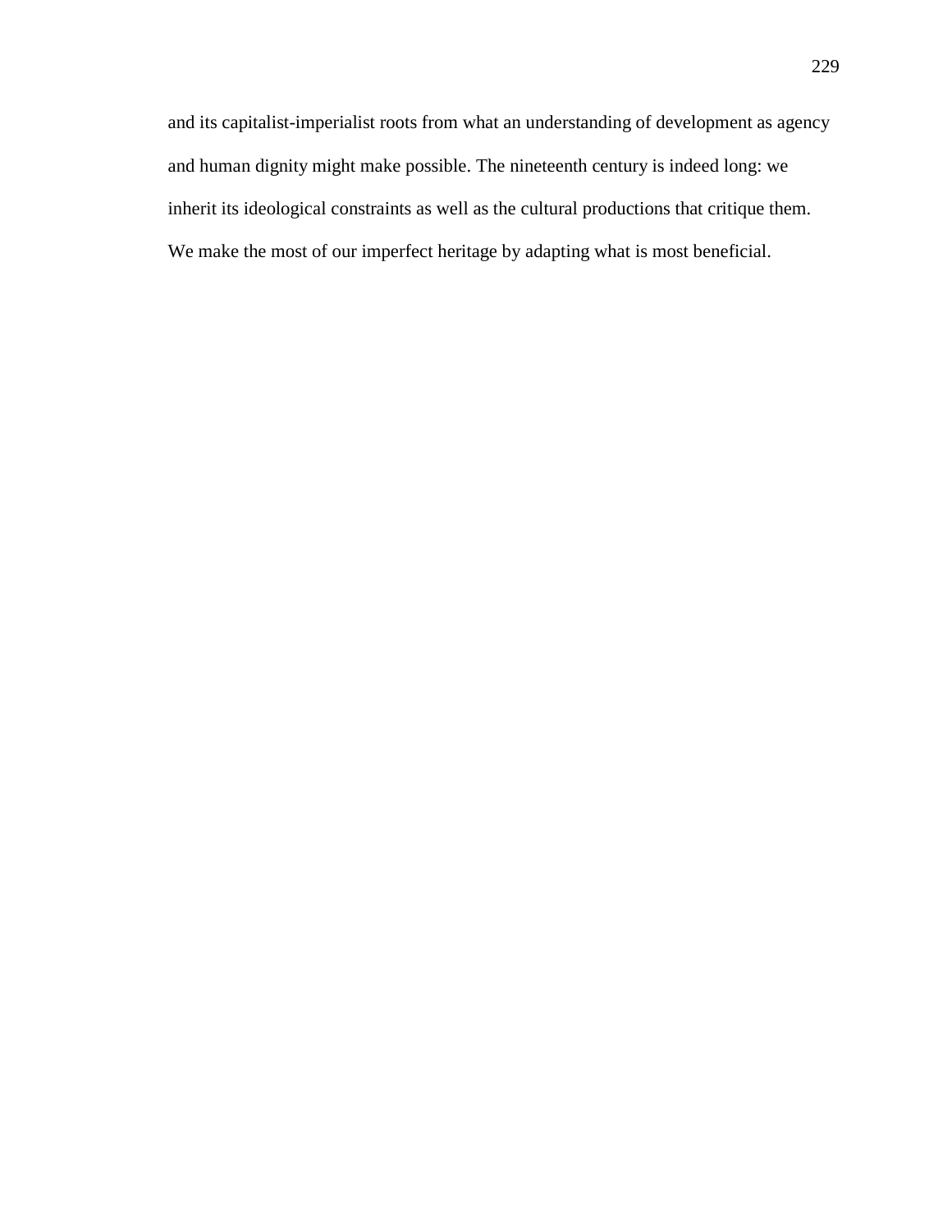and its capitalist-imperialist roots from what an understanding of development as agency and human dignity might make possible. The nineteenth century is indeed long: we inherit its ideological constraints as well as the cultural productions that critique them. We make the most of our imperfect heritage by adapting what is most beneficial.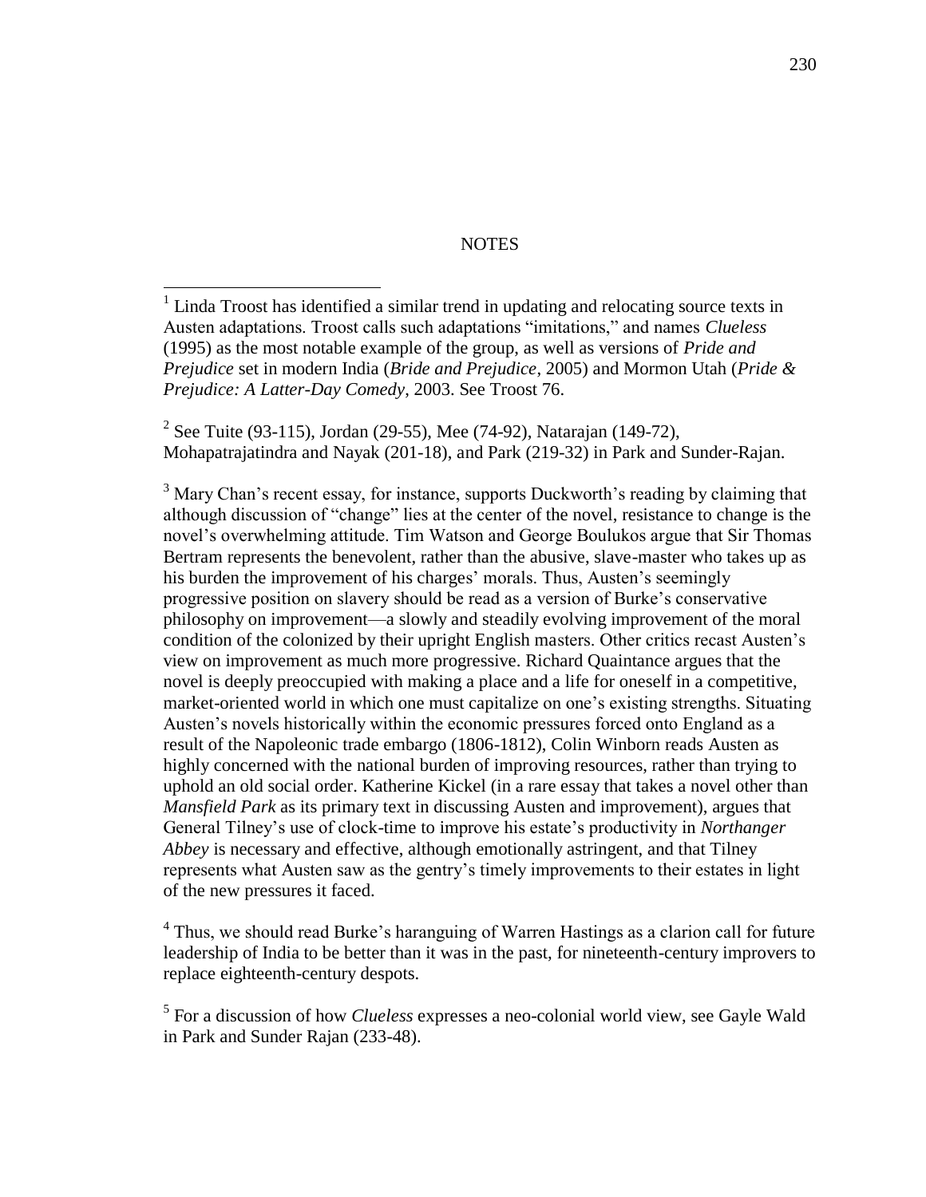# NOTES

[1] Linda Troost has identified a similar trend in updating and relocating source texts in Austen adaptations. Troost calls such adaptations "imitations," and names *Clueless* (1995) as the most notable example of the group, as well as versions of *Pride and Prejudice* set in modern India (*Bride and Prejudice*, 2005) and Mormon Utah (*Pride & Prejudice: A Latter-Day Comedy*, 2003. See Troost 76.

[2] See Tuite (93-115), Jordan (29-55), Mee (74-92), Natarajan (149-72), Mohapatrajatindra and Nayak (201-18), and Park (219-32) in Park and Sunder-Rajan.

[3] Mary Chan's recent essay, for instance, supports Duckworth's reading by claiming that although discussion of "change" lies at the center of the novel, resistance to change is the novel's overwhelming attitude. Tim Watson and George Boulukos argue that Sir Thomas Bertram represents the benevolent, rather than the abusive, slave-master who takes up as his burden the improvement of his charges' morals. Thus, Austen's seemingly progressive position on slavery should be read as a version of Burke's conservative philosophy on improvement—a slowly and steadily evolving improvement of the moral condition of the colonized by their upright English masters. Other critics recast Austen's view on improvement as much more progressive. Richard Quaintance argues that the novel is deeply preoccupied with making a place and a life for oneself in a competitive, market-oriented world in which one must capitalize on one's existing strengths. Situating Austen's novels historically within the economic pressures forced onto England as a result of the Napoleonic trade embargo (1806-1812), Colin Winborn reads Austen as highly concerned with the national burden of improving resources, rather than trying to uphold an old social order. Katherine Kickel (in a rare essay that takes a novel other than *Mansfield Park* as its primary text in discussing Austen and improvement), argues that General Tilney's use of clock-time to improve his estate's productivity in *Northanger Abbey* is necessary and effective, although emotionally astringent, and that Tilney represents what Austen saw as the gentry's timely improvements to their estates in light of the new pressures it faced.

[4] Thus, we should read Burke's haranguing of Warren Hastings as a clarion call for future leadership of India to be better than it was in the past, for nineteenth-century improvers to replace eighteenth-century despots.

[5] For a discussion of how *Clueless* expresses a neo-colonial world view, see Gayle Wald in Park and Sunder Rajan (233-48).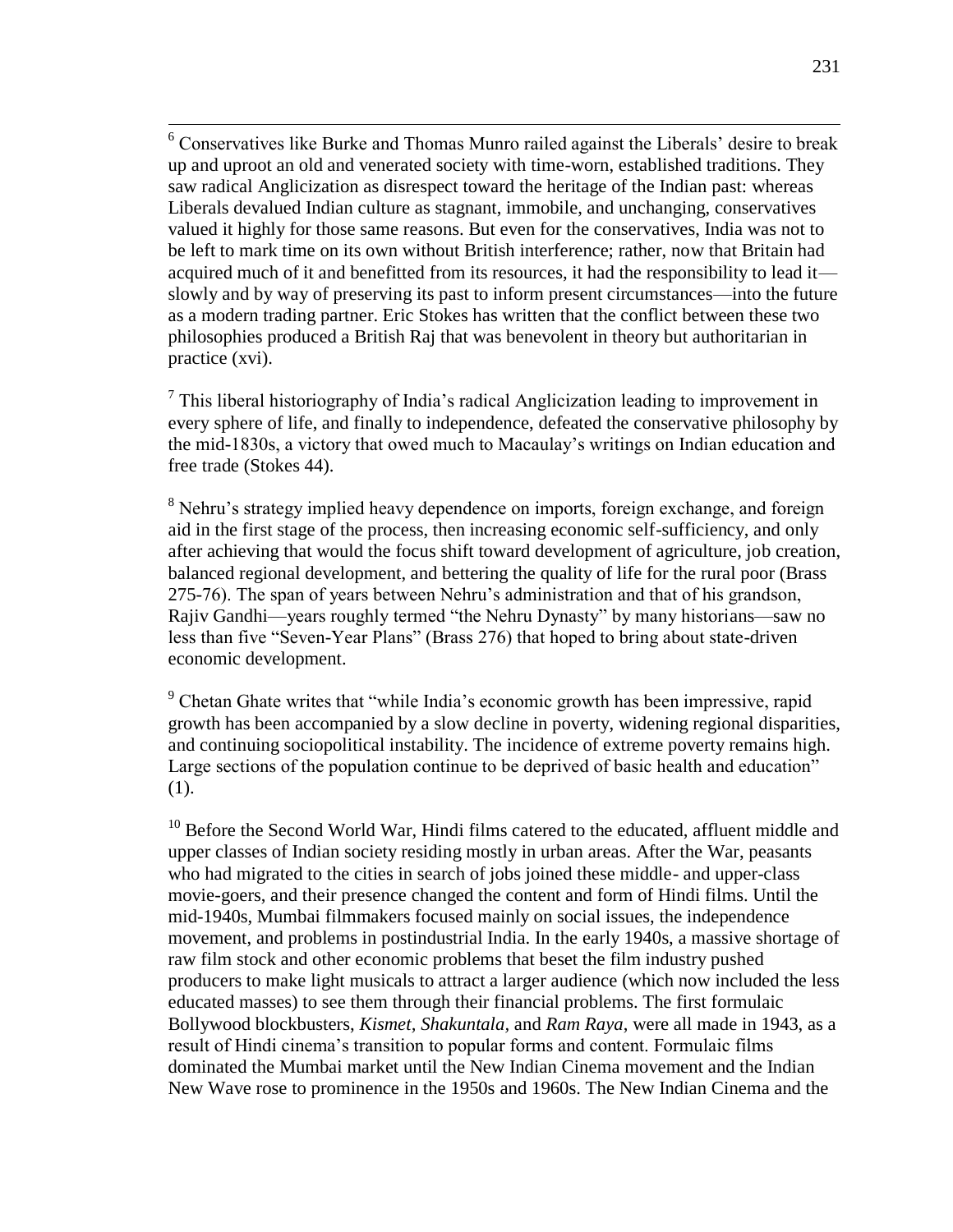[6] Conservatives like Burke and Thomas Munro railed against the Liberals' desire to break up and uproot an old and venerated society with time-worn, established traditions. They saw radical Anglicization as disrespect toward the heritage of the Indian past: whereas Liberals devalued Indian culture as stagnant, immobile, and unchanging, conservatives valued it highly for those same reasons. But even for the conservatives, India was not to be left to mark time on its own without British interference; rather, now that Britain had acquired much of it and benefitted from its resources, it had the responsibility to lead it—slowly and by way of preserving its past to inform present circumstances—into the future as a modern trading partner. Eric Stokes has written that the conflict between these two philosophies produced a British Raj that was benevolent in theory but authoritarian in practice (xvi).

[7] This liberal historiography of India's radical Anglicization leading to improvement in every sphere of life, and finally to independence, defeated the conservative philosophy by the mid-1830s, a victory that owed much to Macaulay's writings on Indian education and free trade (Stokes 44).

[8] Nehru's strategy implied heavy dependence on imports, foreign exchange, and foreign aid in the first stage of the process, then increasing economic self-sufficiency, and only after achieving that would the focus shift toward development of agriculture, job creation, balanced regional development, and bettering the quality of life for the rural poor (Brass 275-76). The span of years between Nehru's administration and that of his grandson, Rajiv Gandhi—years roughly termed "the Nehru Dynasty" by many historians—saw no less than five "Seven-Year Plans" (Brass 276) that hoped to bring about state-driven economic development.

[9] Chetan Ghate writes that "while India's economic growth has been impressive, rapid growth has been accompanied by a slow decline in poverty, widening regional disparities, and continuing sociopolitical instability. The incidence of extreme poverty remains high. Large sections of the population continue to be deprived of basic health and education" (1).

[10] Before the Second World War, Hindi films catered to the educated, affluent middle and upper classes of Indian society residing mostly in urban areas. After the War, peasants who had migrated to the cities in search of jobs joined these middle- and upper-class movie-goers, and their presence changed the content and form of Hindi films. Until the mid-1940s, Mumbai filmmakers focused mainly on social issues, the independence movement, and problems in postindustrial India. In the early 1940s, a massive shortage of raw film stock and other economic problems that beset the film industry pushed producers to make light musicals to attract a larger audience (which now included the less educated masses) to see them through their financial problems. The first formulaic Bollywood blockbusters, *Kismet*, *Shakuntala*, and *Ram Raya*, were all made in 1943, as a result of Hindi cinema's transition to popular forms and content. Formulaic films dominated the Mumbai market until the New Indian Cinema movement and the Indian New Wave rose to prominence in the 1950s and 1960s. The New Indian Cinema and the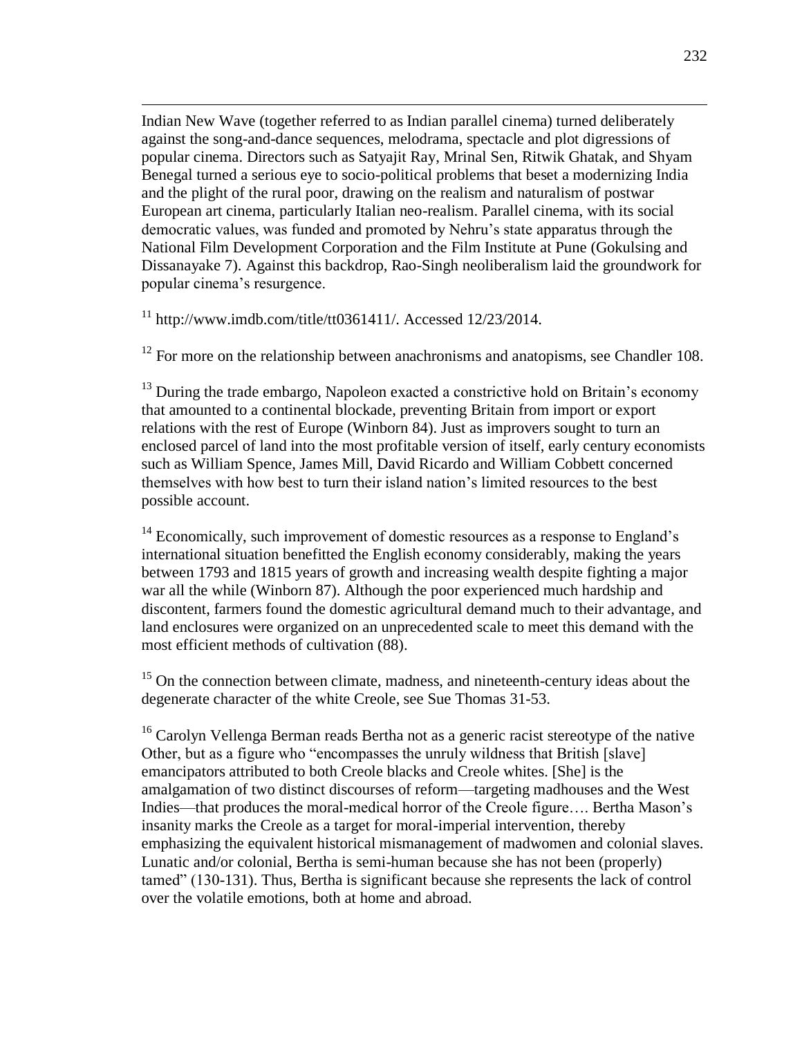Indian New Wave (together referred to as Indian parallel cinema) turned deliberately against the song-and-dance sequences, melodrama, spectacle and plot digressions of popular cinema. Directors such as Satyajit Ray, Mrinal Sen, Ritwik Ghatak, and Shyam Benegal turned a serious eye to socio-political problems that beset a modernizing India and the plight of the rural poor, drawing on the realism and naturalism of postwar European art cinema, particularly Italian neo-realism. Parallel cinema, with its social democratic values, was funded and promoted by Nehru's state apparatus through the National Film Development Corporation and the Film Institute at Pune (Gokulsing and Dissanayake 7). Against this backdrop, Rao-Singh neoliberalism laid the groundwork for popular cinema's resurgence.

[11] http://www.imdb.com/title/tt0361411/. Accessed 12/23/2014.

[12] For more on the relationship between anachronisms and anatopisms, see Chandler 108.

[13] During the trade embargo, Napoleon exacted a constrictive hold on Britain's economy that amounted to a continental blockade, preventing Britain from import or export relations with the rest of Europe (Winborn 84). Just as improvers sought to turn an enclosed parcel of land into the most profitable version of itself, early century economists such as William Spence, James Mill, David Ricardo and William Cobbett concerned themselves with how best to turn their island nation's limited resources to the best possible account.

[14] Economically, such improvement of domestic resources as a response to England's international situation benefitted the English economy considerably, making the years between 1793 and 1815 years of growth and increasing wealth despite fighting a major war all the while (Winborn 87). Although the poor experienced much hardship and discontent, farmers found the domestic agricultural demand much to their advantage, and land enclosures were organized on an unprecedented scale to meet this demand with the most efficient methods of cultivation (88).

[15] On the connection between climate, madness, and nineteenth-century ideas about the degenerate character of the white Creole, see Sue Thomas 31-53.

[16] Carolyn Vellenga Berman reads Bertha not as a generic racist stereotype of the native Other, but as a figure who "encompasses the unruly wildness that British [slave] emancipators attributed to both Creole blacks and Creole whites. [She] is the amalgamation of two distinct discourses of reform—targeting madhouses and the West Indies—that produces the moral-medical horror of the Creole figure…. Bertha Mason's insanity marks the Creole as a target for moral-imperial intervention, thereby emphasizing the equivalent historical mismanagement of madwomen and colonial slaves. Lunatic and/or colonial, Bertha is semi-human because she has not been (properly) tamed" (130-131). Thus, Bertha is significant because she represents the lack of control over the volatile emotions, both at home and abroad.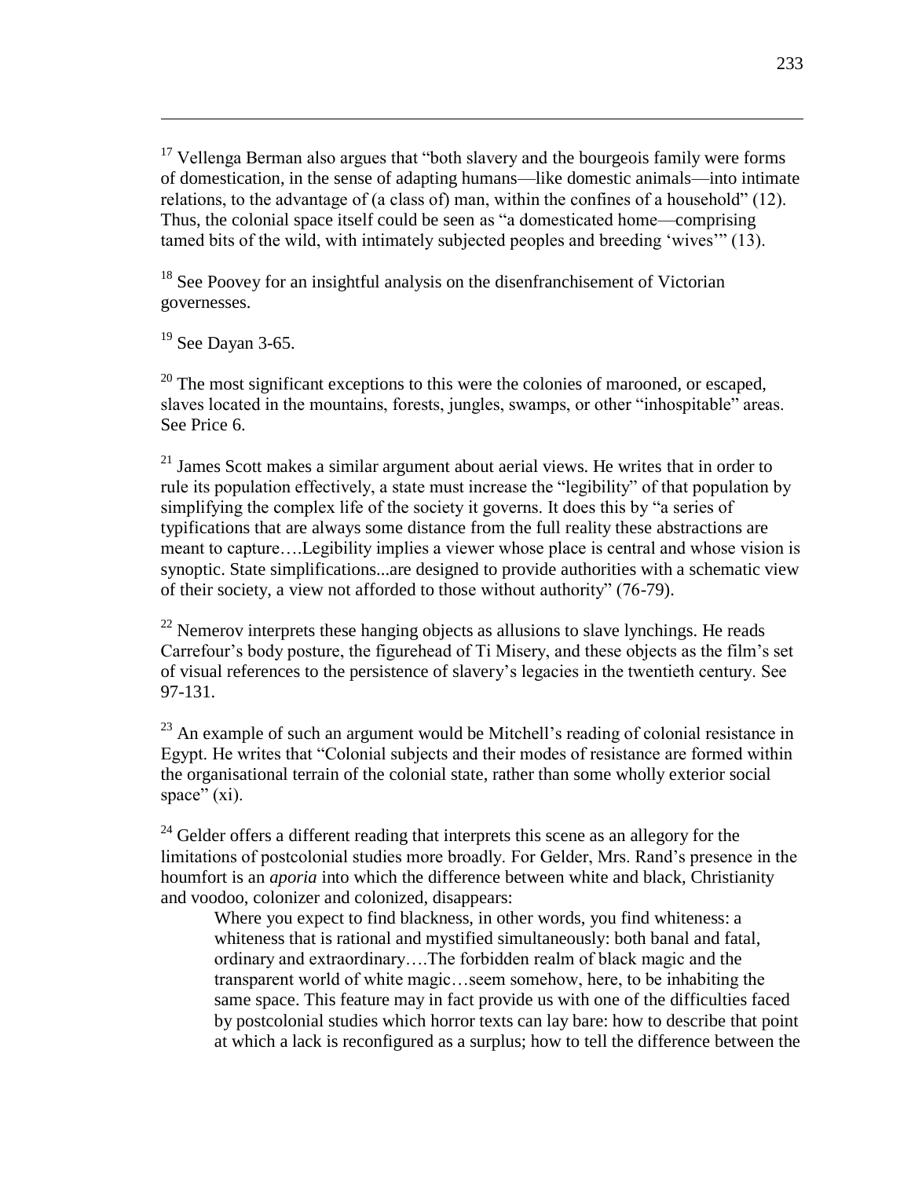[17] Vellenga Berman also argues that "both slavery and the bourgeois family were forms of domestication, in the sense of adapting humans—like domestic animals—into intimate relations, to the advantage of (a class of) man, within the confines of a household" (12). Thus, the colonial space itself could be seen as "a domesticated home—comprising tamed bits of the wild, with intimately subjected peoples and breeding 'wives'" (13).

[18] See Poovey for an insightful analysis on the disenfranchisement of Victorian governesses.

[19] See Dayan 3-65.

[20] The most significant exceptions to this were the colonies of marooned, or escaped, slaves located in the mountains, forests, jungles, swamps, or other "inhospitable" areas. See Price 6.

[21] James Scott makes a similar argument about aerial views. He writes that in order to rule its population effectively, a state must increase the "legibility" of that population by simplifying the complex life of the society it governs. It does this by "a series of typifications that are always some distance from the full reality these abstractions are meant to capture….Legibility implies a viewer whose place is central and whose vision is synoptic. State simplifications...are designed to provide authorities with a schematic view of their society, a view not afforded to those without authority" (76-79).

[22] Nemerov interprets these hanging objects as allusions to slave lynchings. He reads Carrefour's body posture, the figurehead of Ti Misery, and these objects as the film's set of visual references to the persistence of slavery's legacies in the twentieth century. See 97-131.

[23] An example of such an argument would be Mitchell's reading of colonial resistance in Egypt. He writes that "Colonial subjects and their modes of resistance are formed within the organisational terrain of the colonial state, rather than some wholly exterior social space" (xi).

[24] Gelder offers a different reading that interprets this scene as an allegory for the limitations of postcolonial studies more broadly. For Gelder, Mrs. Rand's presence in the houmfort is an *aporia* into which the difference between white and black, Christianity and voodoo, colonizer and colonized, disappears:

> Where you expect to find blackness, in other words, you find whiteness: a whiteness that is rational and mystified simultaneously: both banal and fatal, ordinary and extraordinary….The forbidden realm of black magic and the transparent world of white magic…seem somehow, here, to be inhabiting the same space. This feature may in fact provide us with one of the difficulties faced by postcolonial studies which horror texts can lay bare: how to describe that point at which a lack is reconfigured as a surplus; how to tell the difference between the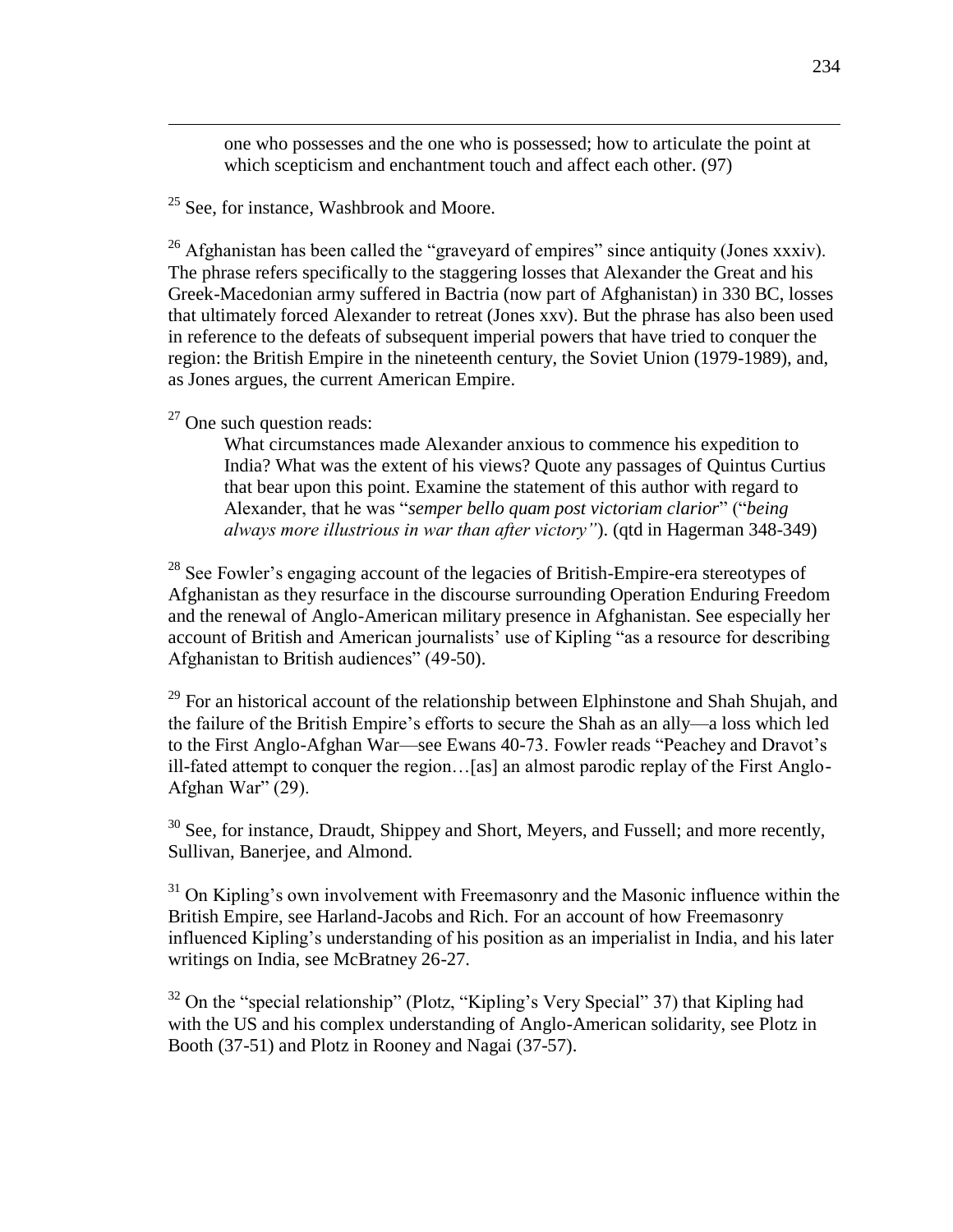> one who possesses and the one who is possessed; how to articulate the point at which scepticism and enchantment touch and affect each other. (97)

[25] See, for instance, Washbrook and Moore.

[26] Afghanistan has been called the "graveyard of empires" since antiquity (Jones xxxiv). The phrase refers specifically to the staggering losses that Alexander the Great and his Greek-Macedonian army suffered in Bactria (now part of Afghanistan) in 330 BC, losses that ultimately forced Alexander to retreat (Jones xxv). But the phrase has also been used in reference to the defeats of subsequent imperial powers that have tried to conquer the region: the British Empire in the nineteenth century, the Soviet Union (1979-1989), and, as Jones argues, the current American Empire.

[27] One such question reads:

> What circumstances made Alexander anxious to commence his expedition to India? What was the extent of his views? Quote any passages of Quintus Curtius that bear upon this point. Examine the statement of this author with regard to Alexander, that he was "*semper bello quam post victoriam clarior*" ("*being always more illustrious in war than after victory"*). (qtd in Hagerman 348-349)

[28] See Fowler's engaging account of the legacies of British-Empire-era stereotypes of Afghanistan as they resurface in the discourse surrounding Operation Enduring Freedom and the renewal of Anglo-American military presence in Afghanistan. See especially her account of British and American journalists' use of Kipling "as a resource for describing Afghanistan to British audiences" (49-50).

[29] For an historical account of the relationship between Elphinstone and Shah Shujah, and the failure of the British Empire's efforts to secure the Shah as an ally—a loss which led to the First Anglo-Afghan War—see Ewans 40-73. Fowler reads "Peachey and Dravot's ill-fated attempt to conquer the region…[as] an almost parodic replay of the First Anglo-Afghan War" (29).

[30] See, for instance, Draudt, Shippey and Short, Meyers, and Fussell; and more recently, Sullivan, Banerjee, and Almond.

[31] On Kipling's own involvement with Freemasonry and the Masonic influence within the British Empire, see Harland-Jacobs and Rich. For an account of how Freemasonry influenced Kipling's understanding of his position as an imperialist in India, and his later writings on India, see McBratney 26-27.

[32] On the "special relationship" (Plotz, "Kipling's Very Special" 37) that Kipling had with the US and his complex understanding of Anglo-American solidarity, see Plotz in Booth (37-51) and Plotz in Rooney and Nagai (37-57).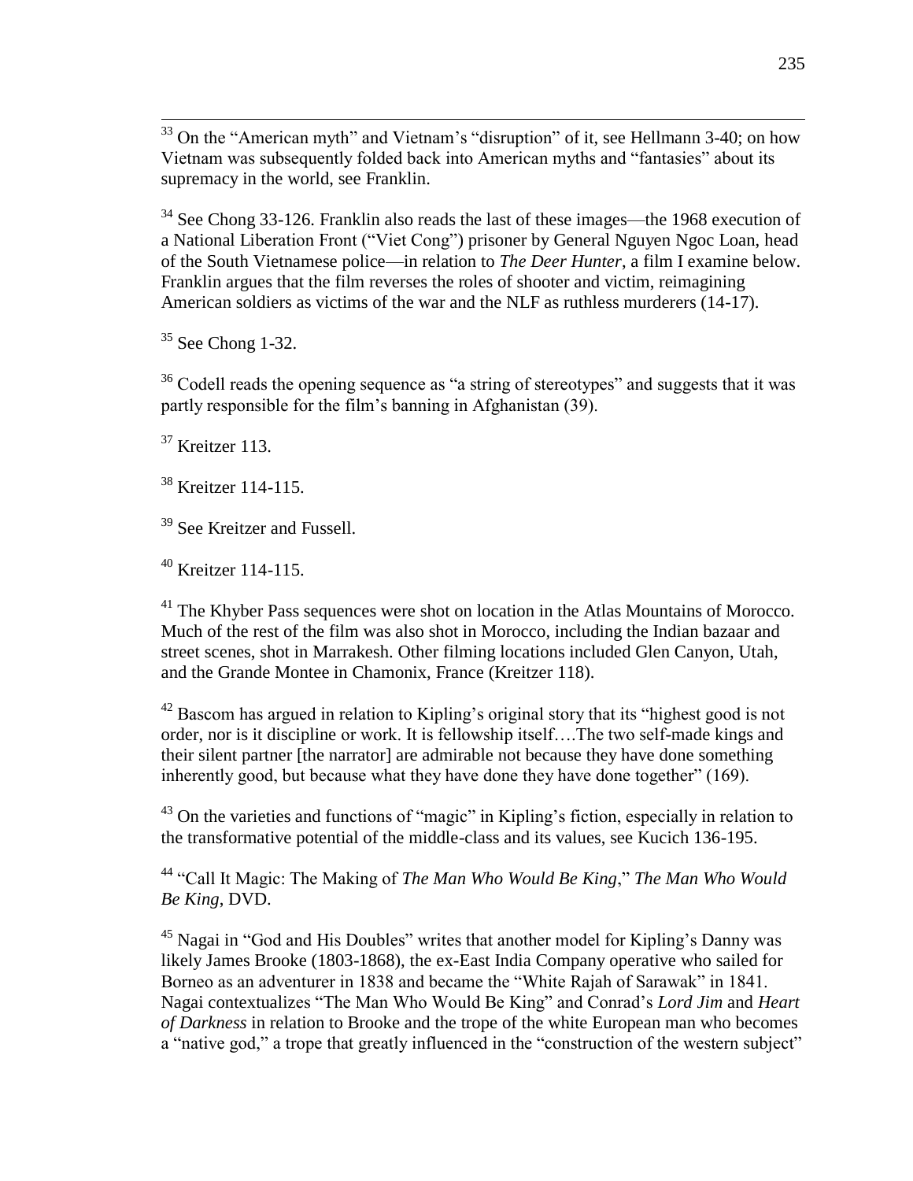[33] On the "American myth" and Vietnam's "disruption" of it, see Hellmann 3-40; on how Vietnam was subsequently folded back into American myths and "fantasies" about its supremacy in the world, see Franklin.

[34] See Chong 33-126. Franklin also reads the last of these images—the 1968 execution of a National Liberation Front ("Viet Cong") prisoner by General Nguyen Ngoc Loan, head of the South Vietnamese police—in relation to *The Deer Hunter*, a film I examine below. Franklin argues that the film reverses the roles of shooter and victim, reimagining American soldiers as victims of the war and the NLF as ruthless murderers (14-17).

[35] See Chong 1-32.

[36] Codell reads the opening sequence as "a string of stereotypes" and suggests that it was partly responsible for the film's banning in Afghanistan (39).

[37] Kreitzer 113.

[38] Kreitzer 114-115.

[39] See Kreitzer and Fussell.

[40] Kreitzer 114-115.

[41] The Khyber Pass sequences were shot on location in the Atlas Mountains of Morocco. Much of the rest of the film was also shot in Morocco, including the Indian bazaar and street scenes, shot in Marrakesh. Other filming locations included Glen Canyon, Utah, and the Grande Montee in Chamonix, France (Kreitzer 118).

[42] Bascom has argued in relation to Kipling's original story that its "highest good is not order, nor is it discipline or work. It is fellowship itself….The two self-made kings and their silent partner [the narrator] are admirable not because they have done something inherently good, but because what they have done they have done together" (169).

[43] On the varieties and functions of "magic" in Kipling's fiction, especially in relation to the transformative potential of the middle-class and its values, see Kucich 136-195.

[44] "Call It Magic: The Making of *The Man Who Would Be King*," *The Man Who Would Be King*, DVD.

[45] Nagai in "God and His Doubles" writes that another model for Kipling's Danny was likely James Brooke (1803-1868), the ex-East India Company operative who sailed for Borneo as an adventurer in 1838 and became the "White Rajah of Sarawak" in 1841. Nagai contextualizes "The Man Who Would Be King" and Conrad's *Lord Jim* and *Heart of Darkness* in relation to Brooke and the trope of the white European man who becomes a "native god," a trope that greatly influenced in the "construction of the western subject"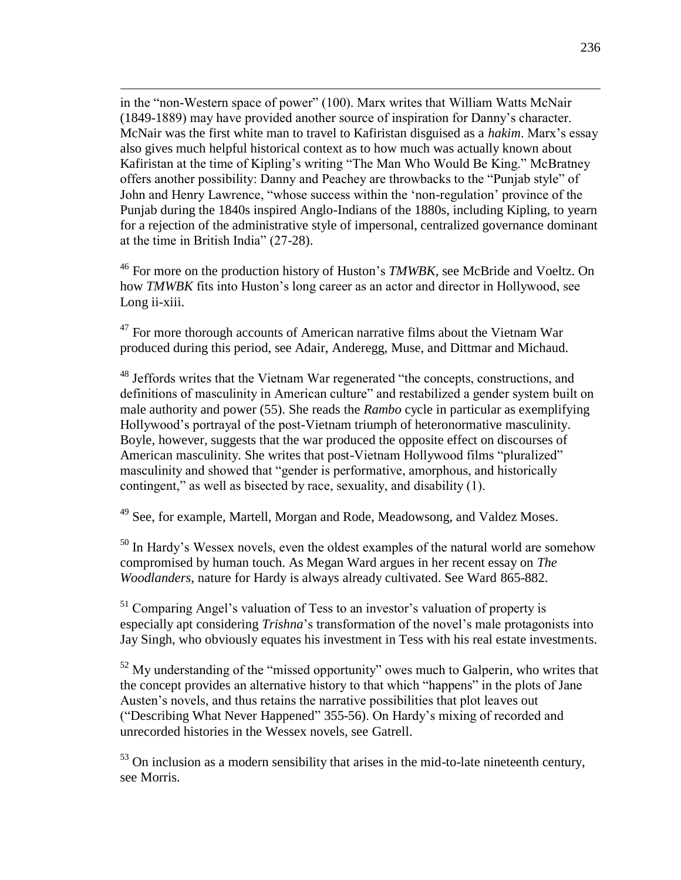in the "non-Western space of power" (100). Marx writes that William Watts McNair (1849-1889) may have provided another source of inspiration for Danny's character. McNair was the first white man to travel to Kafiristan disguised as a *hakim*. Marx's essay also gives much helpful historical context as to how much was actually known about Kafiristan at the time of Kipling's writing "The Man Who Would Be King." McBratney offers another possibility: Danny and Peachey are throwbacks to the "Punjab style" of John and Henry Lawrence, "whose success within the 'non-regulation' province of the Punjab during the 1840s inspired Anglo-Indians of the 1880s, including Kipling, to yearn for a rejection of the administrative style of impersonal, centralized governance dominant at the time in British India" (27-28).

[46] For more on the production history of Huston's *TMWBK*, see McBride and Voeltz. On how *TMWBK* fits into Huston's long career as an actor and director in Hollywood, see Long ii-xiii.

[47] For more thorough accounts of American narrative films about the Vietnam War produced during this period, see Adair, Anderegg, Muse, and Dittmar and Michaud.

[48] Jeffords writes that the Vietnam War regenerated "the concepts, constructions, and definitions of masculinity in American culture" and restabilized a gender system built on male authority and power (55). She reads the *Rambo* cycle in particular as exemplifying Hollywood's portrayal of the post-Vietnam triumph of heteronormative masculinity. Boyle, however, suggests that the war produced the opposite effect on discourses of American masculinity. She writes that post-Vietnam Hollywood films "pluralized" masculinity and showed that "gender is performative, amorphous, and historically contingent," as well as bisected by race, sexuality, and disability (1).

[49] See, for example, Martell, Morgan and Rode, Meadowsong, and Valdez Moses.

[50] In Hardy's Wessex novels, even the oldest examples of the natural world are somehow compromised by human touch. As Megan Ward argues in her recent essay on *The Woodlanders*, nature for Hardy is always already cultivated. See Ward 865-882.

[51] Comparing Angel's valuation of Tess to an investor's valuation of property is especially apt considering *Trishna*'s transformation of the novel's male protagonists into Jay Singh, who obviously equates his investment in Tess with his real estate investments.

[52] My understanding of the "missed opportunity" owes much to Galperin, who writes that the concept provides an alternative history to that which "happens" in the plots of Jane Austen's novels, and thus retains the narrative possibilities that plot leaves out ("Describing What Never Happened" 355-56). On Hardy's mixing of recorded and unrecorded histories in the Wessex novels, see Gatrell.

[53] On inclusion as a modern sensibility that arises in the mid-to-late nineteenth century, see Morris.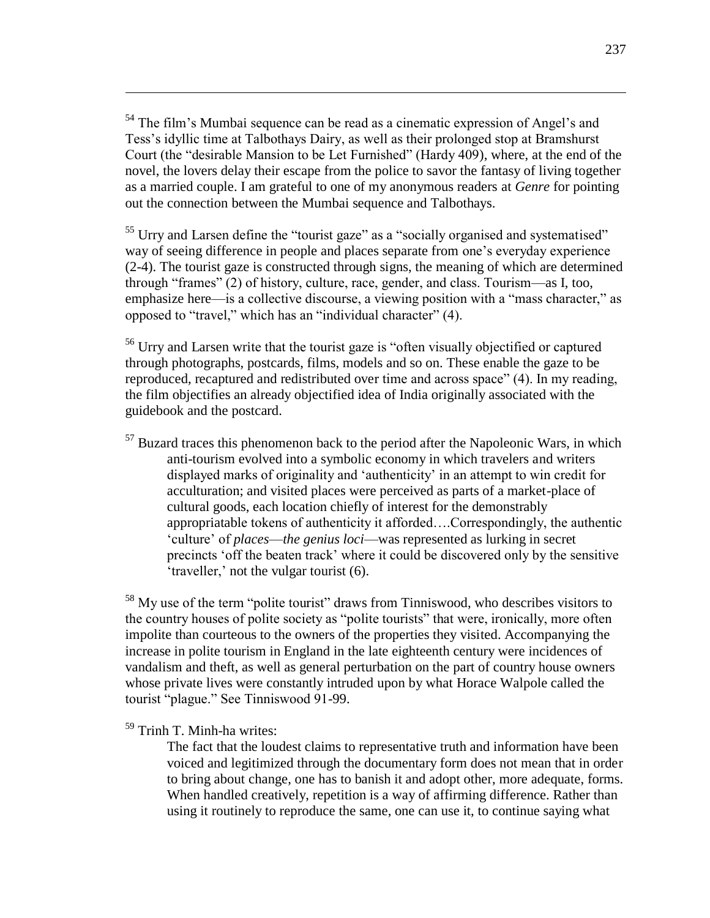[54] The film's Mumbai sequence can be read as a cinematic expression of Angel's and Tess's idyllic time at Talbothays Dairy, as well as their prolonged stop at Bramshurst Court (the "desirable Mansion to be Let Furnished" (Hardy 409), where, at the end of the novel, the lovers delay their escape from the police to savor the fantasy of living together as a married couple. I am grateful to one of my anonymous readers at *Genre* for pointing out the connection between the Mumbai sequence and Talbothays.

[55] Urry and Larsen define the "tourist gaze" as a "socially organised and systematised" way of seeing difference in people and places separate from one's everyday experience (2-4). The tourist gaze is constructed through signs, the meaning of which are determined through "frames" (2) of history, culture, race, gender, and class. Tourism—as I, too, emphasize here—is a collective discourse, a viewing position with a "mass character," as opposed to "travel," which has an "individual character" (4).

[56] Urry and Larsen write that the tourist gaze is "often visually objectified or captured through photographs, postcards, films, models and so on. These enable the gaze to be reproduced, recaptured and redistributed over time and across space" (4). In my reading, the film objectifies an already objectified idea of India originally associated with the guidebook and the postcard.

[57] Buzard traces this phenomenon back to the period after the Napoleonic Wars, in which

> anti-tourism evolved into a symbolic economy in which travelers and writers displayed marks of originality and 'authenticity' in an attempt to win credit for acculturation; and visited places were perceived as parts of a market-place of cultural goods, each location chiefly of interest for the demonstrably appropriatable tokens of authenticity it afforded….Correspondingly, the authentic 'culture' of *places*—*the genius loci*—was represented as lurking in secret precincts 'off the beaten track' where it could be discovered only by the sensitive 'traveller,' not the vulgar tourist (6).

[58] My use of the term "polite tourist" draws from Tinniswood, who describes visitors to the country houses of polite society as "polite tourists" that were, ironically, more often impolite than courteous to the owners of the properties they visited. Accompanying the increase in polite tourism in England in the late eighteenth century were incidences of vandalism and theft, as well as general perturbation on the part of country house owners whose private lives were constantly intruded upon by what Horace Walpole called the tourist "plague." See Tinniswood 91-99.

[59] Trinh T. Minh-ha writes:

> The fact that the loudest claims to representative truth and information have been voiced and legitimized through the documentary form does not mean that in order to bring about change, one has to banish it and adopt other, more adequate, forms. When handled creatively, repetition is a way of affirming difference. Rather than using it routinely to reproduce the same, one can use it, to continue saying what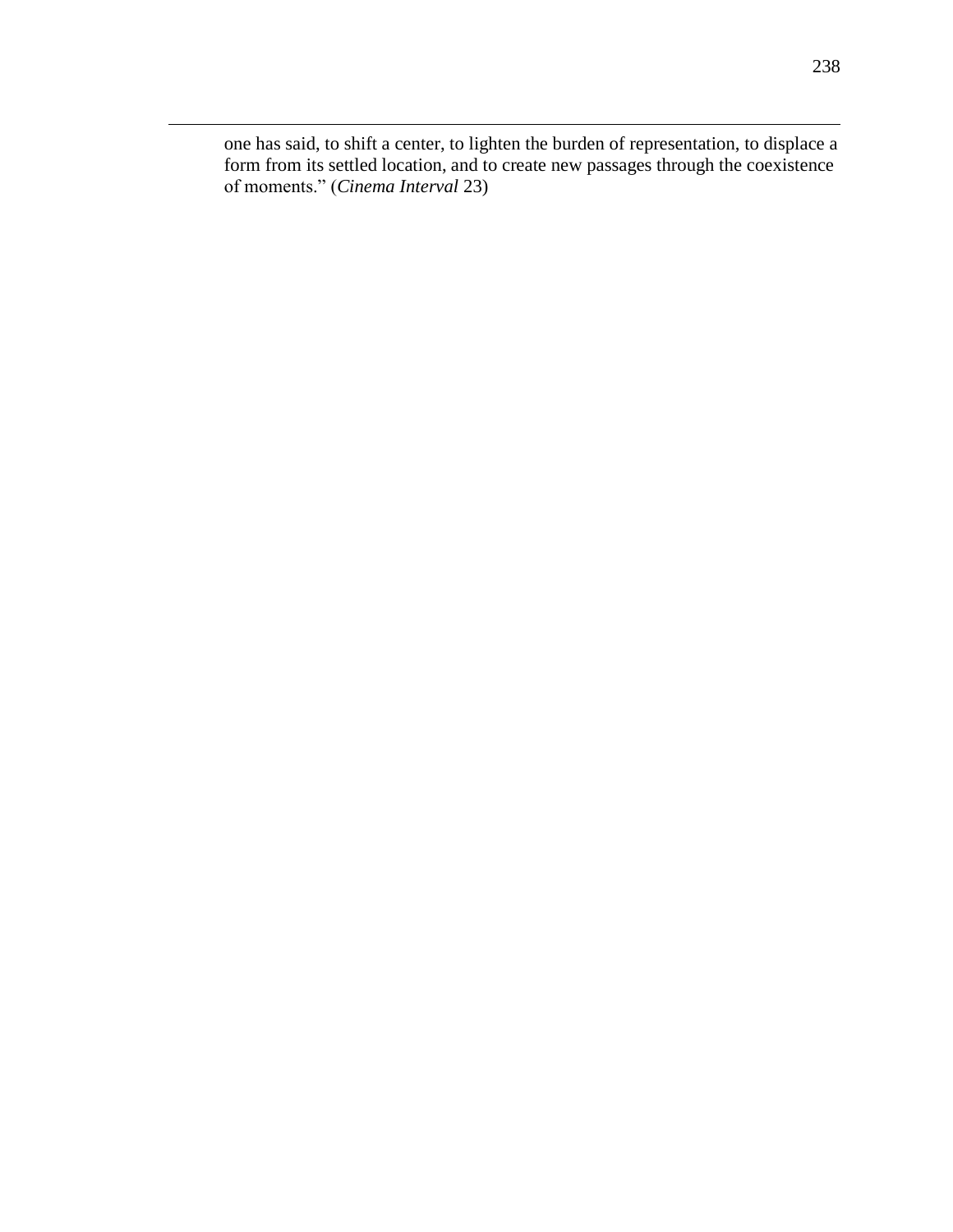one has said, to shift a center, to lighten the burden of representation, to displace a form from its settled location, and to create new passages through the coexistence of moments." (*Cinema Interval* 23)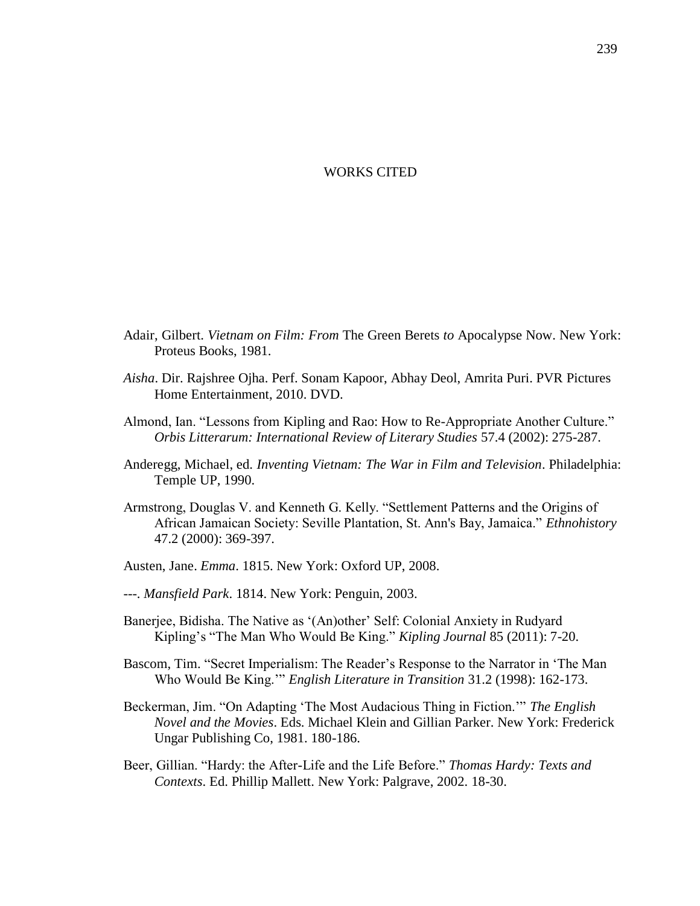# WORKS CITED

Adair, Gilbert. *Vietnam on Film: From* The Green Berets *to* Apocalypse Now. New York: Proteus Books, 1981.

*Aisha*. Dir. Rajshree Ojha. Perf. Sonam Kapoor, Abhay Deol, Amrita Puri. PVR Pictures Home Entertainment, 2010. DVD.

Almond, Ian. "Lessons from Kipling and Rao: How to Re-Appropriate Another Culture." *Orbis Litterarum: International Review of Literary Studies* 57.4 (2002): 275-287.

Anderegg, Michael, ed. *Inventing Vietnam: The War in Film and Television*. Philadelphia: Temple UP, 1990.

Armstrong, Douglas V. and Kenneth G. Kelly. "Settlement Patterns and the Origins of African Jamaican Society: Seville Plantation, St. Ann's Bay, Jamaica." *Ethnohistory* 47.2 (2000): 369-397.

Austen, Jane. *Emma*. 1815. New York: Oxford UP, 2008.

---. *Mansfield Park*. 1814. New York: Penguin, 2003.

Banerjee, Bidisha. The Native as '(An)other' Self: Colonial Anxiety in Rudyard Kipling's "The Man Who Would Be King." *Kipling Journal* 85 (2011): 7-20.

Bascom, Tim. "Secret Imperialism: The Reader's Response to the Narrator in 'The Man Who Would Be King.'" *English Literature in Transition* 31.2 (1998): 162-173.

Beckerman, Jim. "On Adapting 'The Most Audacious Thing in Fiction.'" *The English Novel and the Movies*. Eds. Michael Klein and Gillian Parker. New York: Frederick Ungar Publishing Co, 1981. 180-186.

Beer, Gillian. "Hardy: the After-Life and the Life Before." *Thomas Hardy: Texts and Contexts*. Ed. Phillip Mallett. New York: Palgrave, 2002. 18-30.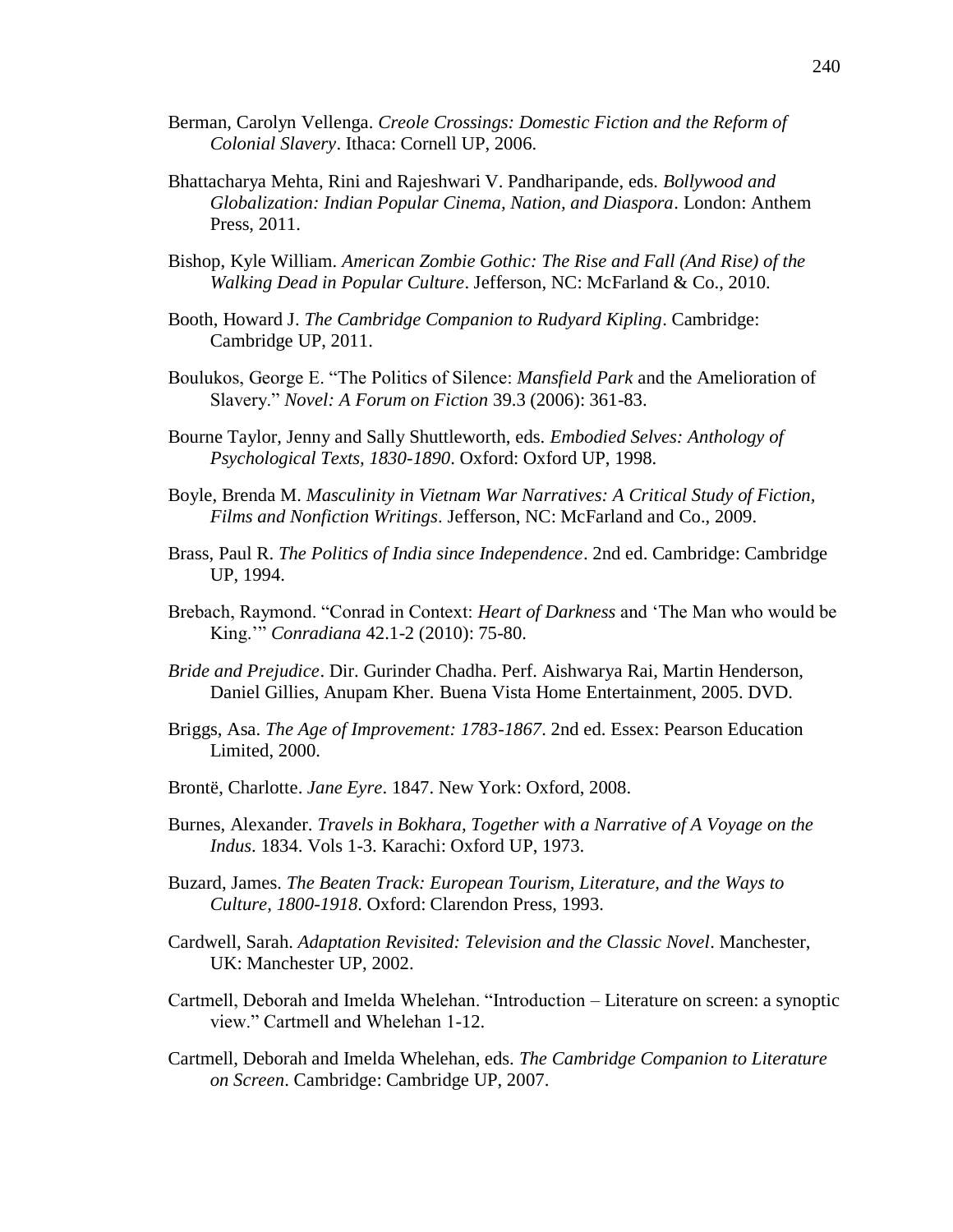Berman, Carolyn Vellenga. *Creole Crossings: Domestic Fiction and the Reform of Colonial Slavery*. Ithaca: Cornell UP, 2006.

Bhattacharya Mehta, Rini and Rajeshwari V. Pandharipande, eds. *Bollywood and Globalization: Indian Popular Cinema, Nation, and Diaspora*. London: Anthem Press, 2011.

Bishop, Kyle William. *American Zombie Gothic: The Rise and Fall (And Rise) of the Walking Dead in Popular Culture*. Jefferson, NC: McFarland & Co., 2010.

Booth, Howard J. *The Cambridge Companion to Rudyard Kipling*. Cambridge: Cambridge UP, 2011.

Boulukos, George E. "The Politics of Silence: *Mansfield Park* and the Amelioration of Slavery." *Novel: A Forum on Fiction* 39.3 (2006): 361-83.

Bourne Taylor, Jenny and Sally Shuttleworth, eds. *Embodied Selves: Anthology of Psychological Texts, 1830-1890*. Oxford: Oxford UP, 1998.

Boyle, Brenda M. *Masculinity in Vietnam War Narratives: A Critical Study of Fiction, Films and Nonfiction Writings*. Jefferson, NC: McFarland and Co., 2009.

Brass, Paul R. *The Politics of India since Independence*. 2nd ed. Cambridge: Cambridge UP, 1994.

Brebach, Raymond. "Conrad in Context: *Heart of Darkness* and 'The Man who would be King.'" *Conradiana* 42.1-2 (2010): 75-80.

*Bride and Prejudice*. Dir. Gurinder Chadha. Perf. Aishwarya Rai, Martin Henderson, Daniel Gillies, Anupam Kher. Buena Vista Home Entertainment, 2005. DVD.

Briggs, Asa. *The Age of Improvement: 1783-1867*. 2nd ed. Essex: Pearson Education Limited, 2000.

Brontë, Charlotte. *Jane Eyre*. 1847. New York: Oxford, 2008.

Burnes, Alexander. *Travels in Bokhara, Together with a Narrative of A Voyage on the Indus*. 1834. Vols 1-3. Karachi: Oxford UP, 1973.

Buzard, James. *The Beaten Track: European Tourism, Literature, and the Ways to Culture, 1800-1918*. Oxford: Clarendon Press, 1993.

Cardwell, Sarah. *Adaptation Revisited: Television and the Classic Novel*. Manchester, UK: Manchester UP, 2002.

Cartmell, Deborah and Imelda Whelehan. "Introduction – Literature on screen: a synoptic view." Cartmell and Whelehan 1-12.

Cartmell, Deborah and Imelda Whelehan, eds. *The Cambridge Companion to Literature on Screen*. Cambridge: Cambridge UP, 2007.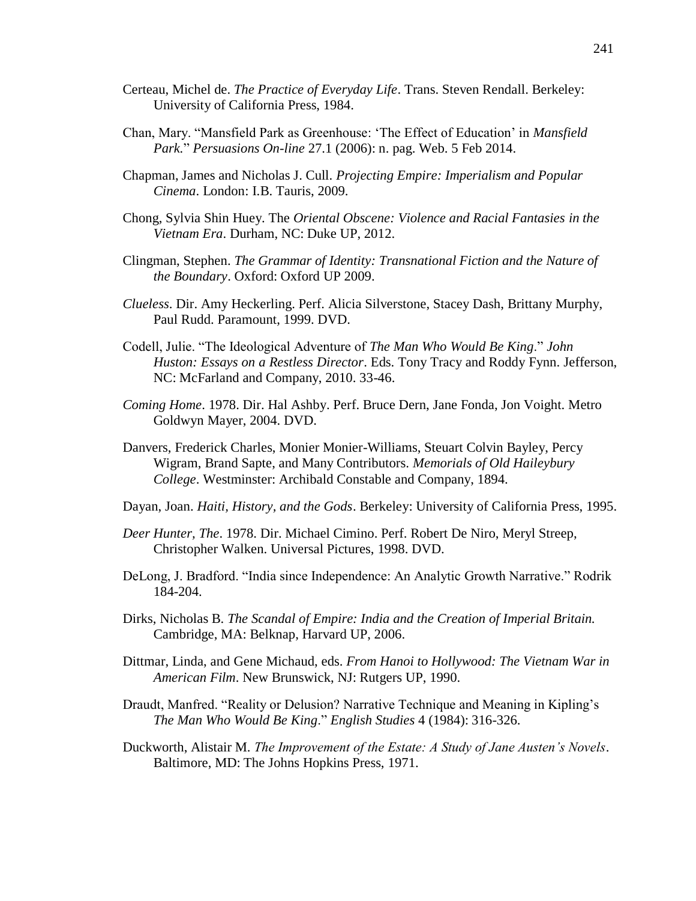Certeau, Michel de. *The Practice of Everyday Life*. Trans. Steven Rendall. Berkeley: University of California Press, 1984.

Chan, Mary. "Mansfield Park as Greenhouse: 'The Effect of Education' in *Mansfield Park.*" *Persuasions On-line* 27.1 (2006): n. pag. Web. 5 Feb 2014.

Chapman, James and Nicholas J. Cull. *Projecting Empire: Imperialism and Popular Cinema*. London: I.B. Tauris, 2009.

Chong, Sylvia Shin Huey. The *Oriental Obscene: Violence and Racial Fantasies in the Vietnam Era*. Durham, NC: Duke UP, 2012.

Clingman, Stephen. *The Grammar of Identity: Transnational Fiction and the Nature of the Boundary*. Oxford: Oxford UP 2009.

*Clueless*. Dir. Amy Heckerling. Perf. Alicia Silverstone, Stacey Dash, Brittany Murphy, Paul Rudd. Paramount, 1999. DVD.

Codell, Julie. "The Ideological Adventure of *The Man Who Would Be King*." *John Huston: Essays on a Restless Director*. Eds. Tony Tracy and Roddy Fynn. Jefferson, NC: McFarland and Company, 2010. 33-46.

*Coming Home*. 1978. Dir. Hal Ashby. Perf. Bruce Dern, Jane Fonda, Jon Voight. Metro Goldwyn Mayer, 2004. DVD.

Danvers, Frederick Charles, Monier Monier-Williams, Steuart Colvin Bayley, Percy Wigram, Brand Sapte, and Many Contributors. *Memorials of Old Haileybury College*. Westminster: Archibald Constable and Company, 1894.

Dayan, Joan. *Haiti, History, and the Gods*. Berkeley: University of California Press, 1995.

*Deer Hunter, The*. 1978. Dir. Michael Cimino. Perf. Robert De Niro, Meryl Streep, Christopher Walken. Universal Pictures, 1998. DVD.

DeLong, J. Bradford. "India since Independence: An Analytic Growth Narrative." Rodrik 184-204.

Dirks, Nicholas B. *The Scandal of Empire: India and the Creation of Imperial Britain.* Cambridge, MA: Belknap, Harvard UP, 2006.

Dittmar, Linda, and Gene Michaud, eds. *From Hanoi to Hollywood: The Vietnam War in American Film*. New Brunswick, NJ: Rutgers UP, 1990.

Draudt, Manfred. "Reality or Delusion? Narrative Technique and Meaning in Kipling's *The Man Who Would Be King*." *English Studies* 4 (1984): 316-326.

Duckworth, Alistair M. *The Improvement of the Estate: A Study of Jane Austen's Novels*. Baltimore, MD: The Johns Hopkins Press, 1971.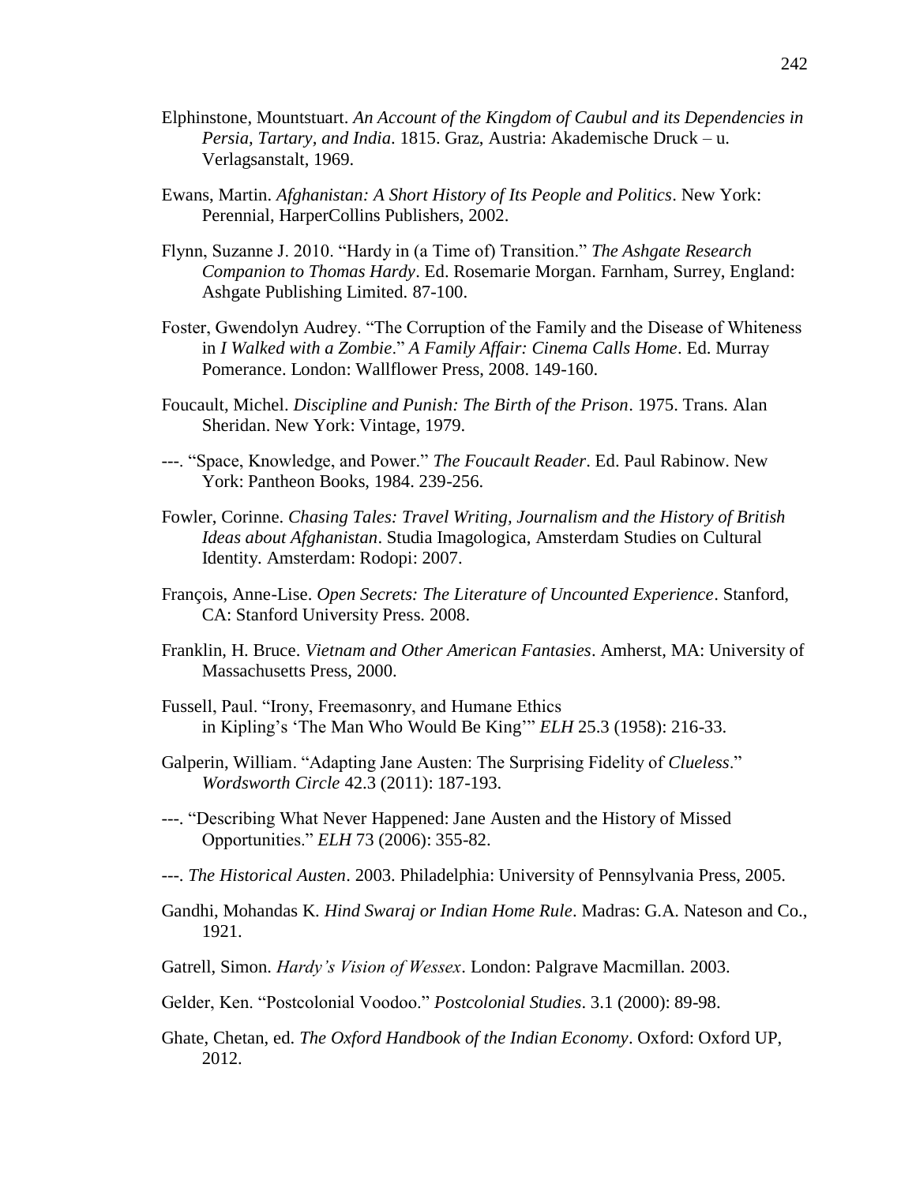Elphinstone, Mountstuart. *An Account of the Kingdom of Caubul and its Dependencies in Persia, Tartary, and India*. 1815. Graz, Austria: Akademische Druck – u. Verlagsanstalt, 1969.

Ewans, Martin. *Afghanistan: A Short History of Its People and Politics*. New York: Perennial, HarperCollins Publishers, 2002.

Flynn, Suzanne J. 2010. "Hardy in (a Time of) Transition." *The Ashgate Research Companion to Thomas Hardy*. Ed. Rosemarie Morgan. Farnham, Surrey, England: Ashgate Publishing Limited. 87-100.

Foster, Gwendolyn Audrey. "The Corruption of the Family and the Disease of Whiteness in *I Walked with a Zombie*." *A Family Affair: Cinema Calls Home*. Ed. Murray Pomerance. London: Wallflower Press, 2008. 149-160.

Foucault, Michel. *Discipline and Punish: The Birth of the Prison*. 1975. Trans. Alan Sheridan. New York: Vintage, 1979.

---. "Space, Knowledge, and Power." *The Foucault Reader*. Ed. Paul Rabinow. New York: Pantheon Books, 1984. 239-256.

Fowler, Corinne. *Chasing Tales: Travel Writing, Journalism and the History of British Ideas about Afghanistan*. Studia Imagologica, Amsterdam Studies on Cultural Identity. Amsterdam: Rodopi: 2007.

François, Anne-Lise. *Open Secrets: The Literature of Uncounted Experience*. Stanford, CA: Stanford University Press. 2008.

Franklin, H. Bruce. *Vietnam and Other American Fantasies*. Amherst, MA: University of Massachusetts Press, 2000.

Fussell, Paul. "Irony, Freemasonry, and Humane Ethics in Kipling's 'The Man Who Would Be King'" *ELH* 25.3 (1958): 216-33.

Galperin, William. "Adapting Jane Austen: The Surprising Fidelity of *Clueless*." *Wordsworth Circle* 42.3 (2011): 187-193.

---. "Describing What Never Happened: Jane Austen and the History of Missed Opportunities." *ELH* 73 (2006): 355-82.

---. *The Historical Austen*. 2003. Philadelphia: University of Pennsylvania Press, 2005.

Gandhi, Mohandas K. *Hind Swaraj or Indian Home Rule*. Madras: G.A. Nateson and Co., 1921.

Gatrell, Simon. *Hardy's Vision of Wessex*. London: Palgrave Macmillan. 2003.

Gelder, Ken. "Postcolonial Voodoo." *Postcolonial Studies*. 3.1 (2000): 89-98.

Ghate, Chetan, ed. *The Oxford Handbook of the Indian Economy*. Oxford: Oxford UP, 2012.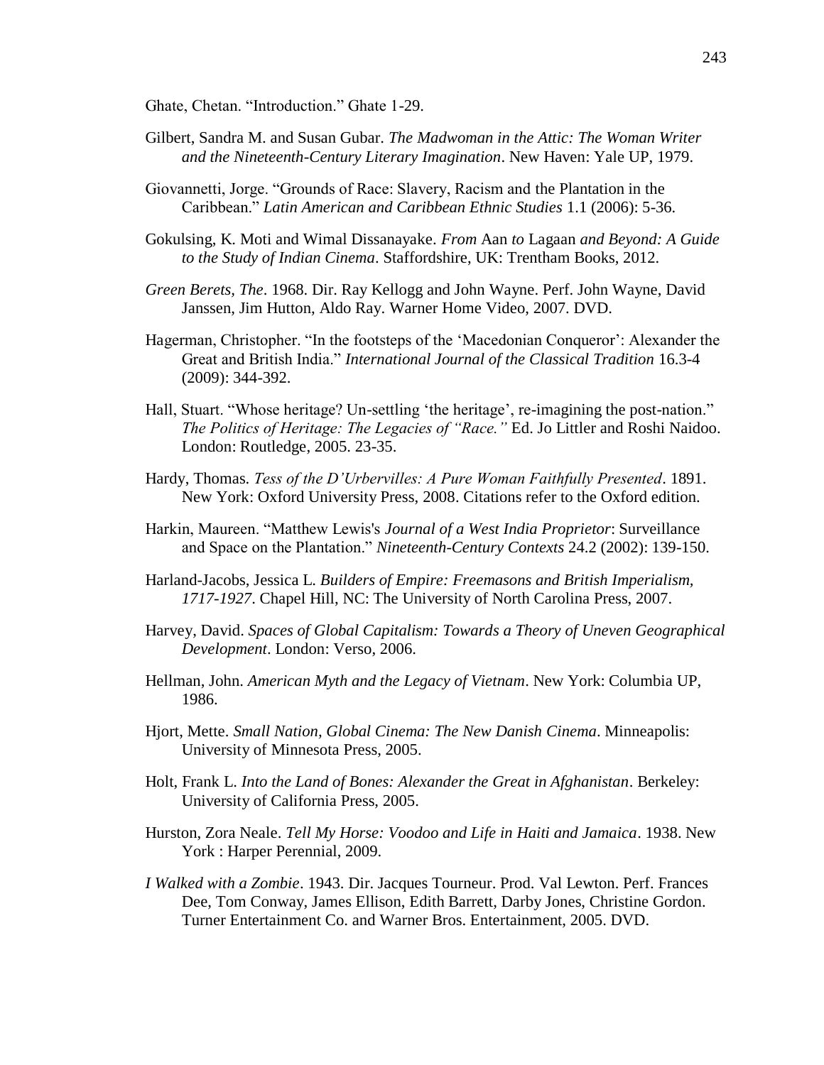Ghate, Chetan. "Introduction." Ghate 1-29.

Gilbert, Sandra M. and Susan Gubar. *The Madwoman in the Attic: The Woman Writer and the Nineteenth-Century Literary Imagination*. New Haven: Yale UP, 1979.

Giovannetti, Jorge. "Grounds of Race: Slavery, Racism and the Plantation in the Caribbean." *Latin American and Caribbean Ethnic Studies* 1.1 (2006): 5-36.

Gokulsing, K. Moti and Wimal Dissanayake. *From* Aan *to* Lagaan *and Beyond: A Guide to the Study of Indian Cinema*. Staffordshire, UK: Trentham Books, 2012.

*Green Berets, The*. 1968. Dir. Ray Kellogg and John Wayne. Perf. John Wayne, David Janssen, Jim Hutton, Aldo Ray. Warner Home Video, 2007. DVD.

Hagerman, Christopher. "In the footsteps of the 'Macedonian Conqueror': Alexander the Great and British India." *International Journal of the Classical Tradition* 16.3-4 (2009): 344-392.

Hall, Stuart. "Whose heritage? Un-settling 'the heritage', re-imagining the post-nation." *The Politics of Heritage: The Legacies of "Race."* Ed. Jo Littler and Roshi Naidoo. London: Routledge, 2005. 23-35.

Hardy, Thomas. *Tess of the D'Urbervilles: A Pure Woman Faithfully Presented*. 1891. New York: Oxford University Press, 2008. Citations refer to the Oxford edition.

Harkin, Maureen. "Matthew Lewis's *Journal of a West India Proprietor*: Surveillance and Space on the Plantation." *Nineteenth-Century Contexts* 24.2 (2002): 139-150.

Harland-Jacobs, Jessica L. *Builders of Empire: Freemasons and British Imperialism, 1717-1927*. Chapel Hill, NC: The University of North Carolina Press, 2007.

Harvey, David. *Spaces of Global Capitalism: Towards a Theory of Uneven Geographical Development*. London: Verso, 2006.

Hellman, John. *American Myth and the Legacy of Vietnam*. New York: Columbia UP, 1986.

Hjort, Mette. *Small Nation, Global Cinema: The New Danish Cinema*. Minneapolis: University of Minnesota Press, 2005.

Holt, Frank L. *Into the Land of Bones: Alexander the Great in Afghanistan*. Berkeley: University of California Press, 2005.

Hurston, Zora Neale. *Tell My Horse: Voodoo and Life in Haiti and Jamaica*. 1938. New York : Harper Perennial, 2009.

*I Walked with a Zombie*. 1943. Dir. Jacques Tourneur. Prod. Val Lewton. Perf. Frances Dee, Tom Conway, James Ellison, Edith Barrett, Darby Jones, Christine Gordon. Turner Entertainment Co. and Warner Bros. Entertainment, 2005. DVD.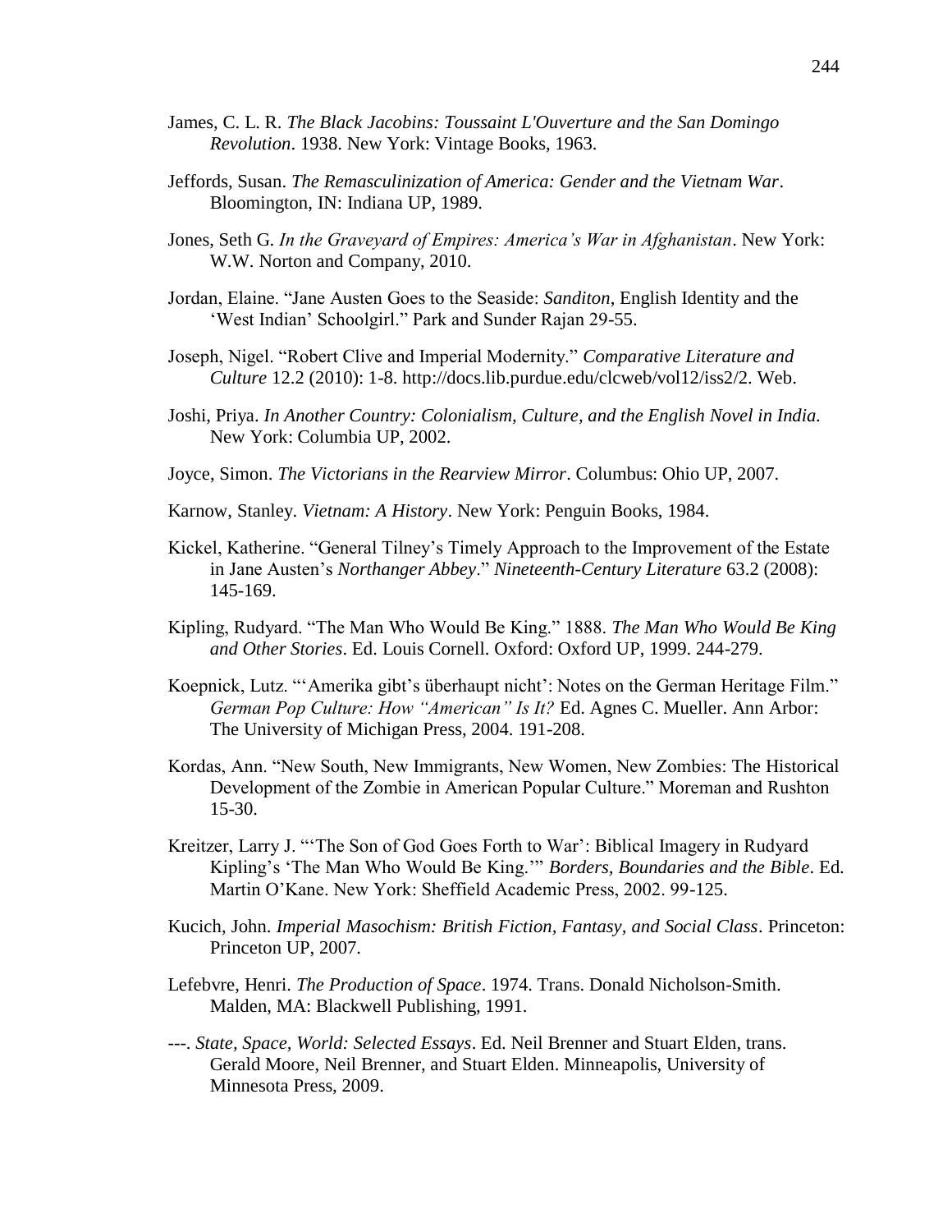James, C. L. R. *The Black Jacobins: Toussaint L'Ouverture and the San Domingo Revolution*. 1938. New York: Vintage Books, 1963.

Jeffords, Susan. *The Remasculinization of America: Gender and the Vietnam War*. Bloomington, IN: Indiana UP, 1989.

Jones, Seth G. *In the Graveyard of Empires: America's War in Afghanistan*. New York: W.W. Norton and Company, 2010.

Jordan, Elaine. "Jane Austen Goes to the Seaside: *Sanditon*, English Identity and the 'West Indian' Schoolgirl." Park and Sunder Rajan 29-55.

Joseph, Nigel. "Robert Clive and Imperial Modernity." *Comparative Literature and Culture* 12.2 (2010): 1-8. http://docs.lib.purdue.edu/clcweb/vol12/iss2/2. Web.

Joshi, Priya. *In Another Country: Colonialism, Culture, and the English Novel in India.* New York: Columbia UP, 2002.

Joyce, Simon. *The Victorians in the Rearview Mirror*. Columbus: Ohio UP, 2007.

Karnow, Stanley. *Vietnam: A History*. New York: Penguin Books, 1984.

Kickel, Katherine. "General Tilney's Timely Approach to the Improvement of the Estate in Jane Austen's *Northanger Abbey*." *Nineteenth-Century Literature* 63.2 (2008): 145-169.

Kipling, Rudyard. "The Man Who Would Be King." 1888. *The Man Who Would Be King and Other Stories*. Ed. Louis Cornell. Oxford: Oxford UP, 1999. 244-279.

Koepnick, Lutz. "'Amerika gibt's überhaupt nicht': Notes on the German Heritage Film." *German Pop Culture: How "American" Is It?* Ed. Agnes C. Mueller. Ann Arbor: The University of Michigan Press, 2004. 191-208.

Kordas, Ann. "New South, New Immigrants, New Women, New Zombies: The Historical Development of the Zombie in American Popular Culture." Moreman and Rushton 15-30.

Kreitzer, Larry J. "'The Son of God Goes Forth to War': Biblical Imagery in Rudyard Kipling's 'The Man Who Would Be King.'" *Borders, Boundaries and the Bible*. Ed. Martin O'Kane. New York: Sheffield Academic Press, 2002. 99-125.

Kucich, John. *Imperial Masochism: British Fiction, Fantasy, and Social Class*. Princeton: Princeton UP, 2007.

Lefebvre, Henri. *The Production of Space*. 1974. Trans. Donald Nicholson-Smith. Malden, MA: Blackwell Publishing, 1991.

---. *State, Space, World: Selected Essays*. Ed. Neil Brenner and Stuart Elden, trans. Gerald Moore, Neil Brenner, and Stuart Elden. Minneapolis, University of Minnesota Press, 2009.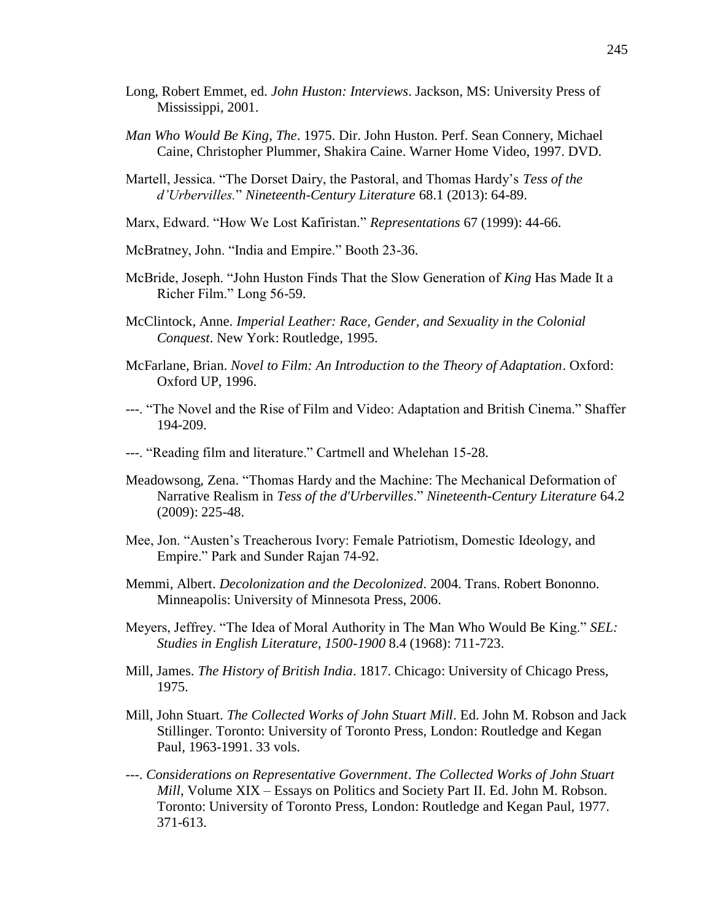Long, Robert Emmet, ed. *John Huston: Interviews*. Jackson, MS: University Press of Mississippi, 2001.

*Man Who Would Be King, The*. 1975. Dir. John Huston. Perf. Sean Connery, Michael Caine, Christopher Plummer, Shakira Caine. Warner Home Video, 1997. DVD.

Martell, Jessica. "The Dorset Dairy, the Pastoral, and Thomas Hardy's *Tess of the d'Urbervilles.*" *Nineteenth-Century Literature* 68.1 (2013): 64-89.

Marx, Edward. "How We Lost Kafiristan." *Representations* 67 (1999): 44-66.

McBratney, John. "India and Empire." Booth 23-36.

McBride, Joseph. "John Huston Finds That the Slow Generation of *King* Has Made It a Richer Film." Long 56-59.

McClintock, Anne. *Imperial Leather: Race, Gender, and Sexuality in the Colonial Conquest*. New York: Routledge, 1995.

McFarlane, Brian. *Novel to Film: An Introduction to the Theory of Adaptation*. Oxford: Oxford UP, 1996.

---. "The Novel and the Rise of Film and Video: Adaptation and British Cinema." Shaffer 194-209.

---. "Reading film and literature." Cartmell and Whelehan 15-28.

Meadowsong, Zena. "Thomas Hardy and the Machine: The Mechanical Deformation of Narrative Realism in *Tess of the d'Urbervilles*." *Nineteenth-Century Literature* 64.2 (2009): 225-48.

Mee, Jon. "Austen's Treacherous Ivory: Female Patriotism, Domestic Ideology, and Empire." Park and Sunder Rajan 74-92.

Memmi, Albert. *Decolonization and the Decolonized*. 2004. Trans. Robert Bononno. Minneapolis: University of Minnesota Press, 2006.

Meyers, Jeffrey. "The Idea of Moral Authority in The Man Who Would Be King." *SEL: Studies in English Literature, 1500-1900* 8.4 (1968): 711-723.

Mill, James. *The History of British India*. 1817. Chicago: University of Chicago Press, 1975.

Mill, John Stuart. *The Collected Works of John Stuart Mill*. Ed. John M. Robson and Jack Stillinger. Toronto: University of Toronto Press, London: Routledge and Kegan Paul, 1963-1991. 33 vols.

---. *Considerations on Representative Government*. *The Collected Works of John Stuart Mill*, Volume XIX – Essays on Politics and Society Part II. Ed. John M. Robson. Toronto: University of Toronto Press, London: Routledge and Kegan Paul, 1977. 371-613.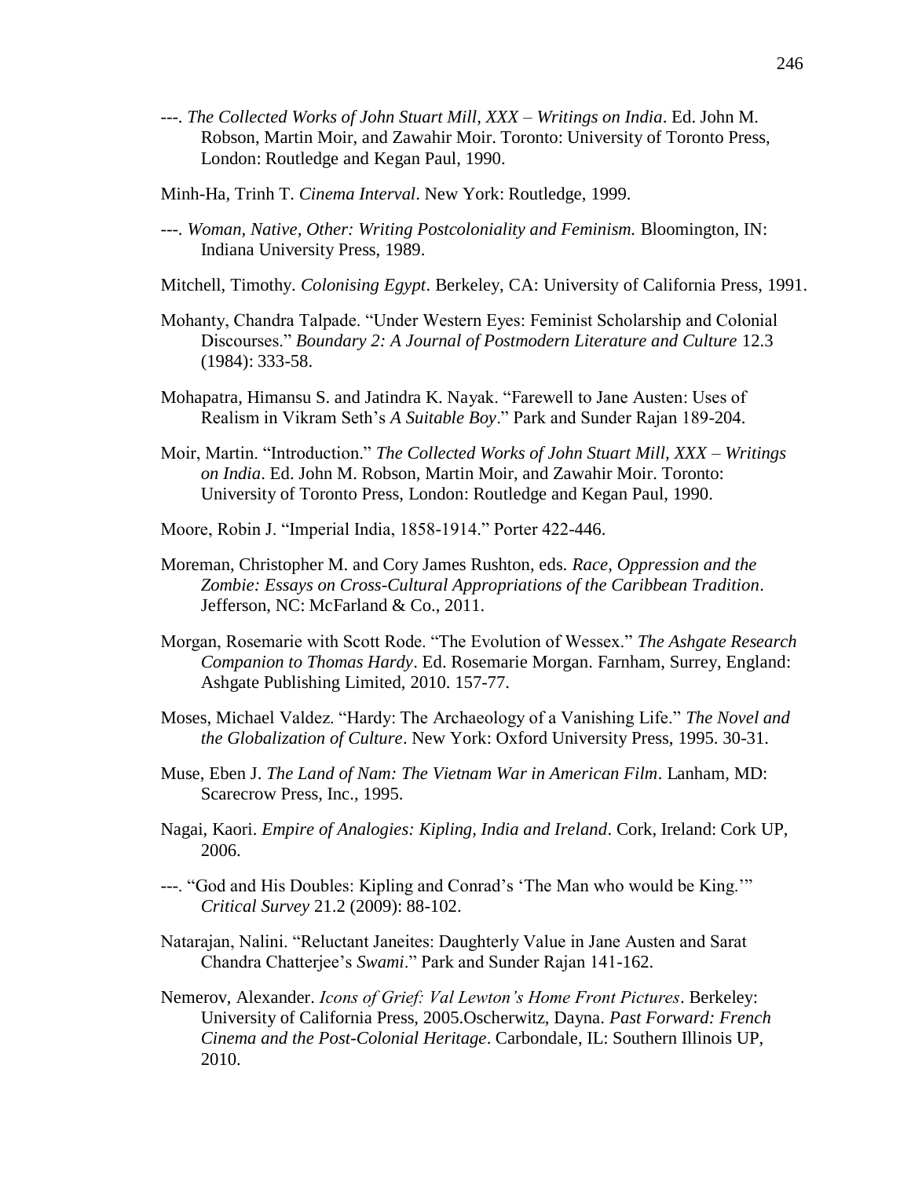---. *The Collected Works of John Stuart Mill, XXX – Writings on India*. Ed. John M. Robson, Martin Moir, and Zawahir Moir. Toronto: University of Toronto Press, London: Routledge and Kegan Paul, 1990.

Minh-Ha, Trinh T. *Cinema Interval*. New York: Routledge, 1999.

---. *Woman, Native, Other: Writing Postcoloniality and Feminism.* Bloomington, IN: Indiana University Press, 1989.

Mitchell, Timothy. *Colonising Egypt*. Berkeley, CA: University of California Press, 1991.

Mohanty, Chandra Talpade. "Under Western Eyes: Feminist Scholarship and Colonial Discourses." *Boundary 2: A Journal of Postmodern Literature and Culture* 12.3 (1984): 333-58.

Mohapatra, Himansu S. and Jatindra K. Nayak. "Farewell to Jane Austen: Uses of Realism in Vikram Seth's *A Suitable Boy*." Park and Sunder Rajan 189-204.

Moir, Martin. "Introduction." *The Collected Works of John Stuart Mill, XXX – Writings on India*. Ed. John M. Robson, Martin Moir, and Zawahir Moir. Toronto: University of Toronto Press, London: Routledge and Kegan Paul, 1990.

Moore, Robin J. "Imperial India, 1858-1914." Porter 422-446.

Moreman, Christopher M. and Cory James Rushton, eds. *Race, Oppression and the Zombie: Essays on Cross-Cultural Appropriations of the Caribbean Tradition*. Jefferson, NC: McFarland & Co., 2011.

Morgan, Rosemarie with Scott Rode. "The Evolution of Wessex." *The Ashgate Research Companion to Thomas Hardy*. Ed. Rosemarie Morgan. Farnham, Surrey, England: Ashgate Publishing Limited, 2010. 157-77.

Moses, Michael Valdez. "Hardy: The Archaeology of a Vanishing Life." *The Novel and the Globalization of Culture*. New York: Oxford University Press, 1995. 30-31.

Muse, Eben J. *The Land of Nam: The Vietnam War in American Film*. Lanham, MD: Scarecrow Press, Inc., 1995.

Nagai, Kaori. *Empire of Analogies: Kipling, India and Ireland*. Cork, Ireland: Cork UP, 2006.

---. "God and His Doubles: Kipling and Conrad's 'The Man who would be King.'" *Critical Survey* 21.2 (2009): 88-102.

Natarajan, Nalini. "Reluctant Janeites: Daughterly Value in Jane Austen and Sarat Chandra Chatterjee's *Swami*." Park and Sunder Rajan 141-162.

Nemerov, Alexander. *Icons of Grief: Val Lewton's Home Front Pictures*. Berkeley: University of California Press, 2005.Oscherwitz, Dayna. *Past Forward: French Cinema and the Post-Colonial Heritage*. Carbondale, IL: Southern Illinois UP, 2010.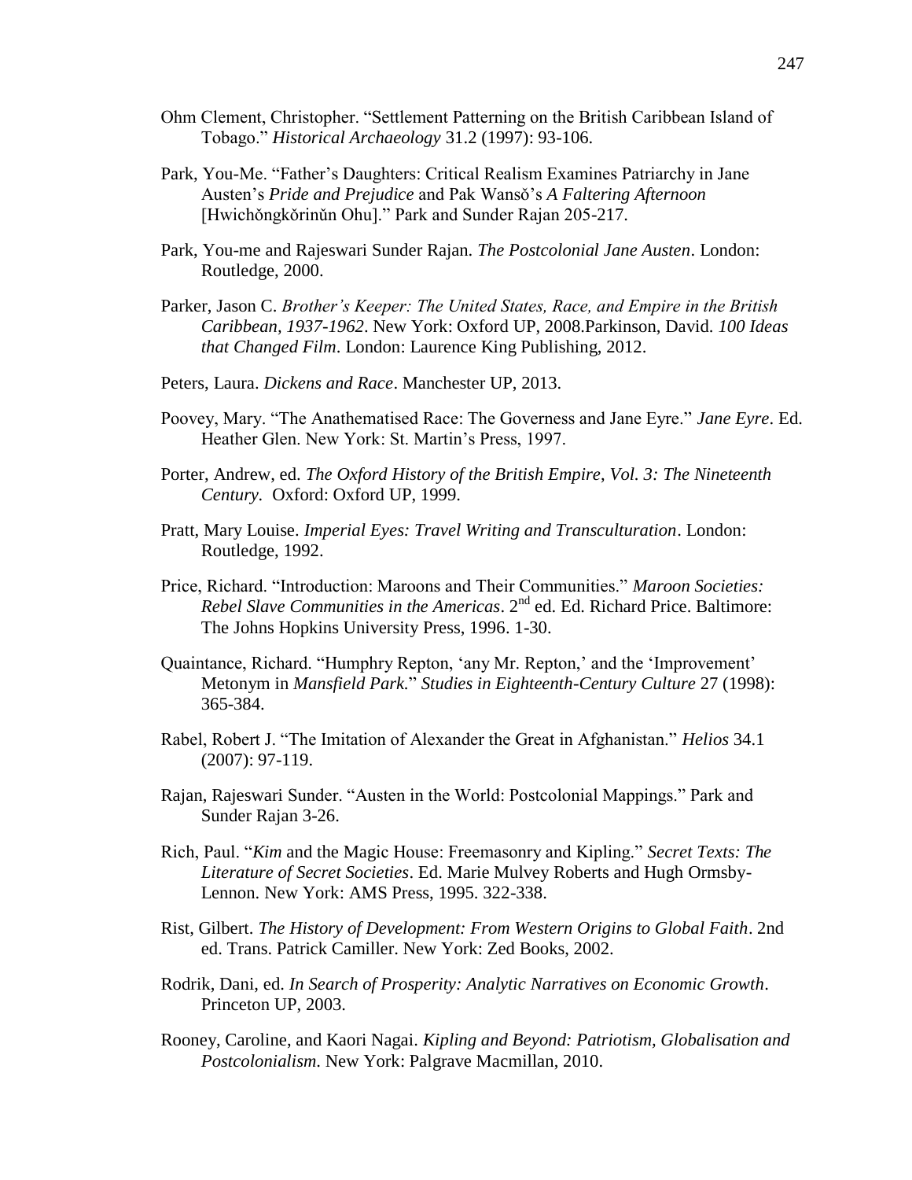Ohm Clement, Christopher. "Settlement Patterning on the British Caribbean Island of Tobago." *Historical Archaeology* 31.2 (1997): 93-106.

Park, You-Me. "Father's Daughters: Critical Realism Examines Patriarchy in Jane Austen's *Pride and Prejudice* and Pak Wansŏ's *A Faltering Afternoon* [Hwichŏngkŏrinŭn Ohu]." Park and Sunder Rajan 205-217.

Park, You-me and Rajeswari Sunder Rajan. *The Postcolonial Jane Austen*. London: Routledge, 2000.

Parker, Jason C. *Brother's Keeper: The United States, Race, and Empire in the British Caribbean, 1937-1962*. New York: Oxford UP, 2008.Parkinson, David. *100 Ideas that Changed Film*. London: Laurence King Publishing, 2012.

Peters, Laura. *Dickens and Race*. Manchester UP, 2013.

Poovey, Mary. "The Anathematised Race: The Governess and Jane Eyre." *Jane Eyre*. Ed. Heather Glen. New York: St. Martin's Press, 1997.

Porter, Andrew, ed. *The Oxford History of the British Empire, Vol. 3: The Nineteenth Century.* Oxford: Oxford UP, 1999.

Pratt, Mary Louise. *Imperial Eyes: Travel Writing and Transculturation*. London: Routledge, 1992.

Price, Richard. "Introduction: Maroons and Their Communities." *Maroon Societies: Rebel Slave Communities in the Americas*. 2nd ed. Ed. Richard Price. Baltimore: The Johns Hopkins University Press, 1996. 1-30.

Quaintance, Richard. "Humphry Repton, 'any Mr. Repton,' and the 'Improvement' Metonym in *Mansfield Park.*" *Studies in Eighteenth-Century Culture* 27 (1998): 365-384.

Rabel, Robert J. "The Imitation of Alexander the Great in Afghanistan." *Helios* 34.1 (2007): 97-119.

Rajan, Rajeswari Sunder. "Austen in the World: Postcolonial Mappings." Park and Sunder Rajan 3-26.

Rich, Paul. "*Kim* and the Magic House: Freemasonry and Kipling." *Secret Texts: The Literature of Secret Societies*. Ed. Marie Mulvey Roberts and Hugh Ormsby-Lennon. New York: AMS Press, 1995. 322-338.

Rist, Gilbert. *The History of Development: From Western Origins to Global Faith*. 2nd ed. Trans. Patrick Camiller. New York: Zed Books, 2002.

Rodrik, Dani, ed. *In Search of Prosperity: Analytic Narratives on Economic Growth*. Princeton UP, 2003.

Rooney, Caroline, and Kaori Nagai. *Kipling and Beyond: Patriotism, Globalisation and Postcolonialism*. New York: Palgrave Macmillan, 2010.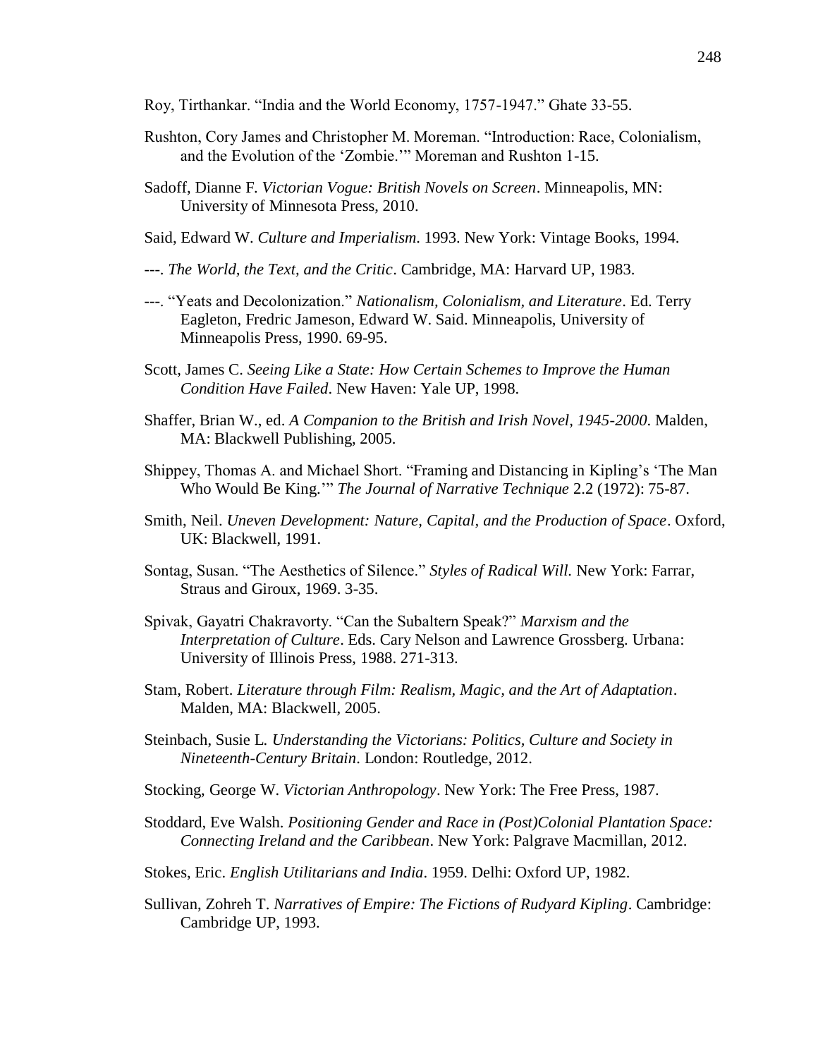Roy, Tirthankar. "India and the World Economy, 1757-1947." Ghate 33-55.

Rushton, Cory James and Christopher M. Moreman. "Introduction: Race, Colonialism, and the Evolution of the 'Zombie.'" Moreman and Rushton 1-15.

Sadoff, Dianne F. *Victorian Vogue: British Novels on Screen*. Minneapolis, MN: University of Minnesota Press, 2010.

Said, Edward W. *Culture and Imperialism*. 1993. New York: Vintage Books, 1994.

---. *The World, the Text, and the Critic*. Cambridge, MA: Harvard UP, 1983.

---. "Yeats and Decolonization." *Nationalism, Colonialism, and Literature*. Ed. Terry Eagleton, Fredric Jameson, Edward W. Said. Minneapolis, University of Minneapolis Press, 1990. 69-95.

Scott, James C. *Seeing Like a State: How Certain Schemes to Improve the Human Condition Have Failed*. New Haven: Yale UP, 1998.

Shaffer, Brian W., ed. *A Companion to the British and Irish Novel, 1945-2000*. Malden, MA: Blackwell Publishing, 2005.

Shippey, Thomas A. and Michael Short. "Framing and Distancing in Kipling's 'The Man Who Would Be King.'" *The Journal of Narrative Technique* 2.2 (1972): 75-87.

Smith, Neil. *Uneven Development: Nature, Capital, and the Production of Space*. Oxford, UK: Blackwell, 1991.

Sontag, Susan. "The Aesthetics of Silence." *Styles of Radical Will*. New York: Farrar, Straus and Giroux, 1969. 3-35.

Spivak, Gayatri Chakravorty. "Can the Subaltern Speak?" *Marxism and the Interpretation of Culture*. Eds. Cary Nelson and Lawrence Grossberg. Urbana: University of Illinois Press, 1988. 271-313.

Stam, Robert. *Literature through Film: Realism, Magic, and the Art of Adaptation*. Malden, MA: Blackwell, 2005.

Steinbach, Susie L. *Understanding the Victorians: Politics, Culture and Society in Nineteenth-Century Britain*. London: Routledge, 2012.

Stocking, George W. *Victorian Anthropology*. New York: The Free Press, 1987.

Stoddard, Eve Walsh. *Positioning Gender and Race in (Post)Colonial Plantation Space: Connecting Ireland and the Caribbean*. New York: Palgrave Macmillan, 2012.

Stokes, Eric. *English Utilitarians and India*. 1959. Delhi: Oxford UP, 1982.

Sullivan, Zohreh T. *Narratives of Empire: The Fictions of Rudyard Kipling*. Cambridge: Cambridge UP, 1993.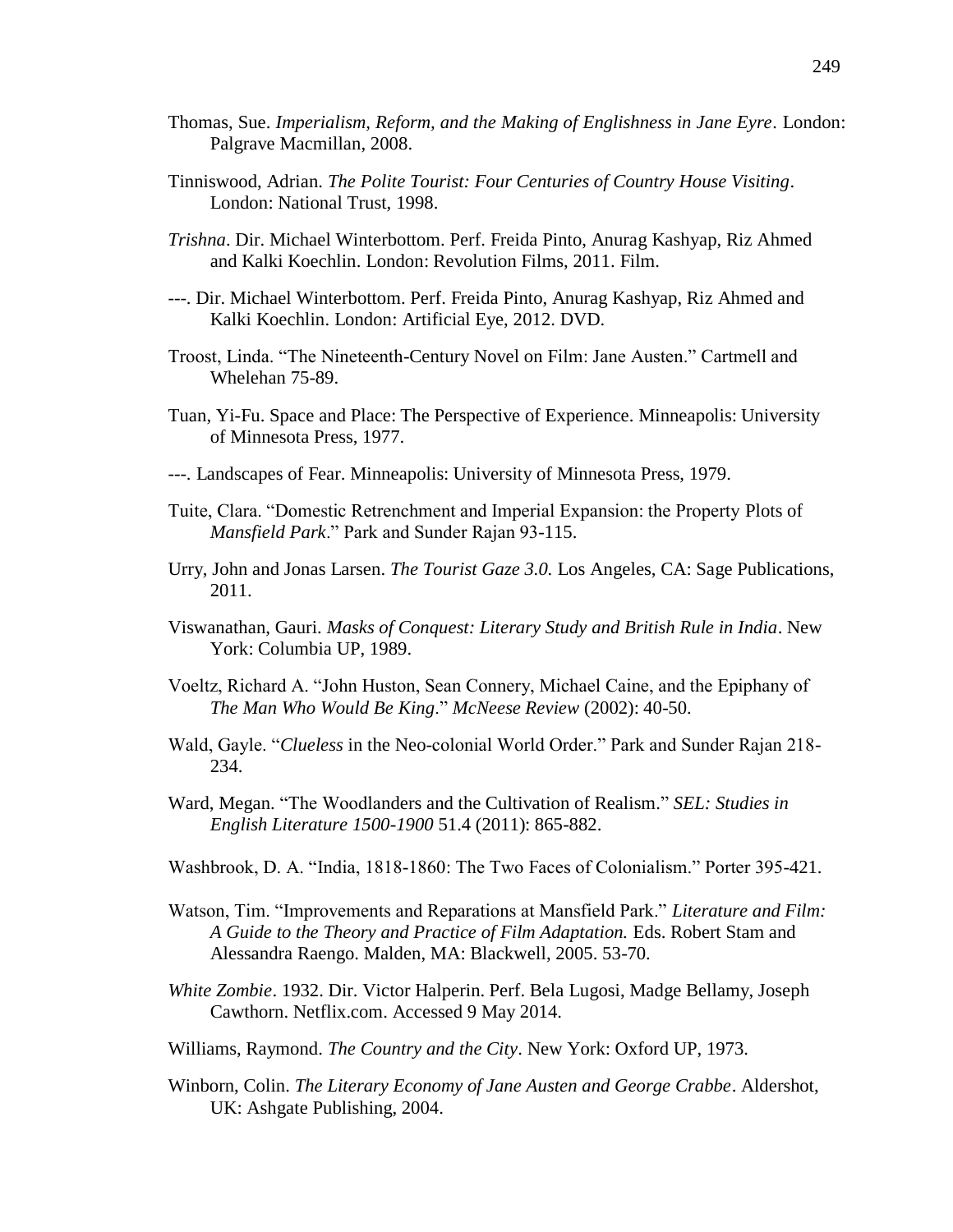Thomas, Sue. *Imperialism, Reform, and the Making of Englishness in Jane Eyre*. London: Palgrave Macmillan, 2008.

Tinniswood, Adrian. *The Polite Tourist: Four Centuries of Country House Visiting*. London: National Trust, 1998.

*Trishna*. Dir. Michael Winterbottom. Perf. Freida Pinto, Anurag Kashyap, Riz Ahmed and Kalki Koechlin. London: Revolution Films, 2011. Film.

---. Dir. Michael Winterbottom. Perf. Freida Pinto, Anurag Kashyap, Riz Ahmed and Kalki Koechlin. London: Artificial Eye, 2012. DVD.

Troost, Linda. "The Nineteenth-Century Novel on Film: Jane Austen." Cartmell and Whelehan 75-89.

Tuan, Yi-Fu. Space and Place: The Perspective of Experience. Minneapolis: University of Minnesota Press, 1977.

---. Landscapes of Fear. Minneapolis: University of Minnesota Press, 1979.

Tuite, Clara. "Domestic Retrenchment and Imperial Expansion: the Property Plots of *Mansfield Park*." Park and Sunder Rajan 93-115.

Urry, John and Jonas Larsen. *The Tourist Gaze 3.0.* Los Angeles, CA: Sage Publications, 2011.

Viswanathan, Gauri. *Masks of Conquest: Literary Study and British Rule in India*. New York: Columbia UP, 1989.

Voeltz, Richard A. "John Huston, Sean Connery, Michael Caine, and the Epiphany of *The Man Who Would Be King*." *McNeese Review* (2002): 40-50.

Wald, Gayle. "*Clueless* in the Neo-colonial World Order." Park and Sunder Rajan 218-234.

Ward, Megan. "The Woodlanders and the Cultivation of Realism." *SEL: Studies in English Literature 1500-1900* 51.4 (2011): 865-882.

Washbrook, D. A. "India, 1818-1860: The Two Faces of Colonialism." Porter 395-421.

Watson, Tim. "Improvements and Reparations at Mansfield Park." *Literature and Film: A Guide to the Theory and Practice of Film Adaptation.* Eds. Robert Stam and Alessandra Raengo. Malden, MA: Blackwell, 2005. 53-70.

*White Zombie*. 1932. Dir. Victor Halperin. Perf. Bela Lugosi, Madge Bellamy, Joseph Cawthorn. Netflix.com. Accessed 9 May 2014.

Williams, Raymond. *The Country and the City*. New York: Oxford UP, 1973.

Winborn, Colin. *The Literary Economy of Jane Austen and George Crabbe*. Aldershot, UK: Ashgate Publishing, 2004.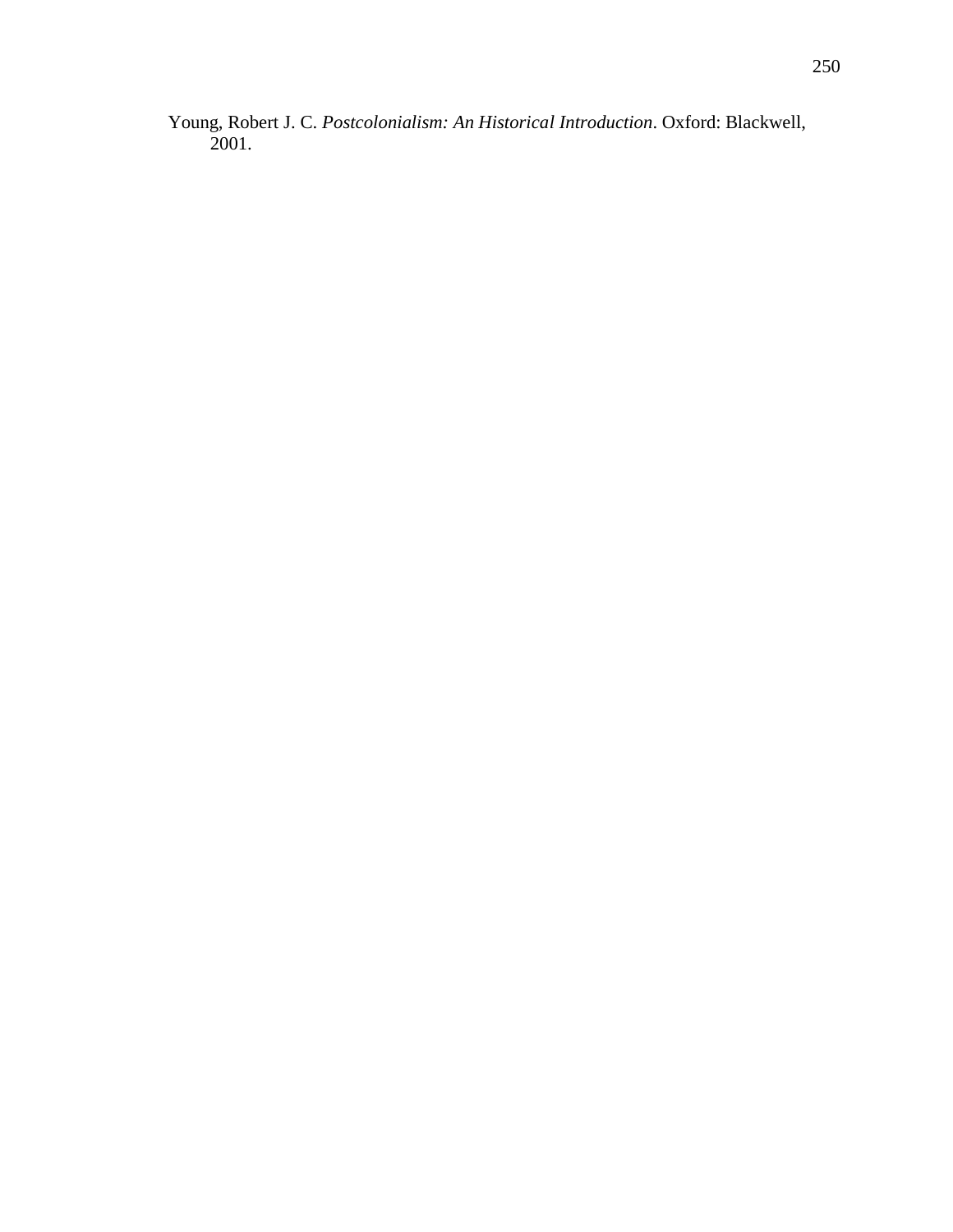Young, Robert J. C. *Postcolonialism: An Historical Introduction*. Oxford: Blackwell, 2001.